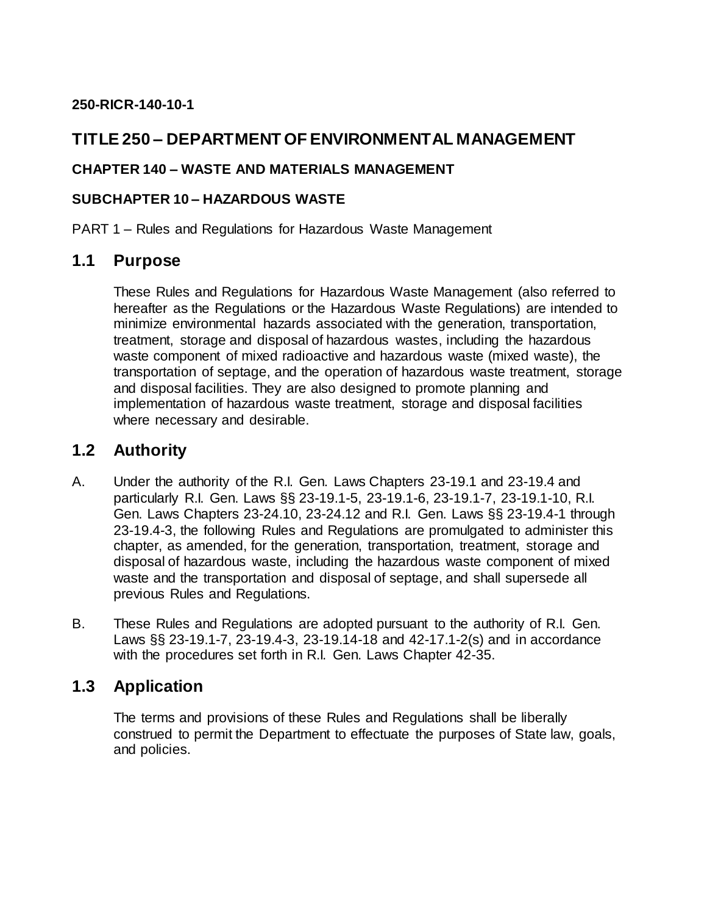**250-RICR-140-10-1**

# TITLE 250 – DEPARTMENT OF ENVIRONMENTAL MANAGEMENT

**CHAPTER 140 – WASTE AND MATERIALS MANAGEMENT**

**SUBCHAPTER 10 – HAZARDOUS WASTE**

PART 1 – Rules and Regulations for Hazardous Waste Management

## 1.1 Purpose

These Rules and Regulations for Hazardous Waste Management (also referred to hereafter as the Regulations or the Hazardous Waste Regulations) are intended to minimize environmental hazards associated with the generation, transportation, treatment, storage and disposal of hazardous wastes, including the hazardous waste component of mixed radioactive and hazardous waste (mixed waste), the transportation of septage, and the operation of hazardous waste treatment, storage and disposal facilities. They are also designed to promote planning and implementation of hazardous waste treatment, storage and disposal facilities where necessary and desirable.

## 1.2 Authority

A. Under the authority of the R.I. Gen. Laws Chapters 23-19.1 and 23-19.4 and particularly R.I. Gen. Laws §§ 23-19.1-5, 23-19.1-6, 23-19.1-7, 23-19.1-10, R.I. Gen. Laws Chapters 23-24.10, 23-24.12 and R.I. Gen. Laws §§ 23-19.4-1 through 23-19.4-3, the following Rules and Regulations are promulgated to administer this chapter, as amended, for the generation, transportation, treatment, storage and disposal of hazardous waste, including the hazardous waste component of mixed waste and the transportation and disposal of septage, and shall supersede all previous Rules and Regulations.

B. These Rules and Regulations are adopted pursuant to the authority of R.I. Gen. Laws §§ 23-19.1-7, 23-19.4-3, 23-19.14-18 and 42-17.1-2(s) and in accordance with the procedures set forth in R.I. Gen. Laws Chapter 42-35.

## 1.3 Application

The terms and provisions of these Rules and Regulations shall be liberally construed to permit the Department to effectuate the purposes of State law, goals, and policies.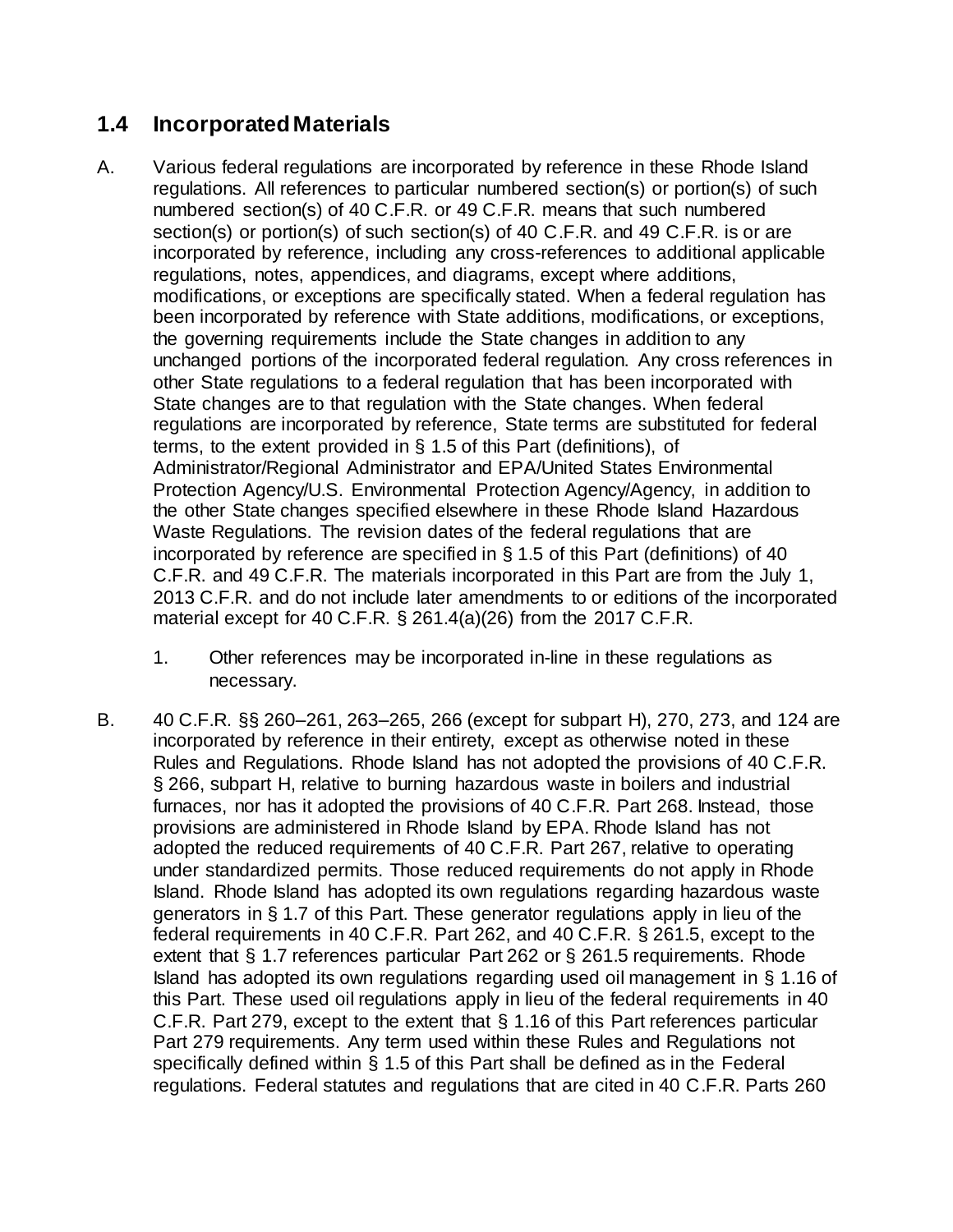## 1.4 Incorporated Materials

A. Various federal regulations are incorporated by reference in these Rhode Island regulations. All references to particular numbered section(s) or portion(s) of such numbered section(s) of 40 C.F.R. or 49 C.F.R. means that such numbered section(s) or portion(s) of such section(s) of 40 C.F.R. and 49 C.F.R. is or are incorporated by reference, including any cross-references to additional applicable regulations, notes, appendices, and diagrams, except where additions, modifications, or exceptions are specifically stated. When a federal regulation has been incorporated by reference with State additions, modifications, or exceptions, the governing requirements include the State changes in addition to any unchanged portions of the incorporated federal regulation. Any cross references in other State regulations to a federal regulation that has been incorporated with State changes are to that regulation with the State changes. When federal regulations are incorporated by reference, State terms are substituted for federal terms, to the extent provided in § 1.5 of this Part (definitions), of Administrator/Regional Administrator and EPA/United States Environmental Protection Agency/U.S. Environmental Protection Agency/Agency, in addition to the other State changes specified elsewhere in these Rhode Island Hazardous Waste Regulations. The revision dates of the federal regulations that are incorporated by reference are specified in § 1.5 of this Part (definitions) of 40 C.F.R. and 49 C.F.R. The materials incorporated in this Part are from the July 1, 2013 C.F.R. and do not include later amendments to or editions of the incorporated material except for 40 C.F.R. § 261.4(a)(26) from the 2017 C.F.R.

   1. Other references may be incorporated in-line in these regulations as necessary.

B. 40 C.F.R. §§ 260–261, 263–265, 266 (except for subpart H), 270, 273, and 124 are incorporated by reference in their entirety, except as otherwise noted in these Rules and Regulations. Rhode Island has not adopted the provisions of 40 C.F.R. § 266, subpart H, relative to burning hazardous waste in boilers and industrial furnaces, nor has it adopted the provisions of 40 C.F.R. Part 268. Instead, those provisions are administered in Rhode Island by EPA. Rhode Island has not adopted the reduced requirements of 40 C.F.R. Part 267, relative to operating under standardized permits. Those reduced requirements do not apply in Rhode Island. Rhode Island has adopted its own regulations regarding hazardous waste generators in § 1.7 of this Part. These generator regulations apply in lieu of the federal requirements in 40 C.F.R. Part 262, and 40 C.F.R. § 261.5, except to the extent that § 1.7 references particular Part 262 or § 261.5 requirements. Rhode Island has adopted its own regulations regarding used oil management in § 1.16 of this Part. These used oil regulations apply in lieu of the federal requirements in 40 C.F.R. Part 279, except to the extent that § 1.16 of this Part references particular Part 279 requirements. Any term used within these Rules and Regulations not specifically defined within § 1.5 of this Part shall be defined as in the Federal regulations. Federal statutes and regulations that are cited in 40 C.F.R. Parts 260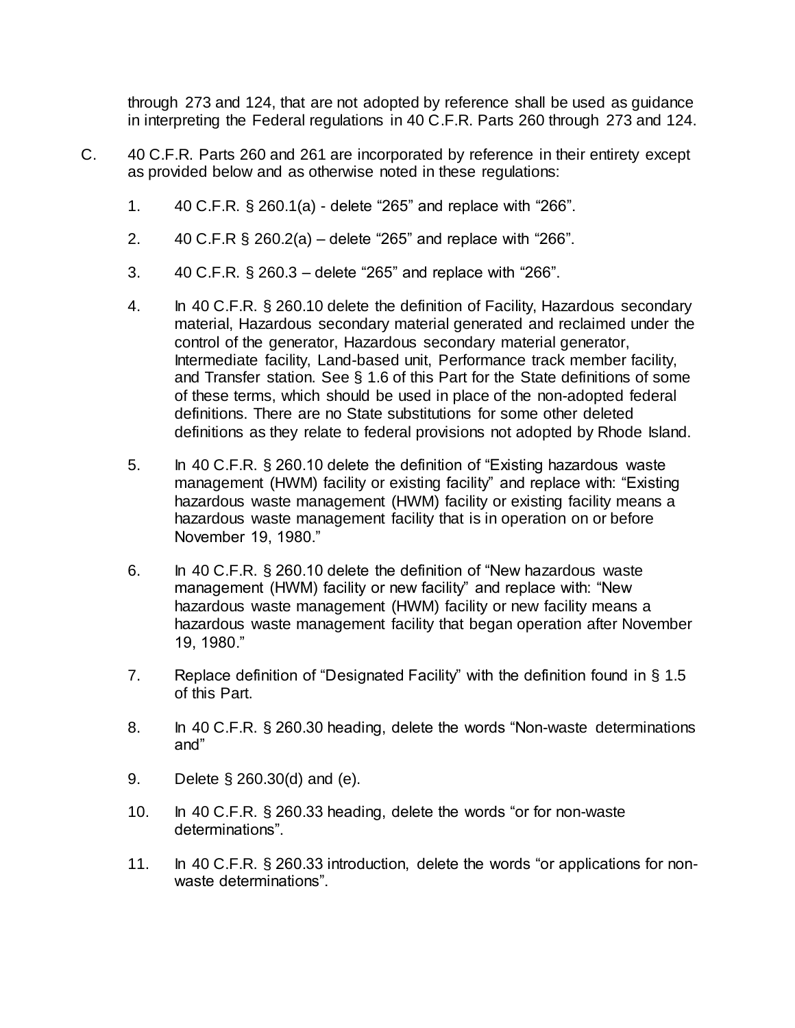through 273 and 124, that are not adopted by reference shall be used as guidance in interpreting the Federal regulations in 40 C.F.R. Parts 260 through 273 and 124.

C. 40 C.F.R. Parts 260 and 261 are incorporated by reference in their entirety except as provided below and as otherwise noted in these regulations:

1. 40 C.F.R. § 260.1(a) - delete "265" and replace with "266".

2. 40 C.F.R § 260.2(a) – delete "265" and replace with "266".

3. 40 C.F.R. § 260.3 – delete "265" and replace with "266".

4. In 40 C.F.R. § 260.10 delete the definition of Facility, Hazardous secondary material, Hazardous secondary material generated and reclaimed under the control of the generator, Hazardous secondary material generator, Intermediate facility, Land-based unit, Performance track member facility, and Transfer station. See § 1.6 of this Part for the State definitions of some of these terms, which should be used in place of the non-adopted federal definitions. There are no State substitutions for some other deleted definitions as they relate to federal provisions not adopted by Rhode Island.

5. In 40 C.F.R. § 260.10 delete the definition of "Existing hazardous waste management (HWM) facility or existing facility" and replace with: "Existing hazardous waste management (HWM) facility or existing facility means a hazardous waste management facility that is in operation on or before November 19, 1980."

6. In 40 C.F.R. § 260.10 delete the definition of "New hazardous waste management (HWM) facility or new facility" and replace with: "New hazardous waste management (HWM) facility or new facility means a hazardous waste management facility that began operation after November 19, 1980."

7. Replace definition of "Designated Facility" with the definition found in § 1.5 of this Part.

8. In 40 C.F.R. § 260.30 heading, delete the words "Non-waste determinations and"

9. Delete § 260.30(d) and (e).

10. In 40 C.F.R. § 260.33 heading, delete the words "or for non-waste determinations".

11. In 40 C.F.R. § 260.33 introduction, delete the words "or applications for non-waste determinations".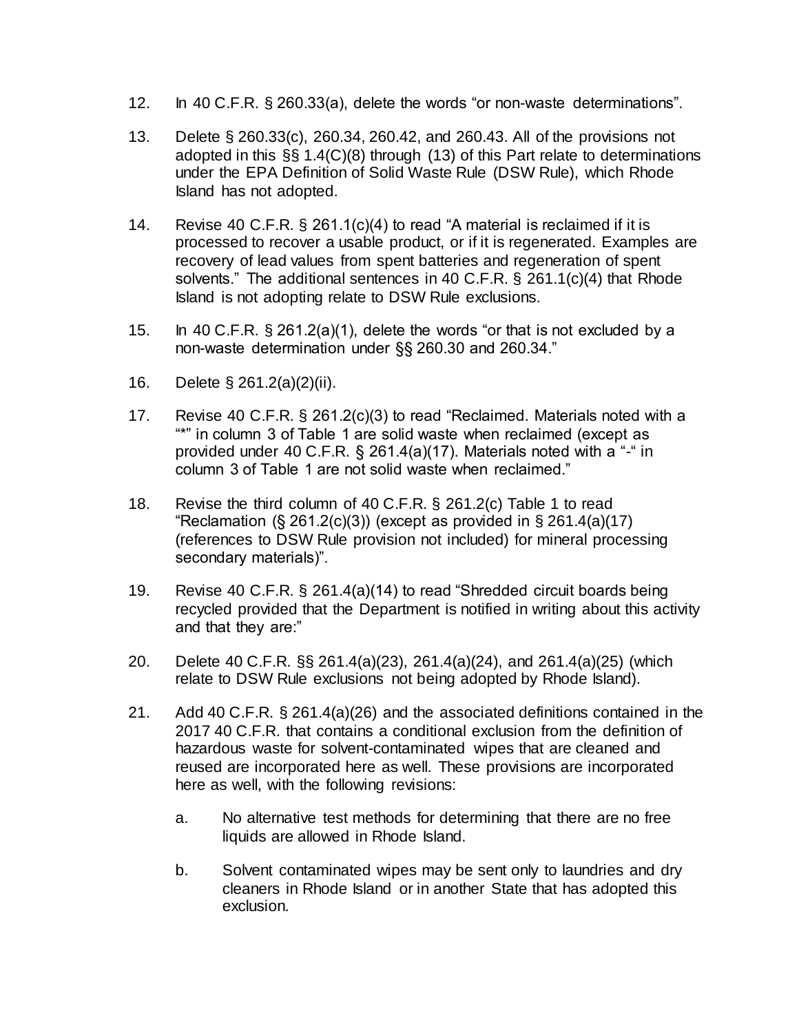12. In 40 C.F.R. § 260.33(a), delete the words "or non-waste determinations".

13. Delete § 260.33(c), 260.34, 260.42, and 260.43. All of the provisions not adopted in this §§ 1.4(C)(8) through (13) of this Part relate to determinations under the EPA Definition of Solid Waste Rule (DSW Rule), which Rhode Island has not adopted.

14. Revise 40 C.F.R. § 261.1(c)(4) to read "A material is reclaimed if it is processed to recover a usable product, or if it is regenerated. Examples are recovery of lead values from spent batteries and regeneration of spent solvents." The additional sentences in 40 C.F.R. § 261.1(c)(4) that Rhode Island is not adopting relate to DSW Rule exclusions.

15. In 40 C.F.R. § 261.2(a)(1), delete the words "or that is not excluded by a non-waste determination under §§ 260.30 and 260.34."

16. Delete § 261.2(a)(2)(ii).

17. Revise 40 C.F.R. § 261.2(c)(3) to read "Reclaimed. Materials noted with a "*" in column 3 of Table 1 are solid waste when reclaimed (except as provided under 40 C.F.R. § 261.4(a)(17). Materials noted with a "-" in column 3 of Table 1 are not solid waste when reclaimed."

18. Revise the third column of 40 C.F.R. § 261.2(c) Table 1 to read "Reclamation (§ 261.2(c)(3)) (except as provided in § 261.4(a)(17) (references to DSW Rule provision not included) for mineral processing secondary materials)".

19. Revise 40 C.F.R. § 261.4(a)(14) to read "Shredded circuit boards being recycled provided that the Department is notified in writing about this activity and that they are:"

20. Delete 40 C.F.R. §§ 261.4(a)(23), 261.4(a)(24), and 261.4(a)(25) (which relate to DSW Rule exclusions not being adopted by Rhode Island).

21. Add 40 C.F.R. § 261.4(a)(26) and the associated definitions contained in the 2017 40 C.F.R. that contains a conditional exclusion from the definition of hazardous waste for solvent-contaminated wipes that are cleaned and reused are incorporated here as well. These provisions are incorporated here as well, with the following revisions:

    a. No alternative test methods for determining that there are no free liquids are allowed in Rhode Island.

    b. Solvent contaminated wipes may be sent only to laundries and dry cleaners in Rhode Island or in another State that has adopted this exclusion.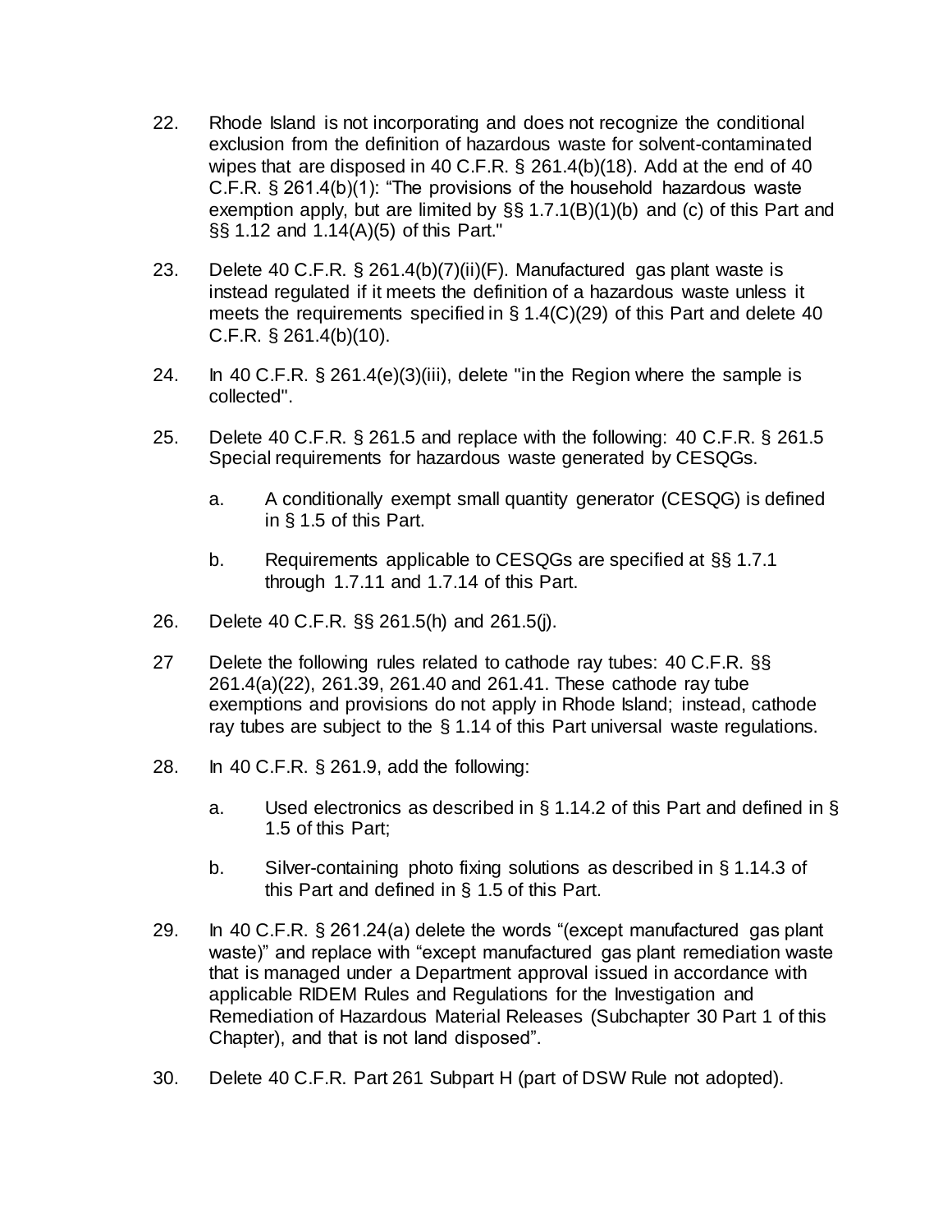22. Rhode Island is not incorporating and does not recognize the conditional exclusion from the definition of hazardous waste for solvent-contaminated wipes that are disposed in 40 C.F.R. § 261.4(b)(18). Add at the end of 40 C.F.R. § 261.4(b)(1): "The provisions of the household hazardous waste exemption apply, but are limited by §§ 1.7.1(B)(1)(b) and (c) of this Part and §§ 1.12 and 1.14(A)(5) of this Part."

23. Delete 40 C.F.R. § 261.4(b)(7)(ii)(F). Manufactured gas plant waste is instead regulated if it meets the definition of a hazardous waste unless it meets the requirements specified in § 1.4(C)(29) of this Part and delete 40 C.F.R. § 261.4(b)(10).

24. In 40 C.F.R. § 261.4(e)(3)(iii), delete "in the Region where the sample is collected".

25. Delete 40 C.F.R. § 261.5 and replace with the following: 40 C.F.R. § 261.5 Special requirements for hazardous waste generated by CESQGs.

    a. A conditionally exempt small quantity generator (CESQG) is defined in § 1.5 of this Part.

    b. Requirements applicable to CESQGs are specified at §§ 1.7.1 through 1.7.11 and 1.7.14 of this Part.

26. Delete 40 C.F.R. §§ 261.5(h) and 261.5(j).

27 Delete the following rules related to cathode ray tubes: 40 C.F.R. §§ 261.4(a)(22), 261.39, 261.40 and 261.41. These cathode ray tube exemptions and provisions do not apply in Rhode Island; instead, cathode ray tubes are subject to the § 1.14 of this Part universal waste regulations.

28. In 40 C.F.R. § 261.9, add the following:

    a. Used electronics as described in § 1.14.2 of this Part and defined in § 1.5 of this Part;

    b. Silver-containing photo fixing solutions as described in § 1.14.3 of this Part and defined in § 1.5 of this Part.

29. In 40 C.F.R. § 261.24(a) delete the words "(except manufactured gas plant waste)" and replace with "except manufactured gas plant remediation waste that is managed under a Department approval issued in accordance with applicable RIDEM Rules and Regulations for the Investigation and Remediation of Hazardous Material Releases (Subchapter 30 Part 1 of this Chapter), and that is not land disposed".

30. Delete 40 C.F.R. Part 261 Subpart H (part of DSW Rule not adopted).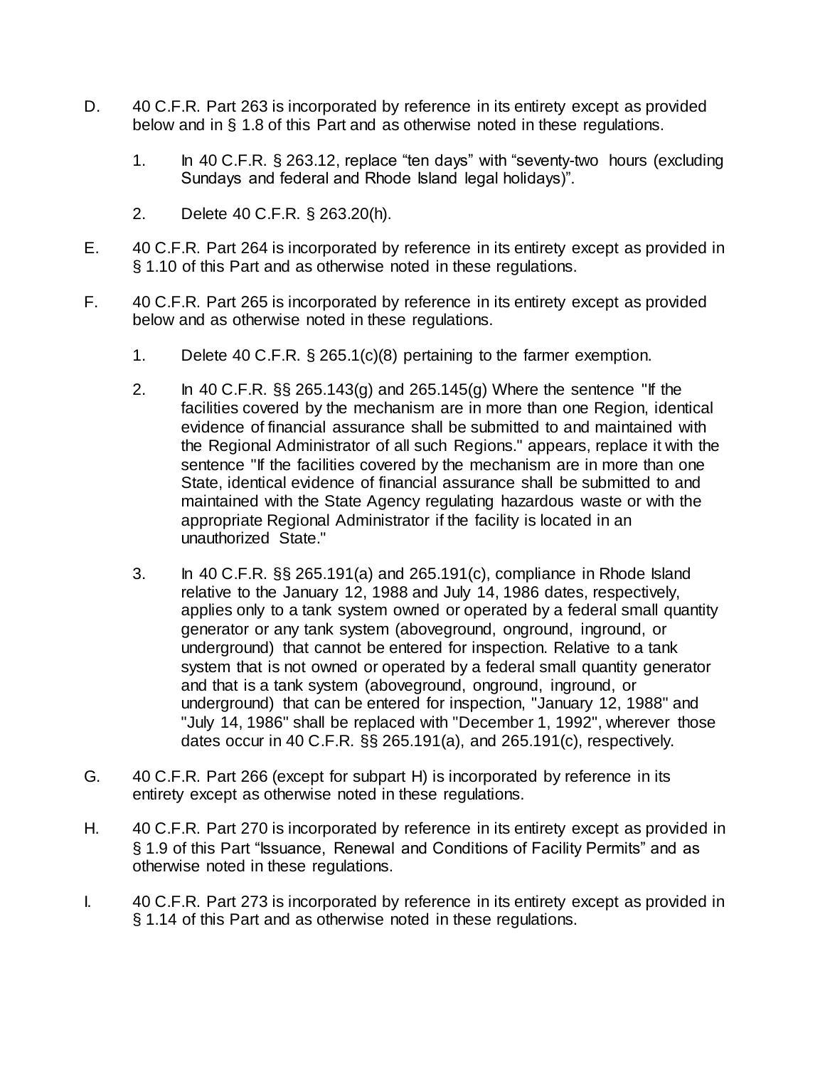D. 40 C.F.R. Part 263 is incorporated by reference in its entirety except as provided below and in § 1.8 of this Part and as otherwise noted in these regulations.

   1. In 40 C.F.R. § 263.12, replace "ten days" with "seventy-two hours (excluding Sundays and federal and Rhode Island legal holidays)".

   2. Delete 40 C.F.R. § 263.20(h).

E. 40 C.F.R. Part 264 is incorporated by reference in its entirety except as provided in § 1.10 of this Part and as otherwise noted in these regulations.

F. 40 C.F.R. Part 265 is incorporated by reference in its entirety except as provided below and as otherwise noted in these regulations.

   1. Delete 40 C.F.R. § 265.1(c)(8) pertaining to the farmer exemption.

   2. In 40 C.F.R. §§ 265.143(g) and 265.145(g) Where the sentence "If the facilities covered by the mechanism are in more than one Region, identical evidence of financial assurance shall be submitted to and maintained with the Regional Administrator of all such Regions." appears, replace it with the sentence "If the facilities covered by the mechanism are in more than one State, identical evidence of financial assurance shall be submitted to and maintained with the State Agency regulating hazardous waste or with the appropriate Regional Administrator if the facility is located in an unauthorized State."

   3. In 40 C.F.R. §§ 265.191(a) and 265.191(c), compliance in Rhode Island relative to the January 12, 1988 and July 14, 1986 dates, respectively, applies only to a tank system owned or operated by a federal small quantity generator or any tank system (aboveground, onground, inground, or underground) that cannot be entered for inspection. Relative to a tank system that is not owned or operated by a federal small quantity generator and that is a tank system (aboveground, onground, inground, or underground) that can be entered for inspection, "January 12, 1988" and "July 14, 1986" shall be replaced with "December 1, 1992", wherever those dates occur in 40 C.F.R. §§ 265.191(a), and 265.191(c), respectively.

G. 40 C.F.R. Part 266 (except for subpart H) is incorporated by reference in its entirety except as otherwise noted in these regulations.

H. 40 C.F.R. Part 270 is incorporated by reference in its entirety except as provided in § 1.9 of this Part "Issuance, Renewal and Conditions of Facility Permits" and as otherwise noted in these regulations.

I. 40 C.F.R. Part 273 is incorporated by reference in its entirety except as provided in § 1.14 of this Part and as otherwise noted in these regulations.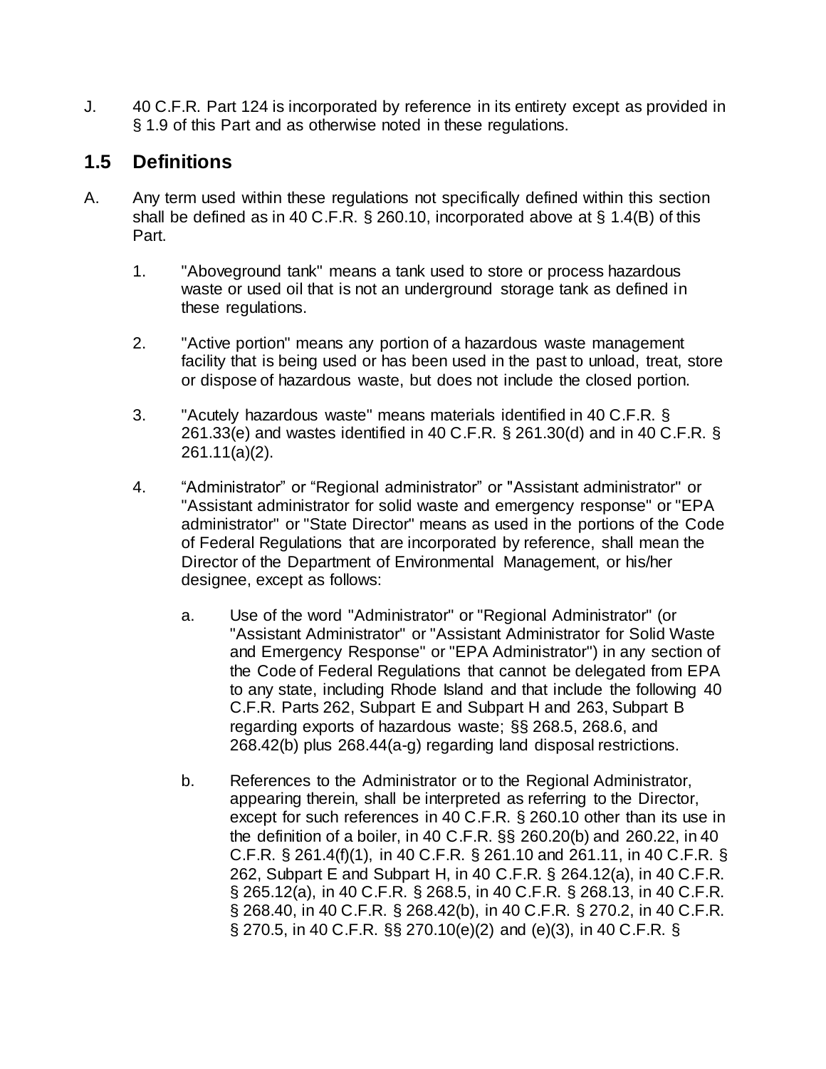J. 40 C.F.R. Part 124 is incorporated by reference in its entirety except as provided in § 1.9 of this Part and as otherwise noted in these regulations.

## 1.5 Definitions

A. Any term used within these regulations not specifically defined within this section shall be defined as in 40 C.F.R. § 260.10, incorporated above at § 1.4(B) of this Part.

  1. "Aboveground tank" means a tank used to store or process hazardous waste or used oil that is not an underground storage tank as defined in these regulations.

  2. "Active portion" means any portion of a hazardous waste management facility that is being used or has been used in the past to unload, treat, store or dispose of hazardous waste, but does not include the closed portion.

  3. "Acutely hazardous waste" means materials identified in 40 C.F.R. § 261.33(e) and wastes identified in 40 C.F.R. § 261.30(d) and in 40 C.F.R. § 261.11(a)(2).

  4. "Administrator" or "Regional administrator" or "Assistant administrator" or "Assistant administrator for solid waste and emergency response" or "EPA administrator" or "State Director" means as used in the portions of the Code of Federal Regulations that are incorporated by reference, shall mean the Director of the Department of Environmental Management, or his/her designee, except as follows:

     a. Use of the word "Administrator" or "Regional Administrator" (or "Assistant Administrator" or "Assistant Administrator for Solid Waste and Emergency Response" or "EPA Administrator") in any section of the Code of Federal Regulations that cannot be delegated from EPA to any state, including Rhode Island and that include the following 40 C.F.R. Parts 262, Subpart E and Subpart H and 263, Subpart B regarding exports of hazardous waste; §§ 268.5, 268.6, and 268.42(b) plus 268.44(a-g) regarding land disposal restrictions.

     b. References to the Administrator or to the Regional Administrator, appearing therein, shall be interpreted as referring to the Director, except for such references in 40 C.F.R. § 260.10 other than its use in the definition of a boiler, in 40 C.F.R. §§ 260.20(b) and 260.22, in 40 C.F.R. § 261.4(f)(1), in 40 C.F.R. § 261.10 and 261.11, in 40 C.F.R. § 262, Subpart E and Subpart H, in 40 C.F.R. § 264.12(a), in 40 C.F.R. § 265.12(a), in 40 C.F.R. § 268.5, in 40 C.F.R. § 268.13, in 40 C.F.R. § 268.40, in 40 C.F.R. § 268.42(b), in 40 C.F.R. § 270.2, in 40 C.F.R. § 270.5, in 40 C.F.R. §§ 270.10(e)(2) and (e)(3), in 40 C.F.R. §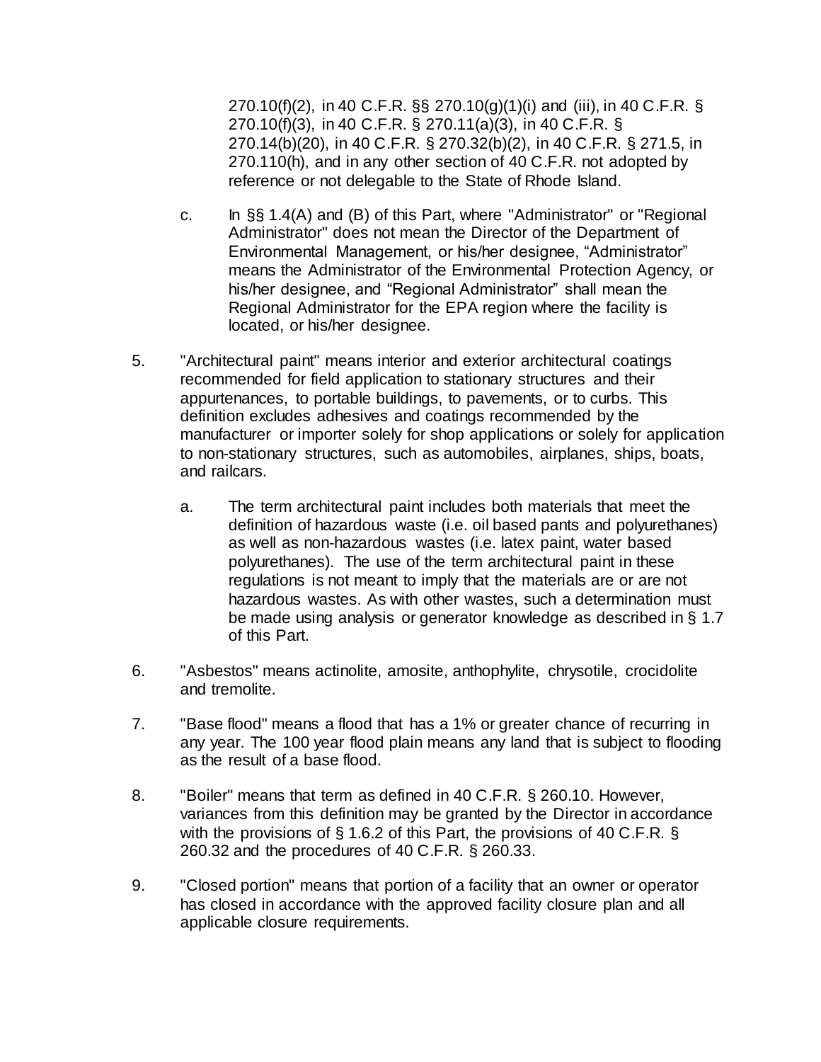270.10(f)(2), in 40 C.F.R. §§ 270.10(g)(1)(i) and (iii), in 40 C.F.R. § 270.10(f)(3), in 40 C.F.R. § 270.11(a)(3), in 40 C.F.R. § 270.14(b)(20), in 40 C.F.R. § 270.32(b)(2), in 40 C.F.R. § 271.5, in 270.110(h), and in any other section of 40 C.F.R. not adopted by reference or not delegable to the State of Rhode Island.

c. In §§ 1.4(A) and (B) of this Part, where "Administrator" or "Regional Administrator" does not mean the Director of the Department of Environmental Management, or his/her designee, "Administrator" means the Administrator of the Environmental Protection Agency, or his/her designee, and "Regional Administrator" shall mean the Regional Administrator for the EPA region where the facility is located, or his/her designee.

5. "Architectural paint" means interior and exterior architectural coatings recommended for field application to stationary structures and their appurtenances, to portable buildings, to pavements, or to curbs. This definition excludes adhesives and coatings recommended by the manufacturer or importer solely for shop applications or solely for application to non-stationary structures, such as automobiles, airplanes, ships, boats, and railcars.

   a. The term architectural paint includes both materials that meet the definition of hazardous waste (i.e. oil based pants and polyurethanes) as well as non-hazardous wastes (i.e. latex paint, water based polyurethanes). The use of the term architectural paint in these regulations is not meant to imply that the materials are or are not hazardous wastes. As with other wastes, such a determination must be made using analysis or generator knowledge as described in § 1.7 of this Part.

6. "Asbestos" means actinolite, amosite, anthophylite, chrysotile, crocidolite and tremolite.

7. "Base flood" means a flood that has a 1% or greater chance of recurring in any year. The 100 year flood plain means any land that is subject to flooding as the result of a base flood.

8. "Boiler" means that term as defined in 40 C.F.R. § 260.10. However, variances from this definition may be granted by the Director in accordance with the provisions of § 1.6.2 of this Part, the provisions of 40 C.F.R. § 260.32 and the procedures of 40 C.F.R. § 260.33.

9. "Closed portion" means that portion of a facility that an owner or operator has closed in accordance with the approved facility closure plan and all applicable closure requirements.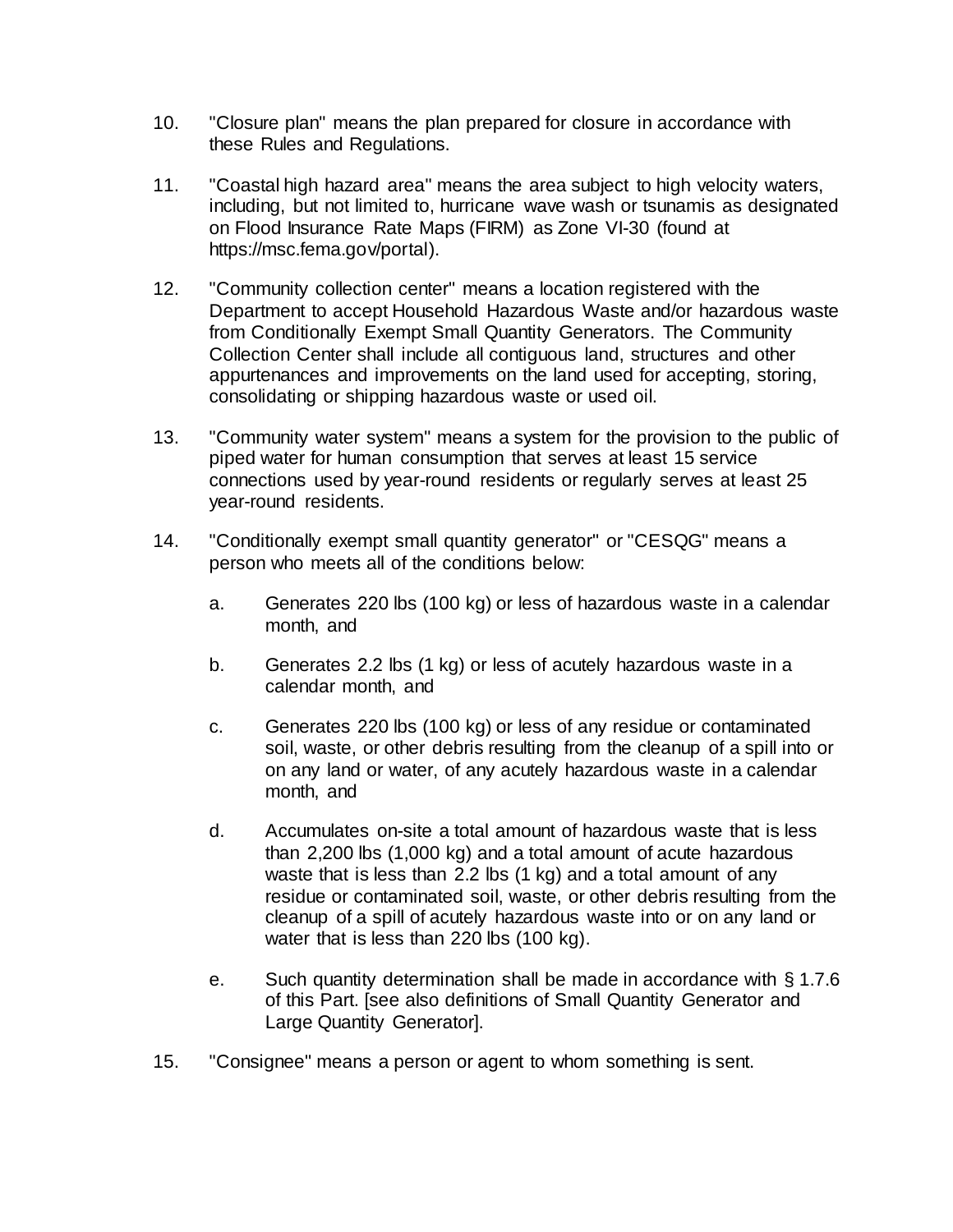10. "Closure plan" means the plan prepared for closure in accordance with these Rules and Regulations.

11. "Coastal high hazard area" means the area subject to high velocity waters, including, but not limited to, hurricane wave wash or tsunamis as designated on Flood Insurance Rate Maps (FIRM) as Zone VI-30 (found at https://msc.fema.gov/portal).

12. "Community collection center" means a location registered with the Department to accept Household Hazardous Waste and/or hazardous waste from Conditionally Exempt Small Quantity Generators. The Community Collection Center shall include all contiguous land, structures and other appurtenances and improvements on the land used for accepting, storing, consolidating or shipping hazardous waste or used oil.

13. "Community water system" means a system for the provision to the public of piped water for human consumption that serves at least 15 service connections used by year-round residents or regularly serves at least 25 year-round residents.

14. "Conditionally exempt small quantity generator" or "CESQG" means a person who meets all of the conditions below:

    a. Generates 220 lbs (100 kg) or less of hazardous waste in a calendar month, and

    b. Generates 2.2 lbs (1 kg) or less of acutely hazardous waste in a calendar month, and

    c. Generates 220 lbs (100 kg) or less of any residue or contaminated soil, waste, or other debris resulting from the cleanup of a spill into or on any land or water, of any acutely hazardous waste in a calendar month, and

    d. Accumulates on-site a total amount of hazardous waste that is less than 2,200 lbs (1,000 kg) and a total amount of acute hazardous waste that is less than 2.2 lbs (1 kg) and a total amount of any residue or contaminated soil, waste, or other debris resulting from the cleanup of a spill of acutely hazardous waste into or on any land or water that is less than 220 lbs (100 kg).

    e. Such quantity determination shall be made in accordance with § 1.7.6 of this Part. [see also definitions of Small Quantity Generator and Large Quantity Generator].

15. "Consignee" means a person or agent to whom something is sent.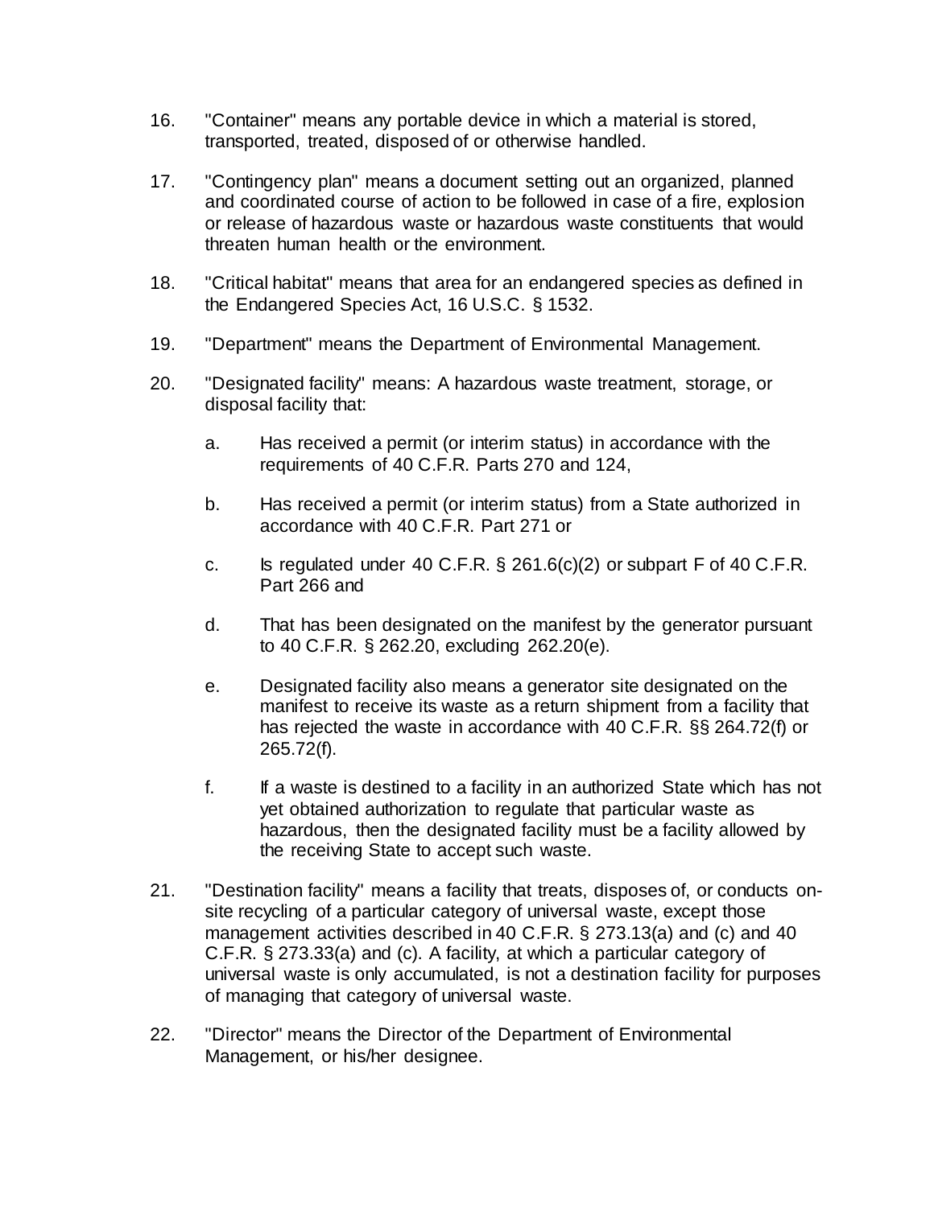16. "Container" means any portable device in which a material is stored, transported, treated, disposed of or otherwise handled.

17. "Contingency plan" means a document setting out an organized, planned and coordinated course of action to be followed in case of a fire, explosion or release of hazardous waste or hazardous waste constituents that would threaten human health or the environment.

18. "Critical habitat" means that area for an endangered species as defined in the Endangered Species Act, 16 U.S.C. § 1532.

19. "Department" means the Department of Environmental Management.

20. "Designated facility" means: A hazardous waste treatment, storage, or disposal facility that:

    a. Has received a permit (or interim status) in accordance with the requirements of 40 C.F.R. Parts 270 and 124,

    b. Has received a permit (or interim status) from a State authorized in accordance with 40 C.F.R. Part 271 or

    c. Is regulated under 40 C.F.R. § 261.6(c)(2) or subpart F of 40 C.F.R. Part 266 and

    d. That has been designated on the manifest by the generator pursuant to 40 C.F.R. § 262.20, excluding 262.20(e).

    e. Designated facility also means a generator site designated on the manifest to receive its waste as a return shipment from a facility that has rejected the waste in accordance with 40 C.F.R. §§ 264.72(f) or 265.72(f).

    f. If a waste is destined to a facility in an authorized State which has not yet obtained authorization to regulate that particular waste as hazardous, then the designated facility must be a facility allowed by the receiving State to accept such waste.

21. "Destination facility" means a facility that treats, disposes of, or conducts on-site recycling of a particular category of universal waste, except those management activities described in 40 C.F.R. § 273.13(a) and (c) and 40 C.F.R. § 273.33(a) and (c). A facility, at which a particular category of universal waste is only accumulated, is not a destination facility for purposes of managing that category of universal waste.

22. "Director" means the Director of the Department of Environmental Management, or his/her designee.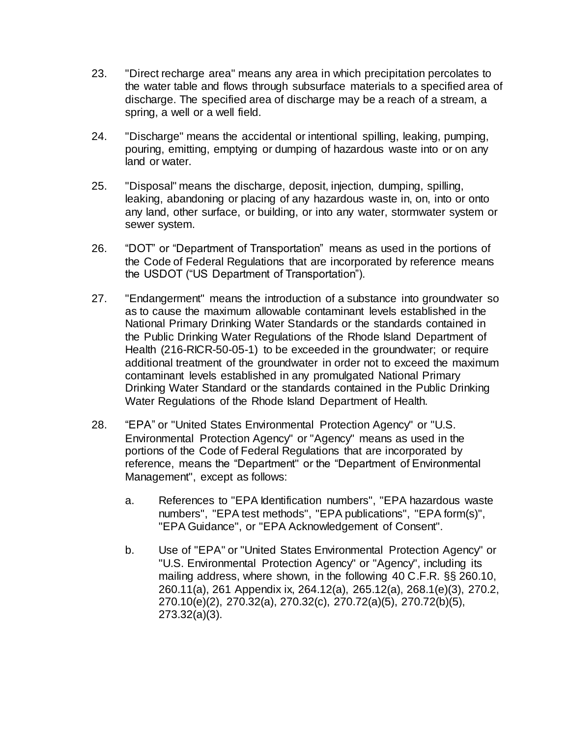23. "Direct recharge area" means any area in which precipitation percolates to the water table and flows through subsurface materials to a specified area of discharge. The specified area of discharge may be a reach of a stream, a spring, a well or a well field.

24. "Discharge" means the accidental or intentional spilling, leaking, pumping, pouring, emitting, emptying or dumping of hazardous waste into or on any land or water.

25. "Disposal" means the discharge, deposit, injection, dumping, spilling, leaking, abandoning or placing of any hazardous waste in, on, into or onto any land, other surface, or building, or into any water, stormwater system or sewer system.

26. "DOT" or "Department of Transportation" means as used in the portions of the Code of Federal Regulations that are incorporated by reference means the USDOT ("US Department of Transportation").

27. "Endangerment" means the introduction of a substance into groundwater so as to cause the maximum allowable contaminant levels established in the National Primary Drinking Water Standards or the standards contained in the Public Drinking Water Regulations of the Rhode Island Department of Health (216-RICR-50-05-1) to be exceeded in the groundwater; or require additional treatment of the groundwater in order not to exceed the maximum contaminant levels established in any promulgated National Primary Drinking Water Standard or the standards contained in the Public Drinking Water Regulations of the Rhode Island Department of Health.

28. "EPA" or "United States Environmental Protection Agency" or "U.S. Environmental Protection Agency" or "Agency" means as used in the portions of the Code of Federal Regulations that are incorporated by reference, means the "Department" or the "Department of Environmental Management", except as follows:

    a. References to "EPA Identification numbers", "EPA hazardous waste numbers", "EPA test methods", "EPA publications", "EPA form(s)", "EPA Guidance", or "EPA Acknowledgement of Consent".

    b. Use of "EPA" or "United States Environmental Protection Agency" or "U.S. Environmental Protection Agency" or "Agency", including its mailing address, where shown, in the following 40 C.F.R. §§ 260.10, 260.11(a), 261 Appendix ix, 264.12(a), 265.12(a), 268.1(e)(3), 270.2, 270.10(e)(2), 270.32(a), 270.32(c), 270.72(a)(5), 270.72(b)(5), 273.32(a)(3).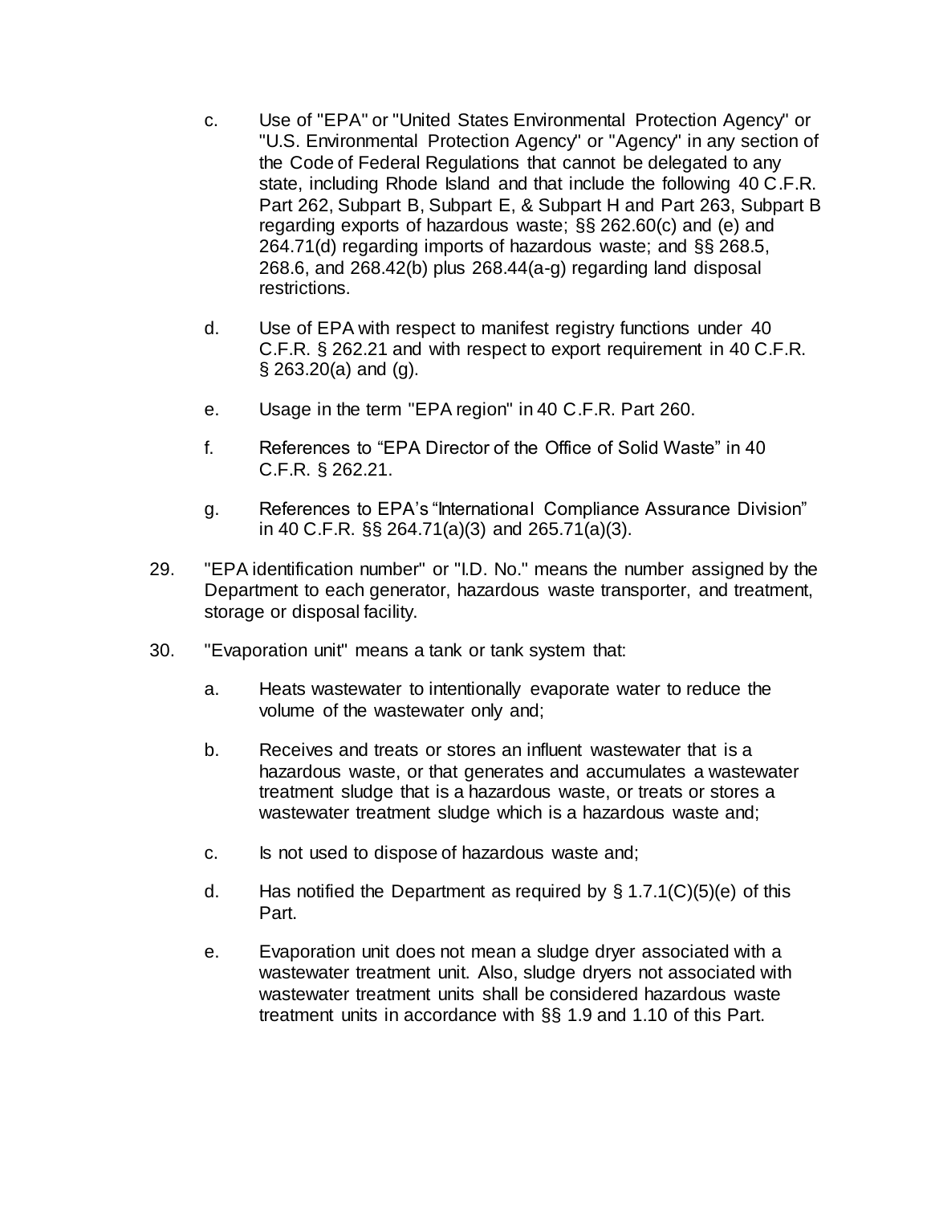c. Use of "EPA" or "United States Environmental Protection Agency" or "U.S. Environmental Protection Agency" or "Agency" in any section of the Code of Federal Regulations that cannot be delegated to any state, including Rhode Island and that include the following 40 C.F.R. Part 262, Subpart B, Subpart E, & Subpart H and Part 263, Subpart B regarding exports of hazardous waste; §§ 262.60(c) and (e) and 264.71(d) regarding imports of hazardous waste; and §§ 268.5, 268.6, and 268.42(b) plus 268.44(a-g) regarding land disposal restrictions.

d. Use of EPA with respect to manifest registry functions under 40 C.F.R. § 262.21 and with respect to export requirement in 40 C.F.R. § 263.20(a) and (g).

e. Usage in the term "EPA region" in 40 C.F.R. Part 260.

f. References to "EPA Director of the Office of Solid Waste" in 40 C.F.R. § 262.21.

g. References to EPA's "International Compliance Assurance Division" in 40 C.F.R. §§ 264.71(a)(3) and 265.71(a)(3).

29. "EPA identification number" or "I.D. No." means the number assigned by the Department to each generator, hazardous waste transporter, and treatment, storage or disposal facility.

30. "Evaporation unit" means a tank or tank system that:

a. Heats wastewater to intentionally evaporate water to reduce the volume of the wastewater only and;

b. Receives and treats or stores an influent wastewater that is a hazardous waste, or that generates and accumulates a wastewater treatment sludge that is a hazardous waste, or treats or stores a wastewater treatment sludge which is a hazardous waste and;

c. Is not used to dispose of hazardous waste and;

d. Has notified the Department as required by § 1.7.1(C)(5)(e) of this Part.

e. Evaporation unit does not mean a sludge dryer associated with a wastewater treatment unit. Also, sludge dryers not associated with wastewater treatment units shall be considered hazardous waste treatment units in accordance with §§ 1.9 and 1.10 of this Part.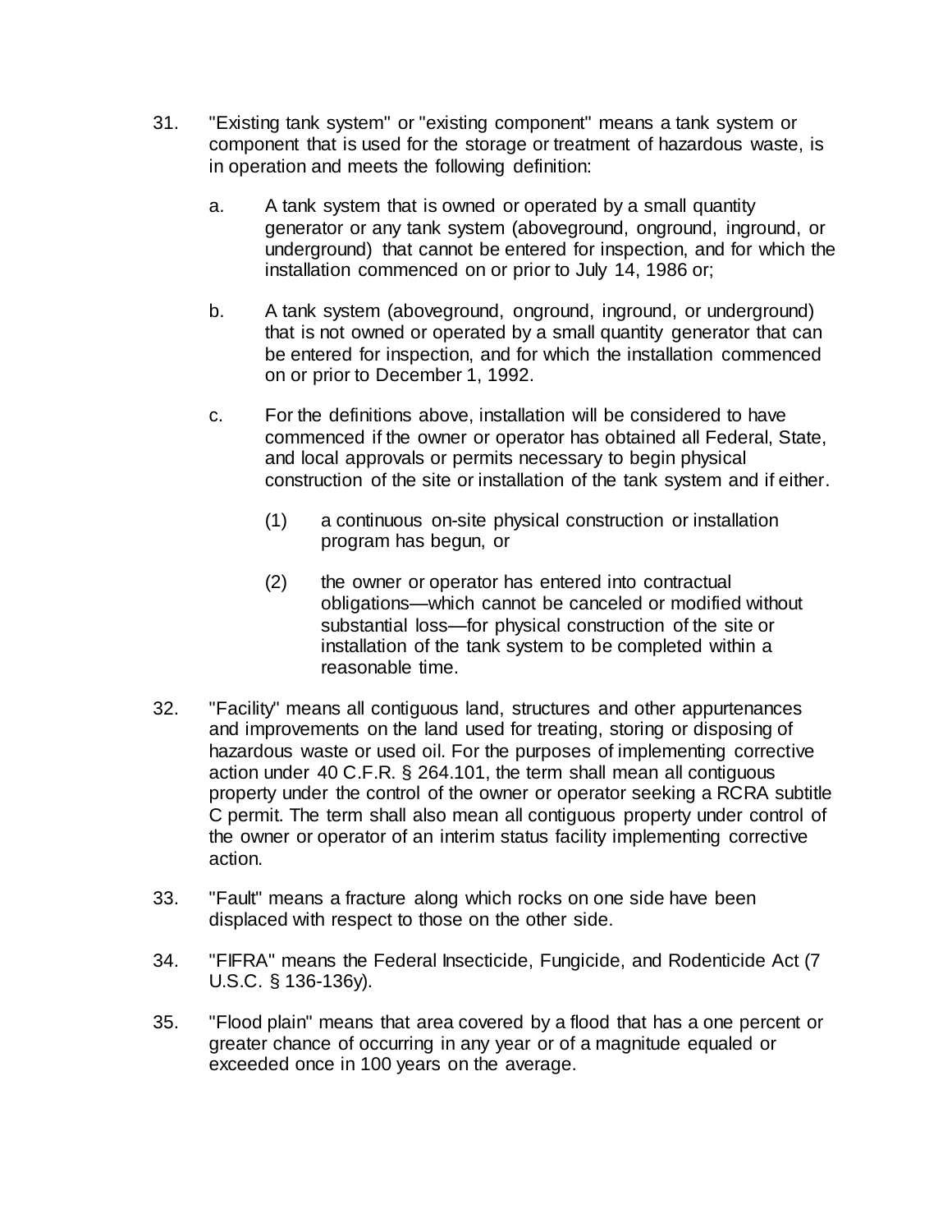31. "Existing tank system" or "existing component" means a tank system or component that is used for the storage or treatment of hazardous waste, is in operation and meets the following definition:

    a. A tank system that is owned or operated by a small quantity generator or any tank system (aboveground, onground, inground, or underground) that cannot be entered for inspection, and for which the installation commenced on or prior to July 14, 1986 or;

    b. A tank system (aboveground, onground, inground, or underground) that is not owned or operated by a small quantity generator that can be entered for inspection, and for which the installation commenced on or prior to December 1, 1992.

    c. For the definitions above, installation will be considered to have commenced if the owner or operator has obtained all Federal, State, and local approvals or permits necessary to begin physical construction of the site or installation of the tank system and if either.

        (1) a continuous on-site physical construction or installation program has begun, or

        (2) the owner or operator has entered into contractual obligations—which cannot be canceled or modified without substantial loss—for physical construction of the site or installation of the tank system to be completed within a reasonable time.

32. "Facility" means all contiguous land, structures and other appurtenances and improvements on the land used for treating, storing or disposing of hazardous waste or used oil. For the purposes of implementing corrective action under 40 C.F.R. § 264.101, the term shall mean all contiguous property under the control of the owner or operator seeking a RCRA subtitle C permit. The term shall also mean all contiguous property under control of the owner or operator of an interim status facility implementing corrective action.

33. "Fault" means a fracture along which rocks on one side have been displaced with respect to those on the other side.

34. "FIFRA" means the Federal Insecticide, Fungicide, and Rodenticide Act (7 U.S.C. § 136-136y).

35. "Flood plain" means that area covered by a flood that has a one percent or greater chance of occurring in any year or of a magnitude equaled or exceeded once in 100 years on the average.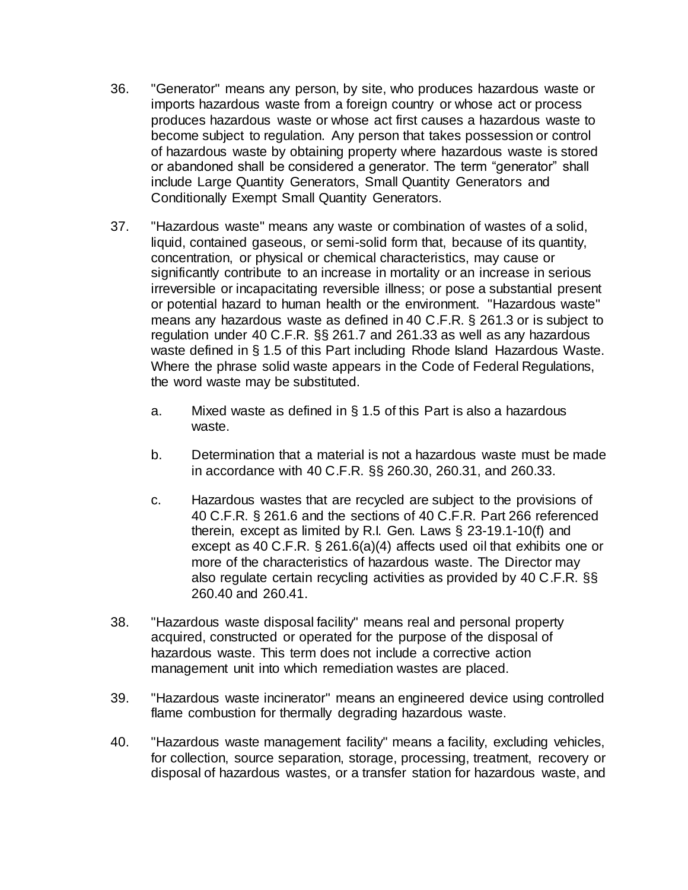36. "Generator" means any person, by site, who produces hazardous waste or imports hazardous waste from a foreign country or whose act or process produces hazardous waste or whose act first causes a hazardous waste to become subject to regulation. Any person that takes possession or control of hazardous waste by obtaining property where hazardous waste is stored or abandoned shall be considered a generator. The term "generator" shall include Large Quantity Generators, Small Quantity Generators and Conditionally Exempt Small Quantity Generators.

37. "Hazardous waste" means any waste or combination of wastes of a solid, liquid, contained gaseous, or semi-solid form that, because of its quantity, concentration, or physical or chemical characteristics, may cause or significantly contribute to an increase in mortality or an increase in serious irreversible or incapacitating reversible illness; or pose a substantial present or potential hazard to human health or the environment. "Hazardous waste" means any hazardous waste as defined in 40 C.F.R. § 261.3 or is subject to regulation under 40 C.F.R. §§ 261.7 and 261.33 as well as any hazardous waste defined in § 1.5 of this Part including Rhode Island Hazardous Waste. Where the phrase solid waste appears in the Code of Federal Regulations, the word waste may be substituted.

    a. Mixed waste as defined in § 1.5 of this Part is also a hazardous waste.

    b. Determination that a material is not a hazardous waste must be made in accordance with 40 C.F.R. §§ 260.30, 260.31, and 260.33.

    c. Hazardous wastes that are recycled are subject to the provisions of 40 C.F.R. § 261.6 and the sections of 40 C.F.R. Part 266 referenced therein, except as limited by R.I. Gen. Laws § 23-19.1-10(f) and except as 40 C.F.R. § 261.6(a)(4) affects used oil that exhibits one or more of the characteristics of hazardous waste. The Director may also regulate certain recycling activities as provided by 40 C.F.R. §§ 260.40 and 260.41.

38. "Hazardous waste disposal facility" means real and personal property acquired, constructed or operated for the purpose of the disposal of hazardous waste. This term does not include a corrective action management unit into which remediation wastes are placed.

39. "Hazardous waste incinerator" means an engineered device using controlled flame combustion for thermally degrading hazardous waste.

40. "Hazardous waste management facility" means a facility, excluding vehicles, for collection, source separation, storage, processing, treatment, recovery or disposal of hazardous wastes, or a transfer station for hazardous waste, and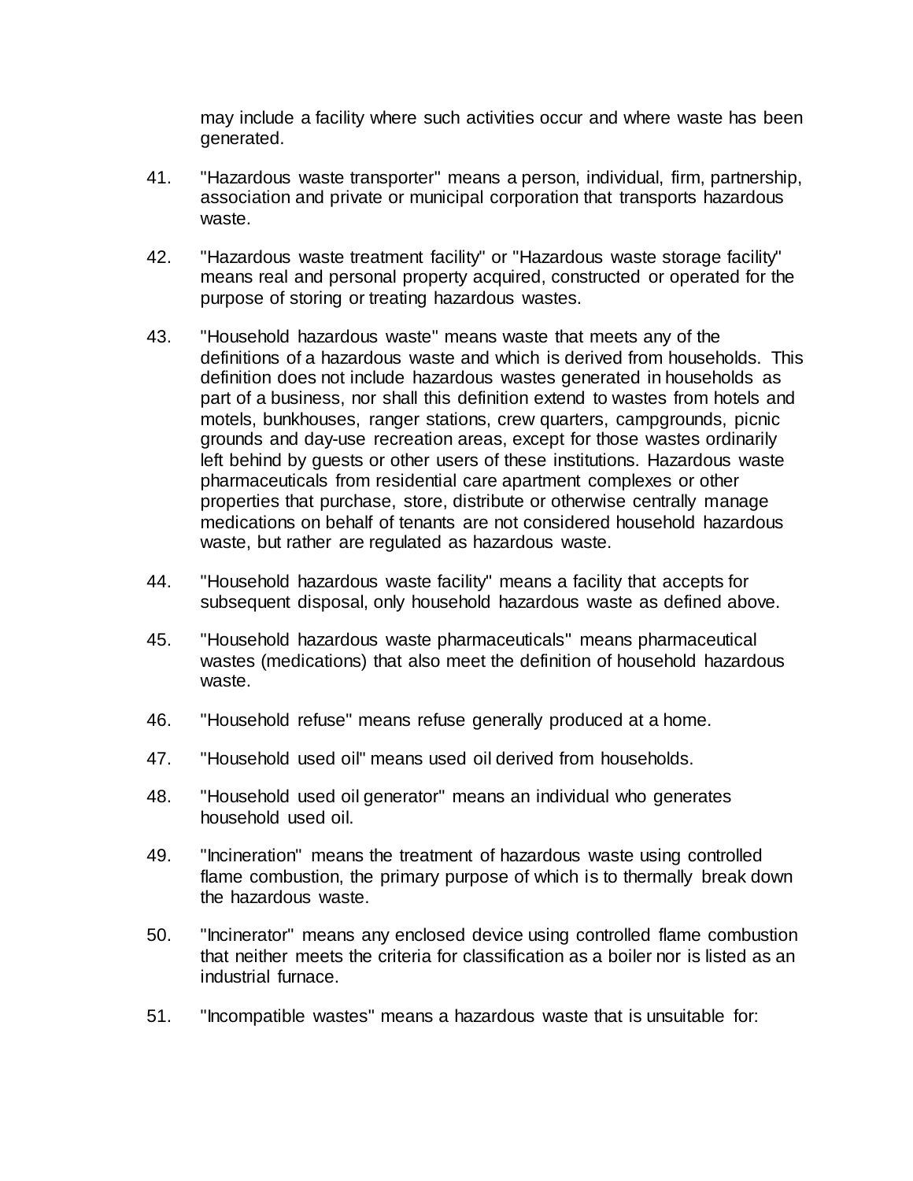may include a facility where such activities occur and where waste has been generated.

41. "Hazardous waste transporter" means a person, individual, firm, partnership, association and private or municipal corporation that transports hazardous waste.

42. "Hazardous waste treatment facility" or "Hazardous waste storage facility" means real and personal property acquired, constructed or operated for the purpose of storing or treating hazardous wastes.

43. "Household hazardous waste" means waste that meets any of the definitions of a hazardous waste and which is derived from households. This definition does not include hazardous wastes generated in households as part of a business, nor shall this definition extend to wastes from hotels and motels, bunkhouses, ranger stations, crew quarters, campgrounds, picnic grounds and day-use recreation areas, except for those wastes ordinarily left behind by guests or other users of these institutions. Hazardous waste pharmaceuticals from residential care apartment complexes or other properties that purchase, store, distribute or otherwise centrally manage medications on behalf of tenants are not considered household hazardous waste, but rather are regulated as hazardous waste.

44. "Household hazardous waste facility" means a facility that accepts for subsequent disposal, only household hazardous waste as defined above.

45. "Household hazardous waste pharmaceuticals" means pharmaceutical wastes (medications) that also meet the definition of household hazardous waste.

46. "Household refuse" means refuse generally produced at a home.

47. "Household used oil" means used oil derived from households.

48. "Household used oil generator" means an individual who generates household used oil.

49. "Incineration" means the treatment of hazardous waste using controlled flame combustion, the primary purpose of which is to thermally break down the hazardous waste.

50. "Incinerator" means any enclosed device using controlled flame combustion that neither meets the criteria for classification as a boiler nor is listed as an industrial furnace.

51. "Incompatible wastes" means a hazardous waste that is unsuitable for: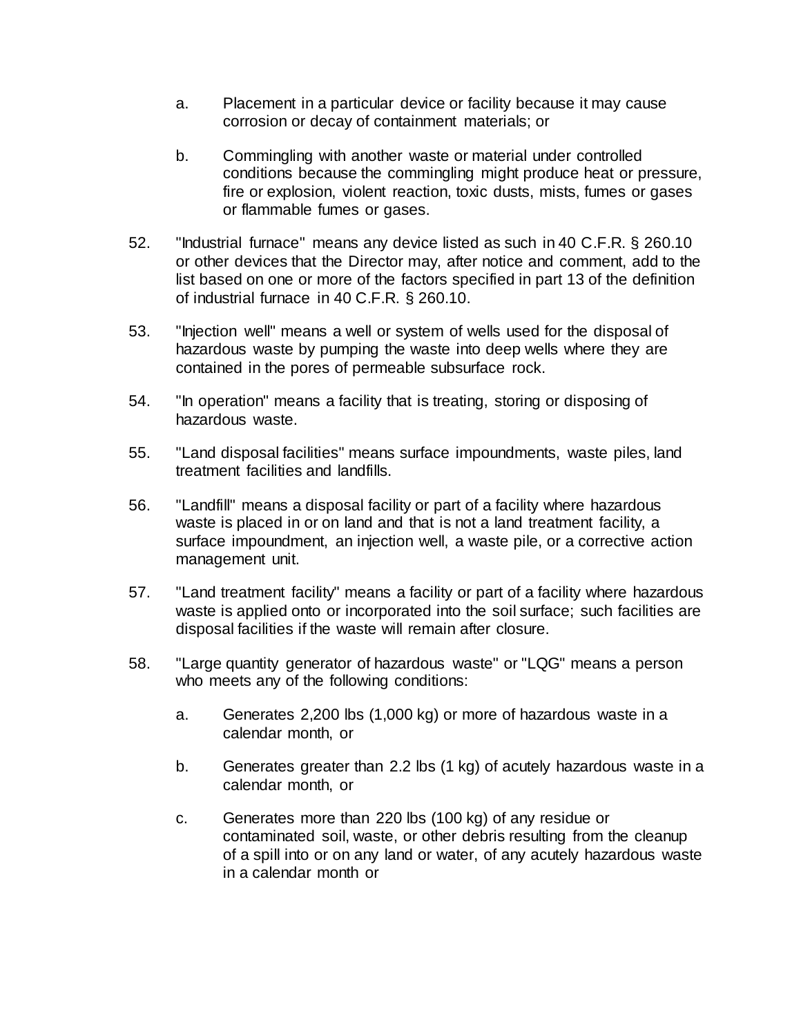a. Placement in a particular device or facility because it may cause corrosion or decay of containment materials; or

b. Commingling with another waste or material under controlled conditions because the commingling might produce heat or pressure, fire or explosion, violent reaction, toxic dusts, mists, fumes or gases or flammable fumes or gases.

52. "Industrial furnace" means any device listed as such in 40 C.F.R. § 260.10 or other devices that the Director may, after notice and comment, add to the list based on one or more of the factors specified in part 13 of the definition of industrial furnace in 40 C.F.R. § 260.10.

53. "Injection well" means a well or system of wells used for the disposal of hazardous waste by pumping the waste into deep wells where they are contained in the pores of permeable subsurface rock.

54. "In operation" means a facility that is treating, storing or disposing of hazardous waste.

55. "Land disposal facilities" means surface impoundments, waste piles, land treatment facilities and landfills.

56. "Landfill" means a disposal facility or part of a facility where hazardous waste is placed in or on land and that is not a land treatment facility, a surface impoundment, an injection well, a waste pile, or a corrective action management unit.

57. "Land treatment facility" means a facility or part of a facility where hazardous waste is applied onto or incorporated into the soil surface; such facilities are disposal facilities if the waste will remain after closure.

58. "Large quantity generator of hazardous waste" or "LQG" means a person who meets any of the following conditions:

a. Generates 2,200 lbs (1,000 kg) or more of hazardous waste in a calendar month, or

b. Generates greater than 2.2 lbs (1 kg) of acutely hazardous waste in a calendar month, or

c. Generates more than 220 lbs (100 kg) of any residue or contaminated soil, waste, or other debris resulting from the cleanup of a spill into or on any land or water, of any acutely hazardous waste in a calendar month or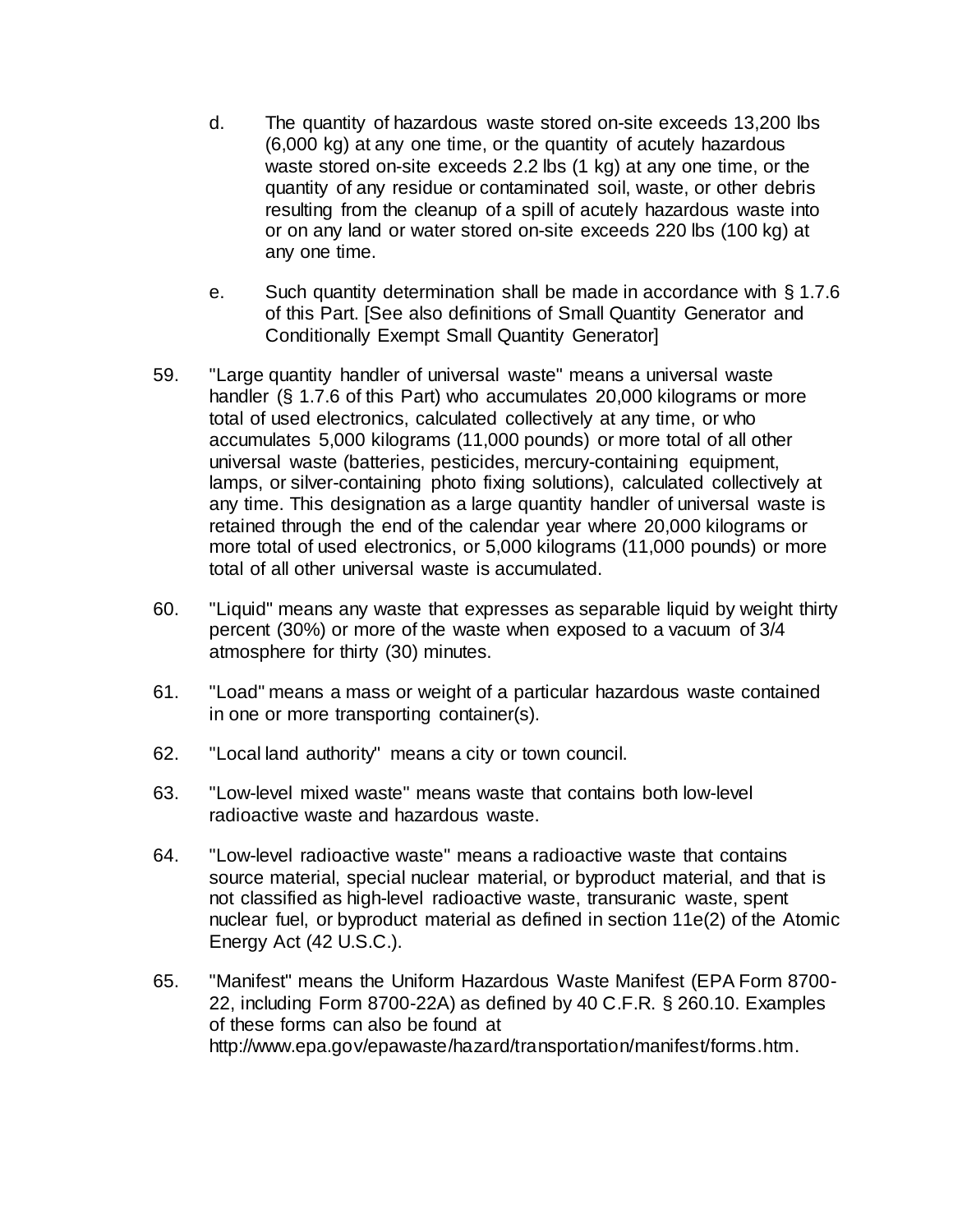d. The quantity of hazardous waste stored on-site exceeds 13,200 lbs (6,000 kg) at any one time, or the quantity of acutely hazardous waste stored on-site exceeds 2.2 lbs (1 kg) at any one time, or the quantity of any residue or contaminated soil, waste, or other debris resulting from the cleanup of a spill of acutely hazardous waste into or on any land or water stored on-site exceeds 220 lbs (100 kg) at any one time.

e. Such quantity determination shall be made in accordance with § 1.7.6 of this Part. [See also definitions of Small Quantity Generator and Conditionally Exempt Small Quantity Generator]

59. "Large quantity handler of universal waste" means a universal waste handler (§ 1.7.6 of this Part) who accumulates 20,000 kilograms or more total of used electronics, calculated collectively at any time, or who accumulates 5,000 kilograms (11,000 pounds) or more total of all other universal waste (batteries, pesticides, mercury-containing equipment, lamps, or silver-containing photo fixing solutions), calculated collectively at any time. This designation as a large quantity handler of universal waste is retained through the end of the calendar year where 20,000 kilograms or more total of used electronics, or 5,000 kilograms (11,000 pounds) or more total of all other universal waste is accumulated.

60. "Liquid" means any waste that expresses as separable liquid by weight thirty percent (30%) or more of the waste when exposed to a vacuum of 3/4 atmosphere for thirty (30) minutes.

61. "Load" means a mass or weight of a particular hazardous waste contained in one or more transporting container(s).

62. "Local land authority" means a city or town council.

63. "Low-level mixed waste" means waste that contains both low-level radioactive waste and hazardous waste.

64. "Low-level radioactive waste" means a radioactive waste that contains source material, special nuclear material, or byproduct material, and that is not classified as high-level radioactive waste, transuranic waste, spent nuclear fuel, or byproduct material as defined in section 11e(2) of the Atomic Energy Act (42 U.S.C.).

65. "Manifest" means the Uniform Hazardous Waste Manifest (EPA Form 8700-22, including Form 8700-22A) as defined by 40 C.F.R. § 260.10. Examples of these forms can also be found at http://www.epa.gov/epawaste/hazard/transportation/manifest/forms.htm.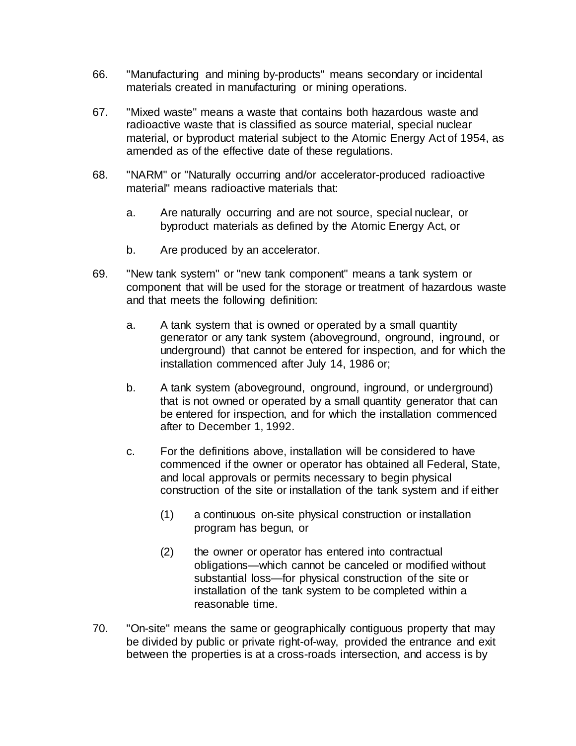66. "Manufacturing and mining by-products" means secondary or incidental materials created in manufacturing or mining operations.

67. "Mixed waste" means a waste that contains both hazardous waste and radioactive waste that is classified as source material, special nuclear material, or byproduct material subject to the Atomic Energy Act of 1954, as amended as of the effective date of these regulations.

68. "NARM" or "Naturally occurring and/or accelerator-produced radioactive material" means radioactive materials that:

    a. Are naturally occurring and are not source, special nuclear, or byproduct materials as defined by the Atomic Energy Act, or

    b. Are produced by an accelerator.

69. "New tank system" or "new tank component" means a tank system or component that will be used for the storage or treatment of hazardous waste and that meets the following definition:

    a. A tank system that is owned or operated by a small quantity generator or any tank system (aboveground, onground, inground, or underground) that cannot be entered for inspection, and for which the installation commenced after July 14, 1986 or;

    b. A tank system (aboveground, onground, inground, or underground) that is not owned or operated by a small quantity generator that can be entered for inspection, and for which the installation commenced after to December 1, 1992.

    c. For the definitions above, installation will be considered to have commenced if the owner or operator has obtained all Federal, State, and local approvals or permits necessary to begin physical construction of the site or installation of the tank system and if either

        (1) a continuous on-site physical construction or installation program has begun, or

        (2) the owner or operator has entered into contractual obligations—which cannot be canceled or modified without substantial loss—for physical construction of the site or installation of the tank system to be completed within a reasonable time.

70. "On-site" means the same or geographically contiguous property that may be divided by public or private right-of-way, provided the entrance and exit between the properties is at a cross-roads intersection, and access is by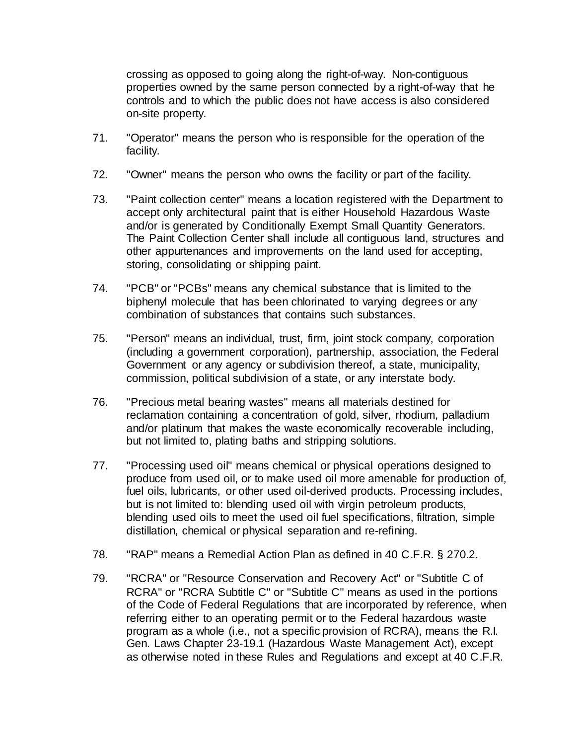crossing as opposed to going along the right-of-way. Non-contiguous properties owned by the same person connected by a right-of-way that he controls and to which the public does not have access is also considered on-site property.

71. "Operator" means the person who is responsible for the operation of the facility.

72. "Owner" means the person who owns the facility or part of the facility.

73. "Paint collection center" means a location registered with the Department to accept only architectural paint that is either Household Hazardous Waste and/or is generated by Conditionally Exempt Small Quantity Generators. The Paint Collection Center shall include all contiguous land, structures and other appurtenances and improvements on the land used for accepting, storing, consolidating or shipping paint.

74. "PCB" or "PCBs" means any chemical substance that is limited to the biphenyl molecule that has been chlorinated to varying degrees or any combination of substances that contains such substances.

75. "Person" means an individual, trust, firm, joint stock company, corporation (including a government corporation), partnership, association, the Federal Government or any agency or subdivision thereof, a state, municipality, commission, political subdivision of a state, or any interstate body.

76. "Precious metal bearing wastes" means all materials destined for reclamation containing a concentration of gold, silver, rhodium, palladium and/or platinum that makes the waste economically recoverable including, but not limited to, plating baths and stripping solutions.

77. "Processing used oil" means chemical or physical operations designed to produce from used oil, or to make used oil more amenable for production of, fuel oils, lubricants, or other used oil-derived products. Processing includes, but is not limited to: blending used oil with virgin petroleum products, blending used oils to meet the used oil fuel specifications, filtration, simple distillation, chemical or physical separation and re-refining.

78. "RAP" means a Remedial Action Plan as defined in 40 C.F.R. § 270.2.

79. "RCRA" or "Resource Conservation and Recovery Act" or "Subtitle C of RCRA" or "RCRA Subtitle C" or "Subtitle C" means as used in the portions of the Code of Federal Regulations that are incorporated by reference, when referring either to an operating permit or to the Federal hazardous waste program as a whole (i.e., not a specific provision of RCRA), means the R.I. Gen. Laws Chapter 23-19.1 (Hazardous Waste Management Act), except as otherwise noted in these Rules and Regulations and except at 40 C.F.R.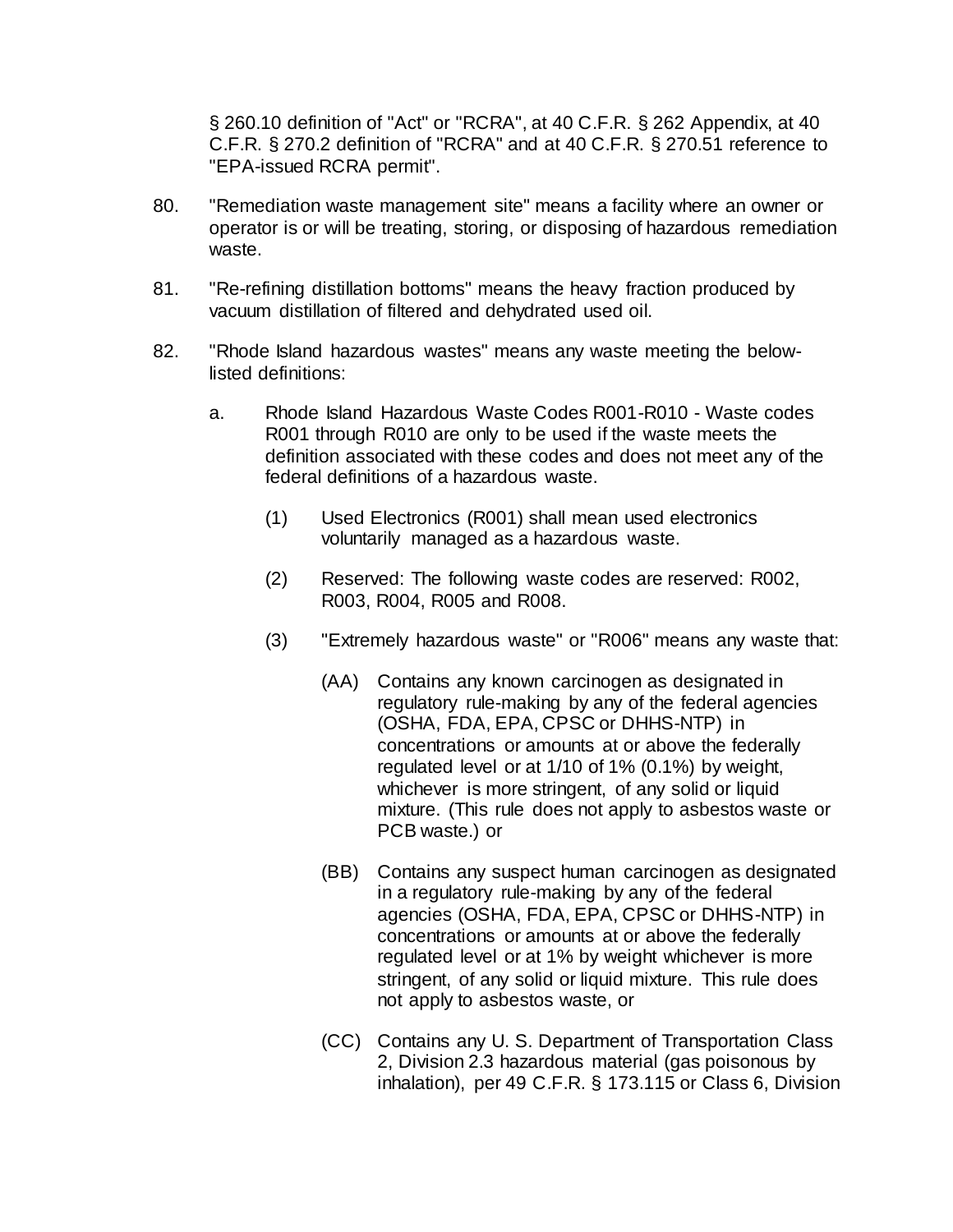§ 260.10 definition of "Act" or "RCRA", at 40 C.F.R. § 262 Appendix, at 40 C.F.R. § 270.2 definition of "RCRA" and at 40 C.F.R. § 270.51 reference to "EPA-issued RCRA permit".

80. "Remediation waste management site" means a facility where an owner or operator is or will be treating, storing, or disposing of hazardous remediation waste.

81. "Re-refining distillation bottoms" means the heavy fraction produced by vacuum distillation of filtered and dehydrated used oil.

82. "Rhode Island hazardous wastes" means any waste meeting the below-listed definitions:

   a. Rhode Island Hazardous Waste Codes R001-R010 - Waste codes R001 through R010 are only to be used if the waste meets the definition associated with these codes and does not meet any of the federal definitions of a hazardous waste.

      (1) Used Electronics (R001) shall mean used electronics voluntarily managed as a hazardous waste.

      (2) Reserved: The following waste codes are reserved: R002, R003, R004, R005 and R008.

      (3) "Extremely hazardous waste" or "R006" means any waste that:

         (AA) Contains any known carcinogen as designated in regulatory rule-making by any of the federal agencies (OSHA, FDA, EPA, CPSC or DHHS-NTP) in concentrations or amounts at or above the federally regulated level or at 1/10 of 1% (0.1%) by weight, whichever is more stringent, of any solid or liquid mixture. (This rule does not apply to asbestos waste or PCB waste.) or

         (BB) Contains any suspect human carcinogen as designated in a regulatory rule-making by any of the federal agencies (OSHA, FDA, EPA, CPSC or DHHS-NTP) in concentrations or amounts at or above the federally regulated level or at 1% by weight whichever is more stringent, of any solid or liquid mixture. This rule does not apply to asbestos waste, or

         (CC) Contains any U. S. Department of Transportation Class 2, Division 2.3 hazardous material (gas poisonous by inhalation), per 49 C.F.R. § 173.115 or Class 6, Division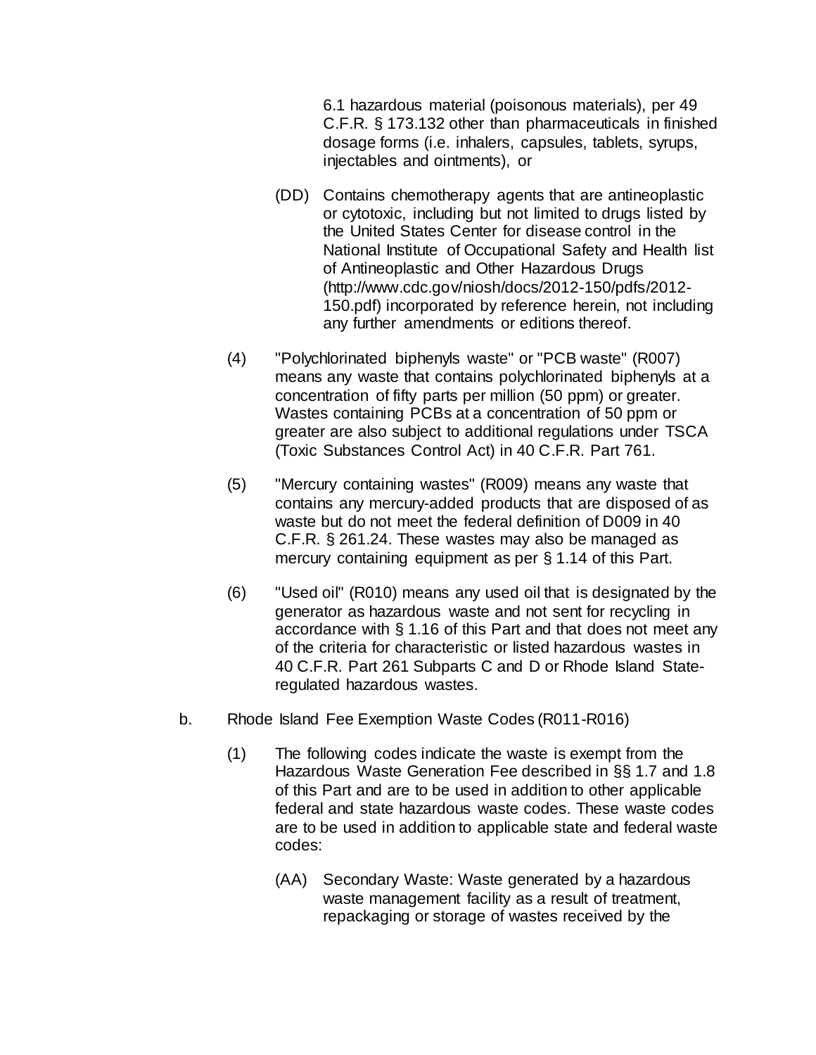6.1 hazardous material (poisonous materials), per 49 C.F.R. § 173.132 other than pharmaceuticals in finished dosage forms (i.e. inhalers, capsules, tablets, syrups, injectables and ointments), or

(DD) Contains chemotherapy agents that are antineoplastic or cytotoxic, including but not limited to drugs listed by the United States Center for disease control in the National Institute of Occupational Safety and Health list of Antineoplastic and Other Hazardous Drugs (http://www.cdc.gov/niosh/docs/2012-150/pdfs/2012-150.pdf) incorporated by reference herein, not including any further amendments or editions thereof.

(4) "Polychlorinated biphenyls waste" or "PCB waste" (R007) means any waste that contains polychlorinated biphenyls at a concentration of fifty parts per million (50 ppm) or greater. Wastes containing PCBs at a concentration of 50 ppm or greater are also subject to additional regulations under TSCA (Toxic Substances Control Act) in 40 C.F.R. Part 761.

(5) "Mercury containing wastes" (R009) means any waste that contains any mercury-added products that are disposed of as waste but do not meet the federal definition of D009 in 40 C.F.R. § 261.24. These wastes may also be managed as mercury containing equipment as per § 1.14 of this Part.

(6) "Used oil" (R010) means any used oil that is designated by the generator as hazardous waste and not sent for recycling in accordance with § 1.16 of this Part and that does not meet any of the criteria for characteristic or listed hazardous wastes in 40 C.F.R. Part 261 Subparts C and D or Rhode Island State-regulated hazardous wastes.

b. Rhode Island Fee Exemption Waste Codes (R011-R016)

(1) The following codes indicate the waste is exempt from the Hazardous Waste Generation Fee described in §§ 1.7 and 1.8 of this Part and are to be used in addition to other applicable federal and state hazardous waste codes. These waste codes are to be used in addition to applicable state and federal waste codes:

(AA) Secondary Waste: Waste generated by a hazardous waste management facility as a result of treatment, repackaging or storage of wastes received by the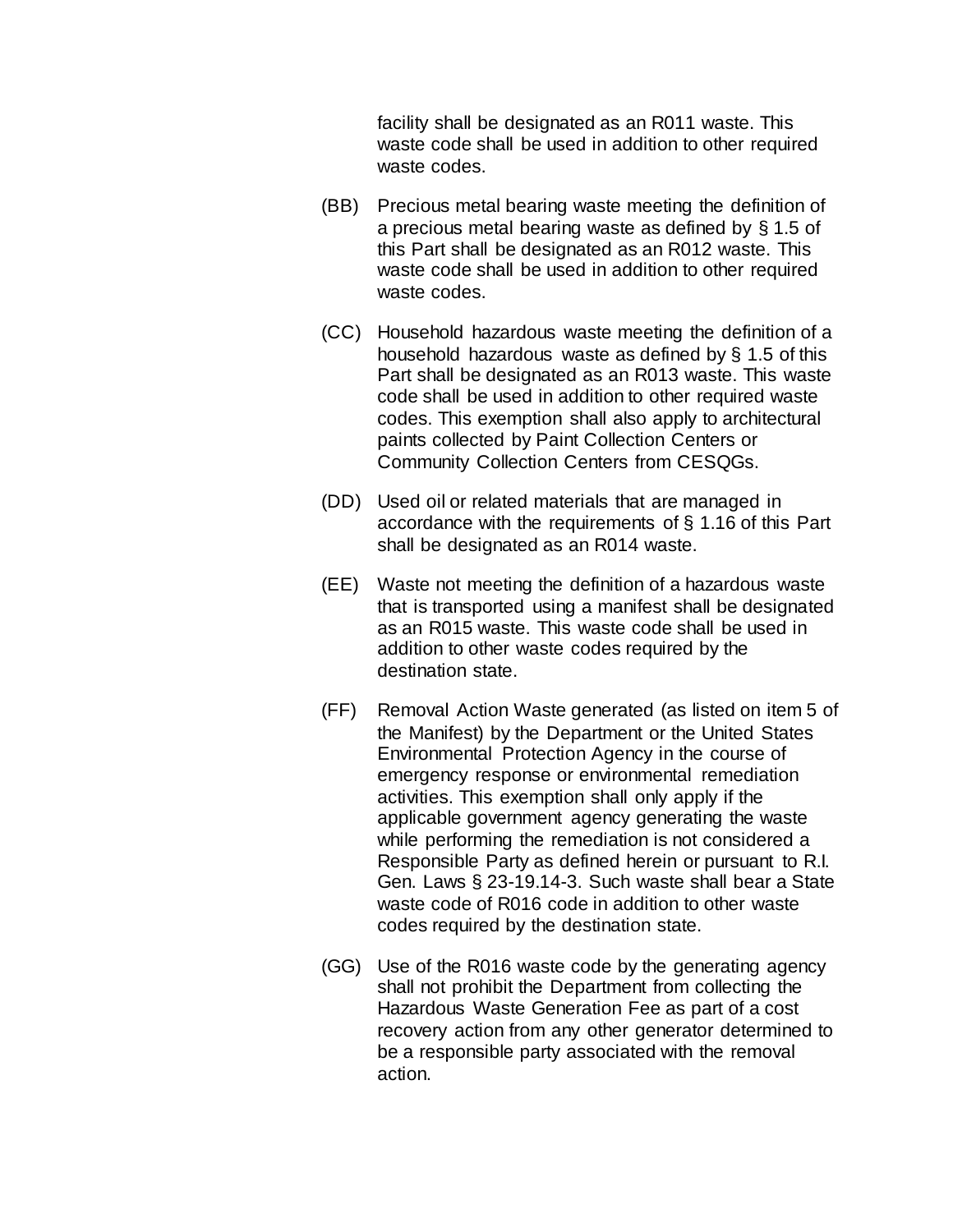facility shall be designated as an R011 waste. This waste code shall be used in addition to other required waste codes.

(BB) Precious metal bearing waste meeting the definition of a precious metal bearing waste as defined by § 1.5 of this Part shall be designated as an R012 waste. This waste code shall be used in addition to other required waste codes.

(CC) Household hazardous waste meeting the definition of a household hazardous waste as defined by § 1.5 of this Part shall be designated as an R013 waste. This waste code shall be used in addition to other required waste codes. This exemption shall also apply to architectural paints collected by Paint Collection Centers or Community Collection Centers from CESQGs.

(DD) Used oil or related materials that are managed in accordance with the requirements of § 1.16 of this Part shall be designated as an R014 waste.

(EE) Waste not meeting the definition of a hazardous waste that is transported using a manifest shall be designated as an R015 waste. This waste code shall be used in addition to other waste codes required by the destination state.

(FF) Removal Action Waste generated (as listed on item 5 of the Manifest) by the Department or the United States Environmental Protection Agency in the course of emergency response or environmental remediation activities. This exemption shall only apply if the applicable government agency generating the waste while performing the remediation is not considered a Responsible Party as defined herein or pursuant to R.I. Gen. Laws § 23-19.14-3. Such waste shall bear a State waste code of R016 code in addition to other waste codes required by the destination state.

(GG) Use of the R016 waste code by the generating agency shall not prohibit the Department from collecting the Hazardous Waste Generation Fee as part of a cost recovery action from any other generator determined to be a responsible party associated with the removal action.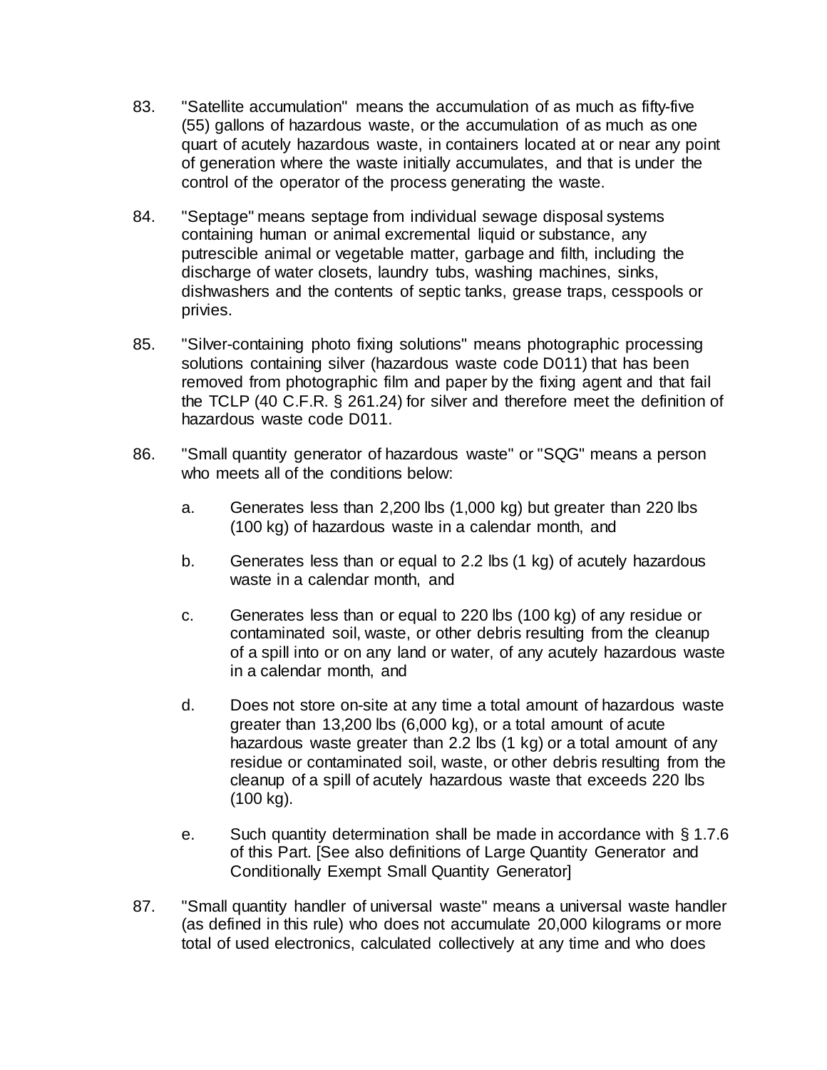83. "Satellite accumulation" means the accumulation of as much as fifty-five (55) gallons of hazardous waste, or the accumulation of as much as one quart of acutely hazardous waste, in containers located at or near any point of generation where the waste initially accumulates, and that is under the control of the operator of the process generating the waste.

84. "Septage" means septage from individual sewage disposal systems containing human or animal excremental liquid or substance, any putrescible animal or vegetable matter, garbage and filth, including the discharge of water closets, laundry tubs, washing machines, sinks, dishwashers and the contents of septic tanks, grease traps, cesspools or privies.

85. "Silver-containing photo fixing solutions" means photographic processing solutions containing silver (hazardous waste code D011) that has been removed from photographic film and paper by the fixing agent and that fail the TCLP (40 C.F.R. § 261.24) for silver and therefore meet the definition of hazardous waste code D011.

86. "Small quantity generator of hazardous waste" or "SQG" means a person who meets all of the conditions below:

    a. Generates less than 2,200 lbs (1,000 kg) but greater than 220 lbs (100 kg) of hazardous waste in a calendar month, and

    b. Generates less than or equal to 2.2 lbs (1 kg) of acutely hazardous waste in a calendar month, and

    c. Generates less than or equal to 220 lbs (100 kg) of any residue or contaminated soil, waste, or other debris resulting from the cleanup of a spill into or on any land or water, of any acutely hazardous waste in a calendar month, and

    d. Does not store on-site at any time a total amount of hazardous waste greater than 13,200 lbs (6,000 kg), or a total amount of acute hazardous waste greater than 2.2 lbs (1 kg) or a total amount of any residue or contaminated soil, waste, or other debris resulting from the cleanup of a spill of acutely hazardous waste that exceeds 220 lbs (100 kg).

    e. Such quantity determination shall be made in accordance with § 1.7.6 of this Part. [See also definitions of Large Quantity Generator and Conditionally Exempt Small Quantity Generator]

87. "Small quantity handler of universal waste" means a universal waste handler (as defined in this rule) who does not accumulate 20,000 kilograms or more total of used electronics, calculated collectively at any time and who does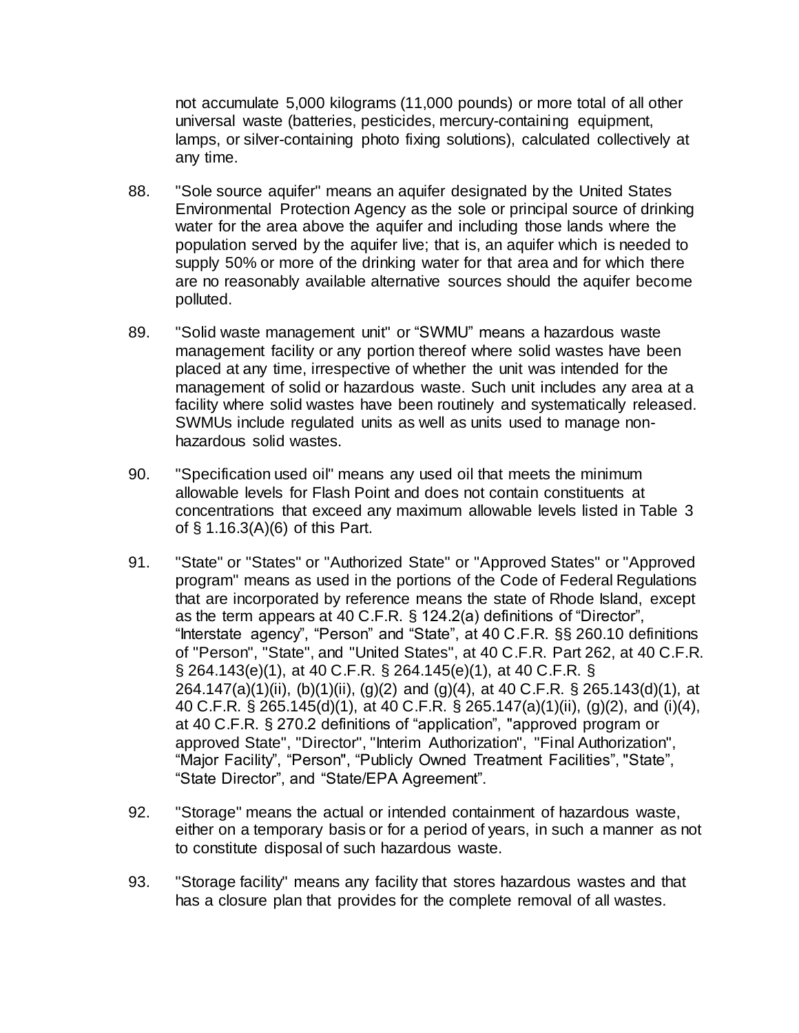not accumulate 5,000 kilograms (11,000 pounds) or more total of all other universal waste (batteries, pesticides, mercury-containing equipment, lamps, or silver-containing photo fixing solutions), calculated collectively at any time.

88. "Sole source aquifer" means an aquifer designated by the United States Environmental Protection Agency as the sole or principal source of drinking water for the area above the aquifer and including those lands where the population served by the aquifer live; that is, an aquifer which is needed to supply 50% or more of the drinking water for that area and for which there are no reasonably available alternative sources should the aquifer become polluted.

89. "Solid waste management unit" or "SWMU" means a hazardous waste management facility or any portion thereof where solid wastes have been placed at any time, irrespective of whether the unit was intended for the management of solid or hazardous waste. Such unit includes any area at a facility where solid wastes have been routinely and systematically released. SWMUs include regulated units as well as units used to manage non-hazardous solid wastes.

90. "Specification used oil" means any used oil that meets the minimum allowable levels for Flash Point and does not contain constituents at concentrations that exceed any maximum allowable levels listed in Table 3 of § 1.16.3(A)(6) of this Part.

91. "State" or "States" or "Authorized State" or "Approved States" or "Approved program" means as used in the portions of the Code of Federal Regulations that are incorporated by reference means the state of Rhode Island, except as the term appears at 40 C.F.R. § 124.2(a) definitions of "Director", "Interstate agency", "Person" and "State", at 40 C.F.R. §§ 260.10 definitions of "Person", "State", and "United States", at 40 C.F.R. Part 262, at 40 C.F.R. § 264.143(e)(1), at 40 C.F.R. § 264.145(e)(1), at 40 C.F.R. § 264.147(a)(1)(ii), (b)(1)(ii), (g)(2) and (g)(4), at 40 C.F.R. § 265.143(d)(1), at 40 C.F.R. § 265.145(d)(1), at 40 C.F.R. § 265.147(a)(1)(ii), (g)(2), and (i)(4), at 40 C.F.R. § 270.2 definitions of "application", "approved program or approved State", "Director", "Interim Authorization", "Final Authorization", "Major Facility", "Person", "Publicly Owned Treatment Facilities", "State", "State Director", and "State/EPA Agreement".

92. "Storage" means the actual or intended containment of hazardous waste, either on a temporary basis or for a period of years, in such a manner as not to constitute disposal of such hazardous waste.

93. "Storage facility" means any facility that stores hazardous wastes and that has a closure plan that provides for the complete removal of all wastes.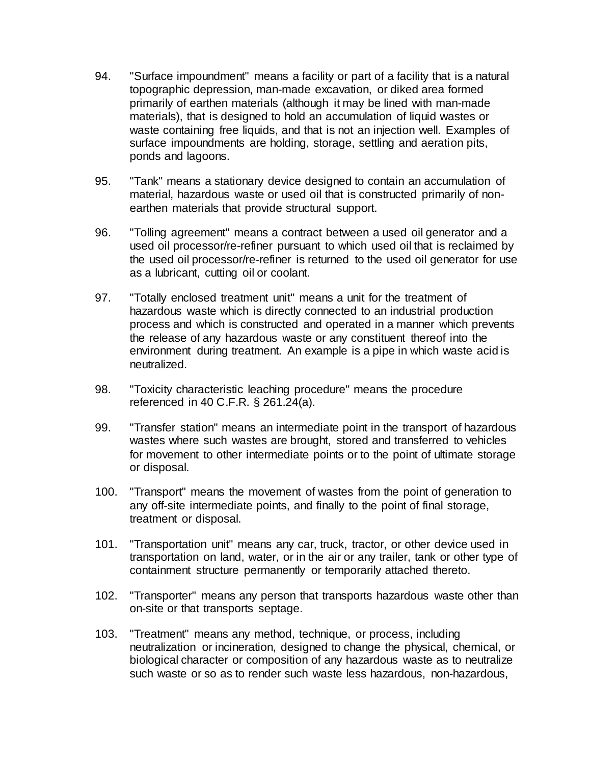94. "Surface impoundment" means a facility or part of a facility that is a natural topographic depression, man-made excavation, or diked area formed primarily of earthen materials (although it may be lined with man-made materials), that is designed to hold an accumulation of liquid wastes or waste containing free liquids, and that is not an injection well. Examples of surface impoundments are holding, storage, settling and aeration pits, ponds and lagoons.

95. "Tank" means a stationary device designed to contain an accumulation of material, hazardous waste or used oil that is constructed primarily of non-earthen materials that provide structural support.

96. "Tolling agreement" means a contract between a used oil generator and a used oil processor/re-refiner pursuant to which used oil that is reclaimed by the used oil processor/re-refiner is returned to the used oil generator for use as a lubricant, cutting oil or coolant.

97. "Totally enclosed treatment unit" means a unit for the treatment of hazardous waste which is directly connected to an industrial production process and which is constructed and operated in a manner which prevents the release of any hazardous waste or any constituent thereof into the environment during treatment. An example is a pipe in which waste acid is neutralized.

98. "Toxicity characteristic leaching procedure" means the procedure referenced in 40 C.F.R. § 261.24(a).

99. "Transfer station" means an intermediate point in the transport of hazardous wastes where such wastes are brought, stored and transferred to vehicles for movement to other intermediate points or to the point of ultimate storage or disposal.

100. "Transport" means the movement of wastes from the point of generation to any off-site intermediate points, and finally to the point of final storage, treatment or disposal.

101. "Transportation unit" means any car, truck, tractor, or other device used in transportation on land, water, or in the air or any trailer, tank or other type of containment structure permanently or temporarily attached thereto.

102. "Transporter" means any person that transports hazardous waste other than on-site or that transports septage.

103. "Treatment" means any method, technique, or process, including neutralization or incineration, designed to change the physical, chemical, or biological character or composition of any hazardous waste as to neutralize such waste or so as to render such waste less hazardous, non-hazardous,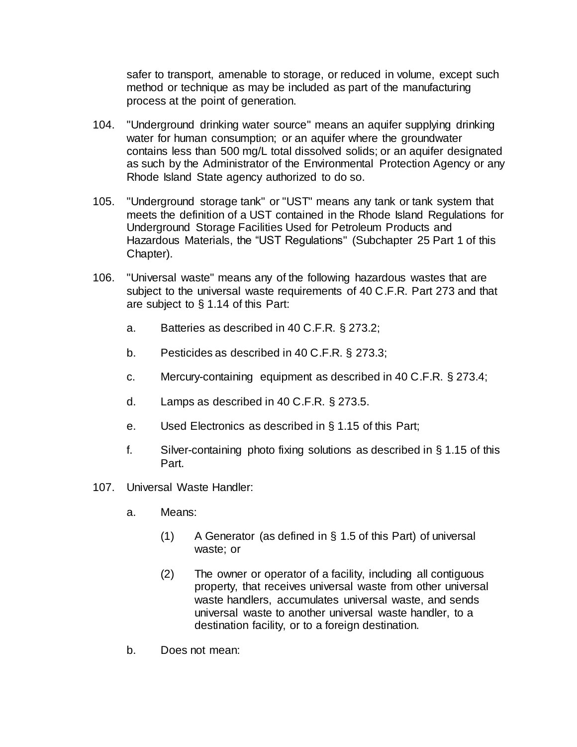safer to transport, amenable to storage, or reduced in volume, except such method or technique as may be included as part of the manufacturing process at the point of generation.

104. "Underground drinking water source" means an aquifer supplying drinking water for human consumption; or an aquifer where the groundwater contains less than 500 mg/L total dissolved solids; or an aquifer designated as such by the Administrator of the Environmental Protection Agency or any Rhode Island State agency authorized to do so.

105. "Underground storage tank" or "UST" means any tank or tank system that meets the definition of a UST contained in the Rhode Island Regulations for Underground Storage Facilities Used for Petroleum Products and Hazardous Materials, the "UST Regulations" (Subchapter 25 Part 1 of this Chapter).

106. "Universal waste" means any of the following hazardous wastes that are subject to the universal waste requirements of 40 C.F.R. Part 273 and that are subject to § 1.14 of this Part:

    a. Batteries as described in 40 C.F.R. § 273.2;

    b. Pesticides as described in 40 C.F.R. § 273.3;

    c. Mercury-containing equipment as described in 40 C.F.R. § 273.4;

    d. Lamps as described in 40 C.F.R. § 273.5.

    e. Used Electronics as described in § 1.15 of this Part;

    f. Silver-containing photo fixing solutions as described in § 1.15 of this Part.

107. Universal Waste Handler:

    a. Means:

        (1) A Generator (as defined in § 1.5 of this Part) of universal waste; or

        (2) The owner or operator of a facility, including all contiguous property, that receives universal waste from other universal waste handlers, accumulates universal waste, and sends universal waste to another universal waste handler, to a destination facility, or to a foreign destination.

    b. Does not mean: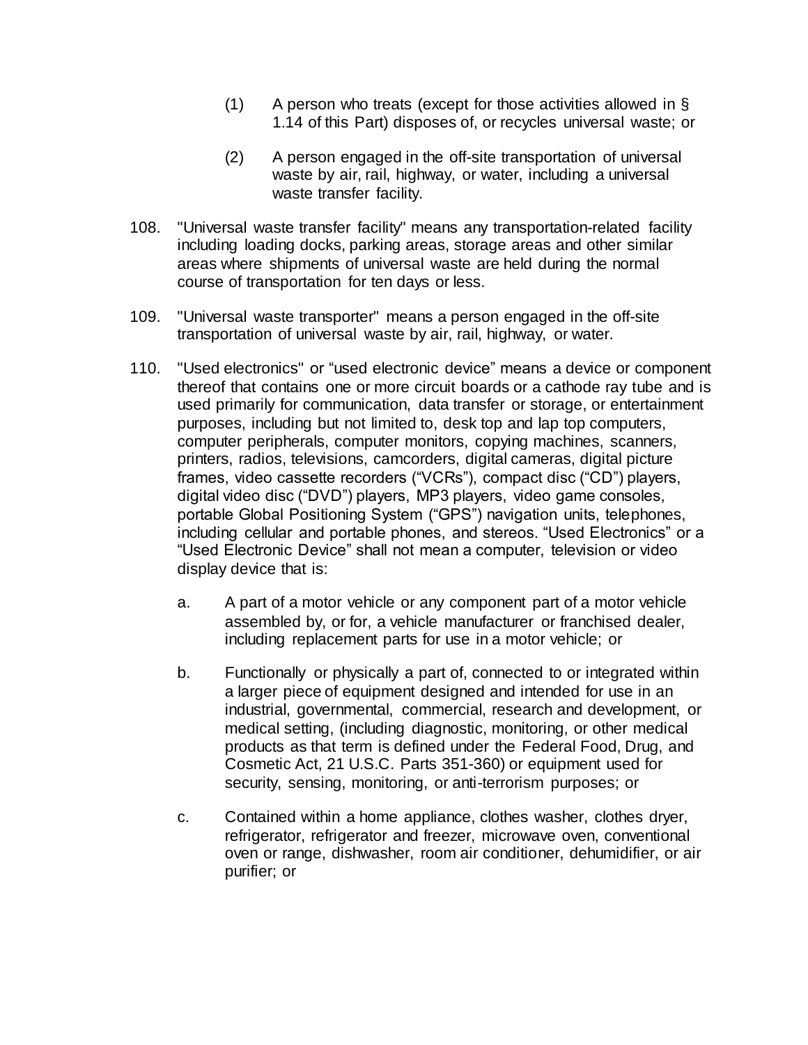(1) A person who treats (except for those activities allowed in § 1.14 of this Part) disposes of, or recycles universal waste; or

(2) A person engaged in the off-site transportation of universal waste by air, rail, highway, or water, including a universal waste transfer facility.

108. "Universal waste transfer facility" means any transportation-related facility including loading docks, parking areas, storage areas and other similar areas where shipments of universal waste are held during the normal course of transportation for ten days or less.

109. "Universal waste transporter" means a person engaged in the off-site transportation of universal waste by air, rail, highway, or water.

110. "Used electronics" or "used electronic device" means a device or component thereof that contains one or more circuit boards or a cathode ray tube and is used primarily for communication, data transfer or storage, or entertainment purposes, including but not limited to, desk top and lap top computers, computer peripherals, computer monitors, copying machines, scanners, printers, radios, televisions, camcorders, digital cameras, digital picture frames, video cassette recorders ("VCRs"), compact disc ("CD") players, digital video disc ("DVD") players, MP3 players, video game consoles, portable Global Positioning System ("GPS") navigation units, telephones, including cellular and portable phones, and stereos. "Used Electronics" or a "Used Electronic Device" shall not mean a computer, television or video display device that is:

a. A part of a motor vehicle or any component part of a motor vehicle assembled by, or for, a vehicle manufacturer or franchised dealer, including replacement parts for use in a motor vehicle; or

b. Functionally or physically a part of, connected to or integrated within a larger piece of equipment designed and intended for use in an industrial, governmental, commercial, research and development, or medical setting, (including diagnostic, monitoring, or other medical products as that term is defined under the Federal Food, Drug, and Cosmetic Act, 21 U.S.C. Parts 351-360) or equipment used for security, sensing, monitoring, or anti-terrorism purposes; or

c. Contained within a home appliance, clothes washer, clothes dryer, refrigerator, refrigerator and freezer, microwave oven, conventional oven or range, dishwasher, room air conditioner, dehumidifier, or air purifier; or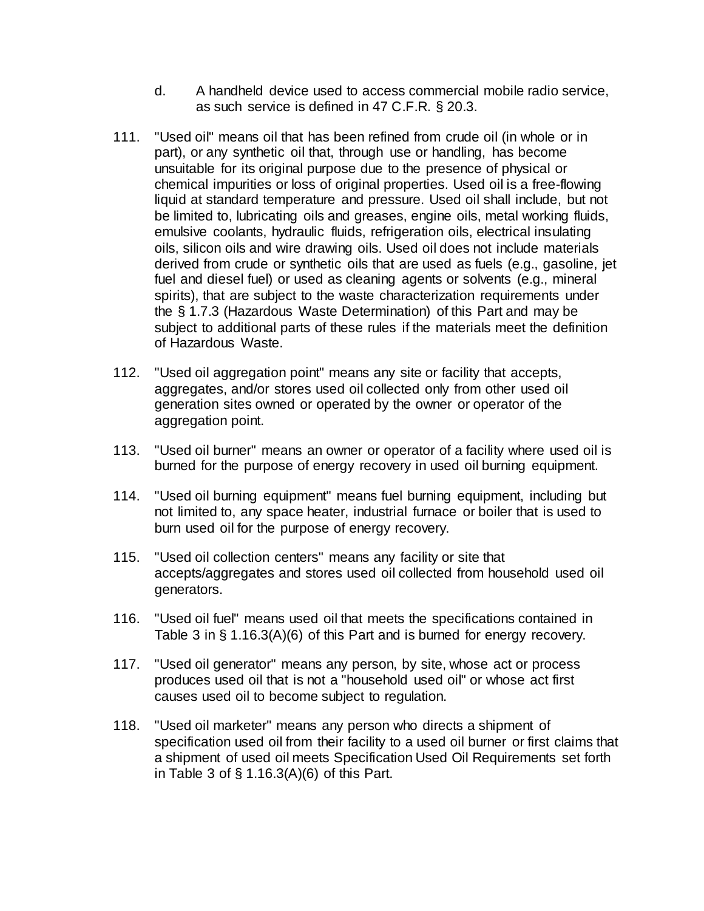d. A handheld device used to access commercial mobile radio service, as such service is defined in 47 C.F.R. § 20.3.

111. "Used oil" means oil that has been refined from crude oil (in whole or in part), or any synthetic oil that, through use or handling, has become unsuitable for its original purpose due to the presence of physical or chemical impurities or loss of original properties. Used oil is a free-flowing liquid at standard temperature and pressure. Used oil shall include, but not be limited to, lubricating oils and greases, engine oils, metal working fluids, emulsive coolants, hydraulic fluids, refrigeration oils, electrical insulating oils, silicon oils and wire drawing oils. Used oil does not include materials derived from crude or synthetic oils that are used as fuels (e.g., gasoline, jet fuel and diesel fuel) or used as cleaning agents or solvents (e.g., mineral spirits), that are subject to the waste characterization requirements under the § 1.7.3 (Hazardous Waste Determination) of this Part and may be subject to additional parts of these rules if the materials meet the definition of Hazardous Waste.

112. "Used oil aggregation point" means any site or facility that accepts, aggregates, and/or stores used oil collected only from other used oil generation sites owned or operated by the owner or operator of the aggregation point.

113. "Used oil burner" means an owner or operator of a facility where used oil is burned for the purpose of energy recovery in used oil burning equipment.

114. "Used oil burning equipment" means fuel burning equipment, including but not limited to, any space heater, industrial furnace or boiler that is used to burn used oil for the purpose of energy recovery.

115. "Used oil collection centers" means any facility or site that accepts/aggregates and stores used oil collected from household used oil generators.

116. "Used oil fuel" means used oil that meets the specifications contained in Table 3 in § 1.16.3(A)(6) of this Part and is burned for energy recovery.

117. "Used oil generator" means any person, by site, whose act or process produces used oil that is not a "household used oil" or whose act first causes used oil to become subject to regulation.

118. "Used oil marketer" means any person who directs a shipment of specification used oil from their facility to a used oil burner or first claims that a shipment of used oil meets Specification Used Oil Requirements set forth in Table 3 of § 1.16.3(A)(6) of this Part.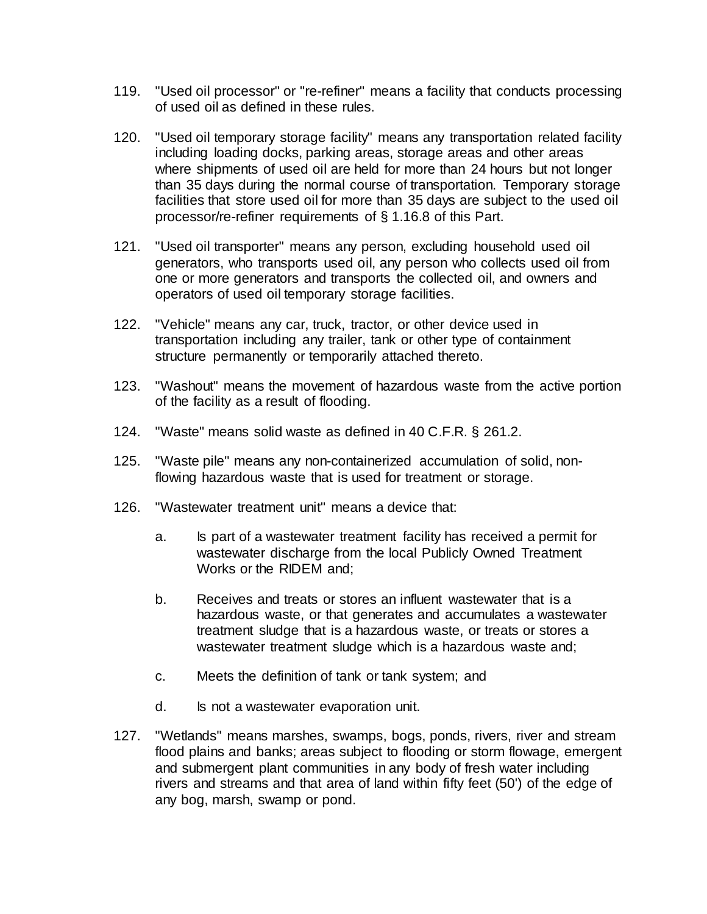119. "Used oil processor" or "re-refiner" means a facility that conducts processing of used oil as defined in these rules.

120. "Used oil temporary storage facility" means any transportation related facility including loading docks, parking areas, storage areas and other areas where shipments of used oil are held for more than 24 hours but not longer than 35 days during the normal course of transportation. Temporary storage facilities that store used oil for more than 35 days are subject to the used oil processor/re-refiner requirements of § 1.16.8 of this Part.

121. "Used oil transporter" means any person, excluding household used oil generators, who transports used oil, any person who collects used oil from one or more generators and transports the collected oil, and owners and operators of used oil temporary storage facilities.

122. "Vehicle" means any car, truck, tractor, or other device used in transportation including any trailer, tank or other type of containment structure permanently or temporarily attached thereto.

123. "Washout" means the movement of hazardous waste from the active portion of the facility as a result of flooding.

124. "Waste" means solid waste as defined in 40 C.F.R. § 261.2.

125. "Waste pile" means any non-containerized accumulation of solid, non-flowing hazardous waste that is used for treatment or storage.

126. "Wastewater treatment unit" means a device that:

    a. Is part of a wastewater treatment facility has received a permit for wastewater discharge from the local Publicly Owned Treatment Works or the RIDEM and;

    b. Receives and treats or stores an influent wastewater that is a hazardous waste, or that generates and accumulates a wastewater treatment sludge that is a hazardous waste, or treats or stores a wastewater treatment sludge which is a hazardous waste and;

    c. Meets the definition of tank or tank system; and

    d. Is not a wastewater evaporation unit.

127. "Wetlands" means marshes, swamps, bogs, ponds, rivers, river and stream flood plains and banks; areas subject to flooding or storm flowage, emergent and submergent plant communities in any body of fresh water including rivers and streams and that area of land within fifty feet (50') of the edge of any bog, marsh, swamp or pond.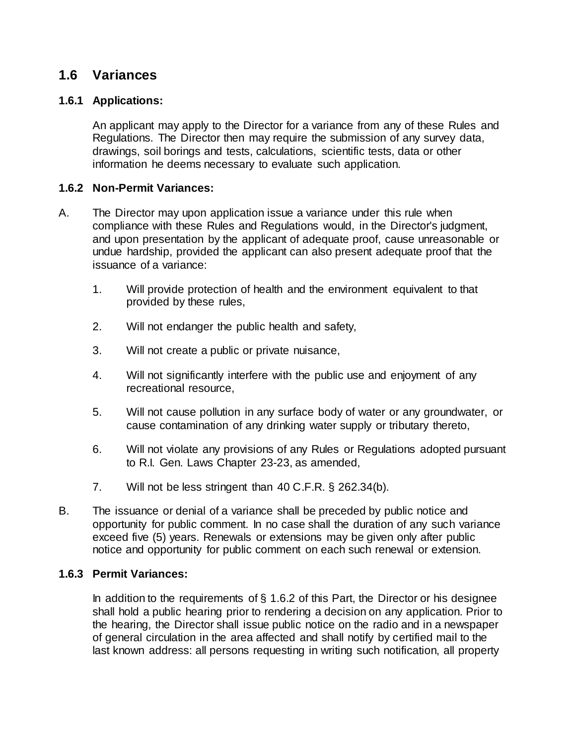## 1.6 Variances

### 1.6.1 Applications:

An applicant may apply to the Director for a variance from any of these Rules and Regulations. The Director then may require the submission of any survey data, drawings, soil borings and tests, calculations, scientific tests, data or other information he deems necessary to evaluate such application.

### 1.6.2 Non-Permit Variances:

A. The Director may upon application issue a variance under this rule when compliance with these Rules and Regulations would, in the Director's judgment, and upon presentation by the applicant of adequate proof, cause unreasonable or undue hardship, provided the applicant can also present adequate proof that the issuance of a variance:

   1. Will provide protection of health and the environment equivalent to that provided by these rules,

   2. Will not endanger the public health and safety,

   3. Will not create a public or private nuisance,

   4. Will not significantly interfere with the public use and enjoyment of any recreational resource,

   5. Will not cause pollution in any surface body of water or any groundwater, or cause contamination of any drinking water supply or tributary thereto,

   6. Will not violate any provisions of any Rules or Regulations adopted pursuant to R.I. Gen. Laws Chapter 23-23, as amended,

   7. Will not be less stringent than 40 C.F.R. § 262.34(b).

B. The issuance or denial of a variance shall be preceded by public notice and opportunity for public comment. In no case shall the duration of any such variance exceed five (5) years. Renewals or extensions may be given only after public notice and opportunity for public comment on each such renewal or extension.

### 1.6.3 Permit Variances:

In addition to the requirements of § 1.6.2 of this Part, the Director or his designee shall hold a public hearing prior to rendering a decision on any application. Prior to the hearing, the Director shall issue public notice on the radio and in a newspaper of general circulation in the area affected and shall notify by certified mail to the last known address: all persons requesting in writing such notification, all property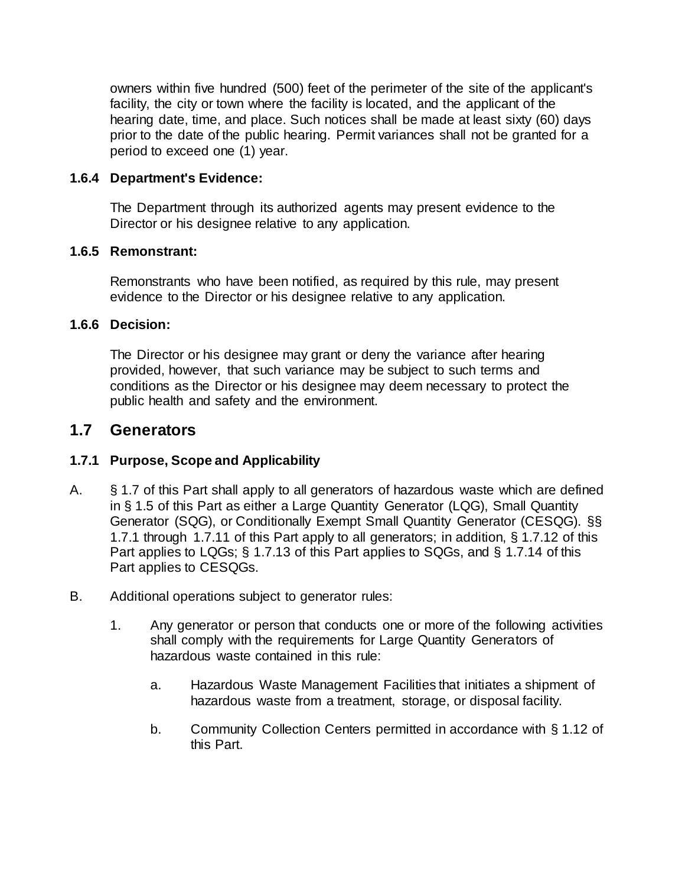owners within five hundred (500) feet of the perimeter of the site of the applicant's facility, the city or town where the facility is located, and the applicant of the hearing date, time, and place. Such notices shall be made at least sixty (60) days prior to the date of the public hearing. Permit variances shall not be granted for a period to exceed one (1) year.

#### 1.6.4 Department's Evidence:

The Department through its authorized agents may present evidence to the Director or his designee relative to any application.

#### 1.6.5 Remonstrant:

Remonstrants who have been notified, as required by this rule, may present evidence to the Director or his designee relative to any application.

#### 1.6.6 Decision:

The Director or his designee may grant or deny the variance after hearing provided, however, that such variance may be subject to such terms and conditions as the Director or his designee may deem necessary to protect the public health and safety and the environment.

## 1.7 Generators

#### 1.7.1 Purpose, Scope and Applicability

A. § 1.7 of this Part shall apply to all generators of hazardous waste which are defined in § 1.5 of this Part as either a Large Quantity Generator (LQG), Small Quantity Generator (SQG), or Conditionally Exempt Small Quantity Generator (CESQG). §§ 1.7.1 through 1.7.11 of this Part apply to all generators; in addition, § 1.7.12 of this Part applies to LQGs; § 1.7.13 of this Part applies to SQGs, and § 1.7.14 of this Part applies to CESQGs.

B. Additional operations subject to generator rules:

1. Any generator or person that conducts one or more of the following activities shall comply with the requirements for Large Quantity Generators of hazardous waste contained in this rule:

    a. Hazardous Waste Management Facilities that initiates a shipment of hazardous waste from a treatment, storage, or disposal facility.

    b. Community Collection Centers permitted in accordance with § 1.12 of this Part.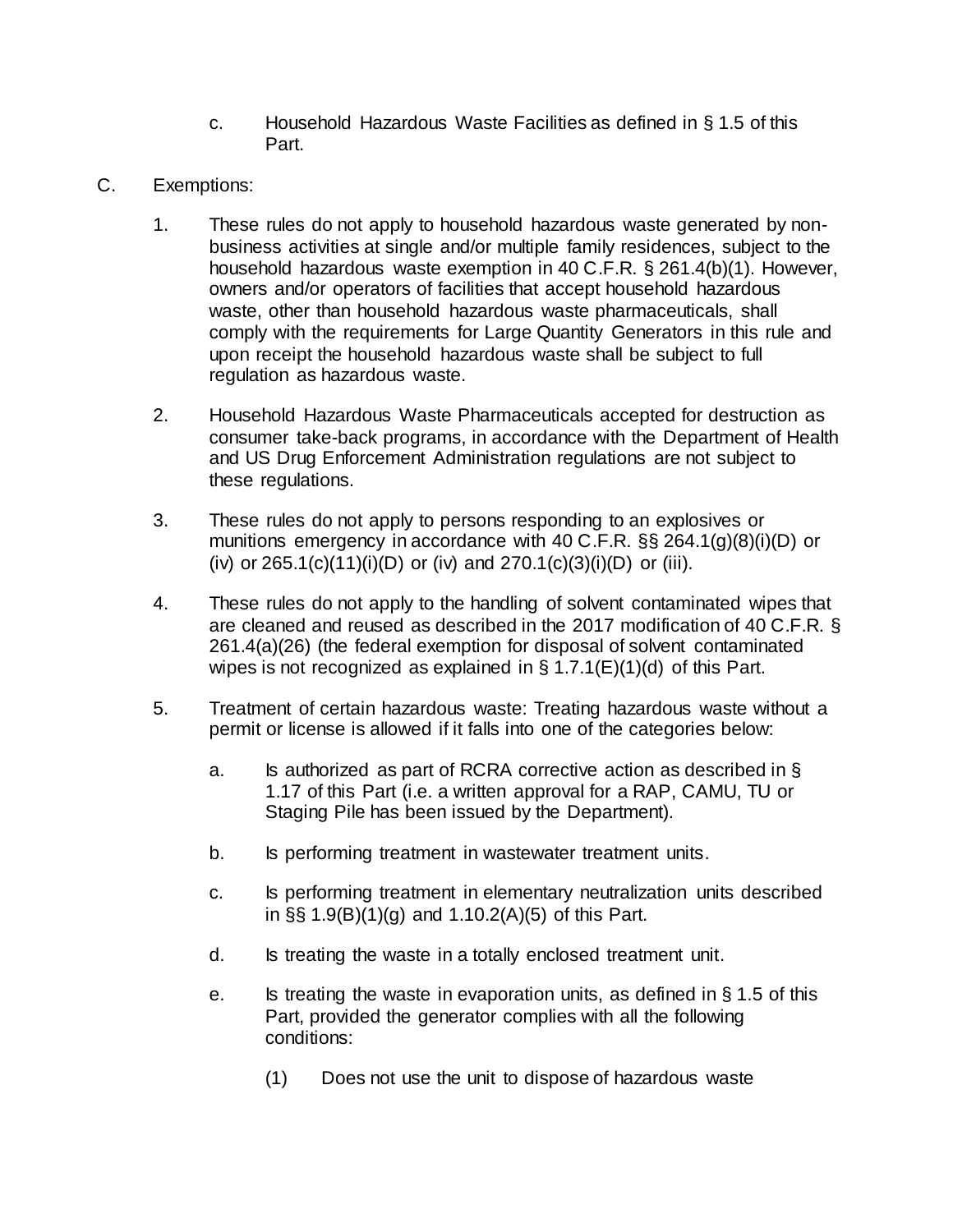c. Household Hazardous Waste Facilities as defined in § 1.5 of this Part.

C. Exemptions:

1. These rules do not apply to household hazardous waste generated by non-business activities at single and/or multiple family residences, subject to the household hazardous waste exemption in 40 C.F.R. § 261.4(b)(1). However, owners and/or operators of facilities that accept household hazardous waste, other than household hazardous waste pharmaceuticals, shall comply with the requirements for Large Quantity Generators in this rule and upon receipt the household hazardous waste shall be subject to full regulation as hazardous waste.

2. Household Hazardous Waste Pharmaceuticals accepted for destruction as consumer take-back programs, in accordance with the Department of Health and US Drug Enforcement Administration regulations are not subject to these regulations.

3. These rules do not apply to persons responding to an explosives or munitions emergency in accordance with 40 C.F.R. §§ 264.1(g)(8)(i)(D) or (iv) or 265.1(c)(11)(i)(D) or (iv) and 270.1(c)(3)(i)(D) or (iii).

4. These rules do not apply to the handling of solvent contaminated wipes that are cleaned and reused as described in the 2017 modification of 40 C.F.R. § 261.4(a)(26) (the federal exemption for disposal of solvent contaminated wipes is not recognized as explained in § 1.7.1(E)(1)(d) of this Part.

5. Treatment of certain hazardous waste: Treating hazardous waste without a permit or license is allowed if it falls into one of the categories below:

   a. Is authorized as part of RCRA corrective action as described in § 1.17 of this Part (i.e. a written approval for a RAP, CAMU, TU or Staging Pile has been issued by the Department).

   b. Is performing treatment in wastewater treatment units.

   c. Is performing treatment in elementary neutralization units described in §§ 1.9(B)(1)(g) and 1.10.2(A)(5) of this Part.

   d. Is treating the waste in a totally enclosed treatment unit.

   e. Is treating the waste in evaporation units, as defined in § 1.5 of this Part, provided the generator complies with all the following conditions:

      (1) Does not use the unit to dispose of hazardous waste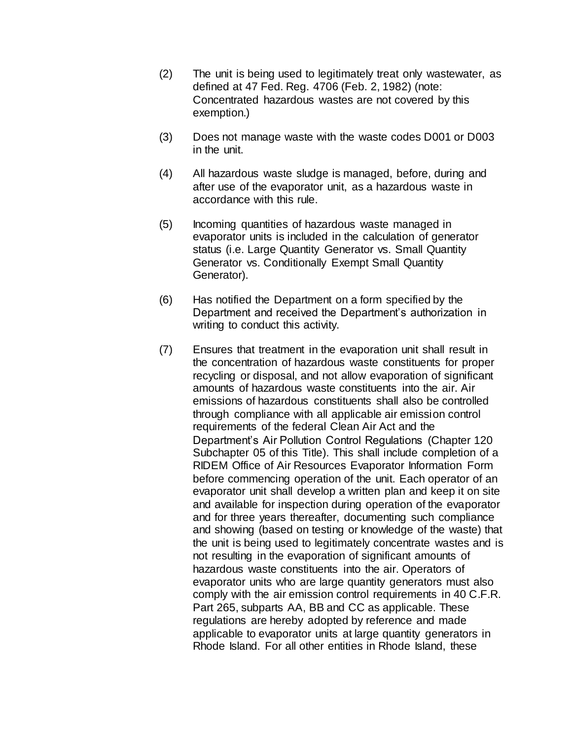(2) The unit is being used to legitimately treat only wastewater, as defined at 47 Fed. Reg. 4706 (Feb. 2, 1982) (note: Concentrated hazardous wastes are not covered by this exemption.)

(3) Does not manage waste with the waste codes D001 or D003 in the unit.

(4) All hazardous waste sludge is managed, before, during and after use of the evaporator unit, as a hazardous waste in accordance with this rule.

(5) Incoming quantities of hazardous waste managed in evaporator units is included in the calculation of generator status (i.e. Large Quantity Generator vs. Small Quantity Generator vs. Conditionally Exempt Small Quantity Generator).

(6) Has notified the Department on a form specified by the Department and received the Department's authorization in writing to conduct this activity.

(7) Ensures that treatment in the evaporation unit shall result in the concentration of hazardous waste constituents for proper recycling or disposal, and not allow evaporation of significant amounts of hazardous waste constituents into the air. Air emissions of hazardous constituents shall also be controlled through compliance with all applicable air emission control requirements of the federal Clean Air Act and the Department's Air Pollution Control Regulations (Chapter 120 Subchapter 05 of this Title). This shall include completion of a RIDEM Office of Air Resources Evaporator Information Form before commencing operation of the unit. Each operator of an evaporator unit shall develop a written plan and keep it on site and available for inspection during operation of the evaporator and for three years thereafter, documenting such compliance and showing (based on testing or knowledge of the waste) that the unit is being used to legitimately concentrate wastes and is not resulting in the evaporation of significant amounts of hazardous waste constituents into the air. Operators of evaporator units who are large quantity generators must also comply with the air emission control requirements in 40 C.F.R. Part 265, subparts AA, BB and CC as applicable. These regulations are hereby adopted by reference and made applicable to evaporator units at large quantity generators in Rhode Island. For all other entities in Rhode Island, these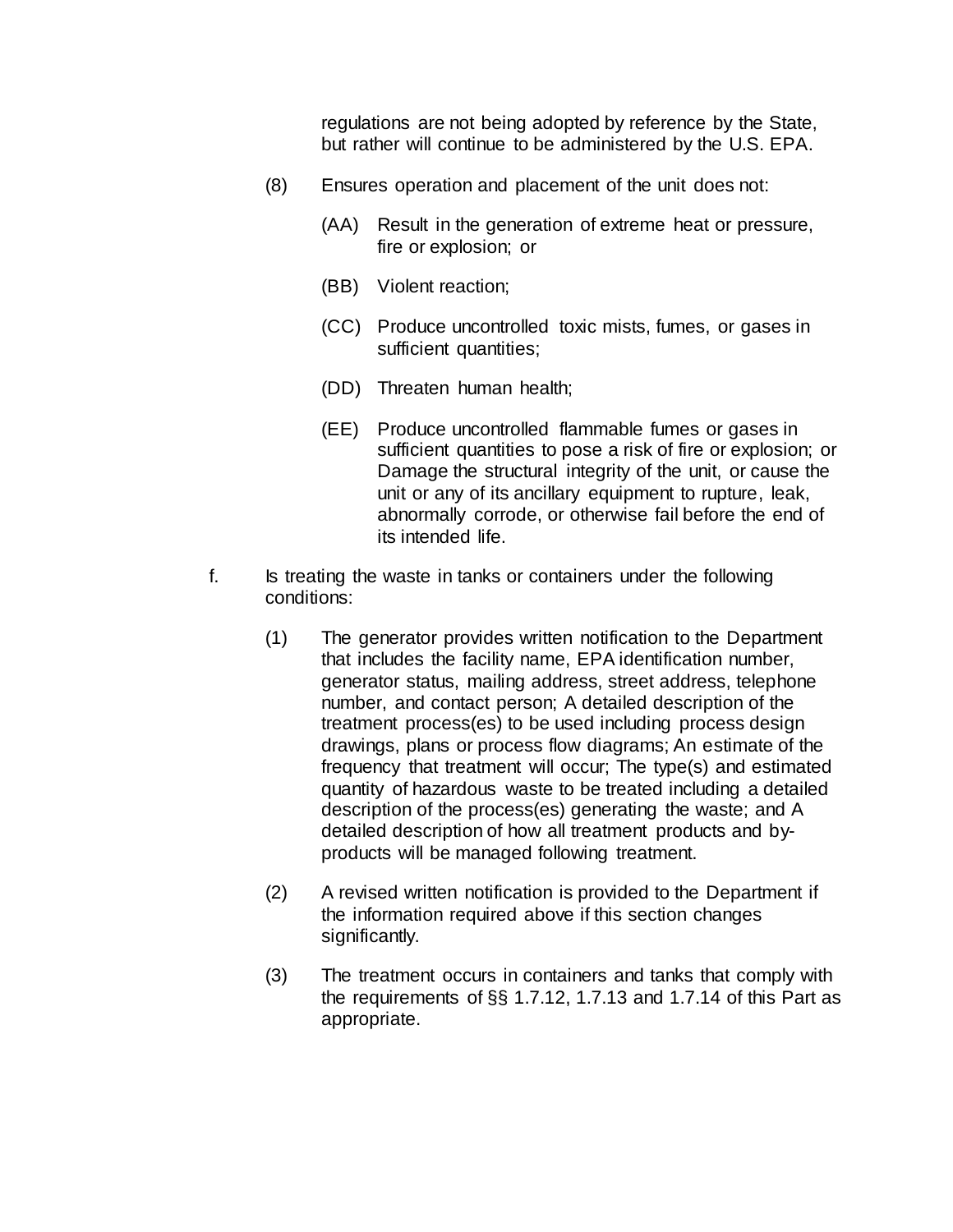regulations are not being adopted by reference by the State, but rather will continue to be administered by the U.S. EPA.

(8) Ensures operation and placement of the unit does not:

(AA) Result in the generation of extreme heat or pressure, fire or explosion; or

(BB) Violent reaction;

(CC) Produce uncontrolled toxic mists, fumes, or gases in sufficient quantities;

(DD) Threaten human health;

(EE) Produce uncontrolled flammable fumes or gases in sufficient quantities to pose a risk of fire or explosion; or Damage the structural integrity of the unit, or cause the unit or any of its ancillary equipment to rupture, leak, abnormally corrode, or otherwise fail before the end of its intended life.

f. Is treating the waste in tanks or containers under the following conditions:

(1) The generator provides written notification to the Department that includes the facility name, EPA identification number, generator status, mailing address, street address, telephone number, and contact person; A detailed description of the treatment process(es) to be used including process design drawings, plans or process flow diagrams; An estimate of the frequency that treatment will occur; The type(s) and estimated quantity of hazardous waste to be treated including a detailed description of the process(es) generating the waste; and A detailed description of how all treatment products and by-products will be managed following treatment.

(2) A revised written notification is provided to the Department if the information required above if this section changes significantly.

(3) The treatment occurs in containers and tanks that comply with the requirements of §§ 1.7.12, 1.7.13 and 1.7.14 of this Part as appropriate.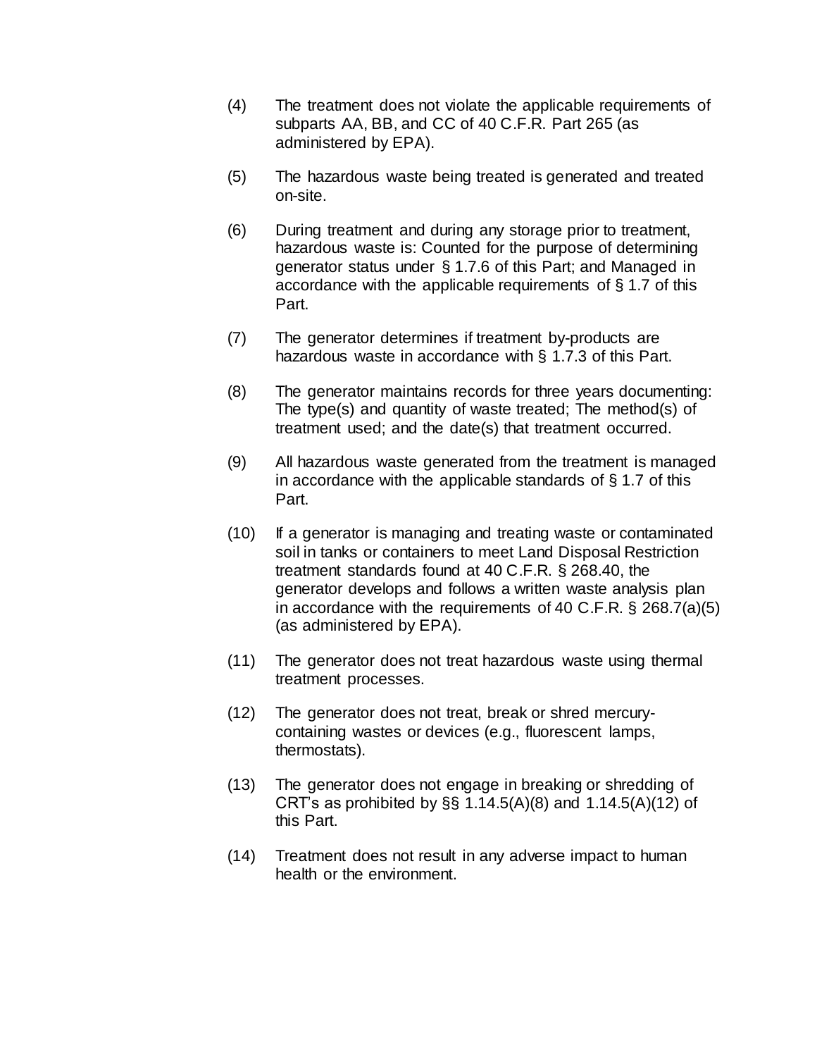(4) The treatment does not violate the applicable requirements of subparts AA, BB, and CC of 40 C.F.R. Part 265 (as administered by EPA).

(5) The hazardous waste being treated is generated and treated on-site.

(6) During treatment and during any storage prior to treatment, hazardous waste is: Counted for the purpose of determining generator status under § 1.7.6 of this Part; and Managed in accordance with the applicable requirements of § 1.7 of this Part.

(7) The generator determines if treatment by-products are hazardous waste in accordance with § 1.7.3 of this Part.

(8) The generator maintains records for three years documenting: The type(s) and quantity of waste treated; The method(s) of treatment used; and the date(s) that treatment occurred.

(9) All hazardous waste generated from the treatment is managed in accordance with the applicable standards of § 1.7 of this Part.

(10) If a generator is managing and treating waste or contaminated soil in tanks or containers to meet Land Disposal Restriction treatment standards found at 40 C.F.R. § 268.40, the generator develops and follows a written waste analysis plan in accordance with the requirements of 40 C.F.R. § 268.7(a)(5) (as administered by EPA).

(11) The generator does not treat hazardous waste using thermal treatment processes.

(12) The generator does not treat, break or shred mercury-containing wastes or devices (e.g., fluorescent lamps, thermostats).

(13) The generator does not engage in breaking or shredding of CRT's as prohibited by §§ 1.14.5(A)(8) and 1.14.5(A)(12) of this Part.

(14) Treatment does not result in any adverse impact to human health or the environment.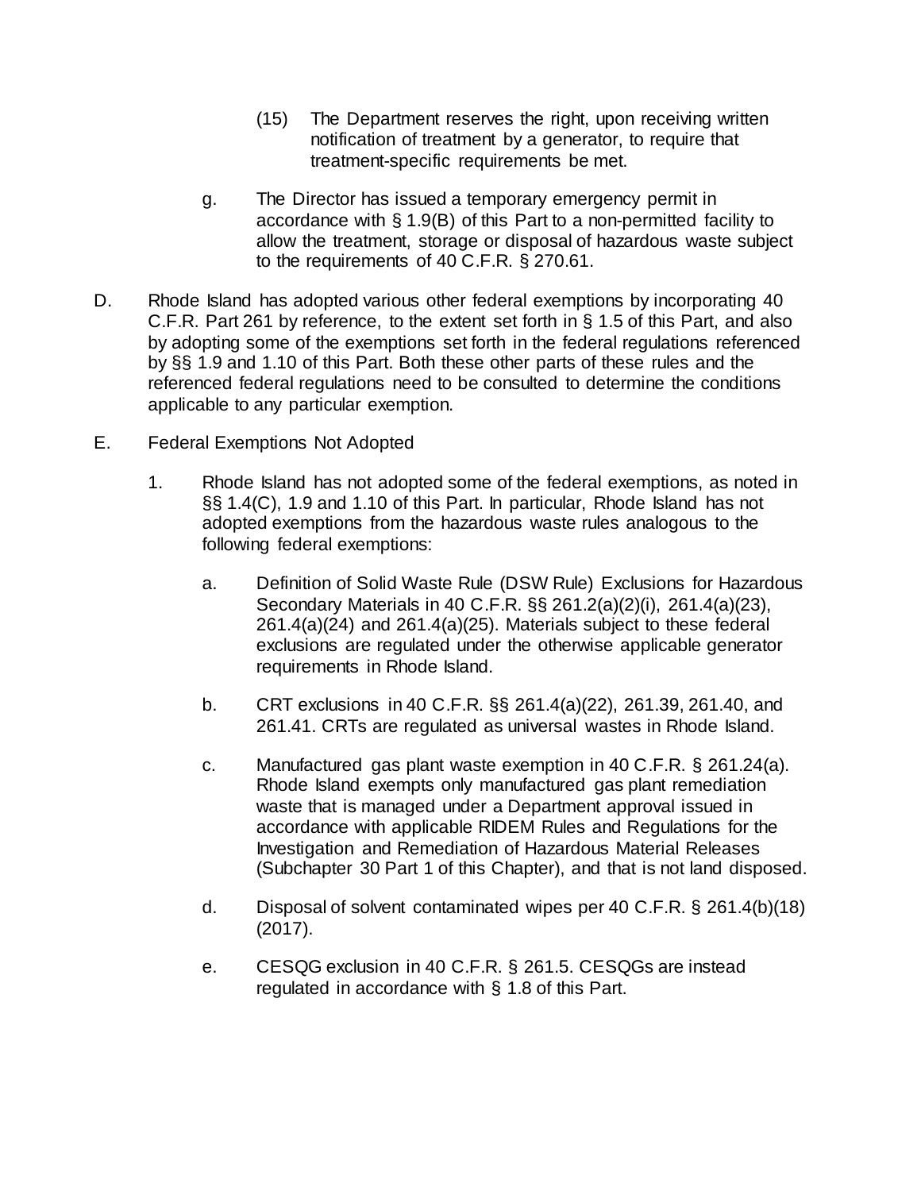(15) The Department reserves the right, upon receiving written notification of treatment by a generator, to require that treatment-specific requirements be met.

g. The Director has issued a temporary emergency permit in accordance with § 1.9(B) of this Part to a non-permitted facility to allow the treatment, storage or disposal of hazardous waste subject to the requirements of 40 C.F.R. § 270.61.

D. Rhode Island has adopted various other federal exemptions by incorporating 40 C.F.R. Part 261 by reference, to the extent set forth in § 1.5 of this Part, and also by adopting some of the exemptions set forth in the federal regulations referenced by §§ 1.9 and 1.10 of this Part. Both these other parts of these rules and the referenced federal regulations need to be consulted to determine the conditions applicable to any particular exemption.

E. Federal Exemptions Not Adopted

1. Rhode Island has not adopted some of the federal exemptions, as noted in §§ 1.4(C), 1.9 and 1.10 of this Part. In particular, Rhode Island has not adopted exemptions from the hazardous waste rules analogous to the following federal exemptions:

a. Definition of Solid Waste Rule (DSW Rule) Exclusions for Hazardous Secondary Materials in 40 C.F.R. §§ 261.2(a)(2)(i), 261.4(a)(23), 261.4(a)(24) and 261.4(a)(25). Materials subject to these federal exclusions are regulated under the otherwise applicable generator requirements in Rhode Island.

b. CRT exclusions in 40 C.F.R. §§ 261.4(a)(22), 261.39, 261.40, and 261.41. CRTs are regulated as universal wastes in Rhode Island.

c. Manufactured gas plant waste exemption in 40 C.F.R. § 261.24(a). Rhode Island exempts only manufactured gas plant remediation waste that is managed under a Department approval issued in accordance with applicable RIDEM Rules and Regulations for the Investigation and Remediation of Hazardous Material Releases (Subchapter 30 Part 1 of this Chapter), and that is not land disposed.

d. Disposal of solvent contaminated wipes per 40 C.F.R. § 261.4(b)(18) (2017).

e. CESQG exclusion in 40 C.F.R. § 261.5. CESQGs are instead regulated in accordance with § 1.8 of this Part.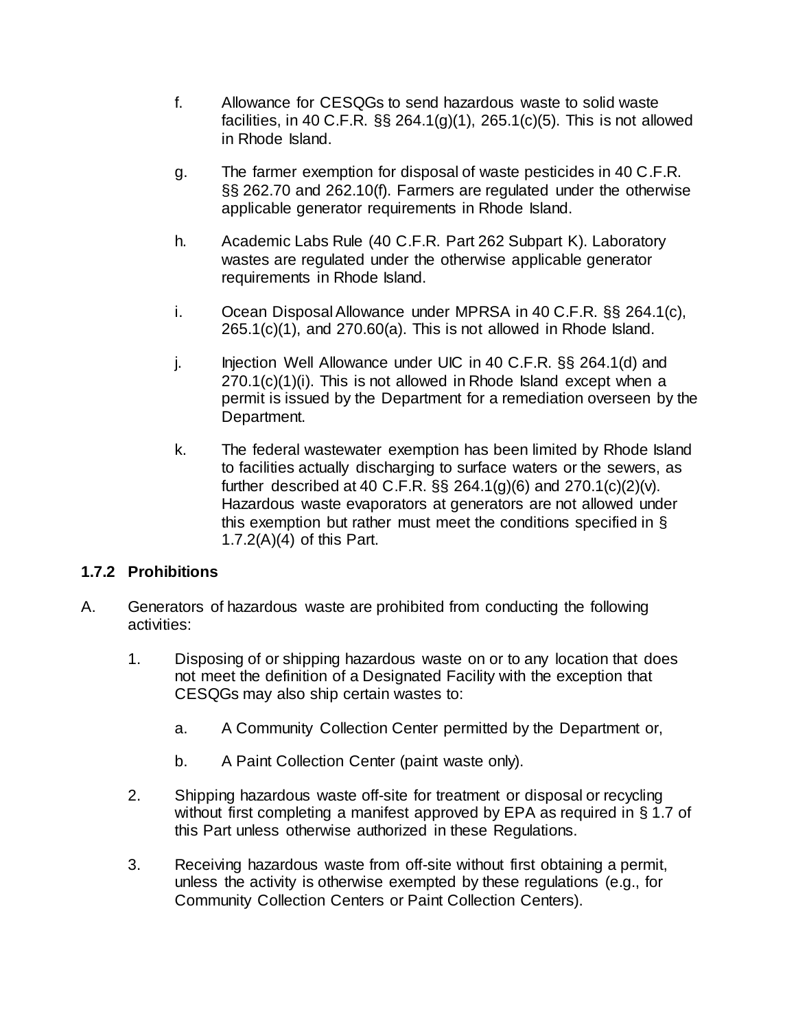f. Allowance for CESQGs to send hazardous waste to solid waste facilities, in 40 C.F.R. §§ 264.1(g)(1), 265.1(c)(5). This is not allowed in Rhode Island.

g. The farmer exemption for disposal of waste pesticides in 40 C.F.R. §§ 262.70 and 262.10(f). Farmers are regulated under the otherwise applicable generator requirements in Rhode Island.

h. Academic Labs Rule (40 C.F.R. Part 262 Subpart K). Laboratory wastes are regulated under the otherwise applicable generator requirements in Rhode Island.

i. Ocean Disposal Allowance under MPRSA in 40 C.F.R. §§ 264.1(c), 265.1(c)(1), and 270.60(a). This is not allowed in Rhode Island.

j. Injection Well Allowance under UIC in 40 C.F.R. §§ 264.1(d) and 270.1(c)(1)(i). This is not allowed in Rhode Island except when a permit is issued by the Department for a remediation overseen by the Department.

k. The federal wastewater exemption has been limited by Rhode Island to facilities actually discharging to surface waters or the sewers, as further described at 40 C.F.R. §§ 264.1(g)(6) and 270.1(c)(2)(v). Hazardous waste evaporators at generators are not allowed under this exemption but rather must meet the conditions specified in § 1.7.2(A)(4) of this Part.

### 1.7.2 Prohibitions

A. Generators of hazardous waste are prohibited from conducting the following activities:

1. Disposing of or shipping hazardous waste on or to any location that does not meet the definition of a Designated Facility with the exception that CESQGs may also ship certain wastes to:

    a. A Community Collection Center permitted by the Department or,

    b. A Paint Collection Center (paint waste only).

2. Shipping hazardous waste off-site for treatment or disposal or recycling without first completing a manifest approved by EPA as required in § 1.7 of this Part unless otherwise authorized in these Regulations.

3. Receiving hazardous waste from off-site without first obtaining a permit, unless the activity is otherwise exempted by these regulations (e.g., for Community Collection Centers or Paint Collection Centers).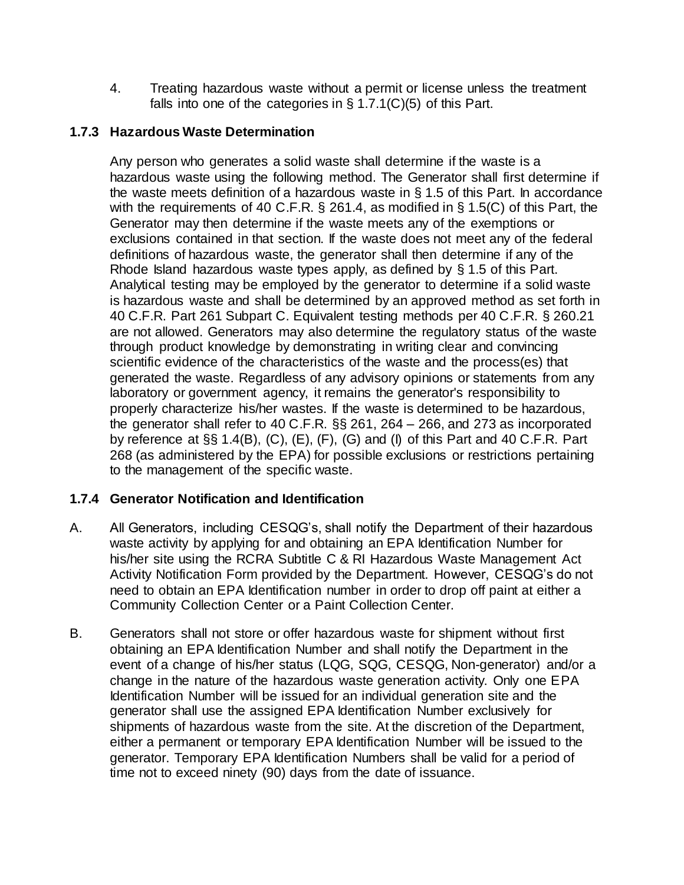4. Treating hazardous waste without a permit or license unless the treatment falls into one of the categories in § 1.7.1(C)(5) of this Part.

### 1.7.3 Hazardous Waste Determination

Any person who generates a solid waste shall determine if the waste is a hazardous waste using the following method. The Generator shall first determine if the waste meets definition of a hazardous waste in § 1.5 of this Part. In accordance with the requirements of 40 C.F.R. § 261.4, as modified in § 1.5(C) of this Part, the Generator may then determine if the waste meets any of the exemptions or exclusions contained in that section. If the waste does not meet any of the federal definitions of hazardous waste, the generator shall then determine if any of the Rhode Island hazardous waste types apply, as defined by § 1.5 of this Part. Analytical testing may be employed by the generator to determine if a solid waste is hazardous waste and shall be determined by an approved method as set forth in 40 C.F.R. Part 261 Subpart C. Equivalent testing methods per 40 C.F.R. § 260.21 are not allowed. Generators may also determine the regulatory status of the waste through product knowledge by demonstrating in writing clear and convincing scientific evidence of the characteristics of the waste and the process(es) that generated the waste. Regardless of any advisory opinions or statements from any laboratory or government agency, it remains the generator's responsibility to properly characterize his/her wastes. If the waste is determined to be hazardous, the generator shall refer to 40 C.F.R. §§ 261, 264 – 266, and 273 as incorporated by reference at §§ 1.4(B), (C), (E), (F), (G) and (I) of this Part and 40 C.F.R. Part 268 (as administered by the EPA) for possible exclusions or restrictions pertaining to the management of the specific waste.

### 1.7.4 Generator Notification and Identification

A. All Generators, including CESQG's, shall notify the Department of their hazardous waste activity by applying for and obtaining an EPA Identification Number for his/her site using the RCRA Subtitle C & RI Hazardous Waste Management Act Activity Notification Form provided by the Department. However, CESQG's do not need to obtain an EPA Identification number in order to drop off paint at either a Community Collection Center or a Paint Collection Center.

B. Generators shall not store or offer hazardous waste for shipment without first obtaining an EPA Identification Number and shall notify the Department in the event of a change of his/her status (LQG, SQG, CESQG, Non-generator) and/or a change in the nature of the hazardous waste generation activity. Only one EPA Identification Number will be issued for an individual generation site and the generator shall use the assigned EPA Identification Number exclusively for shipments of hazardous waste from the site. At the discretion of the Department, either a permanent or temporary EPA Identification Number will be issued to the generator. Temporary EPA Identification Numbers shall be valid for a period of time not to exceed ninety (90) days from the date of issuance.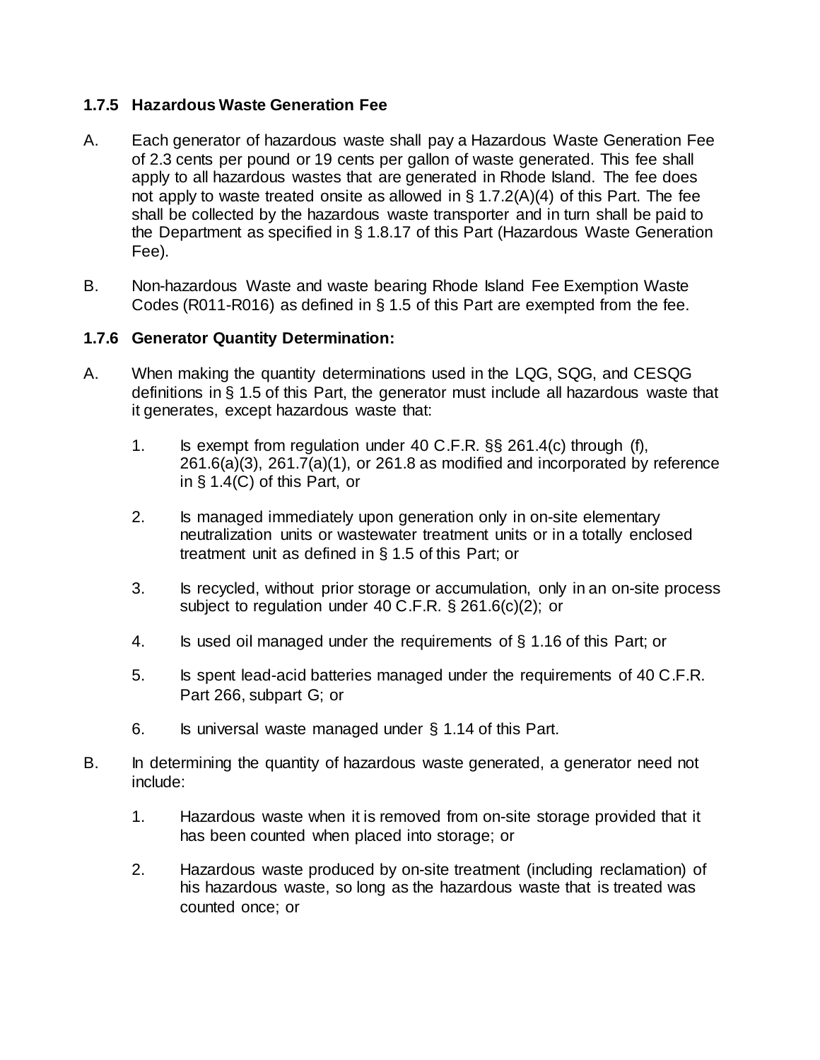### 1.7.5 Hazardous Waste Generation Fee

A. Each generator of hazardous waste shall pay a Hazardous Waste Generation Fee of 2.3 cents per pound or 19 cents per gallon of waste generated. This fee shall apply to all hazardous wastes that are generated in Rhode Island. The fee does not apply to waste treated onsite as allowed in § 1.7.2(A)(4) of this Part. The fee shall be collected by the hazardous waste transporter and in turn shall be paid to the Department as specified in § 1.8.17 of this Part (Hazardous Waste Generation Fee).

B. Non-hazardous Waste and waste bearing Rhode Island Fee Exemption Waste Codes (R011-R016) as defined in § 1.5 of this Part are exempted from the fee.

### 1.7.6 Generator Quantity Determination:

A. When making the quantity determinations used in the LQG, SQG, and CESQG definitions in § 1.5 of this Part, the generator must include all hazardous waste that it generates, except hazardous waste that:

1. Is exempt from regulation under 40 C.F.R. §§ 261.4(c) through (f), 261.6(a)(3), 261.7(a)(1), or 261.8 as modified and incorporated by reference in § 1.4(C) of this Part, or

2. Is managed immediately upon generation only in on-site elementary neutralization units or wastewater treatment units or in a totally enclosed treatment unit as defined in § 1.5 of this Part; or

3. Is recycled, without prior storage or accumulation, only in an on-site process subject to regulation under 40 C.F.R. § 261.6(c)(2); or

4. Is used oil managed under the requirements of § 1.16 of this Part; or

5. Is spent lead-acid batteries managed under the requirements of 40 C.F.R. Part 266, subpart G; or

6. Is universal waste managed under § 1.14 of this Part.

B. In determining the quantity of hazardous waste generated, a generator need not include:

1. Hazardous waste when it is removed from on-site storage provided that it has been counted when placed into storage; or

2. Hazardous waste produced by on-site treatment (including reclamation) of his hazardous waste, so long as the hazardous waste that is treated was counted once; or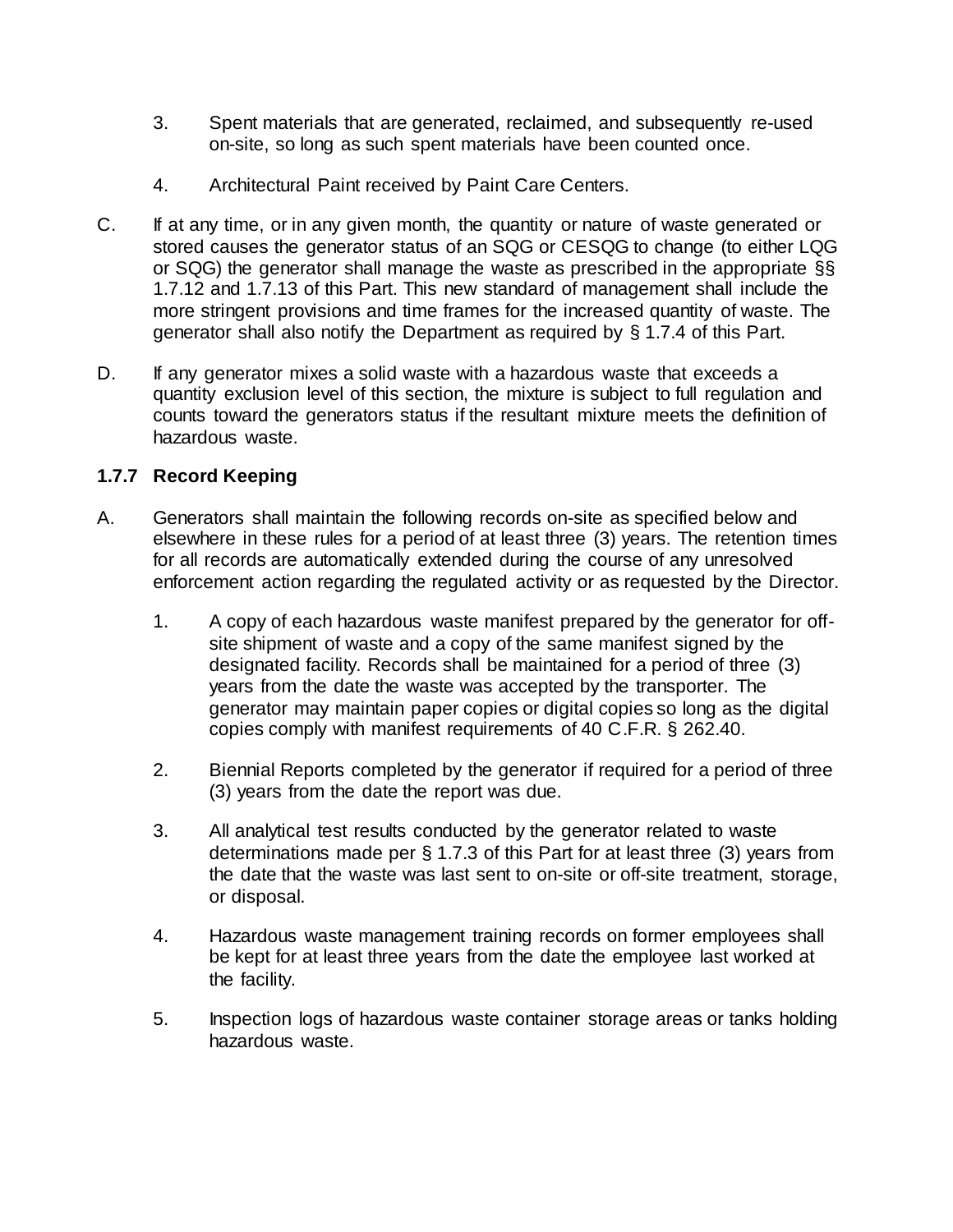3. Spent materials that are generated, reclaimed, and subsequently re-used on-site, so long as such spent materials have been counted once.

4. Architectural Paint received by Paint Care Centers.

C. If at any time, or in any given month, the quantity or nature of waste generated or stored causes the generator status of an SQG or CESQG to change (to either LQG or SQG) the generator shall manage the waste as prescribed in the appropriate §§ 1.7.12 and 1.7.13 of this Part. This new standard of management shall include the more stringent provisions and time frames for the increased quantity of waste. The generator shall also notify the Department as required by § 1.7.4 of this Part.

D. If any generator mixes a solid waste with a hazardous waste that exceeds a quantity exclusion level of this section, the mixture is subject to full regulation and counts toward the generators status if the resultant mixture meets the definition of hazardous waste.

### 1.7.7 Record Keeping

A. Generators shall maintain the following records on-site as specified below and elsewhere in these rules for a period of at least three (3) years. The retention times for all records are automatically extended during the course of any unresolved enforcement action regarding the regulated activity or as requested by the Director.

1. A copy of each hazardous waste manifest prepared by the generator for off-site shipment of waste and a copy of the same manifest signed by the designated facility. Records shall be maintained for a period of three (3) years from the date the waste was accepted by the transporter. The generator may maintain paper copies or digital copies so long as the digital copies comply with manifest requirements of 40 C.F.R. § 262.40.

2. Biennial Reports completed by the generator if required for a period of three (3) years from the date the report was due.

3. All analytical test results conducted by the generator related to waste determinations made per § 1.7.3 of this Part for at least three (3) years from the date that the waste was last sent to on-site or off-site treatment, storage, or disposal.

4. Hazardous waste management training records on former employees shall be kept for at least three years from the date the employee last worked at the facility.

5. Inspection logs of hazardous waste container storage areas or tanks holding hazardous waste.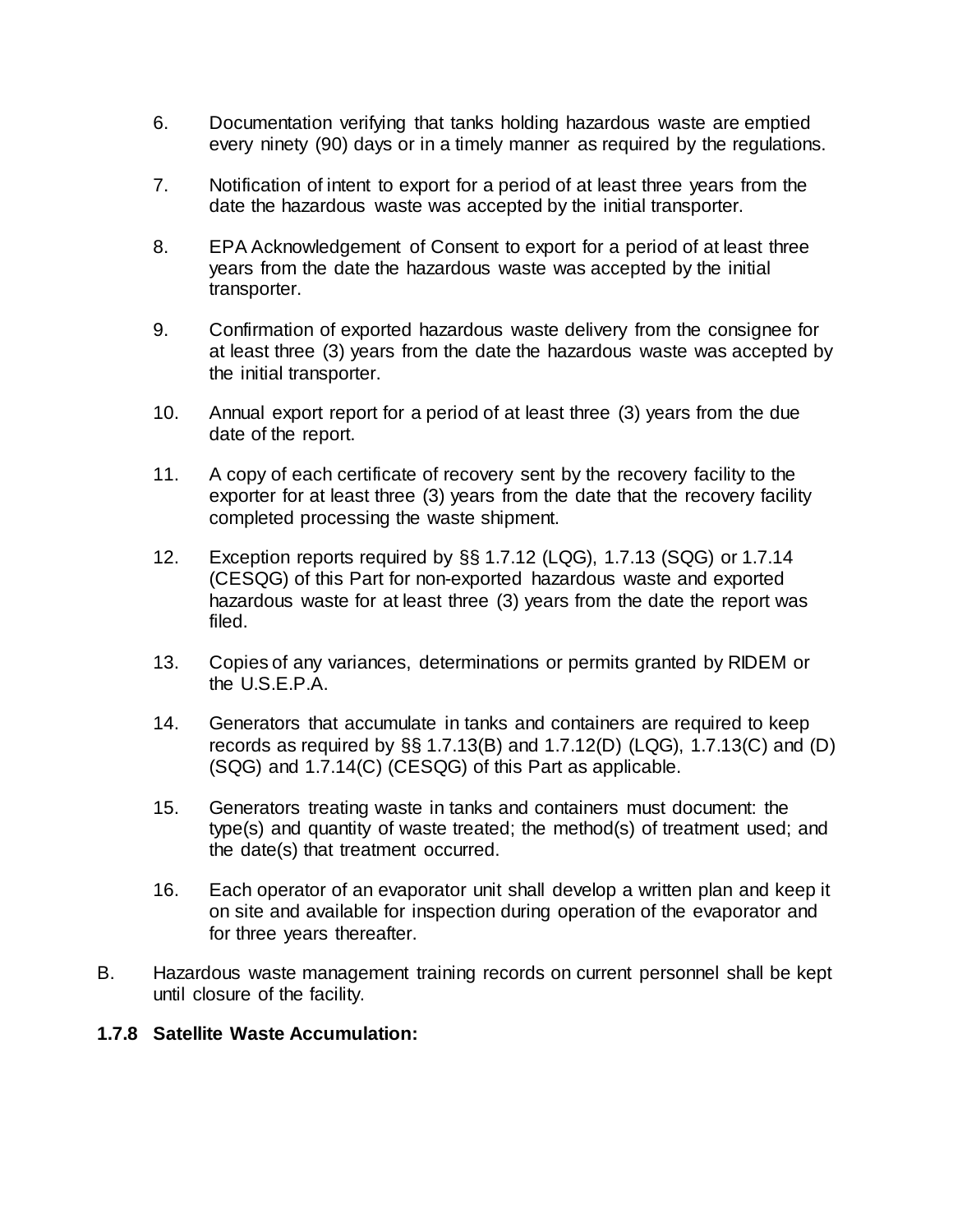6. Documentation verifying that tanks holding hazardous waste are emptied every ninety (90) days or in a timely manner as required by the regulations.

7. Notification of intent to export for a period of at least three years from the date the hazardous waste was accepted by the initial transporter.

8. EPA Acknowledgement of Consent to export for a period of at least three years from the date the hazardous waste was accepted by the initial transporter.

9. Confirmation of exported hazardous waste delivery from the consignee for at least three (3) years from the date the hazardous waste was accepted by the initial transporter.

10. Annual export report for a period of at least three (3) years from the due date of the report.

11. A copy of each certificate of recovery sent by the recovery facility to the exporter for at least three (3) years from the date that the recovery facility completed processing the waste shipment.

12. Exception reports required by §§ 1.7.12 (LQG), 1.7.13 (SQG) or 1.7.14 (CESQG) of this Part for non-exported hazardous waste and exported hazardous waste for at least three (3) years from the date the report was filed.

13. Copies of any variances, determinations or permits granted by RIDEM or the U.S.E.P.A.

14. Generators that accumulate in tanks and containers are required to keep records as required by §§ 1.7.13(B) and 1.7.12(D) (LQG), 1.7.13(C) and (D) (SQG) and 1.7.14(C) (CESQG) of this Part as applicable.

15. Generators treating waste in tanks and containers must document: the type(s) and quantity of waste treated; the method(s) of treatment used; and the date(s) that treatment occurred.

16. Each operator of an evaporator unit shall develop a written plan and keep it on site and available for inspection during operation of the evaporator and for three years thereafter.

B. Hazardous waste management training records on current personnel shall be kept until closure of the facility.

**1.7.8 Satellite Waste Accumulation:**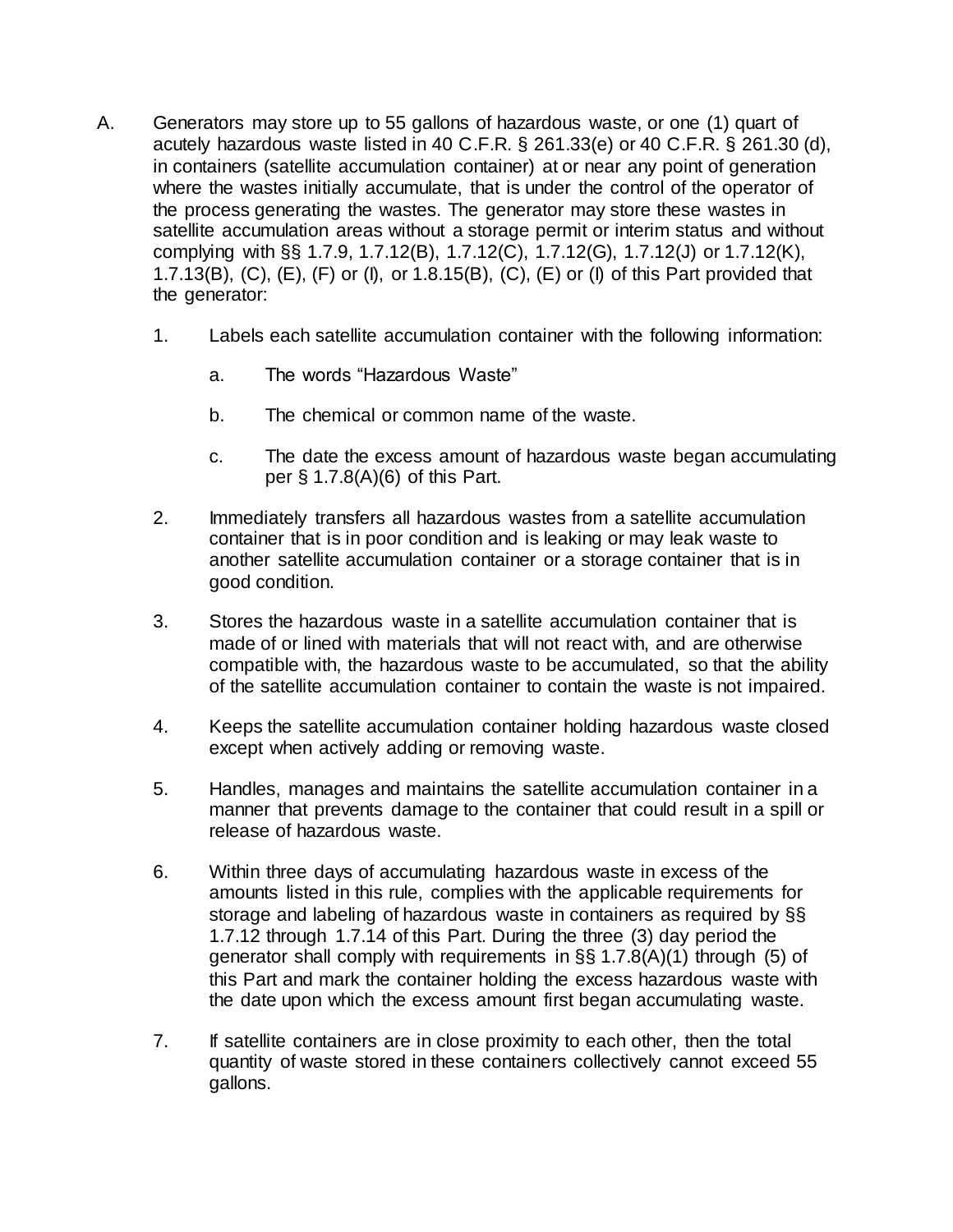A. Generators may store up to 55 gallons of hazardous waste, or one (1) quart of acutely hazardous waste listed in 40 C.F.R. § 261.33(e) or 40 C.F.R. § 261.30 (d), in containers (satellite accumulation container) at or near any point of generation where the wastes initially accumulate, that is under the control of the operator of the process generating the wastes. The generator may store these wastes in satellite accumulation areas without a storage permit or interim status and without complying with §§ 1.7.9, 1.7.12(B), 1.7.12(C), 1.7.12(G), 1.7.12(J) or 1.7.12(K), 1.7.13(B), (C), (E), (F) or (I), or 1.8.15(B), (C), (E) or (I) of this Part provided that the generator:

   1. Labels each satellite accumulation container with the following information:

      a. The words "Hazardous Waste"

      b. The chemical or common name of the waste.

      c. The date the excess amount of hazardous waste began accumulating per § 1.7.8(A)(6) of this Part.

   2. Immediately transfers all hazardous wastes from a satellite accumulation container that is in poor condition and is leaking or may leak waste to another satellite accumulation container or a storage container that is in good condition.

   3. Stores the hazardous waste in a satellite accumulation container that is made of or lined with materials that will not react with, and are otherwise compatible with, the hazardous waste to be accumulated, so that the ability of the satellite accumulation container to contain the waste is not impaired.

   4. Keeps the satellite accumulation container holding hazardous waste closed except when actively adding or removing waste.

   5. Handles, manages and maintains the satellite accumulation container in a manner that prevents damage to the container that could result in a spill or release of hazardous waste.

   6. Within three days of accumulating hazardous waste in excess of the amounts listed in this rule, complies with the applicable requirements for storage and labeling of hazardous waste in containers as required by §§ 1.7.12 through 1.7.14 of this Part. During the three (3) day period the generator shall comply with requirements in §§ 1.7.8(A)(1) through (5) of this Part and mark the container holding the excess hazardous waste with the date upon which the excess amount first began accumulating waste.

   7. If satellite containers are in close proximity to each other, then the total quantity of waste stored in these containers collectively cannot exceed 55 gallons.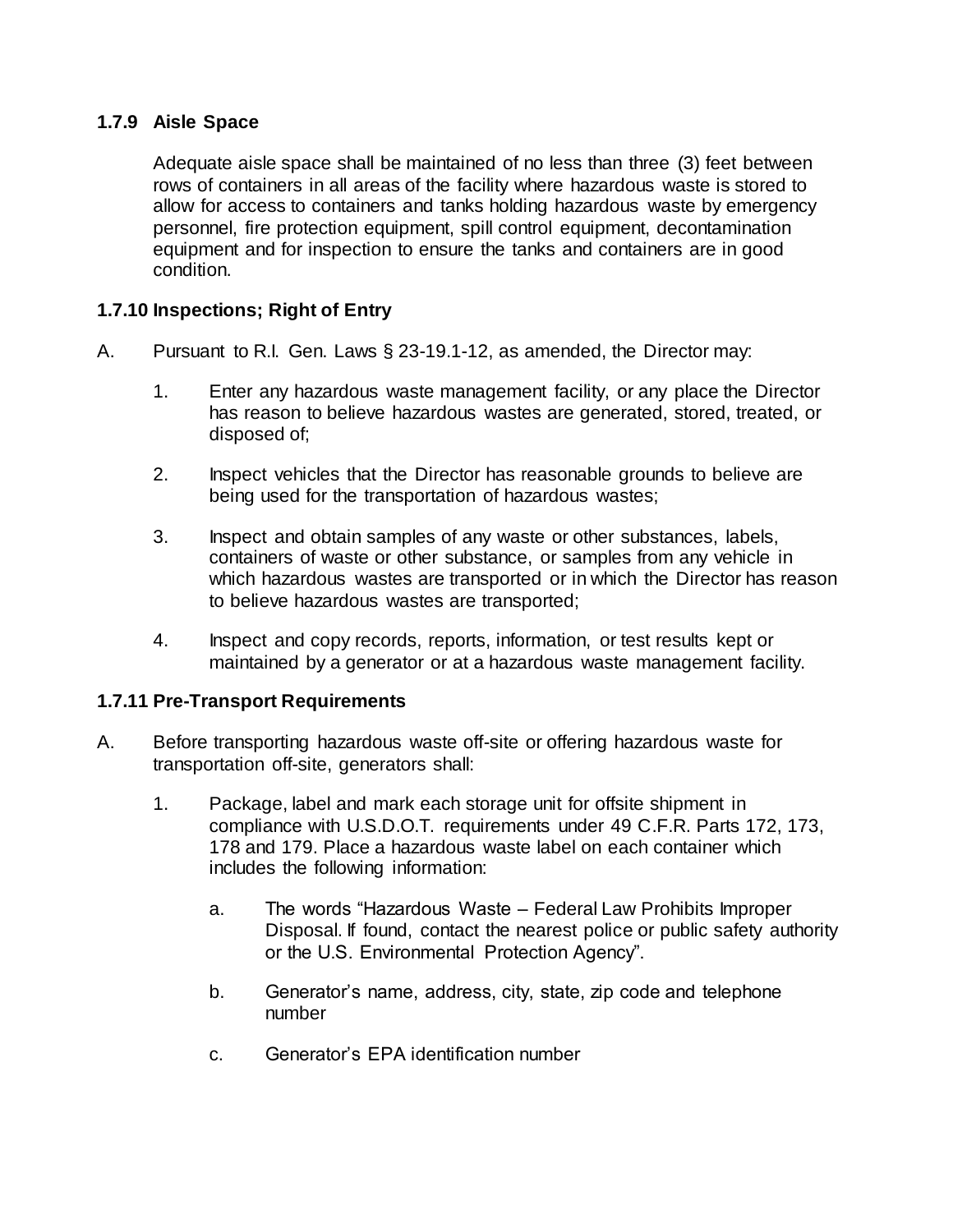### 1.7.9 Aisle Space

Adequate aisle space shall be maintained of no less than three (3) feet between rows of containers in all areas of the facility where hazardous waste is stored to allow for access to containers and tanks holding hazardous waste by emergency personnel, fire protection equipment, spill control equipment, decontamination equipment and for inspection to ensure the tanks and containers are in good condition.

### 1.7.10 Inspections; Right of Entry

A. Pursuant to R.I. Gen. Laws § 23-19.1-12, as amended, the Director may:

1. Enter any hazardous waste management facility, or any place the Director has reason to believe hazardous wastes are generated, stored, treated, or disposed of;

2. Inspect vehicles that the Director has reasonable grounds to believe are being used for the transportation of hazardous wastes;

3. Inspect and obtain samples of any waste or other substances, labels, containers of waste or other substance, or samples from any vehicle in which hazardous wastes are transported or in which the Director has reason to believe hazardous wastes are transported;

4. Inspect and copy records, reports, information, or test results kept or maintained by a generator or at a hazardous waste management facility.

### 1.7.11 Pre-Transport Requirements

A. Before transporting hazardous waste off-site or offering hazardous waste for transportation off-site, generators shall:

1. Package, label and mark each storage unit for offsite shipment in compliance with U.S.D.O.T. requirements under 49 C.F.R. Parts 172, 173, 178 and 179. Place a hazardous waste label on each container which includes the following information:

   a. The words “Hazardous Waste – Federal Law Prohibits Improper Disposal. If found, contact the nearest police or public safety authority or the U.S. Environmental Protection Agency”.

   b. Generator’s name, address, city, state, zip code and telephone number

   c. Generator’s EPA identification number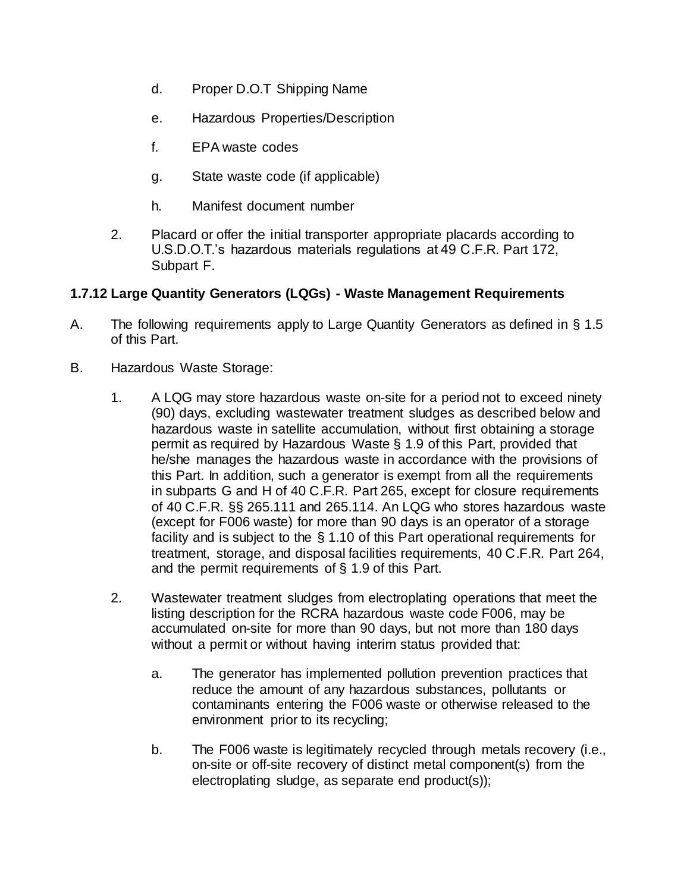d. Proper D.O.T Shipping Name

e. Hazardous Properties/Description

f. EPA waste codes

g. State waste code (if applicable)

h. Manifest document number

2. Placard or offer the initial transporter appropriate placards according to U.S.D.O.T.'s hazardous materials regulations at 49 C.F.R. Part 172, Subpart F.

### 1.7.12 Large Quantity Generators (LQGs) - Waste Management Requirements

A. The following requirements apply to Large Quantity Generators as defined in § 1.5 of this Part.

B. Hazardous Waste Storage:

1. A LQG may store hazardous waste on-site for a period not to exceed ninety (90) days, excluding wastewater treatment sludges as described below and hazardous waste in satellite accumulation, without first obtaining a storage permit as required by Hazardous Waste § 1.9 of this Part, provided that he/she manages the hazardous waste in accordance with the provisions of this Part. In addition, such a generator is exempt from all the requirements in subparts G and H of 40 C.F.R. Part 265, except for closure requirements of 40 C.F.R. §§ 265.111 and 265.114. An LQG who stores hazardous waste (except for F006 waste) for more than 90 days is an operator of a storage facility and is subject to the § 1.10 of this Part operational requirements for treatment, storage, and disposal facilities requirements, 40 C.F.R. Part 264, and the permit requirements of § 1.9 of this Part.

2. Wastewater treatment sludges from electroplating operations that meet the listing description for the RCRA hazardous waste code F006, may be accumulated on-site for more than 90 days, but not more than 180 days without a permit or without having interim status provided that:

   a. The generator has implemented pollution prevention practices that reduce the amount of any hazardous substances, pollutants or contaminants entering the F006 waste or otherwise released to the environment prior to its recycling;

   b. The F006 waste is legitimately recycled through metals recovery (i.e., on-site or off-site recovery of distinct metal component(s) from the electroplating sludge, as separate end product(s));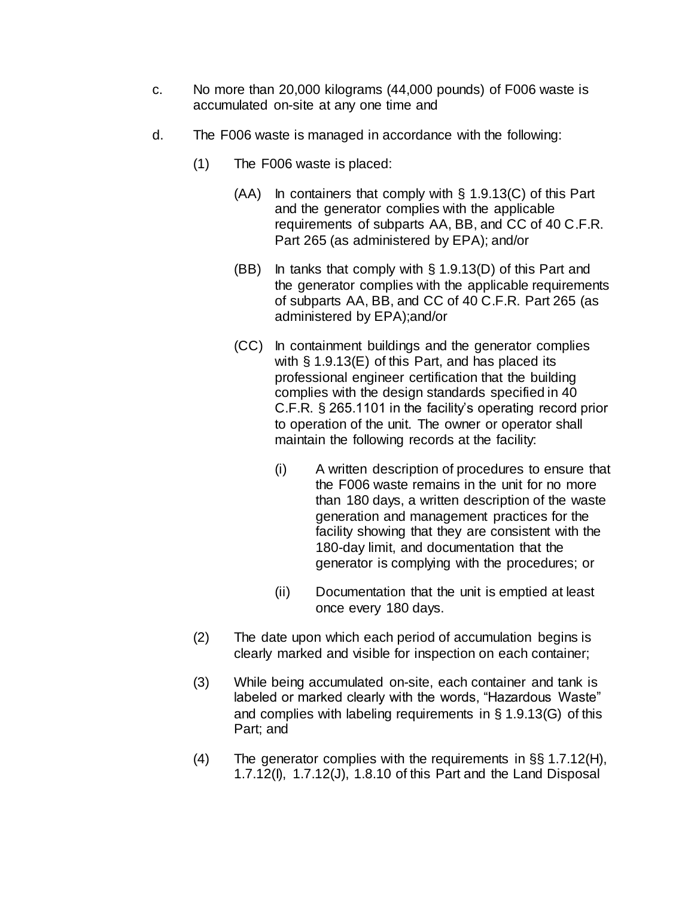c. No more than 20,000 kilograms (44,000 pounds) of F006 waste is accumulated on-site at any one time and

d. The F006 waste is managed in accordance with the following:

   (1) The F006 waste is placed:

      (AA) In containers that comply with § 1.9.13(C) of this Part and the generator complies with the applicable requirements of subparts AA, BB, and CC of 40 C.F.R. Part 265 (as administered by EPA); and/or

      (BB) In tanks that comply with § 1.9.13(D) of this Part and the generator complies with the applicable requirements of subparts AA, BB, and CC of 40 C.F.R. Part 265 (as administered by EPA);and/or

      (CC) In containment buildings and the generator complies with § 1.9.13(E) of this Part, and has placed its professional engineer certification that the building complies with the design standards specified in 40 C.F.R. § 265.1101 in the facility's operating record prior to operation of the unit. The owner or operator shall maintain the following records at the facility:

         (i) A written description of procedures to ensure that the F006 waste remains in the unit for no more than 180 days, a written description of the waste generation and management practices for the facility showing that they are consistent with the 180-day limit, and documentation that the generator is complying with the procedures; or

         (ii) Documentation that the unit is emptied at least once every 180 days.

   (2) The date upon which each period of accumulation begins is clearly marked and visible for inspection on each container;

   (3) While being accumulated on-site, each container and tank is labeled or marked clearly with the words, "Hazardous Waste" and complies with labeling requirements in § 1.9.13(G) of this Part; and

   (4) The generator complies with the requirements in §§ 1.7.12(H), 1.7.12(I), 1.7.12(J), 1.8.10 of this Part and the Land Disposal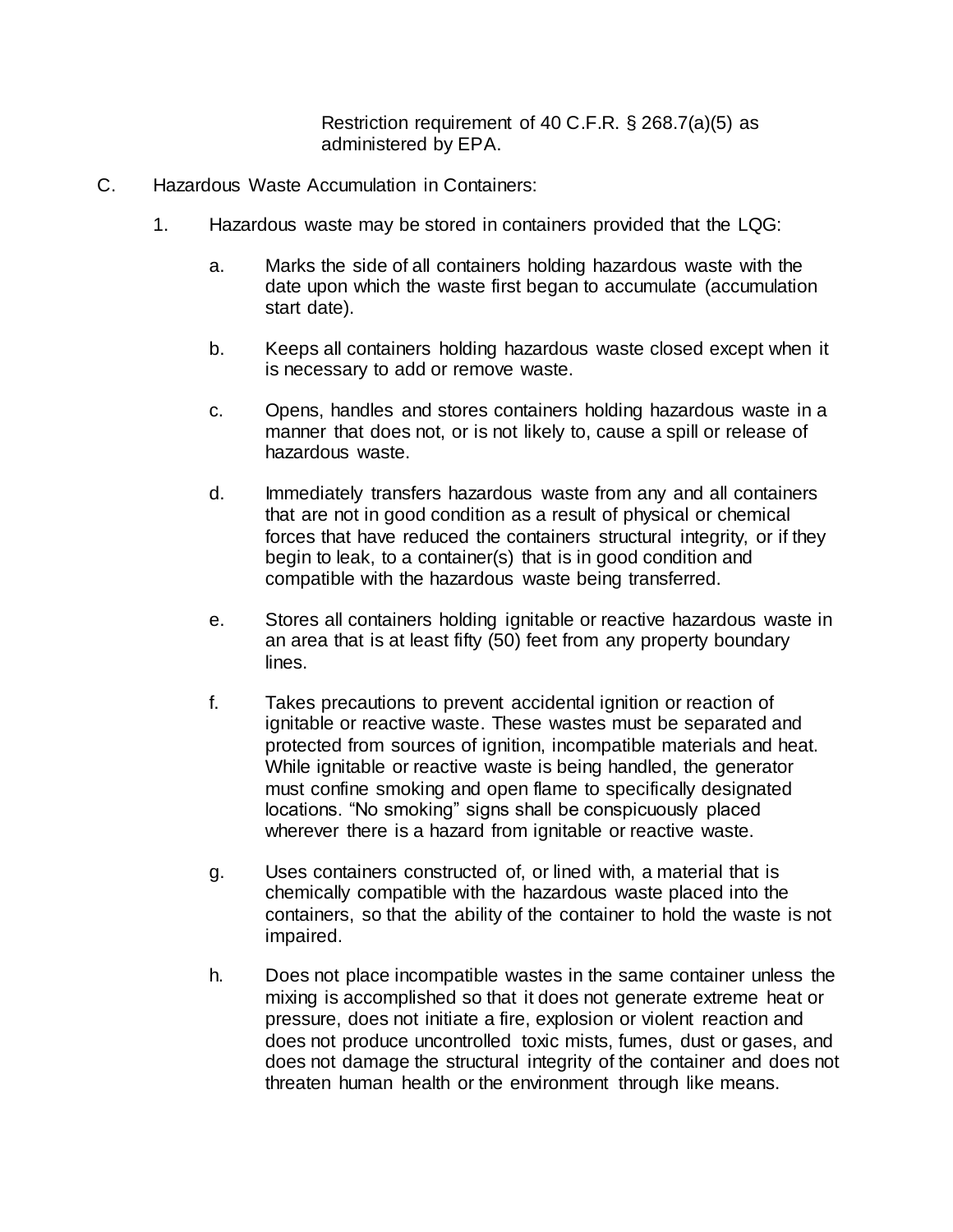Restriction requirement of 40 C.F.R. § 268.7(a)(5) as administered by EPA.

C. Hazardous Waste Accumulation in Containers:

1. Hazardous waste may be stored in containers provided that the LQG:

   a. Marks the side of all containers holding hazardous waste with the date upon which the waste first began to accumulate (accumulation start date).

   b. Keeps all containers holding hazardous waste closed except when it is necessary to add or remove waste.

   c. Opens, handles and stores containers holding hazardous waste in a manner that does not, or is not likely to, cause a spill or release of hazardous waste.

   d. Immediately transfers hazardous waste from any and all containers that are not in good condition as a result of physical or chemical forces that have reduced the containers structural integrity, or if they begin to leak, to a container(s) that is in good condition and compatible with the hazardous waste being transferred.

   e. Stores all containers holding ignitable or reactive hazardous waste in an area that is at least fifty (50) feet from any property boundary lines.

   f. Takes precautions to prevent accidental ignition or reaction of ignitable or reactive waste. These wastes must be separated and protected from sources of ignition, incompatible materials and heat. While ignitable or reactive waste is being handled, the generator must confine smoking and open flame to specifically designated locations. "No smoking" signs shall be conspicuously placed wherever there is a hazard from ignitable or reactive waste.

   g. Uses containers constructed of, or lined with, a material that is chemically compatible with the hazardous waste placed into the containers, so that the ability of the container to hold the waste is not impaired.

   h. Does not place incompatible wastes in the same container unless the mixing is accomplished so that it does not generate extreme heat or pressure, does not initiate a fire, explosion or violent reaction and does not produce uncontrolled toxic mists, fumes, dust or gases, and does not damage the structural integrity of the container and does not threaten human health or the environment through like means.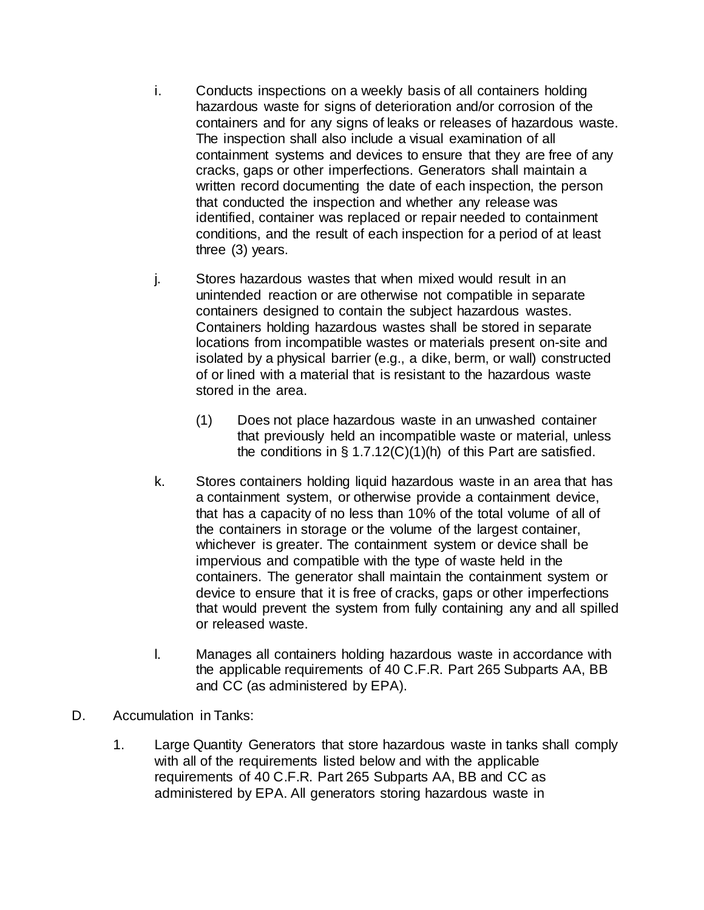i. Conducts inspections on a weekly basis of all containers holding hazardous waste for signs of deterioration and/or corrosion of the containers and for any signs of leaks or releases of hazardous waste. The inspection shall also include a visual examination of all containment systems and devices to ensure that they are free of any cracks, gaps or other imperfections. Generators shall maintain a written record documenting the date of each inspection, the person that conducted the inspection and whether any release was identified, container was replaced or repair needed to containment conditions, and the result of each inspection for a period of at least three (3) years.

j. Stores hazardous wastes that when mixed would result in an unintended reaction or are otherwise not compatible in separate containers designed to contain the subject hazardous wastes. Containers holding hazardous wastes shall be stored in separate locations from incompatible wastes or materials present on-site and isolated by a physical barrier (e.g., a dike, berm, or wall) constructed of or lined with a material that is resistant to the hazardous waste stored in the area.

   (1) Does not place hazardous waste in an unwashed container that previously held an incompatible waste or material, unless the conditions in § 1.7.12(C)(1)(h) of this Part are satisfied.

k. Stores containers holding liquid hazardous waste in an area that has a containment system, or otherwise provide a containment device, that has a capacity of no less than 10% of the total volume of all of the containers in storage or the volume of the largest container, whichever is greater. The containment system or device shall be impervious and compatible with the type of waste held in the containers. The generator shall maintain the containment system or device to ensure that it is free of cracks, gaps or other imperfections that would prevent the system from fully containing any and all spilled or released waste.

l. Manages all containers holding hazardous waste in accordance with the applicable requirements of 40 C.F.R. Part 265 Subparts AA, BB and CC (as administered by EPA).

D. Accumulation in Tanks:

   1. Large Quantity Generators that store hazardous waste in tanks shall comply with all of the requirements listed below and with the applicable requirements of 40 C.F.R. Part 265 Subparts AA, BB and CC as administered by EPA. All generators storing hazardous waste in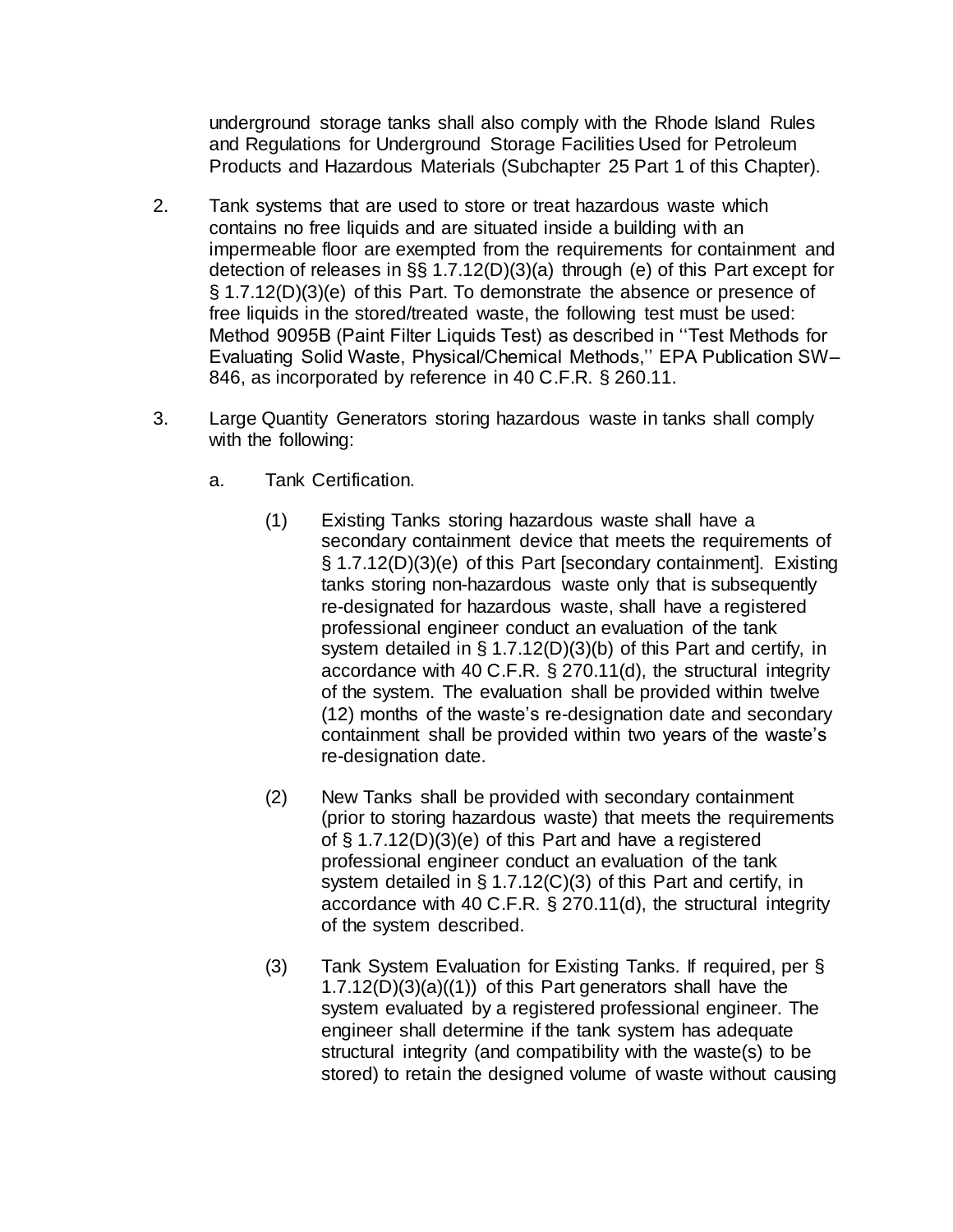underground storage tanks shall also comply with the Rhode Island Rules and Regulations for Underground Storage Facilities Used for Petroleum Products and Hazardous Materials (Subchapter 25 Part 1 of this Chapter).

2. Tank systems that are used to store or treat hazardous waste which contains no free liquids and are situated inside a building with an impermeable floor are exempted from the requirements for containment and detection of releases in §§ 1.7.12(D)(3)(a) through (e) of this Part except for § 1.7.12(D)(3)(e) of this Part. To demonstrate the absence or presence of free liquids in the stored/treated waste, the following test must be used: Method 9095B (Paint Filter Liquids Test) as described in ''Test Methods for Evaluating Solid Waste, Physical/Chemical Methods,'' EPA Publication SW–846, as incorporated by reference in 40 C.F.R. § 260.11.

3. Large Quantity Generators storing hazardous waste in tanks shall comply with the following:

   a. Tank Certification.

      (1) Existing Tanks storing hazardous waste shall have a secondary containment device that meets the requirements of § 1.7.12(D)(3)(e) of this Part [secondary containment]. Existing tanks storing non-hazardous waste only that is subsequently re-designated for hazardous waste, shall have a registered professional engineer conduct an evaluation of the tank system detailed in § 1.7.12(D)(3)(b) of this Part and certify, in accordance with 40 C.F.R. § 270.11(d), the structural integrity of the system. The evaluation shall be provided within twelve (12) months of the waste's re-designation date and secondary containment shall be provided within two years of the waste's re-designation date.

      (2) New Tanks shall be provided with secondary containment (prior to storing hazardous waste) that meets the requirements of § 1.7.12(D)(3)(e) of this Part and have a registered professional engineer conduct an evaluation of the tank system detailed in § 1.7.12(C)(3) of this Part and certify, in accordance with 40 C.F.R. § 270.11(d), the structural integrity of the system described.

      (3) Tank System Evaluation for Existing Tanks. If required, per § 1.7.12(D)(3)(a)((1)) of this Part generators shall have the system evaluated by a registered professional engineer. The engineer shall determine if the tank system has adequate structural integrity (and compatibility with the waste(s) to be stored) to retain the designed volume of waste without causing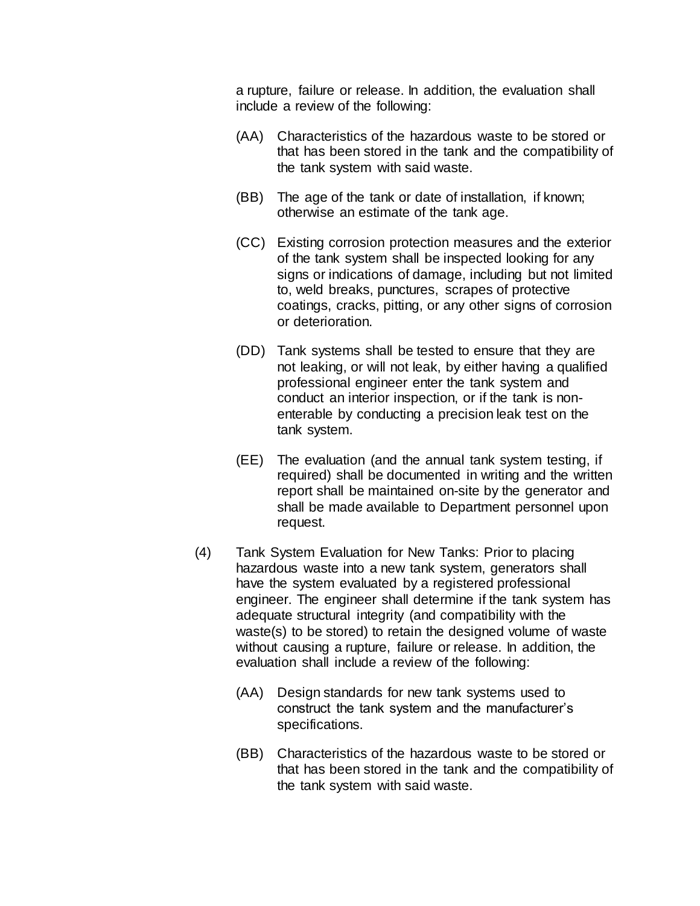a rupture, failure or release. In addition, the evaluation shall include a review of the following:

(AA) Characteristics of the hazardous waste to be stored or that has been stored in the tank and the compatibility of the tank system with said waste.

(BB) The age of the tank or date of installation, if known; otherwise an estimate of the tank age.

(CC) Existing corrosion protection measures and the exterior of the tank system shall be inspected looking for any signs or indications of damage, including but not limited to, weld breaks, punctures, scrapes of protective coatings, cracks, pitting, or any other signs of corrosion or deterioration.

(DD) Tank systems shall be tested to ensure that they are not leaking, or will not leak, by either having a qualified professional engineer enter the tank system and conduct an interior inspection, or if the tank is non-enterable by conducting a precision leak test on the tank system.

(EE) The evaluation (and the annual tank system testing, if required) shall be documented in writing and the written report shall be maintained on-site by the generator and shall be made available to Department personnel upon request.

(4) Tank System Evaluation for New Tanks: Prior to placing hazardous waste into a new tank system, generators shall have the system evaluated by a registered professional engineer. The engineer shall determine if the tank system has adequate structural integrity (and compatibility with the waste(s) to be stored) to retain the designed volume of waste without causing a rupture, failure or release. In addition, the evaluation shall include a review of the following:

(AA) Design standards for new tank systems used to construct the tank system and the manufacturer's specifications.

(BB) Characteristics of the hazardous waste to be stored or that has been stored in the tank and the compatibility of the tank system with said waste.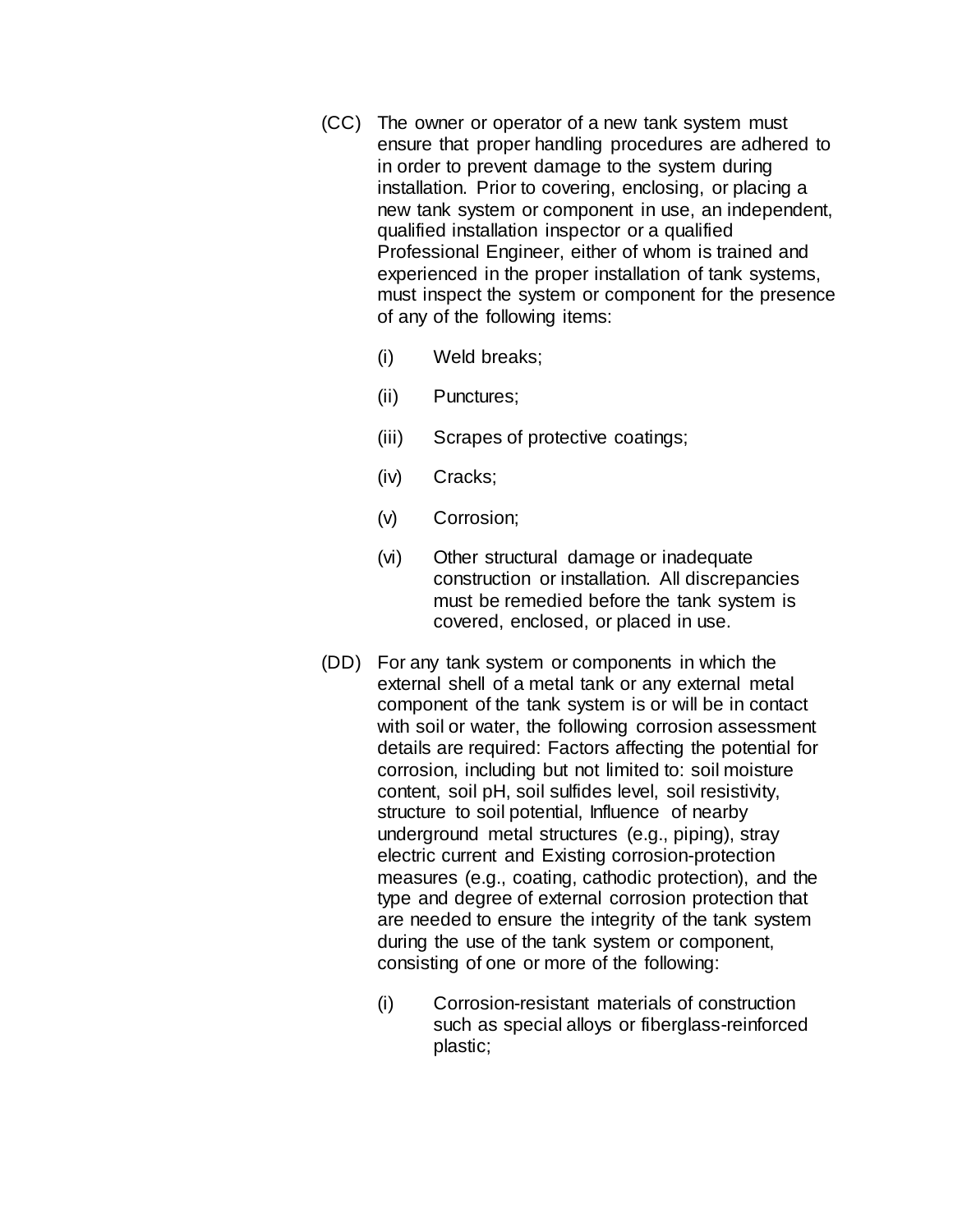(CC) The owner or operator of a new tank system must ensure that proper handling procedures are adhered to in order to prevent damage to the system during installation. Prior to covering, enclosing, or placing a new tank system or component in use, an independent, qualified installation inspector or a qualified Professional Engineer, either of whom is trained and experienced in the proper installation of tank systems, must inspect the system or component for the presence of any of the following items:

- (i) Weld breaks;
- (ii) Punctures;
- (iii) Scrapes of protective coatings;
- (iv) Cracks;
- (v) Corrosion;
- (vi) Other structural damage or inadequate construction or installation. All discrepancies must be remedied before the tank system is covered, enclosed, or placed in use.

(DD) For any tank system or components in which the external shell of a metal tank or any external metal component of the tank system is or will be in contact with soil or water, the following corrosion assessment details are required: Factors affecting the potential for corrosion, including but not limited to: soil moisture content, soil pH, soil sulfides level, soil resistivity, structure to soil potential, Influence of nearby underground metal structures (e.g., piping), stray electric current and Existing corrosion-protection measures (e.g., coating, cathodic protection), and the type and degree of external corrosion protection that are needed to ensure the integrity of the tank system during the use of the tank system or component, consisting of one or more of the following:

- (i) Corrosion-resistant materials of construction such as special alloys or fiberglass-reinforced plastic;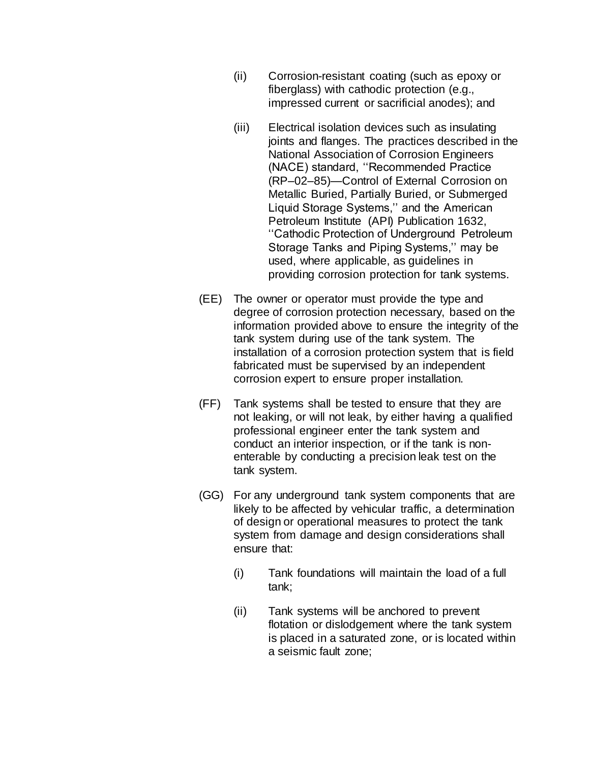(ii) Corrosion-resistant coating (such as epoxy or fiberglass) with cathodic protection (e.g., impressed current or sacrificial anodes); and

(iii) Electrical isolation devices such as insulating joints and flanges. The practices described in the National Association of Corrosion Engineers (NACE) standard, ''Recommended Practice (RP–02–85)—Control of External Corrosion on Metallic Buried, Partially Buried, or Submerged Liquid Storage Systems,'' and the American Petroleum Institute (API) Publication 1632, ''Cathodic Protection of Underground Petroleum Storage Tanks and Piping Systems,'' may be used, where applicable, as guidelines in providing corrosion protection for tank systems.

(EE) The owner or operator must provide the type and degree of corrosion protection necessary, based on the information provided above to ensure the integrity of the tank system during use of the tank system. The installation of a corrosion protection system that is field fabricated must be supervised by an independent corrosion expert to ensure proper installation.

(FF) Tank systems shall be tested to ensure that they are not leaking, or will not leak, by either having a qualified professional engineer enter the tank system and conduct an interior inspection, or if the tank is non-enterable by conducting a precision leak test on the tank system.

(GG) For any underground tank system components that are likely to be affected by vehicular traffic, a determination of design or operational measures to protect the tank system from damage and design considerations shall ensure that:

(i) Tank foundations will maintain the load of a full tank;

(ii) Tank systems will be anchored to prevent flotation or dislodgement where the tank system is placed in a saturated zone, or is located within a seismic fault zone;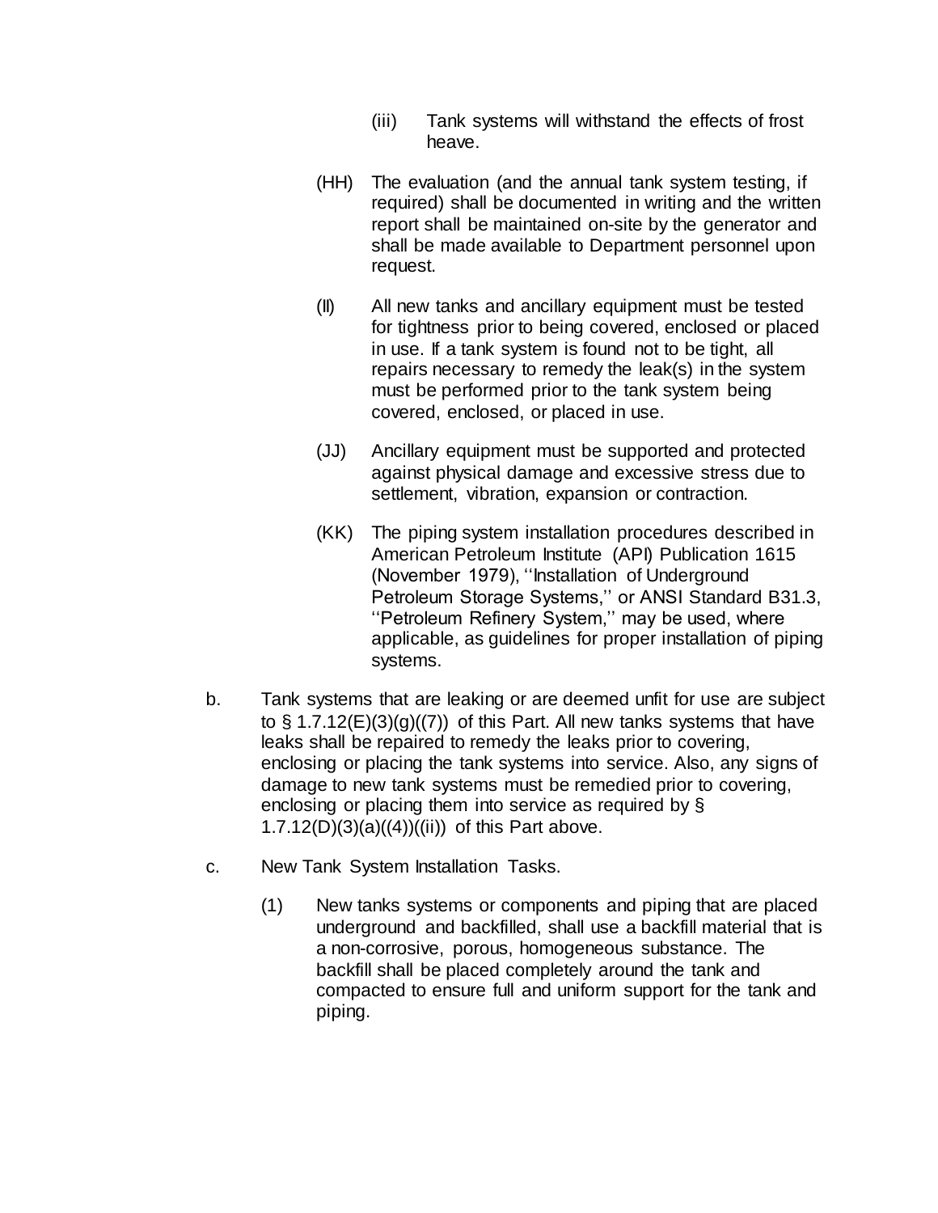(iii) Tank systems will withstand the effects of frost heave.

(HH) The evaluation (and the annual tank system testing, if required) shall be documented in writing and the written report shall be maintained on-site by the generator and shall be made available to Department personnel upon request.

(II) All new tanks and ancillary equipment must be tested for tightness prior to being covered, enclosed or placed in use. If a tank system is found not to be tight, all repairs necessary to remedy the leak(s) in the system must be performed prior to the tank system being covered, enclosed, or placed in use.

(JJ) Ancillary equipment must be supported and protected against physical damage and excessive stress due to settlement, vibration, expansion or contraction.

(KK) The piping system installation procedures described in American Petroleum Institute (API) Publication 1615 (November 1979), ''Installation of Underground Petroleum Storage Systems,'' or ANSI Standard B31.3, ''Petroleum Refinery System,'' may be used, where applicable, as guidelines for proper installation of piping systems.

b. Tank systems that are leaking or are deemed unfit for use are subject to § 1.7.12(E)(3)(g)((7)) of this Part. All new tanks systems that have leaks shall be repaired to remedy the leaks prior to covering, enclosing or placing the tank systems into service. Also, any signs of damage to new tank systems must be remedied prior to covering, enclosing or placing them into service as required by § 1.7.12(D)(3)(a)((4))((ii)) of this Part above.

c. New Tank System Installation Tasks.

(1) New tanks systems or components and piping that are placed underground and backfilled, shall use a backfill material that is a non-corrosive, porous, homogeneous substance. The backfill shall be placed completely around the tank and compacted to ensure full and uniform support for the tank and piping.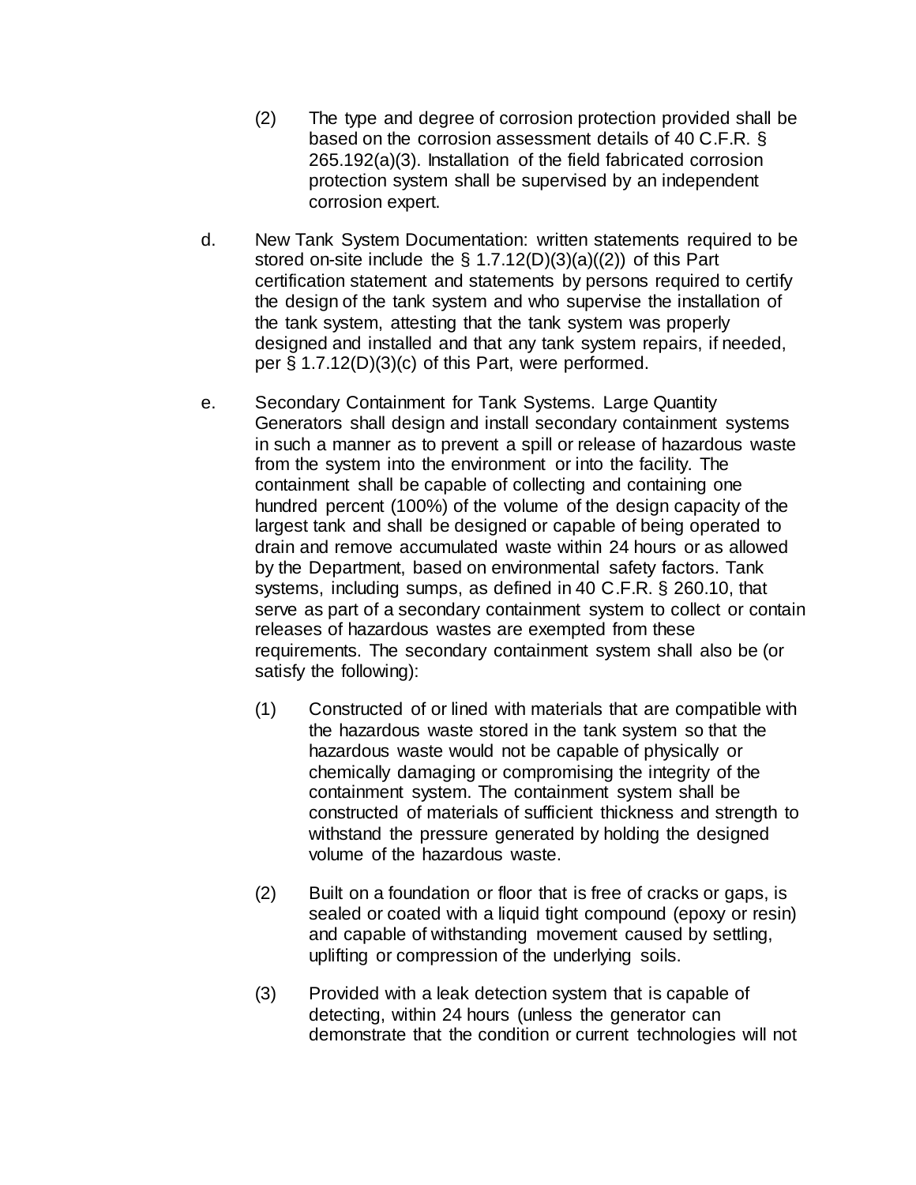(2) The type and degree of corrosion protection provided shall be based on the corrosion assessment details of 40 C.F.R. § 265.192(a)(3). Installation of the field fabricated corrosion protection system shall be supervised by an independent corrosion expert.

d. New Tank System Documentation: written statements required to be stored on-site include the § 1.7.12(D)(3)(a)((2)) of this Part certification statement and statements by persons required to certify the design of the tank system and who supervise the installation of the tank system, attesting that the tank system was properly designed and installed and that any tank system repairs, if needed, per § 1.7.12(D)(3)(c) of this Part, were performed.

e. Secondary Containment for Tank Systems. Large Quantity Generators shall design and install secondary containment systems in such a manner as to prevent a spill or release of hazardous waste from the system into the environment or into the facility. The containment shall be capable of collecting and containing one hundred percent (100%) of the volume of the design capacity of the largest tank and shall be designed or capable of being operated to drain and remove accumulated waste within 24 hours or as allowed by the Department, based on environmental safety factors. Tank systems, including sumps, as defined in 40 C.F.R. § 260.10, that serve as part of a secondary containment system to collect or contain releases of hazardous wastes are exempted from these requirements. The secondary containment system shall also be (or satisfy the following):

(1) Constructed of or lined with materials that are compatible with the hazardous waste stored in the tank system so that the hazardous waste would not be capable of physically or chemically damaging or compromising the integrity of the containment system. The containment system shall be constructed of materials of sufficient thickness and strength to withstand the pressure generated by holding the designed volume of the hazardous waste.

(2) Built on a foundation or floor that is free of cracks or gaps, is sealed or coated with a liquid tight compound (epoxy or resin) and capable of withstanding movement caused by settling, uplifting or compression of the underlying soils.

(3) Provided with a leak detection system that is capable of detecting, within 24 hours (unless the generator can demonstrate that the condition or current technologies will not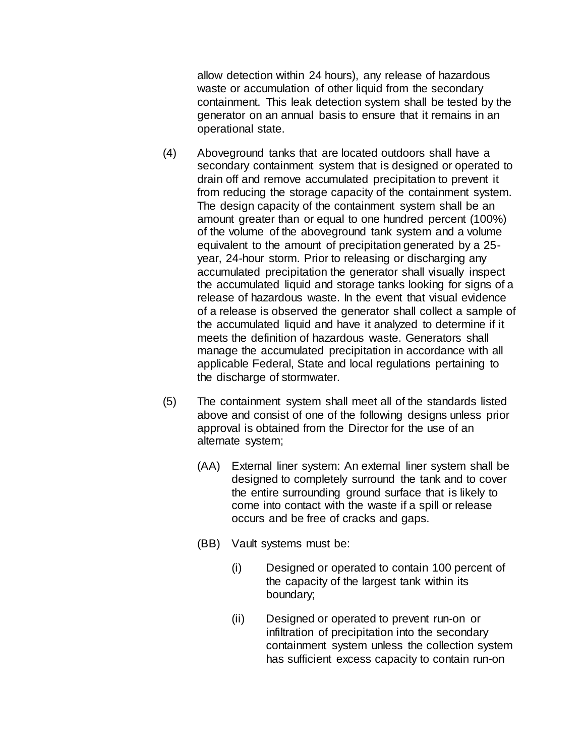allow detection within 24 hours), any release of hazardous waste or accumulation of other liquid from the secondary containment. This leak detection system shall be tested by the generator on an annual basis to ensure that it remains in an operational state.

(4) Aboveground tanks that are located outdoors shall have a secondary containment system that is designed or operated to drain off and remove accumulated precipitation to prevent it from reducing the storage capacity of the containment system. The design capacity of the containment system shall be an amount greater than or equal to one hundred percent (100%) of the volume of the aboveground tank system and a volume equivalent to the amount of precipitation generated by a 25-year, 24-hour storm. Prior to releasing or discharging any accumulated precipitation the generator shall visually inspect the accumulated liquid and storage tanks looking for signs of a release of hazardous waste. In the event that visual evidence of a release is observed the generator shall collect a sample of the accumulated liquid and have it analyzed to determine if it meets the definition of hazardous waste. Generators shall manage the accumulated precipitation in accordance with all applicable Federal, State and local regulations pertaining to the discharge of stormwater.

(5) The containment system shall meet all of the standards listed above and consist of one of the following designs unless prior approval is obtained from the Director for the use of an alternate system;

(AA) External liner system: An external liner system shall be designed to completely surround the tank and to cover the entire surrounding ground surface that is likely to come into contact with the waste if a spill or release occurs and be free of cracks and gaps.

(BB) Vault systems must be:

(i) Designed or operated to contain 100 percent of the capacity of the largest tank within its boundary;

(ii) Designed or operated to prevent run-on or infiltration of precipitation into the secondary containment system unless the collection system has sufficient excess capacity to contain run-on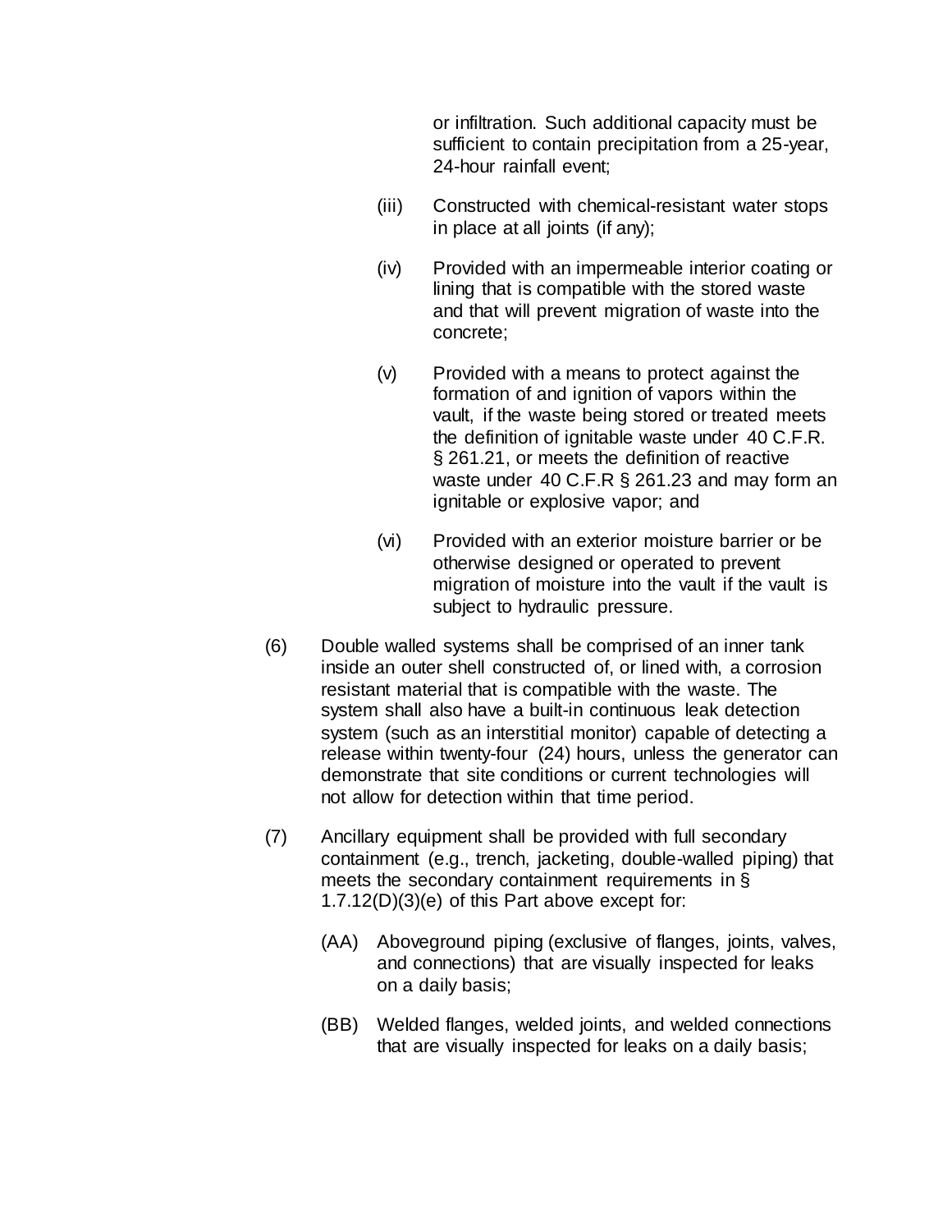or infiltration. Such additional capacity must be sufficient to contain precipitation from a 25-year, 24-hour rainfall event;

(iii) Constructed with chemical-resistant water stops in place at all joints (if any);

(iv) Provided with an impermeable interior coating or lining that is compatible with the stored waste and that will prevent migration of waste into the concrete;

(v) Provided with a means to protect against the formation of and ignition of vapors within the vault, if the waste being stored or treated meets the definition of ignitable waste under 40 C.F.R. § 261.21, or meets the definition of reactive waste under 40 C.F.R § 261.23 and may form an ignitable or explosive vapor; and

(vi) Provided with an exterior moisture barrier or be otherwise designed or operated to prevent migration of moisture into the vault if the vault is subject to hydraulic pressure.

(6) Double walled systems shall be comprised of an inner tank inside an outer shell constructed of, or lined with, a corrosion resistant material that is compatible with the waste. The system shall also have a built-in continuous leak detection system (such as an interstitial monitor) capable of detecting a release within twenty-four (24) hours, unless the generator can demonstrate that site conditions or current technologies will not allow for detection within that time period.

(7) Ancillary equipment shall be provided with full secondary containment (e.g., trench, jacketing, double-walled piping) that meets the secondary containment requirements in § 1.7.12(D)(3)(e) of this Part above except for:

(AA) Aboveground piping (exclusive of flanges, joints, valves, and connections) that are visually inspected for leaks on a daily basis;

(BB) Welded flanges, welded joints, and welded connections that are visually inspected for leaks on a daily basis;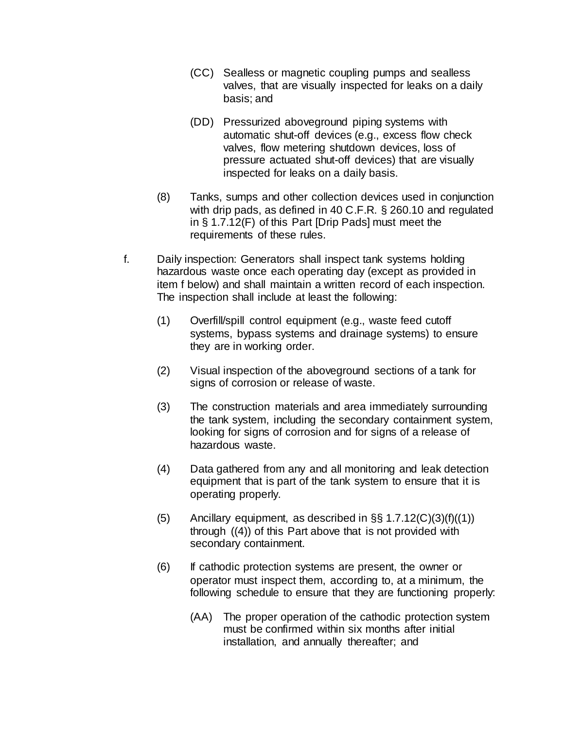(CC) Sealless or magnetic coupling pumps and sealless valves, that are visually inspected for leaks on a daily basis; and

(DD) Pressurized aboveground piping systems with automatic shut-off devices (e.g., excess flow check valves, flow metering shutdown devices, loss of pressure actuated shut-off devices) that are visually inspected for leaks on a daily basis.

(8) Tanks, sumps and other collection devices used in conjunction with drip pads, as defined in 40 C.F.R. § 260.10 and regulated in § 1.7.12(F) of this Part [Drip Pads] must meet the requirements of these rules.

f. Daily inspection: Generators shall inspect tank systems holding hazardous waste once each operating day (except as provided in item f below) and shall maintain a written record of each inspection. The inspection shall include at least the following:

(1) Overfill/spill control equipment (e.g., waste feed cutoff systems, bypass systems and drainage systems) to ensure they are in working order.

(2) Visual inspection of the aboveground sections of a tank for signs of corrosion or release of waste.

(3) The construction materials and area immediately surrounding the tank system, including the secondary containment system, looking for signs of corrosion and for signs of a release of hazardous waste.

(4) Data gathered from any and all monitoring and leak detection equipment that is part of the tank system to ensure that it is operating properly.

(5) Ancillary equipment, as described in §§ 1.7.12(C)(3)(f)((1)) through ((4)) of this Part above that is not provided with secondary containment.

(6) If cathodic protection systems are present, the owner or operator must inspect them, according to, at a minimum, the following schedule to ensure that they are functioning properly:

(AA) The proper operation of the cathodic protection system must be confirmed within six months after initial installation, and annually thereafter; and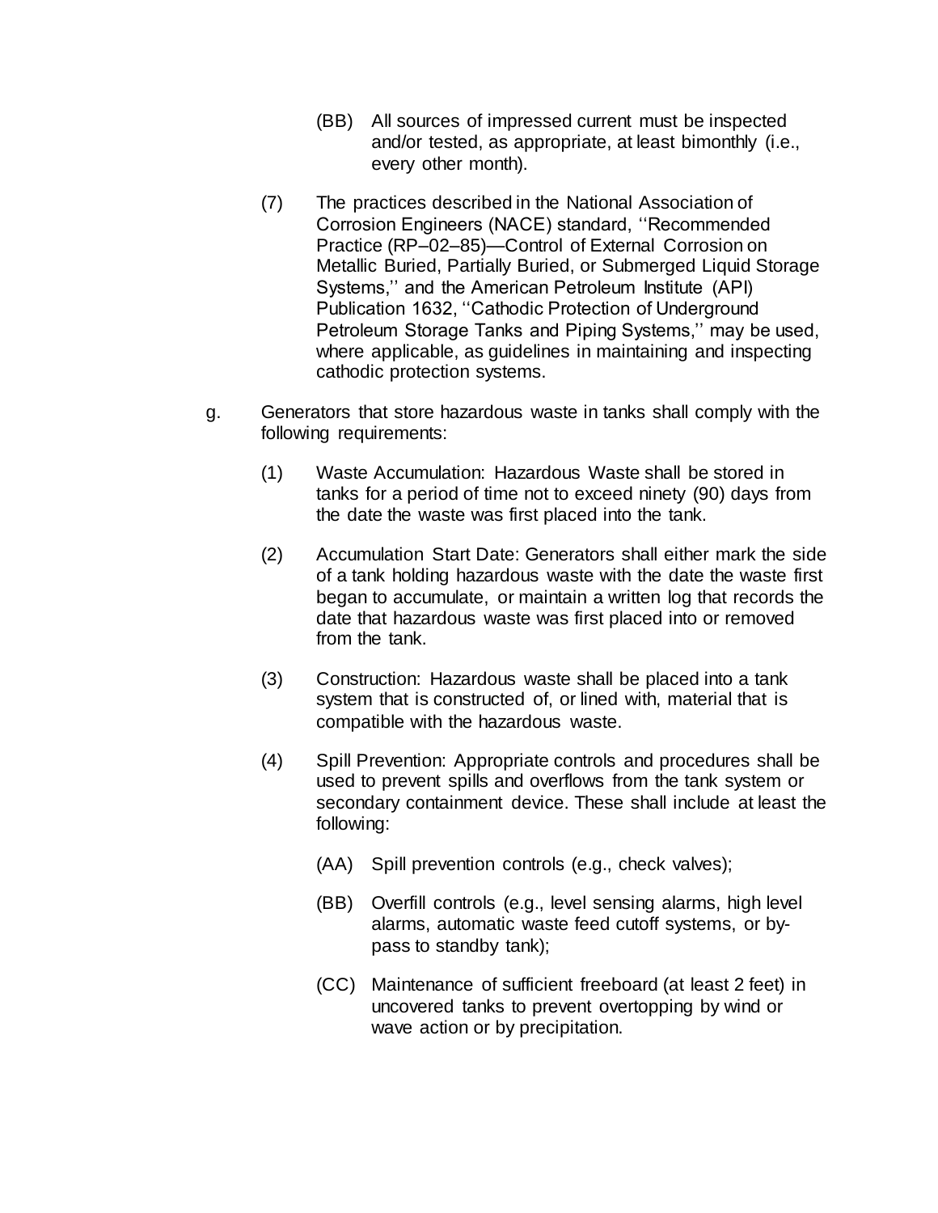(BB) All sources of impressed current must be inspected and/or tested, as appropriate, at least bimonthly (i.e., every other month).

(7) The practices described in the National Association of Corrosion Engineers (NACE) standard, ''Recommended Practice (RP–02–85)—Control of External Corrosion on Metallic Buried, Partially Buried, or Submerged Liquid Storage Systems,'' and the American Petroleum Institute (API) Publication 1632, ''Cathodic Protection of Underground Petroleum Storage Tanks and Piping Systems,'' may be used, where applicable, as guidelines in maintaining and inspecting cathodic protection systems.

g. Generators that store hazardous waste in tanks shall comply with the following requirements:

(1) Waste Accumulation: Hazardous Waste shall be stored in tanks for a period of time not to exceed ninety (90) days from the date the waste was first placed into the tank.

(2) Accumulation Start Date: Generators shall either mark the side of a tank holding hazardous waste with the date the waste first began to accumulate, or maintain a written log that records the date that hazardous waste was first placed into or removed from the tank.

(3) Construction: Hazardous waste shall be placed into a tank system that is constructed of, or lined with, material that is compatible with the hazardous waste.

(4) Spill Prevention: Appropriate controls and procedures shall be used to prevent spills and overflows from the tank system or secondary containment device. These shall include at least the following:

(AA) Spill prevention controls (e.g., check valves);

(BB) Overfill controls (e.g., level sensing alarms, high level alarms, automatic waste feed cutoff systems, or by-pass to standby tank);

(CC) Maintenance of sufficient freeboard (at least 2 feet) in uncovered tanks to prevent overtopping by wind or wave action or by precipitation.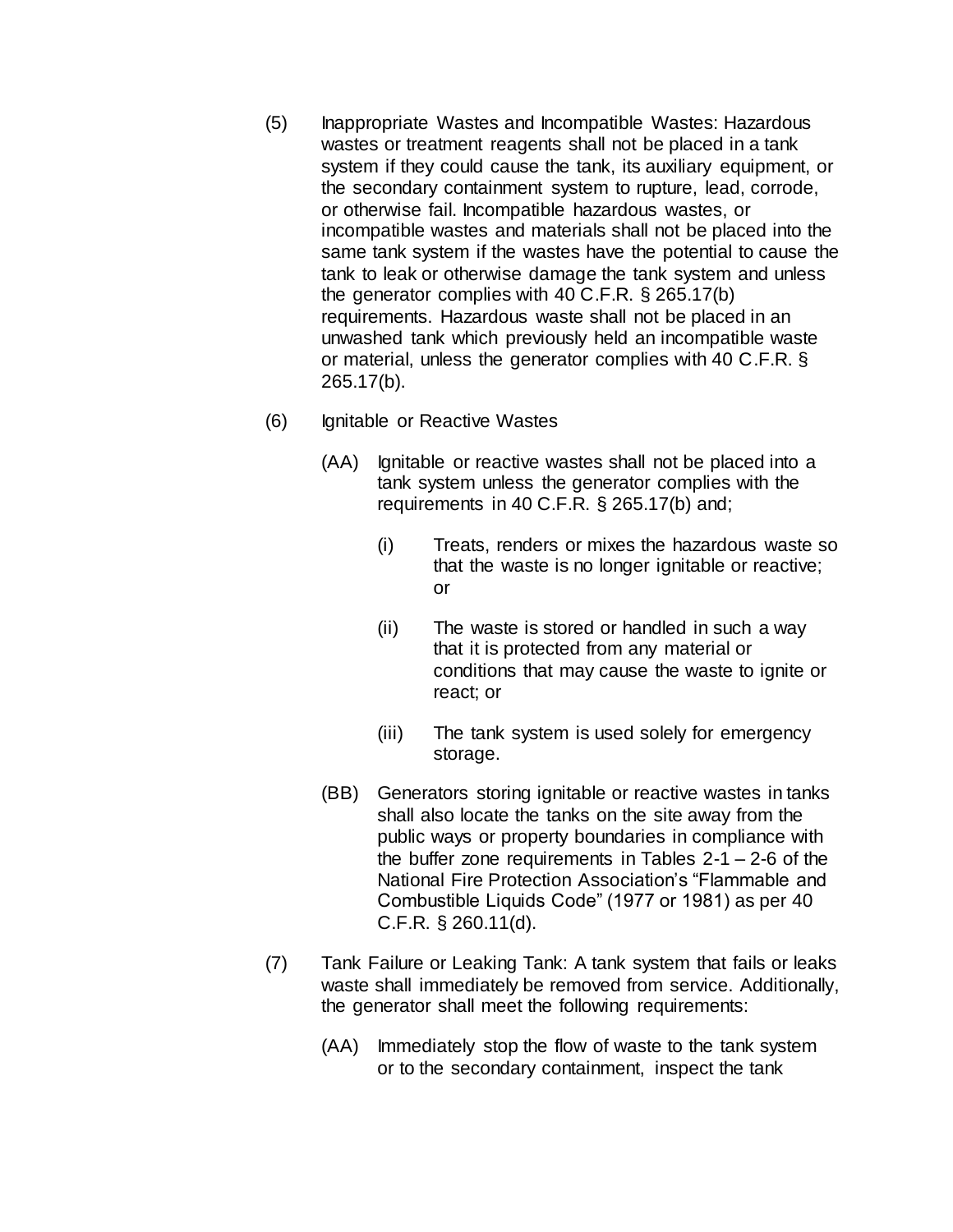(5) Inappropriate Wastes and Incompatible Wastes: Hazardous wastes or treatment reagents shall not be placed in a tank system if they could cause the tank, its auxiliary equipment, or the secondary containment system to rupture, lead, corrode, or otherwise fail. Incompatible hazardous wastes, or incompatible wastes and materials shall not be placed into the same tank system if the wastes have the potential to cause the tank to leak or otherwise damage the tank system and unless the generator complies with 40 C.F.R. § 265.17(b) requirements. Hazardous waste shall not be placed in an unwashed tank which previously held an incompatible waste or material, unless the generator complies with 40 C.F.R. § 265.17(b).

(6) Ignitable or Reactive Wastes

(AA) Ignitable or reactive wastes shall not be placed into a tank system unless the generator complies with the requirements in 40 C.F.R. § 265.17(b) and;

(i) Treats, renders or mixes the hazardous waste so that the waste is no longer ignitable or reactive; or

(ii) The waste is stored or handled in such a way that it is protected from any material or conditions that may cause the waste to ignite or react; or

(iii) The tank system is used solely for emergency storage.

(BB) Generators storing ignitable or reactive wastes in tanks shall also locate the tanks on the site away from the public ways or property boundaries in compliance with the buffer zone requirements in Tables 2-1 – 2-6 of the National Fire Protection Association's "Flammable and Combustible Liquids Code" (1977 or 1981) as per 40 C.F.R. § 260.11(d).

(7) Tank Failure or Leaking Tank: A tank system that fails or leaks waste shall immediately be removed from service. Additionally, the generator shall meet the following requirements:

(AA) Immediately stop the flow of waste to the tank system or to the secondary containment, inspect the tank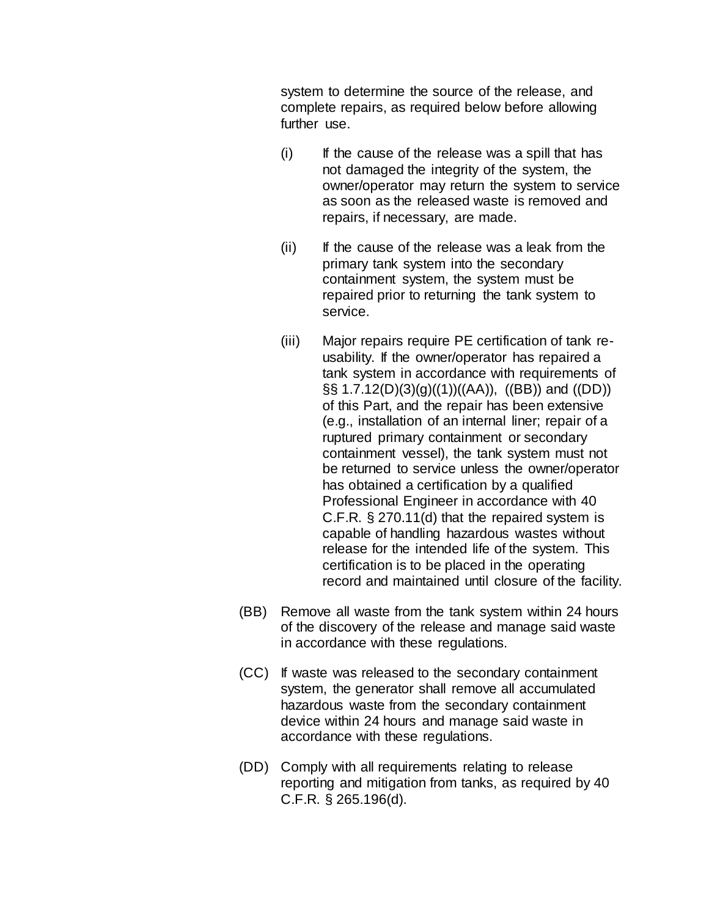system to determine the source of the release, and complete repairs, as required below before allowing further use.

(i) If the cause of the release was a spill that has not damaged the integrity of the system, the owner/operator may return the system to service as soon as the released waste is removed and repairs, if necessary, are made.

(ii) If the cause of the release was a leak from the primary tank system into the secondary containment system, the system must be repaired prior to returning the tank system to service.

(iii) Major repairs require PE certification of tank re-usability. If the owner/operator has repaired a tank system in accordance with requirements of §§ 1.7.12(D)(3)(g)((1))((AA)), ((BB)) and ((DD)) of this Part, and the repair has been extensive (e.g., installation of an internal liner; repair of a ruptured primary containment or secondary containment vessel), the tank system must not be returned to service unless the owner/operator has obtained a certification by a qualified Professional Engineer in accordance with 40 C.F.R. § 270.11(d) that the repaired system is capable of handling hazardous wastes without release for the intended life of the system. This certification is to be placed in the operating record and maintained until closure of the facility.

(BB) Remove all waste from the tank system within 24 hours of the discovery of the release and manage said waste in accordance with these regulations.

(CC) If waste was released to the secondary containment system, the generator shall remove all accumulated hazardous waste from the secondary containment device within 24 hours and manage said waste in accordance with these regulations.

(DD) Comply with all requirements relating to release reporting and mitigation from tanks, as required by 40 C.F.R. § 265.196(d).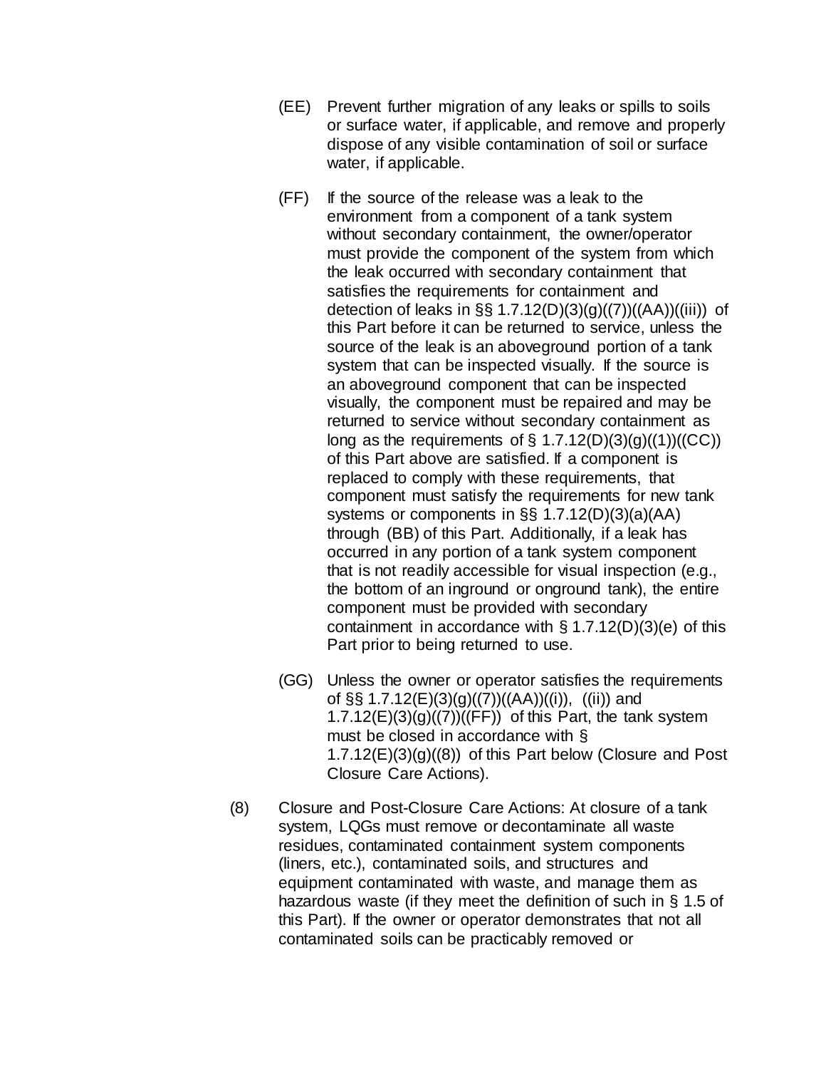(EE) Prevent further migration of any leaks or spills to soils or surface water, if applicable, and remove and properly dispose of any visible contamination of soil or surface water, if applicable.

(FF) If the source of the release was a leak to the environment from a component of a tank system without secondary containment, the owner/operator must provide the component of the system from which the leak occurred with secondary containment that satisfies the requirements for containment and detection of leaks in §§ 1.7.12(D)(3)(g)((7))((AA))((iii)) of this Part before it can be returned to service, unless the source of the leak is an aboveground portion of a tank system that can be inspected visually. If the source is an aboveground component that can be inspected visually, the component must be repaired and may be returned to service without secondary containment as long as the requirements of § 1.7.12(D)(3)(g)((1))((CC)) of this Part above are satisfied. If a component is replaced to comply with these requirements, that component must satisfy the requirements for new tank systems or components in §§ 1.7.12(D)(3)(a)(AA) through (BB) of this Part. Additionally, if a leak has occurred in any portion of a tank system component that is not readily accessible for visual inspection (e.g., the bottom of an inground or onground tank), the entire component must be provided with secondary containment in accordance with § 1.7.12(D)(3)(e) of this Part prior to being returned to use.

(GG) Unless the owner or operator satisfies the requirements of §§ 1.7.12(E)(3)(g)((7))((AA))((i)), ((ii)) and 1.7.12(E)(3)(g)((7))((FF)) of this Part, the tank system must be closed in accordance with § 1.7.12(E)(3)(g)((8)) of this Part below (Closure and Post Closure Care Actions).

(8) Closure and Post-Closure Care Actions: At closure of a tank system, LQGs must remove or decontaminate all waste residues, contaminated containment system components (liners, etc.), contaminated soils, and structures and equipment contaminated with waste, and manage them as hazardous waste (if they meet the definition of such in § 1.5 of this Part). If the owner or operator demonstrates that not all contaminated soils can be practicably removed or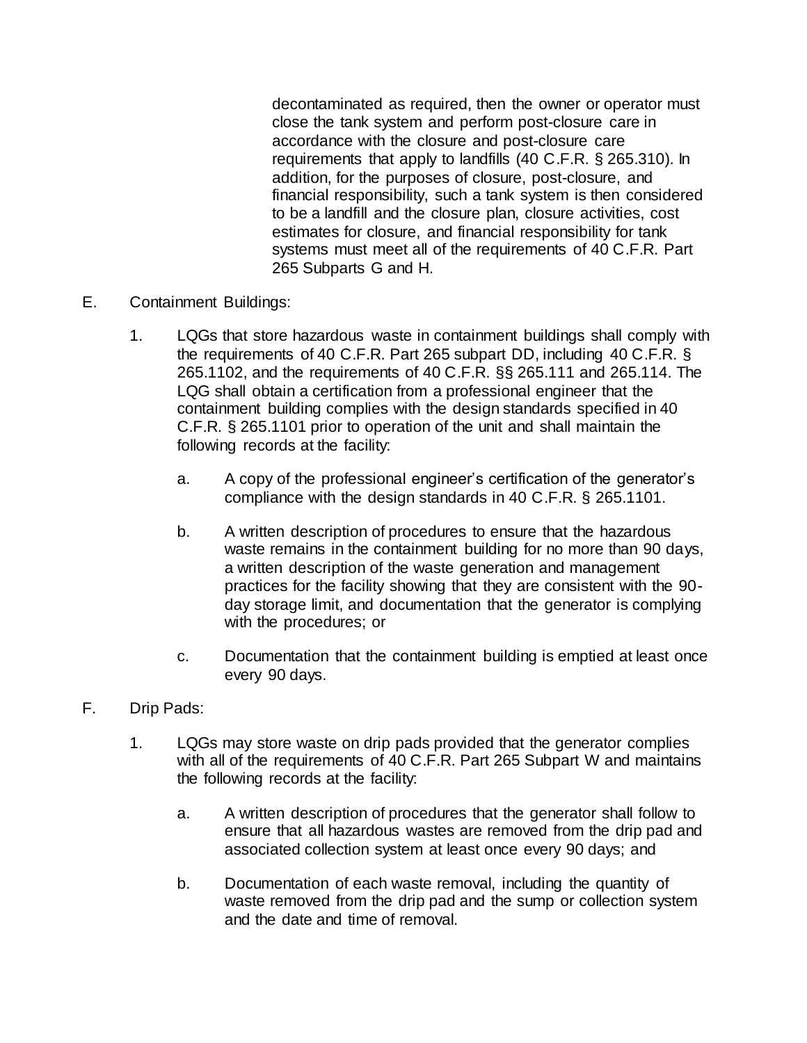decontaminated as required, then the owner or operator must close the tank system and perform post-closure care in accordance with the closure and post-closure care requirements that apply to landfills (40 C.F.R. § 265.310). In addition, for the purposes of closure, post-closure, and financial responsibility, such a tank system is then considered to be a landfill and the closure plan, closure activities, cost estimates for closure, and financial responsibility for tank systems must meet all of the requirements of 40 C.F.R. Part 265 Subparts G and H.

E. Containment Buildings:

1. LQGs that store hazardous waste in containment buildings shall comply with the requirements of 40 C.F.R. Part 265 subpart DD, including 40 C.F.R. § 265.1102, and the requirements of 40 C.F.R. §§ 265.111 and 265.114. The LQG shall obtain a certification from a professional engineer that the containment building complies with the design standards specified in 40 C.F.R. § 265.1101 prior to operation of the unit and shall maintain the following records at the facility:

   a. A copy of the professional engineer's certification of the generator's compliance with the design standards in 40 C.F.R. § 265.1101.

   b. A written description of procedures to ensure that the hazardous waste remains in the containment building for no more than 90 days, a written description of the waste generation and management practices for the facility showing that they are consistent with the 90-day storage limit, and documentation that the generator is complying with the procedures; or

   c. Documentation that the containment building is emptied at least once every 90 days.

F. Drip Pads:

1. LQGs may store waste on drip pads provided that the generator complies with all of the requirements of 40 C.F.R. Part 265 Subpart W and maintains the following records at the facility:

   a. A written description of procedures that the generator shall follow to ensure that all hazardous wastes are removed from the drip pad and associated collection system at least once every 90 days; and

   b. Documentation of each waste removal, including the quantity of waste removed from the drip pad and the sump or collection system and the date and time of removal.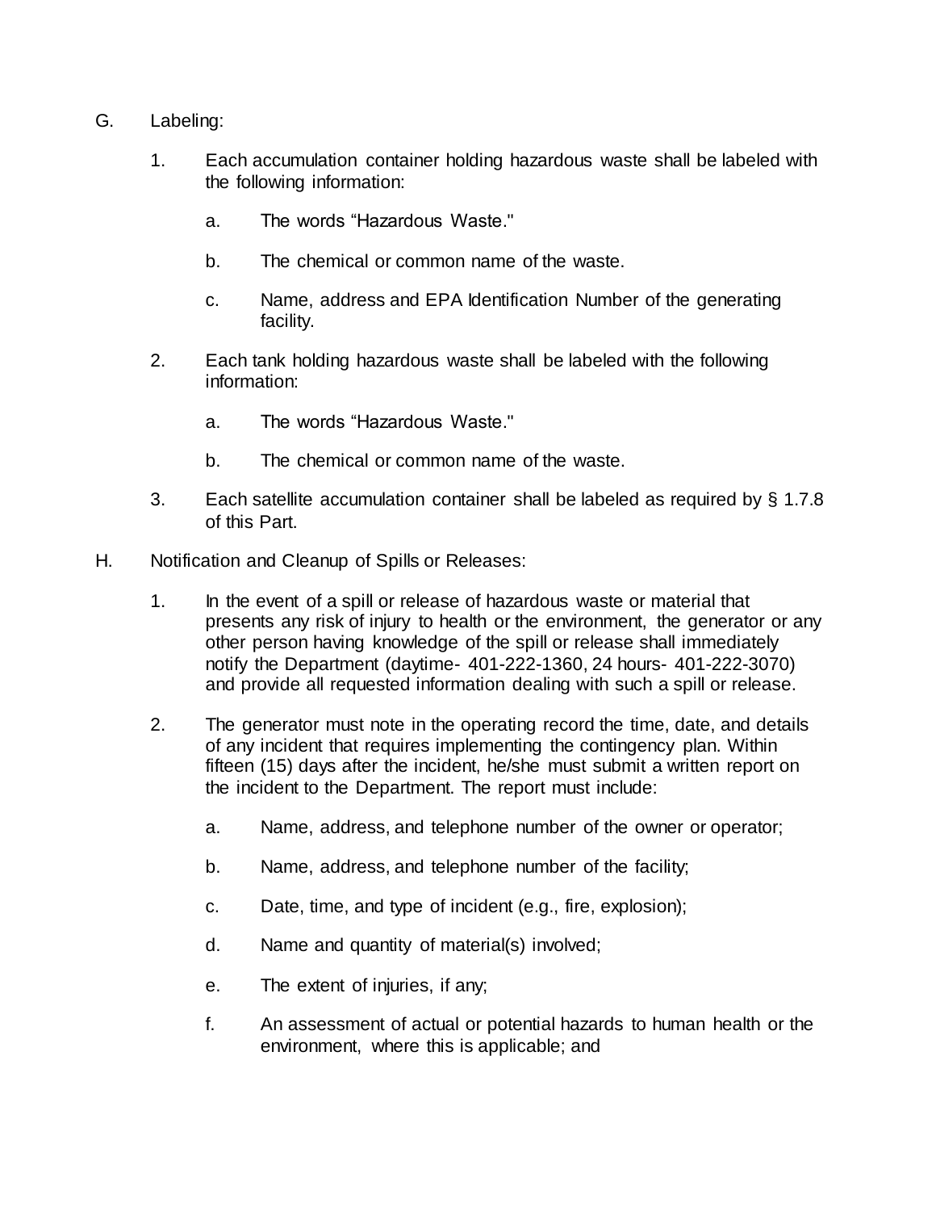G. Labeling:

1. Each accumulation container holding hazardous waste shall be labeled with the following information:

   a. The words “Hazardous Waste."

   b. The chemical or common name of the waste.

   c. Name, address and EPA Identification Number of the generating facility.

2. Each tank holding hazardous waste shall be labeled with the following information:

   a. The words “Hazardous Waste."

   b. The chemical or common name of the waste.

3. Each satellite accumulation container shall be labeled as required by § 1.7.8 of this Part.

H. Notification and Cleanup of Spills or Releases:

1. In the event of a spill or release of hazardous waste or material that presents any risk of injury to health or the environment, the generator or any other person having knowledge of the spill or release shall immediately notify the Department (daytime- 401-222-1360, 24 hours- 401-222-3070) and provide all requested information dealing with such a spill or release.

2. The generator must note in the operating record the time, date, and details of any incident that requires implementing the contingency plan. Within fifteen (15) days after the incident, he/she must submit a written report on the incident to the Department. The report must include:

   a. Name, address, and telephone number of the owner or operator;

   b. Name, address, and telephone number of the facility;

   c. Date, time, and type of incident (e.g., fire, explosion);

   d. Name and quantity of material(s) involved;

   e. The extent of injuries, if any;

   f. An assessment of actual or potential hazards to human health or the environment, where this is applicable; and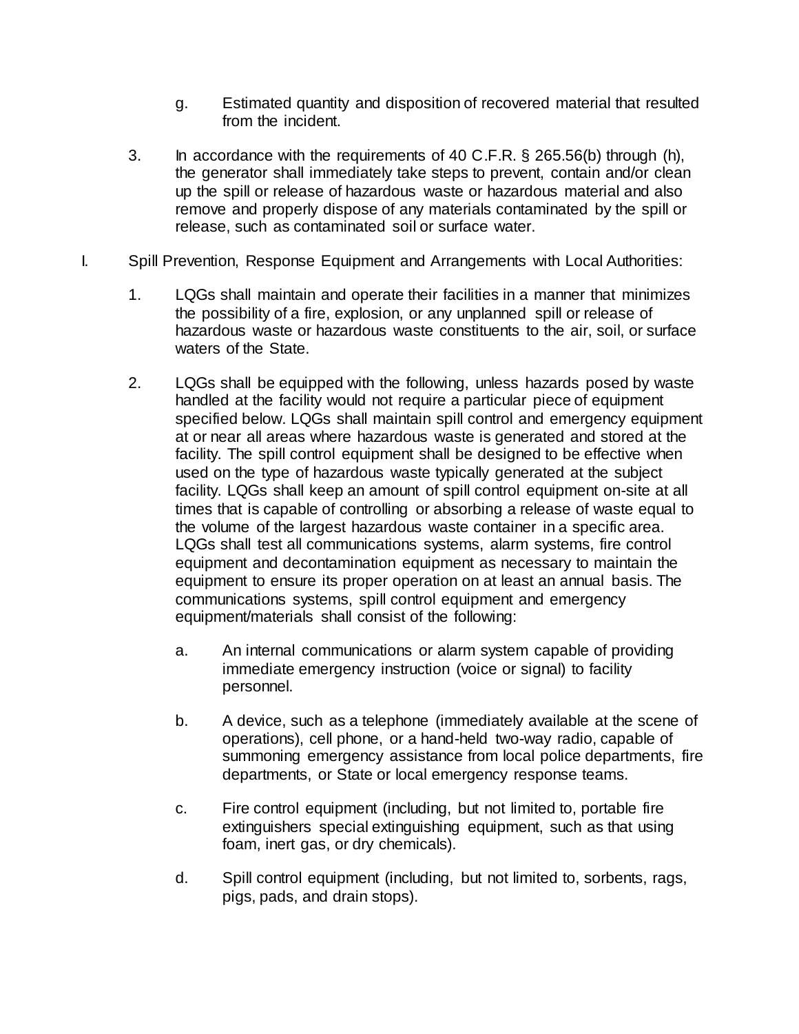g. Estimated quantity and disposition of recovered material that resulted from the incident.

3. In accordance with the requirements of 40 C.F.R. § 265.56(b) through (h), the generator shall immediately take steps to prevent, contain and/or clean up the spill or release of hazardous waste or hazardous material and also remove and properly dispose of any materials contaminated by the spill or release, such as contaminated soil or surface water.

I. Spill Prevention, Response Equipment and Arrangements with Local Authorities:

1. LQGs shall maintain and operate their facilities in a manner that minimizes the possibility of a fire, explosion, or any unplanned spill or release of hazardous waste or hazardous waste constituents to the air, soil, or surface waters of the State.

2. LQGs shall be equipped with the following, unless hazards posed by waste handled at the facility would not require a particular piece of equipment specified below. LQGs shall maintain spill control and emergency equipment at or near all areas where hazardous waste is generated and stored at the facility. The spill control equipment shall be designed to be effective when used on the type of hazardous waste typically generated at the subject facility. LQGs shall keep an amount of spill control equipment on-site at all times that is capable of controlling or absorbing a release of waste equal to the volume of the largest hazardous waste container in a specific area. LQGs shall test all communications systems, alarm systems, fire control equipment and decontamination equipment as necessary to maintain the equipment to ensure its proper operation on at least an annual basis. The communications systems, spill control equipment and emergency equipment/materials shall consist of the following:

   a. An internal communications or alarm system capable of providing immediate emergency instruction (voice or signal) to facility personnel.

   b. A device, such as a telephone (immediately available at the scene of operations), cell phone, or a hand-held two-way radio, capable of summoning emergency assistance from local police departments, fire departments, or State or local emergency response teams.

   c. Fire control equipment (including, but not limited to, portable fire extinguishers special extinguishing equipment, such as that using foam, inert gas, or dry chemicals).

   d. Spill control equipment (including, but not limited to, sorbents, rags, pigs, pads, and drain stops).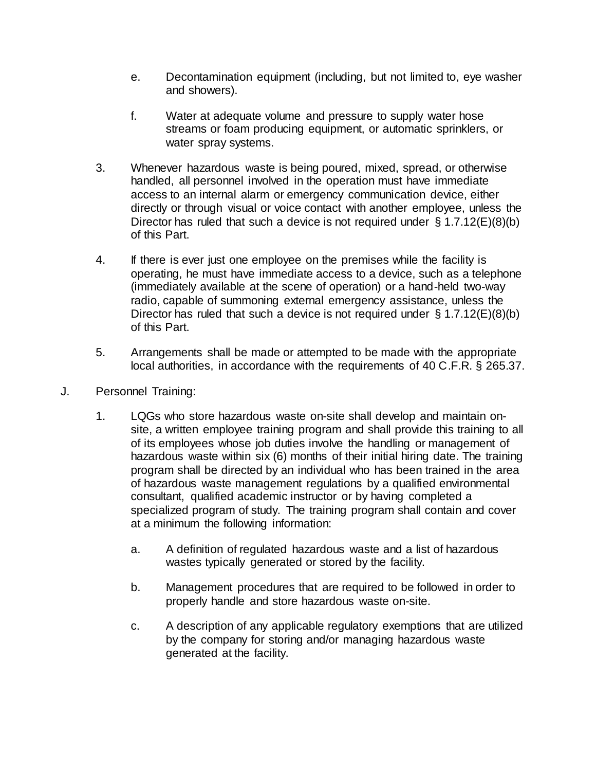e. Decontamination equipment (including, but not limited to, eye washer and showers).

f. Water at adequate volume and pressure to supply water hose streams or foam producing equipment, or automatic sprinklers, or water spray systems.

3. Whenever hazardous waste is being poured, mixed, spread, or otherwise handled, all personnel involved in the operation must have immediate access to an internal alarm or emergency communication device, either directly or through visual or voice contact with another employee, unless the Director has ruled that such a device is not required under § 1.7.12(E)(8)(b) of this Part.

4. If there is ever just one employee on the premises while the facility is operating, he must have immediate access to a device, such as a telephone (immediately available at the scene of operation) or a hand-held two-way radio, capable of summoning external emergency assistance, unless the Director has ruled that such a device is not required under § 1.7.12(E)(8)(b) of this Part.

5. Arrangements shall be made or attempted to be made with the appropriate local authorities, in accordance with the requirements of 40 C.F.R. § 265.37.

J. Personnel Training:

1. LQGs who store hazardous waste on-site shall develop and maintain on-site, a written employee training program and shall provide this training to all of its employees whose job duties involve the handling or management of hazardous waste within six (6) months of their initial hiring date. The training program shall be directed by an individual who has been trained in the area of hazardous waste management regulations by a qualified environmental consultant, qualified academic instructor or by having completed a specialized program of study. The training program shall contain and cover at a minimum the following information:

   a. A definition of regulated hazardous waste and a list of hazardous wastes typically generated or stored by the facility.

   b. Management procedures that are required to be followed in order to properly handle and store hazardous waste on-site.

   c. A description of any applicable regulatory exemptions that are utilized by the company for storing and/or managing hazardous waste generated at the facility.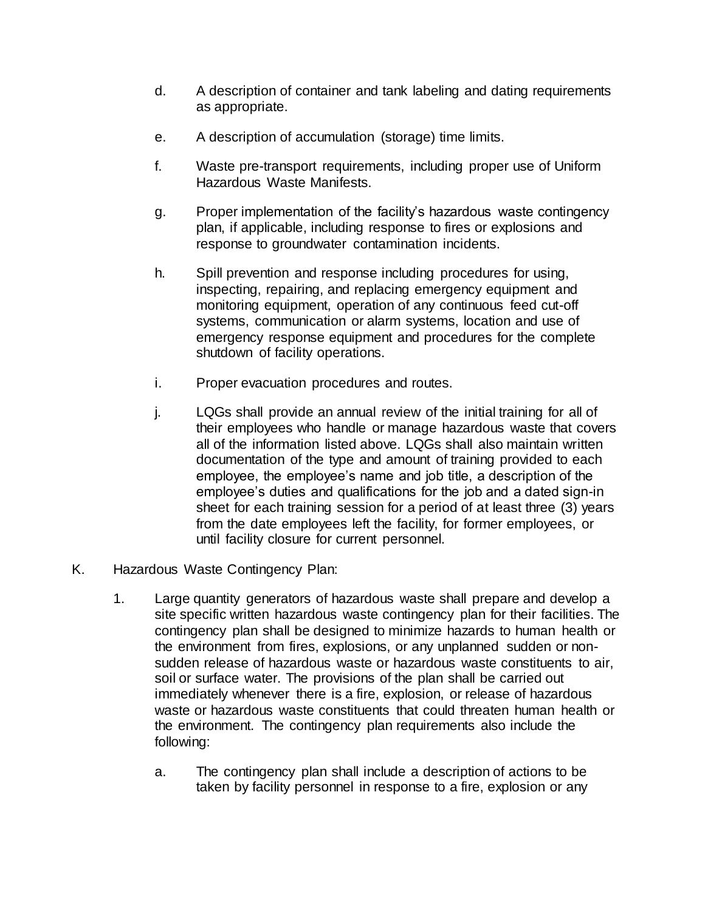d. A description of container and tank labeling and dating requirements as appropriate.

e. A description of accumulation (storage) time limits.

f. Waste pre-transport requirements, including proper use of Uniform Hazardous Waste Manifests.

g. Proper implementation of the facility's hazardous waste contingency plan, if applicable, including response to fires or explosions and response to groundwater contamination incidents.

h. Spill prevention and response including procedures for using, inspecting, repairing, and replacing emergency equipment and monitoring equipment, operation of any continuous feed cut-off systems, communication or alarm systems, location and use of emergency response equipment and procedures for the complete shutdown of facility operations.

i. Proper evacuation procedures and routes.

j. LQGs shall provide an annual review of the initial training for all of their employees who handle or manage hazardous waste that covers all of the information listed above. LQGs shall also maintain written documentation of the type and amount of training provided to each employee, the employee's name and job title, a description of the employee's duties and qualifications for the job and a dated sign-in sheet for each training session for a period of at least three (3) years from the date employees left the facility, for former employees, or until facility closure for current personnel.

K. Hazardous Waste Contingency Plan:

1. Large quantity generators of hazardous waste shall prepare and develop a site specific written hazardous waste contingency plan for their facilities. The contingency plan shall be designed to minimize hazards to human health or the environment from fires, explosions, or any unplanned sudden or non-sudden release of hazardous waste or hazardous waste constituents to air, soil or surface water. The provisions of the plan shall be carried out immediately whenever there is a fire, explosion, or release of hazardous waste or hazardous waste constituents that could threaten human health or the environment. The contingency plan requirements also include the following:

   a. The contingency plan shall include a description of actions to be taken by facility personnel in response to a fire, explosion or any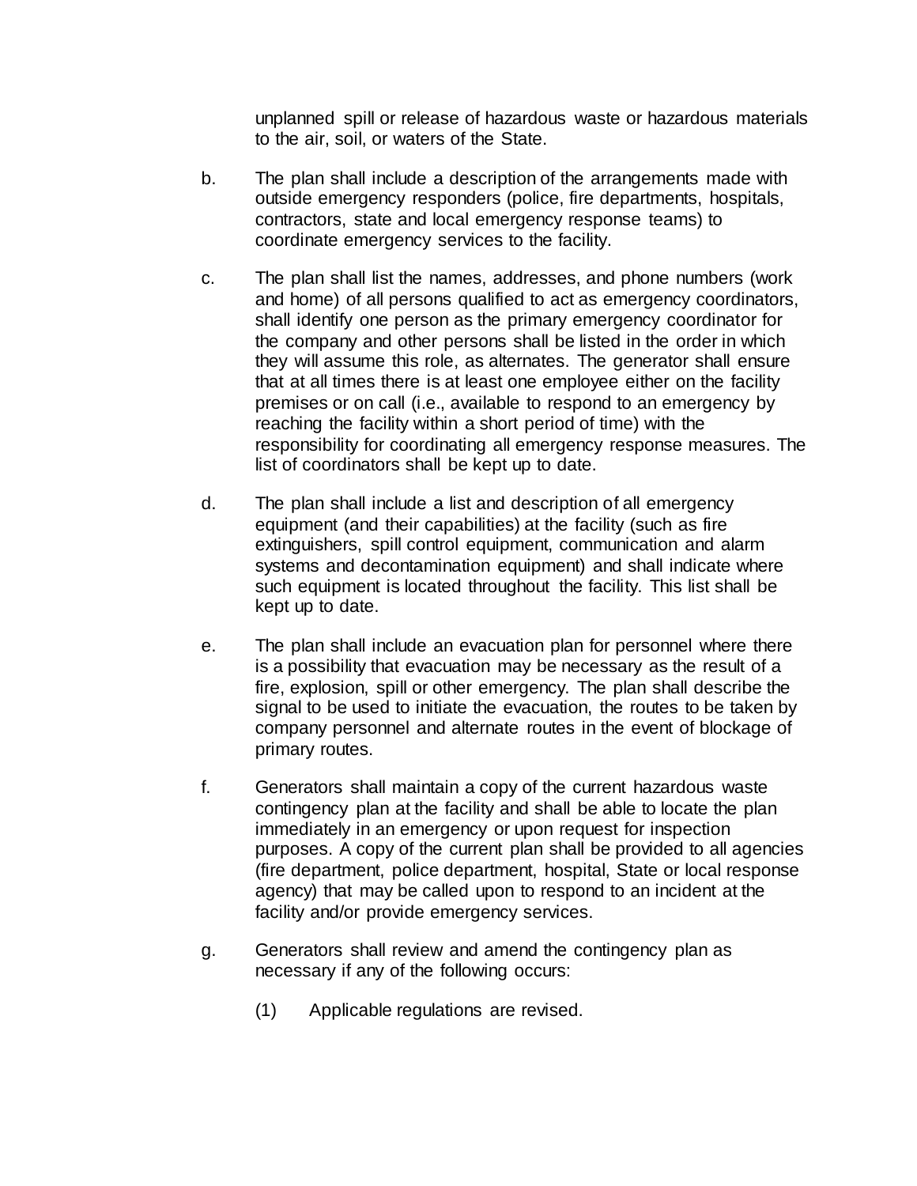unplanned spill or release of hazardous waste or hazardous materials to the air, soil, or waters of the State.

b. The plan shall include a description of the arrangements made with outside emergency responders (police, fire departments, hospitals, contractors, state and local emergency response teams) to coordinate emergency services to the facility.

c. The plan shall list the names, addresses, and phone numbers (work and home) of all persons qualified to act as emergency coordinators, shall identify one person as the primary emergency coordinator for the company and other persons shall be listed in the order in which they will assume this role, as alternates. The generator shall ensure that at all times there is at least one employee either on the facility premises or on call (i.e., available to respond to an emergency by reaching the facility within a short period of time) with the responsibility for coordinating all emergency response measures. The list of coordinators shall be kept up to date.

d. The plan shall include a list and description of all emergency equipment (and their capabilities) at the facility (such as fire extinguishers, spill control equipment, communication and alarm systems and decontamination equipment) and shall indicate where such equipment is located throughout the facility. This list shall be kept up to date.

e. The plan shall include an evacuation plan for personnel where there is a possibility that evacuation may be necessary as the result of a fire, explosion, spill or other emergency. The plan shall describe the signal to be used to initiate the evacuation, the routes to be taken by company personnel and alternate routes in the event of blockage of primary routes.

f. Generators shall maintain a copy of the current hazardous waste contingency plan at the facility and shall be able to locate the plan immediately in an emergency or upon request for inspection purposes. A copy of the current plan shall be provided to all agencies (fire department, police department, hospital, State or local response agency) that may be called upon to respond to an incident at the facility and/or provide emergency services.

g. Generators shall review and amend the contingency plan as necessary if any of the following occurs:

   (1) Applicable regulations are revised.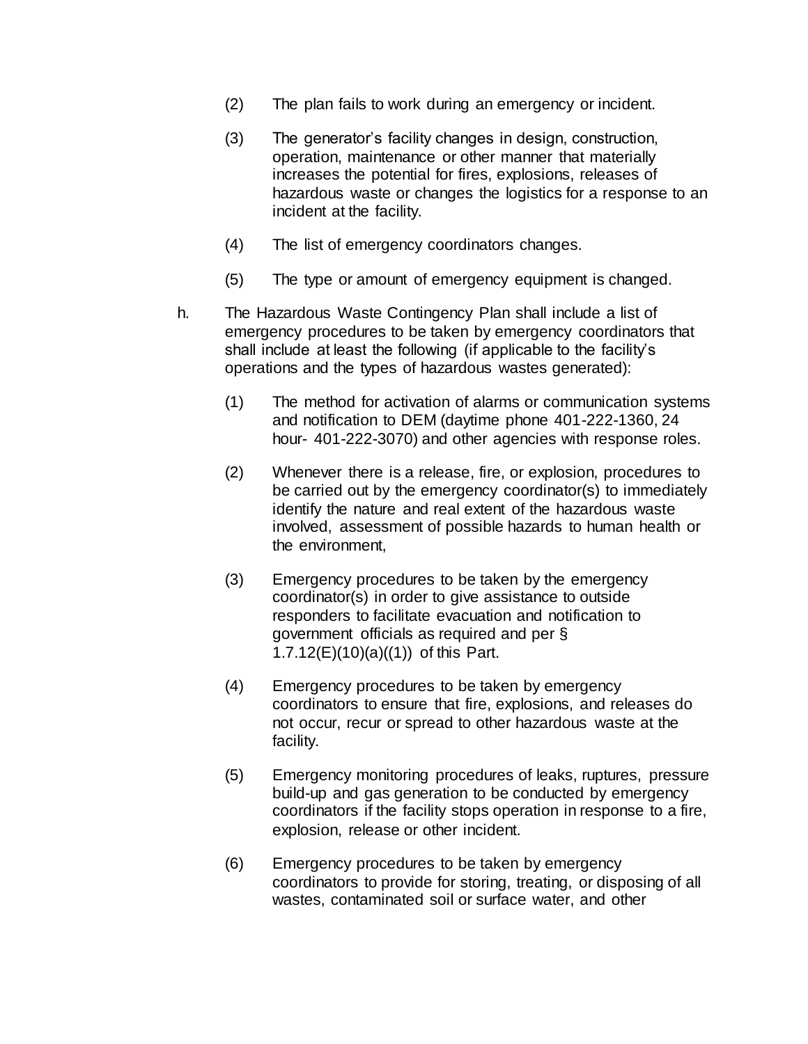(2) The plan fails to work during an emergency or incident.

(3) The generator's facility changes in design, construction, operation, maintenance or other manner that materially increases the potential for fires, explosions, releases of hazardous waste or changes the logistics for a response to an incident at the facility.

(4) The list of emergency coordinators changes.

(5) The type or amount of emergency equipment is changed.

h. The Hazardous Waste Contingency Plan shall include a list of emergency procedures to be taken by emergency coordinators that shall include at least the following (if applicable to the facility's operations and the types of hazardous wastes generated):

(1) The method for activation of alarms or communication systems and notification to DEM (daytime phone 401-222-1360, 24 hour- 401-222-3070) and other agencies with response roles.

(2) Whenever there is a release, fire, or explosion, procedures to be carried out by the emergency coordinator(s) to immediately identify the nature and real extent of the hazardous waste involved, assessment of possible hazards to human health or the environment,

(3) Emergency procedures to be taken by the emergency coordinator(s) in order to give assistance to outside responders to facilitate evacuation and notification to government officials as required and per § 1.7.12(E)(10)(a)((1)) of this Part.

(4) Emergency procedures to be taken by emergency coordinators to ensure that fire, explosions, and releases do not occur, recur or spread to other hazardous waste at the facility.

(5) Emergency monitoring procedures of leaks, ruptures, pressure build-up and gas generation to be conducted by emergency coordinators if the facility stops operation in response to a fire, explosion, release or other incident.

(6) Emergency procedures to be taken by emergency coordinators to provide for storing, treating, or disposing of all wastes, contaminated soil or surface water, and other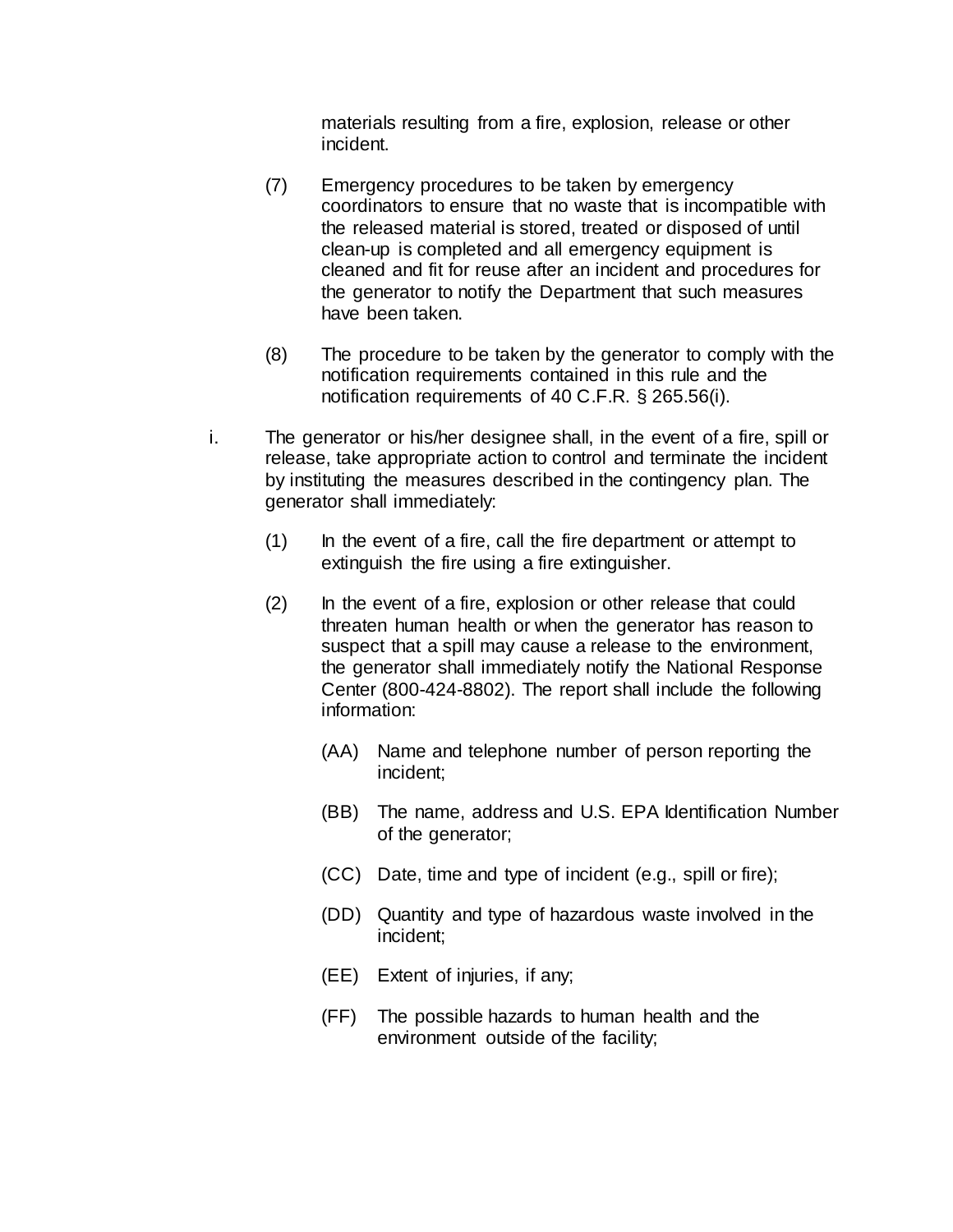materials resulting from a fire, explosion, release or other incident.

(7) Emergency procedures to be taken by emergency coordinators to ensure that no waste that is incompatible with the released material is stored, treated or disposed of until clean-up is completed and all emergency equipment is cleaned and fit for reuse after an incident and procedures for the generator to notify the Department that such measures have been taken.

(8) The procedure to be taken by the generator to comply with the notification requirements contained in this rule and the notification requirements of 40 C.F.R. § 265.56(i).

i. The generator or his/her designee shall, in the event of a fire, spill or release, take appropriate action to control and terminate the incident by instituting the measures described in the contingency plan. The generator shall immediately:

(1) In the event of a fire, call the fire department or attempt to extinguish the fire using a fire extinguisher.

(2) In the event of a fire, explosion or other release that could threaten human health or when the generator has reason to suspect that a spill may cause a release to the environment, the generator shall immediately notify the National Response Center (800-424-8802). The report shall include the following information:

(AA) Name and telephone number of person reporting the incident;

(BB) The name, address and U.S. EPA Identification Number of the generator;

(CC) Date, time and type of incident (e.g., spill or fire);

(DD) Quantity and type of hazardous waste involved in the incident;

(EE) Extent of injuries, if any;

(FF) The possible hazards to human health and the environment outside of the facility;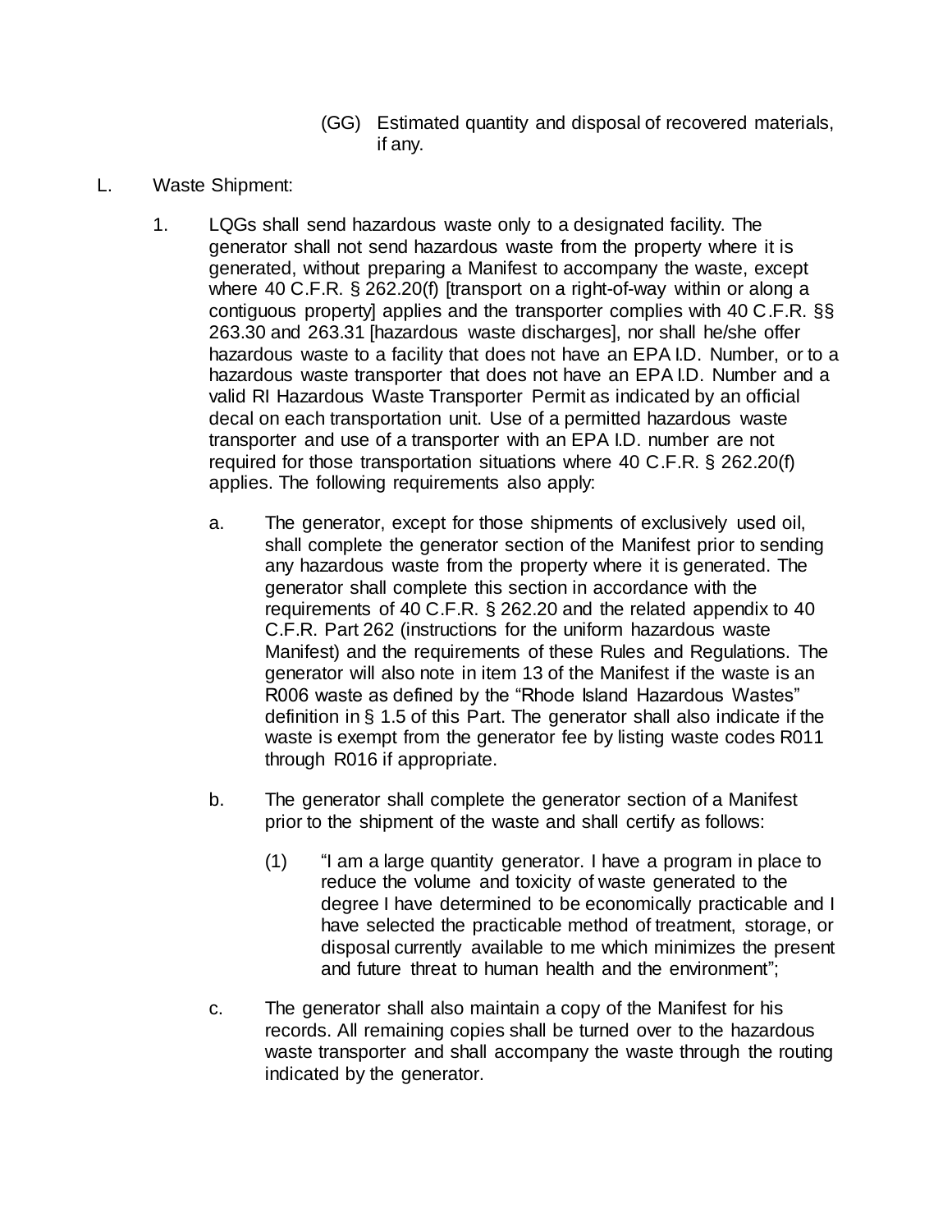(GG) Estimated quantity and disposal of recovered materials, if any.

L. Waste Shipment:

1. LQGs shall send hazardous waste only to a designated facility. The generator shall not send hazardous waste from the property where it is generated, without preparing a Manifest to accompany the waste, except where 40 C.F.R. § 262.20(f) [transport on a right-of-way within or along a contiguous property] applies and the transporter complies with 40 C.F.R. §§ 263.30 and 263.31 [hazardous waste discharges], nor shall he/she offer hazardous waste to a facility that does not have an EPA I.D. Number, or to a hazardous waste transporter that does not have an EPA I.D. Number and a valid RI Hazardous Waste Transporter Permit as indicated by an official decal on each transportation unit. Use of a permitted hazardous waste transporter and use of a transporter with an EPA I.D. number are not required for those transportation situations where 40 C.F.R. § 262.20(f) applies. The following requirements also apply:

   a. The generator, except for those shipments of exclusively used oil, shall complete the generator section of the Manifest prior to sending any hazardous waste from the property where it is generated. The generator shall complete this section in accordance with the requirements of 40 C.F.R. § 262.20 and the related appendix to 40 C.F.R. Part 262 (instructions for the uniform hazardous waste Manifest) and the requirements of these Rules and Regulations. The generator will also note in item 13 of the Manifest if the waste is an R006 waste as defined by the "Rhode Island Hazardous Wastes" definition in § 1.5 of this Part. The generator shall also indicate if the waste is exempt from the generator fee by listing waste codes R011 through R016 if appropriate.

   b. The generator shall complete the generator section of a Manifest prior to the shipment of the waste and shall certify as follows:

      (1) "I am a large quantity generator. I have a program in place to reduce the volume and toxicity of waste generated to the degree I have determined to be economically practicable and I have selected the practicable method of treatment, storage, or disposal currently available to me which minimizes the present and future threat to human health and the environment";

   c. The generator shall also maintain a copy of the Manifest for his records. All remaining copies shall be turned over to the hazardous waste transporter and shall accompany the waste through the routing indicated by the generator.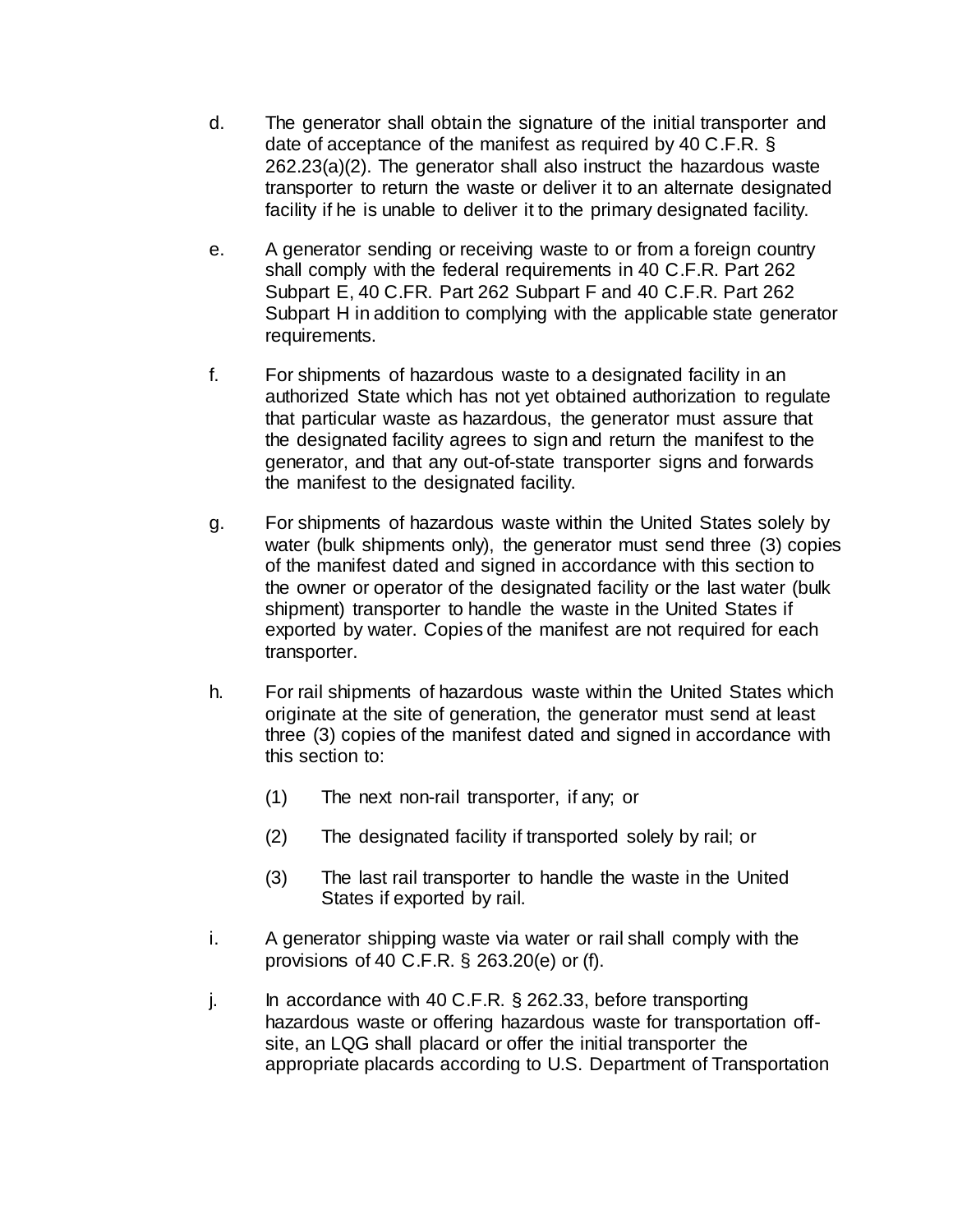d. The generator shall obtain the signature of the initial transporter and date of acceptance of the manifest as required by 40 C.F.R. § 262.23(a)(2). The generator shall also instruct the hazardous waste transporter to return the waste or deliver it to an alternate designated facility if he is unable to deliver it to the primary designated facility.

e. A generator sending or receiving waste to or from a foreign country shall comply with the federal requirements in 40 C.F.R. Part 262 Subpart E, 40 C.FR. Part 262 Subpart F and 40 C.F.R. Part 262 Subpart H in addition to complying with the applicable state generator requirements.

f. For shipments of hazardous waste to a designated facility in an authorized State which has not yet obtained authorization to regulate that particular waste as hazardous, the generator must assure that the designated facility agrees to sign and return the manifest to the generator, and that any out-of-state transporter signs and forwards the manifest to the designated facility.

g. For shipments of hazardous waste within the United States solely by water (bulk shipments only), the generator must send three (3) copies of the manifest dated and signed in accordance with this section to the owner or operator of the designated facility or the last water (bulk shipment) transporter to handle the waste in the United States if exported by water. Copies of the manifest are not required for each transporter.

h. For rail shipments of hazardous waste within the United States which originate at the site of generation, the generator must send at least three (3) copies of the manifest dated and signed in accordance with this section to:

   (1) The next non-rail transporter, if any; or

   (2) The designated facility if transported solely by rail; or

   (3) The last rail transporter to handle the waste in the United States if exported by rail.

i. A generator shipping waste via water or rail shall comply with the provisions of 40 C.F.R. § 263.20(e) or (f).

j. In accordance with 40 C.F.R. § 262.33, before transporting hazardous waste or offering hazardous waste for transportation off-site, an LQG shall placard or offer the initial transporter the appropriate placards according to U.S. Department of Transportation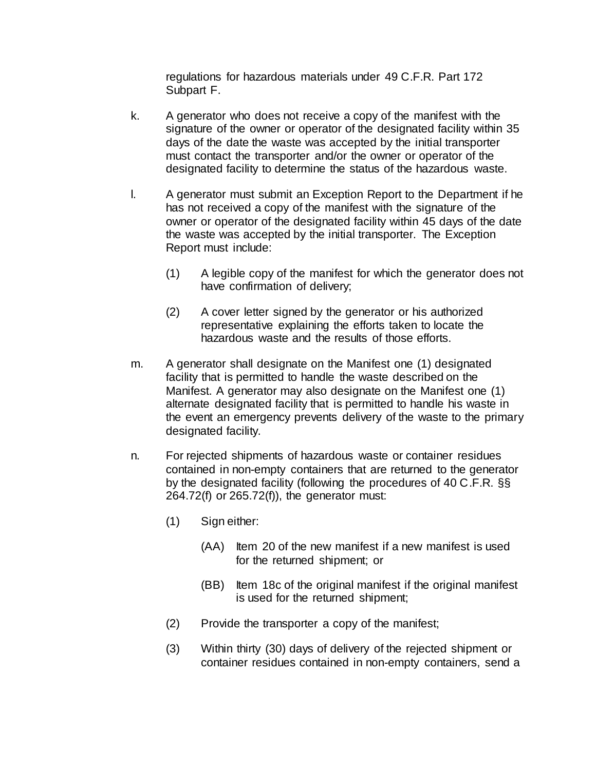regulations for hazardous materials under 49 C.F.R. Part 172 Subpart F.

k. A generator who does not receive a copy of the manifest with the signature of the owner or operator of the designated facility within 35 days of the date the waste was accepted by the initial transporter must contact the transporter and/or the owner or operator of the designated facility to determine the status of the hazardous waste.

l. A generator must submit an Exception Report to the Department if he has not received a copy of the manifest with the signature of the owner or operator of the designated facility within 45 days of the date the waste was accepted by the initial transporter. The Exception Report must include:

   (1) A legible copy of the manifest for which the generator does not have confirmation of delivery;

   (2) A cover letter signed by the generator or his authorized representative explaining the efforts taken to locate the hazardous waste and the results of those efforts.

m. A generator shall designate on the Manifest one (1) designated facility that is permitted to handle the waste described on the Manifest. A generator may also designate on the Manifest one (1) alternate designated facility that is permitted to handle his waste in the event an emergency prevents delivery of the waste to the primary designated facility.

n. For rejected shipments of hazardous waste or container residues contained in non-empty containers that are returned to the generator by the designated facility (following the procedures of 40 C.F.R. §§ 264.72(f) or 265.72(f)), the generator must:

   (1) Sign either:

      (AA) Item 20 of the new manifest if a new manifest is used for the returned shipment; or

      (BB) Item 18c of the original manifest if the original manifest is used for the returned shipment;

   (2) Provide the transporter a copy of the manifest;

   (3) Within thirty (30) days of delivery of the rejected shipment or container residues contained in non-empty containers, send a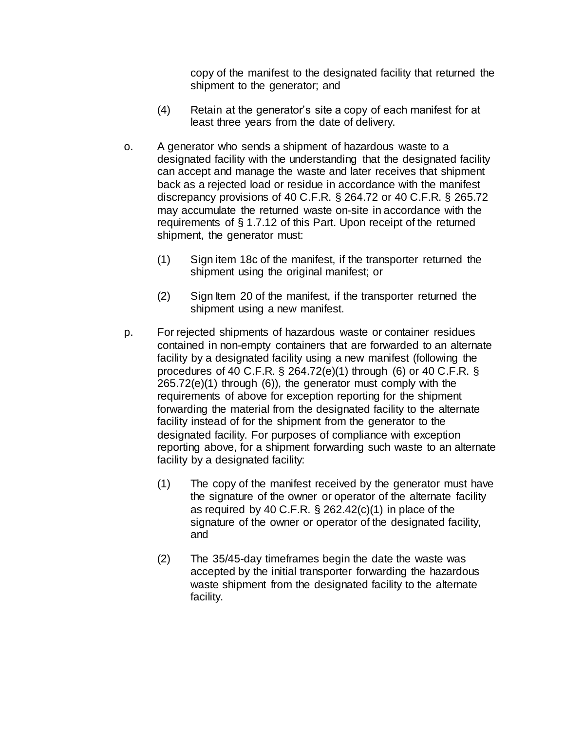copy of the manifest to the designated facility that returned the shipment to the generator; and

(4) Retain at the generator's site a copy of each manifest for at least three years from the date of delivery.

o. A generator who sends a shipment of hazardous waste to a designated facility with the understanding that the designated facility can accept and manage the waste and later receives that shipment back as a rejected load or residue in accordance with the manifest discrepancy provisions of 40 C.F.R. § 264.72 or 40 C.F.R. § 265.72 may accumulate the returned waste on-site in accordance with the requirements of § 1.7.12 of this Part. Upon receipt of the returned shipment, the generator must:

(1) Sign item 18c of the manifest, if the transporter returned the shipment using the original manifest; or

(2) Sign Item 20 of the manifest, if the transporter returned the shipment using a new manifest.

p. For rejected shipments of hazardous waste or container residues contained in non-empty containers that are forwarded to an alternate facility by a designated facility using a new manifest (following the procedures of 40 C.F.R. § 264.72(e)(1) through (6) or 40 C.F.R. § 265.72(e)(1) through (6)), the generator must comply with the requirements of above for exception reporting for the shipment forwarding the material from the designated facility to the alternate facility instead of for the shipment from the generator to the designated facility. For purposes of compliance with exception reporting above, for a shipment forwarding such waste to an alternate facility by a designated facility:

(1) The copy of the manifest received by the generator must have the signature of the owner or operator of the alternate facility as required by 40 C.F.R. § 262.42(c)(1) in place of the signature of the owner or operator of the designated facility, and

(2) The 35/45-day timeframes begin the date the waste was accepted by the initial transporter forwarding the hazardous waste shipment from the designated facility to the alternate facility.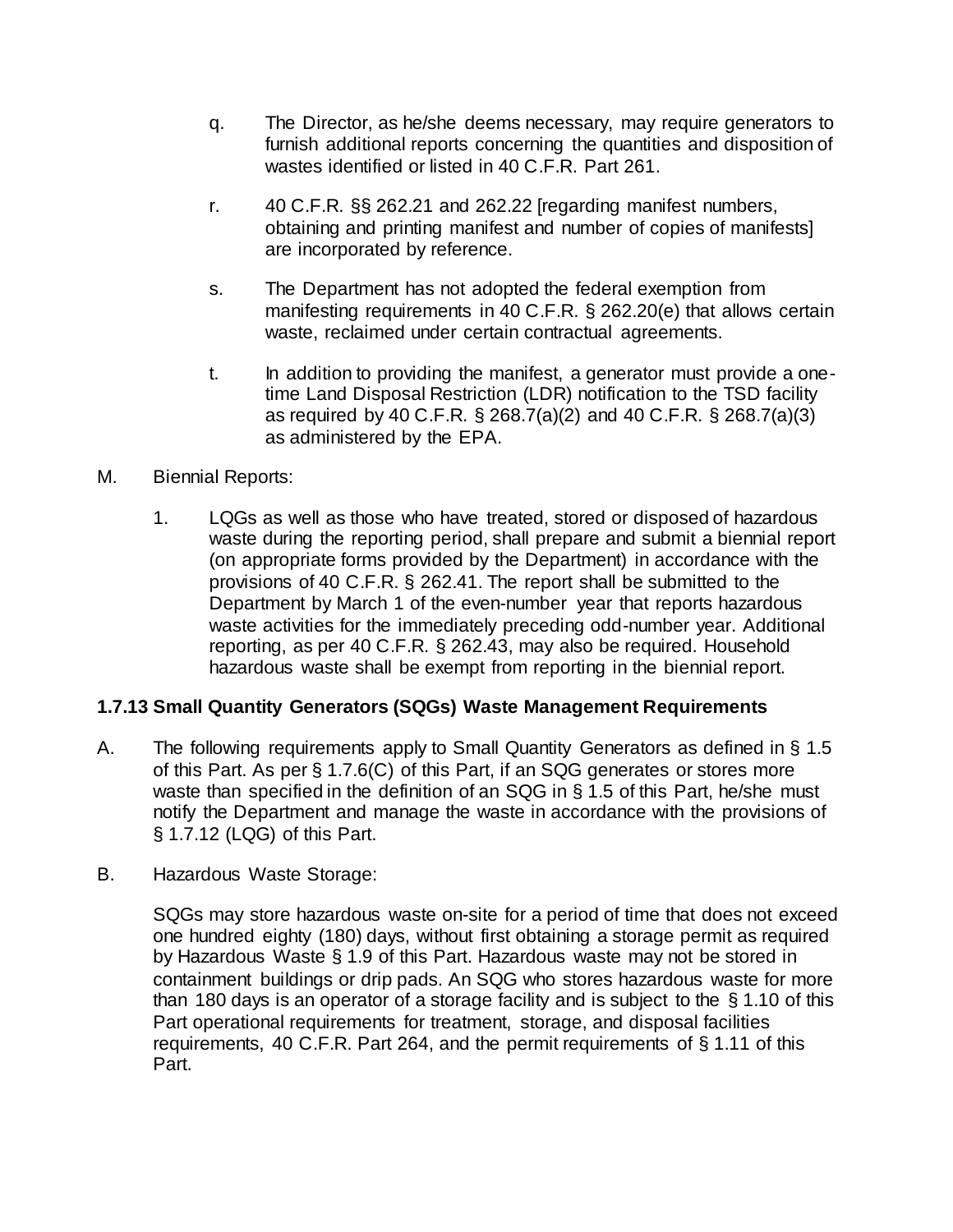q. The Director, as he/she deems necessary, may require generators to furnish additional reports concerning the quantities and disposition of wastes identified or listed in 40 C.F.R. Part 261.

r. 40 C.F.R. §§ 262.21 and 262.22 [regarding manifest numbers, obtaining and printing manifest and number of copies of manifests] are incorporated by reference.

s. The Department has not adopted the federal exemption from manifesting requirements in 40 C.F.R. § 262.20(e) that allows certain waste, reclaimed under certain contractual agreements.

t. In addition to providing the manifest, a generator must provide a one-time Land Disposal Restriction (LDR) notification to the TSD facility as required by 40 C.F.R. § 268.7(a)(2) and 40 C.F.R. § 268.7(a)(3) as administered by the EPA.

M. Biennial Reports:

1. LQGs as well as those who have treated, stored or disposed of hazardous waste during the reporting period, shall prepare and submit a biennial report (on appropriate forms provided by the Department) in accordance with the provisions of 40 C.F.R. § 262.41. The report shall be submitted to the Department by March 1 of the even-number year that reports hazardous waste activities for the immediately preceding odd-number year. Additional reporting, as per 40 C.F.R. § 262.43, may also be required. Household hazardous waste shall be exempt from reporting in the biennial report.

### 1.7.13 Small Quantity Generators (SQGs) Waste Management Requirements

A. The following requirements apply to Small Quantity Generators as defined in § 1.5 of this Part. As per § 1.7.6(C) of this Part, if an SQG generates or stores more waste than specified in the definition of an SQG in § 1.5 of this Part, he/she must notify the Department and manage the waste in accordance with the provisions of § 1.7.12 (LQG) of this Part.

B. Hazardous Waste Storage:

SQGs may store hazardous waste on-site for a period of time that does not exceed one hundred eighty (180) days, without first obtaining a storage permit as required by Hazardous Waste § 1.9 of this Part. Hazardous waste may not be stored in containment buildings or drip pads. An SQG who stores hazardous waste for more than 180 days is an operator of a storage facility and is subject to the § 1.10 of this Part operational requirements for treatment, storage, and disposal facilities requirements, 40 C.F.R. Part 264, and the permit requirements of § 1.11 of this Part.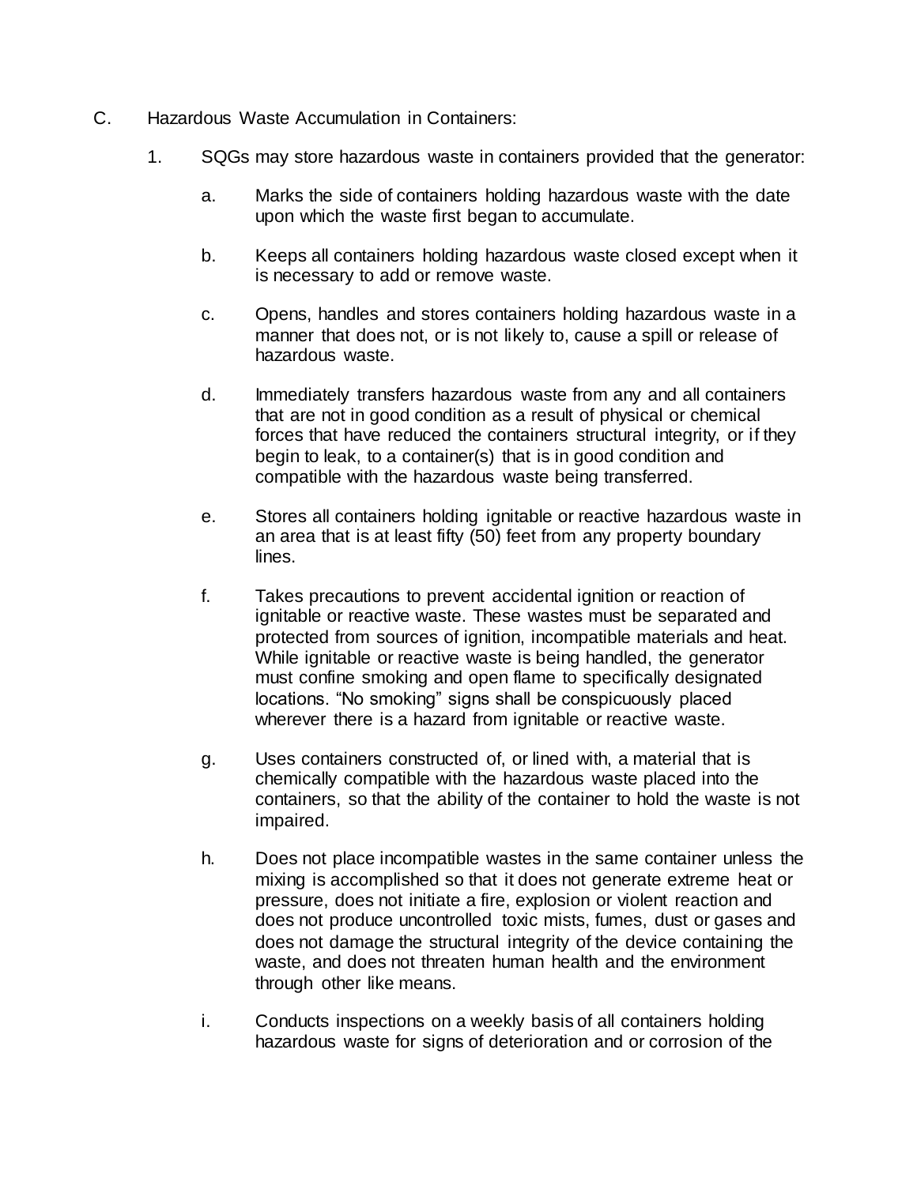C. Hazardous Waste Accumulation in Containers:

1. SQGs may store hazardous waste in containers provided that the generator:

   a. Marks the side of containers holding hazardous waste with the date upon which the waste first began to accumulate.

   b. Keeps all containers holding hazardous waste closed except when it is necessary to add or remove waste.

   c. Opens, handles and stores containers holding hazardous waste in a manner that does not, or is not likely to, cause a spill or release of hazardous waste.

   d. Immediately transfers hazardous waste from any and all containers that are not in good condition as a result of physical or chemical forces that have reduced the containers structural integrity, or if they begin to leak, to a container(s) that is in good condition and compatible with the hazardous waste being transferred.

   e. Stores all containers holding ignitable or reactive hazardous waste in an area that is at least fifty (50) feet from any property boundary lines.

   f. Takes precautions to prevent accidental ignition or reaction of ignitable or reactive waste. These wastes must be separated and protected from sources of ignition, incompatible materials and heat. While ignitable or reactive waste is being handled, the generator must confine smoking and open flame to specifically designated locations. "No smoking" signs shall be conspicuously placed wherever there is a hazard from ignitable or reactive waste.

   g. Uses containers constructed of, or lined with, a material that is chemically compatible with the hazardous waste placed into the containers, so that the ability of the container to hold the waste is not impaired.

   h. Does not place incompatible wastes in the same container unless the mixing is accomplished so that it does not generate extreme heat or pressure, does not initiate a fire, explosion or violent reaction and does not produce uncontrolled toxic mists, fumes, dust or gases and does not damage the structural integrity of the device containing the waste, and does not threaten human health and the environment through other like means.

   i. Conducts inspections on a weekly basis of all containers holding hazardous waste for signs of deterioration and or corrosion of the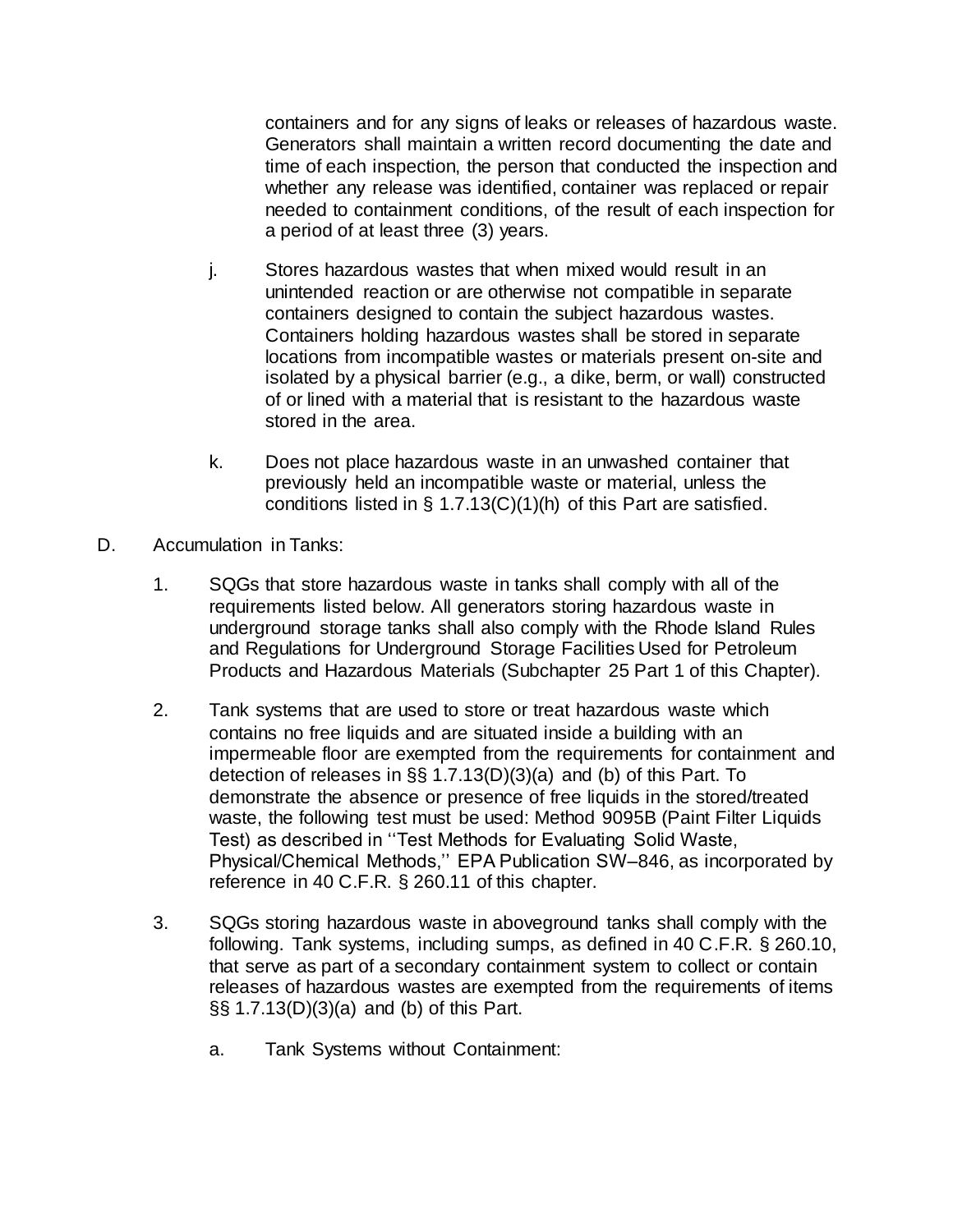containers and for any signs of leaks or releases of hazardous waste. Generators shall maintain a written record documenting the date and time of each inspection, the person that conducted the inspection and whether any release was identified, container was replaced or repair needed to containment conditions, of the result of each inspection for a period of at least three (3) years.

j. Stores hazardous wastes that when mixed would result in an unintended reaction or are otherwise not compatible in separate containers designed to contain the subject hazardous wastes. Containers holding hazardous wastes shall be stored in separate locations from incompatible wastes or materials present on-site and isolated by a physical barrier (e.g., a dike, berm, or wall) constructed of or lined with a material that is resistant to the hazardous waste stored in the area.

k. Does not place hazardous waste in an unwashed container that previously held an incompatible waste or material, unless the conditions listed in § 1.7.13(C)(1)(h) of this Part are satisfied.

D. Accumulation in Tanks:

1. SQGs that store hazardous waste in tanks shall comply with all of the requirements listed below. All generators storing hazardous waste in underground storage tanks shall also comply with the Rhode Island Rules and Regulations for Underground Storage Facilities Used for Petroleum Products and Hazardous Materials (Subchapter 25 Part 1 of this Chapter).

2. Tank systems that are used to store or treat hazardous waste which contains no free liquids and are situated inside a building with an impermeable floor are exempted from the requirements for containment and detection of releases in §§ 1.7.13(D)(3)(a) and (b) of this Part. To demonstrate the absence or presence of free liquids in the stored/treated waste, the following test must be used: Method 9095B (Paint Filter Liquids Test) as described in ''Test Methods for Evaluating Solid Waste, Physical/Chemical Methods,'' EPA Publication SW–846, as incorporated by reference in 40 C.F.R. § 260.11 of this chapter.

3. SQGs storing hazardous waste in aboveground tanks shall comply with the following. Tank systems, including sumps, as defined in 40 C.F.R. § 260.10, that serve as part of a secondary containment system to collect or contain releases of hazardous wastes are exempted from the requirements of items §§ 1.7.13(D)(3)(a) and (b) of this Part.

   a. Tank Systems without Containment: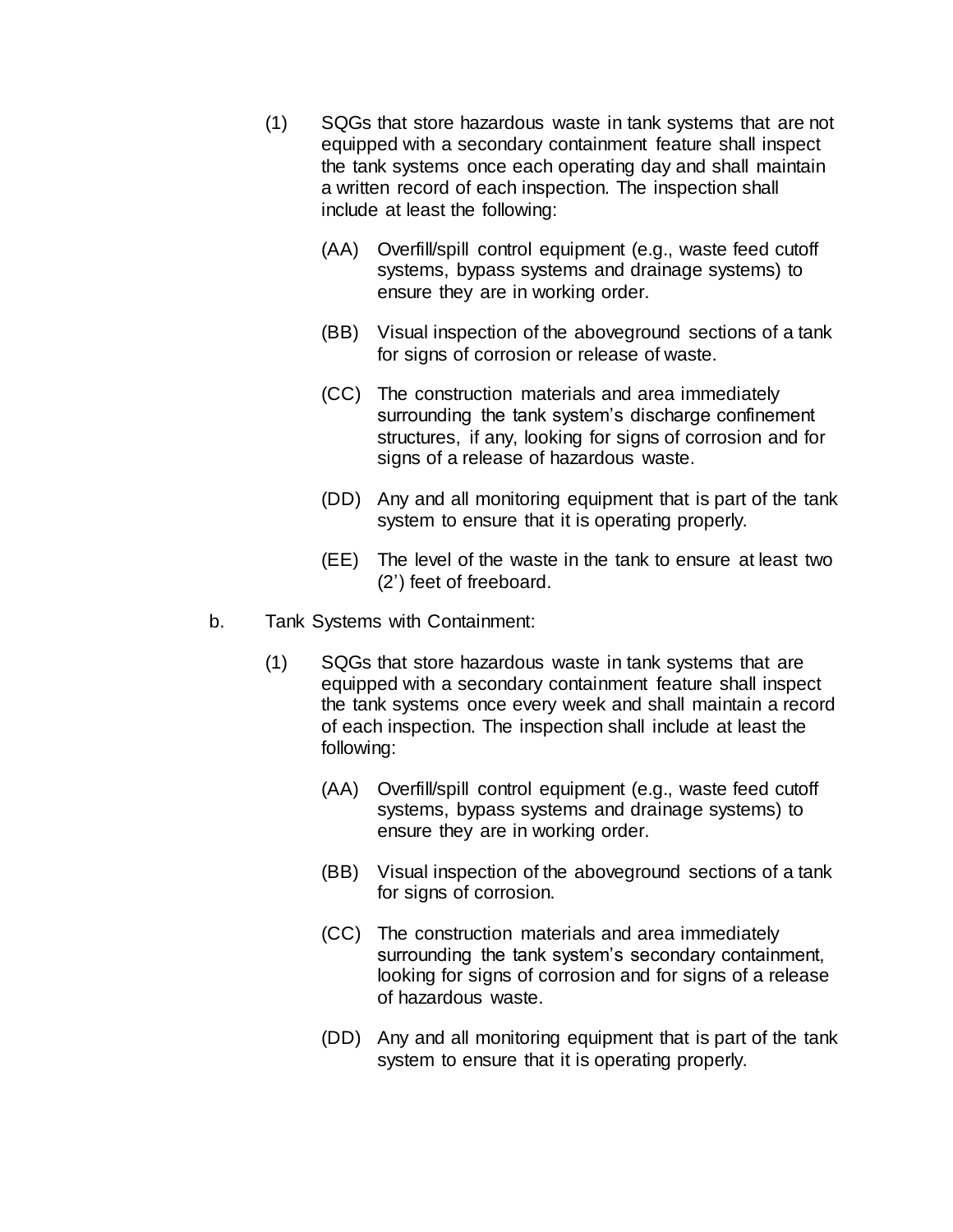(1) SQGs that store hazardous waste in tank systems that are not equipped with a secondary containment feature shall inspect the tank systems once each operating day and shall maintain a written record of each inspection. The inspection shall include at least the following:

(AA) Overfill/spill control equipment (e.g., waste feed cutoff systems, bypass systems and drainage systems) to ensure they are in working order.

(BB) Visual inspection of the aboveground sections of a tank for signs of corrosion or release of waste.

(CC) The construction materials and area immediately surrounding the tank system's discharge confinement structures, if any, looking for signs of corrosion and for signs of a release of hazardous waste.

(DD) Any and all monitoring equipment that is part of the tank system to ensure that it is operating properly.

(EE) The level of the waste in the tank to ensure at least two (2') feet of freeboard.

b. Tank Systems with Containment:

(1) SQGs that store hazardous waste in tank systems that are equipped with a secondary containment feature shall inspect the tank systems once every week and shall maintain a record of each inspection. The inspection shall include at least the following:

(AA) Overfill/spill control equipment (e.g., waste feed cutoff systems, bypass systems and drainage systems) to ensure they are in working order.

(BB) Visual inspection of the aboveground sections of a tank for signs of corrosion.

(CC) The construction materials and area immediately surrounding the tank system's secondary containment, looking for signs of corrosion and for signs of a release of hazardous waste.

(DD) Any and all monitoring equipment that is part of the tank system to ensure that it is operating properly.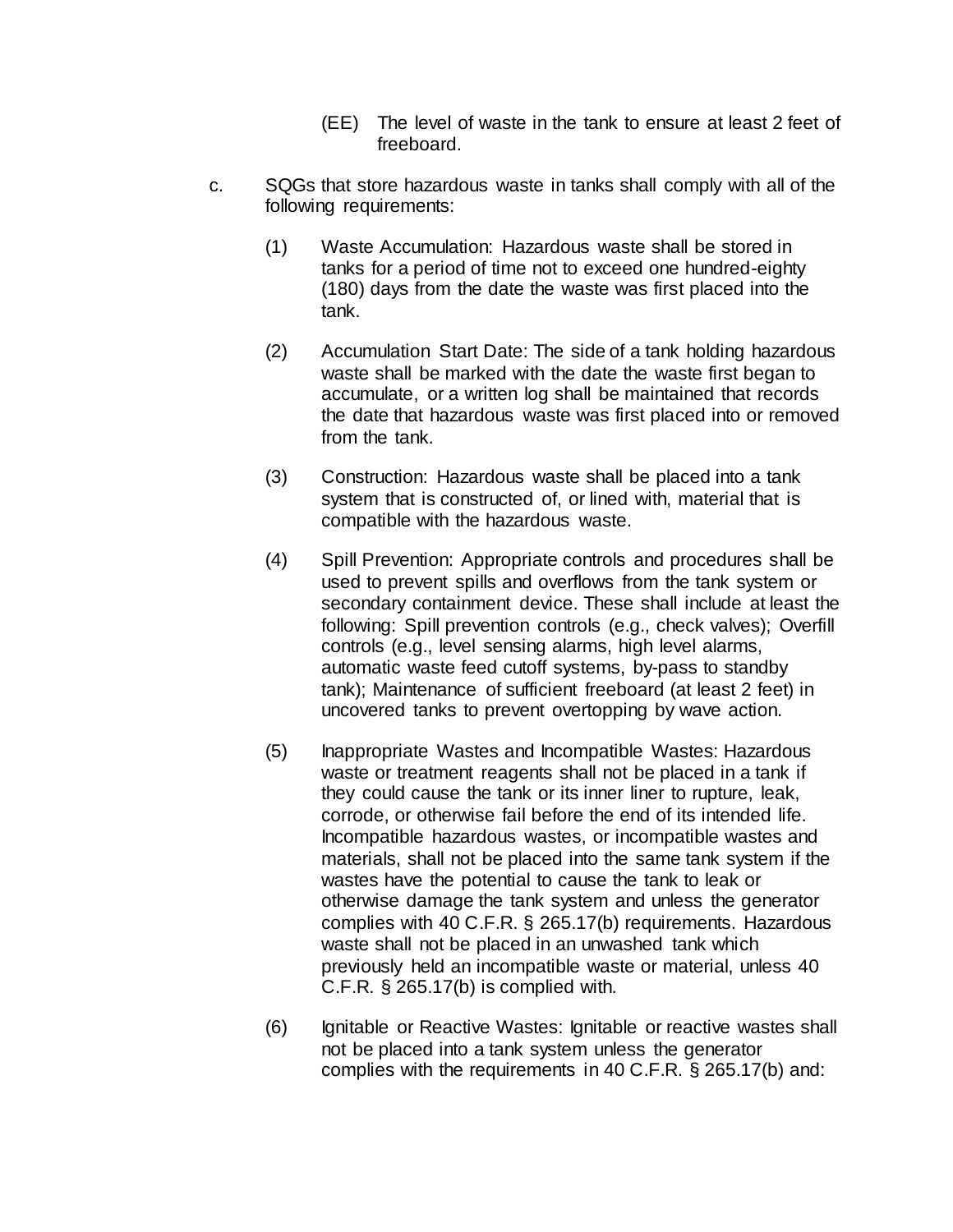(EE) The level of waste in the tank to ensure at least 2 feet of freeboard.

c. SQGs that store hazardous waste in tanks shall comply with all of the following requirements:

(1) Waste Accumulation: Hazardous waste shall be stored in tanks for a period of time not to exceed one hundred-eighty (180) days from the date the waste was first placed into the tank.

(2) Accumulation Start Date: The side of a tank holding hazardous waste shall be marked with the date the waste first began to accumulate, or a written log shall be maintained that records the date that hazardous waste was first placed into or removed from the tank.

(3) Construction: Hazardous waste shall be placed into a tank system that is constructed of, or lined with, material that is compatible with the hazardous waste.

(4) Spill Prevention: Appropriate controls and procedures shall be used to prevent spills and overflows from the tank system or secondary containment device. These shall include at least the following: Spill prevention controls (e.g., check valves); Overfill controls (e.g., level sensing alarms, high level alarms, automatic waste feed cutoff systems, by-pass to standby tank); Maintenance of sufficient freeboard (at least 2 feet) in uncovered tanks to prevent overtopping by wave action.

(5) Inappropriate Wastes and Incompatible Wastes: Hazardous waste or treatment reagents shall not be placed in a tank if they could cause the tank or its inner liner to rupture, leak, corrode, or otherwise fail before the end of its intended life. Incompatible hazardous wastes, or incompatible wastes and materials, shall not be placed into the same tank system if the wastes have the potential to cause the tank to leak or otherwise damage the tank system and unless the generator complies with 40 C.F.R. § 265.17(b) requirements. Hazardous waste shall not be placed in an unwashed tank which previously held an incompatible waste or material, unless 40 C.F.R. § 265.17(b) is complied with.

(6) Ignitable or Reactive Wastes: Ignitable or reactive wastes shall not be placed into a tank system unless the generator complies with the requirements in 40 C.F.R. § 265.17(b) and: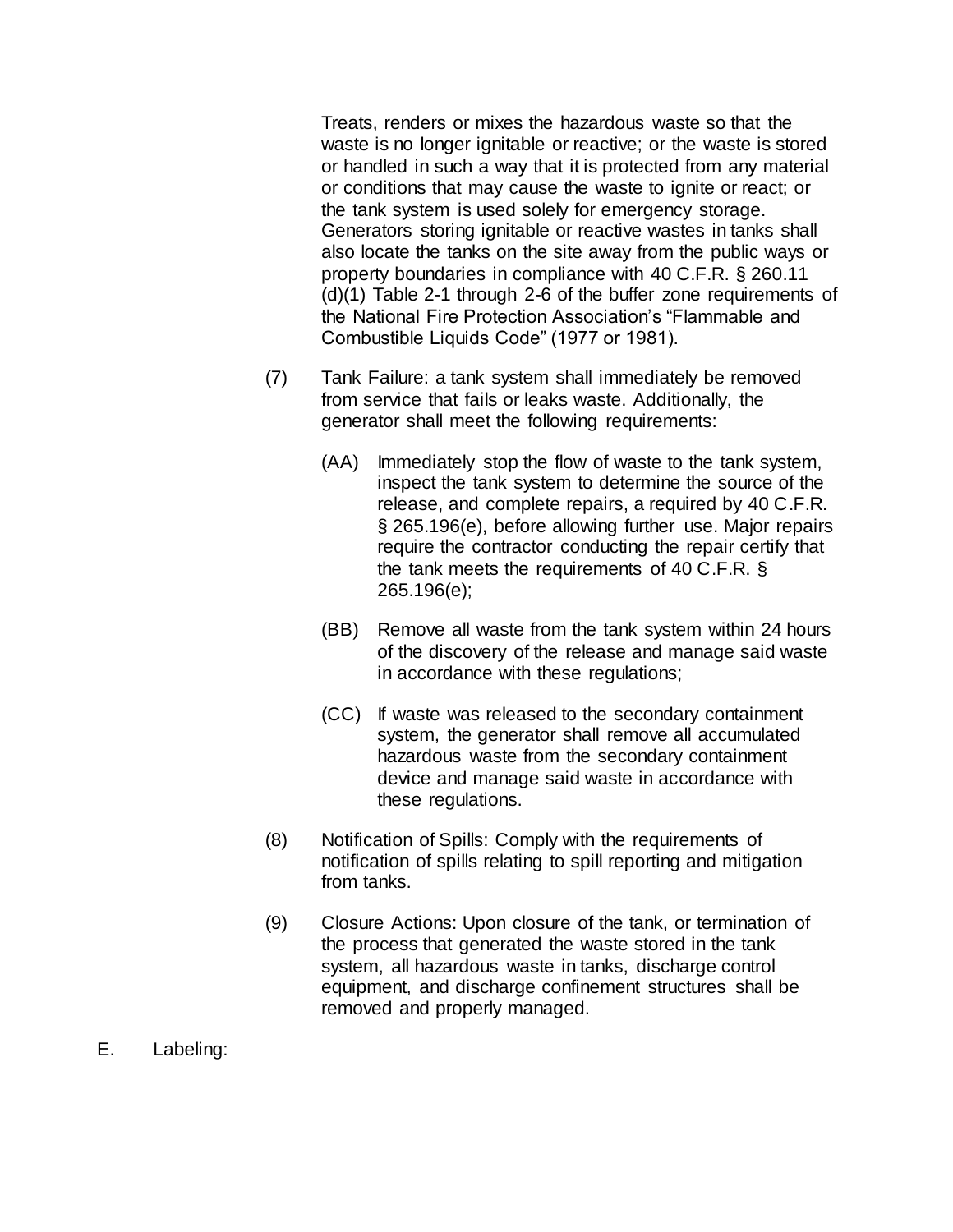Treats, renders or mixes the hazardous waste so that the waste is no longer ignitable or reactive; or the waste is stored or handled in such a way that it is protected from any material or conditions that may cause the waste to ignite or react; or the tank system is used solely for emergency storage. Generators storing ignitable or reactive wastes in tanks shall also locate the tanks on the site away from the public ways or property boundaries in compliance with 40 C.F.R. § 260.11 (d)(1) Table 2-1 through 2-6 of the buffer zone requirements of the National Fire Protection Association's "Flammable and Combustible Liquids Code" (1977 or 1981).

(7) Tank Failure: a tank system shall immediately be removed from service that fails or leaks waste. Additionally, the generator shall meet the following requirements:

(AA) Immediately stop the flow of waste to the tank system, inspect the tank system to determine the source of the release, and complete repairs, a required by 40 C.F.R. § 265.196(e), before allowing further use. Major repairs require the contractor conducting the repair certify that the tank meets the requirements of 40 C.F.R. § 265.196(e);

(BB) Remove all waste from the tank system within 24 hours of the discovery of the release and manage said waste in accordance with these regulations;

(CC) If waste was released to the secondary containment system, the generator shall remove all accumulated hazardous waste from the secondary containment device and manage said waste in accordance with these regulations.

(8) Notification of Spills: Comply with the requirements of notification of spills relating to spill reporting and mitigation from tanks.

(9) Closure Actions: Upon closure of the tank, or termination of the process that generated the waste stored in the tank system, all hazardous waste in tanks, discharge control equipment, and discharge confinement structures shall be removed and properly managed.

E. Labeling: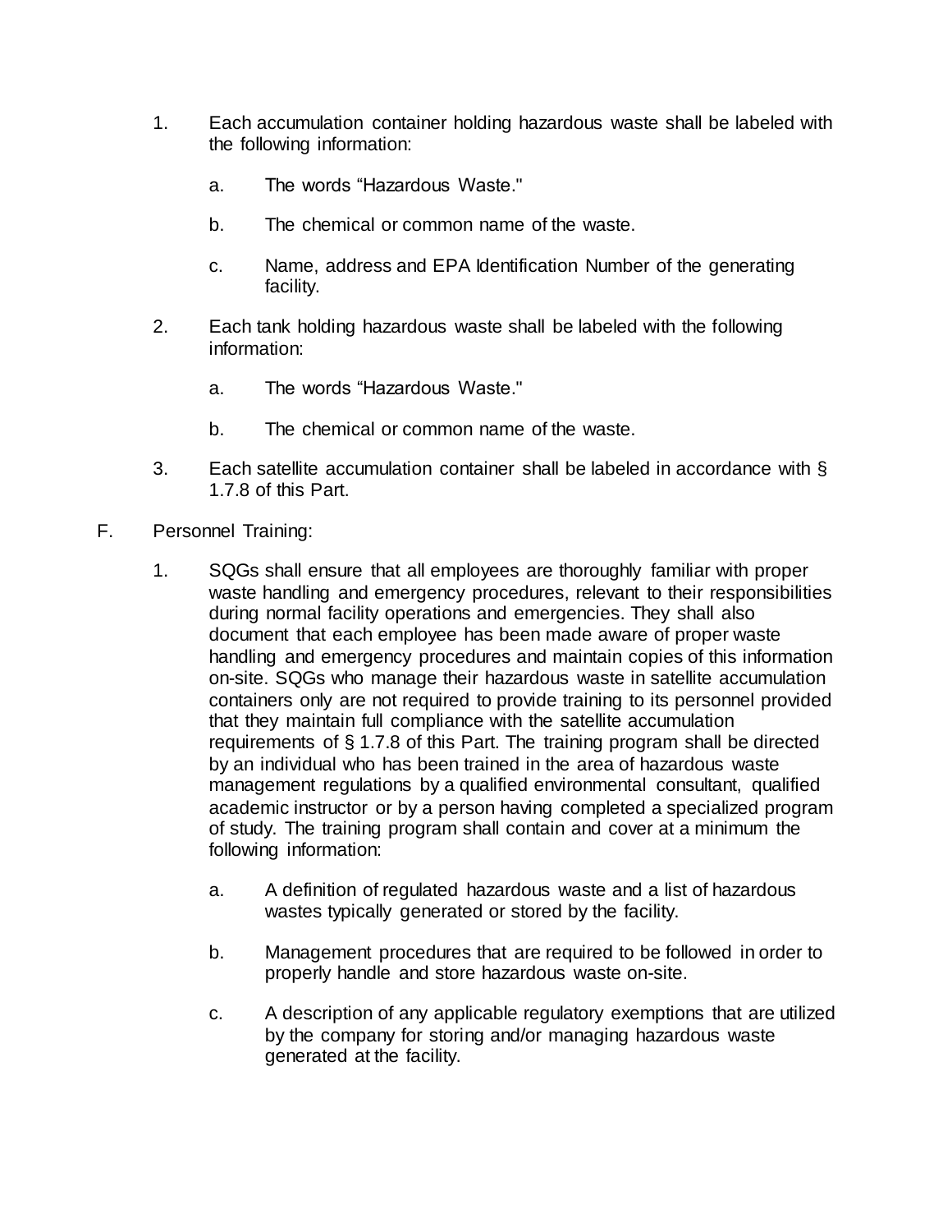1. Each accumulation container holding hazardous waste shall be labeled with the following information:

    a. The words “Hazardous Waste."

    b. The chemical or common name of the waste.

    c. Name, address and EPA Identification Number of the generating facility.

2. Each tank holding hazardous waste shall be labeled with the following information:

    a. The words “Hazardous Waste."

    b. The chemical or common name of the waste.

3. Each satellite accumulation container shall be labeled in accordance with § 1.7.8 of this Part.

F. Personnel Training:

1. SQGs shall ensure that all employees are thoroughly familiar with proper waste handling and emergency procedures, relevant to their responsibilities during normal facility operations and emergencies. They shall also document that each employee has been made aware of proper waste handling and emergency procedures and maintain copies of this information on-site. SQGs who manage their hazardous waste in satellite accumulation containers only are not required to provide training to its personnel provided that they maintain full compliance with the satellite accumulation requirements of § 1.7.8 of this Part. The training program shall be directed by an individual who has been trained in the area of hazardous waste management regulations by a qualified environmental consultant, qualified academic instructor or by a person having completed a specialized program of study. The training program shall contain and cover at a minimum the following information:

    a. A definition of regulated hazardous waste and a list of hazardous wastes typically generated or stored by the facility.

    b. Management procedures that are required to be followed in order to properly handle and store hazardous waste on-site.

    c. A description of any applicable regulatory exemptions that are utilized by the company for storing and/or managing hazardous waste generated at the facility.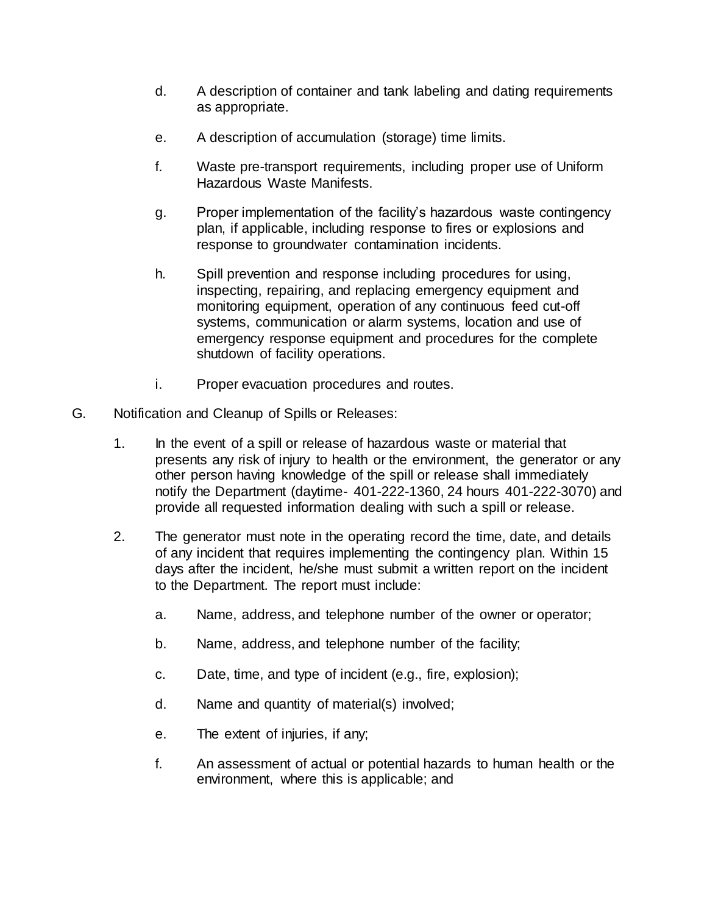d. A description of container and tank labeling and dating requirements as appropriate.

e. A description of accumulation (storage) time limits.

f. Waste pre-transport requirements, including proper use of Uniform Hazardous Waste Manifests.

g. Proper implementation of the facility's hazardous waste contingency plan, if applicable, including response to fires or explosions and response to groundwater contamination incidents.

h. Spill prevention and response including procedures for using, inspecting, repairing, and replacing emergency equipment and monitoring equipment, operation of any continuous feed cut-off systems, communication or alarm systems, location and use of emergency response equipment and procedures for the complete shutdown of facility operations.

i. Proper evacuation procedures and routes.

G. Notification and Cleanup of Spills or Releases:

1. In the event of a spill or release of hazardous waste or material that presents any risk of injury to health or the environment, the generator or any other person having knowledge of the spill or release shall immediately notify the Department (daytime- 401-222-1360, 24 hours 401-222-3070) and provide all requested information dealing with such a spill or release.

2. The generator must note in the operating record the time, date, and details of any incident that requires implementing the contingency plan. Within 15 days after the incident, he/she must submit a written report on the incident to the Department. The report must include:

   a. Name, address, and telephone number of the owner or operator;

   b. Name, address, and telephone number of the facility;

   c. Date, time, and type of incident (e.g., fire, explosion);

   d. Name and quantity of material(s) involved;

   e. The extent of injuries, if any;

   f. An assessment of actual or potential hazards to human health or the environment, where this is applicable; and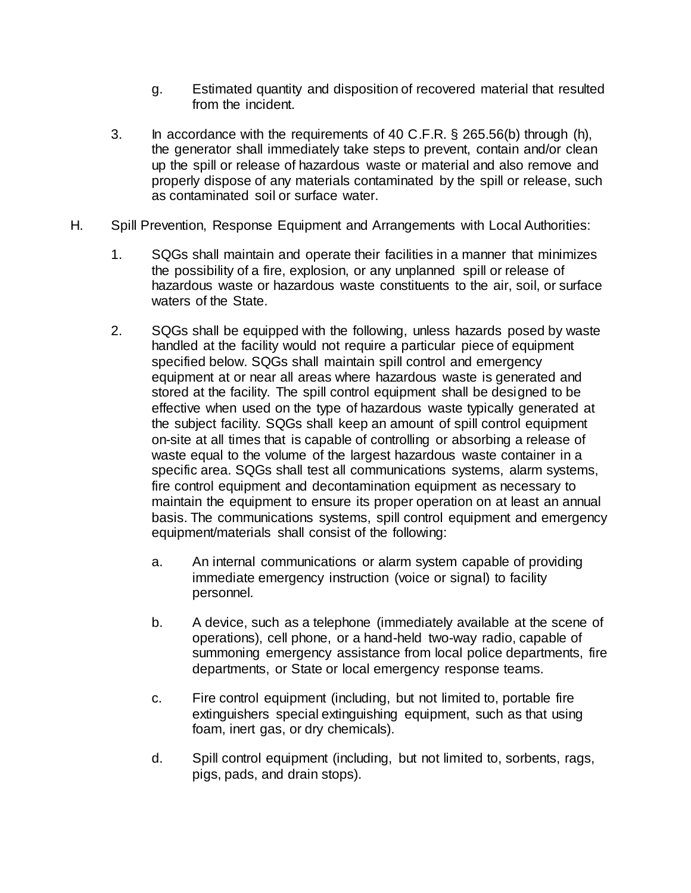g. Estimated quantity and disposition of recovered material that resulted from the incident.

3. In accordance with the requirements of 40 C.F.R. § 265.56(b) through (h), the generator shall immediately take steps to prevent, contain and/or clean up the spill or release of hazardous waste or material and also remove and properly dispose of any materials contaminated by the spill or release, such as contaminated soil or surface water.

H. Spill Prevention, Response Equipment and Arrangements with Local Authorities:

1. SQGs shall maintain and operate their facilities in a manner that minimizes the possibility of a fire, explosion, or any unplanned spill or release of hazardous waste or hazardous waste constituents to the air, soil, or surface waters of the State.

2. SQGs shall be equipped with the following, unless hazards posed by waste handled at the facility would not require a particular piece of equipment specified below. SQGs shall maintain spill control and emergency equipment at or near all areas where hazardous waste is generated and stored at the facility. The spill control equipment shall be designed to be effective when used on the type of hazardous waste typically generated at the subject facility. SQGs shall keep an amount of spill control equipment on-site at all times that is capable of controlling or absorbing a release of waste equal to the volume of the largest hazardous waste container in a specific area. SQGs shall test all communications systems, alarm systems, fire control equipment and decontamination equipment as necessary to maintain the equipment to ensure its proper operation on at least an annual basis. The communications systems, spill control equipment and emergency equipment/materials shall consist of the following:

   a. An internal communications or alarm system capable of providing immediate emergency instruction (voice or signal) to facility personnel.

   b. A device, such as a telephone (immediately available at the scene of operations), cell phone, or a hand-held two-way radio, capable of summoning emergency assistance from local police departments, fire departments, or State or local emergency response teams.

   c. Fire control equipment (including, but not limited to, portable fire extinguishers special extinguishing equipment, such as that using foam, inert gas, or dry chemicals).

   d. Spill control equipment (including, but not limited to, sorbents, rags, pigs, pads, and drain stops).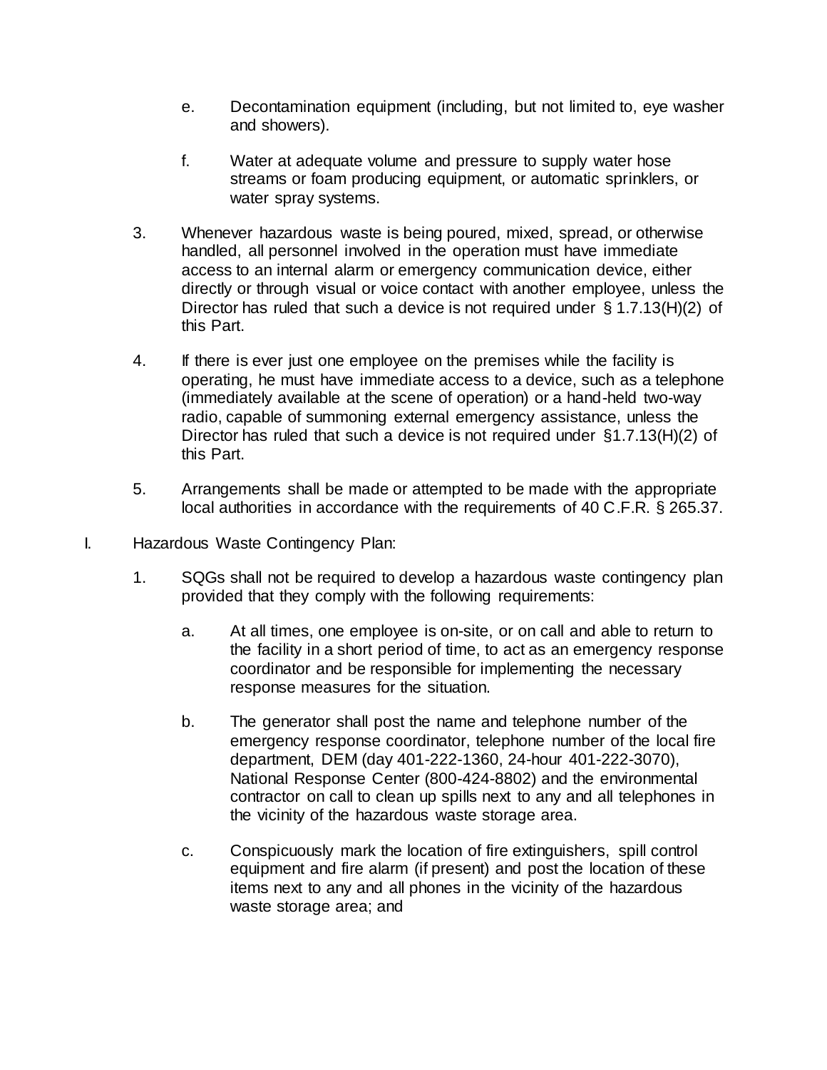e. Decontamination equipment (including, but not limited to, eye washer and showers).

f. Water at adequate volume and pressure to supply water hose streams or foam producing equipment, or automatic sprinklers, or water spray systems.

3. Whenever hazardous waste is being poured, mixed, spread, or otherwise handled, all personnel involved in the operation must have immediate access to an internal alarm or emergency communication device, either directly or through visual or voice contact with another employee, unless the Director has ruled that such a device is not required under § 1.7.13(H)(2) of this Part.

4. If there is ever just one employee on the premises while the facility is operating, he must have immediate access to a device, such as a telephone (immediately available at the scene of operation) or a hand-held two-way radio, capable of summoning external emergency assistance, unless the Director has ruled that such a device is not required under §1.7.13(H)(2) of this Part.

5. Arrangements shall be made or attempted to be made with the appropriate local authorities in accordance with the requirements of 40 C.F.R. § 265.37.

I. Hazardous Waste Contingency Plan:

1. SQGs shall not be required to develop a hazardous waste contingency plan provided that they comply with the following requirements:

   a. At all times, one employee is on-site, or on call and able to return to the facility in a short period of time, to act as an emergency response coordinator and be responsible for implementing the necessary response measures for the situation.

   b. The generator shall post the name and telephone number of the emergency response coordinator, telephone number of the local fire department, DEM (day 401-222-1360, 24-hour 401-222-3070), National Response Center (800-424-8802) and the environmental contractor on call to clean up spills next to any and all telephones in the vicinity of the hazardous waste storage area.

   c. Conspicuously mark the location of fire extinguishers, spill control equipment and fire alarm (if present) and post the location of these items next to any and all phones in the vicinity of the hazardous waste storage area; and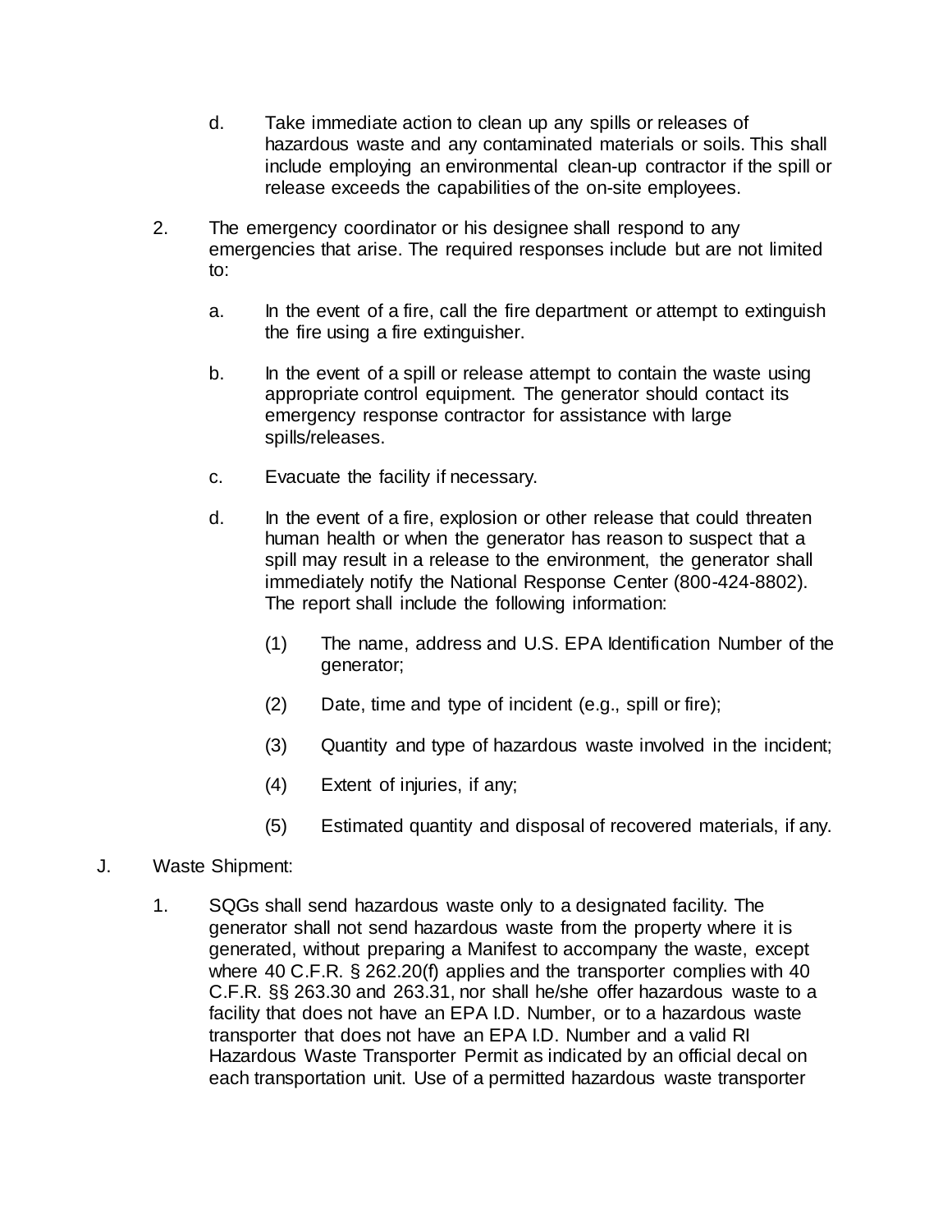d. Take immediate action to clean up any spills or releases of hazardous waste and any contaminated materials or soils. This shall include employing an environmental clean-up contractor if the spill or release exceeds the capabilities of the on-site employees.

2. The emergency coordinator or his designee shall respond to any emergencies that arise. The required responses include but are not limited to:

   a. In the event of a fire, call the fire department or attempt to extinguish the fire using a fire extinguisher.

   b. In the event of a spill or release attempt to contain the waste using appropriate control equipment. The generator should contact its emergency response contractor for assistance with large spills/releases.

   c. Evacuate the facility if necessary.

   d. In the event of a fire, explosion or other release that could threaten human health or when the generator has reason to suspect that a spill may result in a release to the environment, the generator shall immediately notify the National Response Center (800-424-8802). The report shall include the following information:

      (1) The name, address and U.S. EPA Identification Number of the generator;

      (2) Date, time and type of incident (e.g., spill or fire);

      (3) Quantity and type of hazardous waste involved in the incident;

      (4) Extent of injuries, if any;

      (5) Estimated quantity and disposal of recovered materials, if any.

J. Waste Shipment:

1. SQGs shall send hazardous waste only to a designated facility. The generator shall not send hazardous waste from the property where it is generated, without preparing a Manifest to accompany the waste, except where 40 C.F.R. § 262.20(f) applies and the transporter complies with 40 C.F.R. §§ 263.30 and 263.31, nor shall he/she offer hazardous waste to a facility that does not have an EPA I.D. Number, or to a hazardous waste transporter that does not have an EPA I.D. Number and a valid RI Hazardous Waste Transporter Permit as indicated by an official decal on each transportation unit. Use of a permitted hazardous waste transporter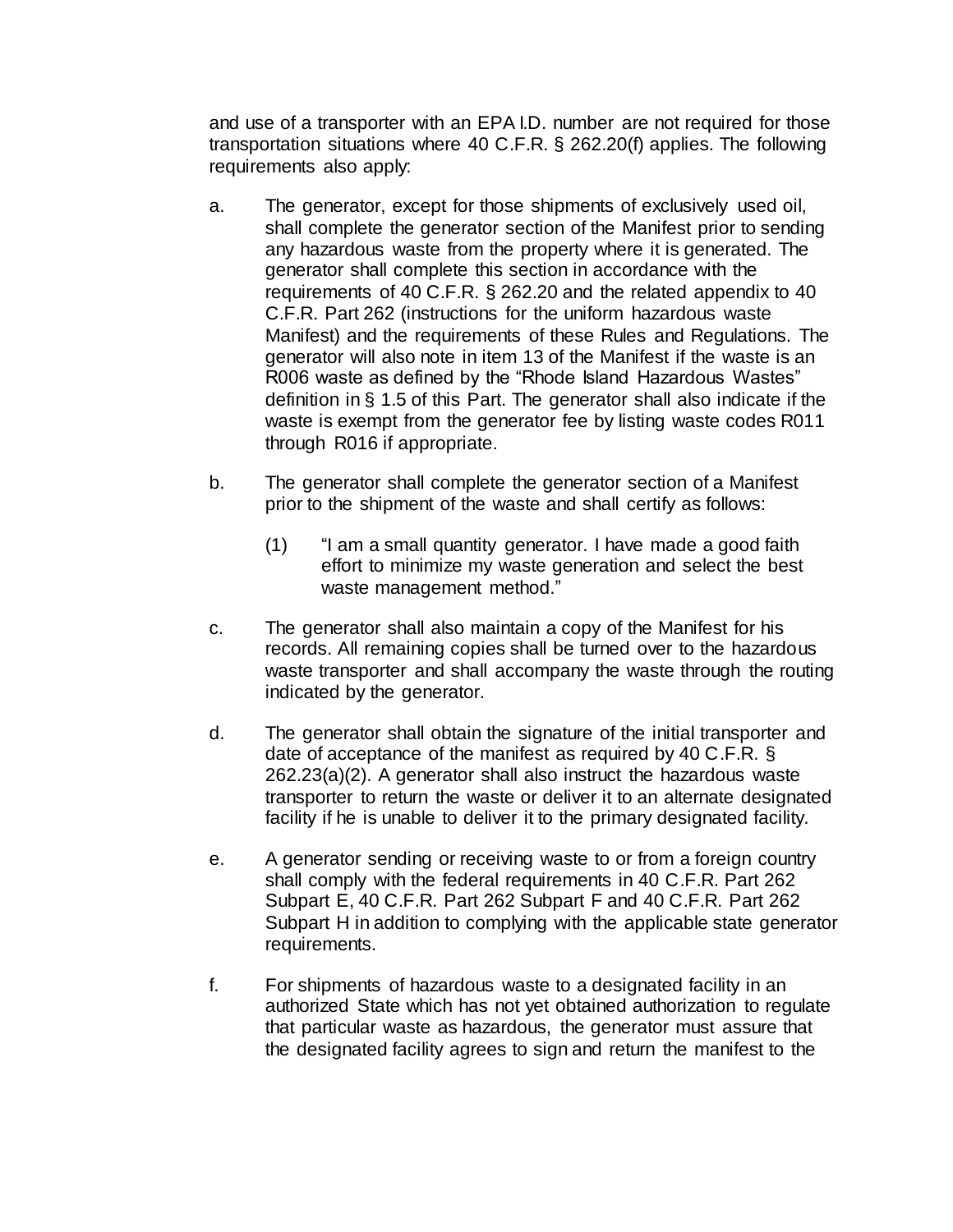and use of a transporter with an EPA I.D. number are not required for those transportation situations where 40 C.F.R. § 262.20(f) applies. The following requirements also apply:

a. The generator, except for those shipments of exclusively used oil, shall complete the generator section of the Manifest prior to sending any hazardous waste from the property where it is generated. The generator shall complete this section in accordance with the requirements of 40 C.F.R. § 262.20 and the related appendix to 40 C.F.R. Part 262 (instructions for the uniform hazardous waste Manifest) and the requirements of these Rules and Regulations. The generator will also note in item 13 of the Manifest if the waste is an R006 waste as defined by the "Rhode Island Hazardous Wastes" definition in § 1.5 of this Part. The generator shall also indicate if the waste is exempt from the generator fee by listing waste codes R011 through R016 if appropriate.

b. The generator shall complete the generator section of a Manifest prior to the shipment of the waste and shall certify as follows:

   (1) "I am a small quantity generator. I have made a good faith effort to minimize my waste generation and select the best waste management method."

c. The generator shall also maintain a copy of the Manifest for his records. All remaining copies shall be turned over to the hazardous waste transporter and shall accompany the waste through the routing indicated by the generator.

d. The generator shall obtain the signature of the initial transporter and date of acceptance of the manifest as required by 40 C.F.R. § 262.23(a)(2). A generator shall also instruct the hazardous waste transporter to return the waste or deliver it to an alternate designated facility if he is unable to deliver it to the primary designated facility.

e. A generator sending or receiving waste to or from a foreign country shall comply with the federal requirements in 40 C.F.R. Part 262 Subpart E, 40 C.F.R. Part 262 Subpart F and 40 C.F.R. Part 262 Subpart H in addition to complying with the applicable state generator requirements.

f. For shipments of hazardous waste to a designated facility in an authorized State which has not yet obtained authorization to regulate that particular waste as hazardous, the generator must assure that the designated facility agrees to sign and return the manifest to the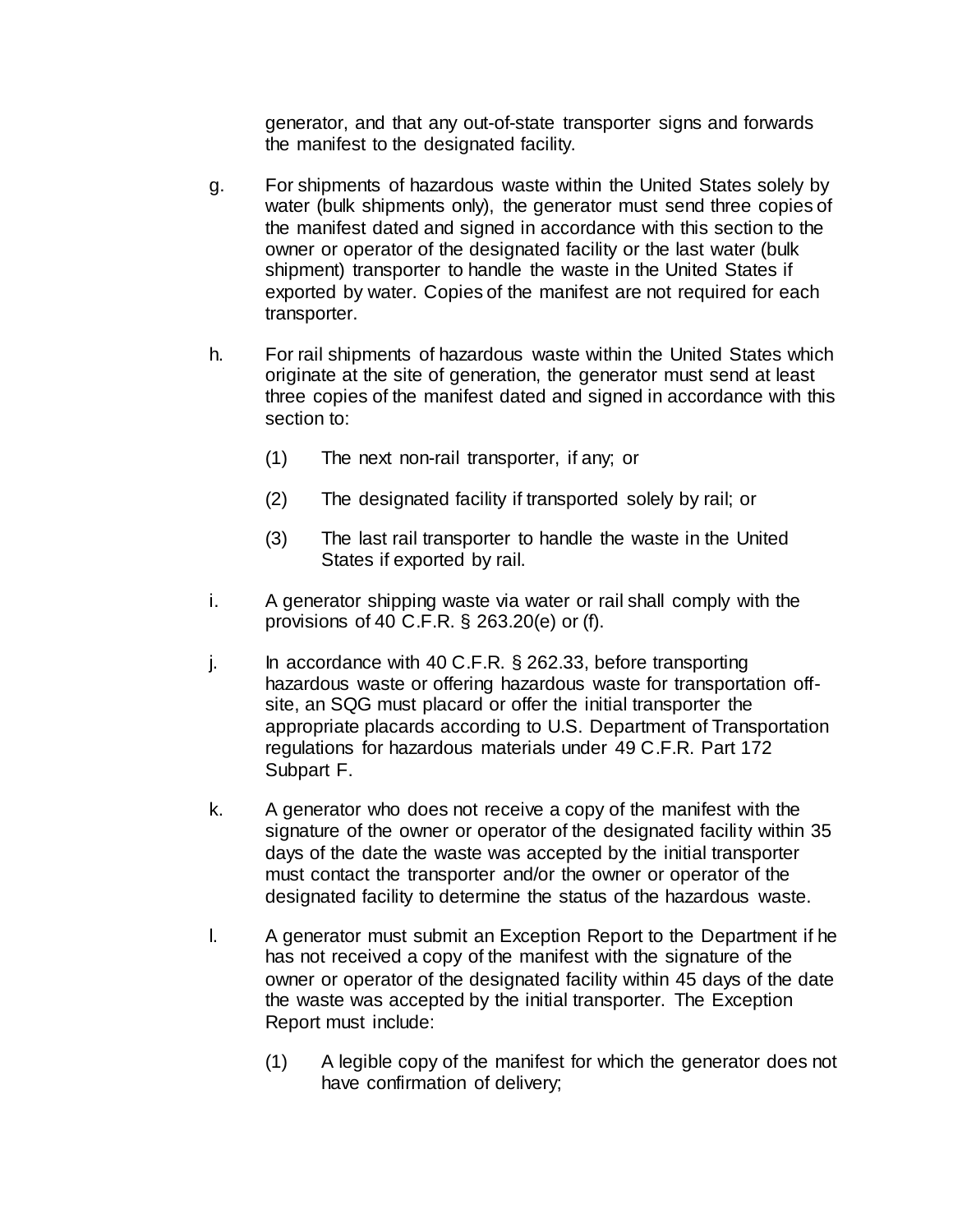generator, and that any out-of-state transporter signs and forwards the manifest to the designated facility.

g. For shipments of hazardous waste within the United States solely by water (bulk shipments only), the generator must send three copies of the manifest dated and signed in accordance with this section to the owner or operator of the designated facility or the last water (bulk shipment) transporter to handle the waste in the United States if exported by water. Copies of the manifest are not required for each transporter.

h. For rail shipments of hazardous waste within the United States which originate at the site of generation, the generator must send at least three copies of the manifest dated and signed in accordance with this section to:

   (1) The next non-rail transporter, if any; or

   (2) The designated facility if transported solely by rail; or

   (3) The last rail transporter to handle the waste in the United States if exported by rail.

i. A generator shipping waste via water or rail shall comply with the provisions of 40 C.F.R. § 263.20(e) or (f).

j. In accordance with 40 C.F.R. § 262.33, before transporting hazardous waste or offering hazardous waste for transportation off-site, an SQG must placard or offer the initial transporter the appropriate placards according to U.S. Department of Transportation regulations for hazardous materials under 49 C.F.R. Part 172 Subpart F.

k. A generator who does not receive a copy of the manifest with the signature of the owner or operator of the designated facility within 35 days of the date the waste was accepted by the initial transporter must contact the transporter and/or the owner or operator of the designated facility to determine the status of the hazardous waste.

l. A generator must submit an Exception Report to the Department if he has not received a copy of the manifest with the signature of the owner or operator of the designated facility within 45 days of the date the waste was accepted by the initial transporter. The Exception Report must include:

   (1) A legible copy of the manifest for which the generator does not have confirmation of delivery;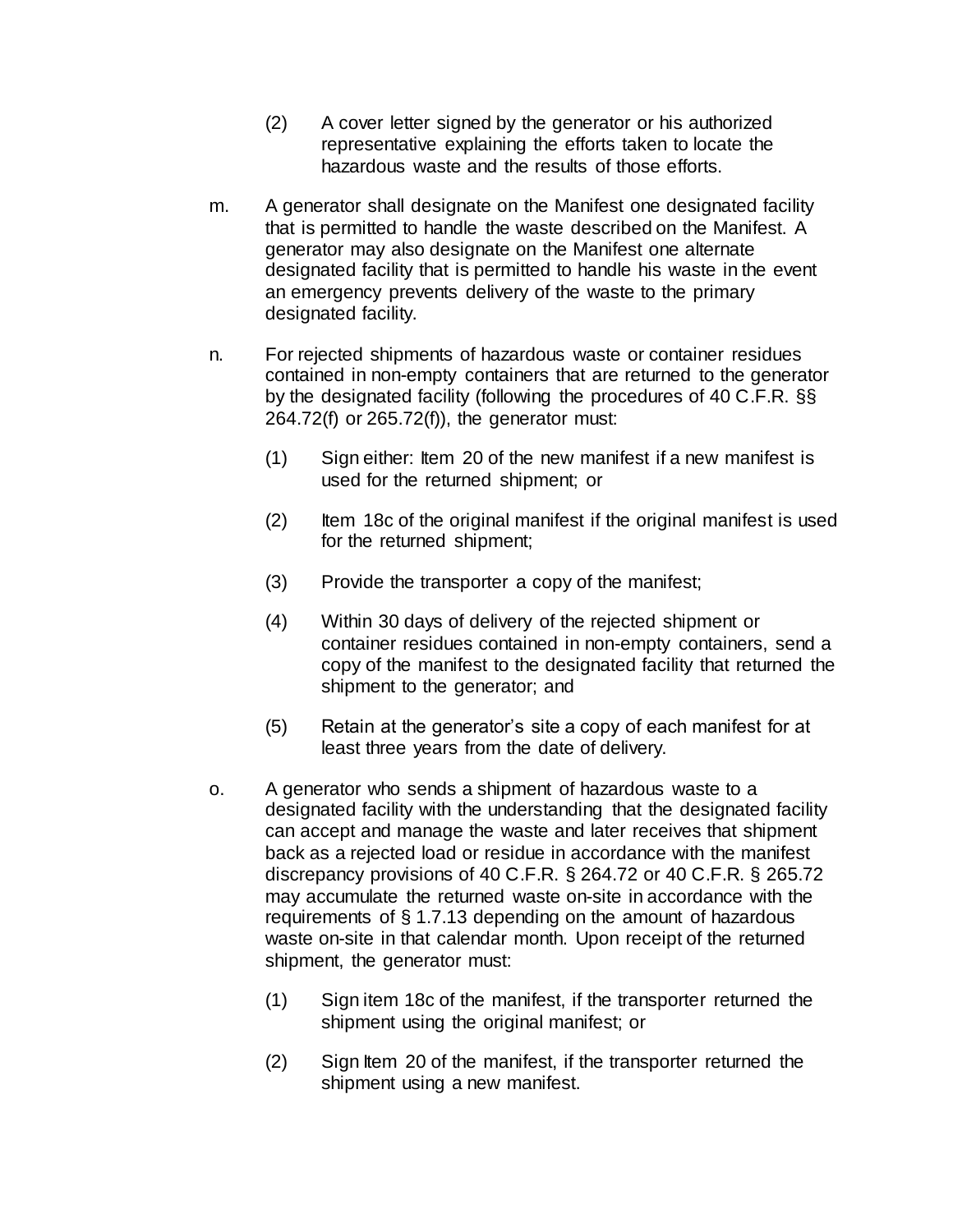(2) A cover letter signed by the generator or his authorized representative explaining the efforts taken to locate the hazardous waste and the results of those efforts.

m. A generator shall designate on the Manifest one designated facility that is permitted to handle the waste described on the Manifest. A generator may also designate on the Manifest one alternate designated facility that is permitted to handle his waste in the event an emergency prevents delivery of the waste to the primary designated facility.

n. For rejected shipments of hazardous waste or container residues contained in non-empty containers that are returned to the generator by the designated facility (following the procedures of 40 C.F.R. §§ 264.72(f) or 265.72(f)), the generator must:

   (1) Sign either: Item 20 of the new manifest if a new manifest is used for the returned shipment; or

   (2) Item 18c of the original manifest if the original manifest is used for the returned shipment;

   (3) Provide the transporter a copy of the manifest;

   (4) Within 30 days of delivery of the rejected shipment or container residues contained in non-empty containers, send a copy of the manifest to the designated facility that returned the shipment to the generator; and

   (5) Retain at the generator's site a copy of each manifest for at least three years from the date of delivery.

o. A generator who sends a shipment of hazardous waste to a designated facility with the understanding that the designated facility can accept and manage the waste and later receives that shipment back as a rejected load or residue in accordance with the manifest discrepancy provisions of 40 C.F.R. § 264.72 or 40 C.F.R. § 265.72 may accumulate the returned waste on-site in accordance with the requirements of § 1.7.13 depending on the amount of hazardous waste on-site in that calendar month. Upon receipt of the returned shipment, the generator must:

   (1) Sign item 18c of the manifest, if the transporter returned the shipment using the original manifest; or

   (2) Sign Item 20 of the manifest, if the transporter returned the shipment using a new manifest.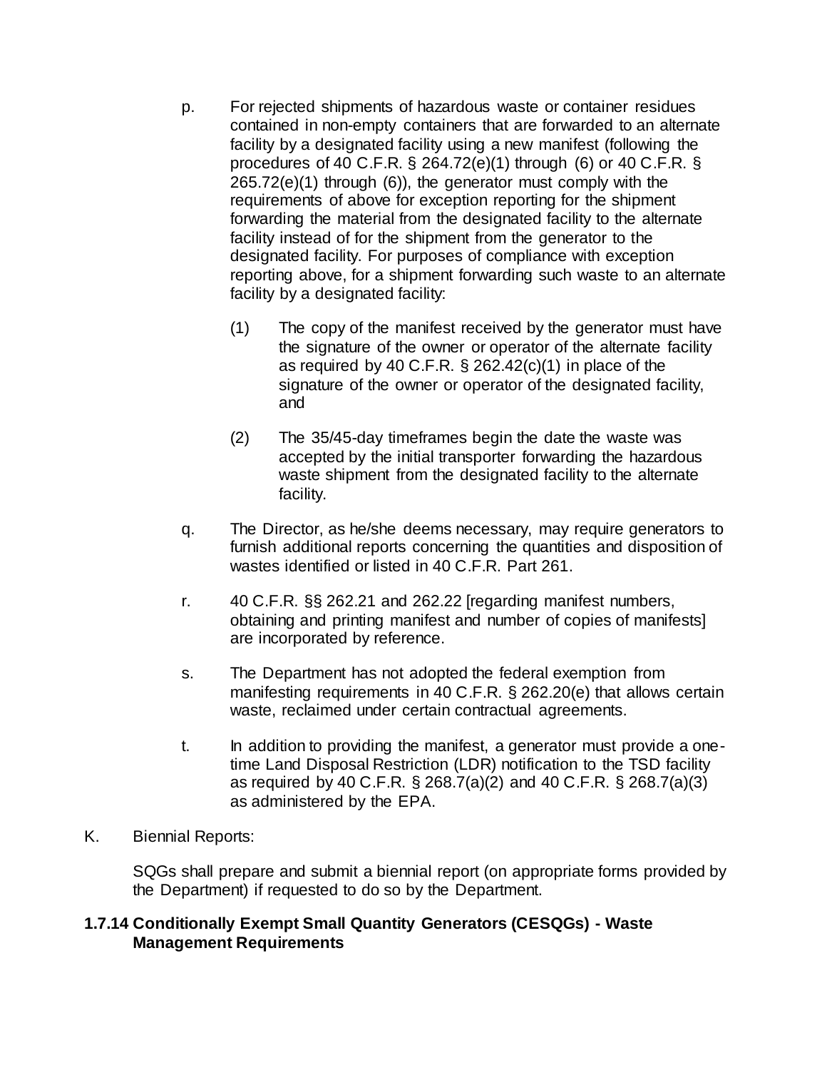p. For rejected shipments of hazardous waste or container residues contained in non-empty containers that are forwarded to an alternate facility by a designated facility using a new manifest (following the procedures of 40 C.F.R. § 264.72(e)(1) through (6) or 40 C.F.R. § 265.72(e)(1) through (6)), the generator must comply with the requirements of above for exception reporting for the shipment forwarding the material from the designated facility to the alternate facility instead of for the shipment from the generator to the designated facility. For purposes of compliance with exception reporting above, for a shipment forwarding such waste to an alternate facility by a designated facility:

   (1) The copy of the manifest received by the generator must have the signature of the owner or operator of the alternate facility as required by 40 C.F.R. § 262.42(c)(1) in place of the signature of the owner or operator of the designated facility, and

   (2) The 35/45-day timeframes begin the date the waste was accepted by the initial transporter forwarding the hazardous waste shipment from the designated facility to the alternate facility.

q. The Director, as he/she deems necessary, may require generators to furnish additional reports concerning the quantities and disposition of wastes identified or listed in 40 C.F.R. Part 261.

r. 40 C.F.R. §§ 262.21 and 262.22 [regarding manifest numbers, obtaining and printing manifest and number of copies of manifests] are incorporated by reference.

s. The Department has not adopted the federal exemption from manifesting requirements in 40 C.F.R. § 262.20(e) that allows certain waste, reclaimed under certain contractual agreements.

t. In addition to providing the manifest, a generator must provide a one-time Land Disposal Restriction (LDR) notification to the TSD facility as required by 40 C.F.R. § 268.7(a)(2) and 40 C.F.R. § 268.7(a)(3) as administered by the EPA.

K. Biennial Reports:

SQGs shall prepare and submit a biennial report (on appropriate forms provided by the Department) if requested to do so by the Department.

**1.7.14 Conditionally Exempt Small Quantity Generators (CESQGs) - Waste Management Requirements**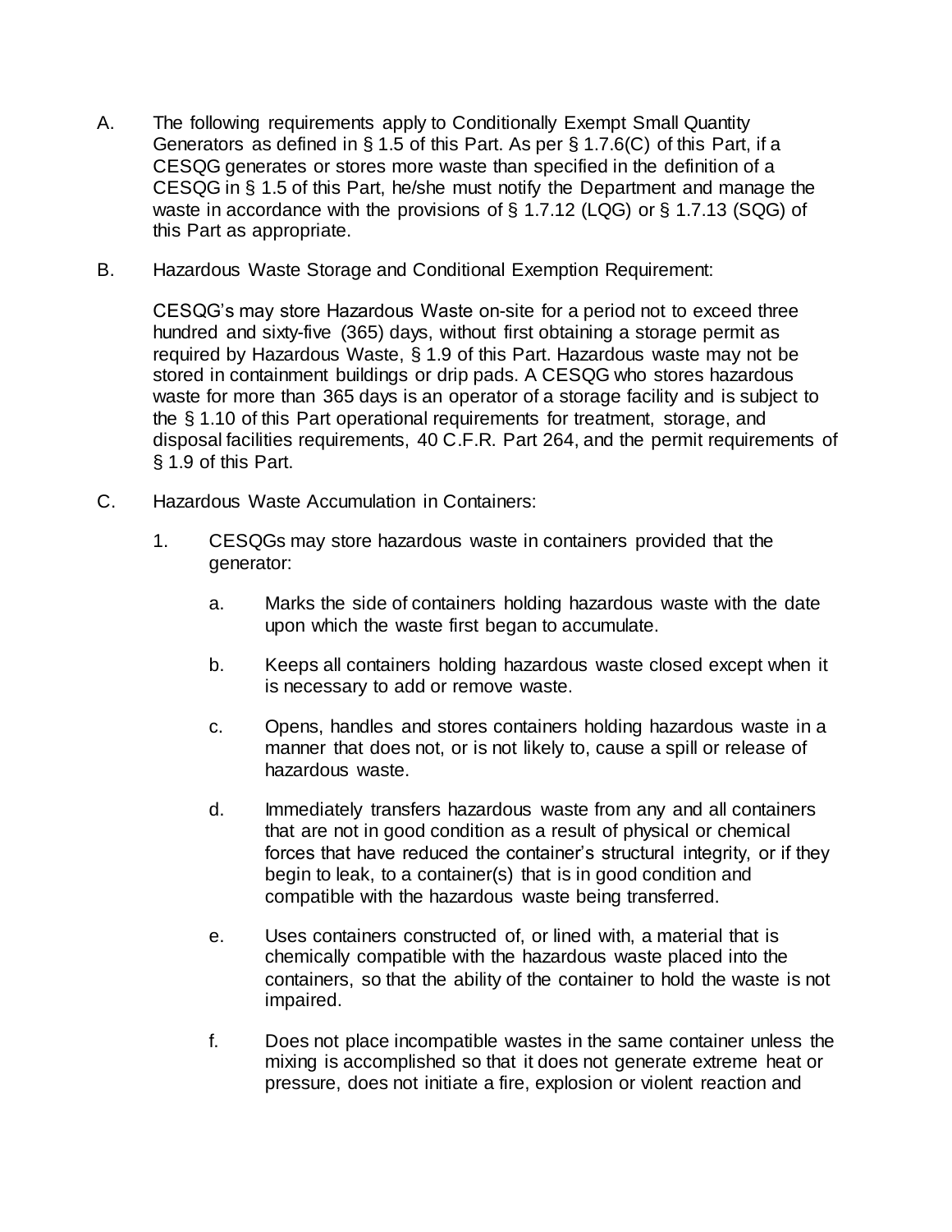A. The following requirements apply to Conditionally Exempt Small Quantity Generators as defined in § 1.5 of this Part. As per § 1.7.6(C) of this Part, if a CESQG generates or stores more waste than specified in the definition of a CESQG in § 1.5 of this Part, he/she must notify the Department and manage the waste in accordance with the provisions of § 1.7.12 (LQG) or § 1.7.13 (SQG) of this Part as appropriate.

B. Hazardous Waste Storage and Conditional Exemption Requirement:

   CESQG's may store Hazardous Waste on-site for a period not to exceed three hundred and sixty-five (365) days, without first obtaining a storage permit as required by Hazardous Waste, § 1.9 of this Part. Hazardous waste may not be stored in containment buildings or drip pads. A CESQG who stores hazardous waste for more than 365 days is an operator of a storage facility and is subject to the § 1.10 of this Part operational requirements for treatment, storage, and disposal facilities requirements, 40 C.F.R. Part 264, and the permit requirements of § 1.9 of this Part.

C. Hazardous Waste Accumulation in Containers:

   1. CESQGs may store hazardous waste in containers provided that the generator:

      a. Marks the side of containers holding hazardous waste with the date upon which the waste first began to accumulate.

      b. Keeps all containers holding hazardous waste closed except when it is necessary to add or remove waste.

      c. Opens, handles and stores containers holding hazardous waste in a manner that does not, or is not likely to, cause a spill or release of hazardous waste.

      d. Immediately transfers hazardous waste from any and all containers that are not in good condition as a result of physical or chemical forces that have reduced the container's structural integrity, or if they begin to leak, to a container(s) that is in good condition and compatible with the hazardous waste being transferred.

      e. Uses containers constructed of, or lined with, a material that is chemically compatible with the hazardous waste placed into the containers, so that the ability of the container to hold the waste is not impaired.

      f. Does not place incompatible wastes in the same container unless the mixing is accomplished so that it does not generate extreme heat or pressure, does not initiate a fire, explosion or violent reaction and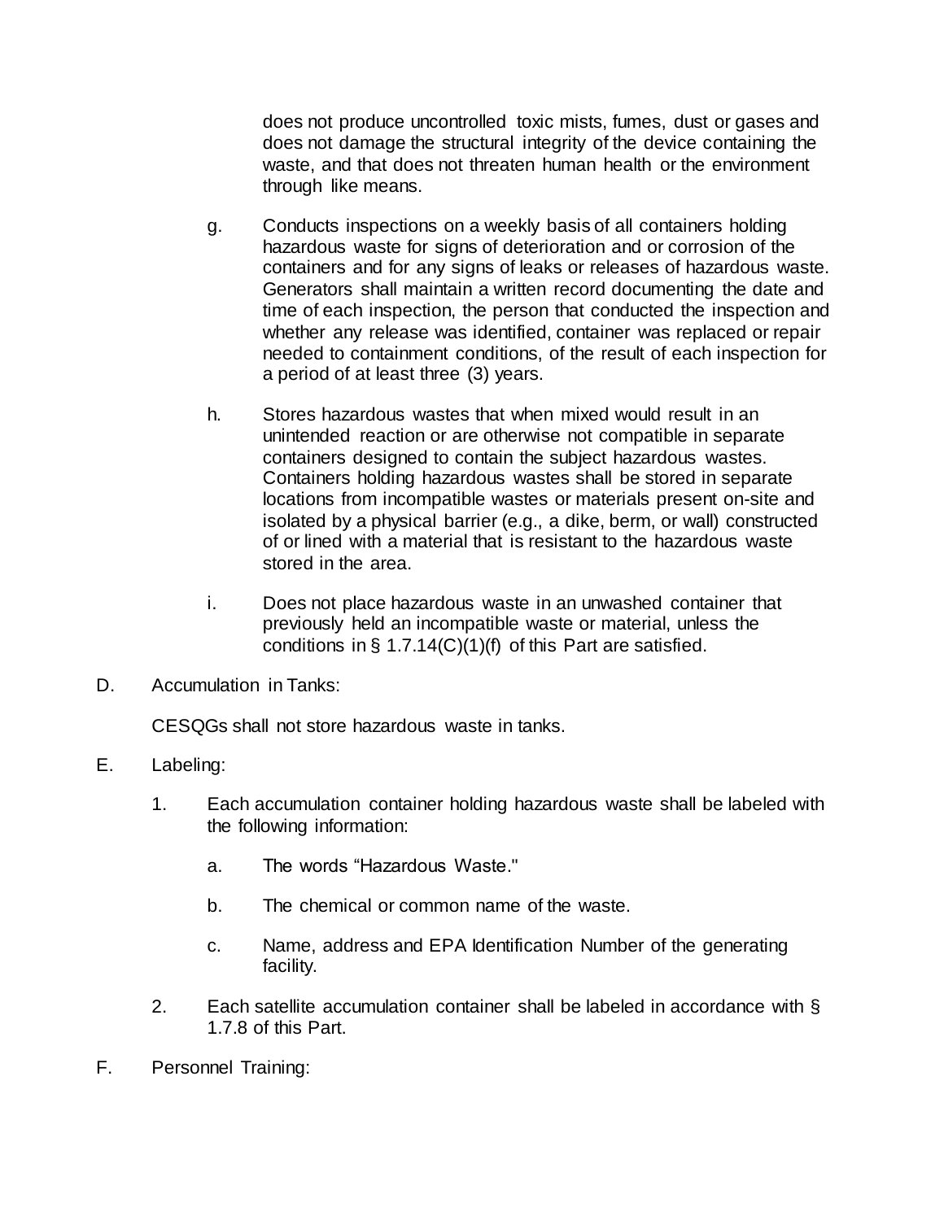does not produce uncontrolled toxic mists, fumes, dust or gases and does not damage the structural integrity of the device containing the waste, and that does not threaten human health or the environment through like means.

g. Conducts inspections on a weekly basis of all containers holding hazardous waste for signs of deterioration and or corrosion of the containers and for any signs of leaks or releases of hazardous waste. Generators shall maintain a written record documenting the date and time of each inspection, the person that conducted the inspection and whether any release was identified, container was replaced or repair needed to containment conditions, of the result of each inspection for a period of at least three (3) years.

h. Stores hazardous wastes that when mixed would result in an unintended reaction or are otherwise not compatible in separate containers designed to contain the subject hazardous wastes. Containers holding hazardous wastes shall be stored in separate locations from incompatible wastes or materials present on-site and isolated by a physical barrier (e.g., a dike, berm, or wall) constructed of or lined with a material that is resistant to the hazardous waste stored in the area.

i. Does not place hazardous waste in an unwashed container that previously held an incompatible waste or material, unless the conditions in § 1.7.14(C)(1)(f) of this Part are satisfied.

D. Accumulation in Tanks:

CESQGs shall not store hazardous waste in tanks.

E. Labeling:

1. Each accumulation container holding hazardous waste shall be labeled with the following information:

   a. The words "Hazardous Waste."

   b. The chemical or common name of the waste.

   c. Name, address and EPA Identification Number of the generating facility.

2. Each satellite accumulation container shall be labeled in accordance with § 1.7.8 of this Part.

F. Personnel Training: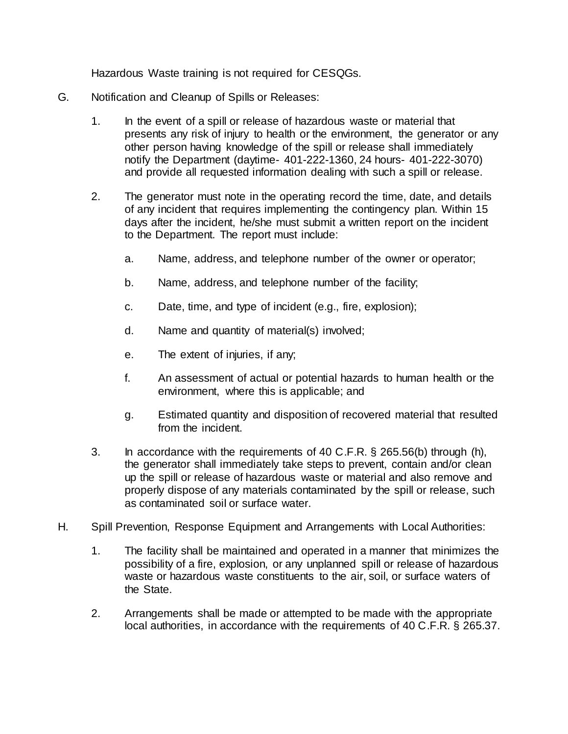Hazardous Waste training is not required for CESQGs.

G. Notification and Cleanup of Spills or Releases:

1. In the event of a spill or release of hazardous waste or material that presents any risk of injury to health or the environment, the generator or any other person having knowledge of the spill or release shall immediately notify the Department (daytime- 401-222-1360, 24 hours- 401-222-3070) and provide all requested information dealing with such a spill or release.

2. The generator must note in the operating record the time, date, and details of any incident that requires implementing the contingency plan. Within 15 days after the incident, he/she must submit a written report on the incident to the Department. The report must include:

    a. Name, address, and telephone number of the owner or operator;

    b. Name, address, and telephone number of the facility;

    c. Date, time, and type of incident (e.g., fire, explosion);

    d. Name and quantity of material(s) involved;

    e. The extent of injuries, if any;

    f. An assessment of actual or potential hazards to human health or the environment, where this is applicable; and

    g. Estimated quantity and disposition of recovered material that resulted from the incident.

3. In accordance with the requirements of 40 C.F.R. § 265.56(b) through (h), the generator shall immediately take steps to prevent, contain and/or clean up the spill or release of hazardous waste or material and also remove and properly dispose of any materials contaminated by the spill or release, such as contaminated soil or surface water.

H. Spill Prevention, Response Equipment and Arrangements with Local Authorities:

1. The facility shall be maintained and operated in a manner that minimizes the possibility of a fire, explosion, or any unplanned spill or release of hazardous waste or hazardous waste constituents to the air, soil, or surface waters of the State.

2. Arrangements shall be made or attempted to be made with the appropriate local authorities, in accordance with the requirements of 40 C.F.R. § 265.37.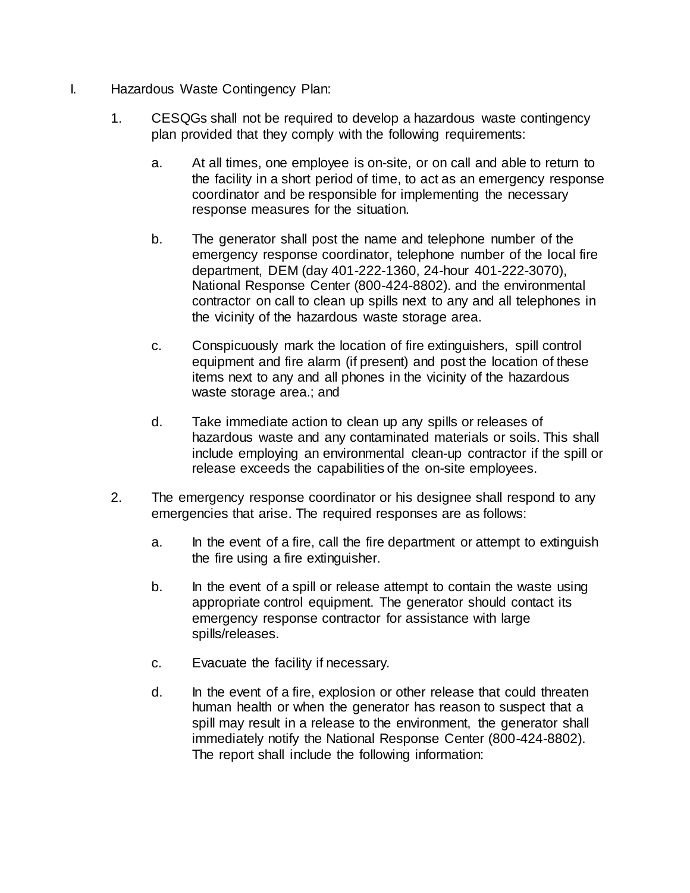I. Hazardous Waste Contingency Plan:

1. CESQGs shall not be required to develop a hazardous waste contingency plan provided that they comply with the following requirements:

   a. At all times, one employee is on-site, or on call and able to return to the facility in a short period of time, to act as an emergency response coordinator and be responsible for implementing the necessary response measures for the situation.

   b. The generator shall post the name and telephone number of the emergency response coordinator, telephone number of the local fire department, DEM (day 401-222-1360, 24-hour 401-222-3070), National Response Center (800-424-8802). and the environmental contractor on call to clean up spills next to any and all telephones in the vicinity of the hazardous waste storage area.

   c. Conspicuously mark the location of fire extinguishers, spill control equipment and fire alarm (if present) and post the location of these items next to any and all phones in the vicinity of the hazardous waste storage area.; and

   d. Take immediate action to clean up any spills or releases of hazardous waste and any contaminated materials or soils. This shall include employing an environmental clean-up contractor if the spill or release exceeds the capabilities of the on-site employees.

2. The emergency response coordinator or his designee shall respond to any emergencies that arise. The required responses are as follows:

   a. In the event of a fire, call the fire department or attempt to extinguish the fire using a fire extinguisher.

   b. In the event of a spill or release attempt to contain the waste using appropriate control equipment. The generator should contact its emergency response contractor for assistance with large spills/releases.

   c. Evacuate the facility if necessary.

   d. In the event of a fire, explosion or other release that could threaten human health or when the generator has reason to suspect that a spill may result in a release to the environment, the generator shall immediately notify the National Response Center (800-424-8802). The report shall include the following information: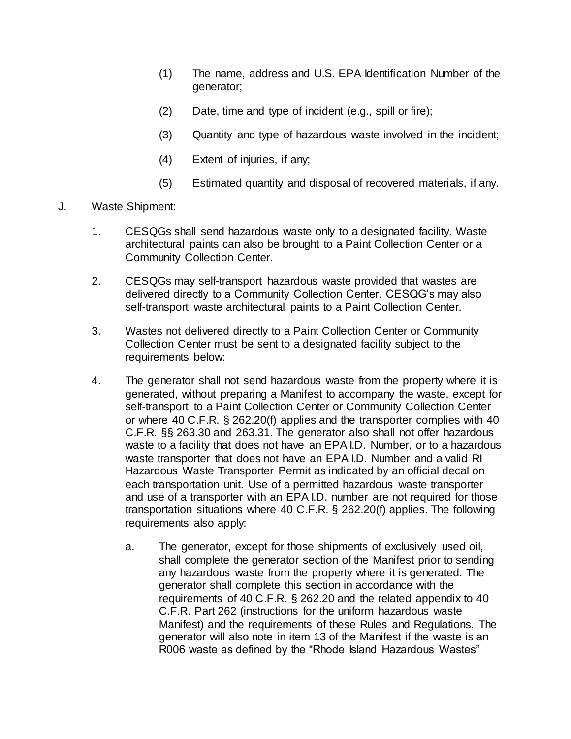(1) The name, address and U.S. EPA Identification Number of the generator;

(2) Date, time and type of incident (e.g., spill or fire);

(3) Quantity and type of hazardous waste involved in the incident;

(4) Extent of injuries, if any;

(5) Estimated quantity and disposal of recovered materials, if any.

J. Waste Shipment:

1. CESQGs shall send hazardous waste only to a designated facility. Waste architectural paints can also be brought to a Paint Collection Center or a Community Collection Center.

2. CESQGs may self-transport hazardous waste provided that wastes are delivered directly to a Community Collection Center. CESQG's may also self-transport waste architectural paints to a Paint Collection Center.

3. Wastes not delivered directly to a Paint Collection Center or Community Collection Center must be sent to a designated facility subject to the requirements below:

4. The generator shall not send hazardous waste from the property where it is generated, without preparing a Manifest to accompany the waste, except for self-transport to a Paint Collection Center or Community Collection Center or where 40 C.F.R. § 262.20(f) applies and the transporter complies with 40 C.F.R. §§ 263.30 and 263.31. The generator also shall not offer hazardous waste to a facility that does not have an EPA I.D. Number, or to a hazardous waste transporter that does not have an EPA I.D. Number and a valid RI Hazardous Waste Transporter Permit as indicated by an official decal on each transportation unit. Use of a permitted hazardous waste transporter and use of a transporter with an EPA I.D. number are not required for those transportation situations where 40 C.F.R. § 262.20(f) applies. The following requirements also apply:

   a. The generator, except for those shipments of exclusively used oil, shall complete the generator section of the Manifest prior to sending any hazardous waste from the property where it is generated. The generator shall complete this section in accordance with the requirements of 40 C.F.R. § 262.20 and the related appendix to 40 C.F.R. Part 262 (instructions for the uniform hazardous waste Manifest) and the requirements of these Rules and Regulations. The generator will also note in item 13 of the Manifest if the waste is an R006 waste as defined by the "Rhode Island Hazardous Wastes"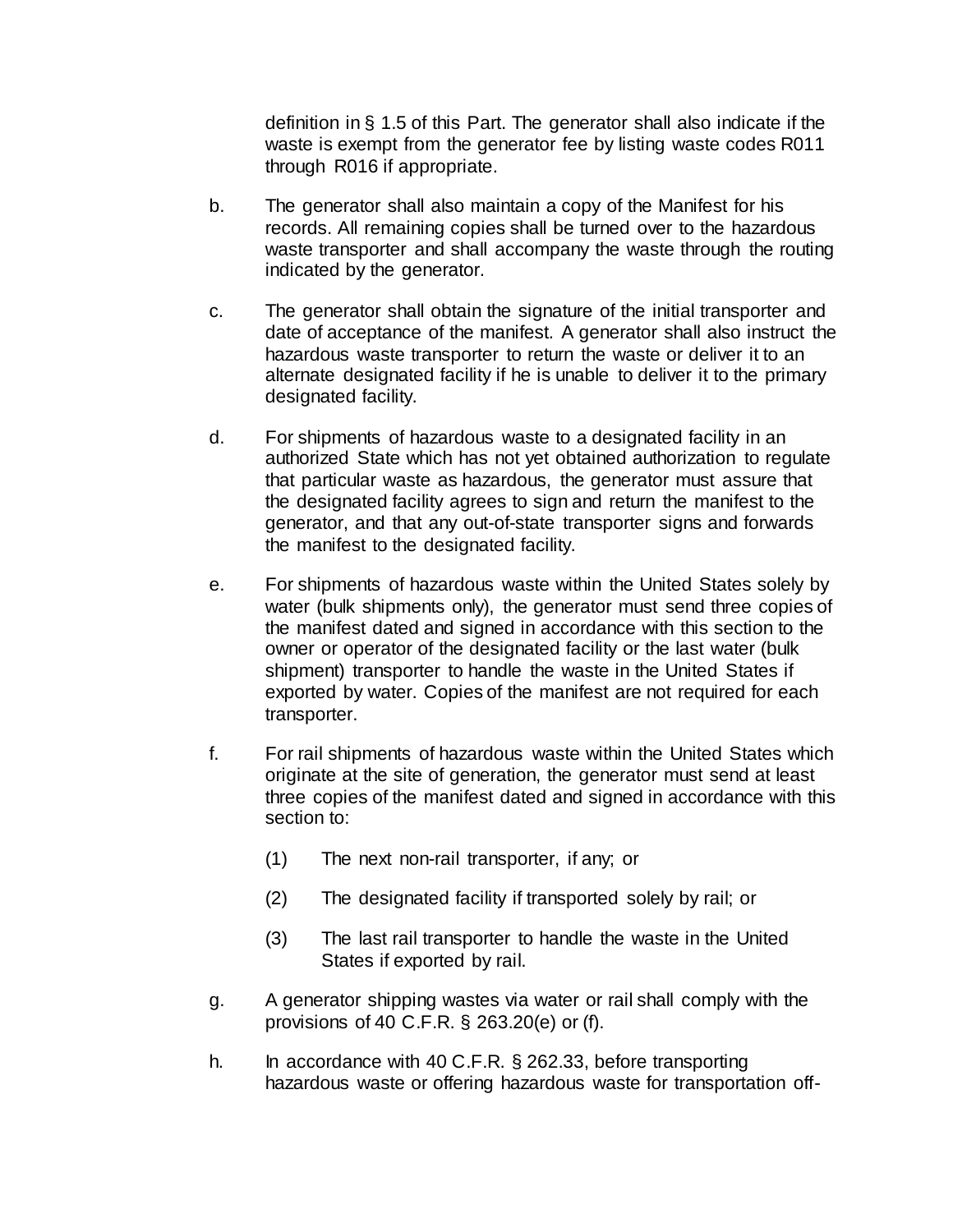definition in § 1.5 of this Part. The generator shall also indicate if the waste is exempt from the generator fee by listing waste codes R011 through R016 if appropriate.

b. The generator shall also maintain a copy of the Manifest for his records. All remaining copies shall be turned over to the hazardous waste transporter and shall accompany the waste through the routing indicated by the generator.

c. The generator shall obtain the signature of the initial transporter and date of acceptance of the manifest. A generator shall also instruct the hazardous waste transporter to return the waste or deliver it to an alternate designated facility if he is unable to deliver it to the primary designated facility.

d. For shipments of hazardous waste to a designated facility in an authorized State which has not yet obtained authorization to regulate that particular waste as hazardous, the generator must assure that the designated facility agrees to sign and return the manifest to the generator, and that any out-of-state transporter signs and forwards the manifest to the designated facility.

e. For shipments of hazardous waste within the United States solely by water (bulk shipments only), the generator must send three copies of the manifest dated and signed in accordance with this section to the owner or operator of the designated facility or the last water (bulk shipment) transporter to handle the waste in the United States if exported by water. Copies of the manifest are not required for each transporter.

f. For rail shipments of hazardous waste within the United States which originate at the site of generation, the generator must send at least three copies of the manifest dated and signed in accordance with this section to:

  (1) The next non-rail transporter, if any; or

  (2) The designated facility if transported solely by rail; or

  (3) The last rail transporter to handle the waste in the United States if exported by rail.

g. A generator shipping wastes via water or rail shall comply with the provisions of 40 C.F.R. § 263.20(e) or (f).

h. In accordance with 40 C.F.R. § 262.33, before transporting hazardous waste or offering hazardous waste for transportation off-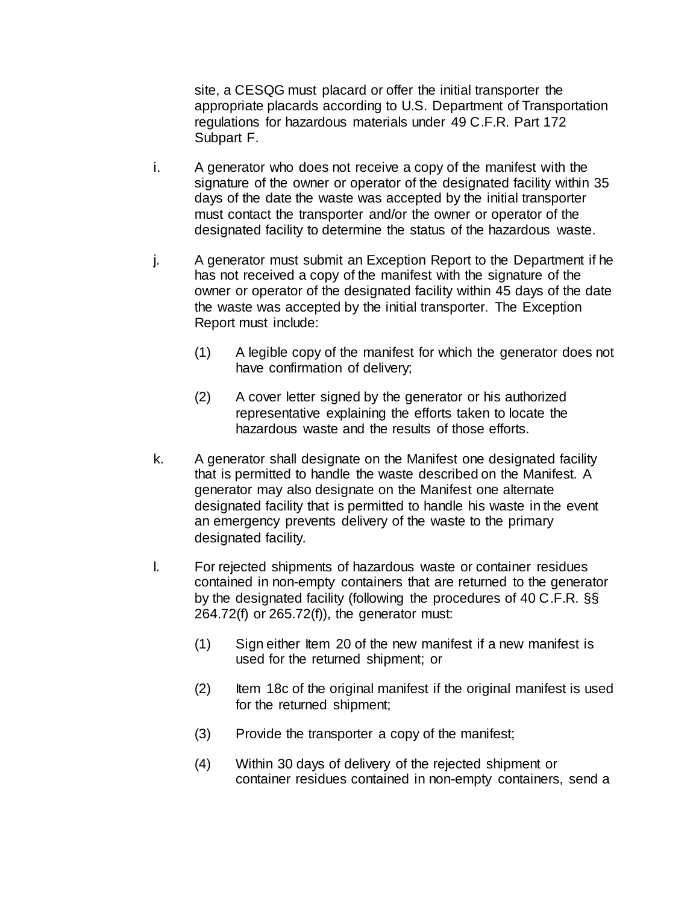site, a CESQG must placard or offer the initial transporter the appropriate placards according to U.S. Department of Transportation regulations for hazardous materials under 49 C.F.R. Part 172 Subpart F.

i. A generator who does not receive a copy of the manifest with the signature of the owner or operator of the designated facility within 35 days of the date the waste was accepted by the initial transporter must contact the transporter and/or the owner or operator of the designated facility to determine the status of the hazardous waste.

j. A generator must submit an Exception Report to the Department if he has not received a copy of the manifest with the signature of the owner or operator of the designated facility within 45 days of the date the waste was accepted by the initial transporter. The Exception Report must include:

   (1) A legible copy of the manifest for which the generator does not have confirmation of delivery;

   (2) A cover letter signed by the generator or his authorized representative explaining the efforts taken to locate the hazardous waste and the results of those efforts.

k. A generator shall designate on the Manifest one designated facility that is permitted to handle the waste described on the Manifest. A generator may also designate on the Manifest one alternate designated facility that is permitted to handle his waste in the event an emergency prevents delivery of the waste to the primary designated facility.

l. For rejected shipments of hazardous waste or container residues contained in non-empty containers that are returned to the generator by the designated facility (following the procedures of 40 C.F.R. §§ 264.72(f) or 265.72(f)), the generator must:

   (1) Sign either Item 20 of the new manifest if a new manifest is used for the returned shipment; or

   (2) Item 18c of the original manifest if the original manifest is used for the returned shipment;

   (3) Provide the transporter a copy of the manifest;

   (4) Within 30 days of delivery of the rejected shipment or container residues contained in non-empty containers, send a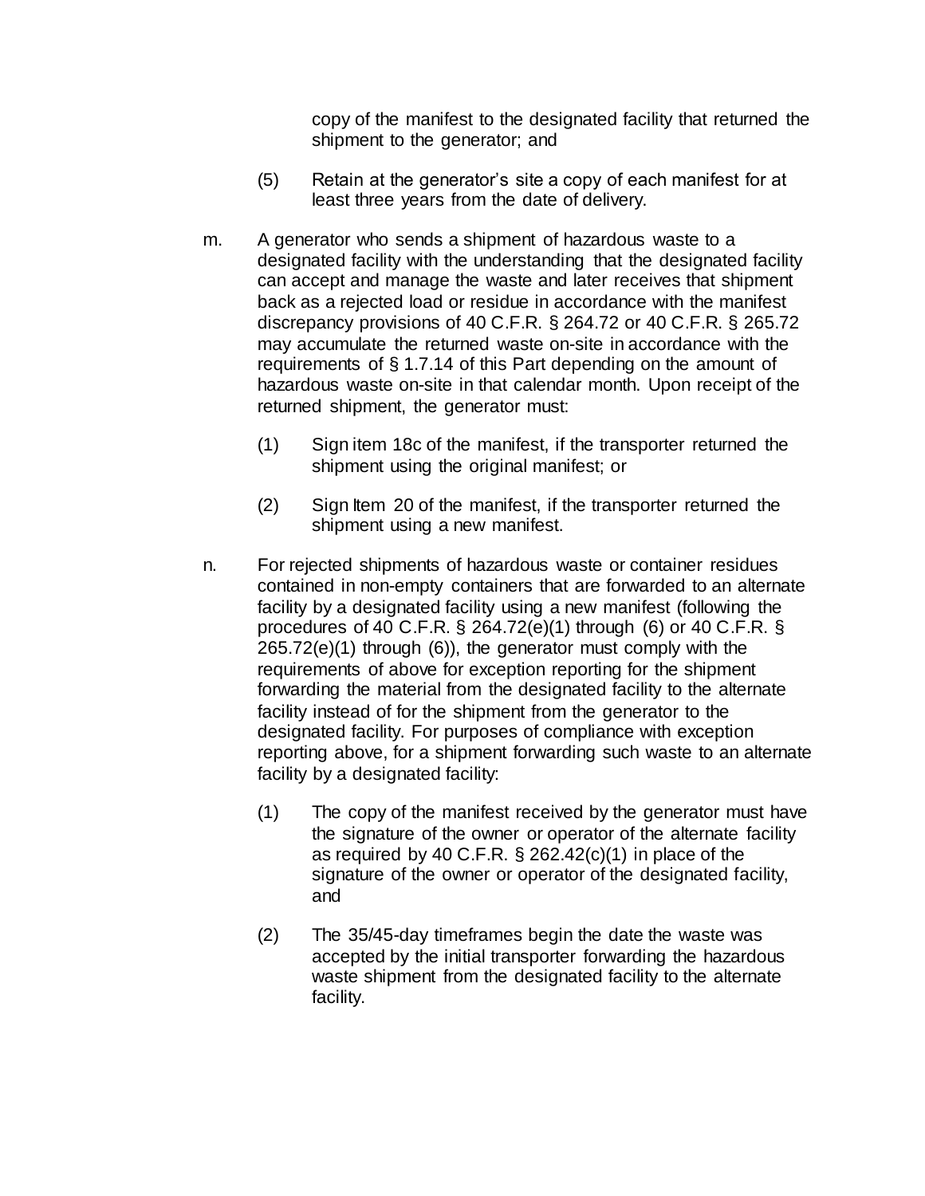copy of the manifest to the designated facility that returned the shipment to the generator; and

(5) Retain at the generator's site a copy of each manifest for at least three years from the date of delivery.

m. A generator who sends a shipment of hazardous waste to a designated facility with the understanding that the designated facility can accept and manage the waste and later receives that shipment back as a rejected load or residue in accordance with the manifest discrepancy provisions of 40 C.F.R. § 264.72 or 40 C.F.R. § 265.72 may accumulate the returned waste on-site in accordance with the requirements of § 1.7.14 of this Part depending on the amount of hazardous waste on-site in that calendar month. Upon receipt of the returned shipment, the generator must:

(1) Sign item 18c of the manifest, if the transporter returned the shipment using the original manifest; or

(2) Sign Item 20 of the manifest, if the transporter returned the shipment using a new manifest.

n. For rejected shipments of hazardous waste or container residues contained in non-empty containers that are forwarded to an alternate facility by a designated facility using a new manifest (following the procedures of 40 C.F.R. § 264.72(e)(1) through (6) or 40 C.F.R. § 265.72(e)(1) through (6)), the generator must comply with the requirements of above for exception reporting for the shipment forwarding the material from the designated facility to the alternate facility instead of for the shipment from the generator to the designated facility. For purposes of compliance with exception reporting above, for a shipment forwarding such waste to an alternate facility by a designated facility:

(1) The copy of the manifest received by the generator must have the signature of the owner or operator of the alternate facility as required by 40 C.F.R. § 262.42(c)(1) in place of the signature of the owner or operator of the designated facility, and

(2) The 35/45-day timeframes begin the date the waste was accepted by the initial transporter forwarding the hazardous waste shipment from the designated facility to the alternate facility.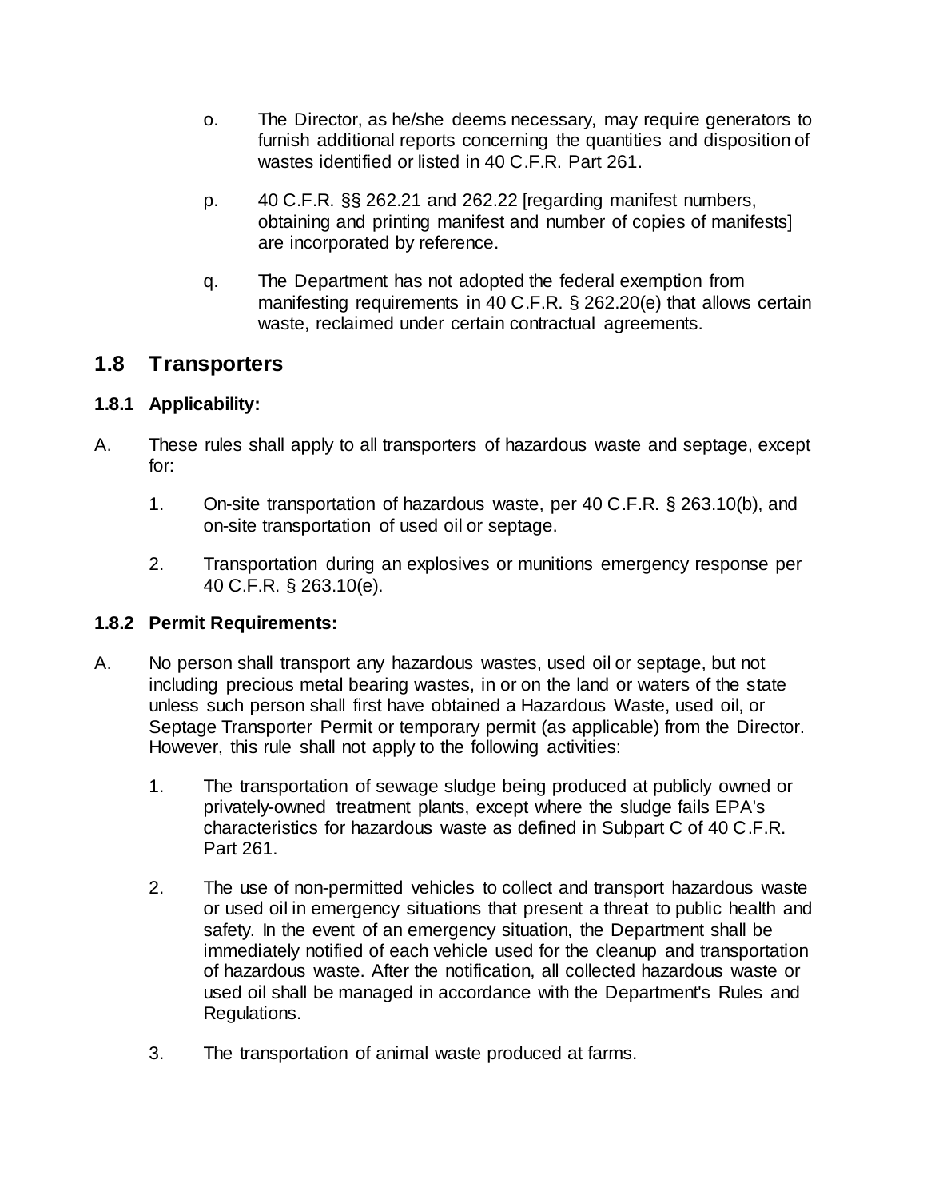o. The Director, as he/she deems necessary, may require generators to furnish additional reports concerning the quantities and disposition of wastes identified or listed in 40 C.F.R. Part 261.

p. 40 C.F.R. §§ 262.21 and 262.22 [regarding manifest numbers, obtaining and printing manifest and number of copies of manifests] are incorporated by reference.

q. The Department has not adopted the federal exemption from manifesting requirements in 40 C.F.R. § 262.20(e) that allows certain waste, reclaimed under certain contractual agreements.

## 1.8 Transporters

### 1.8.1 Applicability:

A. These rules shall apply to all transporters of hazardous waste and septage, except for:

1. On-site transportation of hazardous waste, per 40 C.F.R. § 263.10(b), and on-site transportation of used oil or septage.

2. Transportation during an explosives or munitions emergency response per 40 C.F.R. § 263.10(e).

### 1.8.2 Permit Requirements:

A. No person shall transport any hazardous wastes, used oil or septage, but not including precious metal bearing wastes, in or on the land or waters of the state unless such person shall first have obtained a Hazardous Waste, used oil, or Septage Transporter Permit or temporary permit (as applicable) from the Director. However, this rule shall not apply to the following activities:

1. The transportation of sewage sludge being produced at publicly owned or privately-owned treatment plants, except where the sludge fails EPA's characteristics for hazardous waste as defined in Subpart C of 40 C.F.R. Part 261.

2. The use of non-permitted vehicles to collect and transport hazardous waste or used oil in emergency situations that present a threat to public health and safety. In the event of an emergency situation, the Department shall be immediately notified of each vehicle used for the cleanup and transportation of hazardous waste. After the notification, all collected hazardous waste or used oil shall be managed in accordance with the Department's Rules and Regulations.

3. The transportation of animal waste produced at farms.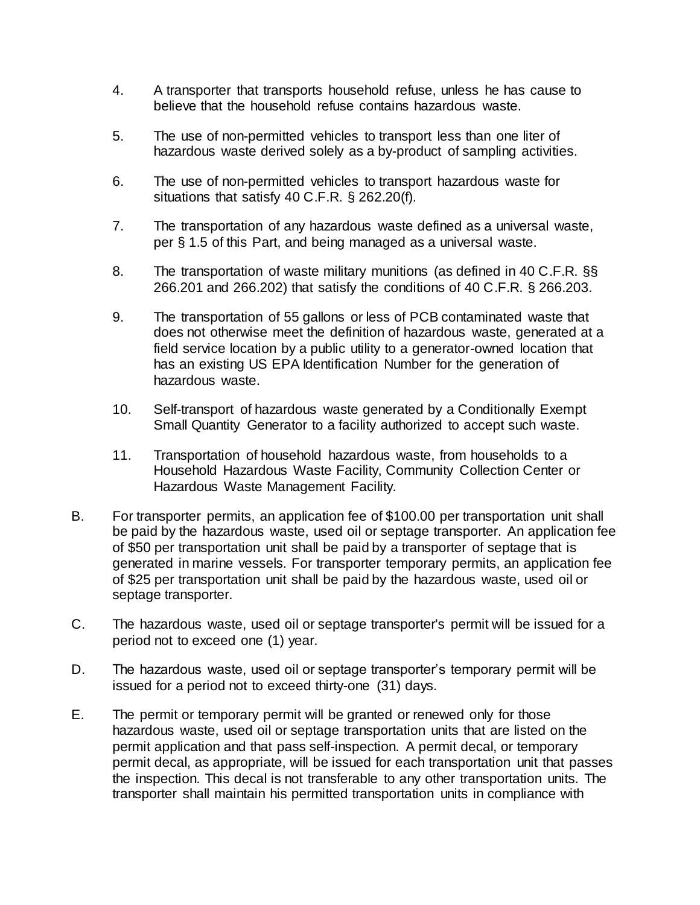4. A transporter that transports household refuse, unless he has cause to believe that the household refuse contains hazardous waste.

5. The use of non-permitted vehicles to transport less than one liter of hazardous waste derived solely as a by-product of sampling activities.

6. The use of non-permitted vehicles to transport hazardous waste for situations that satisfy 40 C.F.R. § 262.20(f).

7. The transportation of any hazardous waste defined as a universal waste, per § 1.5 of this Part, and being managed as a universal waste.

8. The transportation of waste military munitions (as defined in 40 C.F.R. §§ 266.201 and 266.202) that satisfy the conditions of 40 C.F.R. § 266.203.

9. The transportation of 55 gallons or less of PCB contaminated waste that does not otherwise meet the definition of hazardous waste, generated at a field service location by a public utility to a generator-owned location that has an existing US EPA Identification Number for the generation of hazardous waste.

10. Self-transport of hazardous waste generated by a Conditionally Exempt Small Quantity Generator to a facility authorized to accept such waste.

11. Transportation of household hazardous waste, from households to a Household Hazardous Waste Facility, Community Collection Center or Hazardous Waste Management Facility.

B. For transporter permits, an application fee of $100.00 per transportation unit shall be paid by the hazardous waste, used oil or septage transporter. An application fee of $50 per transportation unit shall be paid by a transporter of septage that is generated in marine vessels. For transporter temporary permits, an application fee of $25 per transportation unit shall be paid by the hazardous waste, used oil or septage transporter.

C. The hazardous waste, used oil or septage transporter's permit will be issued for a period not to exceed one (1) year.

D. The hazardous waste, used oil or septage transporter's temporary permit will be issued for a period not to exceed thirty-one (31) days.

E. The permit or temporary permit will be granted or renewed only for those hazardous waste, used oil or septage transportation units that are listed on the permit application and that pass self-inspection. A permit decal, or temporary permit decal, as appropriate, will be issued for each transportation unit that passes the inspection. This decal is not transferable to any other transportation units. The transporter shall maintain his permitted transportation units in compliance with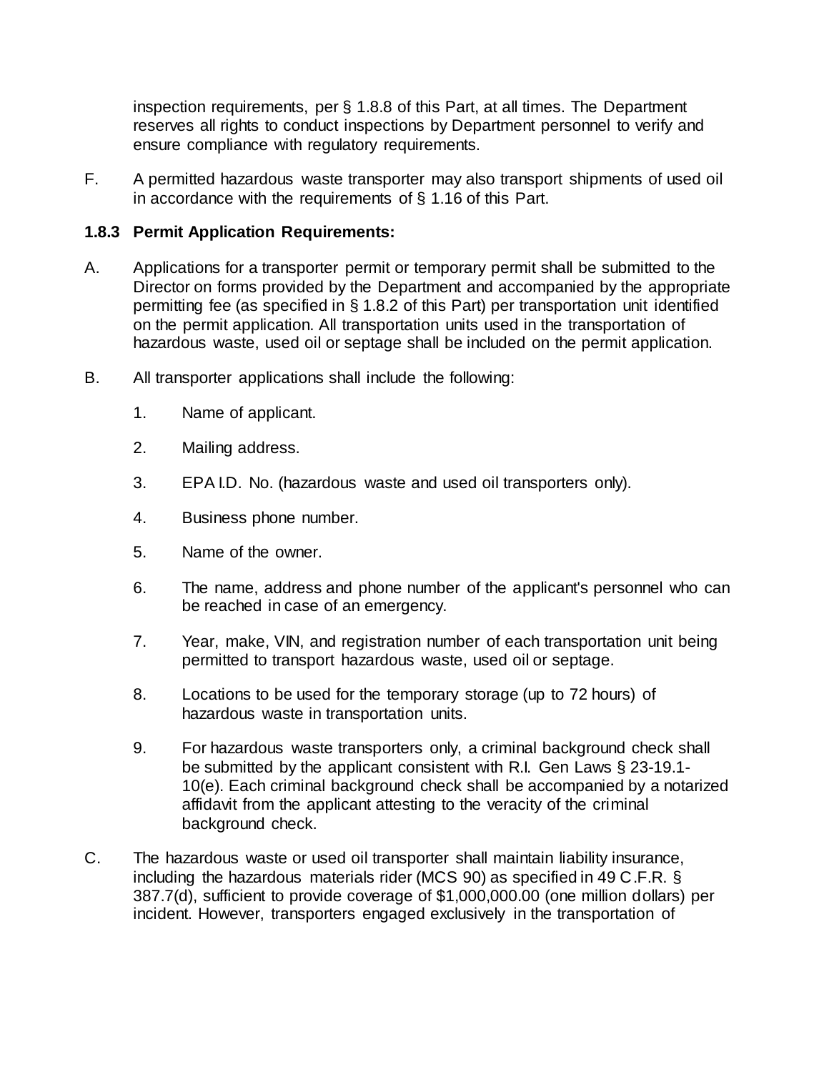inspection requirements, per § 1.8.8 of this Part, at all times. The Department reserves all rights to conduct inspections by Department personnel to verify and ensure compliance with regulatory requirements.

F. A permitted hazardous waste transporter may also transport shipments of used oil in accordance with the requirements of § 1.16 of this Part.

**1.8.3 Permit Application Requirements:**

A. Applications for a transporter permit or temporary permit shall be submitted to the Director on forms provided by the Department and accompanied by the appropriate permitting fee (as specified in § 1.8.2 of this Part) per transportation unit identified on the permit application. All transportation units used in the transportation of hazardous waste, used oil or septage shall be included on the permit application.

B. All transporter applications shall include the following:

1. Name of applicant.
2. Mailing address.
3. EPA I.D. No. (hazardous waste and used oil transporters only).
4. Business phone number.
5. Name of the owner.
6. The name, address and phone number of the applicant's personnel who can be reached in case of an emergency.
7. Year, make, VIN, and registration number of each transportation unit being permitted to transport hazardous waste, used oil or septage.
8. Locations to be used for the temporary storage (up to 72 hours) of hazardous waste in transportation units.
9. For hazardous waste transporters only, a criminal background check shall be submitted by the applicant consistent with R.I. Gen Laws § 23-19.1-10(e). Each criminal background check shall be accompanied by a notarized affidavit from the applicant attesting to the veracity of the criminal background check.

C. The hazardous waste or used oil transporter shall maintain liability insurance, including the hazardous materials rider (MCS 90) as specified in 49 C.F.R. § 387.7(d), sufficient to provide coverage of $1,000,000.00 (one million dollars) per incident. However, transporters engaged exclusively in the transportation of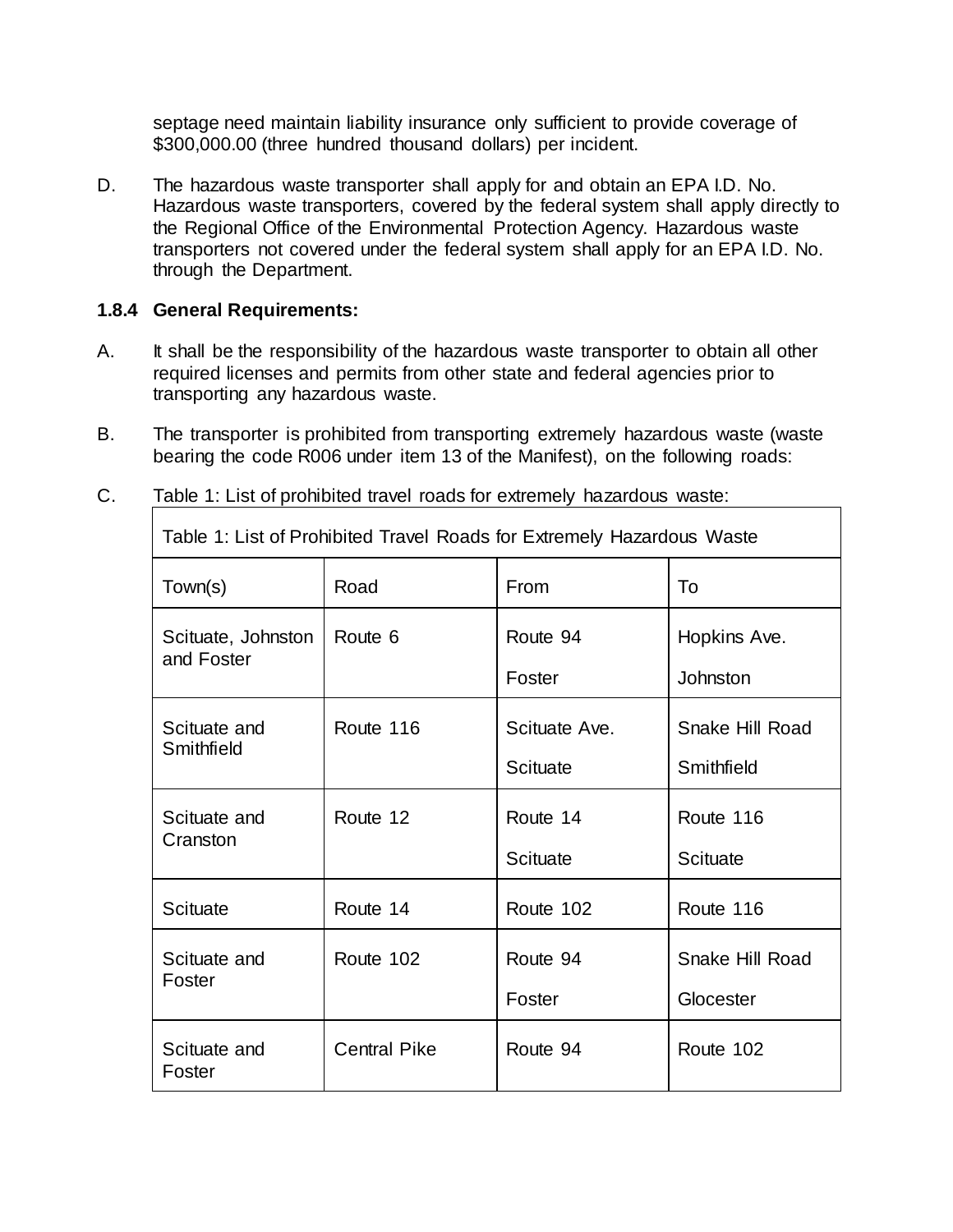septage need maintain liability insurance only sufficient to provide coverage of $300,000.00 (three hundred thousand dollars) per incident.

D. The hazardous waste transporter shall apply for and obtain an EPA I.D. No. Hazardous waste transporters, covered by the federal system shall apply directly to the Regional Office of the Environmental Protection Agency. Hazardous waste transporters not covered under the federal system shall apply for an EPA I.D. No. through the Department.

**1.8.4 General Requirements:**

A. It shall be the responsibility of the hazardous waste transporter to obtain all other required licenses and permits from other state and federal agencies prior to transporting any hazardous waste.

B. The transporter is prohibited from transporting extremely hazardous waste (waste bearing the code R006 under item 13 of the Manifest), on the following roads:

C. Table 1: List of prohibited travel roads for extremely hazardous waste:

| Table 1: List of Prohibited Travel Roads for Extremely Hazardous Waste | | | |
|---|---|---|---|
| Town(s) | Road | From | To |
| Scituate, Johnston and Foster | Route 6 | Route 94<br>Foster | Hopkins Ave.<br>Johnston |
| Scituate and Smithfield | Route 116 | Scituate Ave.<br>Scituate | Snake Hill Road<br>Smithfield |
| Scituate and Cranston | Route 12 | Route 14<br>Scituate | Route 116<br>Scituate |
| Scituate | Route 14 | Route 102 | Route 116 |
| Scituate and Foster | Route 102 | Route 94<br>Foster | Snake Hill Road<br>Glocester |
| Scituate and Foster | Central Pike | Route 94 | Route 102 |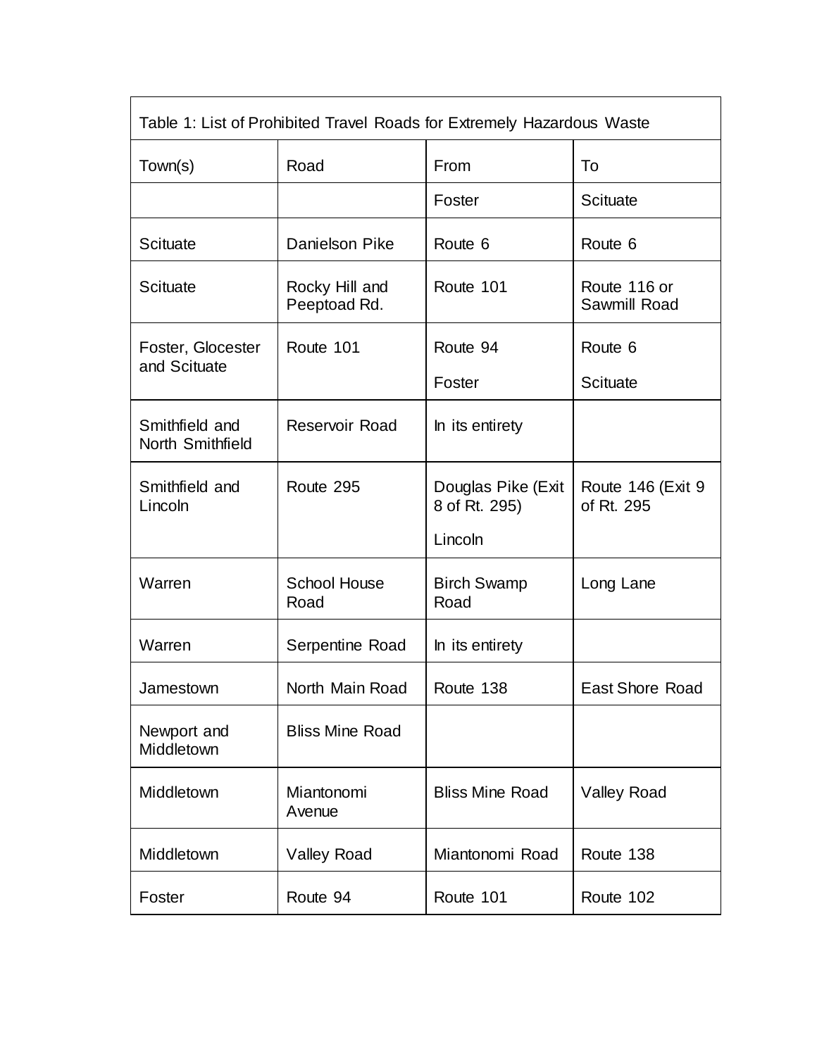Table 1: List of Prohibited Travel Roads for Extremely Hazardous Waste

| Town(s) | Road | From | To |
|---|---|---|---|
| | | Foster | Scituate |
| Scituate | Danielson Pike | Route 6 | Route 6 |
| Scituate | Rocky Hill and Peeptoad Rd. | Route 101 | Route 116 or Sawmill Road |
| Foster, Glocester and Scituate | Route 101 | Route 94<br>Foster | Route 6<br>Scituate |
| Smithfield and North Smithfield | Reservoir Road | In its entirety | |
| Smithfield and Lincoln | Route 295 | Douglas Pike (Exit 8 of Rt. 295)<br>Lincoln | Route 146 (Exit 9 of Rt. 295 |
| Warren | School House Road | Birch Swamp Road | Long Lane |
| Warren | Serpentine Road | In its entirety | |
| Jamestown | North Main Road | Route 138 | East Shore Road |
| Newport and Middletown | Bliss Mine Road | | |
| Middletown | Miantonomi Avenue | Bliss Mine Road | Valley Road |
| Middletown | Valley Road | Miantonomi Road | Route 138 |
| Foster | Route 94 | Route 101 | Route 102 |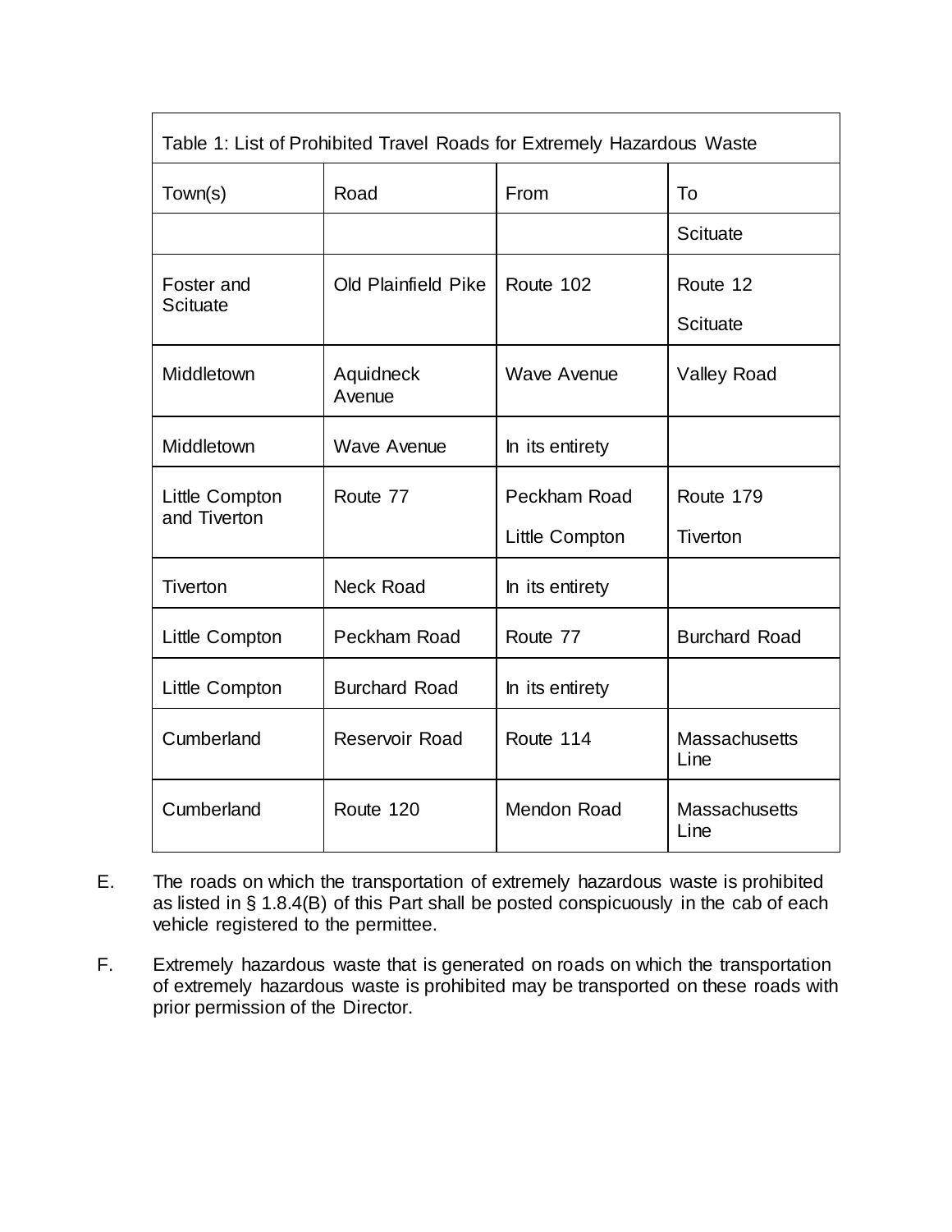| Table 1: List of Prohibited Travel Roads for Extremely Hazardous Waste | | | |
|---|---|---|---|
| Town(s) | Road | From | To |
| | | | Scituate |
| Foster and Scituate | Old Plainfield Pike | Route 102 | Route 12 Scituate |
| Middletown | Aquidneck Avenue | Wave Avenue | Valley Road |
| Middletown | Wave Avenue | In its entirety | |
| Little Compton and Tiverton | Route 77 | Peckham Road Little Compton | Route 179 Tiverton |
| Tiverton | Neck Road | In its entirety | |
| Little Compton | Peckham Road | Route 77 | Burchard Road |
| Little Compton | Burchard Road | In its entirety | |
| Cumberland | Reservoir Road | Route 114 | Massachusetts Line |
| Cumberland | Route 120 | Mendon Road | Massachusetts Line |

E. The roads on which the transportation of extremely hazardous waste is prohibited as listed in § 1.8.4(B) of this Part shall be posted conspicuously in the cab of each vehicle registered to the permittee.

F. Extremely hazardous waste that is generated on roads on which the transportation of extremely hazardous waste is prohibited may be transported on these roads with prior permission of the Director.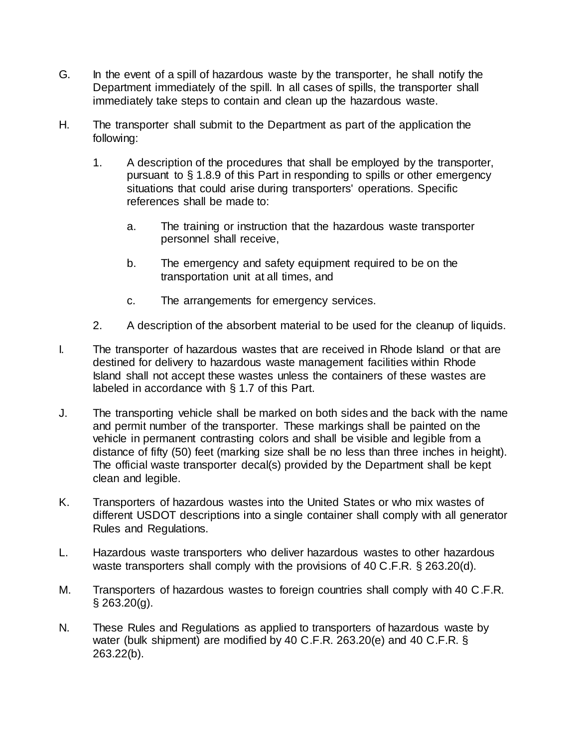G. In the event of a spill of hazardous waste by the transporter, he shall notify the Department immediately of the spill. In all cases of spills, the transporter shall immediately take steps to contain and clean up the hazardous waste.

H. The transporter shall submit to the Department as part of the application the following:

1. A description of the procedures that shall be employed by the transporter, pursuant to § 1.8.9 of this Part in responding to spills or other emergency situations that could arise during transporters' operations. Specific references shall be made to:

    a. The training or instruction that the hazardous waste transporter personnel shall receive,

    b. The emergency and safety equipment required to be on the transportation unit at all times, and

    c. The arrangements for emergency services.

2. A description of the absorbent material to be used for the cleanup of liquids.

I. The transporter of hazardous wastes that are received in Rhode Island or that are destined for delivery to hazardous waste management facilities within Rhode Island shall not accept these wastes unless the containers of these wastes are labeled in accordance with § 1.7 of this Part.

J. The transporting vehicle shall be marked on both sides and the back with the name and permit number of the transporter. These markings shall be painted on the vehicle in permanent contrasting colors and shall be visible and legible from a distance of fifty (50) feet (marking size shall be no less than three inches in height). The official waste transporter decal(s) provided by the Department shall be kept clean and legible.

K. Transporters of hazardous wastes into the United States or who mix wastes of different USDOT descriptions into a single container shall comply with all generator Rules and Regulations.

L. Hazardous waste transporters who deliver hazardous wastes to other hazardous waste transporters shall comply with the provisions of 40 C.F.R. § 263.20(d).

M. Transporters of hazardous wastes to foreign countries shall comply with 40 C.F.R. § 263.20(g).

N. These Rules and Regulations as applied to transporters of hazardous waste by water (bulk shipment) are modified by 40 C.F.R. 263.20(e) and 40 C.F.R. § 263.22(b).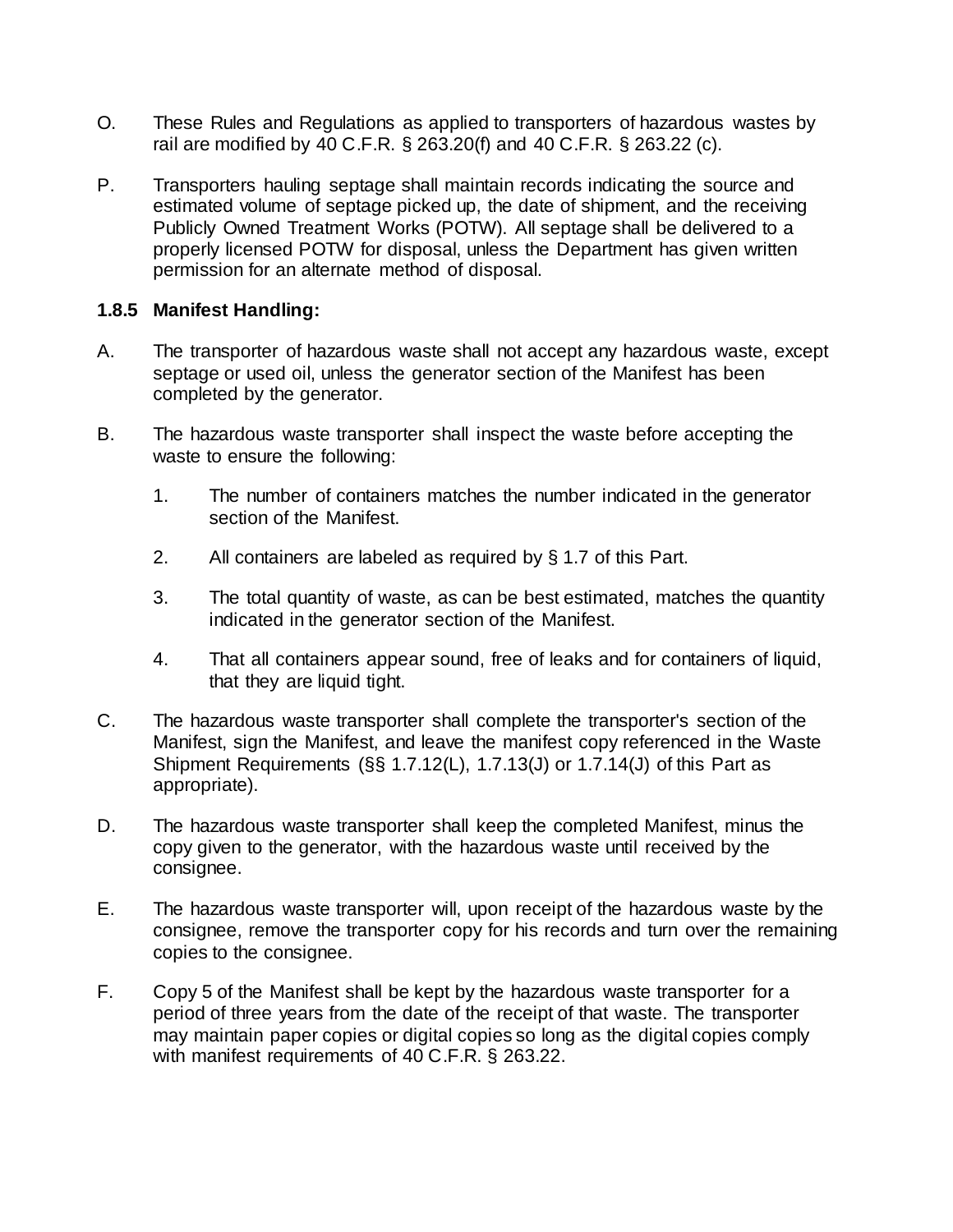O. These Rules and Regulations as applied to transporters of hazardous wastes by rail are modified by 40 C.F.R. § 263.20(f) and 40 C.F.R. § 263.22 (c).

P. Transporters hauling septage shall maintain records indicating the source and estimated volume of septage picked up, the date of shipment, and the receiving Publicly Owned Treatment Works (POTW). All septage shall be delivered to a properly licensed POTW for disposal, unless the Department has given written permission for an alternate method of disposal.

### 1.8.5 Manifest Handling:

A. The transporter of hazardous waste shall not accept any hazardous waste, except septage or used oil, unless the generator section of the Manifest has been completed by the generator.

B. The hazardous waste transporter shall inspect the waste before accepting the waste to ensure the following:

1. The number of containers matches the number indicated in the generator section of the Manifest.

2. All containers are labeled as required by § 1.7 of this Part.

3. The total quantity of waste, as can be best estimated, matches the quantity indicated in the generator section of the Manifest.

4. That all containers appear sound, free of leaks and for containers of liquid, that they are liquid tight.

C. The hazardous waste transporter shall complete the transporter's section of the Manifest, sign the Manifest, and leave the manifest copy referenced in the Waste Shipment Requirements (§§ 1.7.12(L), 1.7.13(J) or 1.7.14(J) of this Part as appropriate).

D. The hazardous waste transporter shall keep the completed Manifest, minus the copy given to the generator, with the hazardous waste until received by the consignee.

E. The hazardous waste transporter will, upon receipt of the hazardous waste by the consignee, remove the transporter copy for his records and turn over the remaining copies to the consignee.

F. Copy 5 of the Manifest shall be kept by the hazardous waste transporter for a period of three years from the date of the receipt of that waste. The transporter may maintain paper copies or digital copies so long as the digital copies comply with manifest requirements of 40 C.F.R. § 263.22.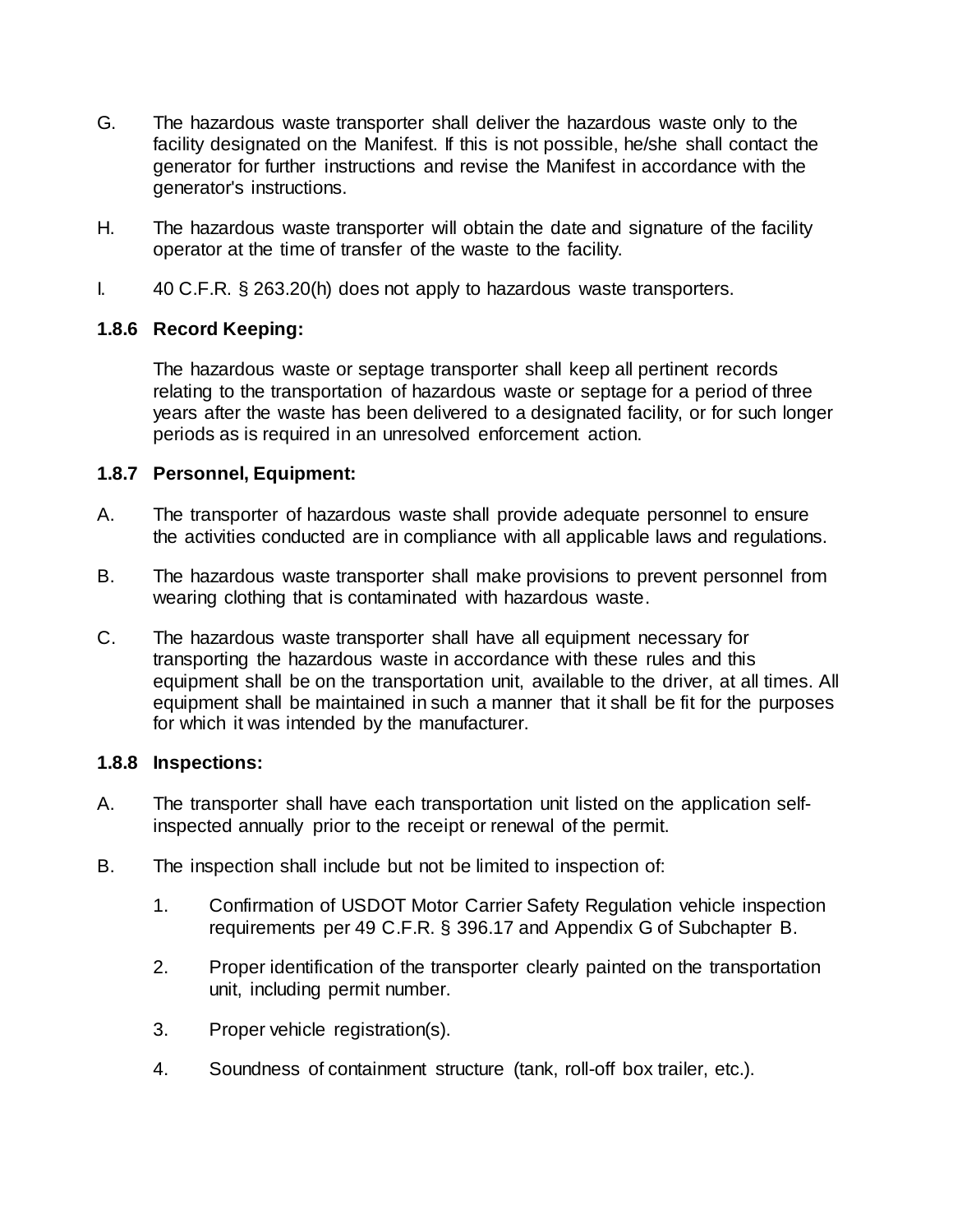G. The hazardous waste transporter shall deliver the hazardous waste only to the facility designated on the Manifest. If this is not possible, he/she shall contact the generator for further instructions and revise the Manifest in accordance with the generator's instructions.

H. The hazardous waste transporter will obtain the date and signature of the facility operator at the time of transfer of the waste to the facility.

I. 40 C.F.R. § 263.20(h) does not apply to hazardous waste transporters.

### 1.8.6 Record Keeping:

The hazardous waste or septage transporter shall keep all pertinent records relating to the transportation of hazardous waste or septage for a period of three years after the waste has been delivered to a designated facility, or for such longer periods as is required in an unresolved enforcement action.

### 1.8.7 Personnel, Equipment:

A. The transporter of hazardous waste shall provide adequate personnel to ensure the activities conducted are in compliance with all applicable laws and regulations.

B. The hazardous waste transporter shall make provisions to prevent personnel from wearing clothing that is contaminated with hazardous waste.

C. The hazardous waste transporter shall have all equipment necessary for transporting the hazardous waste in accordance with these rules and this equipment shall be on the transportation unit, available to the driver, at all times. All equipment shall be maintained in such a manner that it shall be fit for the purposes for which it was intended by the manufacturer.

### 1.8.8 Inspections:

A. The transporter shall have each transportation unit listed on the application self-inspected annually prior to the receipt or renewal of the permit.

B. The inspection shall include but not be limited to inspection of:

1. Confirmation of USDOT Motor Carrier Safety Regulation vehicle inspection requirements per 49 C.F.R. § 396.17 and Appendix G of Subchapter B.
2. Proper identification of the transporter clearly painted on the transportation unit, including permit number.
3. Proper vehicle registration(s).
4. Soundness of containment structure (tank, roll-off box trailer, etc.).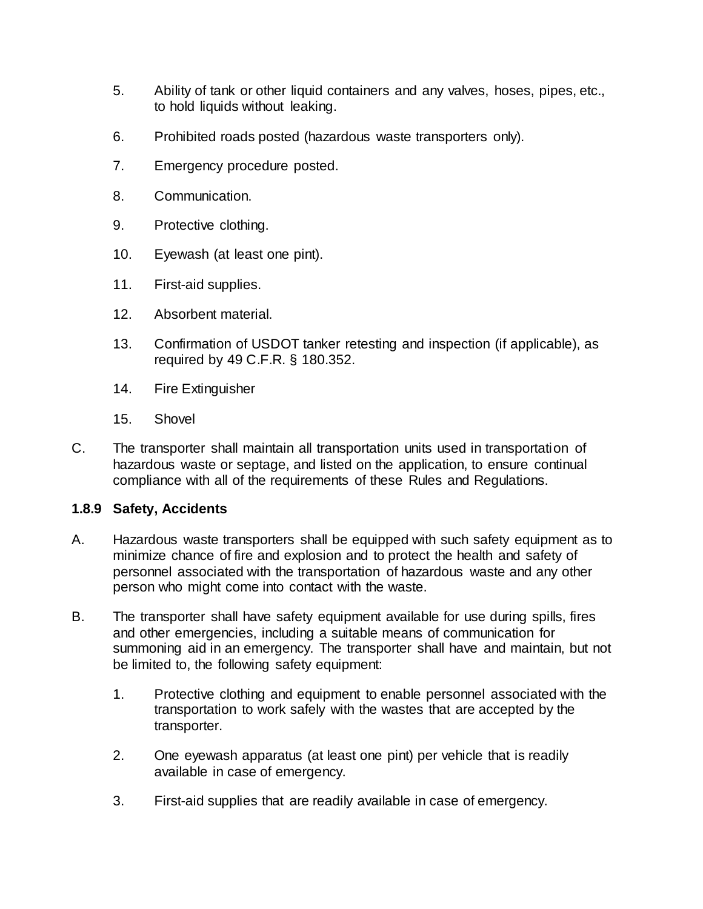5. Ability of tank or other liquid containers and any valves, hoses, pipes, etc., to hold liquids without leaking.

6. Prohibited roads posted (hazardous waste transporters only).

7. Emergency procedure posted.

8. Communication.

9. Protective clothing.

10. Eyewash (at least one pint).

11. First-aid supplies.

12. Absorbent material.

13. Confirmation of USDOT tanker retesting and inspection (if applicable), as required by 49 C.F.R. § 180.352.

14. Fire Extinguisher

15. Shovel

C. The transporter shall maintain all transportation units used in transportation of hazardous waste or septage, and listed on the application, to ensure continual compliance with all of the requirements of these Rules and Regulations.

**1.8.9 Safety, Accidents**

A. Hazardous waste transporters shall be equipped with such safety equipment as to minimize chance of fire and explosion and to protect the health and safety of personnel associated with the transportation of hazardous waste and any other person who might come into contact with the waste.

B. The transporter shall have safety equipment available for use during spills, fires and other emergencies, including a suitable means of communication for summoning aid in an emergency. The transporter shall have and maintain, but not be limited to, the following safety equipment:

1. Protective clothing and equipment to enable personnel associated with the transportation to work safely with the wastes that are accepted by the transporter.

2. One eyewash apparatus (at least one pint) per vehicle that is readily available in case of emergency.

3. First-aid supplies that are readily available in case of emergency.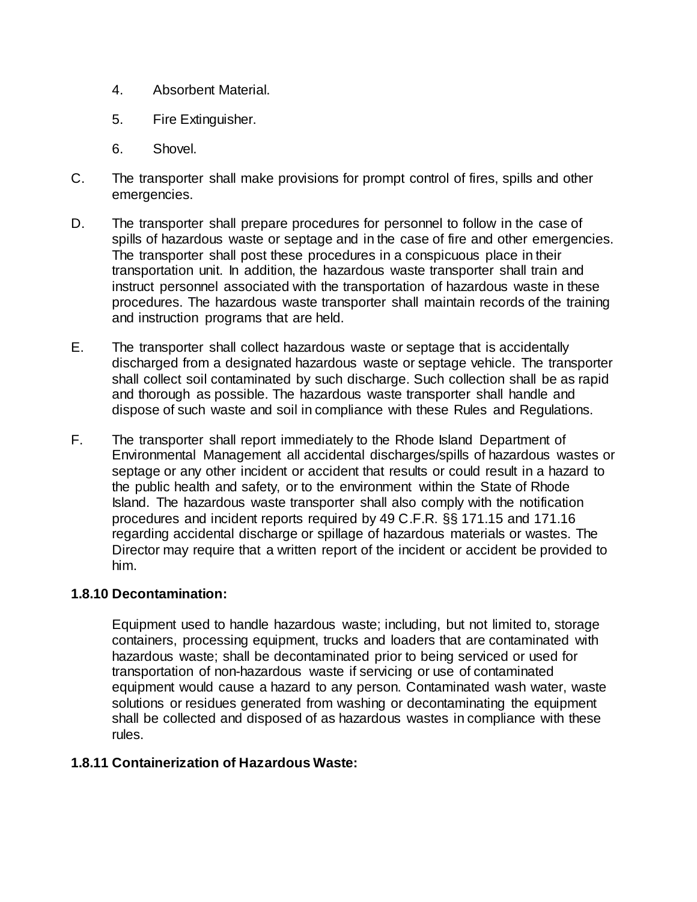4. Absorbent Material.

5. Fire Extinguisher.

6. Shovel.

C. The transporter shall make provisions for prompt control of fires, spills and other emergencies.

D. The transporter shall prepare procedures for personnel to follow in the case of spills of hazardous waste or septage and in the case of fire and other emergencies. The transporter shall post these procedures in a conspicuous place in their transportation unit. In addition, the hazardous waste transporter shall train and instruct personnel associated with the transportation of hazardous waste in these procedures. The hazardous waste transporter shall maintain records of the training and instruction programs that are held.

E. The transporter shall collect hazardous waste or septage that is accidentally discharged from a designated hazardous waste or septage vehicle. The transporter shall collect soil contaminated by such discharge. Such collection shall be as rapid and thorough as possible. The hazardous waste transporter shall handle and dispose of such waste and soil in compliance with these Rules and Regulations.

F. The transporter shall report immediately to the Rhode Island Department of Environmental Management all accidental discharges/spills of hazardous wastes or septage or any other incident or accident that results or could result in a hazard to the public health and safety, or to the environment within the State of Rhode Island. The hazardous waste transporter shall also comply with the notification procedures and incident reports required by 49 C.F.R. §§ 171.15 and 171.16 regarding accidental discharge or spillage of hazardous materials or wastes. The Director may require that a written report of the incident or accident be provided to him.

**1.8.10 Decontamination:**

Equipment used to handle hazardous waste; including, but not limited to, storage containers, processing equipment, trucks and loaders that are contaminated with hazardous waste; shall be decontaminated prior to being serviced or used for transportation of non-hazardous waste if servicing or use of contaminated equipment would cause a hazard to any person. Contaminated wash water, waste solutions or residues generated from washing or decontaminating the equipment shall be collected and disposed of as hazardous wastes in compliance with these rules.

**1.8.11 Containerization of Hazardous Waste:**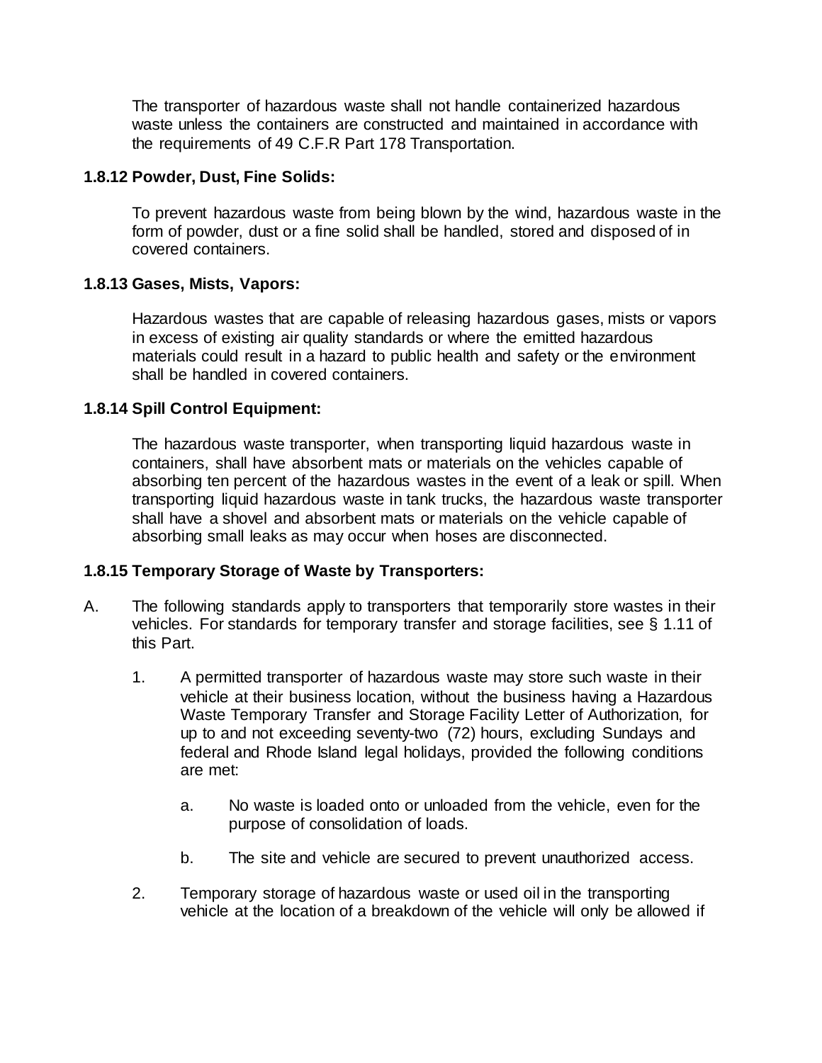The transporter of hazardous waste shall not handle containerized hazardous waste unless the containers are constructed and maintained in accordance with the requirements of 49 C.F.R Part 178 Transportation.

**1.8.12 Powder, Dust, Fine Solids:**

To prevent hazardous waste from being blown by the wind, hazardous waste in the form of powder, dust or a fine solid shall be handled, stored and disposed of in covered containers.

**1.8.13 Gases, Mists, Vapors:**

Hazardous wastes that are capable of releasing hazardous gases, mists or vapors in excess of existing air quality standards or where the emitted hazardous materials could result in a hazard to public health and safety or the environment shall be handled in covered containers.

**1.8.14 Spill Control Equipment:**

The hazardous waste transporter, when transporting liquid hazardous waste in containers, shall have absorbent mats or materials on the vehicles capable of absorbing ten percent of the hazardous wastes in the event of a leak or spill. When transporting liquid hazardous waste in tank trucks, the hazardous waste transporter shall have a shovel and absorbent mats or materials on the vehicle capable of absorbing small leaks as may occur when hoses are disconnected.

**1.8.15 Temporary Storage of Waste by Transporters:**

A. The following standards apply to transporters that temporarily store wastes in their vehicles. For standards for temporary transfer and storage facilities, see § 1.11 of this Part.

1. A permitted transporter of hazardous waste may store such waste in their vehicle at their business location, without the business having a Hazardous Waste Temporary Transfer and Storage Facility Letter of Authorization, for up to and not exceeding seventy-two (72) hours, excluding Sundays and federal and Rhode Island legal holidays, provided the following conditions are met:

   a. No waste is loaded onto or unloaded from the vehicle, even for the purpose of consolidation of loads.

   b. The site and vehicle are secured to prevent unauthorized access.

2. Temporary storage of hazardous waste or used oil in the transporting vehicle at the location of a breakdown of the vehicle will only be allowed if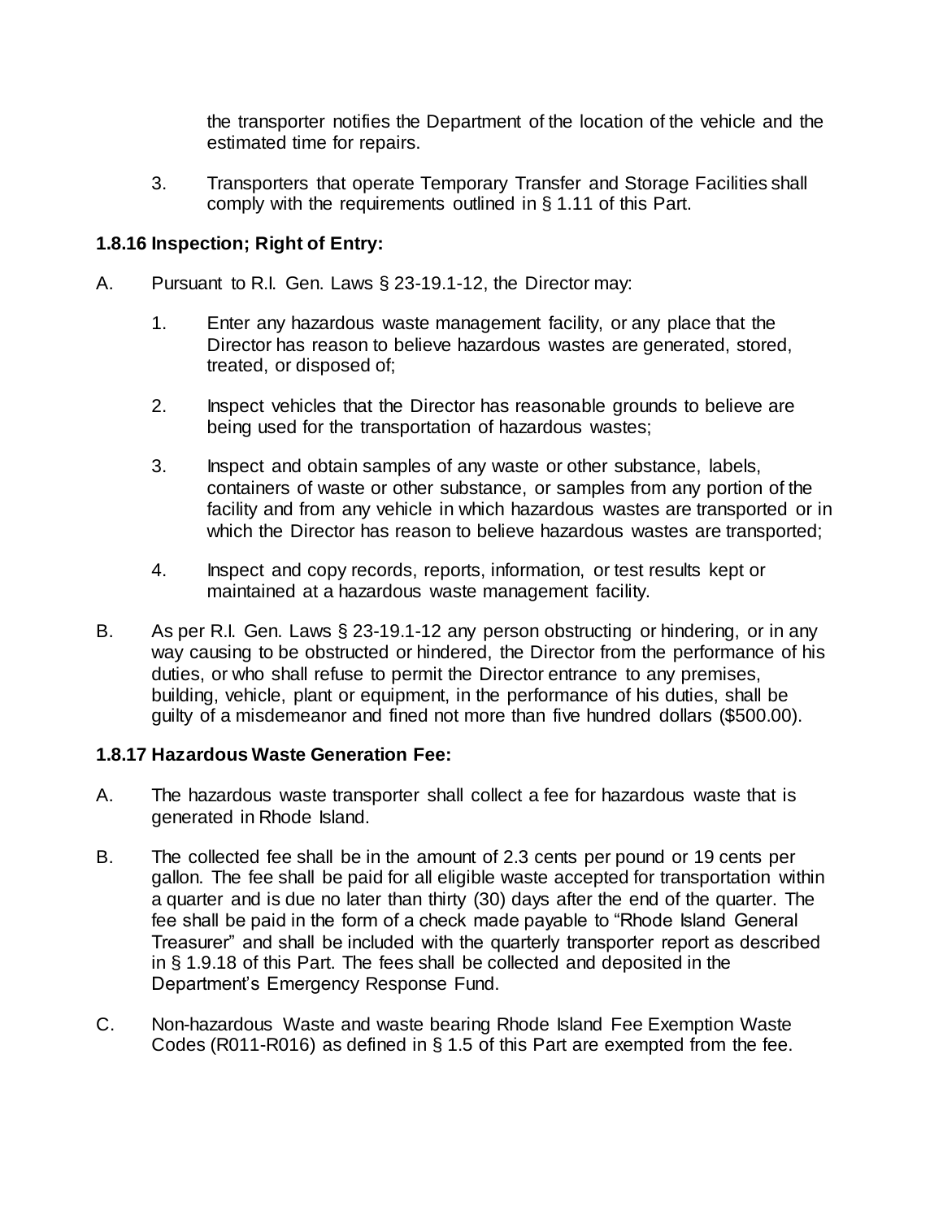the transporter notifies the Department of the location of the vehicle and the estimated time for repairs.

3. Transporters that operate Temporary Transfer and Storage Facilities shall comply with the requirements outlined in § 1.11 of this Part.

**1.8.16 Inspection; Right of Entry:**

A. Pursuant to R.I. Gen. Laws § 23-19.1-12, the Director may:

1. Enter any hazardous waste management facility, or any place that the Director has reason to believe hazardous wastes are generated, stored, treated, or disposed of;

2. Inspect vehicles that the Director has reasonable grounds to believe are being used for the transportation of hazardous wastes;

3. Inspect and obtain samples of any waste or other substance, labels, containers of waste or other substance, or samples from any portion of the facility and from any vehicle in which hazardous wastes are transported or in which the Director has reason to believe hazardous wastes are transported;

4. Inspect and copy records, reports, information, or test results kept or maintained at a hazardous waste management facility.

B. As per R.I. Gen. Laws § 23-19.1-12 any person obstructing or hindering, or in any way causing to be obstructed or hindered, the Director from the performance of his duties, or who shall refuse to permit the Director entrance to any premises, building, vehicle, plant or equipment, in the performance of his duties, shall be guilty of a misdemeanor and fined not more than five hundred dollars ($500.00).

**1.8.17 Hazardous Waste Generation Fee:**

A. The hazardous waste transporter shall collect a fee for hazardous waste that is generated in Rhode Island.

B. The collected fee shall be in the amount of 2.3 cents per pound or 19 cents per gallon. The fee shall be paid for all eligible waste accepted for transportation within a quarter and is due no later than thirty (30) days after the end of the quarter. The fee shall be paid in the form of a check made payable to "Rhode Island General Treasurer" and shall be included with the quarterly transporter report as described in § 1.9.18 of this Part. The fees shall be collected and deposited in the Department's Emergency Response Fund.

C. Non-hazardous Waste and waste bearing Rhode Island Fee Exemption Waste Codes (R011-R016) as defined in § 1.5 of this Part are exempted from the fee.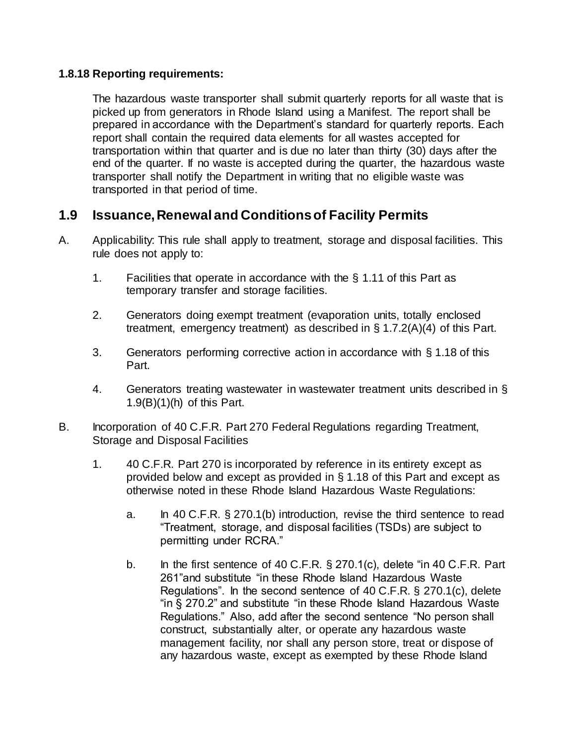**1.8.18 Reporting requirements:**

The hazardous waste transporter shall submit quarterly reports for all waste that is picked up from generators in Rhode Island using a Manifest. The report shall be prepared in accordance with the Department's standard for quarterly reports. Each report shall contain the required data elements for all wastes accepted for transportation within that quarter and is due no later than thirty (30) days after the end of the quarter. If no waste is accepted during the quarter, the hazardous waste transporter shall notify the Department in writing that no eligible waste was transported in that period of time.

## 1.9 Issuance, Renewal and Conditions of Facility Permits

A. Applicability: This rule shall apply to treatment, storage and disposal facilities. This rule does not apply to:

1. Facilities that operate in accordance with the § 1.11 of this Part as temporary transfer and storage facilities.

2. Generators doing exempt treatment (evaporation units, totally enclosed treatment, emergency treatment) as described in § 1.7.2(A)(4) of this Part.

3. Generators performing corrective action in accordance with § 1.18 of this Part.

4. Generators treating wastewater in wastewater treatment units described in § 1.9(B)(1)(h) of this Part.

B. Incorporation of 40 C.F.R. Part 270 Federal Regulations regarding Treatment, Storage and Disposal Facilities

1. 40 C.F.R. Part 270 is incorporated by reference in its entirety except as provided below and except as provided in § 1.18 of this Part and except as otherwise noted in these Rhode Island Hazardous Waste Regulations:

    a. In 40 C.F.R. § 270.1(b) introduction, revise the third sentence to read "Treatment, storage, and disposal facilities (TSDs) are subject to permitting under RCRA."

    b. In the first sentence of 40 C.F.R. § 270.1(c), delete "in 40 C.F.R. Part 261"and substitute "in these Rhode Island Hazardous Waste Regulations". In the second sentence of 40 C.F.R. § 270.1(c), delete "in § 270.2" and substitute "in these Rhode Island Hazardous Waste Regulations." Also, add after the second sentence "No person shall construct, substantially alter, or operate any hazardous waste management facility, nor shall any person store, treat or dispose of any hazardous waste, except as exempted by these Rhode Island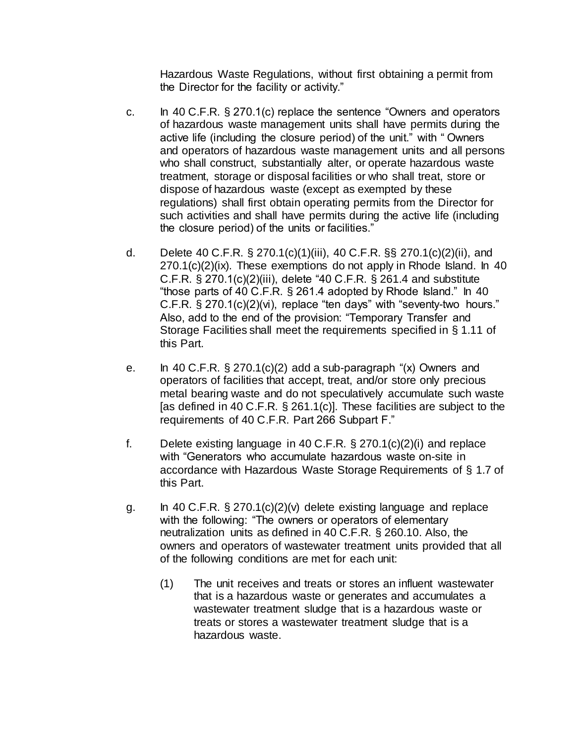Hazardous Waste Regulations, without first obtaining a permit from the Director for the facility or activity."

c. In 40 C.F.R. § 270.1(c) replace the sentence "Owners and operators of hazardous waste management units shall have permits during the active life (including the closure period) of the unit." with " Owners and operators of hazardous waste management units and all persons who shall construct, substantially alter, or operate hazardous waste treatment, storage or disposal facilities or who shall treat, store or dispose of hazardous waste (except as exempted by these regulations) shall first obtain operating permits from the Director for such activities and shall have permits during the active life (including the closure period) of the units or facilities."

d. Delete 40 C.F.R. § 270.1(c)(1)(iii), 40 C.F.R. §§ 270.1(c)(2)(ii), and 270.1(c)(2)(ix). These exemptions do not apply in Rhode Island. In 40 C.F.R. § 270.1(c)(2)(iii), delete "40 C.F.R. § 261.4 and substitute "those parts of 40 C.F.R. § 261.4 adopted by Rhode Island." In 40 C.F.R. § 270.1(c)(2)(vi), replace "ten days" with "seventy-two hours." Also, add to the end of the provision: "Temporary Transfer and Storage Facilities shall meet the requirements specified in § 1.11 of this Part.

e. In 40 C.F.R. § 270.1(c)(2) add a sub-paragraph "(x) Owners and operators of facilities that accept, treat, and/or store only precious metal bearing waste and do not speculatively accumulate such waste [as defined in 40 C.F.R. § 261.1(c)]. These facilities are subject to the requirements of 40 C.F.R. Part 266 Subpart F."

f. Delete existing language in 40 C.F.R. § 270.1(c)(2)(i) and replace with "Generators who accumulate hazardous waste on-site in accordance with Hazardous Waste Storage Requirements of § 1.7 of this Part.

g. In 40 C.F.R. § 270.1(c)(2)(v) delete existing language and replace with the following: "The owners or operators of elementary neutralization units as defined in 40 C.F.R. § 260.10. Also, the owners and operators of wastewater treatment units provided that all of the following conditions are met for each unit:

   (1) The unit receives and treats or stores an influent wastewater that is a hazardous waste or generates and accumulates a wastewater treatment sludge that is a hazardous waste or treats or stores a wastewater treatment sludge that is a hazardous waste.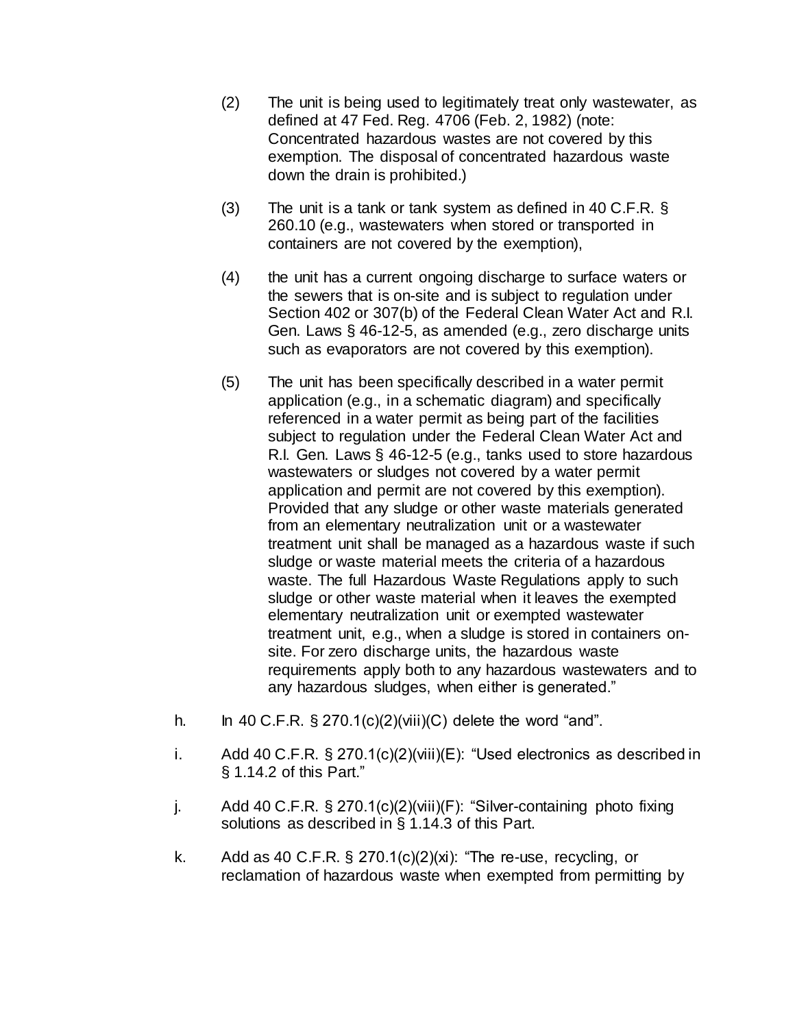(2) The unit is being used to legitimately treat only wastewater, as defined at 47 Fed. Reg. 4706 (Feb. 2, 1982) (note: Concentrated hazardous wastes are not covered by this exemption. The disposal of concentrated hazardous waste down the drain is prohibited.)

(3) The unit is a tank or tank system as defined in 40 C.F.R. § 260.10 (e.g., wastewaters when stored or transported in containers are not covered by the exemption),

(4) the unit has a current ongoing discharge to surface waters or the sewers that is on-site and is subject to regulation under Section 402 or 307(b) of the Federal Clean Water Act and R.I. Gen. Laws § 46-12-5, as amended (e.g., zero discharge units such as evaporators are not covered by this exemption).

(5) The unit has been specifically described in a water permit application (e.g., in a schematic diagram) and specifically referenced in a water permit as being part of the facilities subject to regulation under the Federal Clean Water Act and R.I. Gen. Laws § 46-12-5 (e.g., tanks used to store hazardous wastewaters or sludges not covered by a water permit application and permit are not covered by this exemption). Provided that any sludge or other waste materials generated from an elementary neutralization unit or a wastewater treatment unit shall be managed as a hazardous waste if such sludge or waste material meets the criteria of a hazardous waste. The full Hazardous Waste Regulations apply to such sludge or other waste material when it leaves the exempted elementary neutralization unit or exempted wastewater treatment unit, e.g., when a sludge is stored in containers on-site. For zero discharge units, the hazardous waste requirements apply both to any hazardous wastewaters and to any hazardous sludges, when either is generated."

h. In 40 C.F.R. § 270.1(c)(2)(viii)(C) delete the word "and".

i. Add 40 C.F.R. § 270.1(c)(2)(viii)(E): "Used electronics as described in § 1.14.2 of this Part."

j. Add 40 C.F.R. § 270.1(c)(2)(viii)(F): "Silver-containing photo fixing solutions as described in § 1.14.3 of this Part.

k. Add as 40 C.F.R. § 270.1(c)(2)(xi): "The re-use, recycling, or reclamation of hazardous waste when exempted from permitting by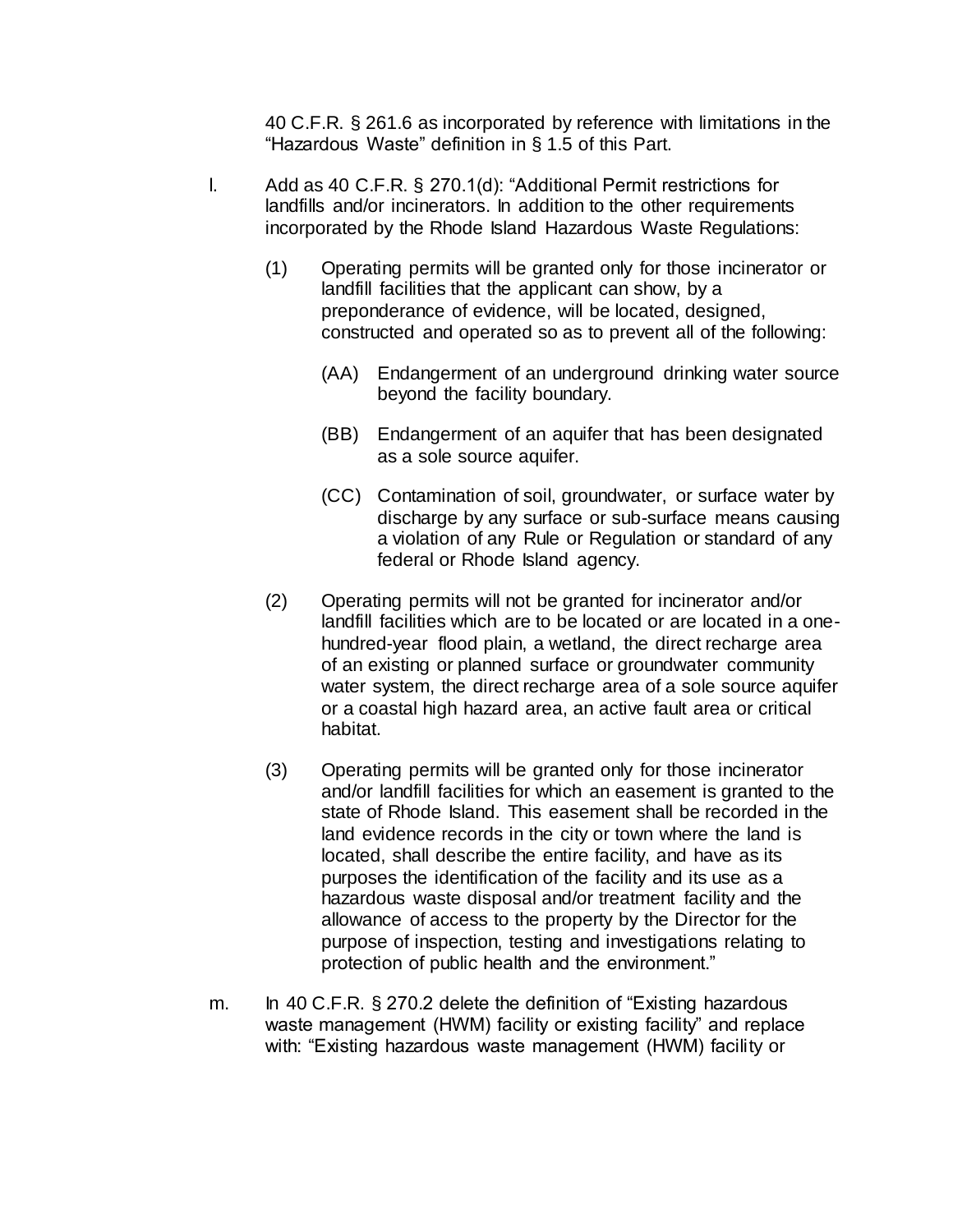40 C.F.R. § 261.6 as incorporated by reference with limitations in the "Hazardous Waste" definition in § 1.5 of this Part.

l. Add as 40 C.F.R. § 270.1(d): "Additional Permit restrictions for landfills and/or incinerators. In addition to the other requirements incorporated by the Rhode Island Hazardous Waste Regulations:

   (1) Operating permits will be granted only for those incinerator or landfill facilities that the applicant can show, by a preponderance of evidence, will be located, designed, constructed and operated so as to prevent all of the following:

      (AA) Endangerment of an underground drinking water source beyond the facility boundary.

      (BB) Endangerment of an aquifer that has been designated as a sole source aquifer.

      (CC) Contamination of soil, groundwater, or surface water by discharge by any surface or sub-surface means causing a violation of any Rule or Regulation or standard of any federal or Rhode Island agency.

   (2) Operating permits will not be granted for incinerator and/or landfill facilities which are to be located or are located in a one-hundred-year flood plain, a wetland, the direct recharge area of an existing or planned surface or groundwater community water system, the direct recharge area of a sole source aquifer or a coastal high hazard area, an active fault area or critical habitat.

   (3) Operating permits will be granted only for those incinerator and/or landfill facilities for which an easement is granted to the state of Rhode Island. This easement shall be recorded in the land evidence records in the city or town where the land is located, shall describe the entire facility, and have as its purposes the identification of the facility and its use as a hazardous waste disposal and/or treatment facility and the allowance of access to the property by the Director for the purpose of inspection, testing and investigations relating to protection of public health and the environment."

m. In 40 C.F.R. § 270.2 delete the definition of "Existing hazardous waste management (HWM) facility or existing facility" and replace with: "Existing hazardous waste management (HWM) facility or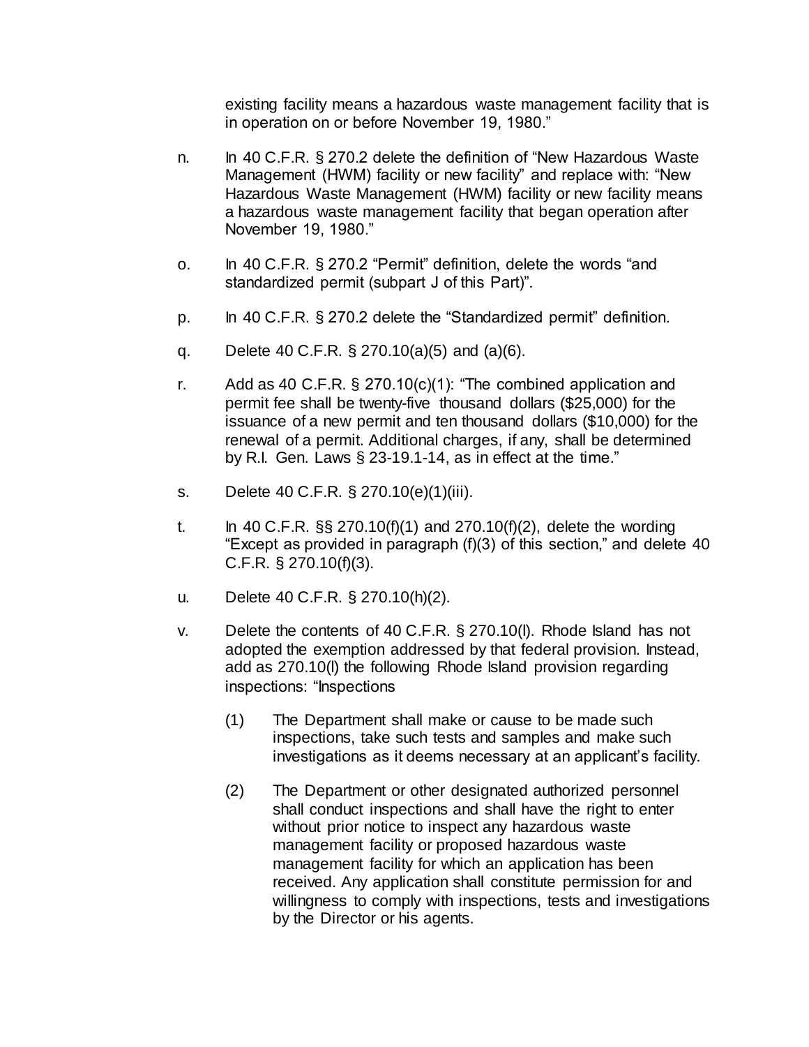existing facility means a hazardous waste management facility that is in operation on or before November 19, 1980."

n. In 40 C.F.R. § 270.2 delete the definition of "New Hazardous Waste Management (HWM) facility or new facility" and replace with: "New Hazardous Waste Management (HWM) facility or new facility means a hazardous waste management facility that began operation after November 19, 1980."

o. In 40 C.F.R. § 270.2 "Permit" definition, delete the words "and standardized permit (subpart J of this Part)".

p. In 40 C.F.R. § 270.2 delete the "Standardized permit" definition.

q. Delete 40 C.F.R. § 270.10(a)(5) and (a)(6).

r. Add as 40 C.F.R. § 270.10(c)(1): "The combined application and permit fee shall be twenty-five thousand dollars ($25,000) for the issuance of a new permit and ten thousand dollars ($10,000) for the renewal of a permit. Additional charges, if any, shall be determined by R.I. Gen. Laws § 23-19.1-14, as in effect at the time."

s. Delete 40 C.F.R. § 270.10(e)(1)(iii).

t. In 40 C.F.R. §§ 270.10(f)(1) and 270.10(f)(2), delete the wording "Except as provided in paragraph (f)(3) of this section," and delete 40 C.F.R. § 270.10(f)(3).

u. Delete 40 C.F.R. § 270.10(h)(2).

v. Delete the contents of 40 C.F.R. § 270.10(l). Rhode Island has not adopted the exemption addressed by that federal provision. Instead, add as 270.10(l) the following Rhode Island provision regarding inspections: "Inspections

   (1) The Department shall make or cause to be made such inspections, take such tests and samples and make such investigations as it deems necessary at an applicant's facility.

   (2) The Department or other designated authorized personnel shall conduct inspections and shall have the right to enter without prior notice to inspect any hazardous waste management facility or proposed hazardous waste management facility for which an application has been received. Any application shall constitute permission for and willingness to comply with inspections, tests and investigations by the Director or his agents.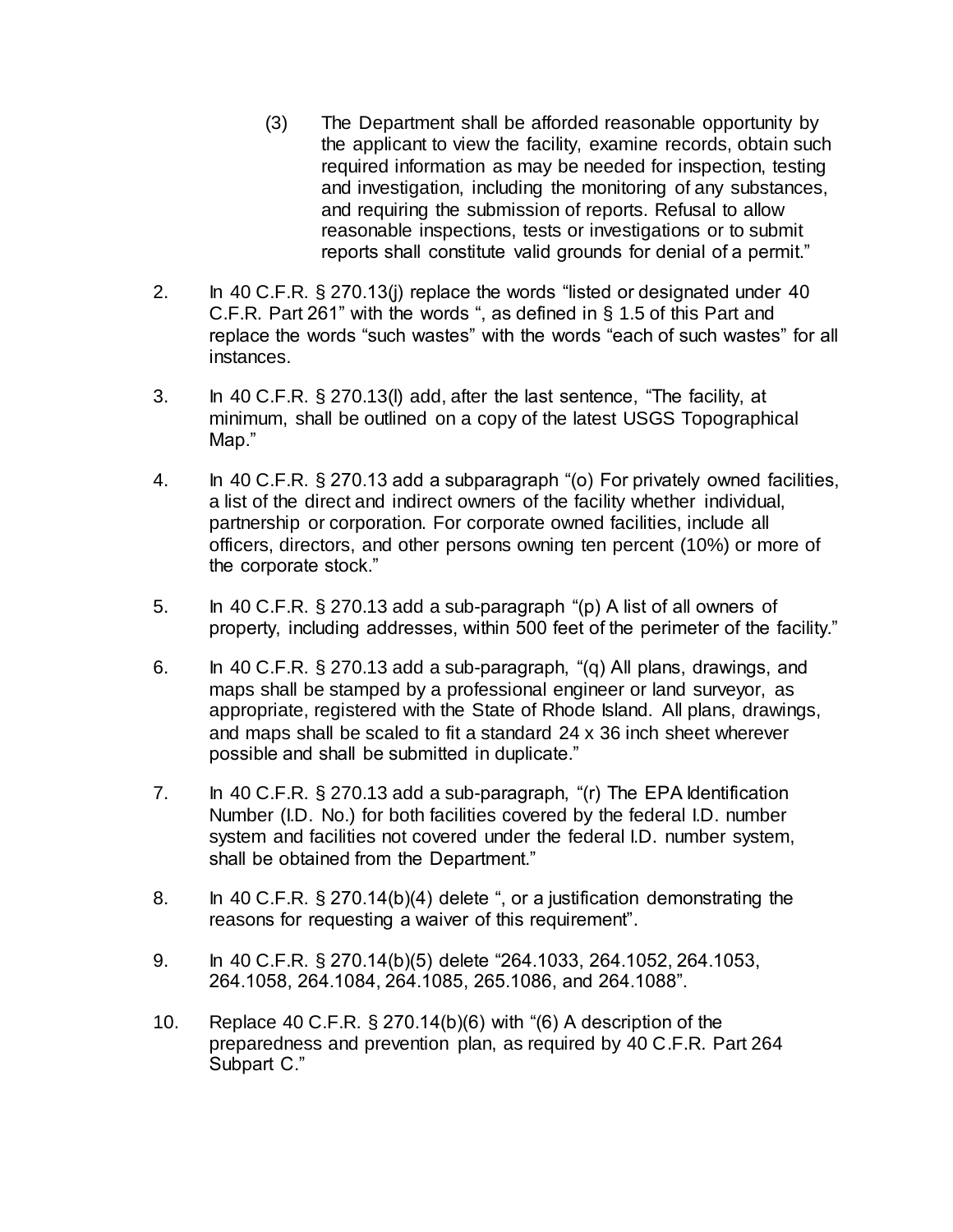(3) The Department shall be afforded reasonable opportunity by the applicant to view the facility, examine records, obtain such required information as may be needed for inspection, testing and investigation, including the monitoring of any substances, and requiring the submission of reports. Refusal to allow reasonable inspections, tests or investigations or to submit reports shall constitute valid grounds for denial of a permit."

2. In 40 C.F.R. § 270.13(j) replace the words "listed or designated under 40 C.F.R. Part 261" with the words ", as defined in § 1.5 of this Part and replace the words "such wastes" with the words "each of such wastes" for all instances.

3. In 40 C.F.R. § 270.13(l) add, after the last sentence, "The facility, at minimum, shall be outlined on a copy of the latest USGS Topographical Map."

4. In 40 C.F.R. § 270.13 add a subparagraph "(o) For privately owned facilities, a list of the direct and indirect owners of the facility whether individual, partnership or corporation. For corporate owned facilities, include all officers, directors, and other persons owning ten percent (10%) or more of the corporate stock."

5. In 40 C.F.R. § 270.13 add a sub-paragraph "(p) A list of all owners of property, including addresses, within 500 feet of the perimeter of the facility."

6. In 40 C.F.R. § 270.13 add a sub-paragraph, "(q) All plans, drawings, and maps shall be stamped by a professional engineer or land surveyor, as appropriate, registered with the State of Rhode Island. All plans, drawings, and maps shall be scaled to fit a standard 24 x 36 inch sheet wherever possible and shall be submitted in duplicate."

7. In 40 C.F.R. § 270.13 add a sub-paragraph, "(r) The EPA Identification Number (I.D. No.) for both facilities covered by the federal I.D. number system and facilities not covered under the federal I.D. number system, shall be obtained from the Department."

8. In 40 C.F.R. § 270.14(b)(4) delete ", or a justification demonstrating the reasons for requesting a waiver of this requirement".

9. In 40 C.F.R. § 270.14(b)(5) delete "264.1033, 264.1052, 264.1053, 264.1058, 264.1084, 264.1085, 265.1086, and 264.1088".

10. Replace 40 C.F.R. § 270.14(b)(6) with "(6) A description of the preparedness and prevention plan, as required by 40 C.F.R. Part 264 Subpart C."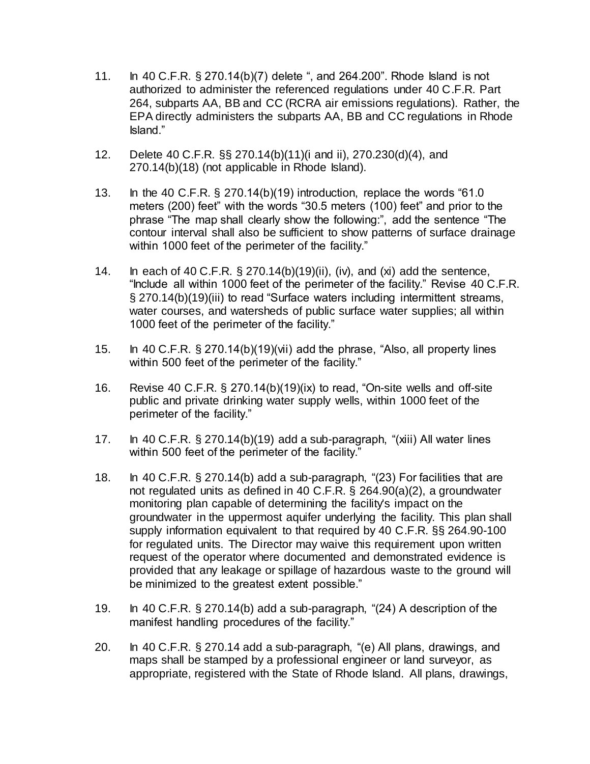11. In 40 C.F.R. § 270.14(b)(7) delete ", and 264.200". Rhode Island is not authorized to administer the referenced regulations under 40 C.F.R. Part 264, subparts AA, BB and CC (RCRA air emissions regulations). Rather, the EPA directly administers the subparts AA, BB and CC regulations in Rhode Island."

12. Delete 40 C.F.R. §§ 270.14(b)(11)(i and ii), 270.230(d)(4), and 270.14(b)(18) (not applicable in Rhode Island).

13. In the 40 C.F.R. § 270.14(b)(19) introduction, replace the words "61.0 meters (200) feet" with the words "30.5 meters (100) feet" and prior to the phrase "The map shall clearly show the following:", add the sentence "The contour interval shall also be sufficient to show patterns of surface drainage within 1000 feet of the perimeter of the facility."

14. In each of 40 C.F.R. § 270.14(b)(19)(ii), (iv), and (xi) add the sentence, "Include all within 1000 feet of the perimeter of the facility." Revise 40 C.F.R. § 270.14(b)(19)(iii) to read "Surface waters including intermittent streams, water courses, and watersheds of public surface water supplies; all within 1000 feet of the perimeter of the facility."

15. In 40 C.F.R. § 270.14(b)(19)(vii) add the phrase, "Also, all property lines within 500 feet of the perimeter of the facility."

16. Revise 40 C.F.R. § 270.14(b)(19)(ix) to read, "On-site wells and off-site public and private drinking water supply wells, within 1000 feet of the perimeter of the facility."

17. In 40 C.F.R. § 270.14(b)(19) add a sub-paragraph, "(xiii) All water lines within 500 feet of the perimeter of the facility."

18. In 40 C.F.R. § 270.14(b) add a sub-paragraph, "(23) For facilities that are not regulated units as defined in 40 C.F.R. § 264.90(a)(2), a groundwater monitoring plan capable of determining the facility's impact on the groundwater in the uppermost aquifer underlying the facility. This plan shall supply information equivalent to that required by 40 C.F.R. §§ 264.90-100 for regulated units. The Director may waive this requirement upon written request of the operator where documented and demonstrated evidence is provided that any leakage or spillage of hazardous waste to the ground will be minimized to the greatest extent possible."

19. In 40 C.F.R. § 270.14(b) add a sub-paragraph, "(24) A description of the manifest handling procedures of the facility."

20. In 40 C.F.R. § 270.14 add a sub-paragraph, "(e) All plans, drawings, and maps shall be stamped by a professional engineer or land surveyor, as appropriate, registered with the State of Rhode Island. All plans, drawings,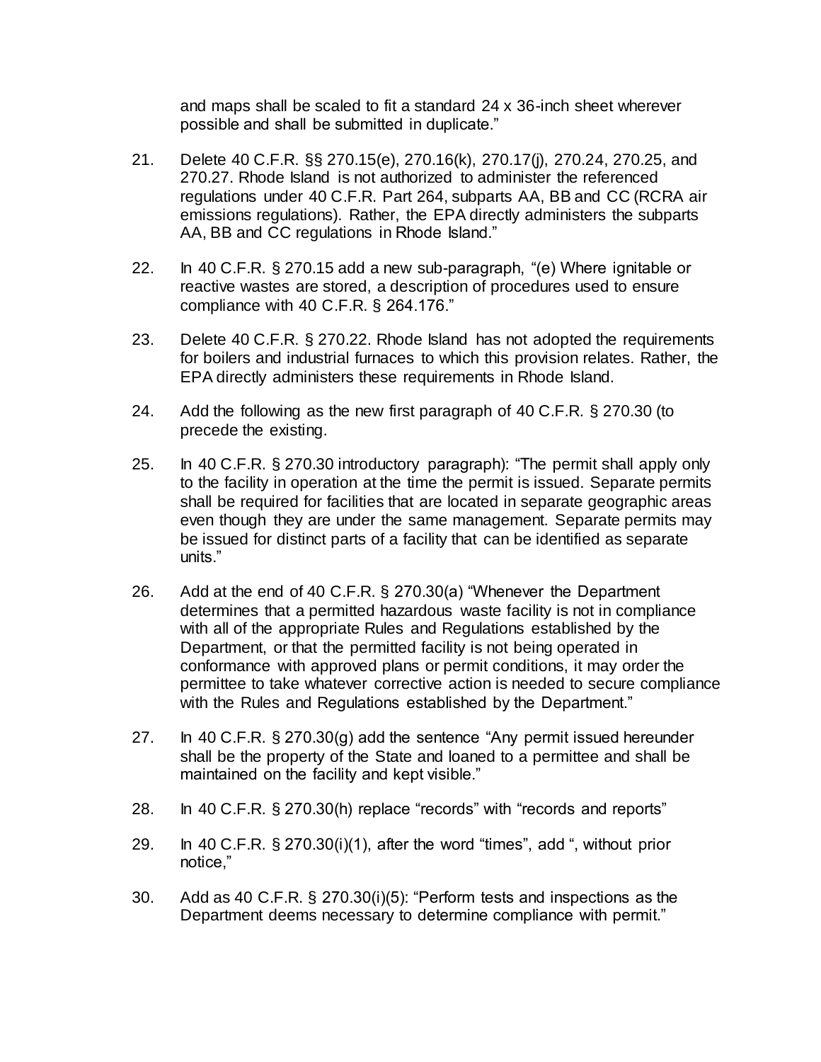and maps shall be scaled to fit a standard 24 x 36-inch sheet wherever possible and shall be submitted in duplicate."

21. Delete 40 C.F.R. §§ 270.15(e), 270.16(k), 270.17(j), 270.24, 270.25, and 270.27. Rhode Island is not authorized to administer the referenced regulations under 40 C.F.R. Part 264, subparts AA, BB and CC (RCRA air emissions regulations). Rather, the EPA directly administers the subparts AA, BB and CC regulations in Rhode Island."

22. In 40 C.F.R. § 270.15 add a new sub-paragraph, "(e) Where ignitable or reactive wastes are stored, a description of procedures used to ensure compliance with 40 C.F.R. § 264.176."

23. Delete 40 C.F.R. § 270.22. Rhode Island has not adopted the requirements for boilers and industrial furnaces to which this provision relates. Rather, the EPA directly administers these requirements in Rhode Island.

24. Add the following as the new first paragraph of 40 C.F.R. § 270.30 (to precede the existing.

25. In 40 C.F.R. § 270.30 introductory paragraph): "The permit shall apply only to the facility in operation at the time the permit is issued. Separate permits shall be required for facilities that are located in separate geographic areas even though they are under the same management. Separate permits may be issued for distinct parts of a facility that can be identified as separate units."

26. Add at the end of 40 C.F.R. § 270.30(a) "Whenever the Department determines that a permitted hazardous waste facility is not in compliance with all of the appropriate Rules and Regulations established by the Department, or that the permitted facility is not being operated in conformance with approved plans or permit conditions, it may order the permittee to take whatever corrective action is needed to secure compliance with the Rules and Regulations established by the Department."

27. In 40 C.F.R. § 270.30(g) add the sentence "Any permit issued hereunder shall be the property of the State and loaned to a permittee and shall be maintained on the facility and kept visible."

28. In 40 C.F.R. § 270.30(h) replace "records" with "records and reports"

29. In 40 C.F.R. § 270.30(i)(1), after the word "times", add ", without prior notice,"

30. Add as 40 C.F.R. § 270.30(i)(5): "Perform tests and inspections as the Department deems necessary to determine compliance with permit."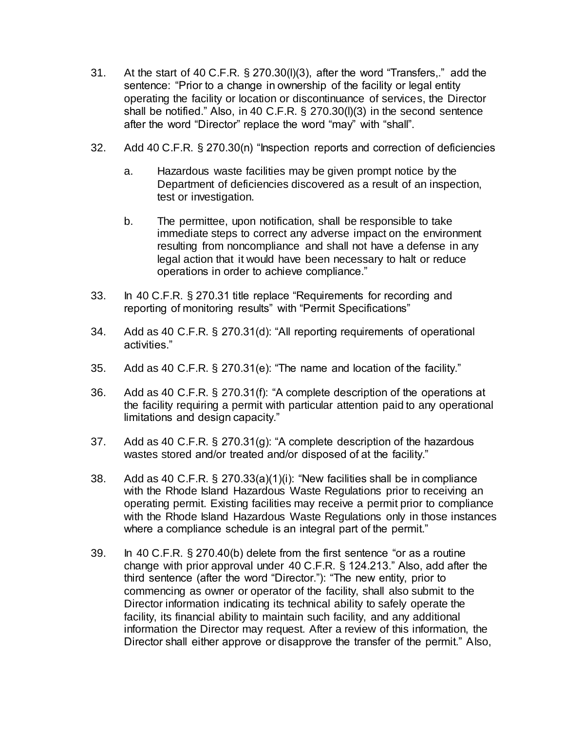31. At the start of 40 C.F.R. § 270.30(l)(3), after the word "Transfers,." add the sentence: "Prior to a change in ownership of the facility or legal entity operating the facility or location or discontinuance of services, the Director shall be notified." Also, in 40 C.F.R. § 270.30(l)(3) in the second sentence after the word "Director" replace the word "may" with "shall".

32. Add 40 C.F.R. § 270.30(n) "Inspection reports and correction of deficiencies

    a. Hazardous waste facilities may be given prompt notice by the Department of deficiencies discovered as a result of an inspection, test or investigation.

    b. The permittee, upon notification, shall be responsible to take immediate steps to correct any adverse impact on the environment resulting from noncompliance and shall not have a defense in any legal action that it would have been necessary to halt or reduce operations in order to achieve compliance."

33. In 40 C.F.R. § 270.31 title replace "Requirements for recording and reporting of monitoring results" with "Permit Specifications"

34. Add as 40 C.F.R. § 270.31(d): "All reporting requirements of operational activities."

35. Add as 40 C.F.R. § 270.31(e): "The name and location of the facility."

36. Add as 40 C.F.R. § 270.31(f): "A complete description of the operations at the facility requiring a permit with particular attention paid to any operational limitations and design capacity."

37. Add as 40 C.F.R. § 270.31(g): "A complete description of the hazardous wastes stored and/or treated and/or disposed of at the facility."

38. Add as 40 C.F.R. § 270.33(a)(1)(i): "New facilities shall be in compliance with the Rhode Island Hazardous Waste Regulations prior to receiving an operating permit. Existing facilities may receive a permit prior to compliance with the Rhode Island Hazardous Waste Regulations only in those instances where a compliance schedule is an integral part of the permit."

39. In 40 C.F.R. § 270.40(b) delete from the first sentence "or as a routine change with prior approval under 40 C.F.R. § 124.213." Also, add after the third sentence (after the word "Director."): "The new entity, prior to commencing as owner or operator of the facility, shall also submit to the Director information indicating its technical ability to safely operate the facility, its financial ability to maintain such facility, and any additional information the Director may request. After a review of this information, the Director shall either approve or disapprove the transfer of the permit." Also,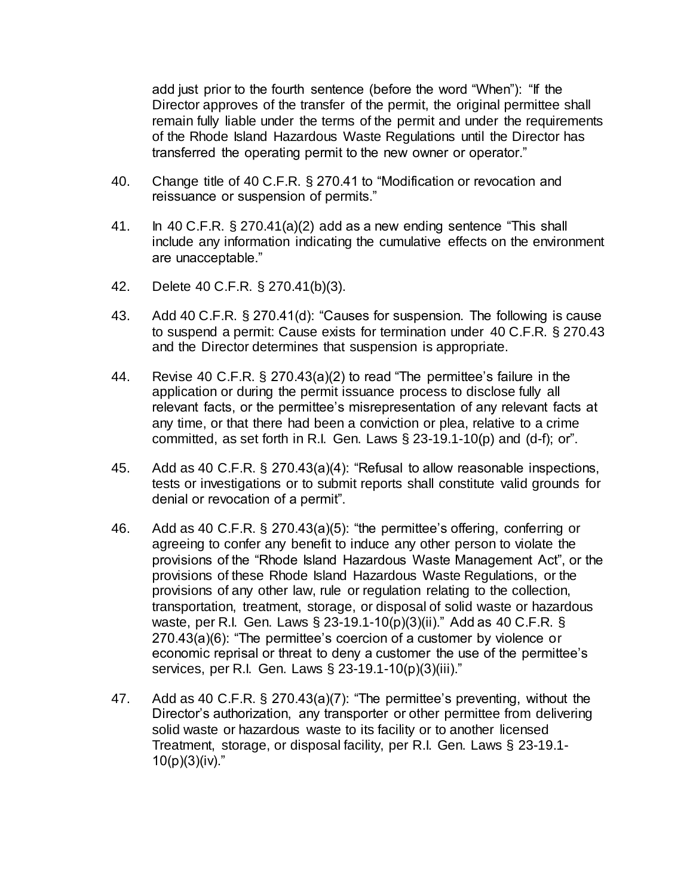add just prior to the fourth sentence (before the word "When"): "If the Director approves of the transfer of the permit, the original permittee shall remain fully liable under the terms of the permit and under the requirements of the Rhode Island Hazardous Waste Regulations until the Director has transferred the operating permit to the new owner or operator."

40. Change title of 40 C.F.R. § 270.41 to "Modification or revocation and reissuance or suspension of permits."

41. In 40 C.F.R. § 270.41(a)(2) add as a new ending sentence "This shall include any information indicating the cumulative effects on the environment are unacceptable."

42. Delete 40 C.F.R. § 270.41(b)(3).

43. Add 40 C.F.R. § 270.41(d): "Causes for suspension. The following is cause to suspend a permit: Cause exists for termination under 40 C.F.R. § 270.43 and the Director determines that suspension is appropriate.

44. Revise 40 C.F.R. § 270.43(a)(2) to read "The permittee's failure in the application or during the permit issuance process to disclose fully all relevant facts, or the permittee's misrepresentation of any relevant facts at any time, or that there had been a conviction or plea, relative to a crime committed, as set forth in R.I. Gen. Laws § 23-19.1-10(p) and (d-f); or".

45. Add as 40 C.F.R. § 270.43(a)(4): "Refusal to allow reasonable inspections, tests or investigations or to submit reports shall constitute valid grounds for denial or revocation of a permit".

46. Add as 40 C.F.R. § 270.43(a)(5): "the permittee's offering, conferring or agreeing to confer any benefit to induce any other person to violate the provisions of the "Rhode Island Hazardous Waste Management Act", or the provisions of these Rhode Island Hazardous Waste Regulations, or the provisions of any other law, rule or regulation relating to the collection, transportation, treatment, storage, or disposal of solid waste or hazardous waste, per R.I. Gen. Laws § 23-19.1-10(p)(3)(ii)." Add as 40 C.F.R. § 270.43(a)(6): "The permittee's coercion of a customer by violence or economic reprisal or threat to deny a customer the use of the permittee's services, per R.I. Gen. Laws § 23-19.1-10(p)(3)(iii)."

47. Add as 40 C.F.R. § 270.43(a)(7): "The permittee's preventing, without the Director's authorization, any transporter or other permittee from delivering solid waste or hazardous waste to its facility or to another licensed Treatment, storage, or disposal facility, per R.I. Gen. Laws § 23-19.1-10(p)(3)(iv)."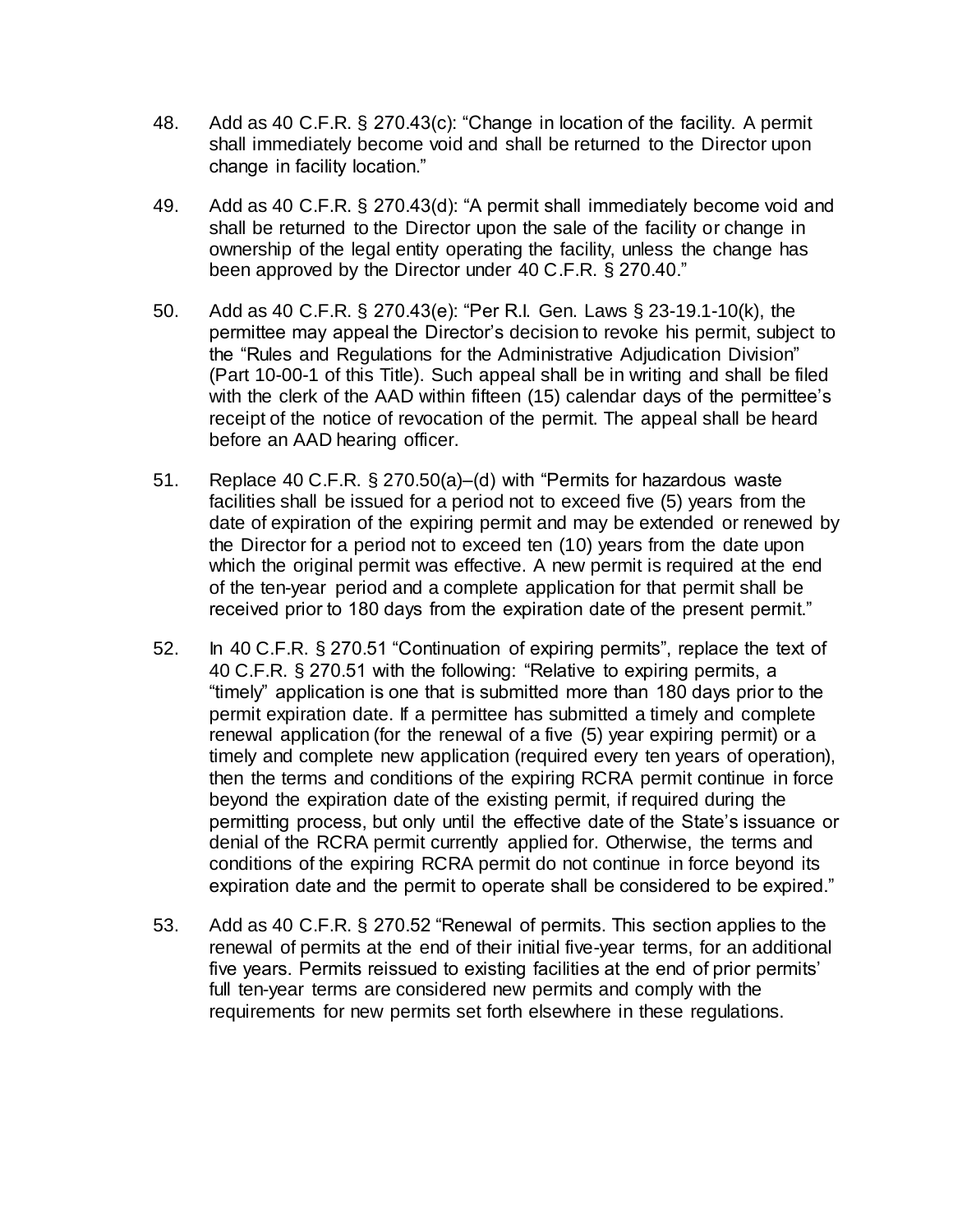48. Add as 40 C.F.R. § 270.43(c): "Change in location of the facility. A permit shall immediately become void and shall be returned to the Director upon change in facility location."

49. Add as 40 C.F.R. § 270.43(d): "A permit shall immediately become void and shall be returned to the Director upon the sale of the facility or change in ownership of the legal entity operating the facility, unless the change has been approved by the Director under 40 C.F.R. § 270.40."

50. Add as 40 C.F.R. § 270.43(e): "Per R.I. Gen. Laws § 23-19.1-10(k), the permittee may appeal the Director's decision to revoke his permit, subject to the "Rules and Regulations for the Administrative Adjudication Division" (Part 10-00-1 of this Title). Such appeal shall be in writing and shall be filed with the clerk of the AAD within fifteen (15) calendar days of the permittee's receipt of the notice of revocation of the permit. The appeal shall be heard before an AAD hearing officer.

51. Replace 40 C.F.R. § 270.50(a)–(d) with "Permits for hazardous waste facilities shall be issued for a period not to exceed five (5) years from the date of expiration of the expiring permit and may be extended or renewed by the Director for a period not to exceed ten (10) years from the date upon which the original permit was effective. A new permit is required at the end of the ten-year period and a complete application for that permit shall be received prior to 180 days from the expiration date of the present permit."

52. In 40 C.F.R. § 270.51 "Continuation of expiring permits", replace the text of 40 C.F.R. § 270.51 with the following: "Relative to expiring permits, a "timely" application is one that is submitted more than 180 days prior to the permit expiration date. If a permittee has submitted a timely and complete renewal application (for the renewal of a five (5) year expiring permit) or a timely and complete new application (required every ten years of operation), then the terms and conditions of the expiring RCRA permit continue in force beyond the expiration date of the existing permit, if required during the permitting process, but only until the effective date of the State's issuance or denial of the RCRA permit currently applied for. Otherwise, the terms and conditions of the expiring RCRA permit do not continue in force beyond its expiration date and the permit to operate shall be considered to be expired."

53. Add as 40 C.F.R. § 270.52 "Renewal of permits. This section applies to the renewal of permits at the end of their initial five-year terms, for an additional five years. Permits reissued to existing facilities at the end of prior permits' full ten-year terms are considered new permits and comply with the requirements for new permits set forth elsewhere in these regulations.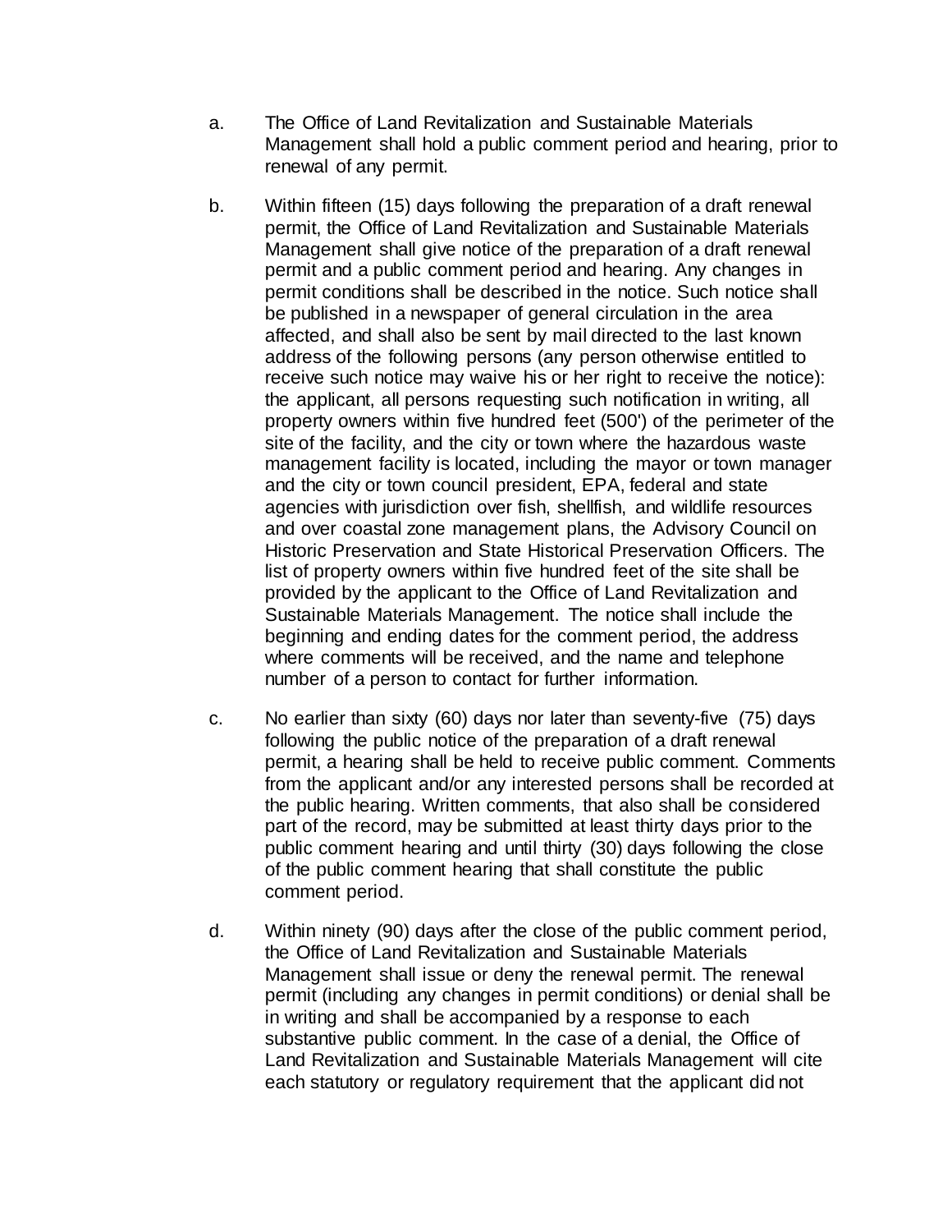a. The Office of Land Revitalization and Sustainable Materials Management shall hold a public comment period and hearing, prior to renewal of any permit.

b. Within fifteen (15) days following the preparation of a draft renewal permit, the Office of Land Revitalization and Sustainable Materials Management shall give notice of the preparation of a draft renewal permit and a public comment period and hearing. Any changes in permit conditions shall be described in the notice. Such notice shall be published in a newspaper of general circulation in the area affected, and shall also be sent by mail directed to the last known address of the following persons (any person otherwise entitled to receive such notice may waive his or her right to receive the notice): the applicant, all persons requesting such notification in writing, all property owners within five hundred feet (500') of the perimeter of the site of the facility, and the city or town where the hazardous waste management facility is located, including the mayor or town manager and the city or town council president, EPA, federal and state agencies with jurisdiction over fish, shellfish, and wildlife resources and over coastal zone management plans, the Advisory Council on Historic Preservation and State Historical Preservation Officers. The list of property owners within five hundred feet of the site shall be provided by the applicant to the Office of Land Revitalization and Sustainable Materials Management. The notice shall include the beginning and ending dates for the comment period, the address where comments will be received, and the name and telephone number of a person to contact for further information.

c. No earlier than sixty (60) days nor later than seventy-five (75) days following the public notice of the preparation of a draft renewal permit, a hearing shall be held to receive public comment. Comments from the applicant and/or any interested persons shall be recorded at the public hearing. Written comments, that also shall be considered part of the record, may be submitted at least thirty days prior to the public comment hearing and until thirty (30) days following the close of the public comment hearing that shall constitute the public comment period.

d. Within ninety (90) days after the close of the public comment period, the Office of Land Revitalization and Sustainable Materials Management shall issue or deny the renewal permit. The renewal permit (including any changes in permit conditions) or denial shall be in writing and shall be accompanied by a response to each substantive public comment. In the case of a denial, the Office of Land Revitalization and Sustainable Materials Management will cite each statutory or regulatory requirement that the applicant did not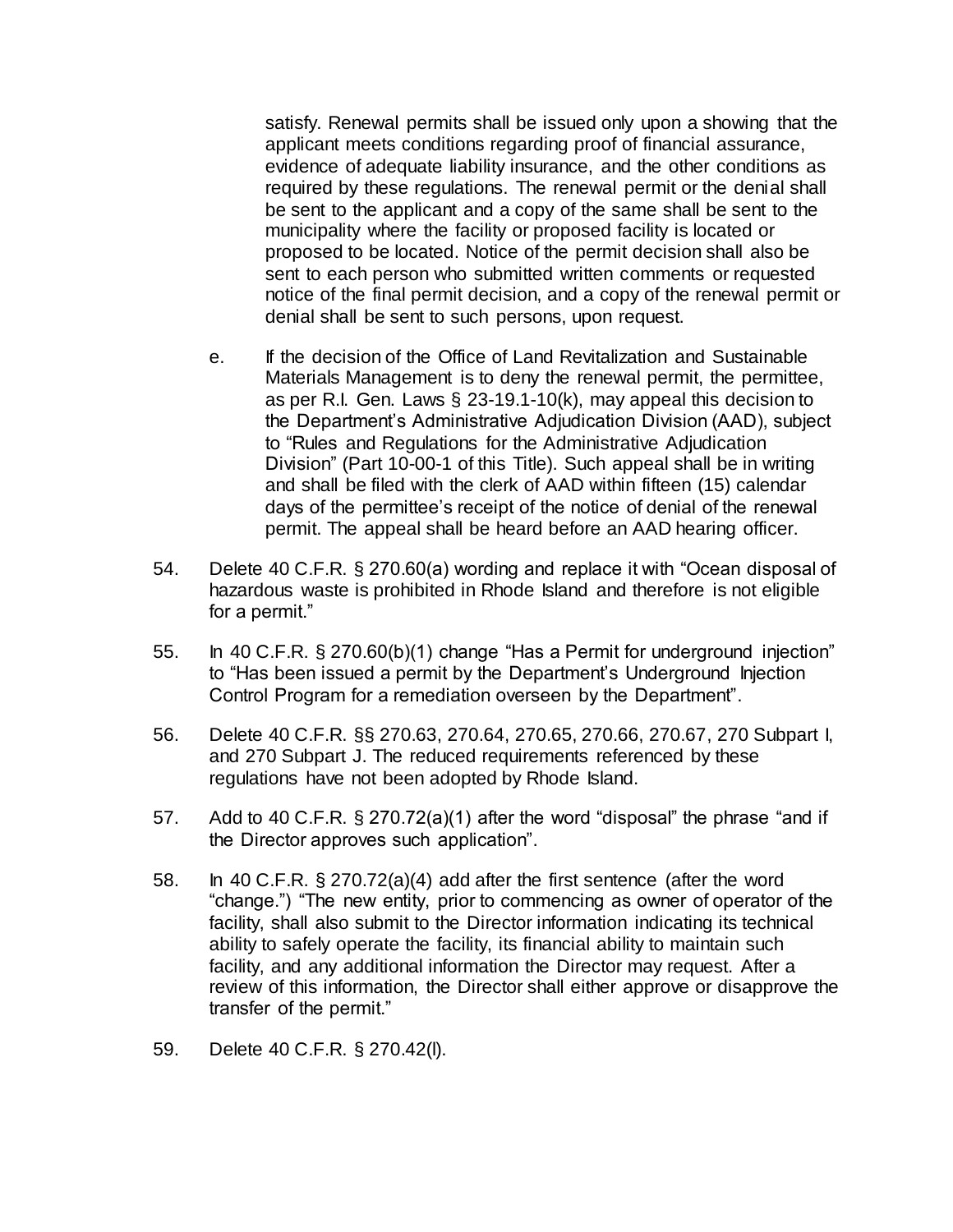satisfy. Renewal permits shall be issued only upon a showing that the applicant meets conditions regarding proof of financial assurance, evidence of adequate liability insurance, and the other conditions as required by these regulations. The renewal permit or the denial shall be sent to the applicant and a copy of the same shall be sent to the municipality where the facility or proposed facility is located or proposed to be located. Notice of the permit decision shall also be sent to each person who submitted written comments or requested notice of the final permit decision, and a copy of the renewal permit or denial shall be sent to such persons, upon request.

e. If the decision of the Office of Land Revitalization and Sustainable Materials Management is to deny the renewal permit, the permittee, as per R.I. Gen. Laws § 23-19.1-10(k), may appeal this decision to the Department's Administrative Adjudication Division (AAD), subject to "Rules and Regulations for the Administrative Adjudication Division" (Part 10-00-1 of this Title). Such appeal shall be in writing and shall be filed with the clerk of AAD within fifteen (15) calendar days of the permittee's receipt of the notice of denial of the renewal permit. The appeal shall be heard before an AAD hearing officer.

54. Delete 40 C.F.R. § 270.60(a) wording and replace it with "Ocean disposal of hazardous waste is prohibited in Rhode Island and therefore is not eligible for a permit."

55. In 40 C.F.R. § 270.60(b)(1) change "Has a Permit for underground injection" to "Has been issued a permit by the Department's Underground Injection Control Program for a remediation overseen by the Department".

56. Delete 40 C.F.R. §§ 270.63, 270.64, 270.65, 270.66, 270.67, 270 Subpart I, and 270 Subpart J. The reduced requirements referenced by these regulations have not been adopted by Rhode Island.

57. Add to 40 C.F.R. § 270.72(a)(1) after the word "disposal" the phrase "and if the Director approves such application".

58. In 40 C.F.R. § 270.72(a)(4) add after the first sentence (after the word "change.") "The new entity, prior to commencing as owner of operator of the facility, shall also submit to the Director information indicating its technical ability to safely operate the facility, its financial ability to maintain such facility, and any additional information the Director may request. After a review of this information, the Director shall either approve or disapprove the transfer of the permit."

59. Delete 40 C.F.R. § 270.42(l).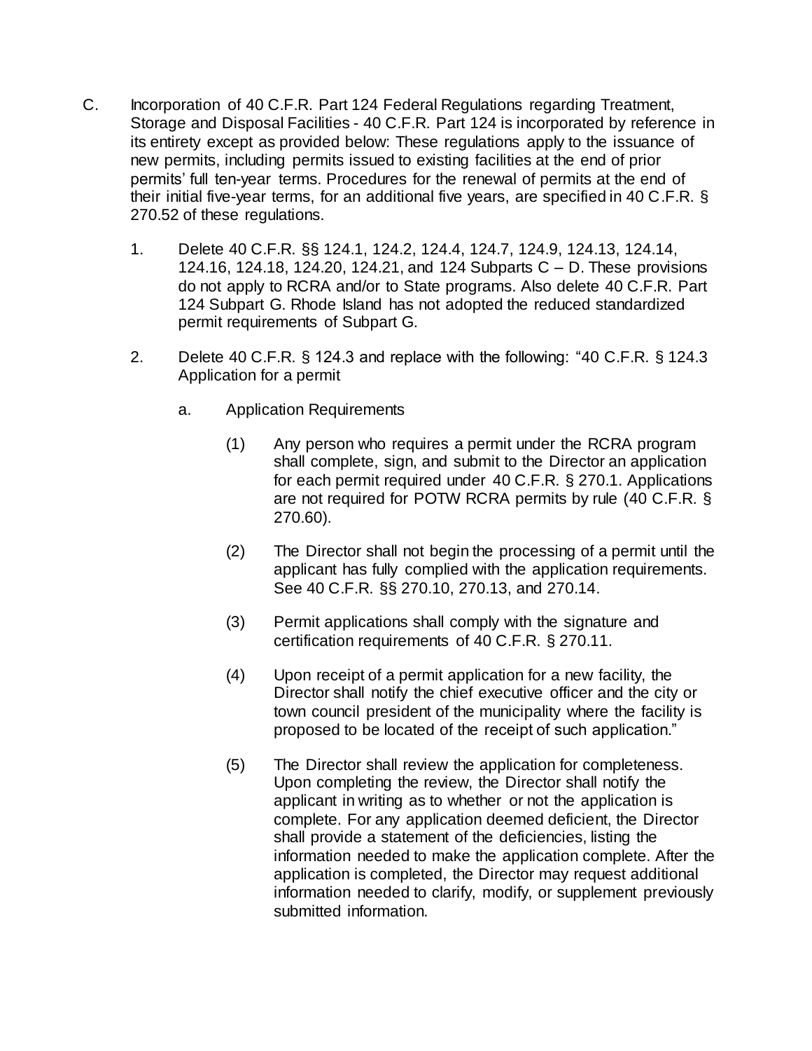C. Incorporation of 40 C.F.R. Part 124 Federal Regulations regarding Treatment, Storage and Disposal Facilities - 40 C.F.R. Part 124 is incorporated by reference in its entirety except as provided below: These regulations apply to the issuance of new permits, including permits issued to existing facilities at the end of prior permits' full ten-year terms. Procedures for the renewal of permits at the end of their initial five-year terms, for an additional five years, are specified in 40 C.F.R. § 270.52 of these regulations.

1. Delete 40 C.F.R. §§ 124.1, 124.2, 124.4, 124.7, 124.9, 124.13, 124.14, 124.16, 124.18, 124.20, 124.21, and 124 Subparts C – D. These provisions do not apply to RCRA and/or to State programs. Also delete 40 C.F.R. Part 124 Subpart G. Rhode Island has not adopted the reduced standardized permit requirements of Subpart G.

2. Delete 40 C.F.R. § 124.3 and replace with the following: "40 C.F.R. § 124.3 Application for a permit

   a. Application Requirements

      (1) Any person who requires a permit under the RCRA program shall complete, sign, and submit to the Director an application for each permit required under 40 C.F.R. § 270.1. Applications are not required for POTW RCRA permits by rule (40 C.F.R. § 270.60).

      (2) The Director shall not begin the processing of a permit until the applicant has fully complied with the application requirements. See 40 C.F.R. §§ 270.10, 270.13, and 270.14.

      (3) Permit applications shall comply with the signature and certification requirements of 40 C.F.R. § 270.11.

      (4) Upon receipt of a permit application for a new facility, the Director shall notify the chief executive officer and the city or town council president of the municipality where the facility is proposed to be located of the receipt of such application."

      (5) The Director shall review the application for completeness. Upon completing the review, the Director shall notify the applicant in writing as to whether or not the application is complete. For any application deemed deficient, the Director shall provide a statement of the deficiencies, listing the information needed to make the application complete. After the application is completed, the Director may request additional information needed to clarify, modify, or supplement previously submitted information.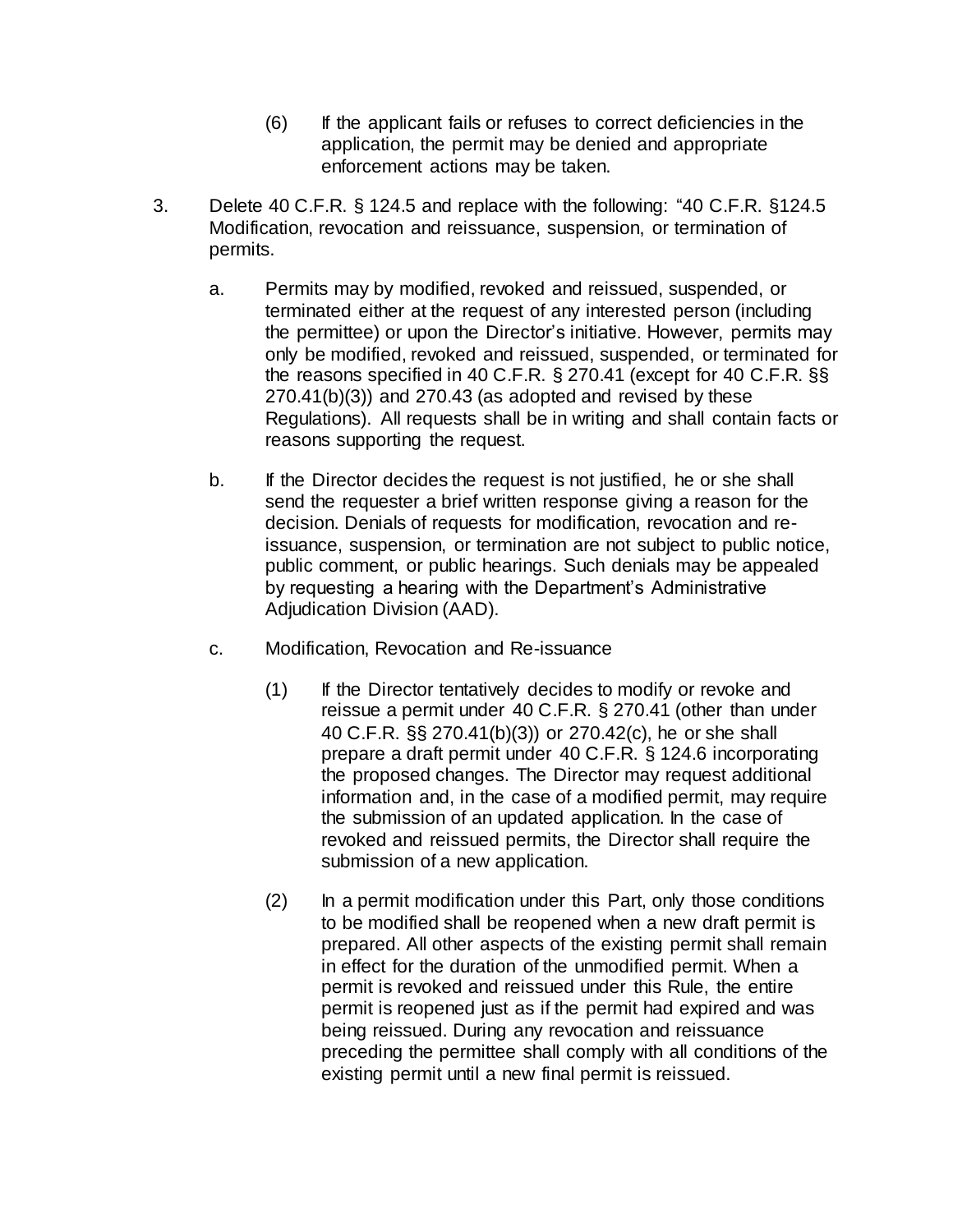(6) If the applicant fails or refuses to correct deficiencies in the application, the permit may be denied and appropriate enforcement actions may be taken.

3. Delete 40 C.F.R. § 124.5 and replace with the following: "40 C.F.R. §124.5 Modification, revocation and reissuance, suspension, or termination of permits.

   a. Permits may by modified, revoked and reissued, suspended, or terminated either at the request of any interested person (including the permittee) or upon the Director's initiative. However, permits may only be modified, revoked and reissued, suspended, or terminated for the reasons specified in 40 C.F.R. § 270.41 (except for 40 C.F.R. §§ 270.41(b)(3)) and 270.43 (as adopted and revised by these Regulations). All requests shall be in writing and shall contain facts or reasons supporting the request.

   b. If the Director decides the request is not justified, he or she shall send the requester a brief written response giving a reason for the decision. Denials of requests for modification, revocation and re-issuance, suspension, or termination are not subject to public notice, public comment, or public hearings. Such denials may be appealed by requesting a hearing with the Department's Administrative Adjudication Division (AAD).

   c. Modification, Revocation and Re-issuance

      (1) If the Director tentatively decides to modify or revoke and reissue a permit under 40 C.F.R. § 270.41 (other than under 40 C.F.R. §§ 270.41(b)(3)) or 270.42(c), he or she shall prepare a draft permit under 40 C.F.R. § 124.6 incorporating the proposed changes. The Director may request additional information and, in the case of a modified permit, may require the submission of an updated application. In the case of revoked and reissued permits, the Director shall require the submission of a new application.

      (2) In a permit modification under this Part, only those conditions to be modified shall be reopened when a new draft permit is prepared. All other aspects of the existing permit shall remain in effect for the duration of the unmodified permit. When a permit is revoked and reissued under this Rule, the entire permit is reopened just as if the permit had expired and was being reissued. During any revocation and reissuance preceding the permittee shall comply with all conditions of the existing permit until a new final permit is reissued.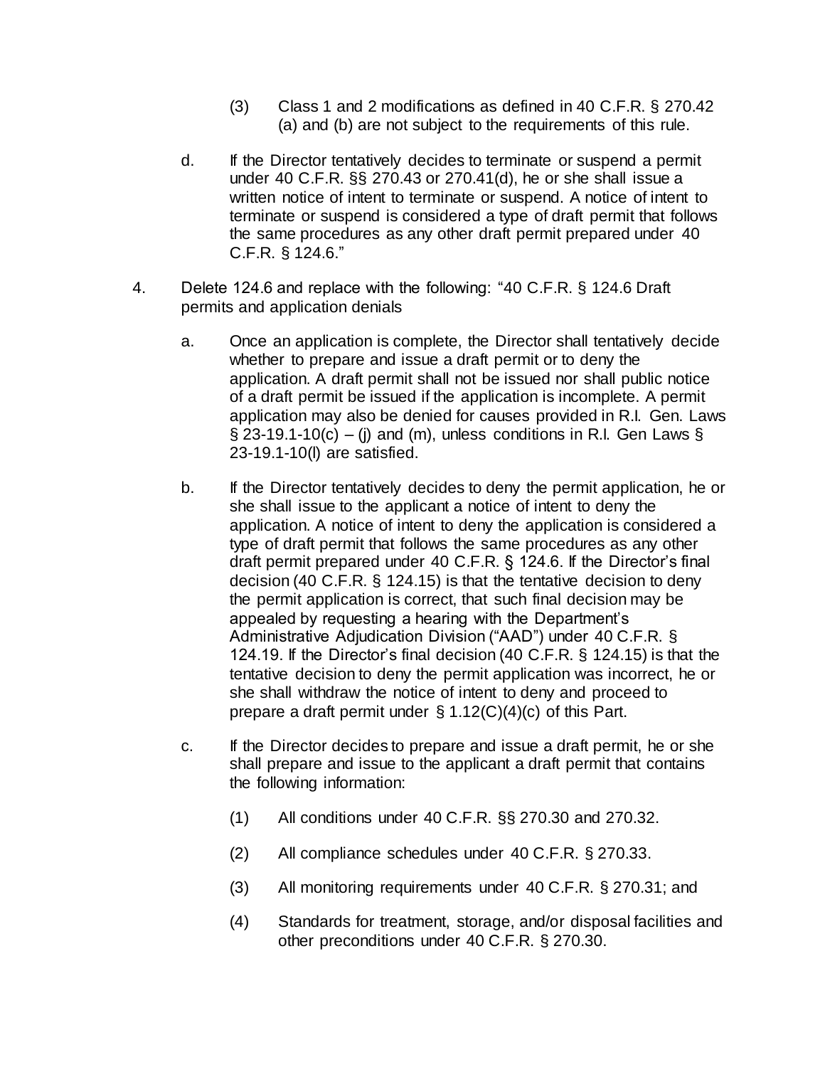(3) Class 1 and 2 modifications as defined in 40 C.F.R. § 270.42 (a) and (b) are not subject to the requirements of this rule.

d. If the Director tentatively decides to terminate or suspend a permit under 40 C.F.R. §§ 270.43 or 270.41(d), he or she shall issue a written notice of intent to terminate or suspend. A notice of intent to terminate or suspend is considered a type of draft permit that follows the same procedures as any other draft permit prepared under 40 C.F.R. § 124.6."

4. Delete 124.6 and replace with the following: "40 C.F.R. § 124.6 Draft permits and application denials

   a. Once an application is complete, the Director shall tentatively decide whether to prepare and issue a draft permit or to deny the application. A draft permit shall not be issued nor shall public notice of a draft permit be issued if the application is incomplete. A permit application may also be denied for causes provided in R.I. Gen. Laws § 23-19.1-10(c) – (j) and (m), unless conditions in R.I. Gen Laws § 23-19.1-10(l) are satisfied.

   b. If the Director tentatively decides to deny the permit application, he or she shall issue to the applicant a notice of intent to deny the application. A notice of intent to deny the application is considered a type of draft permit that follows the same procedures as any other draft permit prepared under 40 C.F.R. § 124.6. If the Director's final decision (40 C.F.R. § 124.15) is that the tentative decision to deny the permit application is correct, that such final decision may be appealed by requesting a hearing with the Department's Administrative Adjudication Division ("AAD") under 40 C.F.R. § 124.19. If the Director's final decision (40 C.F.R. § 124.15) is that the tentative decision to deny the permit application was incorrect, he or she shall withdraw the notice of intent to deny and proceed to prepare a draft permit under § 1.12(C)(4)(c) of this Part.

   c. If the Director decides to prepare and issue a draft permit, he or she shall prepare and issue to the applicant a draft permit that contains the following information:

      (1) All conditions under 40 C.F.R. §§ 270.30 and 270.32.

      (2) All compliance schedules under 40 C.F.R. § 270.33.

      (3) All monitoring requirements under 40 C.F.R. § 270.31; and

      (4) Standards for treatment, storage, and/or disposal facilities and other preconditions under 40 C.F.R. § 270.30.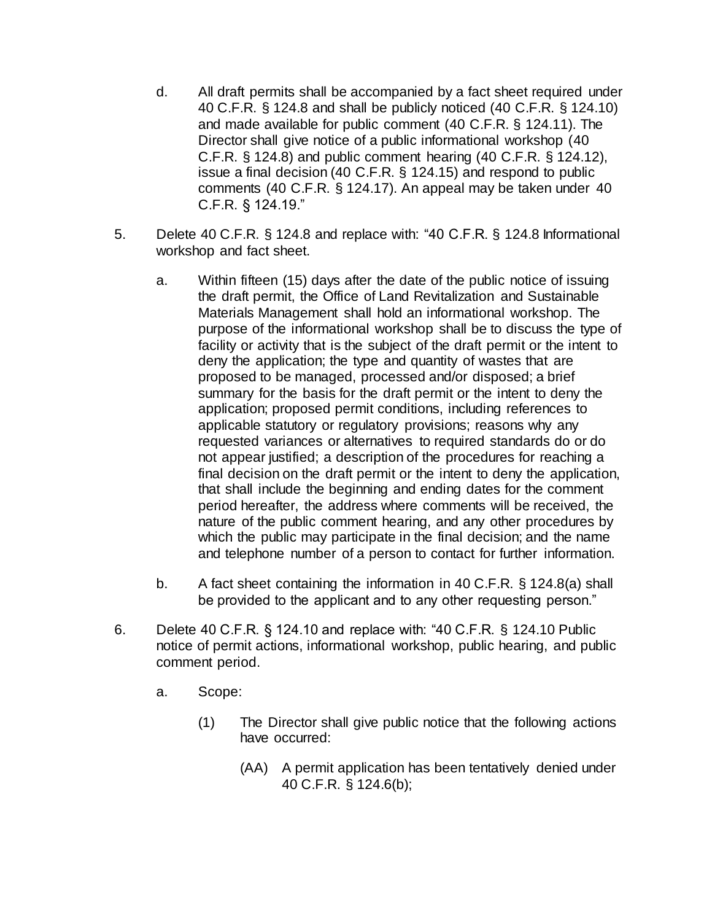d. All draft permits shall be accompanied by a fact sheet required under 40 C.F.R. § 124.8 and shall be publicly noticed (40 C.F.R. § 124.10) and made available for public comment (40 C.F.R. § 124.11). The Director shall give notice of a public informational workshop (40 C.F.R. § 124.8) and public comment hearing (40 C.F.R. § 124.12), issue a final decision (40 C.F.R. § 124.15) and respond to public comments (40 C.F.R. § 124.17). An appeal may be taken under 40 C.F.R. § 124.19."

5. Delete 40 C.F.R. § 124.8 and replace with: "40 C.F.R. § 124.8 Informational workshop and fact sheet.

   a. Within fifteen (15) days after the date of the public notice of issuing the draft permit, the Office of Land Revitalization and Sustainable Materials Management shall hold an informational workshop. The purpose of the informational workshop shall be to discuss the type of facility or activity that is the subject of the draft permit or the intent to deny the application; the type and quantity of wastes that are proposed to be managed, processed and/or disposed; a brief summary for the basis for the draft permit or the intent to deny the application; proposed permit conditions, including references to applicable statutory or regulatory provisions; reasons why any requested variances or alternatives to required standards do or do not appear justified; a description of the procedures for reaching a final decision on the draft permit or the intent to deny the application, that shall include the beginning and ending dates for the comment period hereafter, the address where comments will be received, the nature of the public comment hearing, and any other procedures by which the public may participate in the final decision; and the name and telephone number of a person to contact for further information.

   b. A fact sheet containing the information in 40 C.F.R. § 124.8(a) shall be provided to the applicant and to any other requesting person."

6. Delete 40 C.F.R. § 124.10 and replace with: "40 C.F.R. § 124.10 Public notice of permit actions, informational workshop, public hearing, and public comment period.

   a. Scope:

      (1) The Director shall give public notice that the following actions have occurred:

         (AA) A permit application has been tentatively denied under 40 C.F.R. § 124.6(b);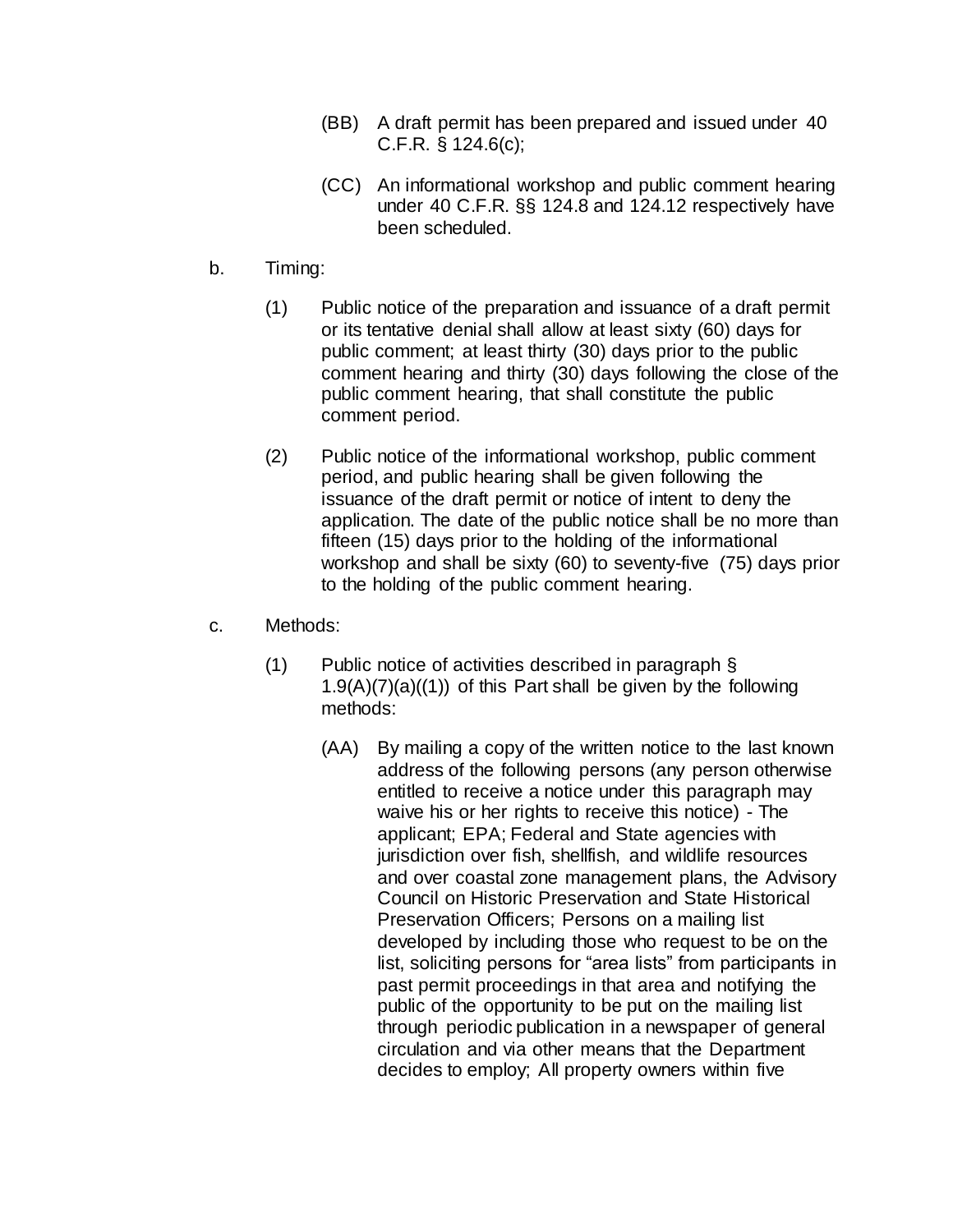(BB) A draft permit has been prepared and issued under 40 C.F.R. § 124.6(c);

(CC) An informational workshop and public comment hearing under 40 C.F.R. §§ 124.8 and 124.12 respectively have been scheduled.

b. Timing:

(1) Public notice of the preparation and issuance of a draft permit or its tentative denial shall allow at least sixty (60) days for public comment; at least thirty (30) days prior to the public comment hearing and thirty (30) days following the close of the public comment hearing, that shall constitute the public comment period.

(2) Public notice of the informational workshop, public comment period, and public hearing shall be given following the issuance of the draft permit or notice of intent to deny the application. The date of the public notice shall be no more than fifteen (15) days prior to the holding of the informational workshop and shall be sixty (60) to seventy-five (75) days prior to the holding of the public comment hearing.

c. Methods:

(1) Public notice of activities described in paragraph § 1.9(A)(7)(a)((1)) of this Part shall be given by the following methods:

(AA) By mailing a copy of the written notice to the last known address of the following persons (any person otherwise entitled to receive a notice under this paragraph may waive his or her rights to receive this notice) - The applicant; EPA; Federal and State agencies with jurisdiction over fish, shellfish, and wildlife resources and over coastal zone management plans, the Advisory Council on Historic Preservation and State Historical Preservation Officers; Persons on a mailing list developed by including those who request to be on the list, soliciting persons for "area lists" from participants in past permit proceedings in that area and notifying the public of the opportunity to be put on the mailing list through periodic publication in a newspaper of general circulation and via other means that the Department decides to employ; All property owners within five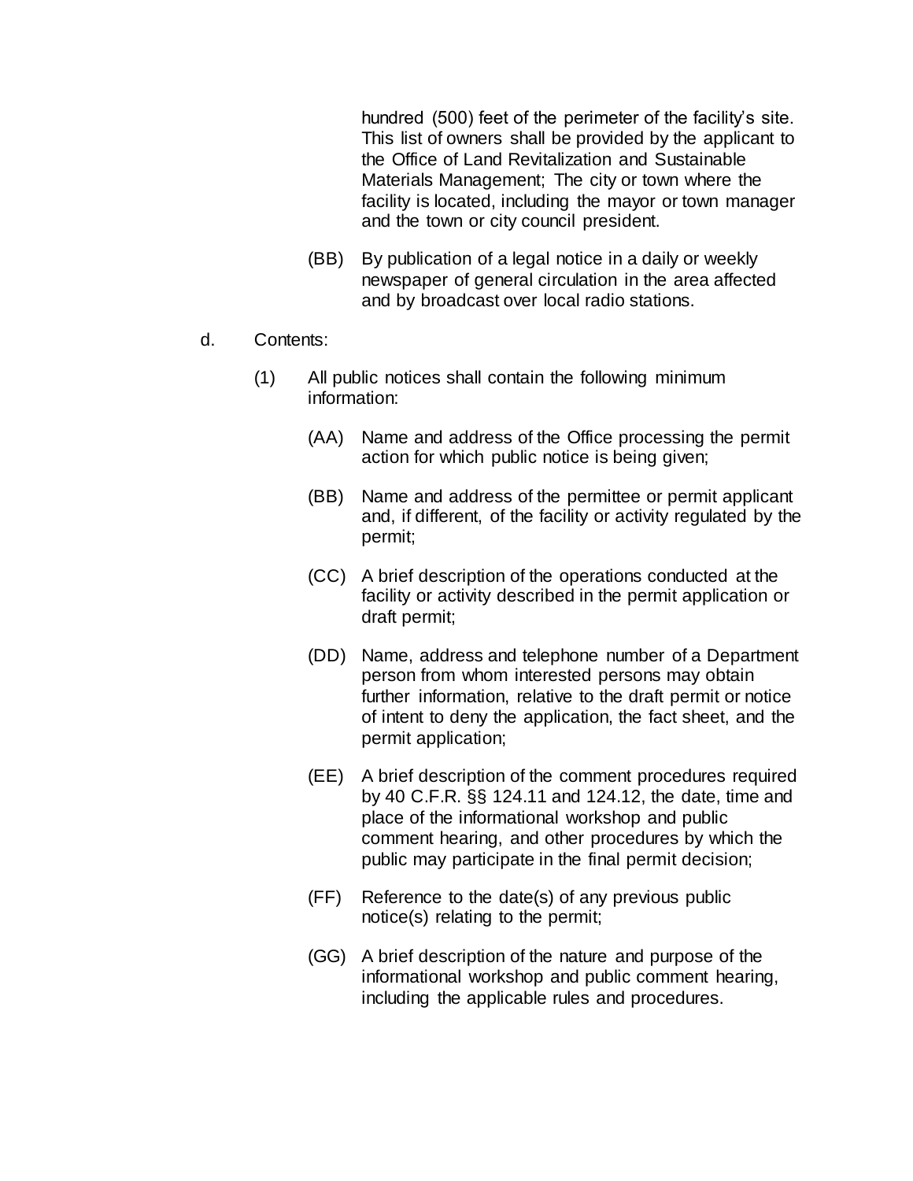hundred (500) feet of the perimeter of the facility's site. This list of owners shall be provided by the applicant to the Office of Land Revitalization and Sustainable Materials Management; The city or town where the facility is located, including the mayor or town manager and the town or city council president.

(BB) By publication of a legal notice in a daily or weekly newspaper of general circulation in the area affected and by broadcast over local radio stations.

d. Contents:

(1) All public notices shall contain the following minimum information:

(AA) Name and address of the Office processing the permit action for which public notice is being given;

(BB) Name and address of the permittee or permit applicant and, if different, of the facility or activity regulated by the permit;

(CC) A brief description of the operations conducted at the facility or activity described in the permit application or draft permit;

(DD) Name, address and telephone number of a Department person from whom interested persons may obtain further information, relative to the draft permit or notice of intent to deny the application, the fact sheet, and the permit application;

(EE) A brief description of the comment procedures required by 40 C.F.R. §§ 124.11 and 124.12, the date, time and place of the informational workshop and public comment hearing, and other procedures by which the public may participate in the final permit decision;

(FF) Reference to the date(s) of any previous public notice(s) relating to the permit;

(GG) A brief description of the nature and purpose of the informational workshop and public comment hearing, including the applicable rules and procedures.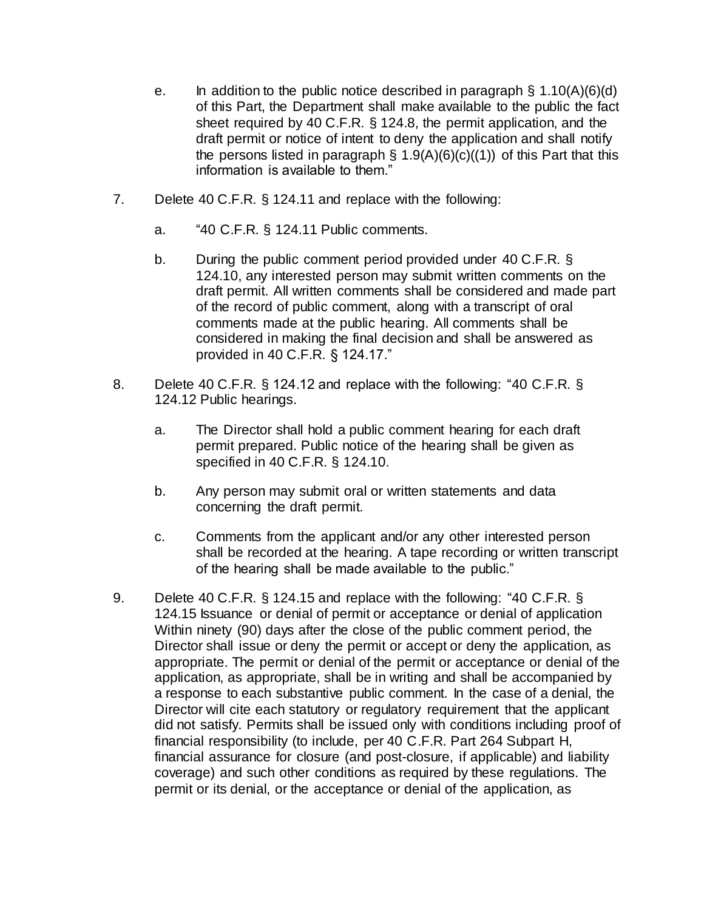e. In addition to the public notice described in paragraph § 1.10(A)(6)(d) of this Part, the Department shall make available to the public the fact sheet required by 40 C.F.R. § 124.8, the permit application, and the draft permit or notice of intent to deny the application and shall notify the persons listed in paragraph § 1.9(A)(6)(c)((1)) of this Part that this information is available to them."

7. Delete 40 C.F.R. § 124.11 and replace with the following:

   a. "40 C.F.R. § 124.11 Public comments.

   b. During the public comment period provided under 40 C.F.R. § 124.10, any interested person may submit written comments on the draft permit. All written comments shall be considered and made part of the record of public comment, along with a transcript of oral comments made at the public hearing. All comments shall be considered in making the final decision and shall be answered as provided in 40 C.F.R. § 124.17."

8. Delete 40 C.F.R. § 124.12 and replace with the following: "40 C.F.R. § 124.12 Public hearings.

   a. The Director shall hold a public comment hearing for each draft permit prepared. Public notice of the hearing shall be given as specified in 40 C.F.R. § 124.10.

   b. Any person may submit oral or written statements and data concerning the draft permit.

   c. Comments from the applicant and/or any other interested person shall be recorded at the hearing. A tape recording or written transcript of the hearing shall be made available to the public."

9. Delete 40 C.F.R. § 124.15 and replace with the following: "40 C.F.R. § 124.15 Issuance or denial of permit or acceptance or denial of application Within ninety (90) days after the close of the public comment period, the Director shall issue or deny the permit or accept or deny the application, as appropriate. The permit or denial of the permit or acceptance or denial of the application, as appropriate, shall be in writing and shall be accompanied by a response to each substantive public comment. In the case of a denial, the Director will cite each statutory or regulatory requirement that the applicant did not satisfy. Permits shall be issued only with conditions including proof of financial responsibility (to include, per 40 C.F.R. Part 264 Subpart H, financial assurance for closure (and post-closure, if applicable) and liability coverage) and such other conditions as required by these regulations. The permit or its denial, or the acceptance or denial of the application, as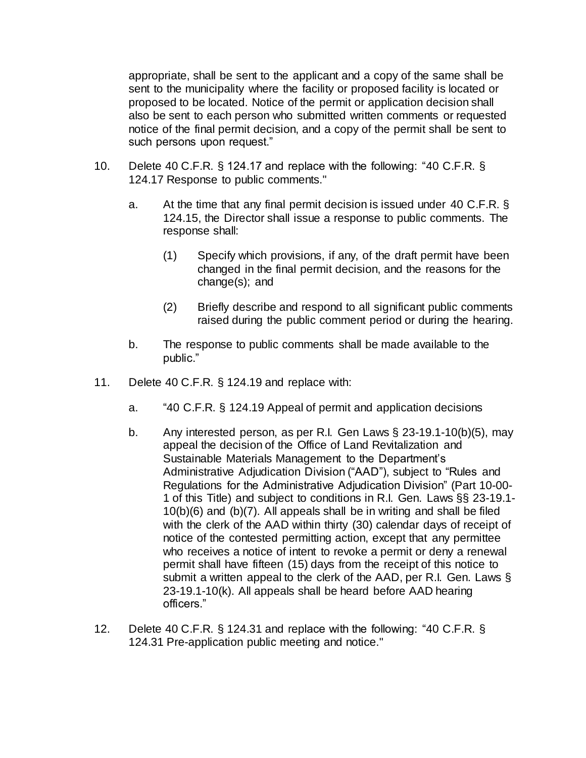appropriate, shall be sent to the applicant and a copy of the same shall be sent to the municipality where the facility or proposed facility is located or proposed to be located. Notice of the permit or application decision shall also be sent to each person who submitted written comments or requested notice of the final permit decision, and a copy of the permit shall be sent to such persons upon request."

10. Delete 40 C.F.R. § 124.17 and replace with the following: "40 C.F.R. § 124.17 Response to public comments."

    a. At the time that any final permit decision is issued under 40 C.F.R. § 124.15, the Director shall issue a response to public comments. The response shall:

        (1) Specify which provisions, if any, of the draft permit have been changed in the final permit decision, and the reasons for the change(s); and

        (2) Briefly describe and respond to all significant public comments raised during the public comment period or during the hearing.

    b. The response to public comments shall be made available to the public."

11. Delete 40 C.F.R. § 124.19 and replace with:

    a. "40 C.F.R. § 124.19 Appeal of permit and application decisions

    b. Any interested person, as per R.I. Gen Laws § 23-19.1-10(b)(5), may appeal the decision of the Office of Land Revitalization and Sustainable Materials Management to the Department's Administrative Adjudication Division ("AAD"), subject to "Rules and Regulations for the Administrative Adjudication Division" (Part 10-00-1 of this Title) and subject to conditions in R.I. Gen. Laws §§ 23-19.1-10(b)(6) and (b)(7). All appeals shall be in writing and shall be filed with the clerk of the AAD within thirty (30) calendar days of receipt of notice of the contested permitting action, except that any permittee who receives a notice of intent to revoke a permit or deny a renewal permit shall have fifteen (15) days from the receipt of this notice to submit a written appeal to the clerk of the AAD, per R.I. Gen. Laws § 23-19.1-10(k). All appeals shall be heard before AAD hearing officers."

12. Delete 40 C.F.R. § 124.31 and replace with the following: "40 C.F.R. § 124.31 Pre-application public meeting and notice."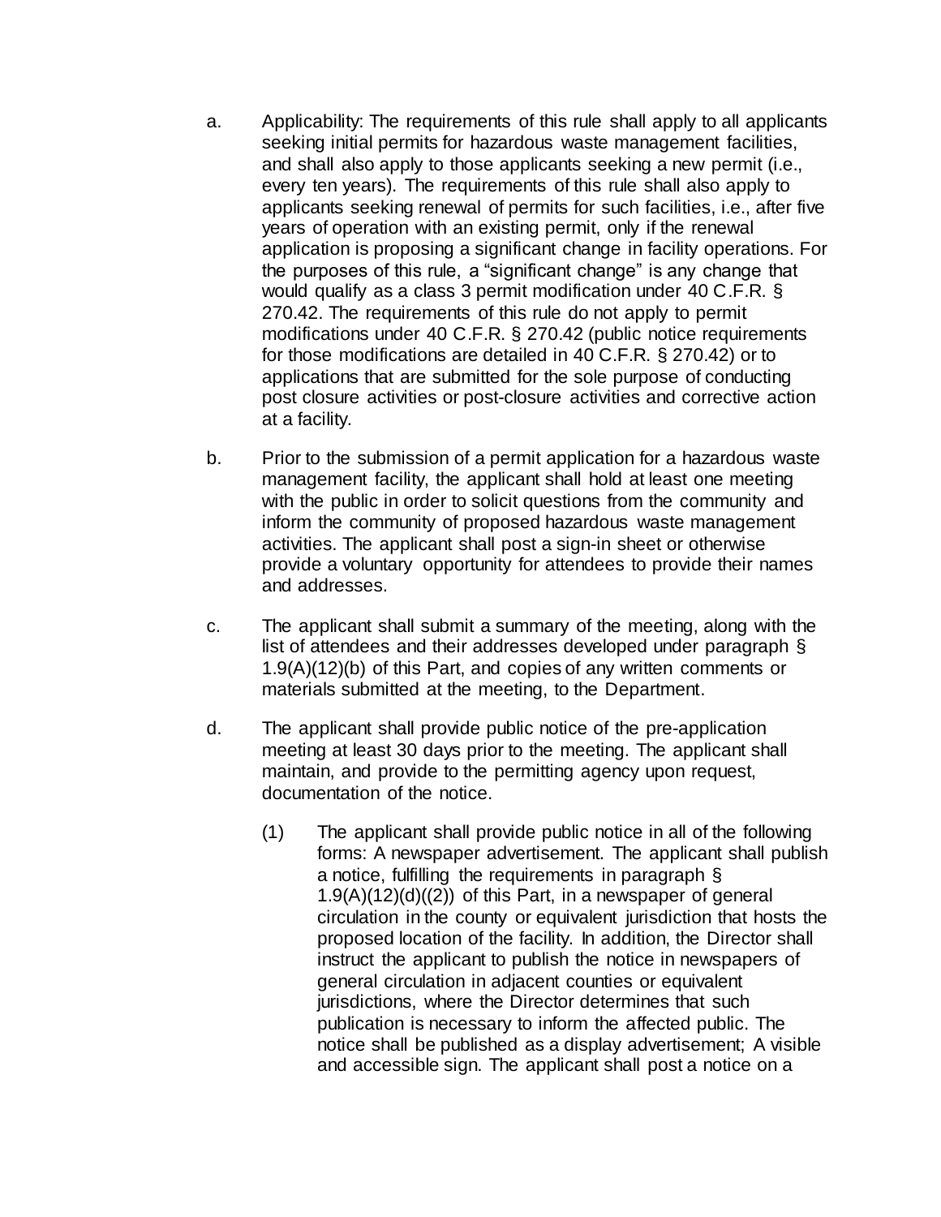a. Applicability: The requirements of this rule shall apply to all applicants seeking initial permits for hazardous waste management facilities, and shall also apply to those applicants seeking a new permit (i.e., every ten years). The requirements of this rule shall also apply to applicants seeking renewal of permits for such facilities, i.e., after five years of operation with an existing permit, only if the renewal application is proposing a significant change in facility operations. For the purposes of this rule, a "significant change" is any change that would qualify as a class 3 permit modification under 40 C.F.R. § 270.42. The requirements of this rule do not apply to permit modifications under 40 C.F.R. § 270.42 (public notice requirements for those modifications are detailed in 40 C.F.R. § 270.42) or to applications that are submitted for the sole purpose of conducting post closure activities or post-closure activities and corrective action at a facility.

b. Prior to the submission of a permit application for a hazardous waste management facility, the applicant shall hold at least one meeting with the public in order to solicit questions from the community and inform the community of proposed hazardous waste management activities. The applicant shall post a sign-in sheet or otherwise provide a voluntary opportunity for attendees to provide their names and addresses.

c. The applicant shall submit a summary of the meeting, along with the list of attendees and their addresses developed under paragraph § 1.9(A)(12)(b) of this Part, and copies of any written comments or materials submitted at the meeting, to the Department.

d. The applicant shall provide public notice of the pre-application meeting at least 30 days prior to the meeting. The applicant shall maintain, and provide to the permitting agency upon request, documentation of the notice.

   (1) The applicant shall provide public notice in all of the following forms: A newspaper advertisement. The applicant shall publish a notice, fulfilling the requirements in paragraph § 1.9(A)(12)(d)((2)) of this Part, in a newspaper of general circulation in the county or equivalent jurisdiction that hosts the proposed location of the facility. In addition, the Director shall instruct the applicant to publish the notice in newspapers of general circulation in adjacent counties or equivalent jurisdictions, where the Director determines that such publication is necessary to inform the affected public. The notice shall be published as a display advertisement; A visible and accessible sign. The applicant shall post a notice on a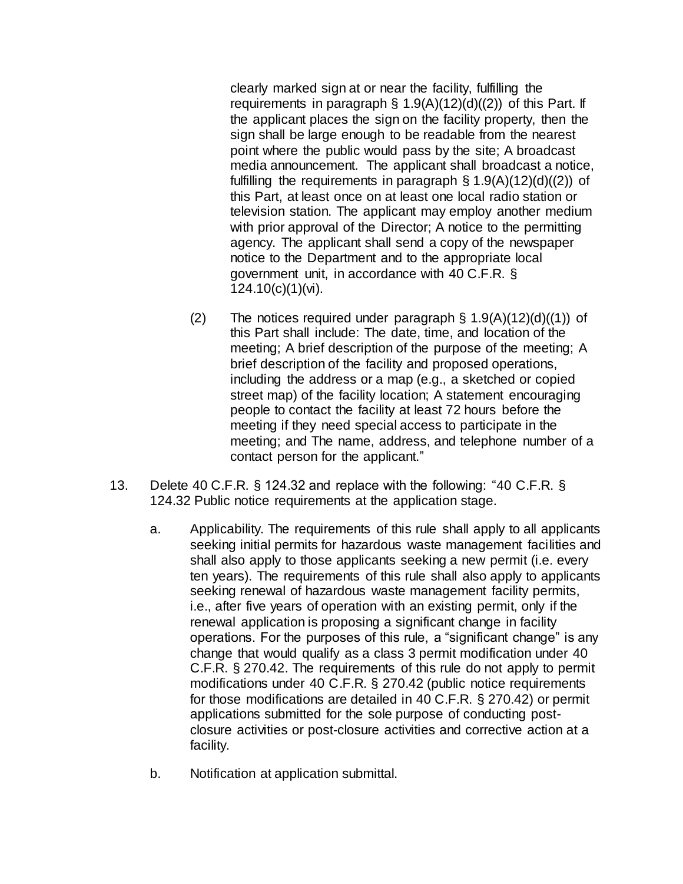clearly marked sign at or near the facility, fulfilling the requirements in paragraph § 1.9(A)(12)(d)((2)) of this Part. If the applicant places the sign on the facility property, then the sign shall be large enough to be readable from the nearest point where the public would pass by the site; A broadcast media announcement. The applicant shall broadcast a notice, fulfilling the requirements in paragraph § 1.9(A)(12)(d)((2)) of this Part, at least once on at least one local radio station or television station. The applicant may employ another medium with prior approval of the Director; A notice to the permitting agency. The applicant shall send a copy of the newspaper notice to the Department and to the appropriate local government unit, in accordance with 40 C.F.R. § 124.10(c)(1)(vi).

(2) The notices required under paragraph § 1.9(A)(12)(d)((1)) of this Part shall include: The date, time, and location of the meeting; A brief description of the purpose of the meeting; A brief description of the facility and proposed operations, including the address or a map (e.g., a sketched or copied street map) of the facility location; A statement encouraging people to contact the facility at least 72 hours before the meeting if they need special access to participate in the meeting; and The name, address, and telephone number of a contact person for the applicant."

13. Delete 40 C.F.R. § 124.32 and replace with the following: "40 C.F.R. § 124.32 Public notice requirements at the application stage.

a. Applicability. The requirements of this rule shall apply to all applicants seeking initial permits for hazardous waste management facilities and shall also apply to those applicants seeking a new permit (i.e. every ten years). The requirements of this rule shall also apply to applicants seeking renewal of hazardous waste management facility permits, i.e., after five years of operation with an existing permit, only if the renewal application is proposing a significant change in facility operations. For the purposes of this rule, a "significant change" is any change that would qualify as a class 3 permit modification under 40 C.F.R. § 270.42. The requirements of this rule do not apply to permit modifications under 40 C.F.R. § 270.42 (public notice requirements for those modifications are detailed in 40 C.F.R. § 270.42) or permit applications submitted for the sole purpose of conducting post-closure activities or post-closure activities and corrective action at a facility.

b. Notification at application submittal.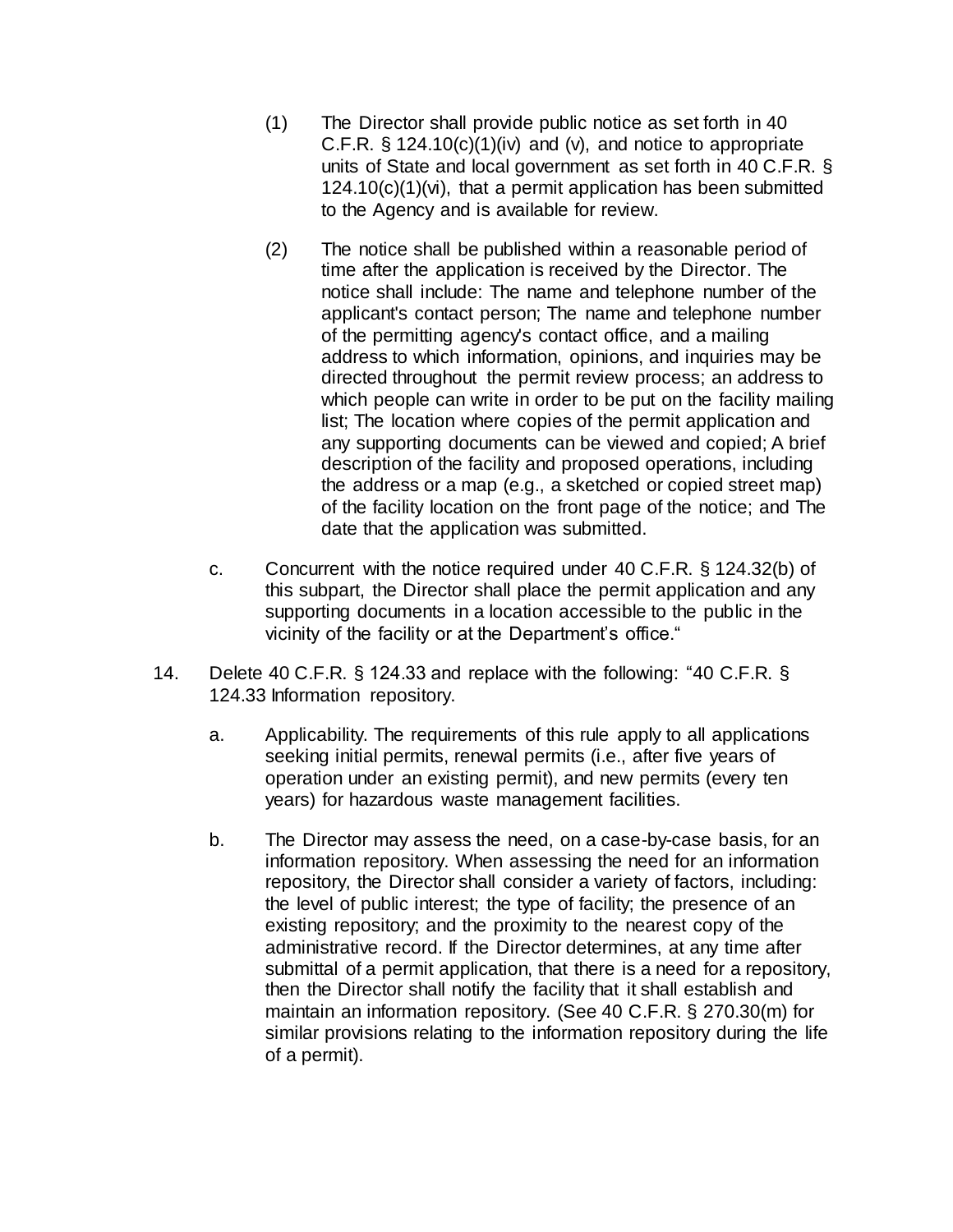(1) The Director shall provide public notice as set forth in 40 C.F.R. § 124.10(c)(1)(iv) and (v), and notice to appropriate units of State and local government as set forth in 40 C.F.R. § 124.10(c)(1)(vi), that a permit application has been submitted to the Agency and is available for review.

(2) The notice shall be published within a reasonable period of time after the application is received by the Director. The notice shall include: The name and telephone number of the applicant's contact person; The name and telephone number of the permitting agency's contact office, and a mailing address to which information, opinions, and inquiries may be directed throughout the permit review process; an address to which people can write in order to be put on the facility mailing list; The location where copies of the permit application and any supporting documents can be viewed and copied; A brief description of the facility and proposed operations, including the address or a map (e.g., a sketched or copied street map) of the facility location on the front page of the notice; and The date that the application was submitted.

c. Concurrent with the notice required under 40 C.F.R. § 124.32(b) of this subpart, the Director shall place the permit application and any supporting documents in a location accessible to the public in the vicinity of the facility or at the Department's office."

14. Delete 40 C.F.R. § 124.33 and replace with the following: "40 C.F.R. § 124.33 Information repository.

a. Applicability. The requirements of this rule apply to all applications seeking initial permits, renewal permits (i.e., after five years of operation under an existing permit), and new permits (every ten years) for hazardous waste management facilities.

b. The Director may assess the need, on a case-by-case basis, for an information repository. When assessing the need for an information repository, the Director shall consider a variety of factors, including: the level of public interest; the type of facility; the presence of an existing repository; and the proximity to the nearest copy of the administrative record. If the Director determines, at any time after submittal of a permit application, that there is a need for a repository, then the Director shall notify the facility that it shall establish and maintain an information repository. (See 40 C.F.R. § 270.30(m) for similar provisions relating to the information repository during the life of a permit).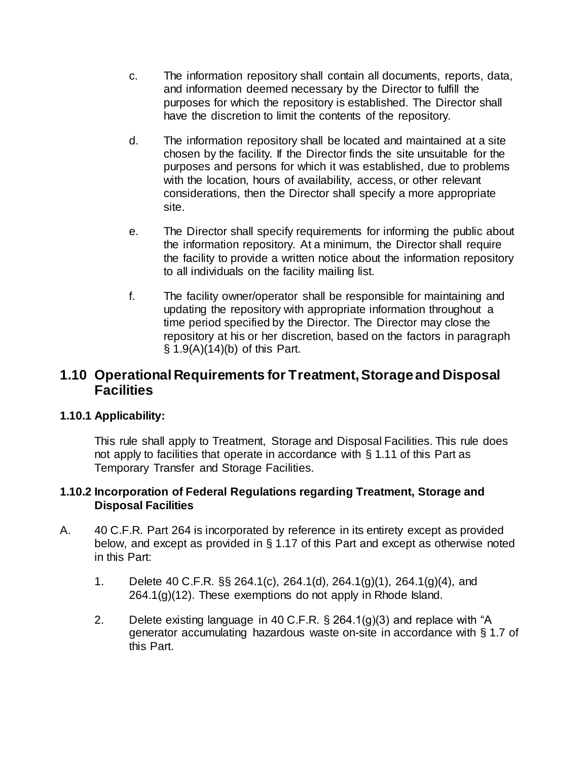c. The information repository shall contain all documents, reports, data, and information deemed necessary by the Director to fulfill the purposes for which the repository is established. The Director shall have the discretion to limit the contents of the repository.

d. The information repository shall be located and maintained at a site chosen by the facility. If the Director finds the site unsuitable for the purposes and persons for which it was established, due to problems with the location, hours of availability, access, or other relevant considerations, then the Director shall specify a more appropriate site.

e. The Director shall specify requirements for informing the public about the information repository. At a minimum, the Director shall require the facility to provide a written notice about the information repository to all individuals on the facility mailing list.

f. The facility owner/operator shall be responsible for maintaining and updating the repository with appropriate information throughout a time period specified by the Director. The Director may close the repository at his or her discretion, based on the factors in paragraph § 1.9(A)(14)(b) of this Part.

## 1.10 Operational Requirements for Treatment, Storage and Disposal Facilities

### 1.10.1 Applicability:

This rule shall apply to Treatment, Storage and Disposal Facilities. This rule does not apply to facilities that operate in accordance with § 1.11 of this Part as Temporary Transfer and Storage Facilities.

### 1.10.2 Incorporation of Federal Regulations regarding Treatment, Storage and Disposal Facilities

A. 40 C.F.R. Part 264 is incorporated by reference in its entirety except as provided below, and except as provided in § 1.17 of this Part and except as otherwise noted in this Part:

1. Delete 40 C.F.R. §§ 264.1(c), 264.1(d), 264.1(g)(1), 264.1(g)(4), and 264.1(g)(12). These exemptions do not apply in Rhode Island.

2. Delete existing language in 40 C.F.R. § 264.1(g)(3) and replace with "A generator accumulating hazardous waste on-site in accordance with § 1.7 of this Part.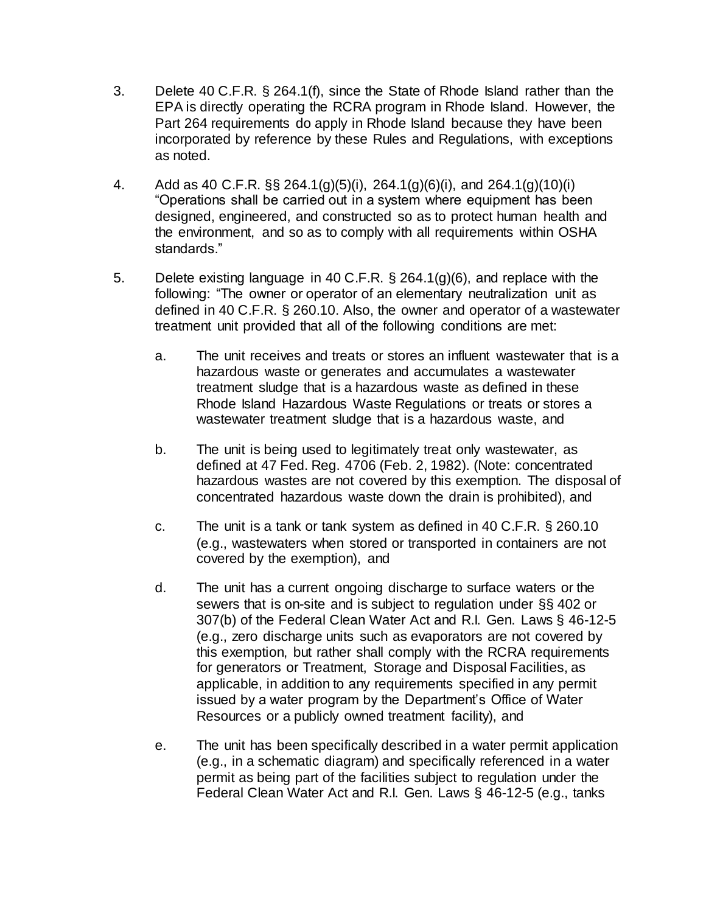3. Delete 40 C.F.R. § 264.1(f), since the State of Rhode Island rather than the EPA is directly operating the RCRA program in Rhode Island. However, the Part 264 requirements do apply in Rhode Island because they have been incorporated by reference by these Rules and Regulations, with exceptions as noted.

4. Add as 40 C.F.R. §§ 264.1(g)(5)(i), 264.1(g)(6)(i), and 264.1(g)(10)(i) "Operations shall be carried out in a system where equipment has been designed, engineered, and constructed so as to protect human health and the environment, and so as to comply with all requirements within OSHA standards."

5. Delete existing language in 40 C.F.R. § 264.1(g)(6), and replace with the following: "The owner or operator of an elementary neutralization unit as defined in 40 C.F.R. § 260.10. Also, the owner and operator of a wastewater treatment unit provided that all of the following conditions are met:

   a. The unit receives and treats or stores an influent wastewater that is a hazardous waste or generates and accumulates a wastewater treatment sludge that is a hazardous waste as defined in these Rhode Island Hazardous Waste Regulations or treats or stores a wastewater treatment sludge that is a hazardous waste, and

   b. The unit is being used to legitimately treat only wastewater, as defined at 47 Fed. Reg. 4706 (Feb. 2, 1982). (Note: concentrated hazardous wastes are not covered by this exemption. The disposal of concentrated hazardous waste down the drain is prohibited), and

   c. The unit is a tank or tank system as defined in 40 C.F.R. § 260.10 (e.g., wastewaters when stored or transported in containers are not covered by the exemption), and

   d. The unit has a current ongoing discharge to surface waters or the sewers that is on-site and is subject to regulation under §§ 402 or 307(b) of the Federal Clean Water Act and R.I. Gen. Laws § 46-12-5 (e.g., zero discharge units such as evaporators are not covered by this exemption, but rather shall comply with the RCRA requirements for generators or Treatment, Storage and Disposal Facilities, as applicable, in addition to any requirements specified in any permit issued by a water program by the Department's Office of Water Resources or a publicly owned treatment facility), and

   e. The unit has been specifically described in a water permit application (e.g., in a schematic diagram) and specifically referenced in a water permit as being part of the facilities subject to regulation under the Federal Clean Water Act and R.I. Gen. Laws § 46-12-5 (e.g., tanks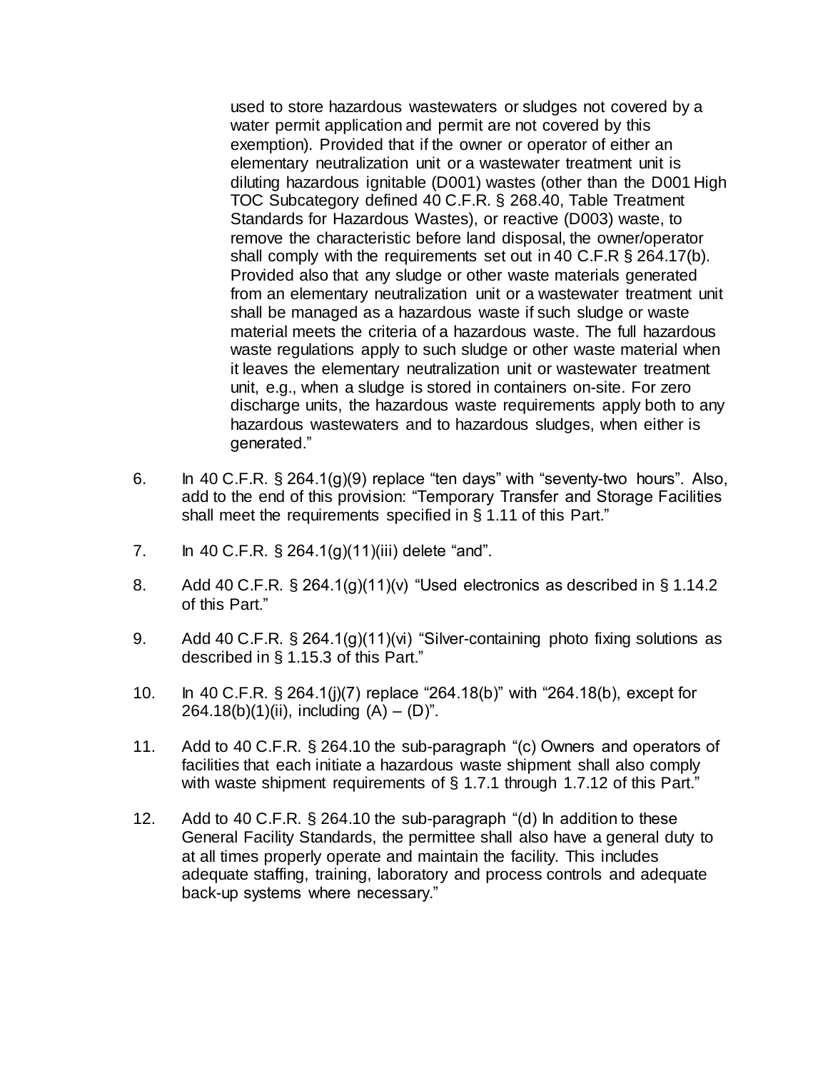used to store hazardous wastewaters or sludges not covered by a water permit application and permit are not covered by this exemption). Provided that if the owner or operator of either an elementary neutralization unit or a wastewater treatment unit is diluting hazardous ignitable (D001) wastes (other than the D001 High TOC Subcategory defined 40 C.F.R. § 268.40, Table Treatment Standards for Hazardous Wastes), or reactive (D003) waste, to remove the characteristic before land disposal, the owner/operator shall comply with the requirements set out in 40 C.F.R § 264.17(b). Provided also that any sludge or other waste materials generated from an elementary neutralization unit or a wastewater treatment unit shall be managed as a hazardous waste if such sludge or waste material meets the criteria of a hazardous waste. The full hazardous waste regulations apply to such sludge or other waste material when it leaves the elementary neutralization unit or wastewater treatment unit, e.g., when a sludge is stored in containers on-site. For zero discharge units, the hazardous waste requirements apply both to any hazardous wastewaters and to hazardous sludges, when either is generated."

6. In 40 C.F.R. § 264.1(g)(9) replace "ten days" with "seventy-two hours". Also, add to the end of this provision: "Temporary Transfer and Storage Facilities shall meet the requirements specified in § 1.11 of this Part."

7. In 40 C.F.R. § 264.1(g)(11)(iii) delete "and".

8. Add 40 C.F.R. § 264.1(g)(11)(v) "Used electronics as described in § 1.14.2 of this Part."

9. Add 40 C.F.R. § 264.1(g)(11)(vi) "Silver-containing photo fixing solutions as described in § 1.15.3 of this Part."

10. In 40 C.F.R. § 264.1(j)(7) replace "264.18(b)" with "264.18(b), except for 264.18(b)(1)(ii), including (A) – (D)".

11. Add to 40 C.F.R. § 264.10 the sub-paragraph "(c) Owners and operators of facilities that each initiate a hazardous waste shipment shall also comply with waste shipment requirements of § 1.7.1 through 1.7.12 of this Part."

12. Add to 40 C.F.R. § 264.10 the sub-paragraph "(d) In addition to these General Facility Standards, the permittee shall also have a general duty to at all times properly operate and maintain the facility. This includes adequate staffing, training, laboratory and process controls and adequate back-up systems where necessary."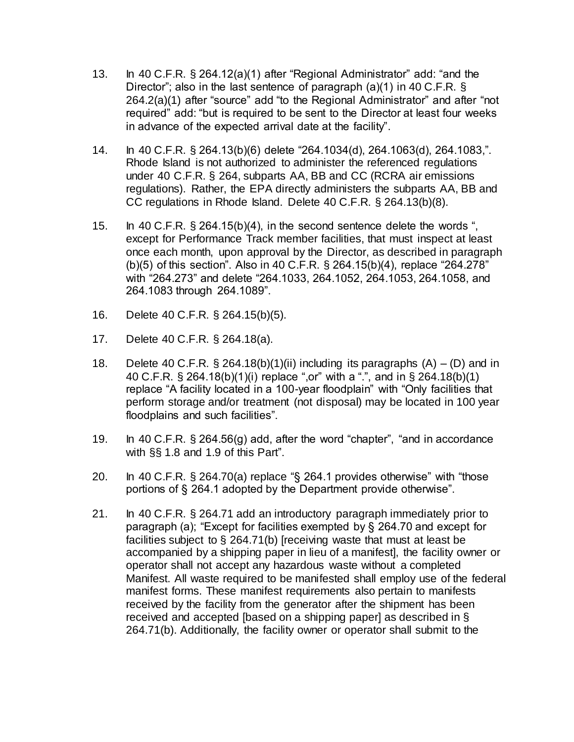13. In 40 C.F.R. § 264.12(a)(1) after "Regional Administrator" add: "and the Director"; also in the last sentence of paragraph (a)(1) in 40 C.F.R. § 264.2(a)(1) after "source" add "to the Regional Administrator" and after "not required" add: "but is required to be sent to the Director at least four weeks in advance of the expected arrival date at the facility".

14. In 40 C.F.R. § 264.13(b)(6) delete "264.1034(d), 264.1063(d), 264.1083,". Rhode Island is not authorized to administer the referenced regulations under 40 C.F.R. § 264, subparts AA, BB and CC (RCRA air emissions regulations). Rather, the EPA directly administers the subparts AA, BB and CC regulations in Rhode Island. Delete 40 C.F.R. § 264.13(b)(8).

15. In 40 C.F.R. § 264.15(b)(4), in the second sentence delete the words ", except for Performance Track member facilities, that must inspect at least once each month, upon approval by the Director, as described in paragraph (b)(5) of this section". Also in 40 C.F.R. § 264.15(b)(4), replace "264.278" with "264.273" and delete "264.1033, 264.1052, 264.1053, 264.1058, and 264.1083 through 264.1089".

16. Delete 40 C.F.R. § 264.15(b)(5).

17. Delete 40 C.F.R. § 264.18(a).

18. Delete 40 C.F.R. § 264.18(b)(1)(ii) including its paragraphs (A) – (D) and in 40 C.F.R. § 264.18(b)(1)(i) replace ",or" with a ".", and in § 264.18(b)(1) replace "A facility located in a 100-year floodplain" with "Only facilities that perform storage and/or treatment (not disposal) may be located in 100 year floodplains and such facilities".

19. In 40 C.F.R. § 264.56(g) add, after the word "chapter", "and in accordance with §§ 1.8 and 1.9 of this Part".

20. In 40 C.F.R. § 264.70(a) replace "§ 264.1 provides otherwise" with "those portions of § 264.1 adopted by the Department provide otherwise".

21. In 40 C.F.R. § 264.71 add an introductory paragraph immediately prior to paragraph (a); "Except for facilities exempted by § 264.70 and except for facilities subject to § 264.71(b) [receiving waste that must at least be accompanied by a shipping paper in lieu of a manifest], the facility owner or operator shall not accept any hazardous waste without a completed Manifest. All waste required to be manifested shall employ use of the federal manifest forms. These manifest requirements also pertain to manifests received by the facility from the generator after the shipment has been received and accepted [based on a shipping paper] as described in § 264.71(b). Additionally, the facility owner or operator shall submit to the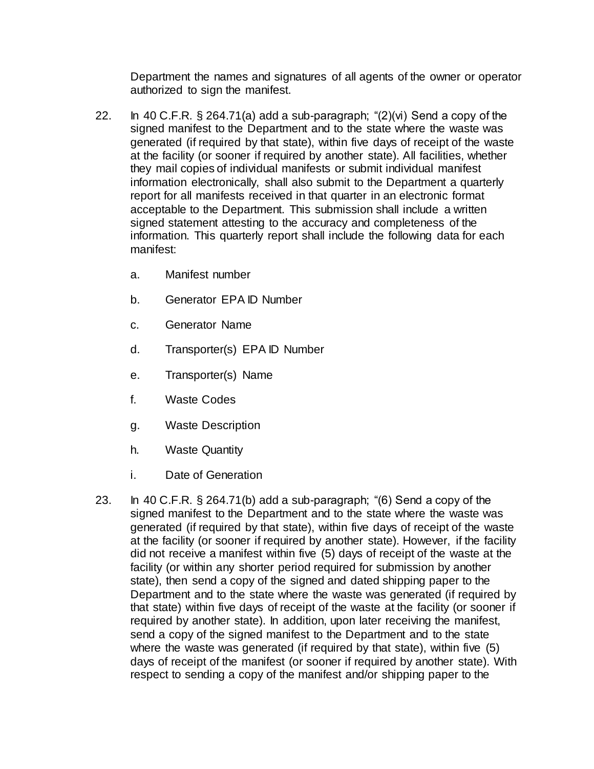Department the names and signatures of all agents of the owner or operator authorized to sign the manifest.

22. In 40 C.F.R. § 264.71(a) add a sub-paragraph; "(2)(vi) Send a copy of the signed manifest to the Department and to the state where the waste was generated (if required by that state), within five days of receipt of the waste at the facility (or sooner if required by another state). All facilities, whether they mail copies of individual manifests or submit individual manifest information electronically, shall also submit to the Department a quarterly report for all manifests received in that quarter in an electronic format acceptable to the Department. This submission shall include a written signed statement attesting to the accuracy and completeness of the information. This quarterly report shall include the following data for each manifest:

    a. Manifest number

    b. Generator EPA ID Number

    c. Generator Name

    d. Transporter(s) EPA ID Number

    e. Transporter(s) Name

    f. Waste Codes

    g. Waste Description

    h. Waste Quantity

    i. Date of Generation

23. In 40 C.F.R. § 264.71(b) add a sub-paragraph; "(6) Send a copy of the signed manifest to the Department and to the state where the waste was generated (if required by that state), within five days of receipt of the waste at the facility (or sooner if required by another state). However, if the facility did not receive a manifest within five (5) days of receipt of the waste at the facility (or within any shorter period required for submission by another state), then send a copy of the signed and dated shipping paper to the Department and to the state where the waste was generated (if required by that state) within five days of receipt of the waste at the facility (or sooner if required by another state). In addition, upon later receiving the manifest, send a copy of the signed manifest to the Department and to the state where the waste was generated (if required by that state), within five (5) days of receipt of the manifest (or sooner if required by another state). With respect to sending a copy of the manifest and/or shipping paper to the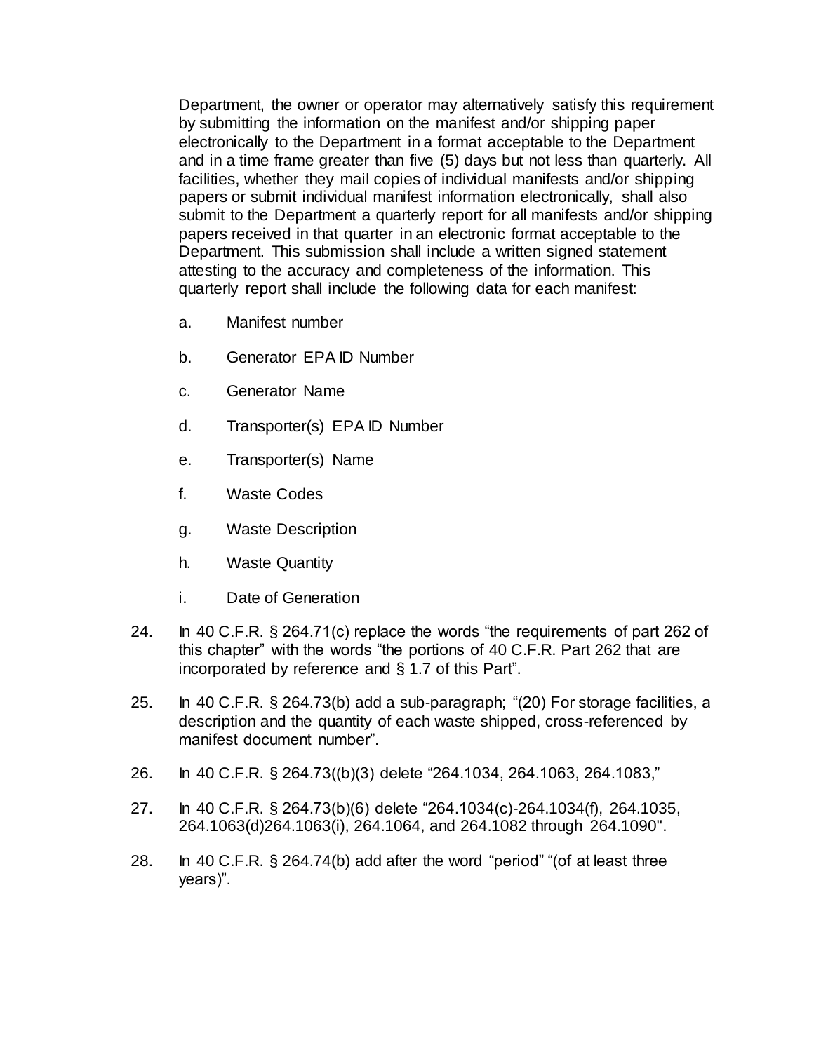Department, the owner or operator may alternatively satisfy this requirement by submitting the information on the manifest and/or shipping paper electronically to the Department in a format acceptable to the Department and in a time frame greater than five (5) days but not less than quarterly. All facilities, whether they mail copies of individual manifests and/or shipping papers or submit individual manifest information electronically, shall also submit to the Department a quarterly report for all manifests and/or shipping papers received in that quarter in an electronic format acceptable to the Department. This submission shall include a written signed statement attesting to the accuracy and completeness of the information. This quarterly report shall include the following data for each manifest:

a. Manifest number

b. Generator EPA ID Number

c. Generator Name

d. Transporter(s) EPA ID Number

e. Transporter(s) Name

f. Waste Codes

g. Waste Description

h. Waste Quantity

i. Date of Generation

24. In 40 C.F.R. § 264.71(c) replace the words "the requirements of part 262 of this chapter" with the words "the portions of 40 C.F.R. Part 262 that are incorporated by reference and § 1.7 of this Part".

25. In 40 C.F.R. § 264.73(b) add a sub-paragraph; "(20) For storage facilities, a description and the quantity of each waste shipped, cross-referenced by manifest document number".

26. In 40 C.F.R. § 264.73((b)(3) delete "264.1034, 264.1063, 264.1083,"

27. In 40 C.F.R. § 264.73(b)(6) delete "264.1034(c)-264.1034(f), 264.1035, 264.1063(d)264.1063(i), 264.1064, and 264.1082 through 264.1090".

28. In 40 C.F.R. § 264.74(b) add after the word "period" "(of at least three years)".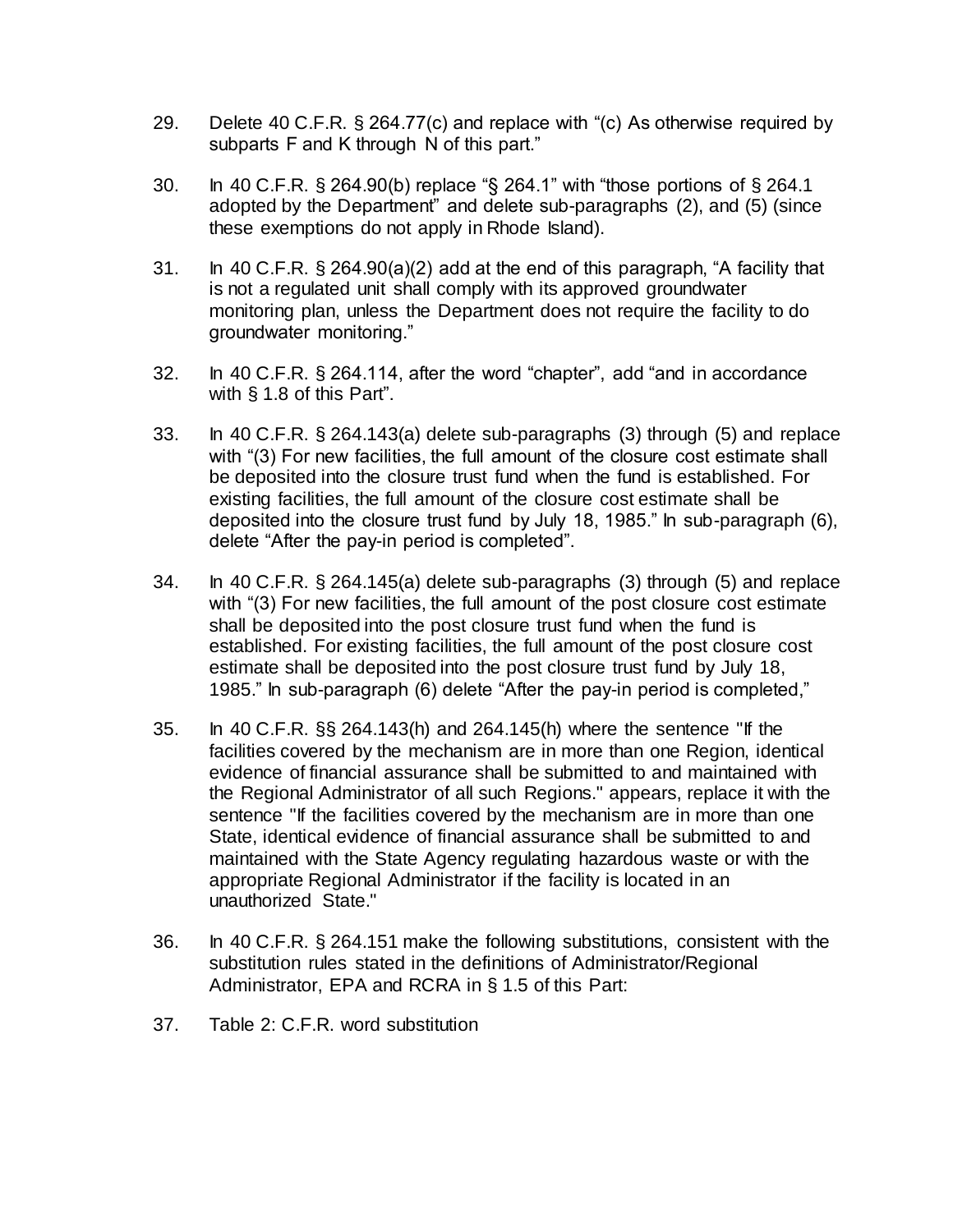29. Delete 40 C.F.R. § 264.77(c) and replace with "(c) As otherwise required by subparts F and K through N of this part."

30. In 40 C.F.R. § 264.90(b) replace "§ 264.1" with "those portions of § 264.1 adopted by the Department" and delete sub-paragraphs (2), and (5) (since these exemptions do not apply in Rhode Island).

31. In 40 C.F.R. § 264.90(a)(2) add at the end of this paragraph, "A facility that is not a regulated unit shall comply with its approved groundwater monitoring plan, unless the Department does not require the facility to do groundwater monitoring."

32. In 40 C.F.R. § 264.114, after the word "chapter", add "and in accordance with § 1.8 of this Part".

33. In 40 C.F.R. § 264.143(a) delete sub-paragraphs (3) through (5) and replace with "(3) For new facilities, the full amount of the closure cost estimate shall be deposited into the closure trust fund when the fund is established. For existing facilities, the full amount of the closure cost estimate shall be deposited into the closure trust fund by July 18, 1985." In sub-paragraph (6), delete "After the pay-in period is completed".

34. In 40 C.F.R. § 264.145(a) delete sub-paragraphs (3) through (5) and replace with "(3) For new facilities, the full amount of the post closure cost estimate shall be deposited into the post closure trust fund when the fund is established. For existing facilities, the full amount of the post closure cost estimate shall be deposited into the post closure trust fund by July 18, 1985." In sub-paragraph (6) delete "After the pay-in period is completed,"

35. In 40 C.F.R. §§ 264.143(h) and 264.145(h) where the sentence "If the facilities covered by the mechanism are in more than one Region, identical evidence of financial assurance shall be submitted to and maintained with the Regional Administrator of all such Regions." appears, replace it with the sentence "If the facilities covered by the mechanism are in more than one State, identical evidence of financial assurance shall be submitted to and maintained with the State Agency regulating hazardous waste or with the appropriate Regional Administrator if the facility is located in an unauthorized State."

36. In 40 C.F.R. § 264.151 make the following substitutions, consistent with the substitution rules stated in the definitions of Administrator/Regional Administrator, EPA and RCRA in § 1.5 of this Part:

37. Table 2: C.F.R. word substitution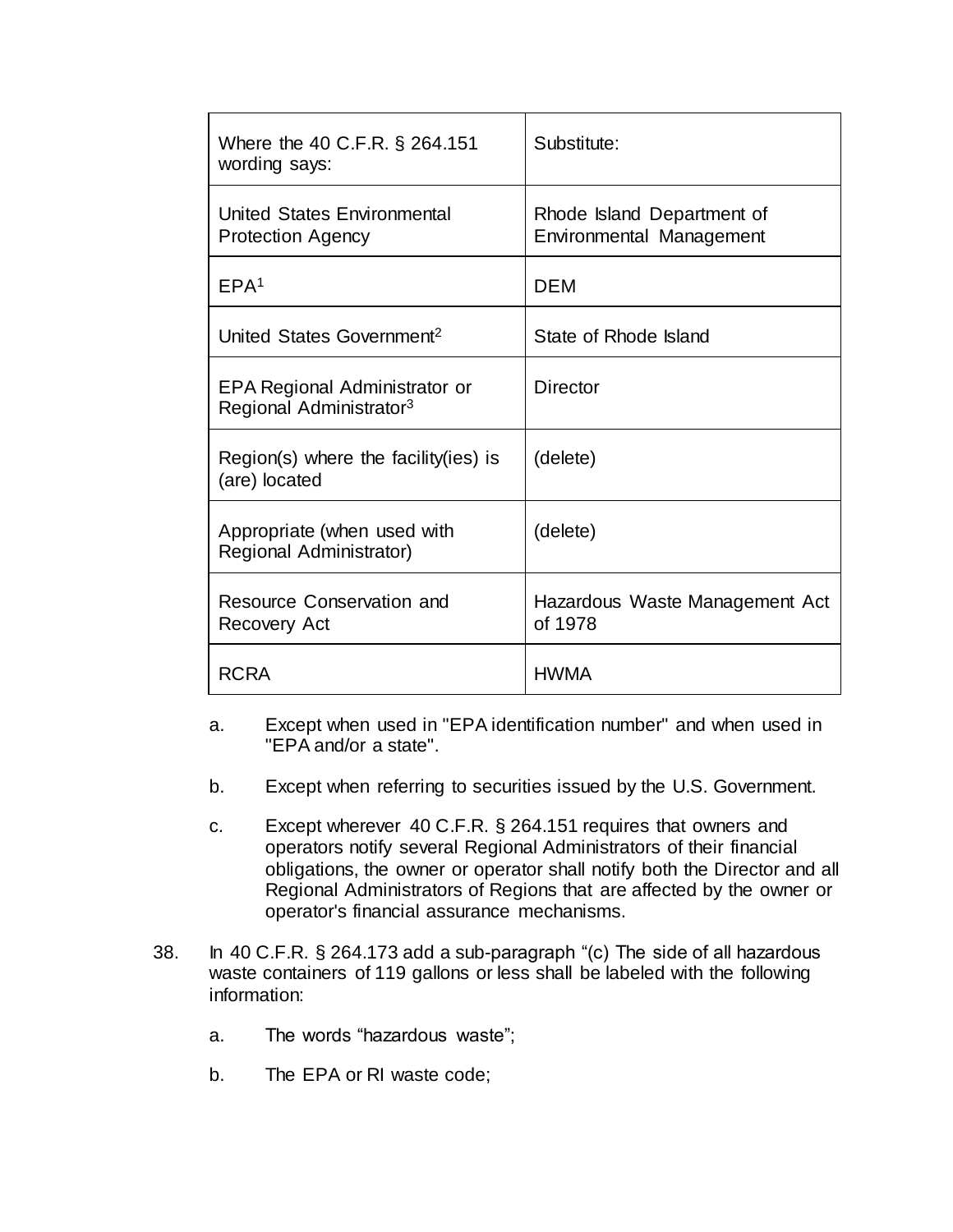| Where the 40 C.F.R. § 264.151 wording says: | Substitute: |
|---|---|
| United States Environmental Protection Agency | Rhode Island Department of Environmental Management |
| EPA[1] | DEM |
| United States Government[2] | State of Rhode Island |
| EPA Regional Administrator or Regional Administrator[3] | Director |
| Region(s) where the facility(ies) is (are) located | (delete) |
| Appropriate (when used with Regional Administrator) | (delete) |
| Resource Conservation and Recovery Act | Hazardous Waste Management Act of 1978 |
| RCRA | HWMA |

a. Except when used in "EPA identification number" and when used in "EPA and/or a state".

b. Except when referring to securities issued by the U.S. Government.

c. Except wherever 40 C.F.R. § 264.151 requires that owners and operators notify several Regional Administrators of their financial obligations, the owner or operator shall notify both the Director and all Regional Administrators of Regions that are affected by the owner or operator's financial assurance mechanisms.

38. In 40 C.F.R. § 264.173 add a sub-paragraph "(c) The side of all hazardous waste containers of 119 gallons or less shall be labeled with the following information:

   a. The words "hazardous waste";

   b. The EPA or RI waste code;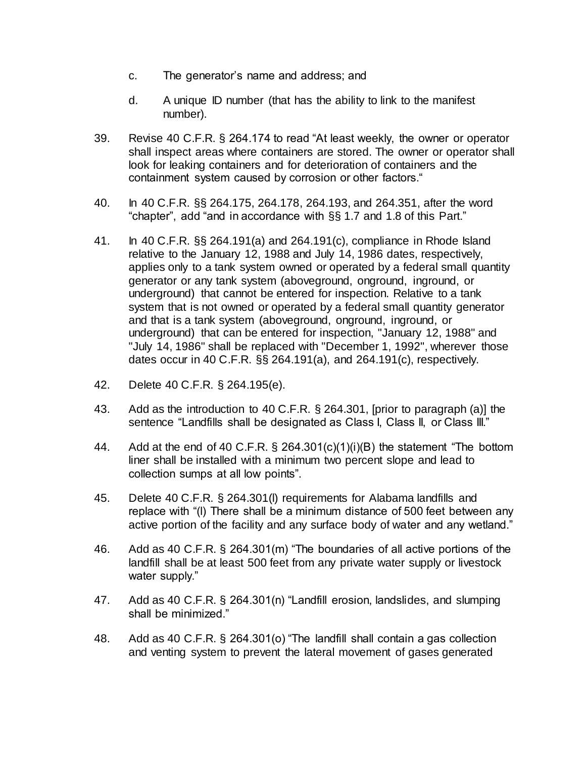c. The generator's name and address; and

d. A unique ID number (that has the ability to link to the manifest number).

39. Revise 40 C.F.R. § 264.174 to read "At least weekly, the owner or operator shall inspect areas where containers are stored. The owner or operator shall look for leaking containers and for deterioration of containers and the containment system caused by corrosion or other factors."

40. In 40 C.F.R. §§ 264.175, 264.178, 264.193, and 264.351, after the word "chapter", add "and in accordance with §§ 1.7 and 1.8 of this Part."

41. In 40 C.F.R. §§ 264.191(a) and 264.191(c), compliance in Rhode Island relative to the January 12, 1988 and July 14, 1986 dates, respectively, applies only to a tank system owned or operated by a federal small quantity generator or any tank system (aboveground, onground, inground, or underground) that cannot be entered for inspection. Relative to a tank system that is not owned or operated by a federal small quantity generator and that is a tank system (aboveground, onground, inground, or underground) that can be entered for inspection, "January 12, 1988" and "July 14, 1986" shall be replaced with "December 1, 1992", wherever those dates occur in 40 C.F.R. §§ 264.191(a), and 264.191(c), respectively.

42. Delete 40 C.F.R. § 264.195(e).

43. Add as the introduction to 40 C.F.R. § 264.301, [prior to paragraph (a)] the sentence "Landfills shall be designated as Class I, Class II, or Class III."

44. Add at the end of 40 C.F.R. § 264.301(c)(1)(i)(B) the statement "The bottom liner shall be installed with a minimum two percent slope and lead to collection sumps at all low points".

45. Delete 40 C.F.R. § 264.301(l) requirements for Alabama landfills and replace with "(l) There shall be a minimum distance of 500 feet between any active portion of the facility and any surface body of water and any wetland."

46. Add as 40 C.F.R. § 264.301(m) "The boundaries of all active portions of the landfill shall be at least 500 feet from any private water supply or livestock water supply."

47. Add as 40 C.F.R. § 264.301(n) "Landfill erosion, landslides, and slumping shall be minimized."

48. Add as 40 C.F.R. § 264.301(o) "The landfill shall contain a gas collection and venting system to prevent the lateral movement of gases generated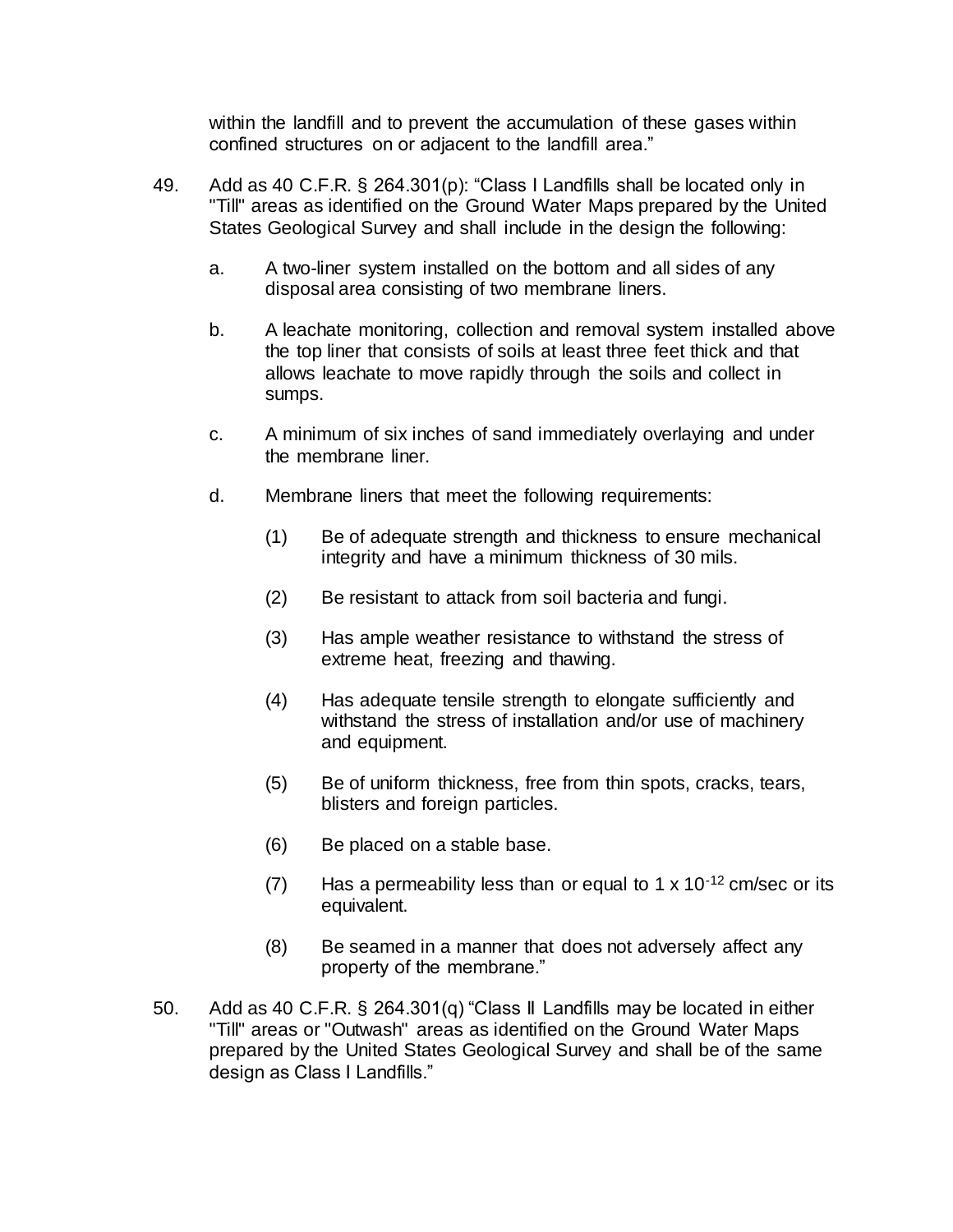within the landfill and to prevent the accumulation of these gases within confined structures on or adjacent to the landfill area."

49. Add as 40 C.F.R. § 264.301(p): "Class I Landfills shall be located only in "Till" areas as identified on the Ground Water Maps prepared by the United States Geological Survey and shall include in the design the following:

    a. A two-liner system installed on the bottom and all sides of any disposal area consisting of two membrane liners.

    b. A leachate monitoring, collection and removal system installed above the top liner that consists of soils at least three feet thick and that allows leachate to move rapidly through the soils and collect in sumps.

    c. A minimum of six inches of sand immediately overlaying and under the membrane liner.

    d. Membrane liners that meet the following requirements:

        (1) Be of adequate strength and thickness to ensure mechanical integrity and have a minimum thickness of 30 mils.

        (2) Be resistant to attack from soil bacteria and fungi.

        (3) Has ample weather resistance to withstand the stress of extreme heat, freezing and thawing.

        (4) Has adequate tensile strength to elongate sufficiently and withstand the stress of installation and/or use of machinery and equipment.

        (5) Be of uniform thickness, free from thin spots, cracks, tears, blisters and foreign particles.

        (6) Be placed on a stable base.

        (7) Has a permeability less than or equal to $1 \times 10^{-12}$ cm/sec or its equivalent.

        (8) Be seamed in a manner that does not adversely affect any property of the membrane."

50. Add as 40 C.F.R. § 264.301(q) "Class II Landfills may be located in either "Till" areas or "Outwash" areas as identified on the Ground Water Maps prepared by the United States Geological Survey and shall be of the same design as Class I Landfills."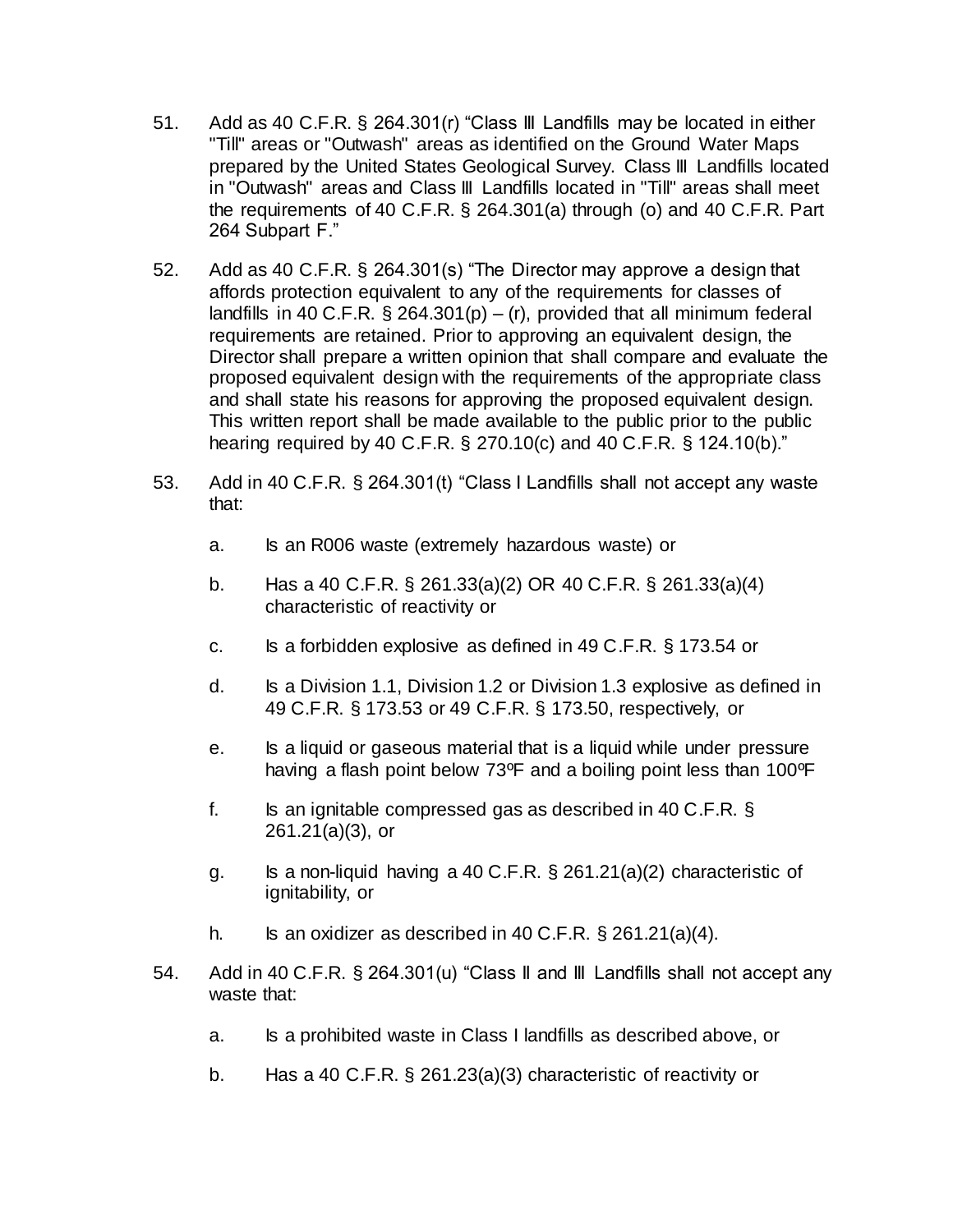51. Add as 40 C.F.R. § 264.301(r) "Class III Landfills may be located in either "Till" areas or "Outwash" areas as identified on the Ground Water Maps prepared by the United States Geological Survey. Class III Landfills located in "Outwash" areas and Class III Landfills located in "Till" areas shall meet the requirements of 40 C.F.R. § 264.301(a) through (o) and 40 C.F.R. Part 264 Subpart F."

52. Add as 40 C.F.R. § 264.301(s) "The Director may approve a design that affords protection equivalent to any of the requirements for classes of landfills in 40 C.F.R. § 264.301(p) – (r), provided that all minimum federal requirements are retained. Prior to approving an equivalent design, the Director shall prepare a written opinion that shall compare and evaluate the proposed equivalent design with the requirements of the appropriate class and shall state his reasons for approving the proposed equivalent design. This written report shall be made available to the public prior to the public hearing required by 40 C.F.R. § 270.10(c) and 40 C.F.R. § 124.10(b)."

53. Add in 40 C.F.R. § 264.301(t) "Class I Landfills shall not accept any waste that:

    a. Is an R006 waste (extremely hazardous waste) or

    b. Has a 40 C.F.R. § 261.33(a)(2) OR 40 C.F.R. § 261.33(a)(4) characteristic of reactivity or

    c. Is a forbidden explosive as defined in 49 C.F.R. § 173.54 or

    d. Is a Division 1.1, Division 1.2 or Division 1.3 explosive as defined in 49 C.F.R. § 173.53 or 49 C.F.R. § 173.50, respectively, or

    e. Is a liquid or gaseous material that is a liquid while under pressure having a flash point below 73ºF and a boiling point less than 100ºF

    f. Is an ignitable compressed gas as described in 40 C.F.R. § 261.21(a)(3), or

    g. Is a non-liquid having a 40 C.F.R. § 261.21(a)(2) characteristic of ignitability, or

    h. Is an oxidizer as described in 40 C.F.R. § 261.21(a)(4).

54. Add in 40 C.F.R. § 264.301(u) "Class II and III Landfills shall not accept any waste that:

    a. Is a prohibited waste in Class I landfills as described above, or

    b. Has a 40 C.F.R. § 261.23(a)(3) characteristic of reactivity or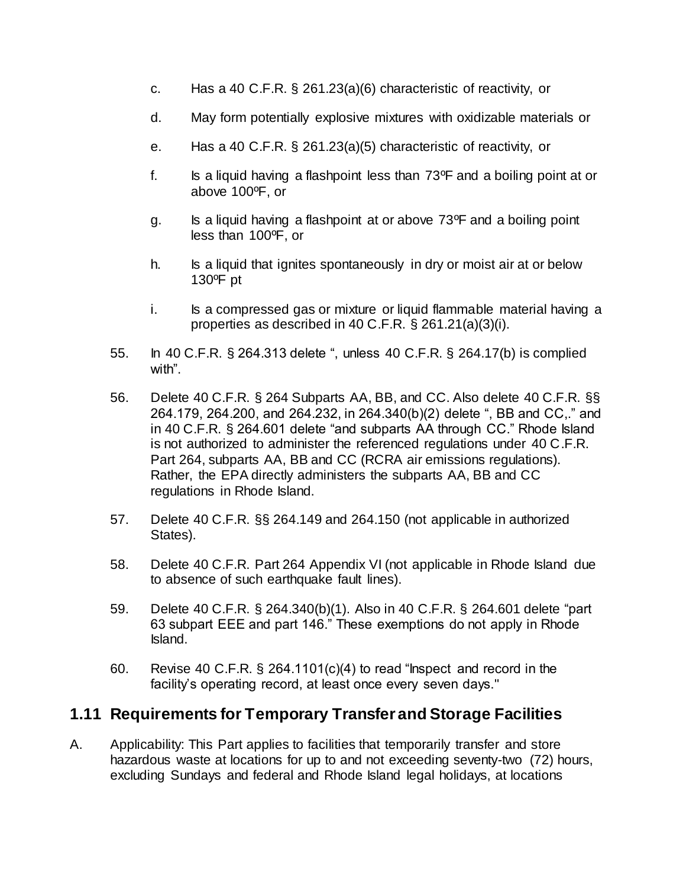c. Has a 40 C.F.R. § 261.23(a)(6) characteristic of reactivity, or

d. May form potentially explosive mixtures with oxidizable materials or

e. Has a 40 C.F.R. § 261.23(a)(5) characteristic of reactivity, or

f. Is a liquid having a flashpoint less than 73ºF and a boiling point at or above 100ºF, or

g. Is a liquid having a flashpoint at or above 73ºF and a boiling point less than 100ºF, or

h. Is a liquid that ignites spontaneously in dry or moist air at or below 130ºF pt

i. Is a compressed gas or mixture or liquid flammable material having a properties as described in 40 C.F.R. § 261.21(a)(3)(i).

55. In 40 C.F.R. § 264.313 delete ", unless 40 C.F.R. § 264.17(b) is complied with".

56. Delete 40 C.F.R. § 264 Subparts AA, BB, and CC. Also delete 40 C.F.R. §§ 264.179, 264.200, and 264.232, in 264.340(b)(2) delete ", BB and CC,." and in 40 C.F.R. § 264.601 delete "and subparts AA through CC." Rhode Island is not authorized to administer the referenced regulations under 40 C.F.R. Part 264, subparts AA, BB and CC (RCRA air emissions regulations). Rather, the EPA directly administers the subparts AA, BB and CC regulations in Rhode Island.

57. Delete 40 C.F.R. §§ 264.149 and 264.150 (not applicable in authorized States).

58. Delete 40 C.F.R. Part 264 Appendix VI (not applicable in Rhode Island due to absence of such earthquake fault lines).

59. Delete 40 C.F.R. § 264.340(b)(1). Also in 40 C.F.R. § 264.601 delete "part 63 subpart EEE and part 146." These exemptions do not apply in Rhode Island.

60. Revise 40 C.F.R. § 264.1101(c)(4) to read "Inspect and record in the facility's operating record, at least once every seven days."

## 1.11 Requirements for Temporary Transfer and Storage Facilities

A. Applicability: This Part applies to facilities that temporarily transfer and store hazardous waste at locations for up to and not exceeding seventy-two (72) hours, excluding Sundays and federal and Rhode Island legal holidays, at locations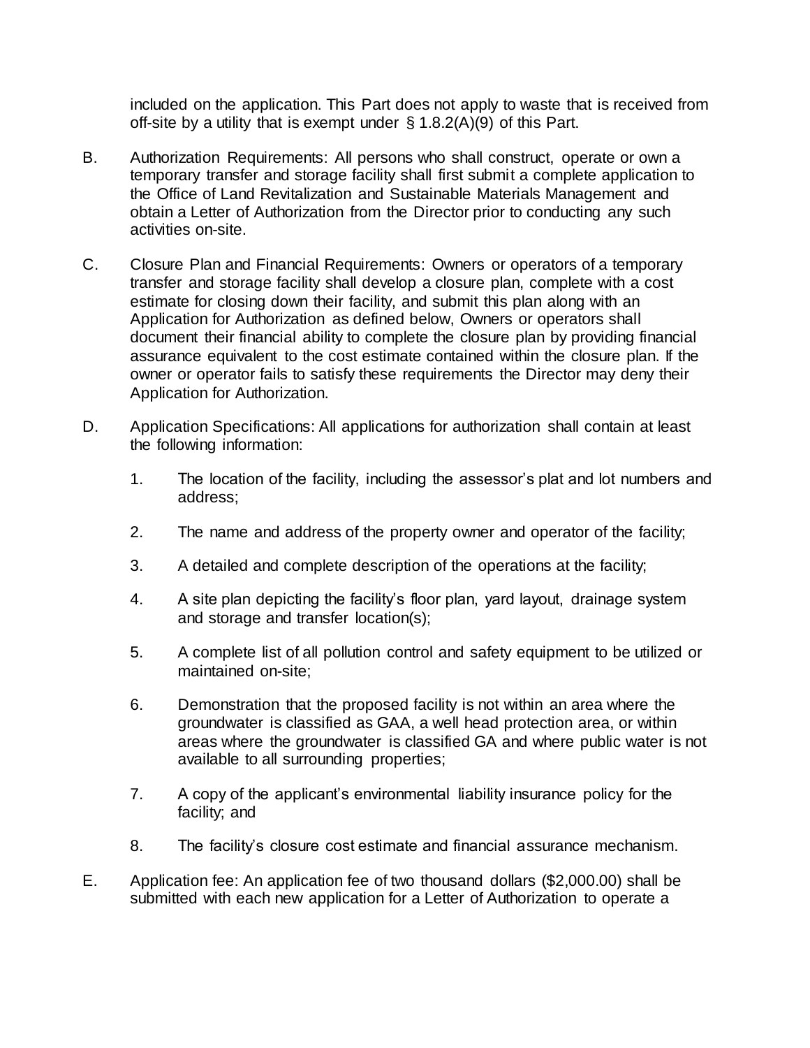included on the application. This Part does not apply to waste that is received from off-site by a utility that is exempt under § 1.8.2(A)(9) of this Part.

B. Authorization Requirements: All persons who shall construct, operate or own a temporary transfer and storage facility shall first submit a complete application to the Office of Land Revitalization and Sustainable Materials Management and obtain a Letter of Authorization from the Director prior to conducting any such activities on-site.

C. Closure Plan and Financial Requirements: Owners or operators of a temporary transfer and storage facility shall develop a closure plan, complete with a cost estimate for closing down their facility, and submit this plan along with an Application for Authorization as defined below, Owners or operators shall document their financial ability to complete the closure plan by providing financial assurance equivalent to the cost estimate contained within the closure plan. If the owner or operator fails to satisfy these requirements the Director may deny their Application for Authorization.

D. Application Specifications: All applications for authorization shall contain at least the following information:

   1. The location of the facility, including the assessor's plat and lot numbers and address;

   2. The name and address of the property owner and operator of the facility;

   3. A detailed and complete description of the operations at the facility;

   4. A site plan depicting the facility's floor plan, yard layout, drainage system and storage and transfer location(s);

   5. A complete list of all pollution control and safety equipment to be utilized or maintained on-site;

   6. Demonstration that the proposed facility is not within an area where the groundwater is classified as GAA, a well head protection area, or within areas where the groundwater is classified GA and where public water is not available to all surrounding properties;

   7. A copy of the applicant's environmental liability insurance policy for the facility; and

   8. The facility's closure cost estimate and financial assurance mechanism.

E. Application fee: An application fee of two thousand dollars ($2,000.00) shall be submitted with each new application for a Letter of Authorization to operate a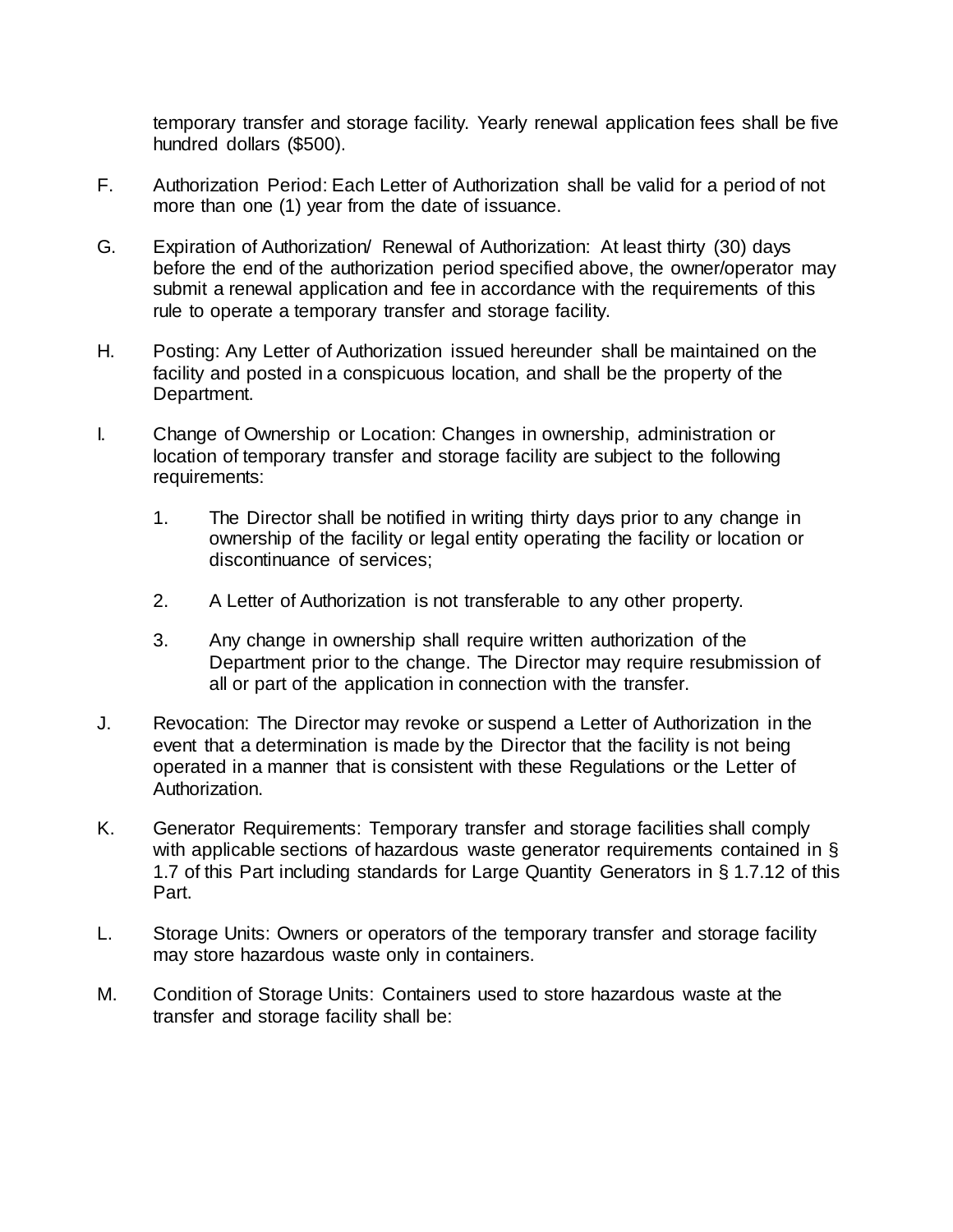temporary transfer and storage facility. Yearly renewal application fees shall be five hundred dollars ($500).

F. Authorization Period: Each Letter of Authorization shall be valid for a period of not more than one (1) year from the date of issuance.

G. Expiration of Authorization/ Renewal of Authorization: At least thirty (30) days before the end of the authorization period specified above, the owner/operator may submit a renewal application and fee in accordance with the requirements of this rule to operate a temporary transfer and storage facility.

H. Posting: Any Letter of Authorization issued hereunder shall be maintained on the facility and posted in a conspicuous location, and shall be the property of the Department.

I. Change of Ownership or Location: Changes in ownership, administration or location of temporary transfer and storage facility are subject to the following requirements:

   1. The Director shall be notified in writing thirty days prior to any change in ownership of the facility or legal entity operating the facility or location or discontinuance of services;

   2. A Letter of Authorization is not transferable to any other property.

   3. Any change in ownership shall require written authorization of the Department prior to the change. The Director may require resubmission of all or part of the application in connection with the transfer.

J. Revocation: The Director may revoke or suspend a Letter of Authorization in the event that a determination is made by the Director that the facility is not being operated in a manner that is consistent with these Regulations or the Letter of Authorization.

K. Generator Requirements: Temporary transfer and storage facilities shall comply with applicable sections of hazardous waste generator requirements contained in § 1.7 of this Part including standards for Large Quantity Generators in § 1.7.12 of this Part.

L. Storage Units: Owners or operators of the temporary transfer and storage facility may store hazardous waste only in containers.

M. Condition of Storage Units: Containers used to store hazardous waste at the transfer and storage facility shall be: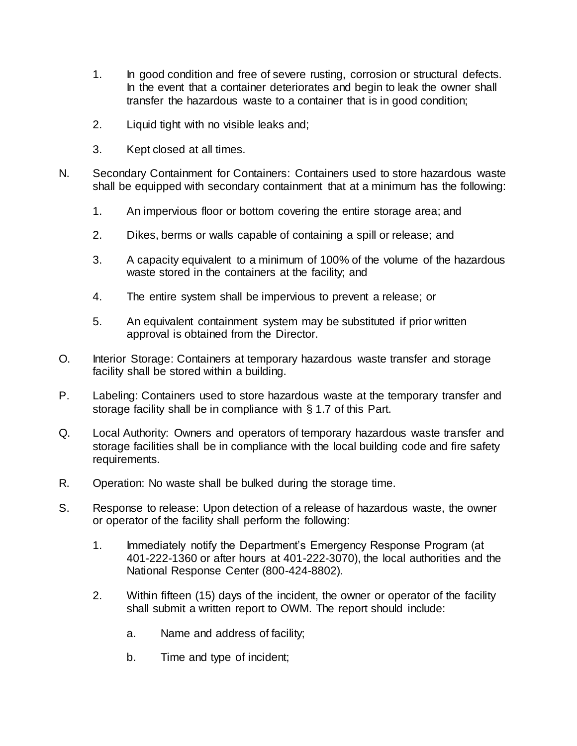1. In good condition and free of severe rusting, corrosion or structural defects. In the event that a container deteriorates and begin to leak the owner shall transfer the hazardous waste to a container that is in good condition;

2. Liquid tight with no visible leaks and;

3. Kept closed at all times.

N. Secondary Containment for Containers: Containers used to store hazardous waste shall be equipped with secondary containment that at a minimum has the following:

1. An impervious floor or bottom covering the entire storage area; and

2. Dikes, berms or walls capable of containing a spill or release; and

3. A capacity equivalent to a minimum of 100% of the volume of the hazardous waste stored in the containers at the facility; and

4. The entire system shall be impervious to prevent a release; or

5. An equivalent containment system may be substituted if prior written approval is obtained from the Director.

O. Interior Storage: Containers at temporary hazardous waste transfer and storage facility shall be stored within a building.

P. Labeling: Containers used to store hazardous waste at the temporary transfer and storage facility shall be in compliance with § 1.7 of this Part.

Q. Local Authority: Owners and operators of temporary hazardous waste transfer and storage facilities shall be in compliance with the local building code and fire safety requirements.

R. Operation: No waste shall be bulked during the storage time.

S. Response to release: Upon detection of a release of hazardous waste, the owner or operator of the facility shall perform the following:

1. Immediately notify the Department's Emergency Response Program (at 401-222-1360 or after hours at 401-222-3070), the local authorities and the National Response Center (800-424-8802).

2. Within fifteen (15) days of the incident, the owner or operator of the facility shall submit a written report to OWM. The report should include:

   a. Name and address of facility;

   b. Time and type of incident;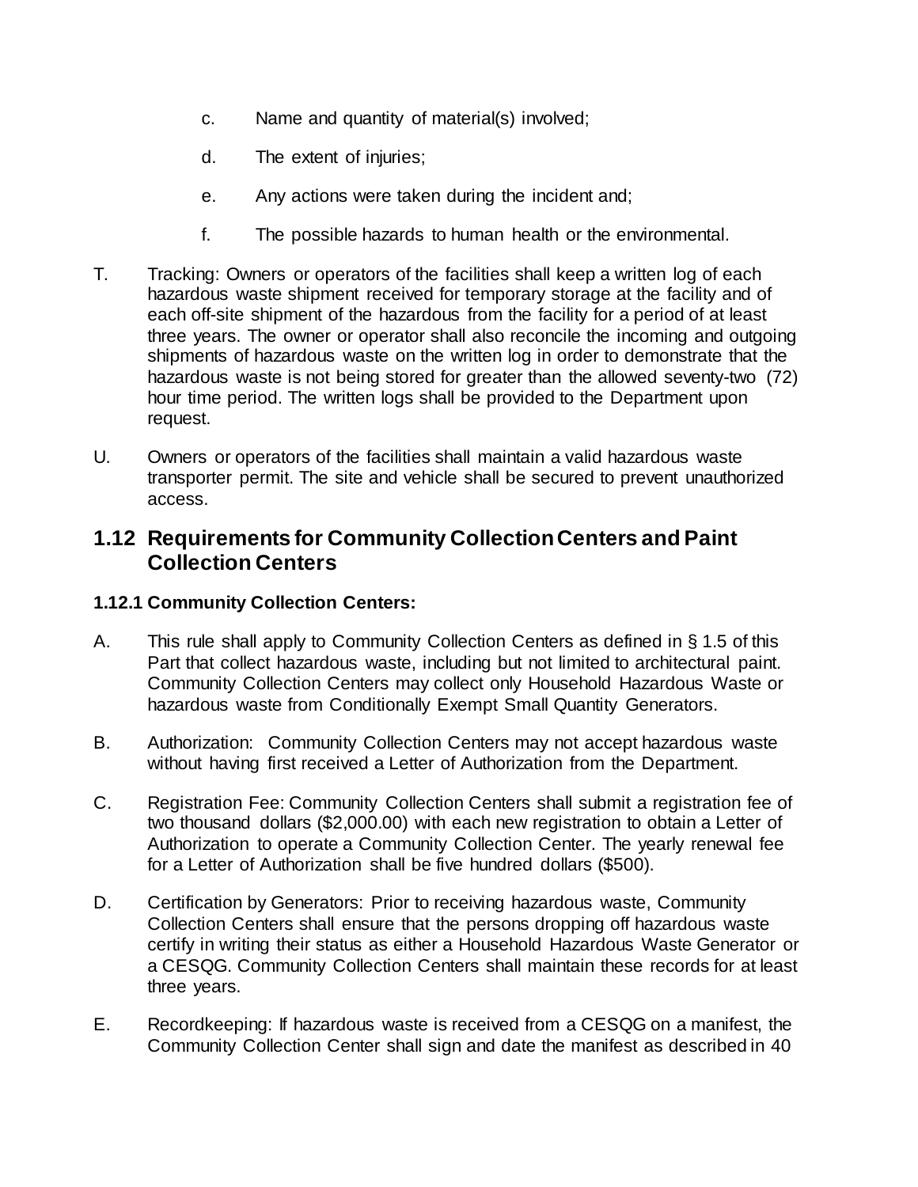c. Name and quantity of material(s) involved;

d. The extent of injuries;

e. Any actions were taken during the incident and;

f. The possible hazards to human health or the environmental.

T. Tracking: Owners or operators of the facilities shall keep a written log of each hazardous waste shipment received for temporary storage at the facility and of each off-site shipment of the hazardous from the facility for a period of at least three years. The owner or operator shall also reconcile the incoming and outgoing shipments of hazardous waste on the written log in order to demonstrate that the hazardous waste is not being stored for greater than the allowed seventy-two (72) hour time period. The written logs shall be provided to the Department upon request.

U. Owners or operators of the facilities shall maintain a valid hazardous waste transporter permit. The site and vehicle shall be secured to prevent unauthorized access.

## 1.12 Requirements for Community Collection Centers and Paint Collection Centers

### 1.12.1 Community Collection Centers:

A. This rule shall apply to Community Collection Centers as defined in § 1.5 of this Part that collect hazardous waste, including but not limited to architectural paint. Community Collection Centers may collect only Household Hazardous Waste or hazardous waste from Conditionally Exempt Small Quantity Generators.

B. Authorization: Community Collection Centers may not accept hazardous waste without having first received a Letter of Authorization from the Department.

C. Registration Fee: Community Collection Centers shall submit a registration fee of two thousand dollars ($2,000.00) with each new registration to obtain a Letter of Authorization to operate a Community Collection Center. The yearly renewal fee for a Letter of Authorization shall be five hundred dollars ($500).

D. Certification by Generators: Prior to receiving hazardous waste, Community Collection Centers shall ensure that the persons dropping off hazardous waste certify in writing their status as either a Household Hazardous Waste Generator or a CESQG. Community Collection Centers shall maintain these records for at least three years.

E. Recordkeeping: If hazardous waste is received from a CESQG on a manifest, the Community Collection Center shall sign and date the manifest as described in 40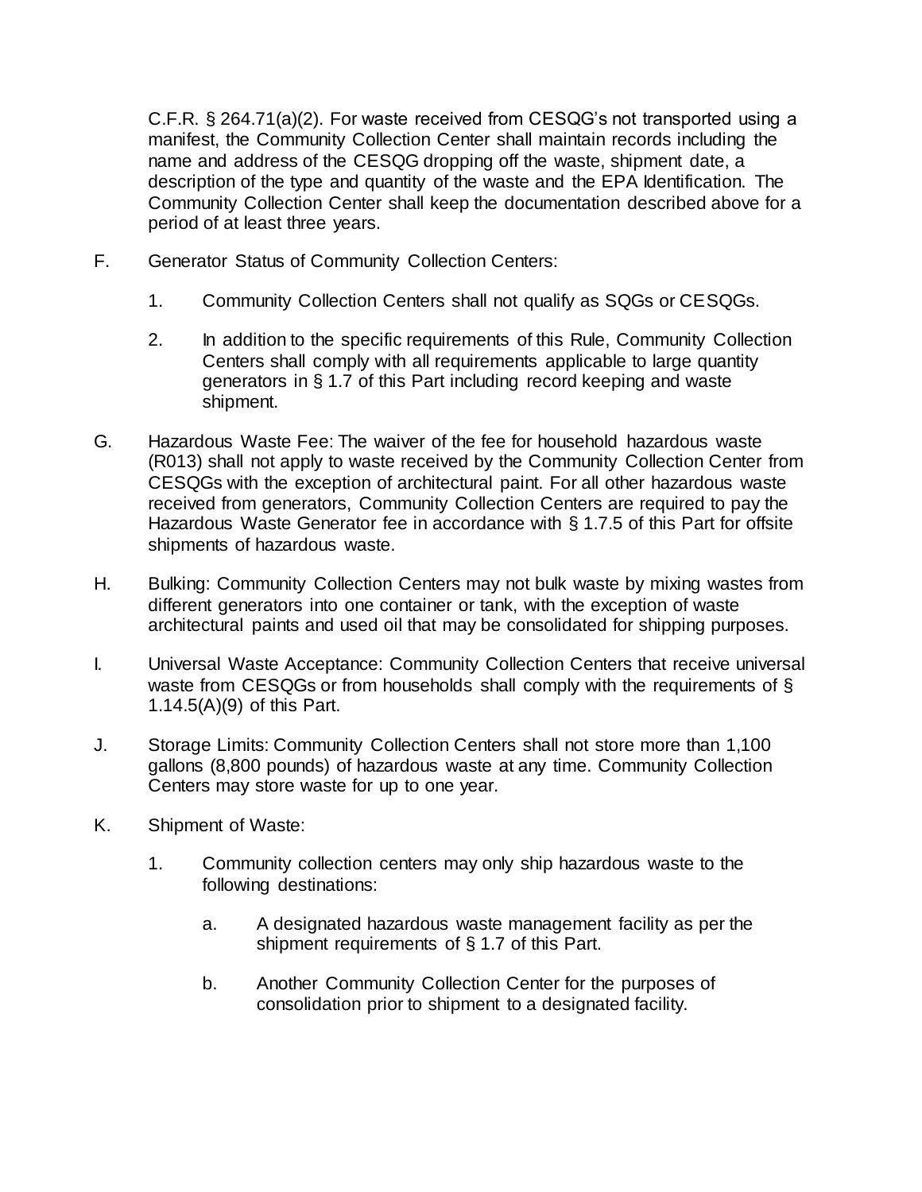C.F.R. § 264.71(a)(2). For waste received from CESQG's not transported using a manifest, the Community Collection Center shall maintain records including the name and address of the CESQG dropping off the waste, shipment date, a description of the type and quantity of the waste and the EPA Identification. The Community Collection Center shall keep the documentation described above for a period of at least three years.

F. Generator Status of Community Collection Centers:

   1. Community Collection Centers shall not qualify as SQGs or CESQGs.

   2. In addition to the specific requirements of this Rule, Community Collection Centers shall comply with all requirements applicable to large quantity generators in § 1.7 of this Part including record keeping and waste shipment.

G. Hazardous Waste Fee: The waiver of the fee for household hazardous waste (R013) shall not apply to waste received by the Community Collection Center from CESQGs with the exception of architectural paint. For all other hazardous waste received from generators, Community Collection Centers are required to pay the Hazardous Waste Generator fee in accordance with § 1.7.5 of this Part for offsite shipments of hazardous waste.

H. Bulking: Community Collection Centers may not bulk waste by mixing wastes from different generators into one container or tank, with the exception of waste architectural paints and used oil that may be consolidated for shipping purposes.

I. Universal Waste Acceptance: Community Collection Centers that receive universal waste from CESQGs or from households shall comply with the requirements of § 1.14.5(A)(9) of this Part.

J. Storage Limits: Community Collection Centers shall not store more than 1,100 gallons (8,800 pounds) of hazardous waste at any time. Community Collection Centers may store waste for up to one year.

K. Shipment of Waste:

   1. Community collection centers may only ship hazardous waste to the following destinations:

      a. A designated hazardous waste management facility as per the shipment requirements of § 1.7 of this Part.

      b. Another Community Collection Center for the purposes of consolidation prior to shipment to a designated facility.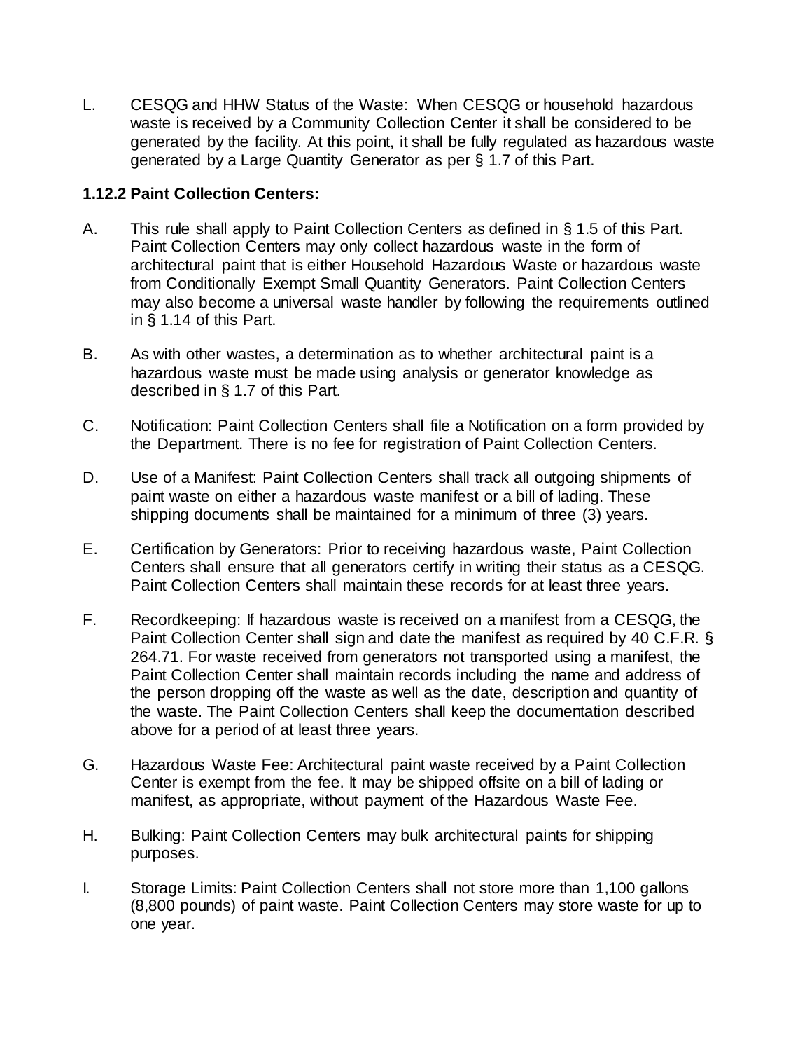L. CESQG and HHW Status of the Waste: When CESQG or household hazardous waste is received by a Community Collection Center it shall be considered to be generated by the facility. At this point, it shall be fully regulated as hazardous waste generated by a Large Quantity Generator as per § 1.7 of this Part.

**1.12.2 Paint Collection Centers:**

A. This rule shall apply to Paint Collection Centers as defined in § 1.5 of this Part. Paint Collection Centers may only collect hazardous waste in the form of architectural paint that is either Household Hazardous Waste or hazardous waste from Conditionally Exempt Small Quantity Generators. Paint Collection Centers may also become a universal waste handler by following the requirements outlined in § 1.14 of this Part.

B. As with other wastes, a determination as to whether architectural paint is a hazardous waste must be made using analysis or generator knowledge as described in § 1.7 of this Part.

C. Notification: Paint Collection Centers shall file a Notification on a form provided by the Department. There is no fee for registration of Paint Collection Centers.

D. Use of a Manifest: Paint Collection Centers shall track all outgoing shipments of paint waste on either a hazardous waste manifest or a bill of lading. These shipping documents shall be maintained for a minimum of three (3) years.

E. Certification by Generators: Prior to receiving hazardous waste, Paint Collection Centers shall ensure that all generators certify in writing their status as a CESQG. Paint Collection Centers shall maintain these records for at least three years.

F. Recordkeeping: If hazardous waste is received on a manifest from a CESQG, the Paint Collection Center shall sign and date the manifest as required by 40 C.F.R. § 264.71. For waste received from generators not transported using a manifest, the Paint Collection Center shall maintain records including the name and address of the person dropping off the waste as well as the date, description and quantity of the waste. The Paint Collection Centers shall keep the documentation described above for a period of at least three years.

G. Hazardous Waste Fee: Architectural paint waste received by a Paint Collection Center is exempt from the fee. It may be shipped offsite on a bill of lading or manifest, as appropriate, without payment of the Hazardous Waste Fee.

H. Bulking: Paint Collection Centers may bulk architectural paints for shipping purposes.

I. Storage Limits: Paint Collection Centers shall not store more than 1,100 gallons (8,800 pounds) of paint waste. Paint Collection Centers may store waste for up to one year.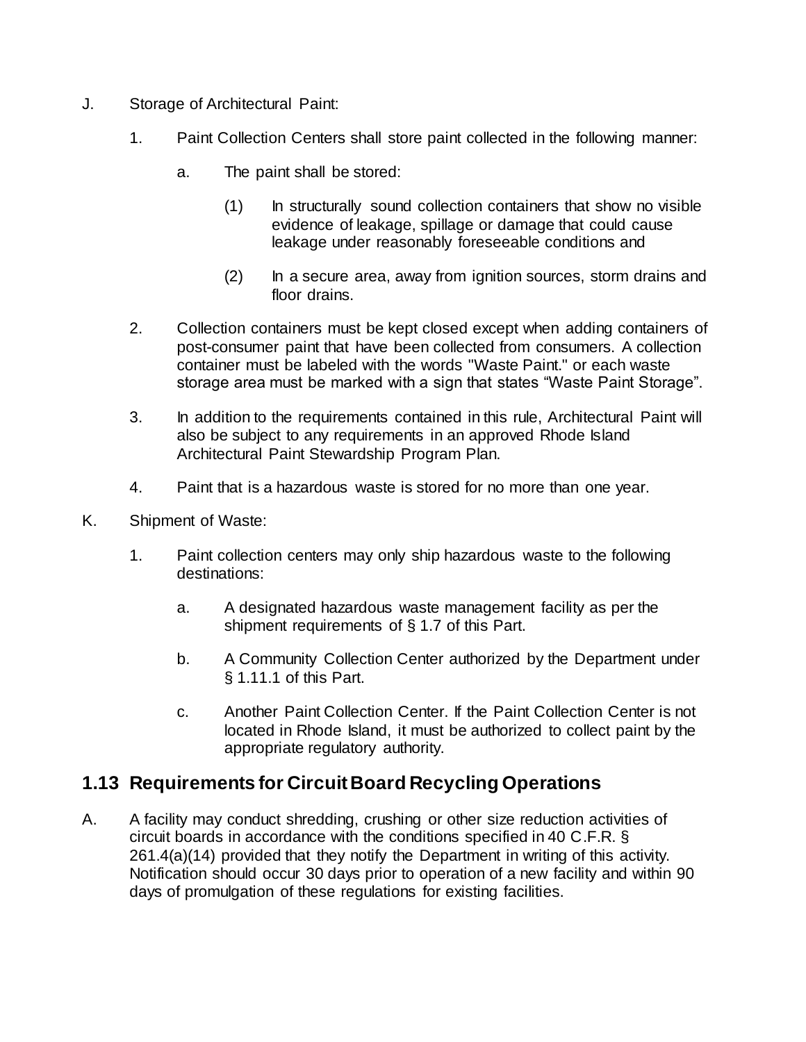J. Storage of Architectural Paint:

1. Paint Collection Centers shall store paint collected in the following manner:

    a. The paint shall be stored:

        (1) In structurally sound collection containers that show no visible evidence of leakage, spillage or damage that could cause leakage under reasonably foreseeable conditions and

        (2) In a secure area, away from ignition sources, storm drains and floor drains.

2. Collection containers must be kept closed except when adding containers of post-consumer paint that have been collected from consumers. A collection container must be labeled with the words "Waste Paint." or each waste storage area must be marked with a sign that states "Waste Paint Storage".

3. In addition to the requirements contained in this rule, Architectural Paint will also be subject to any requirements in an approved Rhode Island Architectural Paint Stewardship Program Plan.

4. Paint that is a hazardous waste is stored for no more than one year.

K. Shipment of Waste:

1. Paint collection centers may only ship hazardous waste to the following destinations:

    a. A designated hazardous waste management facility as per the shipment requirements of § 1.7 of this Part.

    b. A Community Collection Center authorized by the Department under § 1.11.1 of this Part.

    c. Another Paint Collection Center. If the Paint Collection Center is not located in Rhode Island, it must be authorized to collect paint by the appropriate regulatory authority.

## 1.13 Requirements for Circuit Board Recycling Operations

A. A facility may conduct shredding, crushing or other size reduction activities of circuit boards in accordance with the conditions specified in 40 C.F.R. § 261.4(a)(14) provided that they notify the Department in writing of this activity. Notification should occur 30 days prior to operation of a new facility and within 90 days of promulgation of these regulations for existing facilities.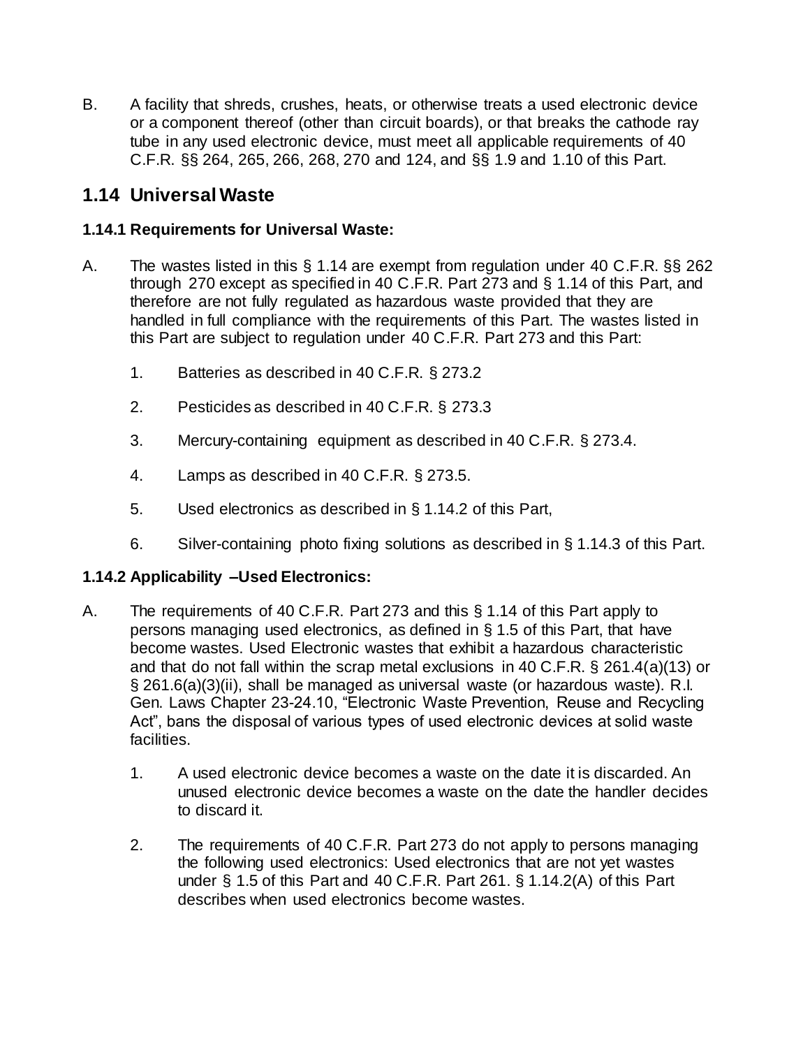B. A facility that shreds, crushes, heats, or otherwise treats a used electronic device or a component thereof (other than circuit boards), or that breaks the cathode ray tube in any used electronic device, must meet all applicable requirements of 40 C.F.R. §§ 264, 265, 266, 268, 270 and 124, and §§ 1.9 and 1.10 of this Part.

## 1.14 Universal Waste

### 1.14.1 Requirements for Universal Waste:

A. The wastes listed in this § 1.14 are exempt from regulation under 40 C.F.R. §§ 262 through 270 except as specified in 40 C.F.R. Part 273 and § 1.14 of this Part, and therefore are not fully regulated as hazardous waste provided that they are handled in full compliance with the requirements of this Part. The wastes listed in this Part are subject to regulation under 40 C.F.R. Part 273 and this Part:

1. Batteries as described in 40 C.F.R. § 273.2
2. Pesticides as described in 40 C.F.R. § 273.3
3. Mercury-containing equipment as described in 40 C.F.R. § 273.4.
4. Lamps as described in 40 C.F.R. § 273.5.
5. Used electronics as described in § 1.14.2 of this Part,
6. Silver-containing photo fixing solutions as described in § 1.14.3 of this Part.

### 1.14.2 Applicability –Used Electronics:

A. The requirements of 40 C.F.R. Part 273 and this § 1.14 of this Part apply to persons managing used electronics, as defined in § 1.5 of this Part, that have become wastes. Used Electronic wastes that exhibit a hazardous characteristic and that do not fall within the scrap metal exclusions in 40 C.F.R. § 261.4(a)(13) or § 261.6(a)(3)(ii), shall be managed as universal waste (or hazardous waste). R.I. Gen. Laws Chapter 23-24.10, "Electronic Waste Prevention, Reuse and Recycling Act", bans the disposal of various types of used electronic devices at solid waste facilities.

1. A used electronic device becomes a waste on the date it is discarded. An unused electronic device becomes a waste on the date the handler decides to discard it.
2. The requirements of 40 C.F.R. Part 273 do not apply to persons managing the following used electronics: Used electronics that are not yet wastes under § 1.5 of this Part and 40 C.F.R. Part 261. § 1.14.2(A) of this Part describes when used electronics become wastes.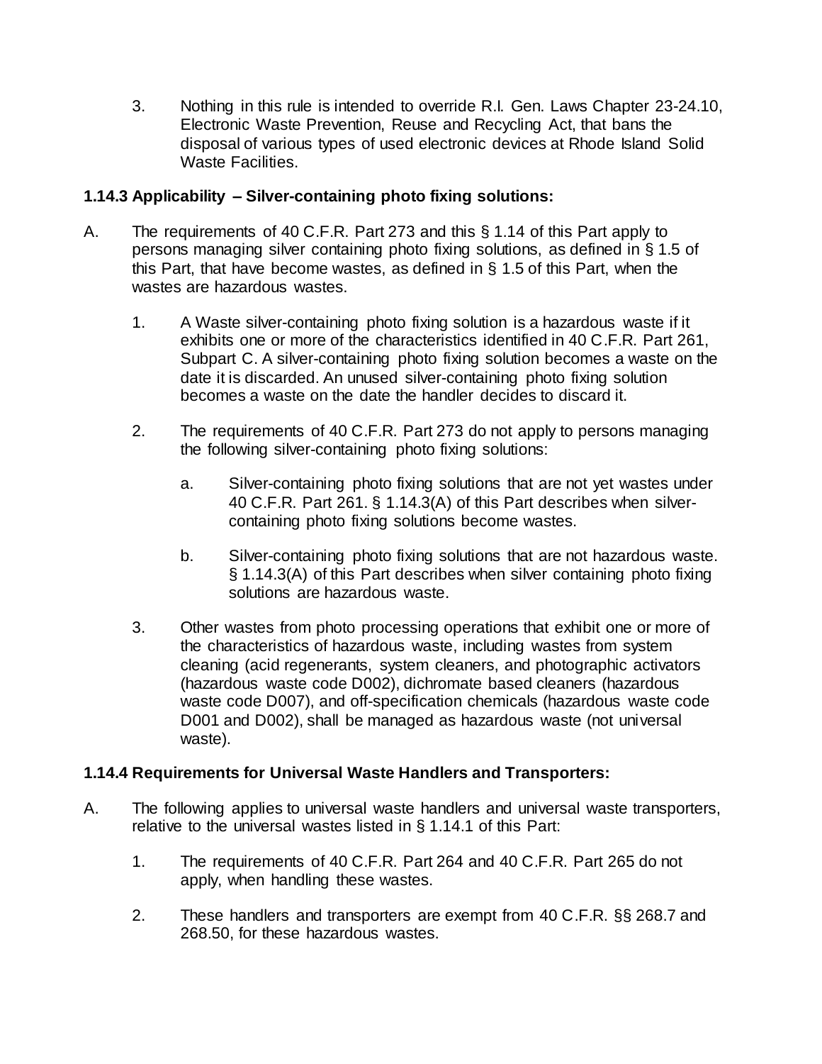3. Nothing in this rule is intended to override R.I. Gen. Laws Chapter 23-24.10, Electronic Waste Prevention, Reuse and Recycling Act, that bans the disposal of various types of used electronic devices at Rhode Island Solid Waste Facilities.

**1.14.3 Applicability – Silver-containing photo fixing solutions:**

A. The requirements of 40 C.F.R. Part 273 and this § 1.14 of this Part apply to persons managing silver containing photo fixing solutions, as defined in § 1.5 of this Part, that have become wastes, as defined in § 1.5 of this Part, when the wastes are hazardous wastes.

   1. A Waste silver-containing photo fixing solution is a hazardous waste if it exhibits one or more of the characteristics identified in 40 C.F.R. Part 261, Subpart C. A silver-containing photo fixing solution becomes a waste on the date it is discarded. An unused silver-containing photo fixing solution becomes a waste on the date the handler decides to discard it.

   2. The requirements of 40 C.F.R. Part 273 do not apply to persons managing the following silver-containing photo fixing solutions:

      a. Silver-containing photo fixing solutions that are not yet wastes under 40 C.F.R. Part 261. § 1.14.3(A) of this Part describes when silver-containing photo fixing solutions become wastes.

      b. Silver-containing photo fixing solutions that are not hazardous waste. § 1.14.3(A) of this Part describes when silver containing photo fixing solutions are hazardous waste.

   3. Other wastes from photo processing operations that exhibit one or more of the characteristics of hazardous waste, including wastes from system cleaning (acid regenerants, system cleaners, and photographic activators (hazardous waste code D002), dichromate based cleaners (hazardous waste code D007), and off-specification chemicals (hazardous waste code D001 and D002), shall be managed as hazardous waste (not universal waste).

**1.14.4 Requirements for Universal Waste Handlers and Transporters:**

A. The following applies to universal waste handlers and universal waste transporters, relative to the universal wastes listed in § 1.14.1 of this Part:

   1. The requirements of 40 C.F.R. Part 264 and 40 C.F.R. Part 265 do not apply, when handling these wastes.

   2. These handlers and transporters are exempt from 40 C.F.R. §§ 268.7 and 268.50, for these hazardous wastes.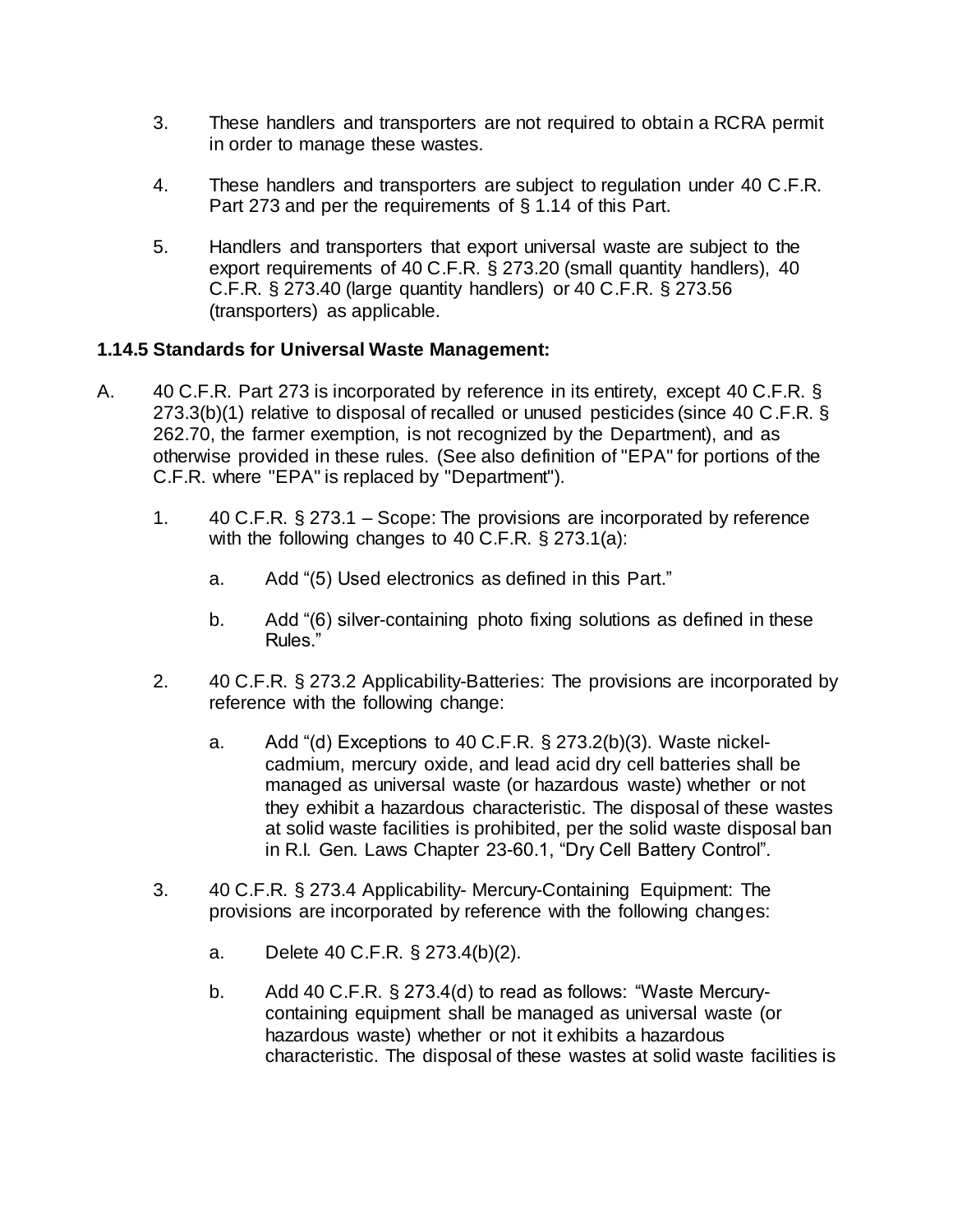3. These handlers and transporters are not required to obtain a RCRA permit in order to manage these wastes.

4. These handlers and transporters are subject to regulation under 40 C.F.R. Part 273 and per the requirements of § 1.14 of this Part.

5. Handlers and transporters that export universal waste are subject to the export requirements of 40 C.F.R. § 273.20 (small quantity handlers), 40 C.F.R. § 273.40 (large quantity handlers) or 40 C.F.R. § 273.56 (transporters) as applicable.

**1.14.5 Standards for Universal Waste Management:**

A. 40 C.F.R. Part 273 is incorporated by reference in its entirety, except 40 C.F.R. § 273.3(b)(1) relative to disposal of recalled or unused pesticides (since 40 C.F.R. § 262.70, the farmer exemption, is not recognized by the Department), and as otherwise provided in these rules. (See also definition of "EPA" for portions of the C.F.R. where "EPA" is replaced by "Department").

   1. 40 C.F.R. § 273.1 – Scope: The provisions are incorporated by reference with the following changes to 40 C.F.R. § 273.1(a):

      a. Add "(5) Used electronics as defined in this Part."

      b. Add "(6) silver-containing photo fixing solutions as defined in these Rules."

   2. 40 C.F.R. § 273.2 Applicability-Batteries: The provisions are incorporated by reference with the following change:

      a. Add "(d) Exceptions to 40 C.F.R. § 273.2(b)(3). Waste nickel-cadmium, mercury oxide, and lead acid dry cell batteries shall be managed as universal waste (or hazardous waste) whether or not they exhibit a hazardous characteristic. The disposal of these wastes at solid waste facilities is prohibited, per the solid waste disposal ban in R.I. Gen. Laws Chapter 23-60.1, "Dry Cell Battery Control".

   3. 40 C.F.R. § 273.4 Applicability- Mercury-Containing Equipment: The provisions are incorporated by reference with the following changes:

      a. Delete 40 C.F.R. § 273.4(b)(2).

      b. Add 40 C.F.R. § 273.4(d) to read as follows: "Waste Mercury-containing equipment shall be managed as universal waste (or hazardous waste) whether or not it exhibits a hazardous characteristic. The disposal of these wastes at solid waste facilities is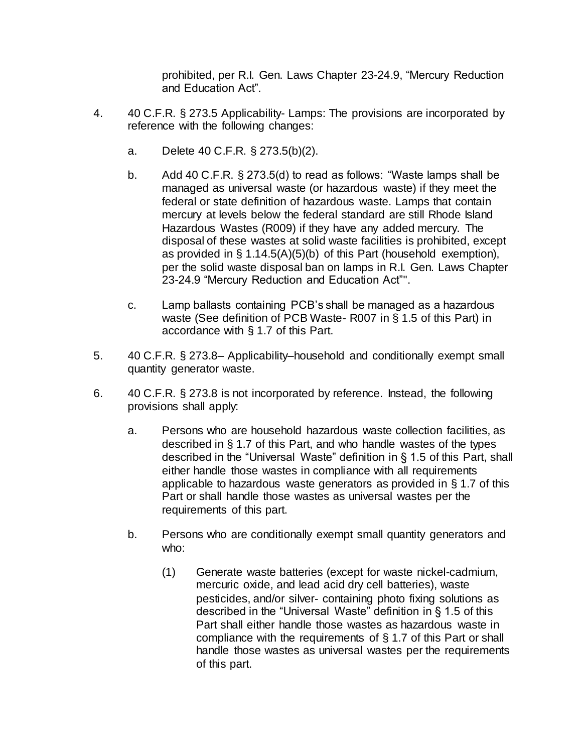prohibited, per R.I. Gen. Laws Chapter 23-24.9, "Mercury Reduction and Education Act".

4. 40 C.F.R. § 273.5 Applicability- Lamps: The provisions are incorporated by reference with the following changes:

   a. Delete 40 C.F.R. § 273.5(b)(2).

   b. Add 40 C.F.R. § 273.5(d) to read as follows: "Waste lamps shall be managed as universal waste (or hazardous waste) if they meet the federal or state definition of hazardous waste. Lamps that contain mercury at levels below the federal standard are still Rhode Island Hazardous Wastes (R009) if they have any added mercury. The disposal of these wastes at solid waste facilities is prohibited, except as provided in § 1.14.5(A)(5)(b) of this Part (household exemption), per the solid waste disposal ban on lamps in R.I. Gen. Laws Chapter 23-24.9 "Mercury Reduction and Education Act"".

   c. Lamp ballasts containing PCB's shall be managed as a hazardous waste (See definition of PCB Waste- R007 in § 1.5 of this Part) in accordance with § 1.7 of this Part.

5. 40 C.F.R. § 273.8– Applicability–household and conditionally exempt small quantity generator waste.

6. 40 C.F.R. § 273.8 is not incorporated by reference. Instead, the following provisions shall apply:

   a. Persons who are household hazardous waste collection facilities, as described in § 1.7 of this Part, and who handle wastes of the types described in the "Universal Waste" definition in § 1.5 of this Part, shall either handle those wastes in compliance with all requirements applicable to hazardous waste generators as provided in § 1.7 of this Part or shall handle those wastes as universal wastes per the requirements of this part.

   b. Persons who are conditionally exempt small quantity generators and who:

      (1) Generate waste batteries (except for waste nickel-cadmium, mercuric oxide, and lead acid dry cell batteries), waste pesticides, and/or silver- containing photo fixing solutions as described in the "Universal Waste" definition in § 1.5 of this Part shall either handle those wastes as hazardous waste in compliance with the requirements of § 1.7 of this Part or shall handle those wastes as universal wastes per the requirements of this part.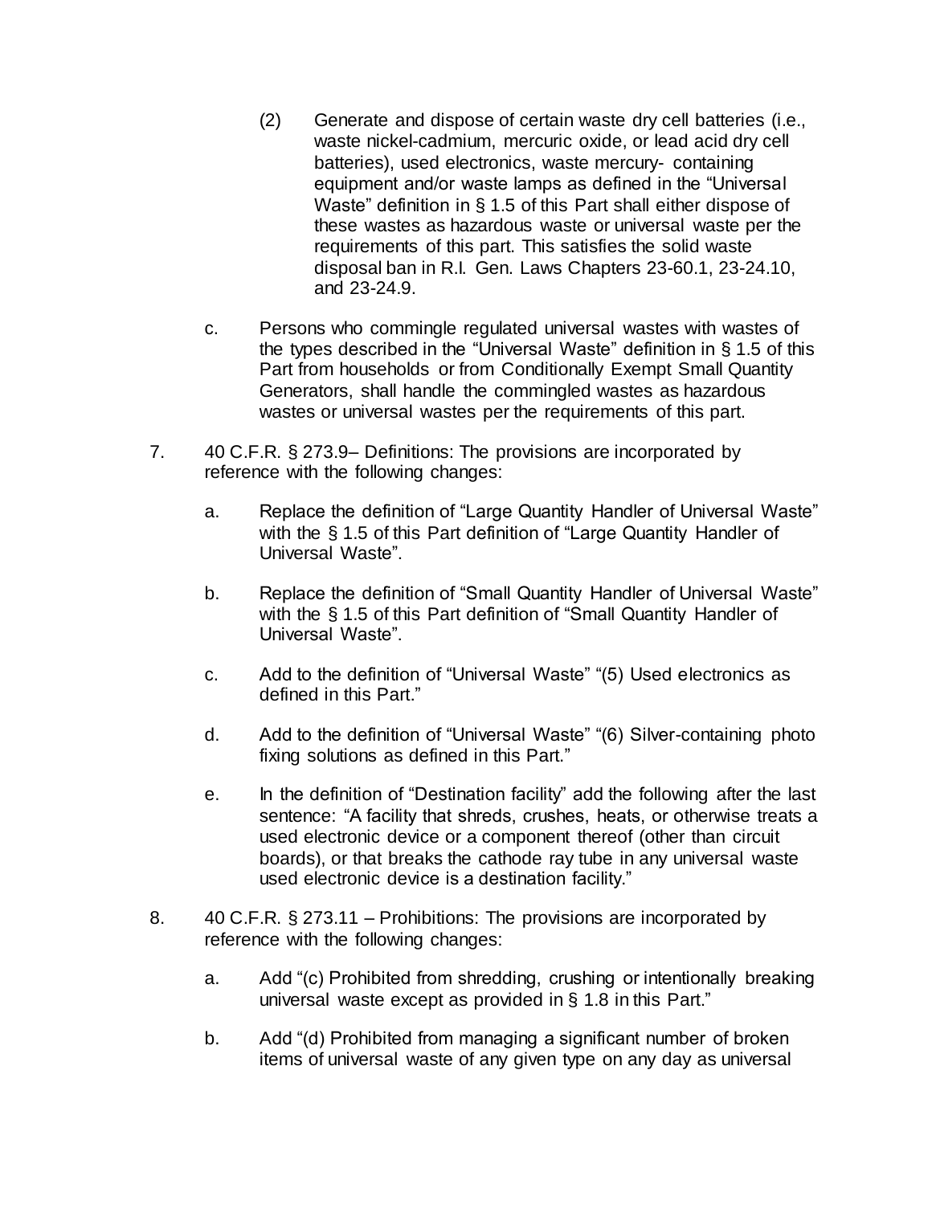(2) Generate and dispose of certain waste dry cell batteries (i.e., waste nickel-cadmium, mercuric oxide, or lead acid dry cell batteries), used electronics, waste mercury- containing equipment and/or waste lamps as defined in the "Universal Waste" definition in § 1.5 of this Part shall either dispose of these wastes as hazardous waste or universal waste per the requirements of this part. This satisfies the solid waste disposal ban in R.I. Gen. Laws Chapters 23-60.1, 23-24.10, and 23-24.9.

c. Persons who commingle regulated universal wastes with wastes of the types described in the "Universal Waste" definition in § 1.5 of this Part from households or from Conditionally Exempt Small Quantity Generators, shall handle the commingled wastes as hazardous wastes or universal wastes per the requirements of this part.

7. 40 C.F.R. § 273.9– Definitions: The provisions are incorporated by reference with the following changes:

   a. Replace the definition of "Large Quantity Handler of Universal Waste" with the § 1.5 of this Part definition of "Large Quantity Handler of Universal Waste".

   b. Replace the definition of "Small Quantity Handler of Universal Waste" with the § 1.5 of this Part definition of "Small Quantity Handler of Universal Waste".

   c. Add to the definition of "Universal Waste" "(5) Used electronics as defined in this Part."

   d. Add to the definition of "Universal Waste" "(6) Silver-containing photo fixing solutions as defined in this Part."

   e. In the definition of "Destination facility" add the following after the last sentence: "A facility that shreds, crushes, heats, or otherwise treats a used electronic device or a component thereof (other than circuit boards), or that breaks the cathode ray tube in any universal waste used electronic device is a destination facility."

8. 40 C.F.R. § 273.11 – Prohibitions: The provisions are incorporated by reference with the following changes:

   a. Add "(c) Prohibited from shredding, crushing or intentionally breaking universal waste except as provided in § 1.8 in this Part."

   b. Add "(d) Prohibited from managing a significant number of broken items of universal waste of any given type on any day as universal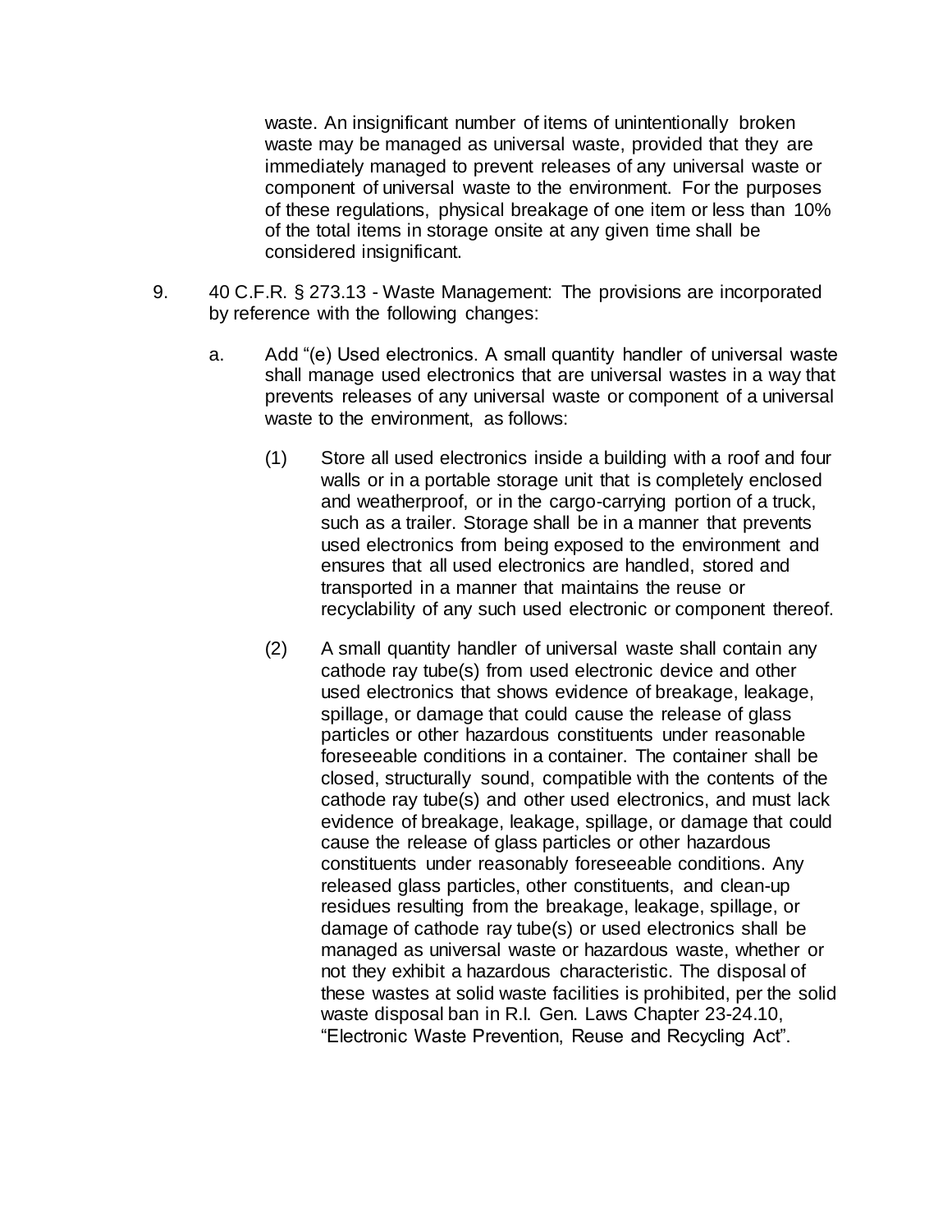waste. An insignificant number of items of unintentionally broken waste may be managed as universal waste, provided that they are immediately managed to prevent releases of any universal waste or component of universal waste to the environment. For the purposes of these regulations, physical breakage of one item or less than 10% of the total items in storage onsite at any given time shall be considered insignificant.

9. 40 C.F.R. § 273.13 - Waste Management: The provisions are incorporated by reference with the following changes:

   a. Add "(e) Used electronics. A small quantity handler of universal waste shall manage used electronics that are universal wastes in a way that prevents releases of any universal waste or component of a universal waste to the environment, as follows:

      (1) Store all used electronics inside a building with a roof and four walls or in a portable storage unit that is completely enclosed and weatherproof, or in the cargo-carrying portion of a truck, such as a trailer. Storage shall be in a manner that prevents used electronics from being exposed to the environment and ensures that all used electronics are handled, stored and transported in a manner that maintains the reuse or recyclability of any such used electronic or component thereof.

      (2) A small quantity handler of universal waste shall contain any cathode ray tube(s) from used electronic device and other used electronics that shows evidence of breakage, leakage, spillage, or damage that could cause the release of glass particles or other hazardous constituents under reasonable foreseeable conditions in a container. The container shall be closed, structurally sound, compatible with the contents of the cathode ray tube(s) and other used electronics, and must lack evidence of breakage, leakage, spillage, or damage that could cause the release of glass particles or other hazardous constituents under reasonably foreseeable conditions. Any released glass particles, other constituents, and clean-up residues resulting from the breakage, leakage, spillage, or damage of cathode ray tube(s) or used electronics shall be managed as universal waste or hazardous waste, whether or not they exhibit a hazardous characteristic. The disposal of these wastes at solid waste facilities is prohibited, per the solid waste disposal ban in R.I. Gen. Laws Chapter 23-24.10, "Electronic Waste Prevention, Reuse and Recycling Act".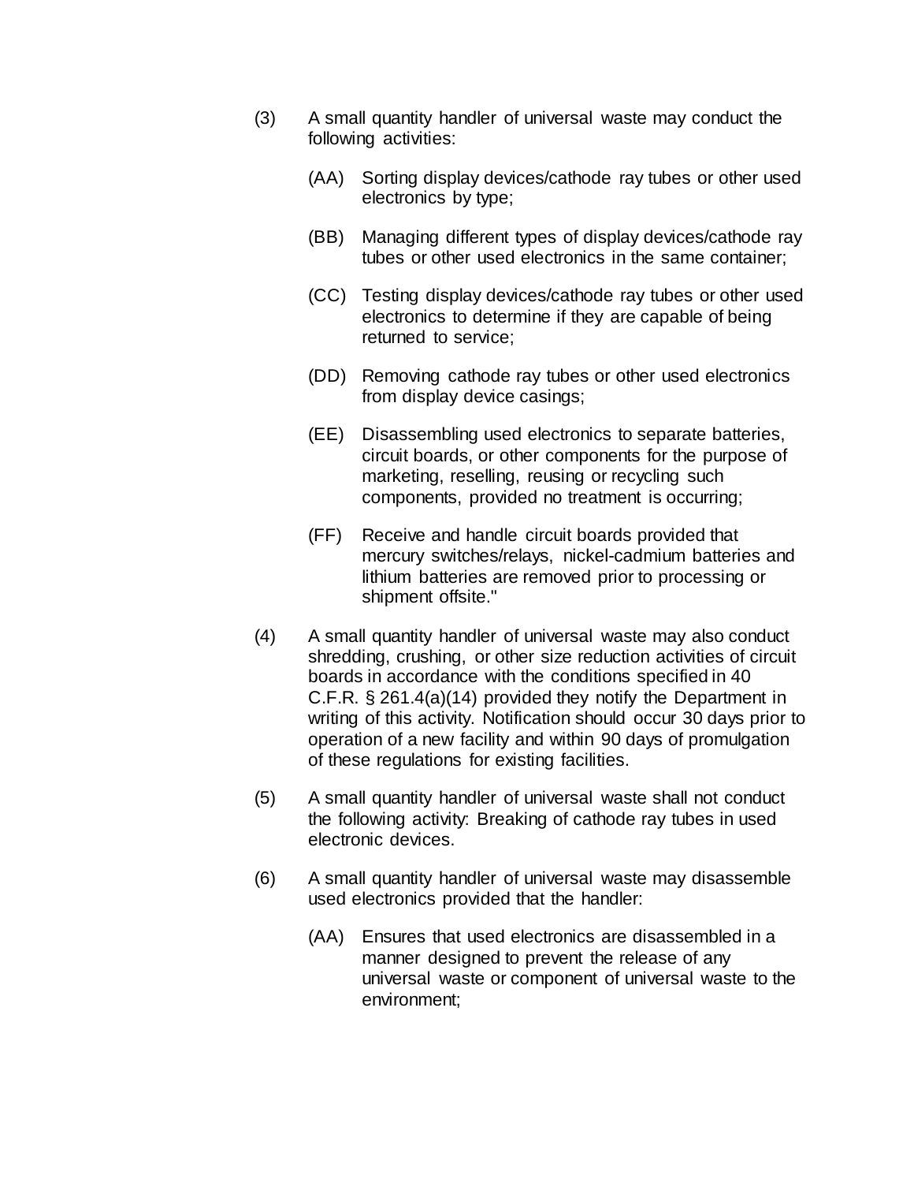(3) A small quantity handler of universal waste may conduct the following activities:

(AA) Sorting display devices/cathode ray tubes or other used electronics by type;

(BB) Managing different types of display devices/cathode ray tubes or other used electronics in the same container;

(CC) Testing display devices/cathode ray tubes or other used electronics to determine if they are capable of being returned to service;

(DD) Removing cathode ray tubes or other used electronics from display device casings;

(EE) Disassembling used electronics to separate batteries, circuit boards, or other components for the purpose of marketing, reselling, reusing or recycling such components, provided no treatment is occurring;

(FF) Receive and handle circuit boards provided that mercury switches/relays, nickel-cadmium batteries and lithium batteries are removed prior to processing or shipment offsite."

(4) A small quantity handler of universal waste may also conduct shredding, crushing, or other size reduction activities of circuit boards in accordance with the conditions specified in 40 C.F.R. § 261.4(a)(14) provided they notify the Department in writing of this activity. Notification should occur 30 days prior to operation of a new facility and within 90 days of promulgation of these regulations for existing facilities.

(5) A small quantity handler of universal waste shall not conduct the following activity: Breaking of cathode ray tubes in used electronic devices.

(6) A small quantity handler of universal waste may disassemble used electronics provided that the handler:

(AA) Ensures that used electronics are disassembled in a manner designed to prevent the release of any universal waste or component of universal waste to the environment;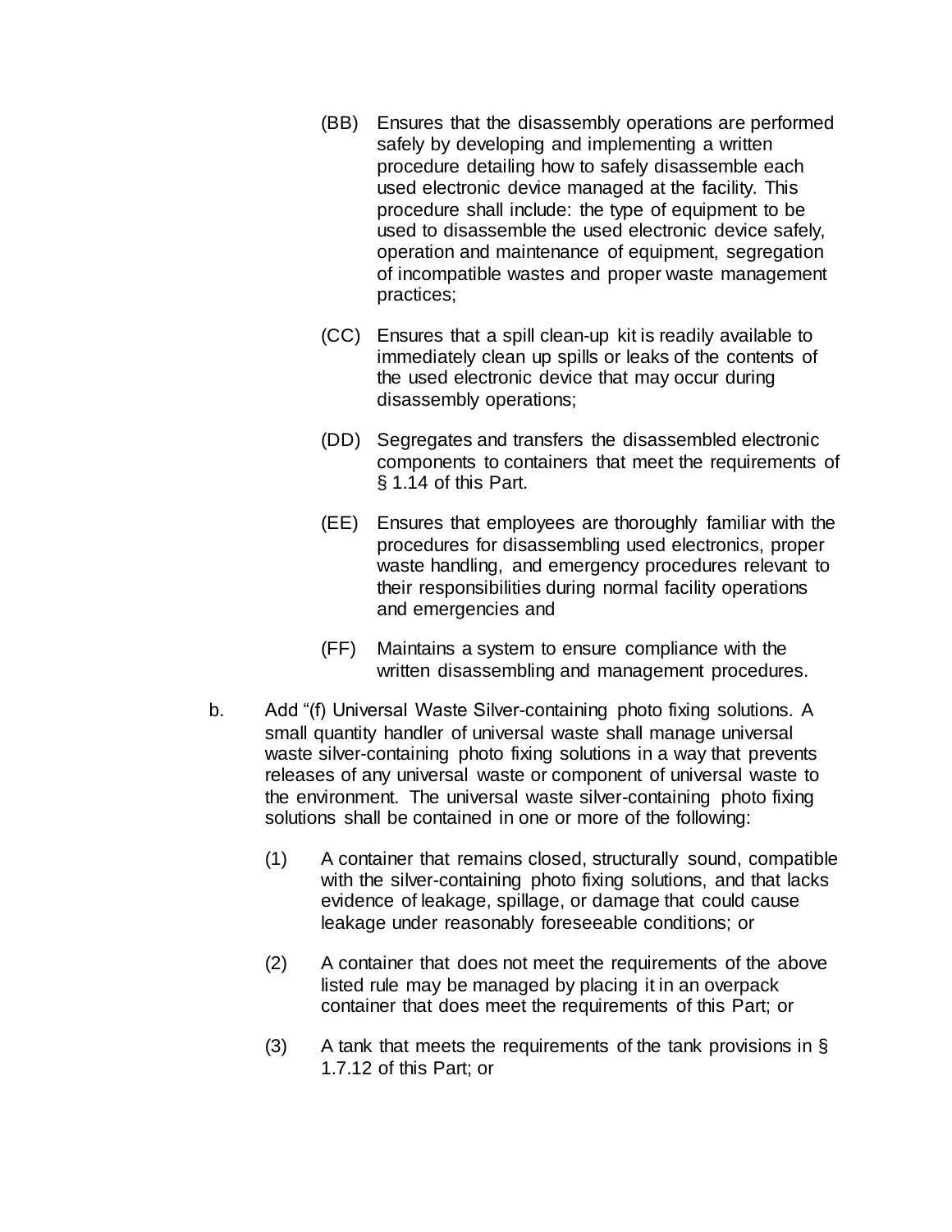(BB) Ensures that the disassembly operations are performed safely by developing and implementing a written procedure detailing how to safely disassemble each used electronic device managed at the facility. This procedure shall include: the type of equipment to be used to disassemble the used electronic device safely, operation and maintenance of equipment, segregation of incompatible wastes and proper waste management practices;

(CC) Ensures that a spill clean-up kit is readily available to immediately clean up spills or leaks of the contents of the used electronic device that may occur during disassembly operations;

(DD) Segregates and transfers the disassembled electronic components to containers that meet the requirements of § 1.14 of this Part.

(EE) Ensures that employees are thoroughly familiar with the procedures for disassembling used electronics, proper waste handling, and emergency procedures relevant to their responsibilities during normal facility operations and emergencies and

(FF) Maintains a system to ensure compliance with the written disassembling and management procedures.

b. Add "(f) Universal Waste Silver-containing photo fixing solutions. A small quantity handler of universal waste shall manage universal waste silver-containing photo fixing solutions in a way that prevents releases of any universal waste or component of universal waste to the environment. The universal waste silver-containing photo fixing solutions shall be contained in one or more of the following:

(1) A container that remains closed, structurally sound, compatible with the silver-containing photo fixing solutions, and that lacks evidence of leakage, spillage, or damage that could cause leakage under reasonably foreseeable conditions; or

(2) A container that does not meet the requirements of the above listed rule may be managed by placing it in an overpack container that does meet the requirements of this Part; or

(3) A tank that meets the requirements of the tank provisions in § 1.7.12 of this Part; or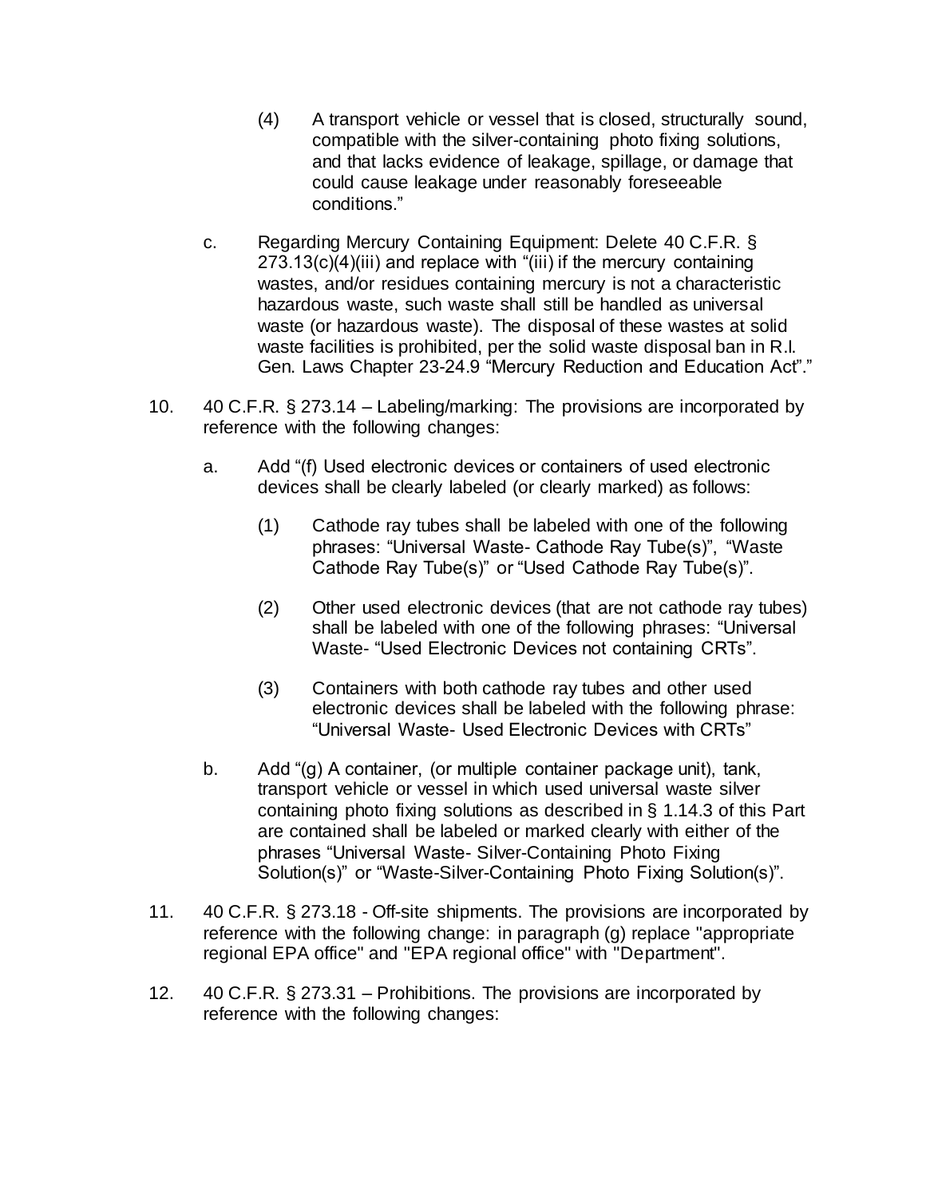(4) A transport vehicle or vessel that is closed, structurally sound, compatible with the silver-containing photo fixing solutions, and that lacks evidence of leakage, spillage, or damage that could cause leakage under reasonably foreseeable conditions."

c. Regarding Mercury Containing Equipment: Delete 40 C.F.R. § 273.13(c)(4)(iii) and replace with "(iii) if the mercury containing wastes, and/or residues containing mercury is not a characteristic hazardous waste, such waste shall still be handled as universal waste (or hazardous waste). The disposal of these wastes at solid waste facilities is prohibited, per the solid waste disposal ban in R.I. Gen. Laws Chapter 23-24.9 "Mercury Reduction and Education Act"."

10. 40 C.F.R. § 273.14 – Labeling/marking: The provisions are incorporated by reference with the following changes:

a. Add "(f) Used electronic devices or containers of used electronic devices shall be clearly labeled (or clearly marked) as follows:

(1) Cathode ray tubes shall be labeled with one of the following phrases: "Universal Waste- Cathode Ray Tube(s)", "Waste Cathode Ray Tube(s)" or "Used Cathode Ray Tube(s)".

(2) Other used electronic devices (that are not cathode ray tubes) shall be labeled with one of the following phrases: "Universal Waste- "Used Electronic Devices not containing CRTs".

(3) Containers with both cathode ray tubes and other used electronic devices shall be labeled with the following phrase: "Universal Waste- Used Electronic Devices with CRTs"

b. Add "(g) A container, (or multiple container package unit), tank, transport vehicle or vessel in which used universal waste silver containing photo fixing solutions as described in § 1.14.3 of this Part are contained shall be labeled or marked clearly with either of the phrases "Universal Waste- Silver-Containing Photo Fixing Solution(s)" or "Waste-Silver-Containing Photo Fixing Solution(s)".

11. 40 C.F.R. § 273.18 - Off-site shipments. The provisions are incorporated by reference with the following change: in paragraph (g) replace "appropriate regional EPA office" and "EPA regional office" with "Department".

12. 40 C.F.R. § 273.31 – Prohibitions. The provisions are incorporated by reference with the following changes: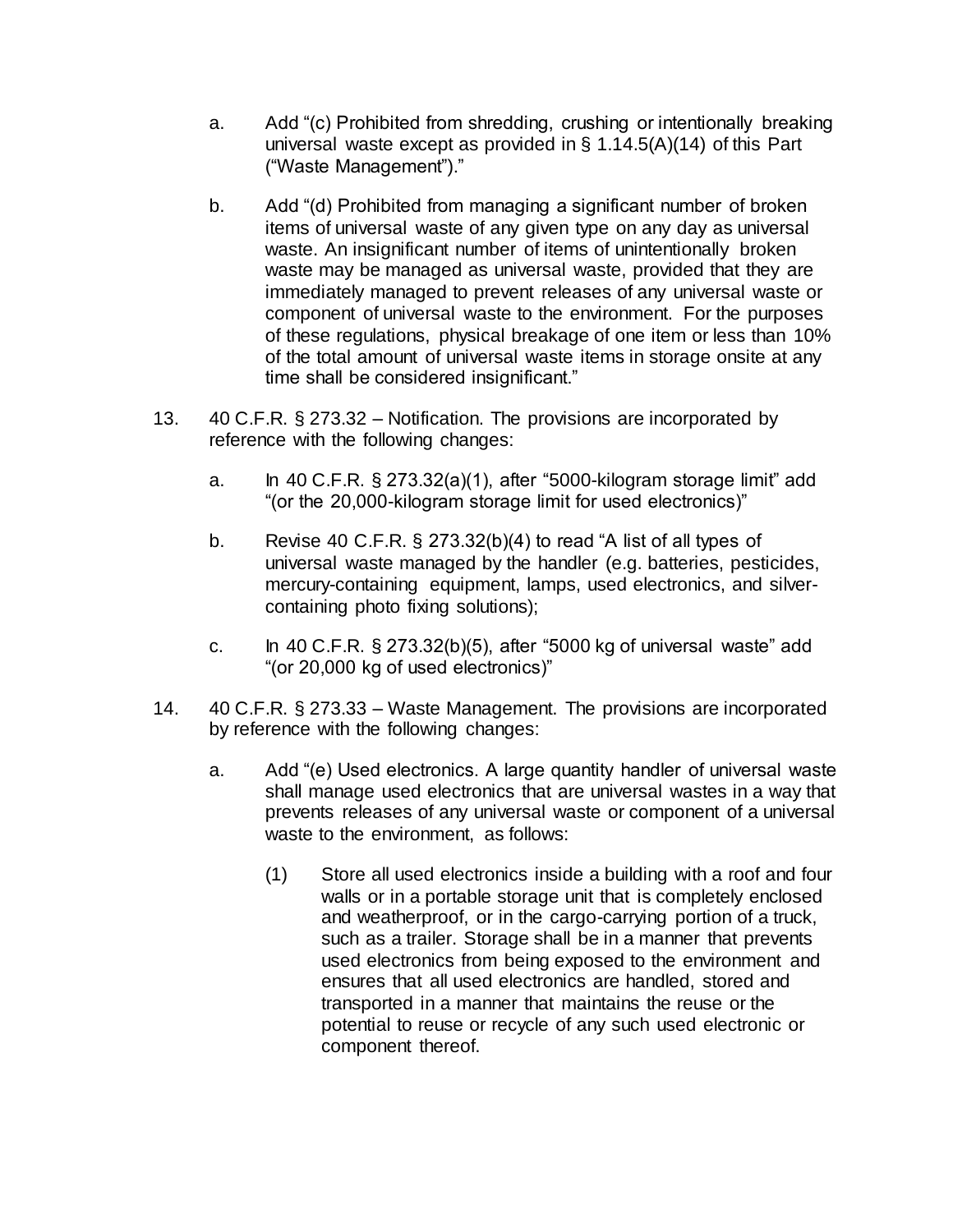a. Add "(c) Prohibited from shredding, crushing or intentionally breaking universal waste except as provided in § 1.14.5(A)(14) of this Part ("Waste Management")."

b. Add "(d) Prohibited from managing a significant number of broken items of universal waste of any given type on any day as universal waste. An insignificant number of items of unintentionally broken waste may be managed as universal waste, provided that they are immediately managed to prevent releases of any universal waste or component of universal waste to the environment. For the purposes of these regulations, physical breakage of one item or less than 10% of the total amount of universal waste items in storage onsite at any time shall be considered insignificant."

13. 40 C.F.R. § 273.32 – Notification. The provisions are incorporated by reference with the following changes:

   a. In 40 C.F.R. § 273.32(a)(1), after "5000-kilogram storage limit" add "(or the 20,000-kilogram storage limit for used electronics)"

   b. Revise 40 C.F.R. § 273.32(b)(4) to read "A list of all types of universal waste managed by the handler (e.g. batteries, pesticides, mercury-containing equipment, lamps, used electronics, and silver-containing photo fixing solutions);

   c. In 40 C.F.R. § 273.32(b)(5), after "5000 kg of universal waste" add "(or 20,000 kg of used electronics)"

14. 40 C.F.R. § 273.33 – Waste Management. The provisions are incorporated by reference with the following changes:

   a. Add "(e) Used electronics. A large quantity handler of universal waste shall manage used electronics that are universal wastes in a way that prevents releases of any universal waste or component of a universal waste to the environment, as follows:

      (1) Store all used electronics inside a building with a roof and four walls or in a portable storage unit that is completely enclosed and weatherproof, or in the cargo-carrying portion of a truck, such as a trailer. Storage shall be in a manner that prevents used electronics from being exposed to the environment and ensures that all used electronics are handled, stored and transported in a manner that maintains the reuse or the potential to reuse or recycle of any such used electronic or component thereof.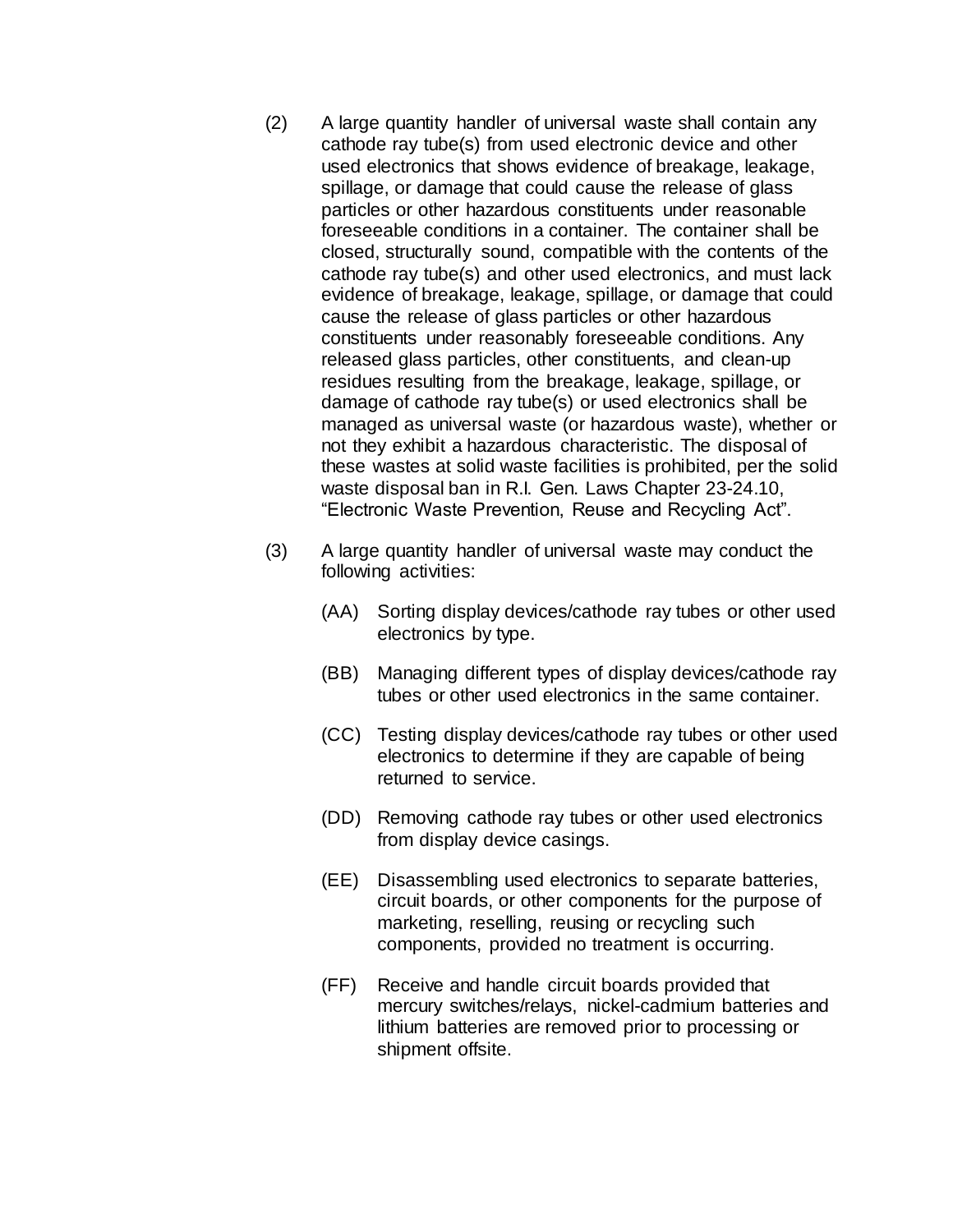(2) A large quantity handler of universal waste shall contain any cathode ray tube(s) from used electronic device and other used electronics that shows evidence of breakage, leakage, spillage, or damage that could cause the release of glass particles or other hazardous constituents under reasonable foreseeable conditions in a container. The container shall be closed, structurally sound, compatible with the contents of the cathode ray tube(s) and other used electronics, and must lack evidence of breakage, leakage, spillage, or damage that could cause the release of glass particles or other hazardous constituents under reasonably foreseeable conditions. Any released glass particles, other constituents, and clean-up residues resulting from the breakage, leakage, spillage, or damage of cathode ray tube(s) or used electronics shall be managed as universal waste (or hazardous waste), whether or not they exhibit a hazardous characteristic. The disposal of these wastes at solid waste facilities is prohibited, per the solid waste disposal ban in R.I. Gen. Laws Chapter 23-24.10, "Electronic Waste Prevention, Reuse and Recycling Act".

(3) A large quantity handler of universal waste may conduct the following activities:

(AA) Sorting display devices/cathode ray tubes or other used electronics by type.

(BB) Managing different types of display devices/cathode ray tubes or other used electronics in the same container.

(CC) Testing display devices/cathode ray tubes or other used electronics to determine if they are capable of being returned to service.

(DD) Removing cathode ray tubes or other used electronics from display device casings.

(EE) Disassembling used electronics to separate batteries, circuit boards, or other components for the purpose of marketing, reselling, reusing or recycling such components, provided no treatment is occurring.

(FF) Receive and handle circuit boards provided that mercury switches/relays, nickel-cadmium batteries and lithium batteries are removed prior to processing or shipment offsite.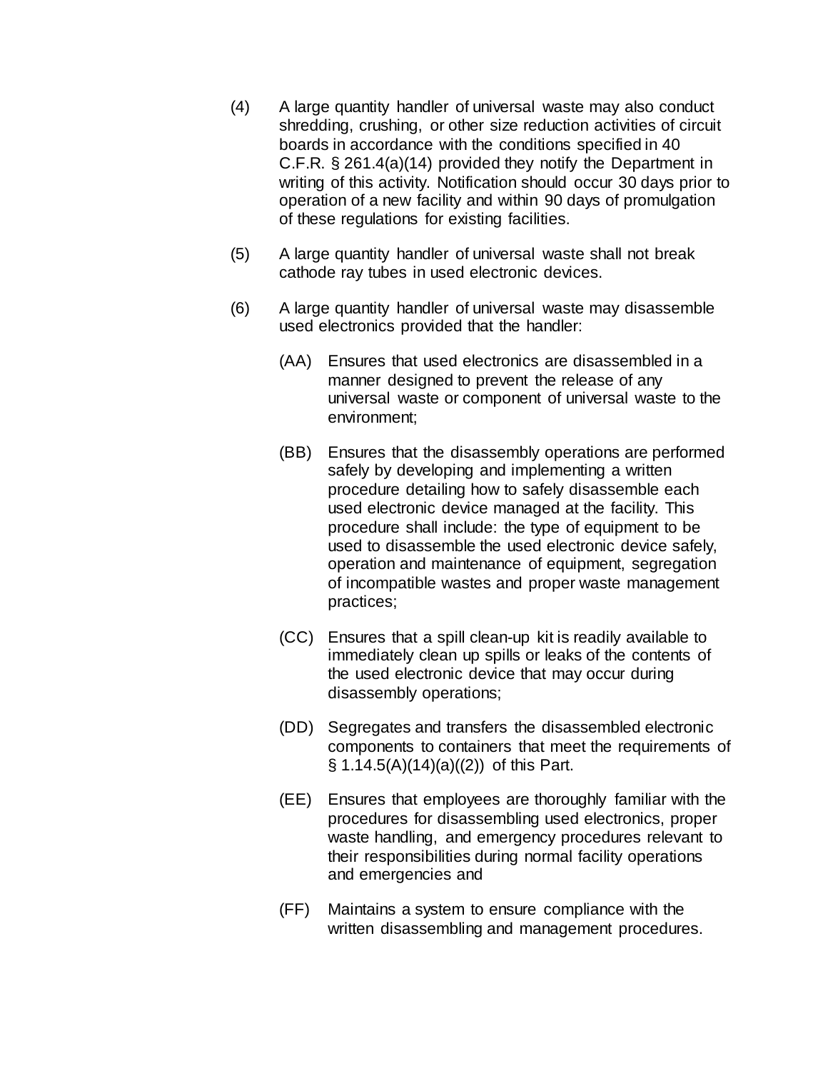(4) A large quantity handler of universal waste may also conduct shredding, crushing, or other size reduction activities of circuit boards in accordance with the conditions specified in 40 C.F.R. § 261.4(a)(14) provided they notify the Department in writing of this activity. Notification should occur 30 days prior to operation of a new facility and within 90 days of promulgation of these regulations for existing facilities.

(5) A large quantity handler of universal waste shall not break cathode ray tubes in used electronic devices.

(6) A large quantity handler of universal waste may disassemble used electronics provided that the handler:

(AA) Ensures that used electronics are disassembled in a manner designed to prevent the release of any universal waste or component of universal waste to the environment;

(BB) Ensures that the disassembly operations are performed safely by developing and implementing a written procedure detailing how to safely disassemble each used electronic device managed at the facility. This procedure shall include: the type of equipment to be used to disassemble the used electronic device safely, operation and maintenance of equipment, segregation of incompatible wastes and proper waste management practices;

(CC) Ensures that a spill clean-up kit is readily available to immediately clean up spills or leaks of the contents of the used electronic device that may occur during disassembly operations;

(DD) Segregates and transfers the disassembled electronic components to containers that meet the requirements of § 1.14.5(A)(14)(a)((2)) of this Part.

(EE) Ensures that employees are thoroughly familiar with the procedures for disassembling used electronics, proper waste handling, and emergency procedures relevant to their responsibilities during normal facility operations and emergencies and

(FF) Maintains a system to ensure compliance with the written disassembling and management procedures.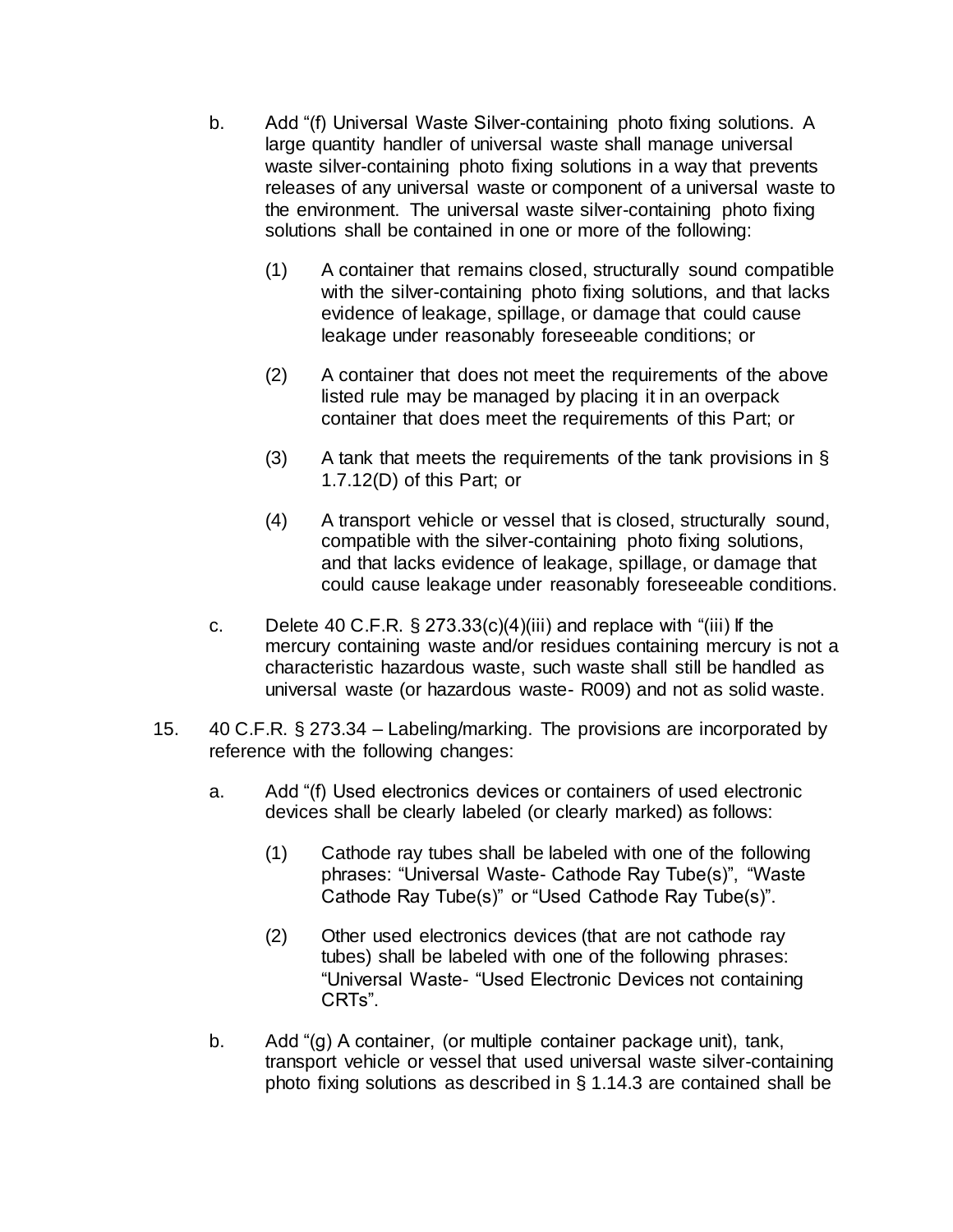b. Add "(f) Universal Waste Silver-containing photo fixing solutions. A large quantity handler of universal waste shall manage universal waste silver-containing photo fixing solutions in a way that prevents releases of any universal waste or component of a universal waste to the environment. The universal waste silver-containing photo fixing solutions shall be contained in one or more of the following:

   (1) A container that remains closed, structurally sound compatible with the silver-containing photo fixing solutions, and that lacks evidence of leakage, spillage, or damage that could cause leakage under reasonably foreseeable conditions; or

   (2) A container that does not meet the requirements of the above listed rule may be managed by placing it in an overpack container that does meet the requirements of this Part; or

   (3) A tank that meets the requirements of the tank provisions in § 1.7.12(D) of this Part; or

   (4) A transport vehicle or vessel that is closed, structurally sound, compatible with the silver-containing photo fixing solutions, and that lacks evidence of leakage, spillage, or damage that could cause leakage under reasonably foreseeable conditions.

c. Delete 40 C.F.R. § 273.33(c)(4)(iii) and replace with "(iii) If the mercury containing waste and/or residues containing mercury is not a characteristic hazardous waste, such waste shall still be handled as universal waste (or hazardous waste- R009) and not as solid waste.

15. 40 C.F.R. § 273.34 – Labeling/marking. The provisions are incorporated by reference with the following changes:

a. Add "(f) Used electronics devices or containers of used electronic devices shall be clearly labeled (or clearly marked) as follows:

   (1) Cathode ray tubes shall be labeled with one of the following phrases: "Universal Waste- Cathode Ray Tube(s)", "Waste Cathode Ray Tube(s)" or "Used Cathode Ray Tube(s)".

   (2) Other used electronics devices (that are not cathode ray tubes) shall be labeled with one of the following phrases: "Universal Waste- "Used Electronic Devices not containing CRTs".

b. Add "(g) A container, (or multiple container package unit), tank, transport vehicle or vessel that used universal waste silver-containing photo fixing solutions as described in § 1.14.3 are contained shall be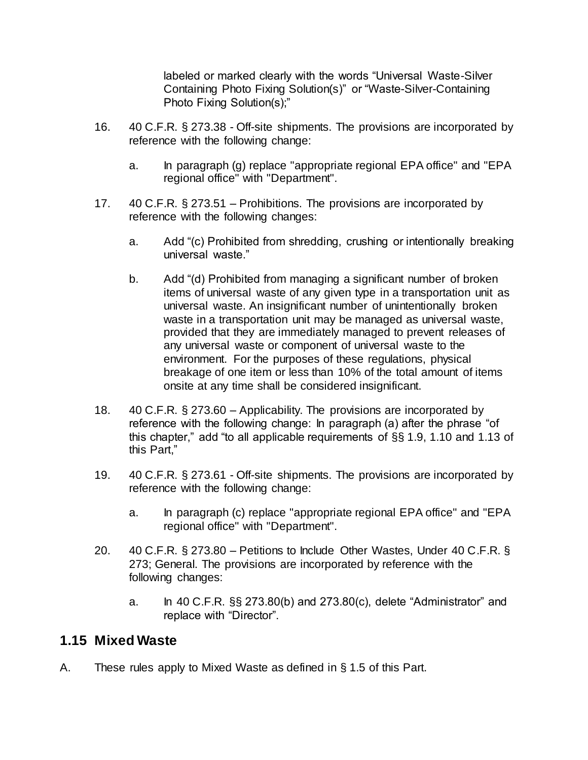labeled or marked clearly with the words "Universal Waste-Silver Containing Photo Fixing Solution(s)" or "Waste-Silver-Containing Photo Fixing Solution(s);"

16. 40 C.F.R. § 273.38 - Off-site shipments. The provisions are incorporated by reference with the following change:

    a. In paragraph (g) replace "appropriate regional EPA office" and "EPA regional office" with "Department".

17. 40 C.F.R. § 273.51 – Prohibitions. The provisions are incorporated by reference with the following changes:

    a. Add "(c) Prohibited from shredding, crushing or intentionally breaking universal waste."

    b. Add "(d) Prohibited from managing a significant number of broken items of universal waste of any given type in a transportation unit as universal waste. An insignificant number of unintentionally broken waste in a transportation unit may be managed as universal waste, provided that they are immediately managed to prevent releases of any universal waste or component of universal waste to the environment. For the purposes of these regulations, physical breakage of one item or less than 10% of the total amount of items onsite at any time shall be considered insignificant.

18. 40 C.F.R. § 273.60 – Applicability. The provisions are incorporated by reference with the following change: In paragraph (a) after the phrase "of this chapter," add "to all applicable requirements of §§ 1.9, 1.10 and 1.13 of this Part,"

19. 40 C.F.R. § 273.61 - Off-site shipments. The provisions are incorporated by reference with the following change:

    a. In paragraph (c) replace "appropriate regional EPA office" and "EPA regional office" with "Department".

20. 40 C.F.R. § 273.80 – Petitions to Include Other Wastes, Under 40 C.F.R. § 273; General. The provisions are incorporated by reference with the following changes:

    a. In 40 C.F.R. §§ 273.80(b) and 273.80(c), delete "Administrator" and replace with "Director".

## 1.15 Mixed Waste

A. These rules apply to Mixed Waste as defined in § 1.5 of this Part.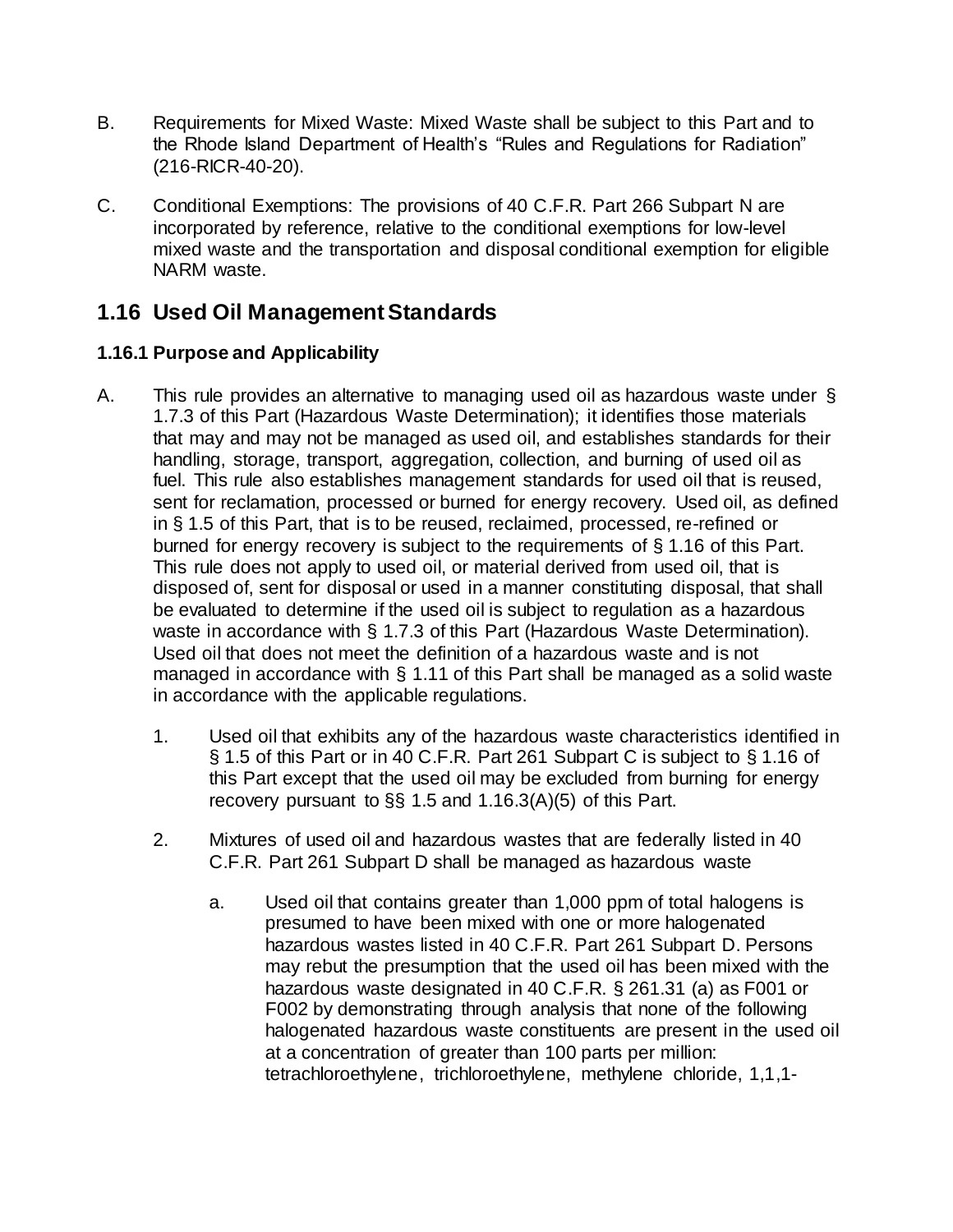B. Requirements for Mixed Waste: Mixed Waste shall be subject to this Part and to the Rhode Island Department of Health's "Rules and Regulations for Radiation" (216-RICR-40-20).

C. Conditional Exemptions: The provisions of 40 C.F.R. Part 266 Subpart N are incorporated by reference, relative to the conditional exemptions for low-level mixed waste and the transportation and disposal conditional exemption for eligible NARM waste.

## 1.16 Used Oil Management Standards

### 1.16.1 Purpose and Applicability

A. This rule provides an alternative to managing used oil as hazardous waste under § 1.7.3 of this Part (Hazardous Waste Determination); it identifies those materials that may and may not be managed as used oil, and establishes standards for their handling, storage, transport, aggregation, collection, and burning of used oil as fuel. This rule also establishes management standards for used oil that is reused, sent for reclamation, processed or burned for energy recovery. Used oil, as defined in § 1.5 of this Part, that is to be reused, reclaimed, processed, re-refined or burned for energy recovery is subject to the requirements of § 1.16 of this Part. This rule does not apply to used oil, or material derived from used oil, that is disposed of, sent for disposal or used in a manner constituting disposal, that shall be evaluated to determine if the used oil is subject to regulation as a hazardous waste in accordance with § 1.7.3 of this Part (Hazardous Waste Determination). Used oil that does not meet the definition of a hazardous waste and is not managed in accordance with § 1.11 of this Part shall be managed as a solid waste in accordance with the applicable regulations.

   1. Used oil that exhibits any of the hazardous waste characteristics identified in § 1.5 of this Part or in 40 C.F.R. Part 261 Subpart C is subject to § 1.16 of this Part except that the used oil may be excluded from burning for energy recovery pursuant to §§ 1.5 and 1.16.3(A)(5) of this Part.

   2. Mixtures of used oil and hazardous wastes that are federally listed in 40 C.F.R. Part 261 Subpart D shall be managed as hazardous waste

      a. Used oil that contains greater than 1,000 ppm of total halogens is presumed to have been mixed with one or more halogenated hazardous wastes listed in 40 C.F.R. Part 261 Subpart D. Persons may rebut the presumption that the used oil has been mixed with the hazardous waste designated in 40 C.F.R. § 261.31 (a) as F001 or F002 by demonstrating through analysis that none of the following halogenated hazardous waste constituents are present in the used oil at a concentration of greater than 100 parts per million: tetrachloroethylene, trichloroethylene, methylene chloride, 1,1,1-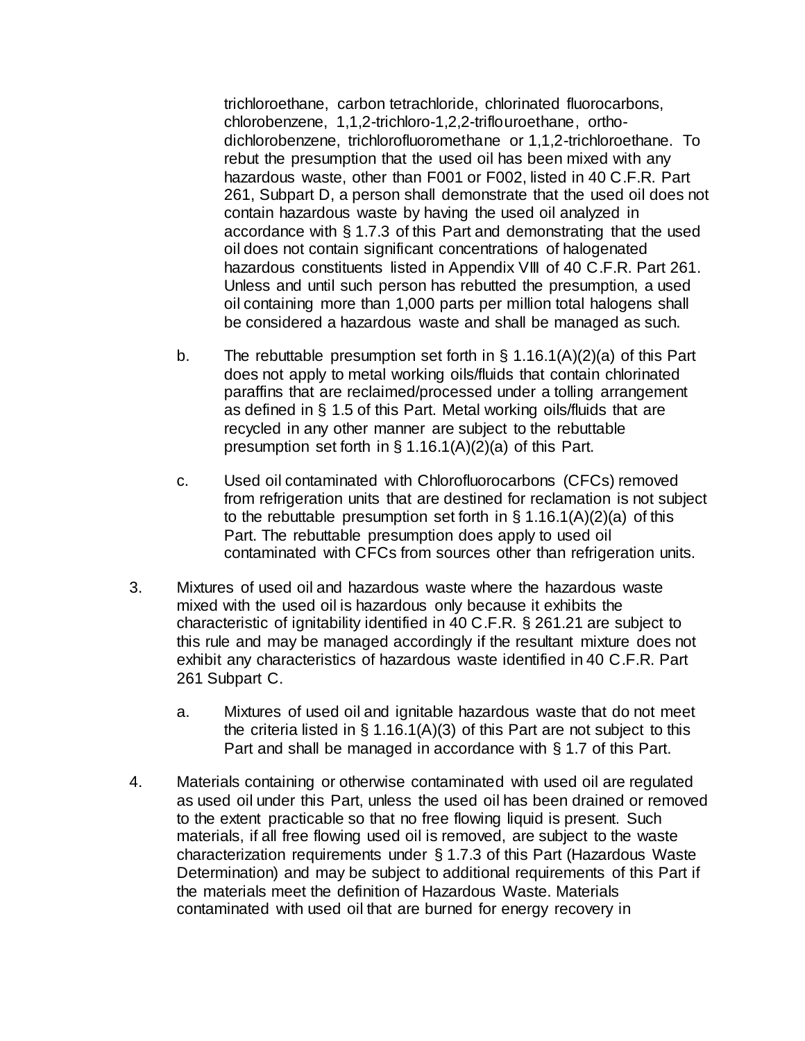trichloroethane, carbon tetrachloride, chlorinated fluorocarbons, chlorobenzene, 1,1,2-trichloro-1,2,2-triflouroethane, ortho-dichlorobenzene, trichlorofluoromethane or 1,1,2-trichloroethane. To rebut the presumption that the used oil has been mixed with any hazardous waste, other than F001 or F002, listed in 40 C.F.R. Part 261, Subpart D, a person shall demonstrate that the used oil does not contain hazardous waste by having the used oil analyzed in accordance with § 1.7.3 of this Part and demonstrating that the used oil does not contain significant concentrations of halogenated hazardous constituents listed in Appendix VIII of 40 C.F.R. Part 261. Unless and until such person has rebutted the presumption, a used oil containing more than 1,000 parts per million total halogens shall be considered a hazardous waste and shall be managed as such.

   b. The rebuttable presumption set forth in § 1.16.1(A)(2)(a) of this Part does not apply to metal working oils/fluids that contain chlorinated paraffins that are reclaimed/processed under a tolling arrangement as defined in § 1.5 of this Part. Metal working oils/fluids that are recycled in any other manner are subject to the rebuttable presumption set forth in § 1.16.1(A)(2)(a) of this Part.

   c. Used oil contaminated with Chlorofluorocarbons (CFCs) removed from refrigeration units that are destined for reclamation is not subject to the rebuttable presumption set forth in § 1.16.1(A)(2)(a) of this Part. The rebuttable presumption does apply to used oil contaminated with CFCs from sources other than refrigeration units.

3. Mixtures of used oil and hazardous waste where the hazardous waste mixed with the used oil is hazardous only because it exhibits the characteristic of ignitability identified in 40 C.F.R. § 261.21 are subject to this rule and may be managed accordingly if the resultant mixture does not exhibit any characteristics of hazardous waste identified in 40 C.F.R. Part 261 Subpart C.

   a. Mixtures of used oil and ignitable hazardous waste that do not meet the criteria listed in § 1.16.1(A)(3) of this Part are not subject to this Part and shall be managed in accordance with § 1.7 of this Part.

4. Materials containing or otherwise contaminated with used oil are regulated as used oil under this Part, unless the used oil has been drained or removed to the extent practicable so that no free flowing liquid is present. Such materials, if all free flowing used oil is removed, are subject to the waste characterization requirements under § 1.7.3 of this Part (Hazardous Waste Determination) and may be subject to additional requirements of this Part if the materials meet the definition of Hazardous Waste. Materials contaminated with used oil that are burned for energy recovery in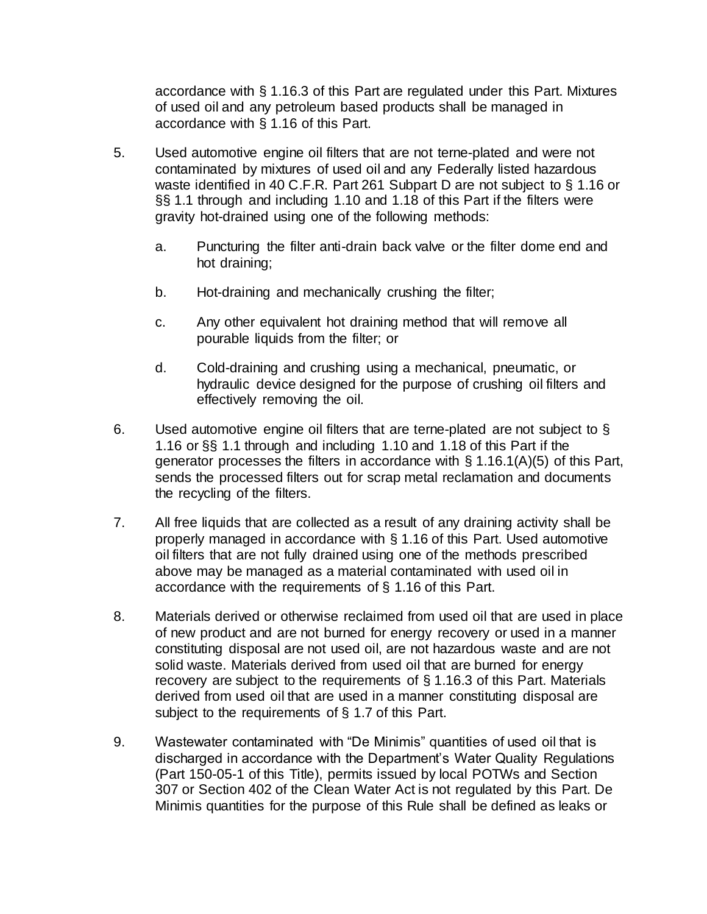accordance with § 1.16.3 of this Part are regulated under this Part. Mixtures of used oil and any petroleum based products shall be managed in accordance with § 1.16 of this Part.

5. Used automotive engine oil filters that are not terne-plated and were not contaminated by mixtures of used oil and any Federally listed hazardous waste identified in 40 C.F.R. Part 261 Subpart D are not subject to § 1.16 or §§ 1.1 through and including 1.10 and 1.18 of this Part if the filters were gravity hot-drained using one of the following methods:

   a. Puncturing the filter anti-drain back valve or the filter dome end and hot draining;

   b. Hot-draining and mechanically crushing the filter;

   c. Any other equivalent hot draining method that will remove all pourable liquids from the filter; or

   d. Cold-draining and crushing using a mechanical, pneumatic, or hydraulic device designed for the purpose of crushing oil filters and effectively removing the oil.

6. Used automotive engine oil filters that are terne-plated are not subject to § 1.16 or §§ 1.1 through and including 1.10 and 1.18 of this Part if the generator processes the filters in accordance with § 1.16.1(A)(5) of this Part, sends the processed filters out for scrap metal reclamation and documents the recycling of the filters.

7. All free liquids that are collected as a result of any draining activity shall be properly managed in accordance with § 1.16 of this Part. Used automotive oil filters that are not fully drained using one of the methods prescribed above may be managed as a material contaminated with used oil in accordance with the requirements of § 1.16 of this Part.

8. Materials derived or otherwise reclaimed from used oil that are used in place of new product and are not burned for energy recovery or used in a manner constituting disposal are not used oil, are not hazardous waste and are not solid waste. Materials derived from used oil that are burned for energy recovery are subject to the requirements of § 1.16.3 of this Part. Materials derived from used oil that are used in a manner constituting disposal are subject to the requirements of § 1.7 of this Part.

9. Wastewater contaminated with "De Minimis" quantities of used oil that is discharged in accordance with the Department's Water Quality Regulations (Part 150-05-1 of this Title), permits issued by local POTWs and Section 307 or Section 402 of the Clean Water Act is not regulated by this Part. De Minimis quantities for the purpose of this Rule shall be defined as leaks or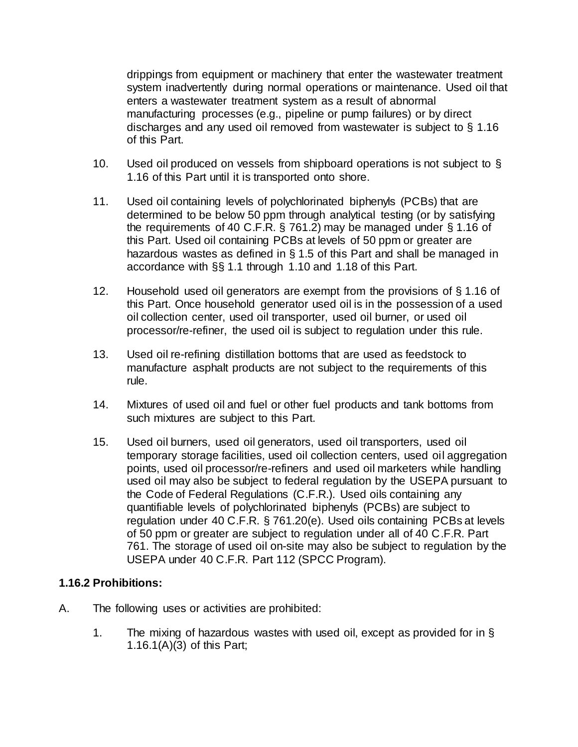drippings from equipment or machinery that enter the wastewater treatment system inadvertently during normal operations or maintenance. Used oil that enters a wastewater treatment system as a result of abnormal manufacturing processes (e.g., pipeline or pump failures) or by direct discharges and any used oil removed from wastewater is subject to § 1.16 of this Part.

10. Used oil produced on vessels from shipboard operations is not subject to § 1.16 of this Part until it is transported onto shore.

11. Used oil containing levels of polychlorinated biphenyls (PCBs) that are determined to be below 50 ppm through analytical testing (or by satisfying the requirements of 40 C.F.R. § 761.2) may be managed under § 1.16 of this Part. Used oil containing PCBs at levels of 50 ppm or greater are hazardous wastes as defined in § 1.5 of this Part and shall be managed in accordance with §§ 1.1 through 1.10 and 1.18 of this Part.

12. Household used oil generators are exempt from the provisions of § 1.16 of this Part. Once household generator used oil is in the possession of a used oil collection center, used oil transporter, used oil burner, or used oil processor/re-refiner, the used oil is subject to regulation under this rule.

13. Used oil re-refining distillation bottoms that are used as feedstock to manufacture asphalt products are not subject to the requirements of this rule.

14. Mixtures of used oil and fuel or other fuel products and tank bottoms from such mixtures are subject to this Part.

15. Used oil burners, used oil generators, used oil transporters, used oil temporary storage facilities, used oil collection centers, used oil aggregation points, used oil processor/re-refiners and used oil marketers while handling used oil may also be subject to federal regulation by the USEPA pursuant to the Code of Federal Regulations (C.F.R.). Used oils containing any quantifiable levels of polychlorinated biphenyls (PCBs) are subject to regulation under 40 C.F.R. § 761.20(e). Used oils containing PCBs at levels of 50 ppm or greater are subject to regulation under all of 40 C.F.R. Part 761. The storage of used oil on-site may also be subject to regulation by the USEPA under 40 C.F.R. Part 112 (SPCC Program).

**1.16.2 Prohibitions:**

A. The following uses or activities are prohibited:

1. The mixing of hazardous wastes with used oil, except as provided for in § 1.16.1(A)(3) of this Part;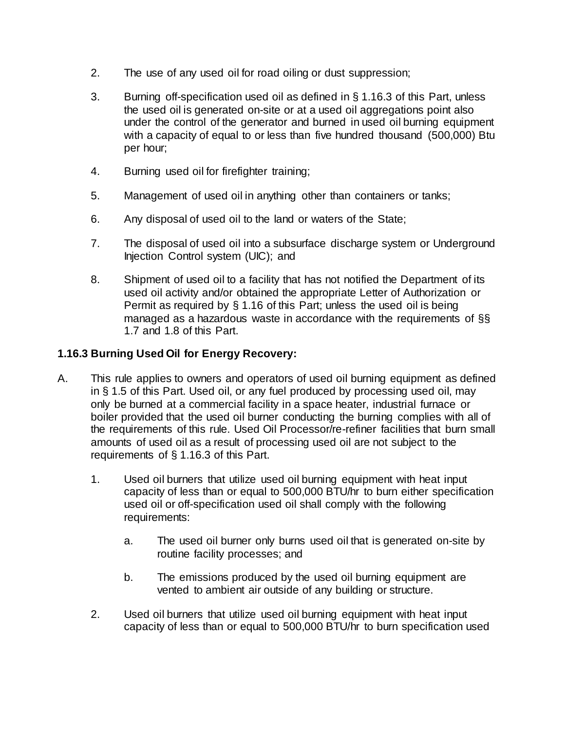2. The use of any used oil for road oiling or dust suppression;

3. Burning off-specification used oil as defined in § 1.16.3 of this Part, unless the used oil is generated on-site or at a used oil aggregations point also under the control of the generator and burned in used oil burning equipment with a capacity of equal to or less than five hundred thousand (500,000) Btu per hour;

4. Burning used oil for firefighter training;

5. Management of used oil in anything other than containers or tanks;

6. Any disposal of used oil to the land or waters of the State;

7. The disposal of used oil into a subsurface discharge system or Underground Injection Control system (UIC); and

8. Shipment of used oil to a facility that has not notified the Department of its used oil activity and/or obtained the appropriate Letter of Authorization or Permit as required by § 1.16 of this Part; unless the used oil is being managed as a hazardous waste in accordance with the requirements of §§ 1.7 and 1.8 of this Part.

**1.16.3 Burning Used Oil for Energy Recovery:**

A. This rule applies to owners and operators of used oil burning equipment as defined in § 1.5 of this Part. Used oil, or any fuel produced by processing used oil, may only be burned at a commercial facility in a space heater, industrial furnace or boiler provided that the used oil burner conducting the burning complies with all of the requirements of this rule. Used Oil Processor/re-refiner facilities that burn small amounts of used oil as a result of processing used oil are not subject to the requirements of § 1.16.3 of this Part.

   1. Used oil burners that utilize used oil burning equipment with heat input capacity of less than or equal to 500,000 BTU/hr to burn either specification used oil or off-specification used oil shall comply with the following requirements:

      a. The used oil burner only burns used oil that is generated on-site by routine facility processes; and

      b. The emissions produced by the used oil burning equipment are vented to ambient air outside of any building or structure.

   2. Used oil burners that utilize used oil burning equipment with heat input capacity of less than or equal to 500,000 BTU/hr to burn specification used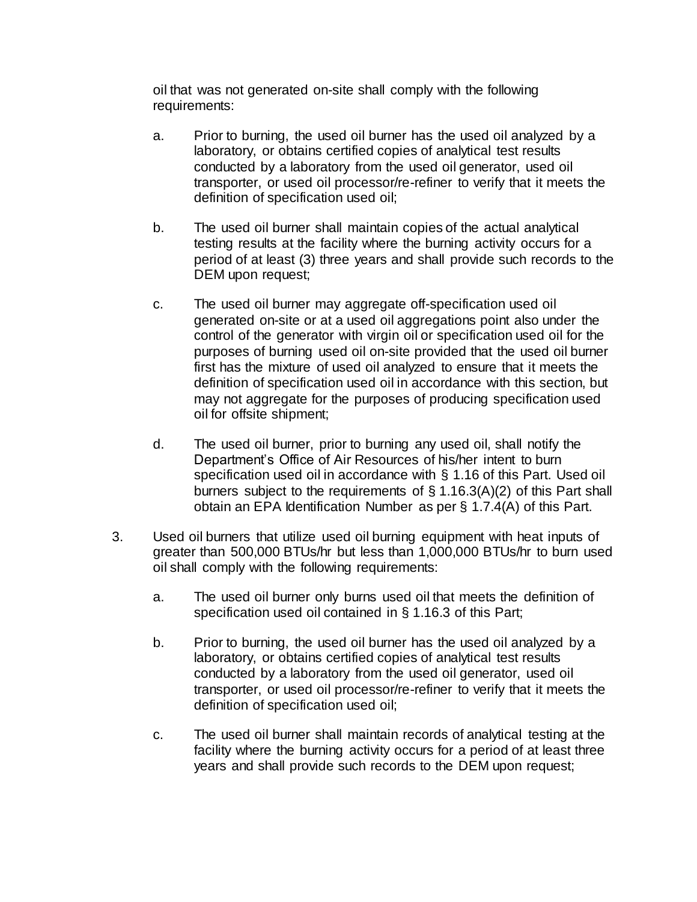oil that was not generated on-site shall comply with the following requirements:

   a. Prior to burning, the used oil burner has the used oil analyzed by a laboratory, or obtains certified copies of analytical test results conducted by a laboratory from the used oil generator, used oil transporter, or used oil processor/re-refiner to verify that it meets the definition of specification used oil;

   b. The used oil burner shall maintain copies of the actual analytical testing results at the facility where the burning activity occurs for a period of at least (3) three years and shall provide such records to the DEM upon request;

   c. The used oil burner may aggregate off-specification used oil generated on-site or at a used oil aggregations point also under the control of the generator with virgin oil or specification used oil for the purposes of burning used oil on-site provided that the used oil burner first has the mixture of used oil analyzed to ensure that it meets the definition of specification used oil in accordance with this section, but may not aggregate for the purposes of producing specification used oil for offsite shipment;

   d. The used oil burner, prior to burning any used oil, shall notify the Department's Office of Air Resources of his/her intent to burn specification used oil in accordance with § 1.16 of this Part. Used oil burners subject to the requirements of § 1.16.3(A)(2) of this Part shall obtain an EPA Identification Number as per § 1.7.4(A) of this Part.

3. Used oil burners that utilize used oil burning equipment with heat inputs of greater than 500,000 BTUs/hr but less than 1,000,000 BTUs/hr to burn used oil shall comply with the following requirements:

   a. The used oil burner only burns used oil that meets the definition of specification used oil contained in § 1.16.3 of this Part;

   b. Prior to burning, the used oil burner has the used oil analyzed by a laboratory, or obtains certified copies of analytical test results conducted by a laboratory from the used oil generator, used oil transporter, or used oil processor/re-refiner to verify that it meets the definition of specification used oil;

   c. The used oil burner shall maintain records of analytical testing at the facility where the burning activity occurs for a period of at least three years and shall provide such records to the DEM upon request;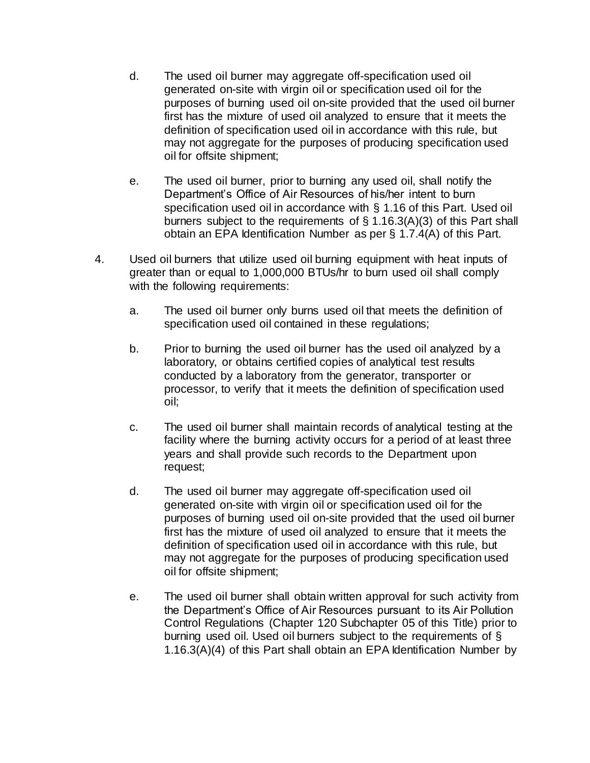d. The used oil burner may aggregate off-specification used oil generated on-site with virgin oil or specification used oil for the purposes of burning used oil on-site provided that the used oil burner first has the mixture of used oil analyzed to ensure that it meets the definition of specification used oil in accordance with this rule, but may not aggregate for the purposes of producing specification used oil for offsite shipment;

e. The used oil burner, prior to burning any used oil, shall notify the Department's Office of Air Resources of his/her intent to burn specification used oil in accordance with § 1.16 of this Part. Used oil burners subject to the requirements of § 1.16.3(A)(3) of this Part shall obtain an EPA Identification Number as per § 1.7.4(A) of this Part.

4. Used oil burners that utilize used oil burning equipment with heat inputs of greater than or equal to 1,000,000 BTUs/hr to burn used oil shall comply with the following requirements:

   a. The used oil burner only burns used oil that meets the definition of specification used oil contained in these regulations;

   b. Prior to burning the used oil burner has the used oil analyzed by a laboratory, or obtains certified copies of analytical test results conducted by a laboratory from the generator, transporter or processor, to verify that it meets the definition of specification used oil;

   c. The used oil burner shall maintain records of analytical testing at the facility where the burning activity occurs for a period of at least three years and shall provide such records to the Department upon request;

   d. The used oil burner may aggregate off-specification used oil generated on-site with virgin oil or specification used oil for the purposes of burning used oil on-site provided that the used oil burner first has the mixture of used oil analyzed to ensure that it meets the definition of specification used oil in accordance with this rule, but may not aggregate for the purposes of producing specification used oil for offsite shipment;

   e. The used oil burner shall obtain written approval for such activity from the Department's Office of Air Resources pursuant to its Air Pollution Control Regulations (Chapter 120 Subchapter 05 of this Title) prior to burning used oil. Used oil burners subject to the requirements of § 1.16.3(A)(4) of this Part shall obtain an EPA Identification Number by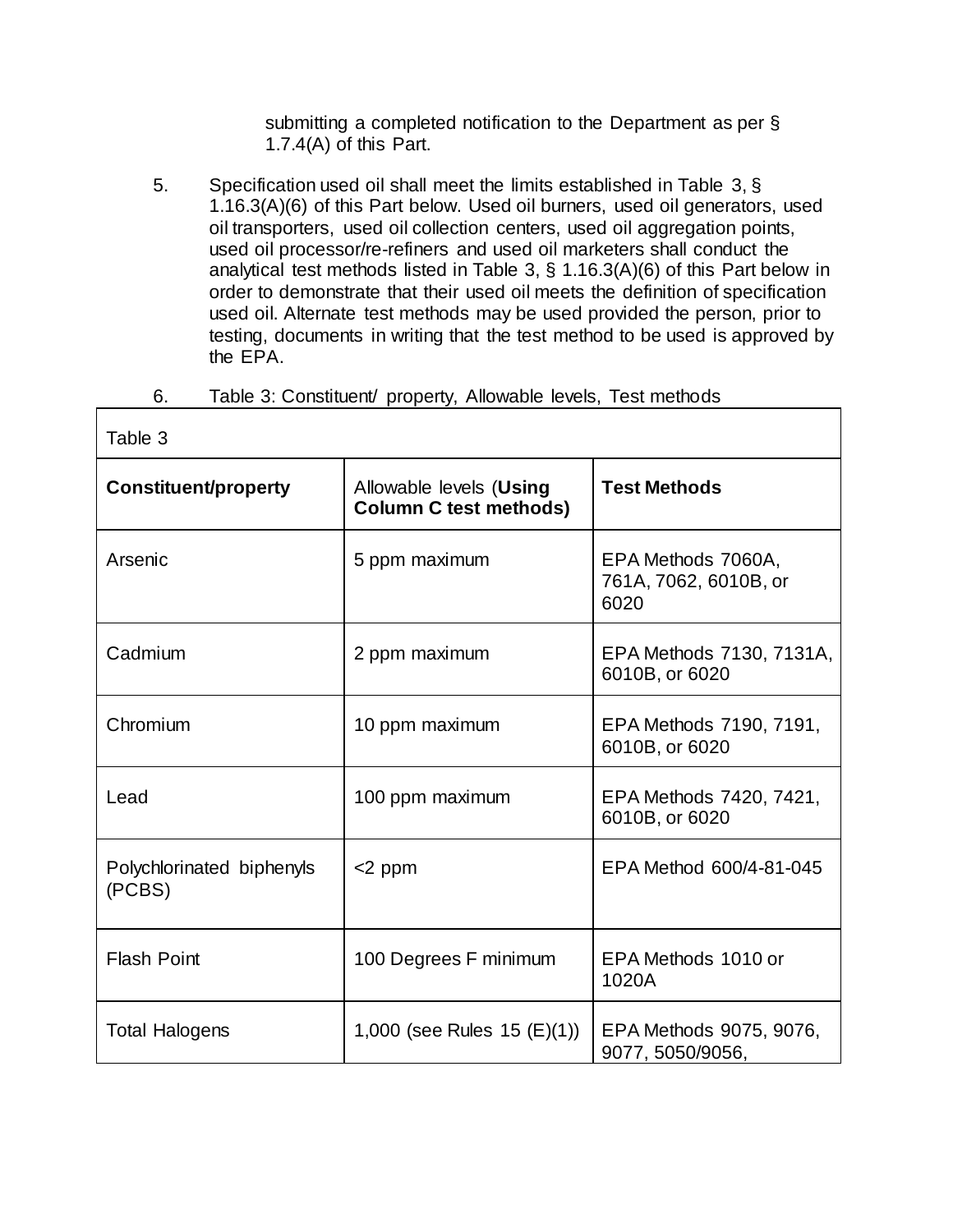submitting a completed notification to the Department as per § 1.7.4(A) of this Part.

5. Specification used oil shall meet the limits established in Table 3, § 1.16.3(A)(6) of this Part below. Used oil burners, used oil generators, used oil transporters, used oil collection centers, used oil aggregation points, used oil processor/re-refiners and used oil marketers shall conduct the analytical test methods listed in Table 3, § 1.16.3(A)(6) of this Part below in order to demonstrate that their used oil meets the definition of specification used oil. Alternate test methods may be used provided the person, prior to testing, documents in writing that the test method to be used is approved by the EPA.

6. Table 3: Constituent/ property, Allowable levels, Test methods

| Table 3 | | |
|---|---|---|
| **Constituent/property** | Allowable levels (**Using Column C test methods)** | **Test Methods** |
| Arsenic | 5 ppm maximum | EPA Methods 7060A, 761A, 7062, 6010B, or 6020 |
| Cadmium | 2 ppm maximum | EPA Methods 7130, 7131A, 6010B, or 6020 |
| Chromium | 10 ppm maximum | EPA Methods 7190, 7191, 6010B, or 6020 |
| Lead | 100 ppm maximum | EPA Methods 7420, 7421, 6010B, or 6020 |
| Polychlorinated biphenyls (PCBS) | <2 ppm | EPA Method 600/4-81-045 |
| Flash Point | 100 Degrees F minimum | EPA Methods 1010 or 1020A |
| Total Halogens | 1,000 (see Rules 15 (E)(1)) | EPA Methods 9075, 9076, 9077, 5050/9056, |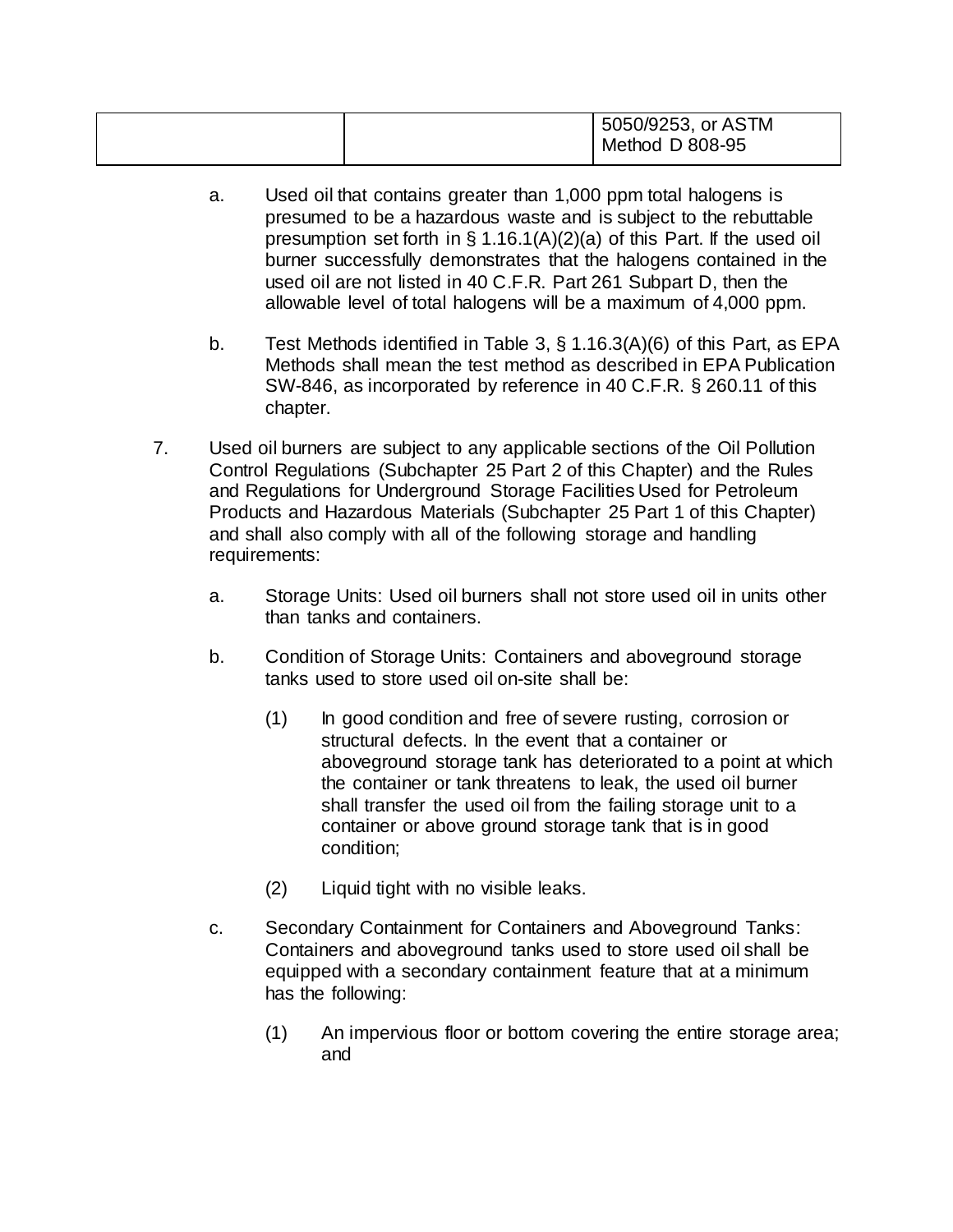| | | 5050/9253, or ASTM Method D 808-95 |
|---|---|---|

a. Used oil that contains greater than 1,000 ppm total halogens is presumed to be a hazardous waste and is subject to the rebuttable presumption set forth in § 1.16.1(A)(2)(a) of this Part. If the used oil burner successfully demonstrates that the halogens contained in the used oil are not listed in 40 C.F.R. Part 261 Subpart D, then the allowable level of total halogens will be a maximum of 4,000 ppm.

b. Test Methods identified in Table 3, § 1.16.3(A)(6) of this Part, as EPA Methods shall mean the test method as described in EPA Publication SW-846, as incorporated by reference in 40 C.F.R. § 260.11 of this chapter.

7. Used oil burners are subject to any applicable sections of the Oil Pollution Control Regulations (Subchapter 25 Part 2 of this Chapter) and the Rules and Regulations for Underground Storage Facilities Used for Petroleum Products and Hazardous Materials (Subchapter 25 Part 1 of this Chapter) and shall also comply with all of the following storage and handling requirements:

   a. Storage Units: Used oil burners shall not store used oil in units other than tanks and containers.

   b. Condition of Storage Units: Containers and aboveground storage tanks used to store used oil on-site shall be:

      (1) In good condition and free of severe rusting, corrosion or structural defects. In the event that a container or aboveground storage tank has deteriorated to a point at which the container or tank threatens to leak, the used oil burner shall transfer the used oil from the failing storage unit to a container or above ground storage tank that is in good condition;

      (2) Liquid tight with no visible leaks.

   c. Secondary Containment for Containers and Aboveground Tanks: Containers and aboveground tanks used to store used oil shall be equipped with a secondary containment feature that at a minimum has the following:

      (1) An impervious floor or bottom covering the entire storage area; and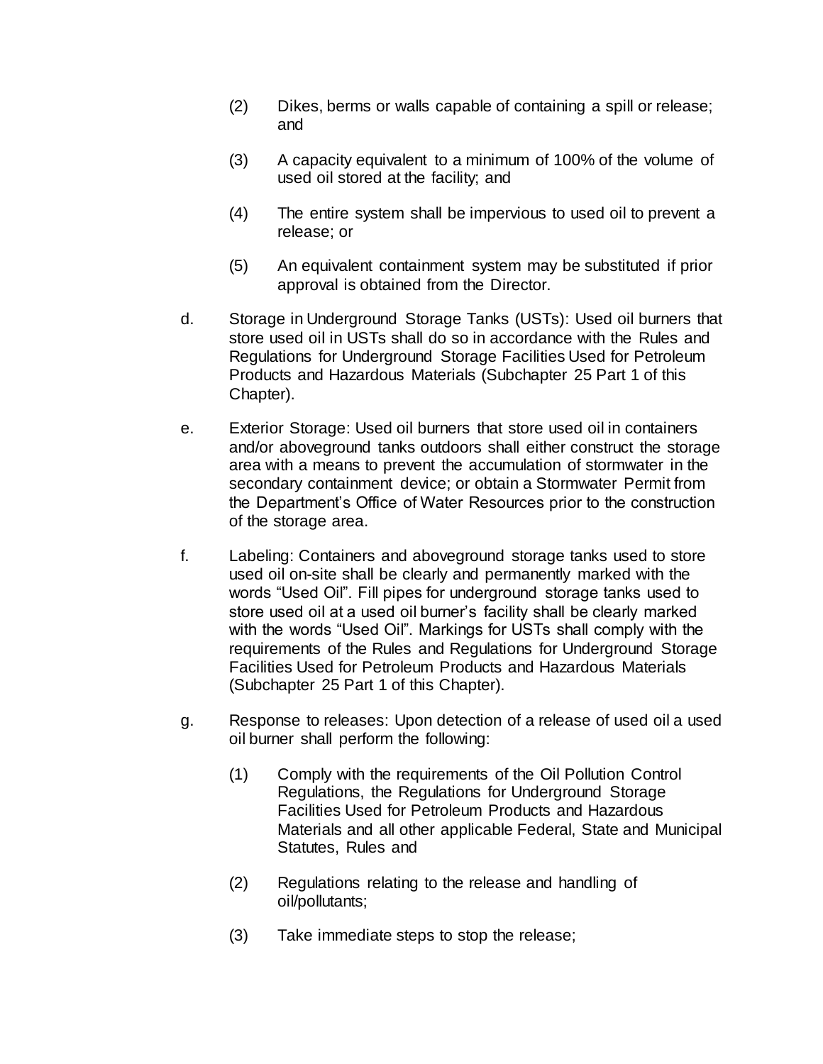(2) Dikes, berms or walls capable of containing a spill or release; and

(3) A capacity equivalent to a minimum of 100% of the volume of used oil stored at the facility; and

(4) The entire system shall be impervious to used oil to prevent a release; or

(5) An equivalent containment system may be substituted if prior approval is obtained from the Director.

d. Storage in Underground Storage Tanks (USTs): Used oil burners that store used oil in USTs shall do so in accordance with the Rules and Regulations for Underground Storage Facilities Used for Petroleum Products and Hazardous Materials (Subchapter 25 Part 1 of this Chapter).

e. Exterior Storage: Used oil burners that store used oil in containers and/or aboveground tanks outdoors shall either construct the storage area with a means to prevent the accumulation of stormwater in the secondary containment device; or obtain a Stormwater Permit from the Department's Office of Water Resources prior to the construction of the storage area.

f. Labeling: Containers and aboveground storage tanks used to store used oil on-site shall be clearly and permanently marked with the words "Used Oil". Fill pipes for underground storage tanks used to store used oil at a used oil burner's facility shall be clearly marked with the words "Used Oil". Markings for USTs shall comply with the requirements of the Rules and Regulations for Underground Storage Facilities Used for Petroleum Products and Hazardous Materials (Subchapter 25 Part 1 of this Chapter).

g. Response to releases: Upon detection of a release of used oil a used oil burner shall perform the following:

(1) Comply with the requirements of the Oil Pollution Control Regulations, the Regulations for Underground Storage Facilities Used for Petroleum Products and Hazardous Materials and all other applicable Federal, State and Municipal Statutes, Rules and

(2) Regulations relating to the release and handling of oil/pollutants;

(3) Take immediate steps to stop the release;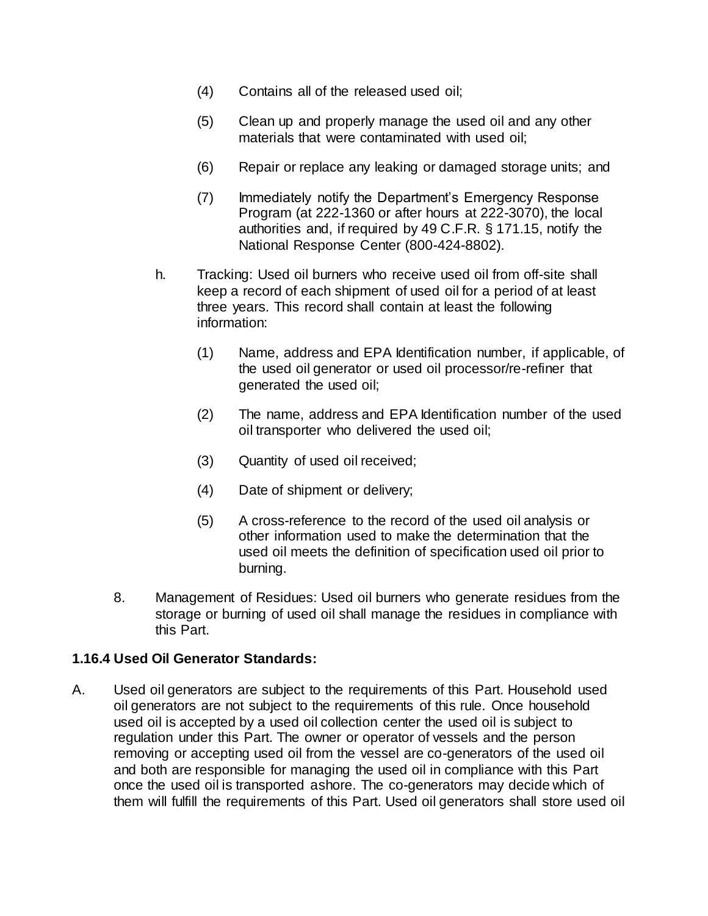(4) Contains all of the released used oil;

(5) Clean up and properly manage the used oil and any other materials that were contaminated with used oil;

(6) Repair or replace any leaking or damaged storage units; and

(7) Immediately notify the Department's Emergency Response Program (at 222-1360 or after hours at 222-3070), the local authorities and, if required by 49 C.F.R. § 171.15, notify the National Response Center (800-424-8802).

h. Tracking: Used oil burners who receive used oil from off-site shall keep a record of each shipment of used oil for a period of at least three years. This record shall contain at least the following information:

(1) Name, address and EPA Identification number, if applicable, of the used oil generator or used oil processor/re-refiner that generated the used oil;

(2) The name, address and EPA Identification number of the used oil transporter who delivered the used oil;

(3) Quantity of used oil received;

(4) Date of shipment or delivery;

(5) A cross-reference to the record of the used oil analysis or other information used to make the determination that the used oil meets the definition of specification used oil prior to burning.

8. Management of Residues: Used oil burners who generate residues from the storage or burning of used oil shall manage the residues in compliance with this Part.

**1.16.4 Used Oil Generator Standards:**

A. Used oil generators are subject to the requirements of this Part. Household used oil generators are not subject to the requirements of this rule. Once household used oil is accepted by a used oil collection center the used oil is subject to regulation under this Part. The owner or operator of vessels and the person removing or accepting used oil from the vessel are co-generators of the used oil and both are responsible for managing the used oil in compliance with this Part once the used oil is transported ashore. The co-generators may decide which of them will fulfill the requirements of this Part. Used oil generators shall store used oil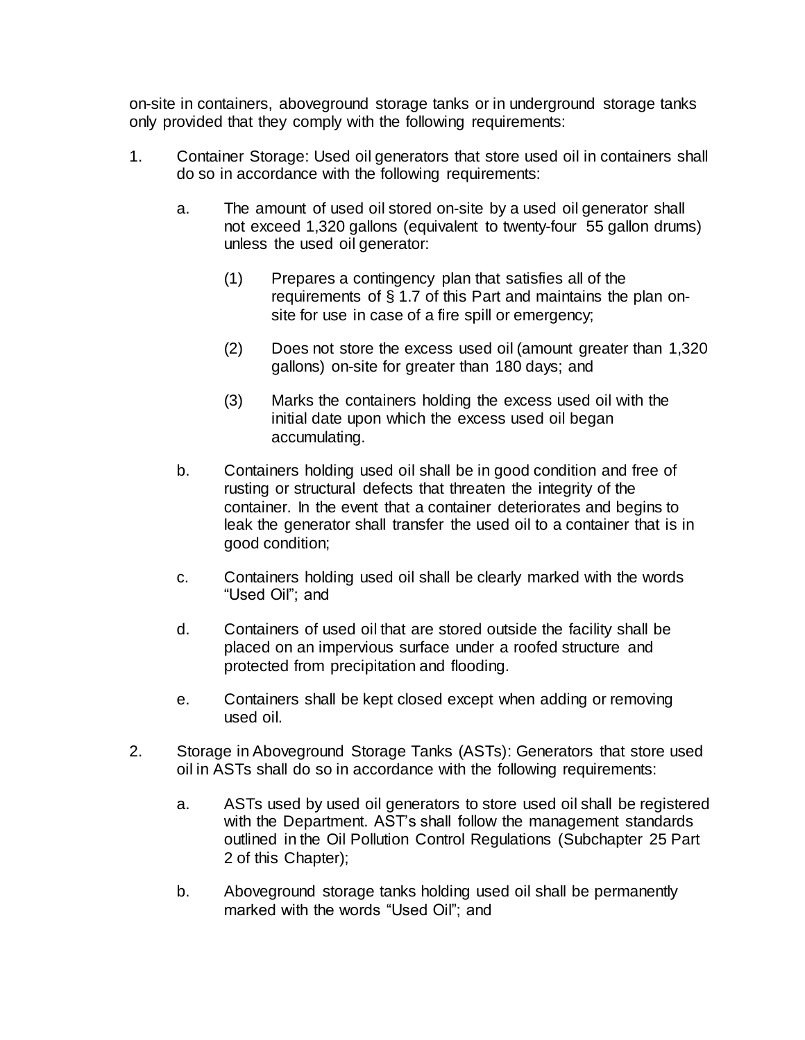on-site in containers, aboveground storage tanks or in underground storage tanks only provided that they comply with the following requirements:

1. Container Storage: Used oil generators that store used oil in containers shall do so in accordance with the following requirements:

   a. The amount of used oil stored on-site by a used oil generator shall not exceed 1,320 gallons (equivalent to twenty-four 55 gallon drums) unless the used oil generator:

      (1) Prepares a contingency plan that satisfies all of the requirements of § 1.7 of this Part and maintains the plan on-site for use in case of a fire spill or emergency;

      (2) Does not store the excess used oil (amount greater than 1,320 gallons) on-site for greater than 180 days; and

      (3) Marks the containers holding the excess used oil with the initial date upon which the excess used oil began accumulating.

   b. Containers holding used oil shall be in good condition and free of rusting or structural defects that threaten the integrity of the container. In the event that a container deteriorates and begins to leak the generator shall transfer the used oil to a container that is in good condition;

   c. Containers holding used oil shall be clearly marked with the words "Used Oil"; and

   d. Containers of used oil that are stored outside the facility shall be placed on an impervious surface under a roofed structure and protected from precipitation and flooding.

   e. Containers shall be kept closed except when adding or removing used oil.

2. Storage in Aboveground Storage Tanks (ASTs): Generators that store used oil in ASTs shall do so in accordance with the following requirements:

   a. ASTs used by used oil generators to store used oil shall be registered with the Department. AST's shall follow the management standards outlined in the Oil Pollution Control Regulations (Subchapter 25 Part 2 of this Chapter);

   b. Aboveground storage tanks holding used oil shall be permanently marked with the words "Used Oil"; and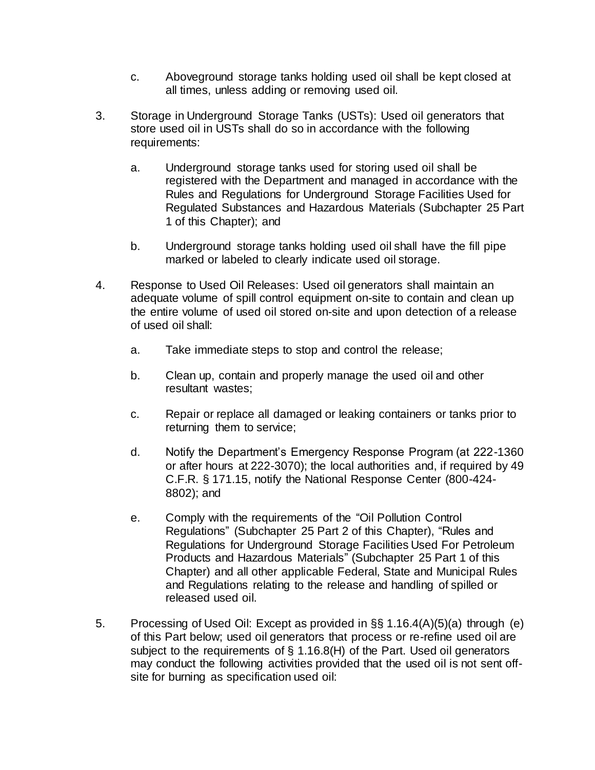c. Aboveground storage tanks holding used oil shall be kept closed at all times, unless adding or removing used oil.

3. Storage in Underground Storage Tanks (USTs): Used oil generators that store used oil in USTs shall do so in accordance with the following requirements:

   a. Underground storage tanks used for storing used oil shall be registered with the Department and managed in accordance with the Rules and Regulations for Underground Storage Facilities Used for Regulated Substances and Hazardous Materials (Subchapter 25 Part 1 of this Chapter); and

   b. Underground storage tanks holding used oil shall have the fill pipe marked or labeled to clearly indicate used oil storage.

4. Response to Used Oil Releases: Used oil generators shall maintain an adequate volume of spill control equipment on-site to contain and clean up the entire volume of used oil stored on-site and upon detection of a release of used oil shall:

   a. Take immediate steps to stop and control the release;

   b. Clean up, contain and properly manage the used oil and other resultant wastes;

   c. Repair or replace all damaged or leaking containers or tanks prior to returning them to service;

   d. Notify the Department's Emergency Response Program (at 222-1360 or after hours at 222-3070); the local authorities and, if required by 49 C.F.R. § 171.15, notify the National Response Center (800-424-8802); and

   e. Comply with the requirements of the "Oil Pollution Control Regulations" (Subchapter 25 Part 2 of this Chapter), "Rules and Regulations for Underground Storage Facilities Used For Petroleum Products and Hazardous Materials" (Subchapter 25 Part 1 of this Chapter) and all other applicable Federal, State and Municipal Rules and Regulations relating to the release and handling of spilled or released used oil.

5. Processing of Used Oil: Except as provided in §§ 1.16.4(A)(5)(a) through (e) of this Part below; used oil generators that process or re-refine used oil are subject to the requirements of § 1.16.8(H) of the Part. Used oil generators may conduct the following activities provided that the used oil is not sent off-site for burning as specification used oil: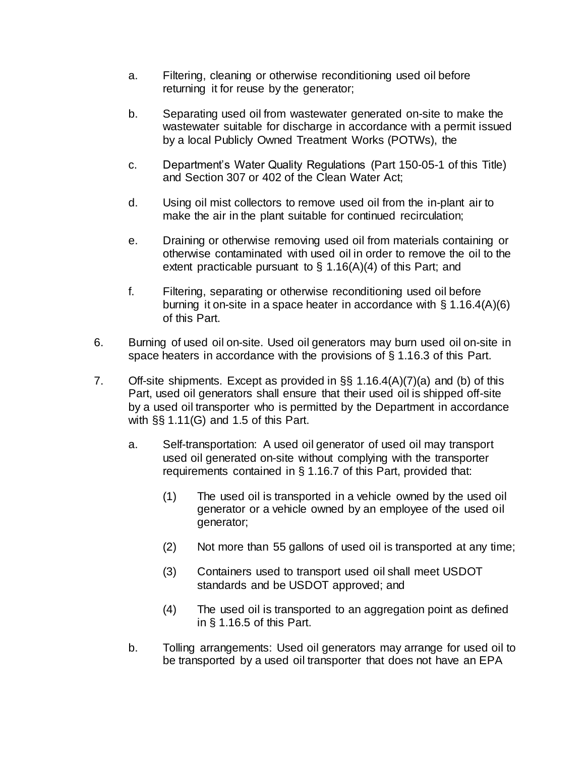a. Filtering, cleaning or otherwise reconditioning used oil before returning it for reuse by the generator;

b. Separating used oil from wastewater generated on-site to make the wastewater suitable for discharge in accordance with a permit issued by a local Publicly Owned Treatment Works (POTWs), the

c. Department's Water Quality Regulations (Part 150-05-1 of this Title) and Section 307 or 402 of the Clean Water Act;

d. Using oil mist collectors to remove used oil from the in-plant air to make the air in the plant suitable for continued recirculation;

e. Draining or otherwise removing used oil from materials containing or otherwise contaminated with used oil in order to remove the oil to the extent practicable pursuant to § 1.16(A)(4) of this Part; and

f. Filtering, separating or otherwise reconditioning used oil before burning it on-site in a space heater in accordance with § 1.16.4(A)(6) of this Part.

6. Burning of used oil on-site. Used oil generators may burn used oil on-site in space heaters in accordance with the provisions of § 1.16.3 of this Part.

7. Off-site shipments. Except as provided in §§ 1.16.4(A)(7)(a) and (b) of this Part, used oil generators shall ensure that their used oil is shipped off-site by a used oil transporter who is permitted by the Department in accordance with §§ 1.11(G) and 1.5 of this Part.

   a. Self-transportation: A used oil generator of used oil may transport used oil generated on-site without complying with the transporter requirements contained in § 1.16.7 of this Part, provided that:

      (1) The used oil is transported in a vehicle owned by the used oil generator or a vehicle owned by an employee of the used oil generator;

      (2) Not more than 55 gallons of used oil is transported at any time;

      (3) Containers used to transport used oil shall meet USDOT standards and be USDOT approved; and

      (4) The used oil is transported to an aggregation point as defined in § 1.16.5 of this Part.

   b. Tolling arrangements: Used oil generators may arrange for used oil to be transported by a used oil transporter that does not have an EPA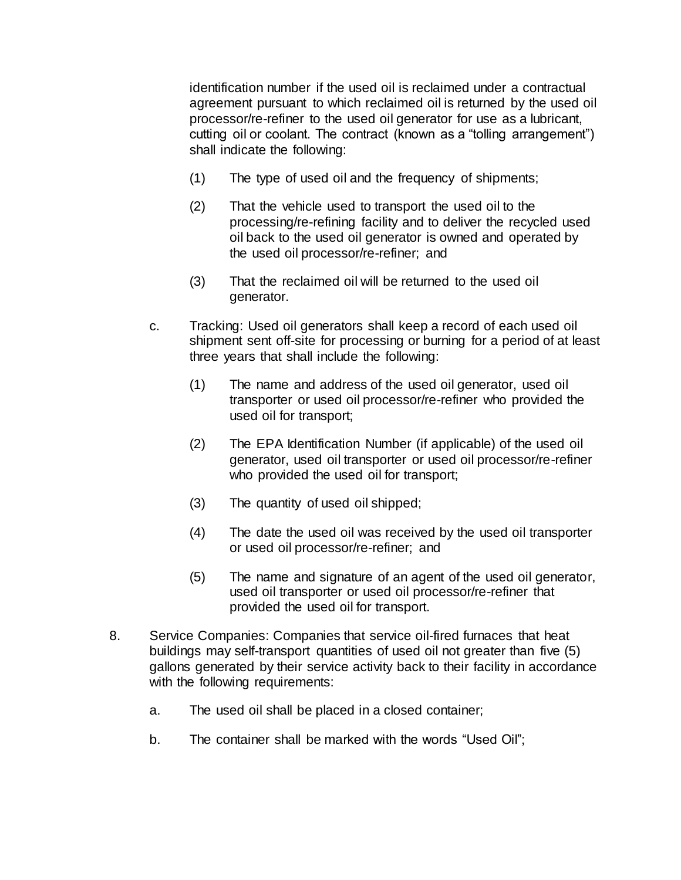identification number if the used oil is reclaimed under a contractual agreement pursuant to which reclaimed oil is returned by the used oil processor/re-refiner to the used oil generator for use as a lubricant, cutting oil or coolant. The contract (known as a "tolling arrangement") shall indicate the following:

(1) The type of used oil and the frequency of shipments;

(2) That the vehicle used to transport the used oil to the processing/re-refining facility and to deliver the recycled used oil back to the used oil generator is owned and operated by the used oil processor/re-refiner; and

(3) That the reclaimed oil will be returned to the used oil generator.

c. Tracking: Used oil generators shall keep a record of each used oil shipment sent off-site for processing or burning for a period of at least three years that shall include the following:

(1) The name and address of the used oil generator, used oil transporter or used oil processor/re-refiner who provided the used oil for transport;

(2) The EPA Identification Number (if applicable) of the used oil generator, used oil transporter or used oil processor/re-refiner who provided the used oil for transport;

(3) The quantity of used oil shipped;

(4) The date the used oil was received by the used oil transporter or used oil processor/re-refiner; and

(5) The name and signature of an agent of the used oil generator, used oil transporter or used oil processor/re-refiner that provided the used oil for transport.

8. Service Companies: Companies that service oil-fired furnaces that heat buildings may self-transport quantities of used oil not greater than five (5) gallons generated by their service activity back to their facility in accordance with the following requirements:

a. The used oil shall be placed in a closed container;

b. The container shall be marked with the words "Used Oil";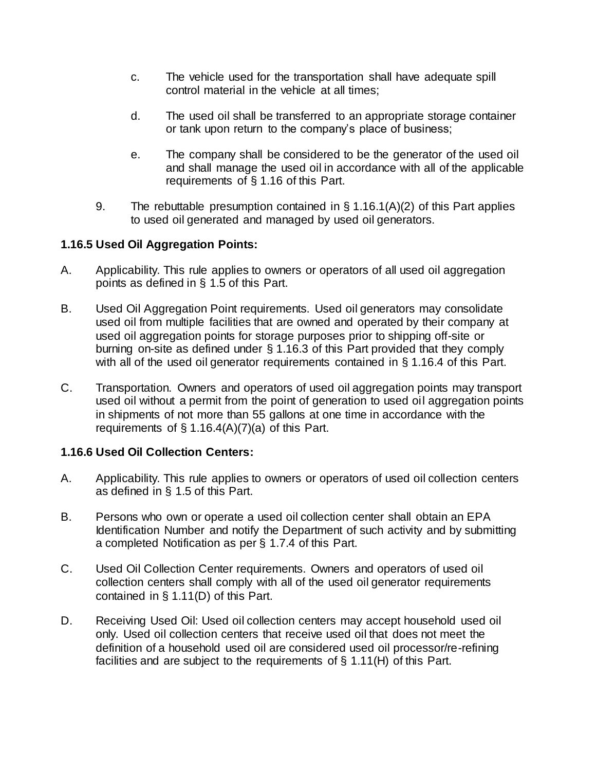c. The vehicle used for the transportation shall have adequate spill control material in the vehicle at all times;

d. The used oil shall be transferred to an appropriate storage container or tank upon return to the company's place of business;

e. The company shall be considered to be the generator of the used oil and shall manage the used oil in accordance with all of the applicable requirements of § 1.16 of this Part.

9. The rebuttable presumption contained in § 1.16.1(A)(2) of this Part applies to used oil generated and managed by used oil generators.

### 1.16.5 Used Oil Aggregation Points:

A. Applicability. This rule applies to owners or operators of all used oil aggregation points as defined in § 1.5 of this Part.

B. Used Oil Aggregation Point requirements. Used oil generators may consolidate used oil from multiple facilities that are owned and operated by their company at used oil aggregation points for storage purposes prior to shipping off-site or burning on-site as defined under § 1.16.3 of this Part provided that they comply with all of the used oil generator requirements contained in § 1.16.4 of this Part.

C. Transportation. Owners and operators of used oil aggregation points may transport used oil without a permit from the point of generation to used oil aggregation points in shipments of not more than 55 gallons at one time in accordance with the requirements of § 1.16.4(A)(7)(a) of this Part.

### 1.16.6 Used Oil Collection Centers:

A. Applicability. This rule applies to owners or operators of used oil collection centers as defined in § 1.5 of this Part.

B. Persons who own or operate a used oil collection center shall obtain an EPA Identification Number and notify the Department of such activity and by submitting a completed Notification as per § 1.7.4 of this Part.

C. Used Oil Collection Center requirements. Owners and operators of used oil collection centers shall comply with all of the used oil generator requirements contained in § 1.11(D) of this Part.

D. Receiving Used Oil: Used oil collection centers may accept household used oil only. Used oil collection centers that receive used oil that does not meet the definition of a household used oil are considered used oil processor/re-refining facilities and are subject to the requirements of § 1.11(H) of this Part.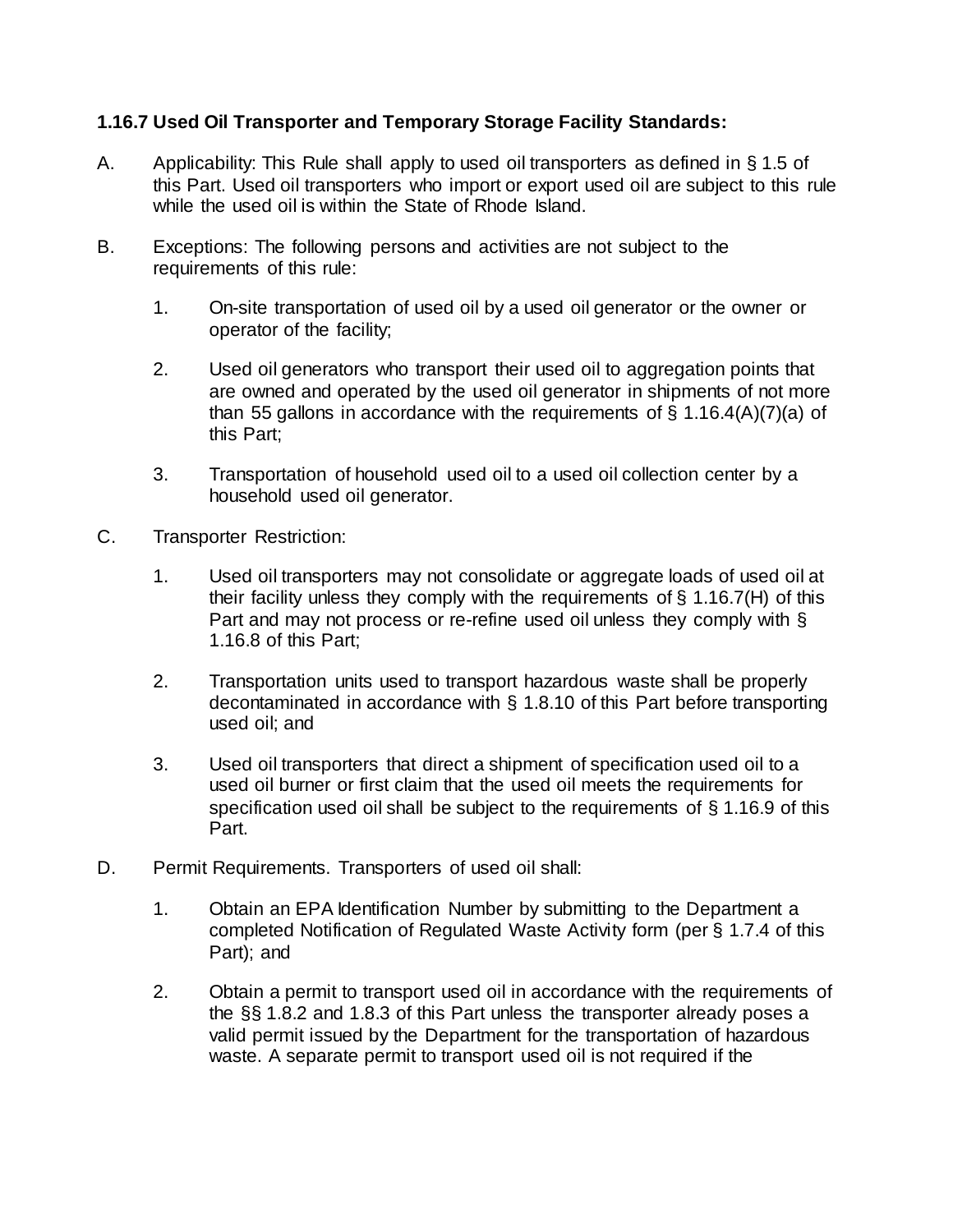**1.16.7 Used Oil Transporter and Temporary Storage Facility Standards:**

A. Applicability: This Rule shall apply to used oil transporters as defined in § 1.5 of this Part. Used oil transporters who import or export used oil are subject to this rule while the used oil is within the State of Rhode Island.

B. Exceptions: The following persons and activities are not subject to the requirements of this rule:

1. On-site transportation of used oil by a used oil generator or the owner or operator of the facility;

2. Used oil generators who transport their used oil to aggregation points that are owned and operated by the used oil generator in shipments of not more than 55 gallons in accordance with the requirements of § 1.16.4(A)(7)(a) of this Part;

3. Transportation of household used oil to a used oil collection center by a household used oil generator.

C. Transporter Restriction:

1. Used oil transporters may not consolidate or aggregate loads of used oil at their facility unless they comply with the requirements of § 1.16.7(H) of this Part and may not process or re-refine used oil unless they comply with § 1.16.8 of this Part;

2. Transportation units used to transport hazardous waste shall be properly decontaminated in accordance with § 1.8.10 of this Part before transporting used oil; and

3. Used oil transporters that direct a shipment of specification used oil to a used oil burner or first claim that the used oil meets the requirements for specification used oil shall be subject to the requirements of § 1.16.9 of this Part.

D. Permit Requirements. Transporters of used oil shall:

1. Obtain an EPA Identification Number by submitting to the Department a completed Notification of Regulated Waste Activity form (per § 1.7.4 of this Part); and

2. Obtain a permit to transport used oil in accordance with the requirements of the §§ 1.8.2 and 1.8.3 of this Part unless the transporter already poses a valid permit issued by the Department for the transportation of hazardous waste. A separate permit to transport used oil is not required if the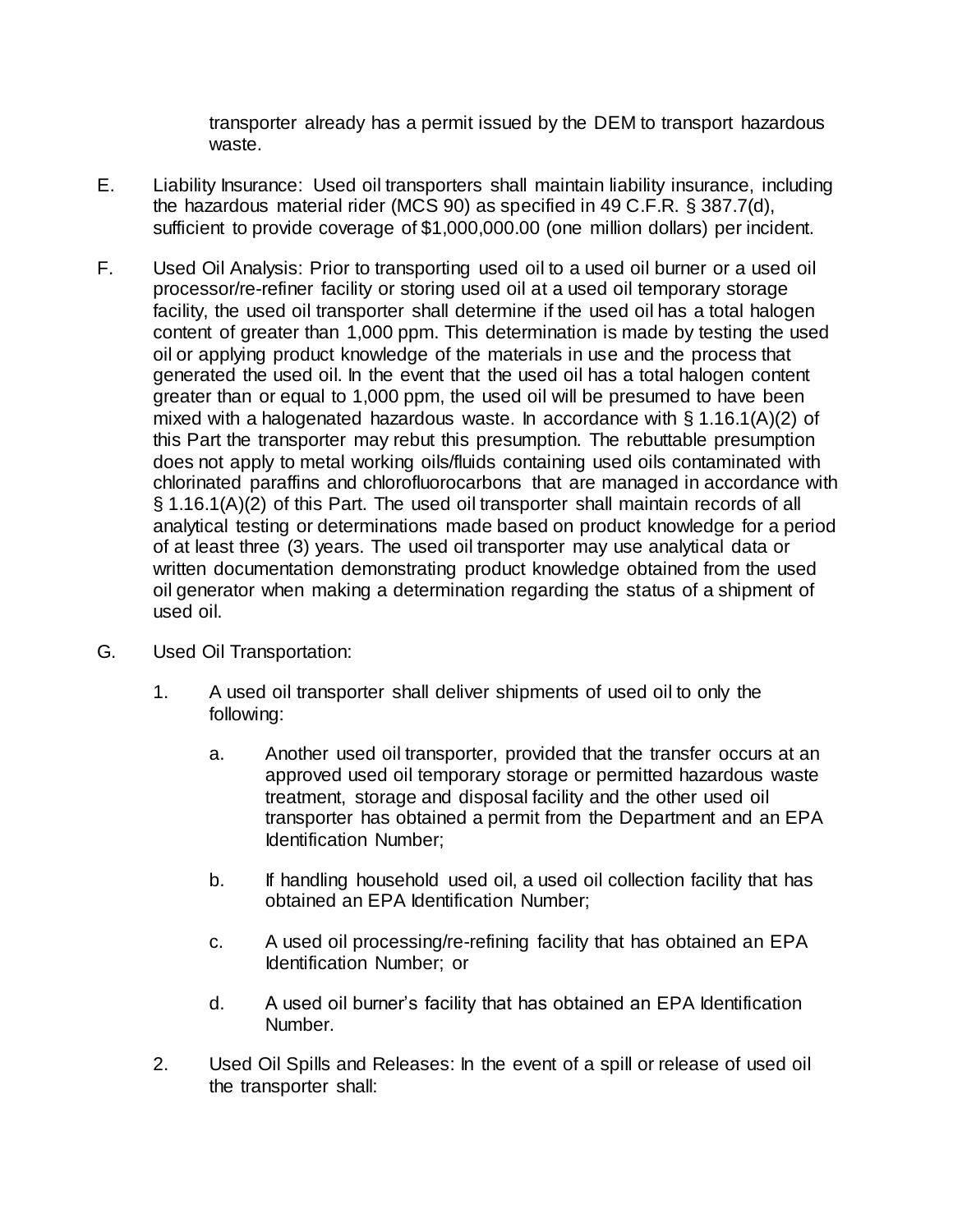transporter already has a permit issued by the DEM to transport hazardous waste.

E. Liability Insurance: Used oil transporters shall maintain liability insurance, including the hazardous material rider (MCS 90) as specified in 49 C.F.R. § 387.7(d), sufficient to provide coverage of $1,000,000.00 (one million dollars) per incident.

F. Used Oil Analysis: Prior to transporting used oil to a used oil burner or a used oil processor/re-refiner facility or storing used oil at a used oil temporary storage facility, the used oil transporter shall determine if the used oil has a total halogen content of greater than 1,000 ppm. This determination is made by testing the used oil or applying product knowledge of the materials in use and the process that generated the used oil. In the event that the used oil has a total halogen content greater than or equal to 1,000 ppm, the used oil will be presumed to have been mixed with a halogenated hazardous waste. In accordance with § 1.16.1(A)(2) of this Part the transporter may rebut this presumption. The rebuttable presumption does not apply to metal working oils/fluids containing used oils contaminated with chlorinated paraffins and chlorofluorocarbons that are managed in accordance with § 1.16.1(A)(2) of this Part. The used oil transporter shall maintain records of all analytical testing or determinations made based on product knowledge for a period of at least three (3) years. The used oil transporter may use analytical data or written documentation demonstrating product knowledge obtained from the used oil generator when making a determination regarding the status of a shipment of used oil.

G. Used Oil Transportation:

1. A used oil transporter shall deliver shipments of used oil to only the following:

   a. Another used oil transporter, provided that the transfer occurs at an approved used oil temporary storage or permitted hazardous waste treatment, storage and disposal facility and the other used oil transporter has obtained a permit from the Department and an EPA Identification Number;

   b. If handling household used oil, a used oil collection facility that has obtained an EPA Identification Number;

   c. A used oil processing/re-refining facility that has obtained an EPA Identification Number; or

   d. A used oil burner's facility that has obtained an EPA Identification Number.

2. Used Oil Spills and Releases: In the event of a spill or release of used oil the transporter shall: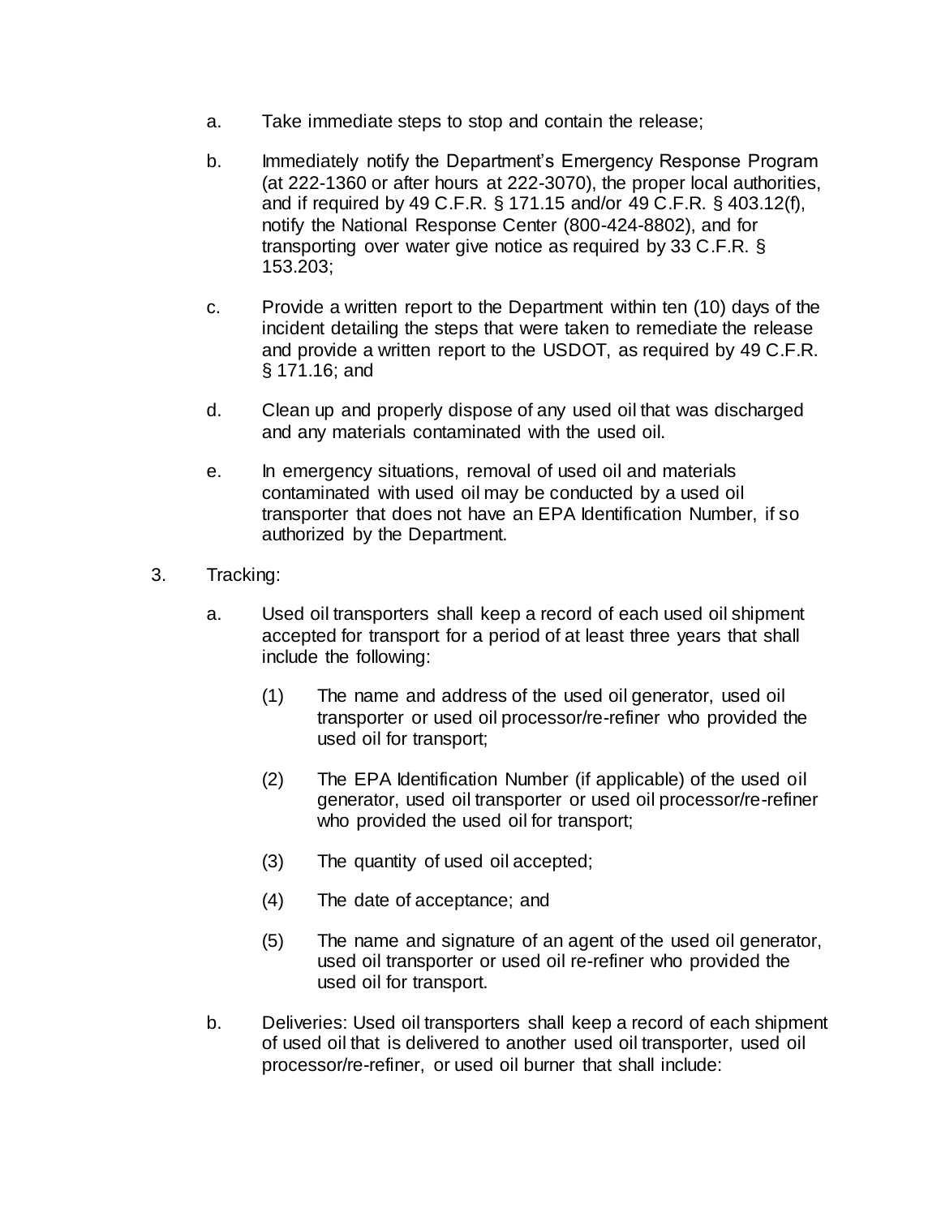a. Take immediate steps to stop and contain the release;

b. Immediately notify the Department's Emergency Response Program (at 222-1360 or after hours at 222-3070), the proper local authorities, and if required by 49 C.F.R. § 171.15 and/or 49 C.F.R. § 403.12(f), notify the National Response Center (800-424-8802), and for transporting over water give notice as required by 33 C.F.R. § 153.203;

c. Provide a written report to the Department within ten (10) days of the incident detailing the steps that were taken to remediate the release and provide a written report to the USDOT, as required by 49 C.F.R. § 171.16; and

d. Clean up and properly dispose of any used oil that was discharged and any materials contaminated with the used oil.

e. In emergency situations, removal of used oil and materials contaminated with used oil may be conducted by a used oil transporter that does not have an EPA Identification Number, if so authorized by the Department.

3. Tracking:

a. Used oil transporters shall keep a record of each used oil shipment accepted for transport for a period of at least three years that shall include the following:

(1) The name and address of the used oil generator, used oil transporter or used oil processor/re-refiner who provided the used oil for transport;

(2) The EPA Identification Number (if applicable) of the used oil generator, used oil transporter or used oil processor/re-refiner who provided the used oil for transport;

(3) The quantity of used oil accepted;

(4) The date of acceptance; and

(5) The name and signature of an agent of the used oil generator, used oil transporter or used oil re-refiner who provided the used oil for transport.

b. Deliveries: Used oil transporters shall keep a record of each shipment of used oil that is delivered to another used oil transporter, used oil processor/re-refiner, or used oil burner that shall include: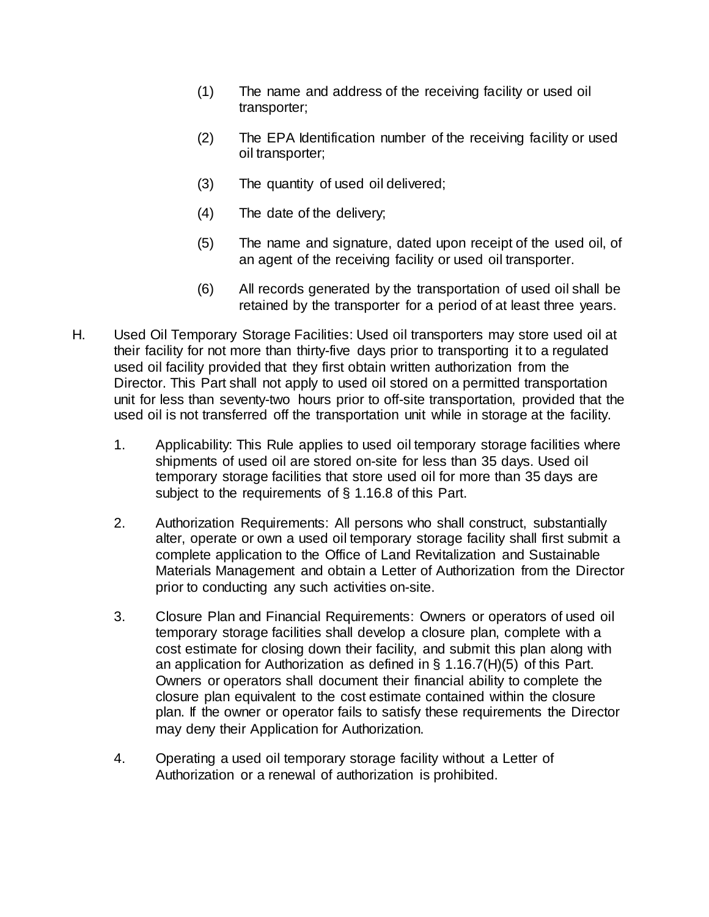(1) The name and address of the receiving facility or used oil transporter;

(2) The EPA Identification number of the receiving facility or used oil transporter;

(3) The quantity of used oil delivered;

(4) The date of the delivery;

(5) The name and signature, dated upon receipt of the used oil, of an agent of the receiving facility or used oil transporter.

(6) All records generated by the transportation of used oil shall be retained by the transporter for a period of at least three years.

H. Used Oil Temporary Storage Facilities: Used oil transporters may store used oil at their facility for not more than thirty-five days prior to transporting it to a regulated used oil facility provided that they first obtain written authorization from the Director. This Part shall not apply to used oil stored on a permitted transportation unit for less than seventy-two hours prior to off-site transportation, provided that the used oil is not transferred off the transportation unit while in storage at the facility.

1. Applicability: This Rule applies to used oil temporary storage facilities where shipments of used oil are stored on-site for less than 35 days. Used oil temporary storage facilities that store used oil for more than 35 days are subject to the requirements of § 1.16.8 of this Part.

2. Authorization Requirements: All persons who shall construct, substantially alter, operate or own a used oil temporary storage facility shall first submit a complete application to the Office of Land Revitalization and Sustainable Materials Management and obtain a Letter of Authorization from the Director prior to conducting any such activities on-site.

3. Closure Plan and Financial Requirements: Owners or operators of used oil temporary storage facilities shall develop a closure plan, complete with a cost estimate for closing down their facility, and submit this plan along with an application for Authorization as defined in § 1.16.7(H)(5) of this Part. Owners or operators shall document their financial ability to complete the closure plan equivalent to the cost estimate contained within the closure plan. If the owner or operator fails to satisfy these requirements the Director may deny their Application for Authorization.

4. Operating a used oil temporary storage facility without a Letter of Authorization or a renewal of authorization is prohibited.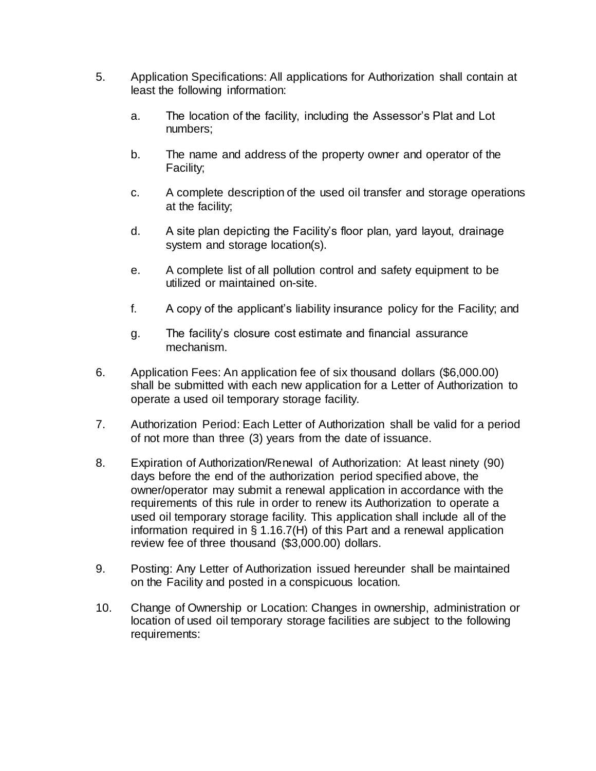5. Application Specifications: All applications for Authorization shall contain at least the following information:

   a. The location of the facility, including the Assessor's Plat and Lot numbers;

   b. The name and address of the property owner and operator of the Facility;

   c. A complete description of the used oil transfer and storage operations at the facility;

   d. A site plan depicting the Facility's floor plan, yard layout, drainage system and storage location(s).

   e. A complete list of all pollution control and safety equipment to be utilized or maintained on-site.

   f. A copy of the applicant's liability insurance policy for the Facility; and

   g. The facility's closure cost estimate and financial assurance mechanism.

6. Application Fees: An application fee of six thousand dollars ($6,000.00) shall be submitted with each new application for a Letter of Authorization to operate a used oil temporary storage facility.

7. Authorization Period: Each Letter of Authorization shall be valid for a period of not more than three (3) years from the date of issuance.

8. Expiration of Authorization/Renewal of Authorization: At least ninety (90) days before the end of the authorization period specified above, the owner/operator may submit a renewal application in accordance with the requirements of this rule in order to renew its Authorization to operate a used oil temporary storage facility. This application shall include all of the information required in § 1.16.7(H) of this Part and a renewal application review fee of three thousand ($3,000.00) dollars.

9. Posting: Any Letter of Authorization issued hereunder shall be maintained on the Facility and posted in a conspicuous location.

10. Change of Ownership or Location: Changes in ownership, administration or location of used oil temporary storage facilities are subject to the following requirements: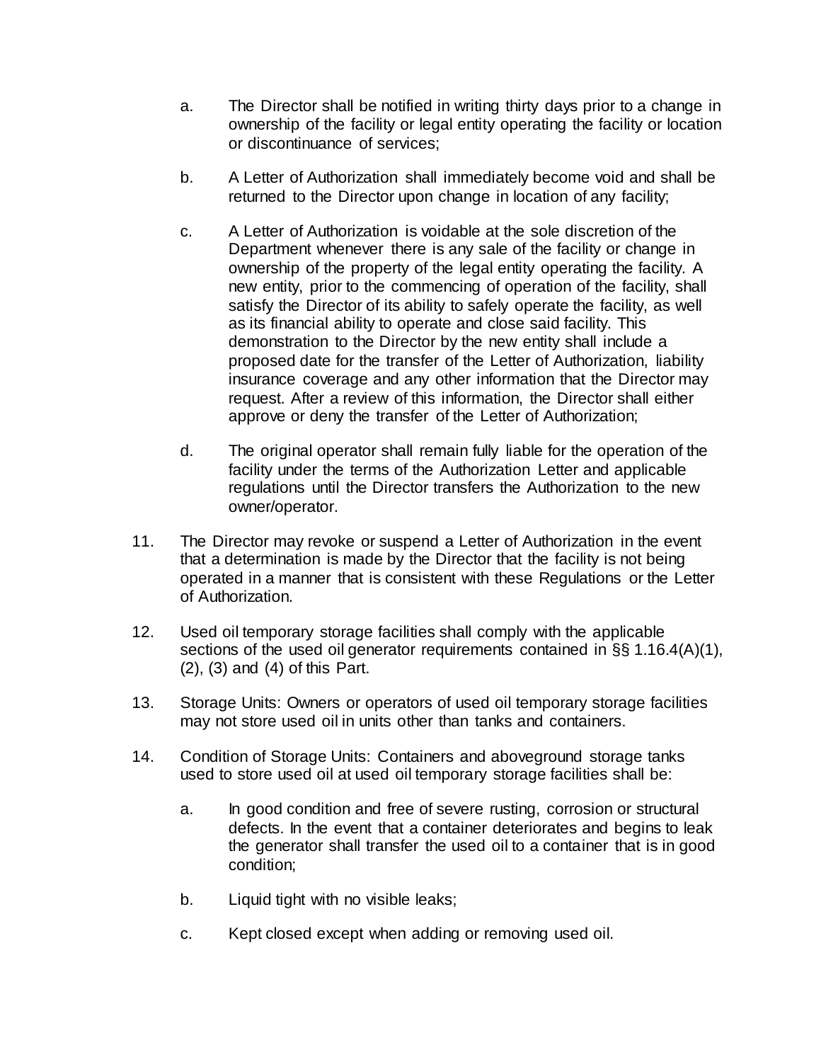a. The Director shall be notified in writing thirty days prior to a change in ownership of the facility or legal entity operating the facility or location or discontinuance of services;

b. A Letter of Authorization shall immediately become void and shall be returned to the Director upon change in location of any facility;

c. A Letter of Authorization is voidable at the sole discretion of the Department whenever there is any sale of the facility or change in ownership of the property of the legal entity operating the facility. A new entity, prior to the commencing of operation of the facility, shall satisfy the Director of its ability to safely operate the facility, as well as its financial ability to operate and close said facility. This demonstration to the Director by the new entity shall include a proposed date for the transfer of the Letter of Authorization, liability insurance coverage and any other information that the Director may request. After a review of this information, the Director shall either approve or deny the transfer of the Letter of Authorization;

d. The original operator shall remain fully liable for the operation of the facility under the terms of the Authorization Letter and applicable regulations until the Director transfers the Authorization to the new owner/operator.

11. The Director may revoke or suspend a Letter of Authorization in the event that a determination is made by the Director that the facility is not being operated in a manner that is consistent with these Regulations or the Letter of Authorization.

12. Used oil temporary storage facilities shall comply with the applicable sections of the used oil generator requirements contained in §§ 1.16.4(A)(1), (2), (3) and (4) of this Part.

13. Storage Units: Owners or operators of used oil temporary storage facilities may not store used oil in units other than tanks and containers.

14. Condition of Storage Units: Containers and aboveground storage tanks used to store used oil at used oil temporary storage facilities shall be:

    a. In good condition and free of severe rusting, corrosion or structural defects. In the event that a container deteriorates and begins to leak the generator shall transfer the used oil to a container that is in good condition;

    b. Liquid tight with no visible leaks;

    c. Kept closed except when adding or removing used oil.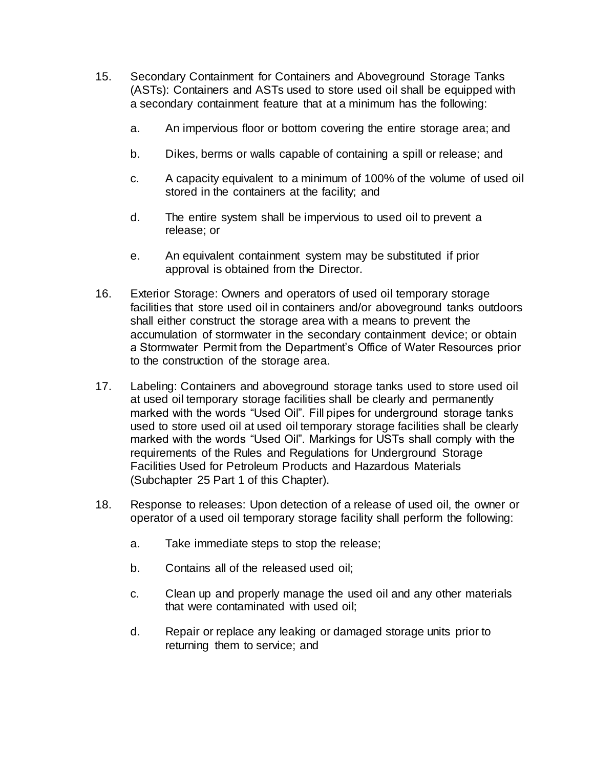15. Secondary Containment for Containers and Aboveground Storage Tanks (ASTs): Containers and ASTs used to store used oil shall be equipped with a secondary containment feature that at a minimum has the following:

    a. An impervious floor or bottom covering the entire storage area; and

    b. Dikes, berms or walls capable of containing a spill or release; and

    c. A capacity equivalent to a minimum of 100% of the volume of used oil stored in the containers at the facility; and

    d. The entire system shall be impervious to used oil to prevent a release; or

    e. An equivalent containment system may be substituted if prior approval is obtained from the Director.

16. Exterior Storage: Owners and operators of used oil temporary storage facilities that store used oil in containers and/or aboveground tanks outdoors shall either construct the storage area with a means to prevent the accumulation of stormwater in the secondary containment device; or obtain a Stormwater Permit from the Department's Office of Water Resources prior to the construction of the storage area.

17. Labeling: Containers and aboveground storage tanks used to store used oil at used oil temporary storage facilities shall be clearly and permanently marked with the words "Used Oil". Fill pipes for underground storage tanks used to store used oil at used oil temporary storage facilities shall be clearly marked with the words "Used Oil". Markings for USTs shall comply with the requirements of the Rules and Regulations for Underground Storage Facilities Used for Petroleum Products and Hazardous Materials (Subchapter 25 Part 1 of this Chapter).

18. Response to releases: Upon detection of a release of used oil, the owner or operator of a used oil temporary storage facility shall perform the following:

    a. Take immediate steps to stop the release;

    b. Contains all of the released used oil;

    c. Clean up and properly manage the used oil and any other materials that were contaminated with used oil;

    d. Repair or replace any leaking or damaged storage units prior to returning them to service; and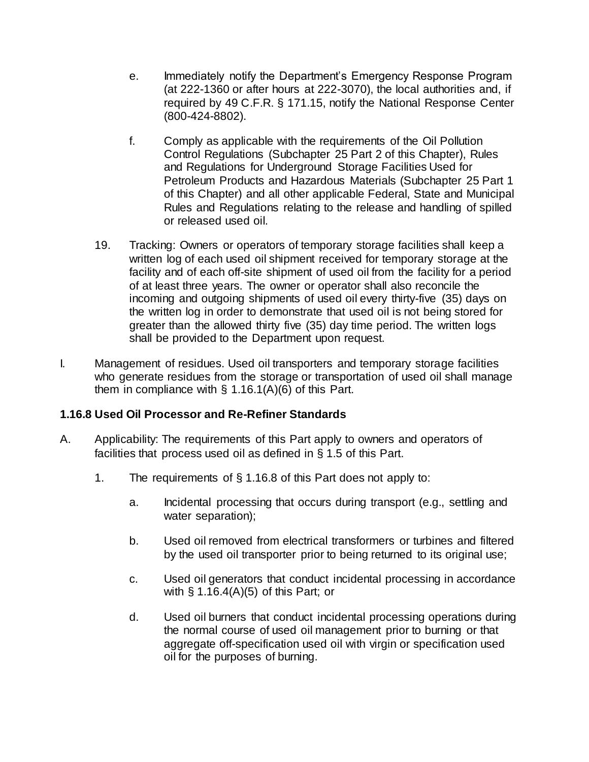e. Immediately notify the Department's Emergency Response Program (at 222-1360 or after hours at 222-3070), the local authorities and, if required by 49 C.F.R. § 171.15, notify the National Response Center (800-424-8802).

f. Comply as applicable with the requirements of the Oil Pollution Control Regulations (Subchapter 25 Part 2 of this Chapter), Rules and Regulations for Underground Storage Facilities Used for Petroleum Products and Hazardous Materials (Subchapter 25 Part 1 of this Chapter) and all other applicable Federal, State and Municipal Rules and Regulations relating to the release and handling of spilled or released used oil.

19. Tracking: Owners or operators of temporary storage facilities shall keep a written log of each used oil shipment received for temporary storage at the facility and of each off-site shipment of used oil from the facility for a period of at least three years. The owner or operator shall also reconcile the incoming and outgoing shipments of used oil every thirty-five (35) days on the written log in order to demonstrate that used oil is not being stored for greater than the allowed thirty five (35) day time period. The written logs shall be provided to the Department upon request.

I. Management of residues. Used oil transporters and temporary storage facilities who generate residues from the storage or transportation of used oil shall manage them in compliance with § 1.16.1(A)(6) of this Part.

### 1.16.8 Used Oil Processor and Re-Refiner Standards

A. Applicability: The requirements of this Part apply to owners and operators of facilities that process used oil as defined in § 1.5 of this Part.

1. The requirements of § 1.16.8 of this Part does not apply to:

a. Incidental processing that occurs during transport (e.g., settling and water separation);

b. Used oil removed from electrical transformers or turbines and filtered by the used oil transporter prior to being returned to its original use;

c. Used oil generators that conduct incidental processing in accordance with § 1.16.4(A)(5) of this Part; or

d. Used oil burners that conduct incidental processing operations during the normal course of used oil management prior to burning or that aggregate off-specification used oil with virgin or specification used oil for the purposes of burning.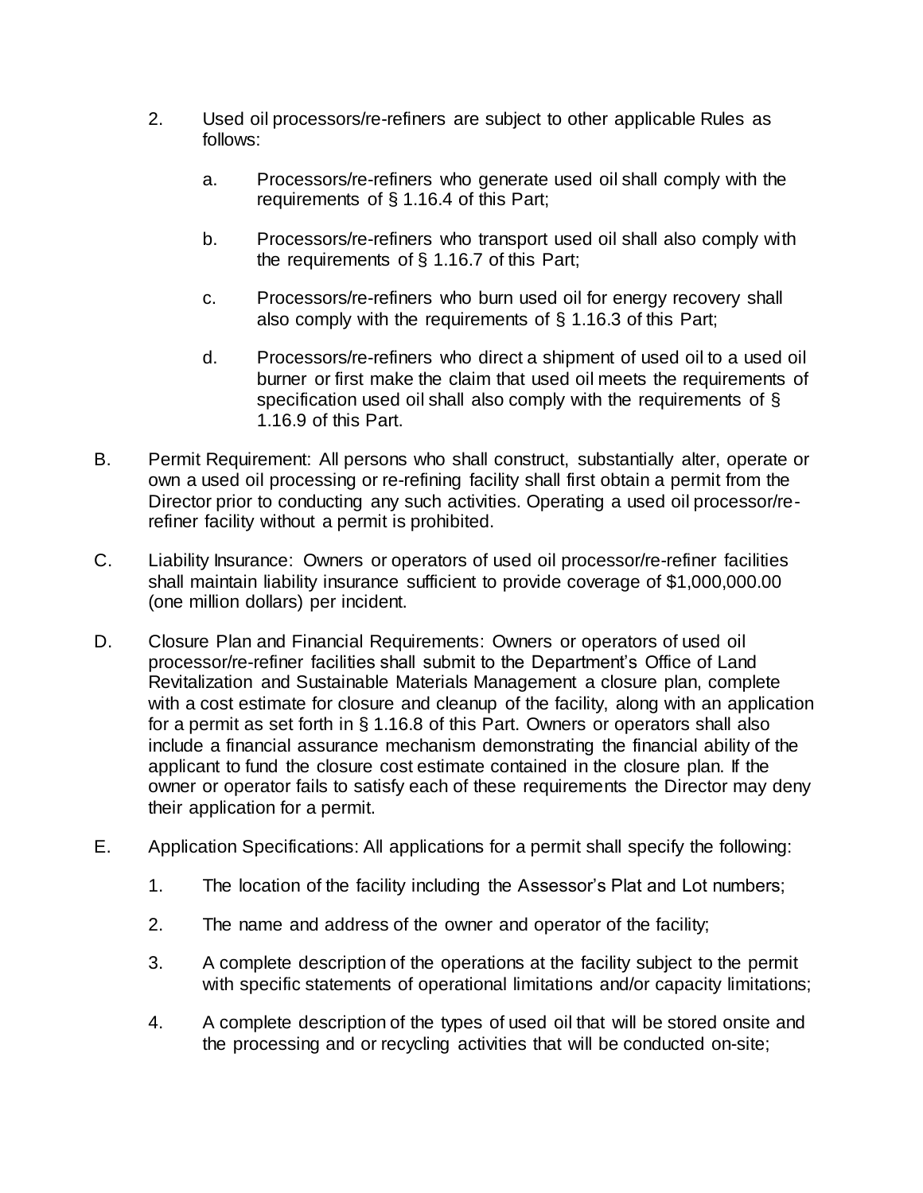2. Used oil processors/re-refiners are subject to other applicable Rules as follows:

   a. Processors/re-refiners who generate used oil shall comply with the requirements of § 1.16.4 of this Part;

   b. Processors/re-refiners who transport used oil shall also comply with the requirements of § 1.16.7 of this Part;

   c. Processors/re-refiners who burn used oil for energy recovery shall also comply with the requirements of § 1.16.3 of this Part;

   d. Processors/re-refiners who direct a shipment of used oil to a used oil burner or first make the claim that used oil meets the requirements of specification used oil shall also comply with the requirements of § 1.16.9 of this Part.

B. Permit Requirement: All persons who shall construct, substantially alter, operate or own a used oil processing or re-refining facility shall first obtain a permit from the Director prior to conducting any such activities. Operating a used oil processor/re-refiner facility without a permit is prohibited.

C. Liability Insurance: Owners or operators of used oil processor/re-refiner facilities shall maintain liability insurance sufficient to provide coverage of $1,000,000.00 (one million dollars) per incident.

D. Closure Plan and Financial Requirements: Owners or operators of used oil processor/re-refiner facilities shall submit to the Department's Office of Land Revitalization and Sustainable Materials Management a closure plan, complete with a cost estimate for closure and cleanup of the facility, along with an application for a permit as set forth in § 1.16.8 of this Part. Owners or operators shall also include a financial assurance mechanism demonstrating the financial ability of the applicant to fund the closure cost estimate contained in the closure plan. If the owner or operator fails to satisfy each of these requirements the Director may deny their application for a permit.

E. Application Specifications: All applications for a permit shall specify the following:

   1. The location of the facility including the Assessor's Plat and Lot numbers;

   2. The name and address of the owner and operator of the facility;

   3. A complete description of the operations at the facility subject to the permit with specific statements of operational limitations and/or capacity limitations;

   4. A complete description of the types of used oil that will be stored onsite and the processing and or recycling activities that will be conducted on-site;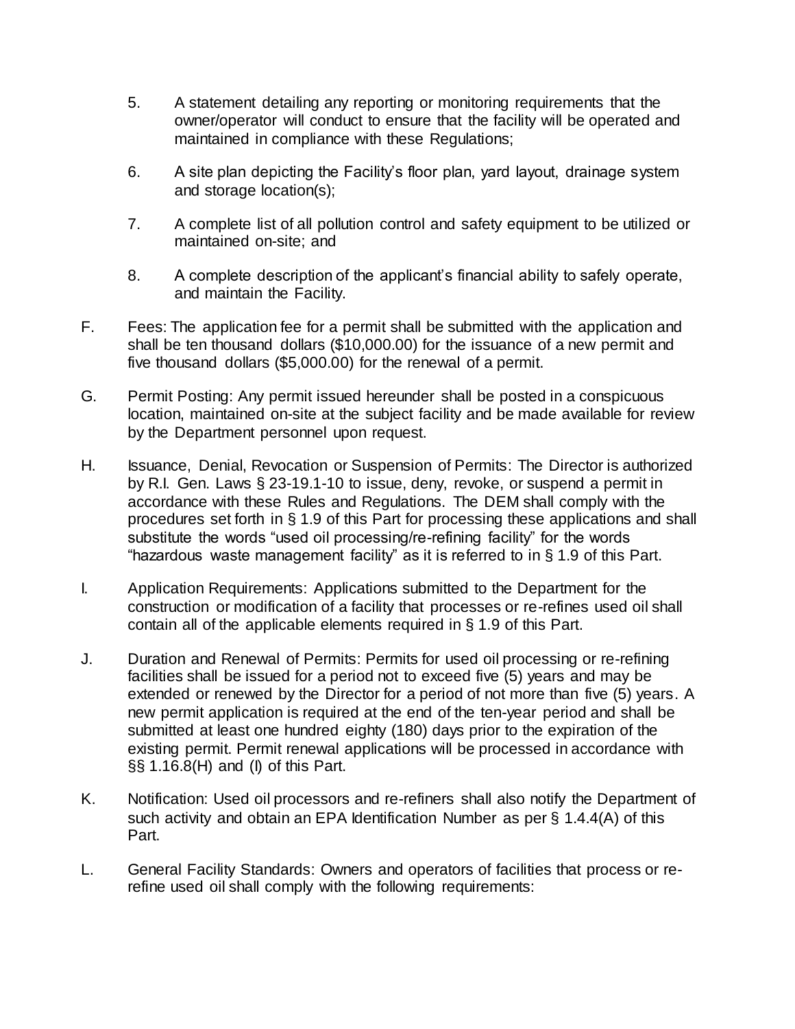5. A statement detailing any reporting or monitoring requirements that the owner/operator will conduct to ensure that the facility will be operated and maintained in compliance with these Regulations;

6. A site plan depicting the Facility's floor plan, yard layout, drainage system and storage location(s);

7. A complete list of all pollution control and safety equipment to be utilized or maintained on-site; and

8. A complete description of the applicant's financial ability to safely operate, and maintain the Facility.

F. Fees: The application fee for a permit shall be submitted with the application and shall be ten thousand dollars ($10,000.00) for the issuance of a new permit and five thousand dollars ($5,000.00) for the renewal of a permit.

G. Permit Posting: Any permit issued hereunder shall be posted in a conspicuous location, maintained on-site at the subject facility and be made available for review by the Department personnel upon request.

H. Issuance, Denial, Revocation or Suspension of Permits: The Director is authorized by R.I. Gen. Laws § 23-19.1-10 to issue, deny, revoke, or suspend a permit in accordance with these Rules and Regulations. The DEM shall comply with the procedures set forth in § 1.9 of this Part for processing these applications and shall substitute the words "used oil processing/re-refining facility" for the words "hazardous waste management facility" as it is referred to in § 1.9 of this Part.

I. Application Requirements: Applications submitted to the Department for the construction or modification of a facility that processes or re-refines used oil shall contain all of the applicable elements required in § 1.9 of this Part.

J. Duration and Renewal of Permits: Permits for used oil processing or re-refining facilities shall be issued for a period not to exceed five (5) years and may be extended or renewed by the Director for a period of not more than five (5) years. A new permit application is required at the end of the ten-year period and shall be submitted at least one hundred eighty (180) days prior to the expiration of the existing permit. Permit renewal applications will be processed in accordance with §§ 1.16.8(H) and (I) of this Part.

K. Notification: Used oil processors and re-refiners shall also notify the Department of such activity and obtain an EPA Identification Number as per § 1.4.4(A) of this Part.

L. General Facility Standards: Owners and operators of facilities that process or re-refine used oil shall comply with the following requirements: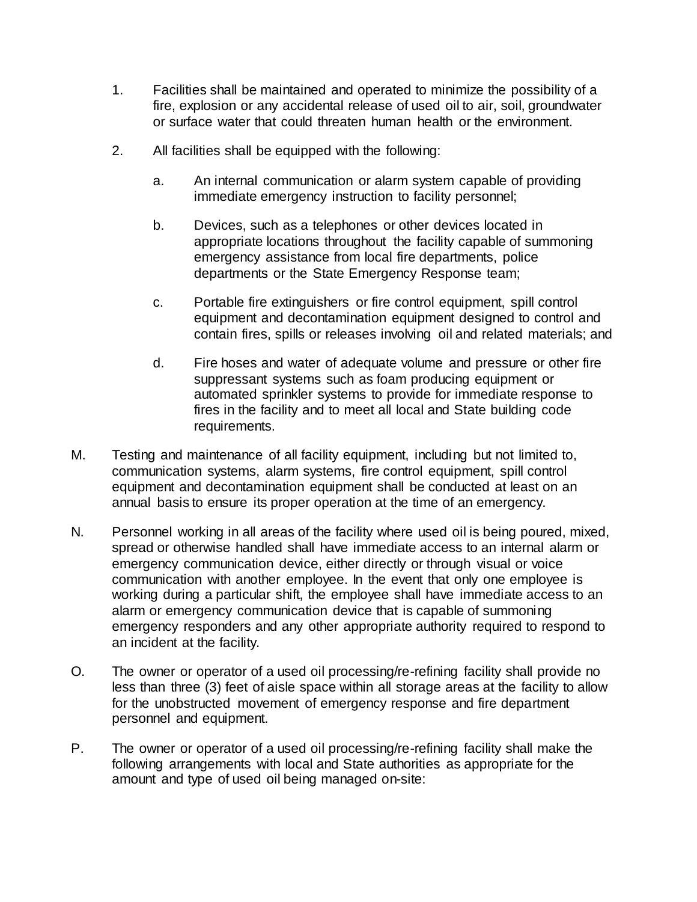1. Facilities shall be maintained and operated to minimize the possibility of a fire, explosion or any accidental release of used oil to air, soil, groundwater or surface water that could threaten human health or the environment.

2. All facilities shall be equipped with the following:

   a. An internal communication or alarm system capable of providing immediate emergency instruction to facility personnel;

   b. Devices, such as a telephones or other devices located in appropriate locations throughout the facility capable of summoning emergency assistance from local fire departments, police departments or the State Emergency Response team;

   c. Portable fire extinguishers or fire control equipment, spill control equipment and decontamination equipment designed to control and contain fires, spills or releases involving oil and related materials; and

   d. Fire hoses and water of adequate volume and pressure or other fire suppressant systems such as foam producing equipment or automated sprinkler systems to provide for immediate response to fires in the facility and to meet all local and State building code requirements.

M. Testing and maintenance of all facility equipment, including but not limited to, communication systems, alarm systems, fire control equipment, spill control equipment and decontamination equipment shall be conducted at least on an annual basis to ensure its proper operation at the time of an emergency.

N. Personnel working in all areas of the facility where used oil is being poured, mixed, spread or otherwise handled shall have immediate access to an internal alarm or emergency communication device, either directly or through visual or voice communication with another employee. In the event that only one employee is working during a particular shift, the employee shall have immediate access to an alarm or emergency communication device that is capable of summoning emergency responders and any other appropriate authority required to respond to an incident at the facility.

O. The owner or operator of a used oil processing/re-refining facility shall provide no less than three (3) feet of aisle space within all storage areas at the facility to allow for the unobstructed movement of emergency response and fire department personnel and equipment.

P. The owner or operator of a used oil processing/re-refining facility shall make the following arrangements with local and State authorities as appropriate for the amount and type of used oil being managed on-site: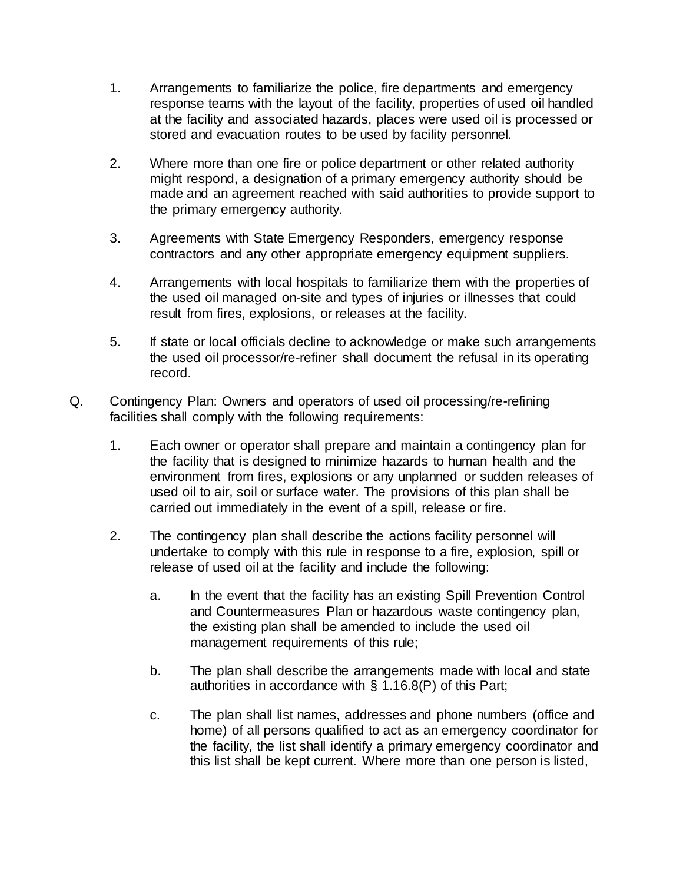1. Arrangements to familiarize the police, fire departments and emergency response teams with the layout of the facility, properties of used oil handled at the facility and associated hazards, places were used oil is processed or stored and evacuation routes to be used by facility personnel.

2. Where more than one fire or police department or other related authority might respond, a designation of a primary emergency authority should be made and an agreement reached with said authorities to provide support to the primary emergency authority.

3. Agreements with State Emergency Responders, emergency response contractors and any other appropriate emergency equipment suppliers.

4. Arrangements with local hospitals to familiarize them with the properties of the used oil managed on-site and types of injuries or illnesses that could result from fires, explosions, or releases at the facility.

5. If state or local officials decline to acknowledge or make such arrangements the used oil processor/re-refiner shall document the refusal in its operating record.

Q. Contingency Plan: Owners and operators of used oil processing/re-refining facilities shall comply with the following requirements:

   1. Each owner or operator shall prepare and maintain a contingency plan for the facility that is designed to minimize hazards to human health and the environment from fires, explosions or any unplanned or sudden releases of used oil to air, soil or surface water. The provisions of this plan shall be carried out immediately in the event of a spill, release or fire.

   2. The contingency plan shall describe the actions facility personnel will undertake to comply with this rule in response to a fire, explosion, spill or release of used oil at the facility and include the following:

      a. In the event that the facility has an existing Spill Prevention Control and Countermeasures Plan or hazardous waste contingency plan, the existing plan shall be amended to include the used oil management requirements of this rule;

      b. The plan shall describe the arrangements made with local and state authorities in accordance with § 1.16.8(P) of this Part;

      c. The plan shall list names, addresses and phone numbers (office and home) of all persons qualified to act as an emergency coordinator for the facility, the list shall identify a primary emergency coordinator and this list shall be kept current. Where more than one person is listed,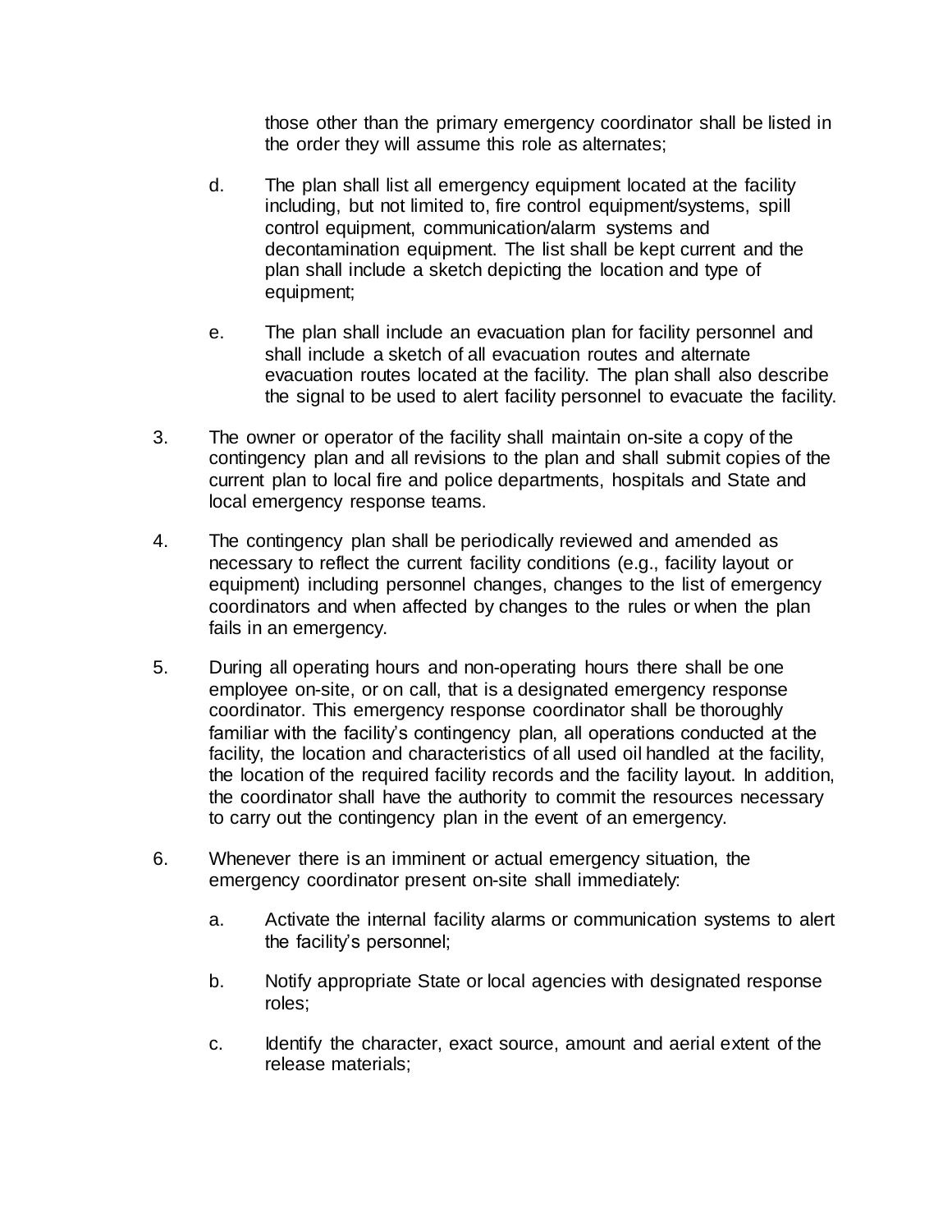those other than the primary emergency coordinator shall be listed in the order they will assume this role as alternates;

d. The plan shall list all emergency equipment located at the facility including, but not limited to, fire control equipment/systems, spill control equipment, communication/alarm systems and decontamination equipment. The list shall be kept current and the plan shall include a sketch depicting the location and type of equipment;

e. The plan shall include an evacuation plan for facility personnel and shall include a sketch of all evacuation routes and alternate evacuation routes located at the facility. The plan shall also describe the signal to be used to alert facility personnel to evacuate the facility.

3. The owner or operator of the facility shall maintain on-site a copy of the contingency plan and all revisions to the plan and shall submit copies of the current plan to local fire and police departments, hospitals and State and local emergency response teams.

4. The contingency plan shall be periodically reviewed and amended as necessary to reflect the current facility conditions (e.g., facility layout or equipment) including personnel changes, changes to the list of emergency coordinators and when affected by changes to the rules or when the plan fails in an emergency.

5. During all operating hours and non-operating hours there shall be one employee on-site, or on call, that is a designated emergency response coordinator. This emergency response coordinator shall be thoroughly familiar with the facility's contingency plan, all operations conducted at the facility, the location and characteristics of all used oil handled at the facility, the location of the required facility records and the facility layout. In addition, the coordinator shall have the authority to commit the resources necessary to carry out the contingency plan in the event of an emergency.

6. Whenever there is an imminent or actual emergency situation, the emergency coordinator present on-site shall immediately:

   a. Activate the internal facility alarms or communication systems to alert the facility's personnel;

   b. Notify appropriate State or local agencies with designated response roles;

   c. Identify the character, exact source, amount and aerial extent of the release materials;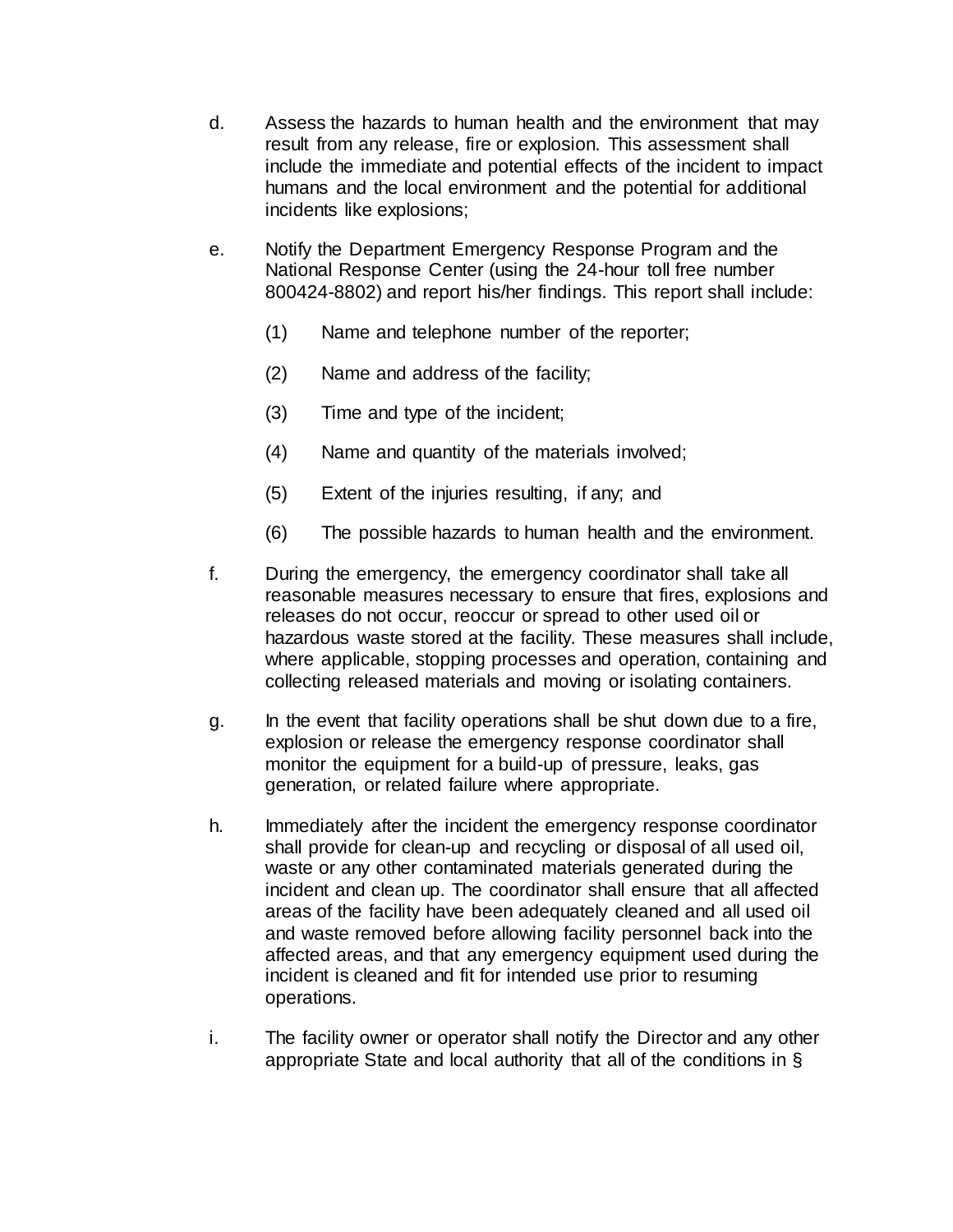d. Assess the hazards to human health and the environment that may result from any release, fire or explosion. This assessment shall include the immediate and potential effects of the incident to impact humans and the local environment and the potential for additional incidents like explosions;

e. Notify the Department Emergency Response Program and the National Response Center (using the 24-hour toll free number 800424-8802) and report his/her findings. This report shall include:

   (1) Name and telephone number of the reporter;

   (2) Name and address of the facility;

   (3) Time and type of the incident;

   (4) Name and quantity of the materials involved;

   (5) Extent of the injuries resulting, if any; and

   (6) The possible hazards to human health and the environment.

f. During the emergency, the emergency coordinator shall take all reasonable measures necessary to ensure that fires, explosions and releases do not occur, reoccur or spread to other used oil or hazardous waste stored at the facility. These measures shall include, where applicable, stopping processes and operation, containing and collecting released materials and moving or isolating containers.

g. In the event that facility operations shall be shut down due to a fire, explosion or release the emergency response coordinator shall monitor the equipment for a build-up of pressure, leaks, gas generation, or related failure where appropriate.

h. Immediately after the incident the emergency response coordinator shall provide for clean-up and recycling or disposal of all used oil, waste or any other contaminated materials generated during the incident and clean up. The coordinator shall ensure that all affected areas of the facility have been adequately cleaned and all used oil and waste removed before allowing facility personnel back into the affected areas, and that any emergency equipment used during the incident is cleaned and fit for intended use prior to resuming operations.

i. The facility owner or operator shall notify the Director and any other appropriate State and local authority that all of the conditions in §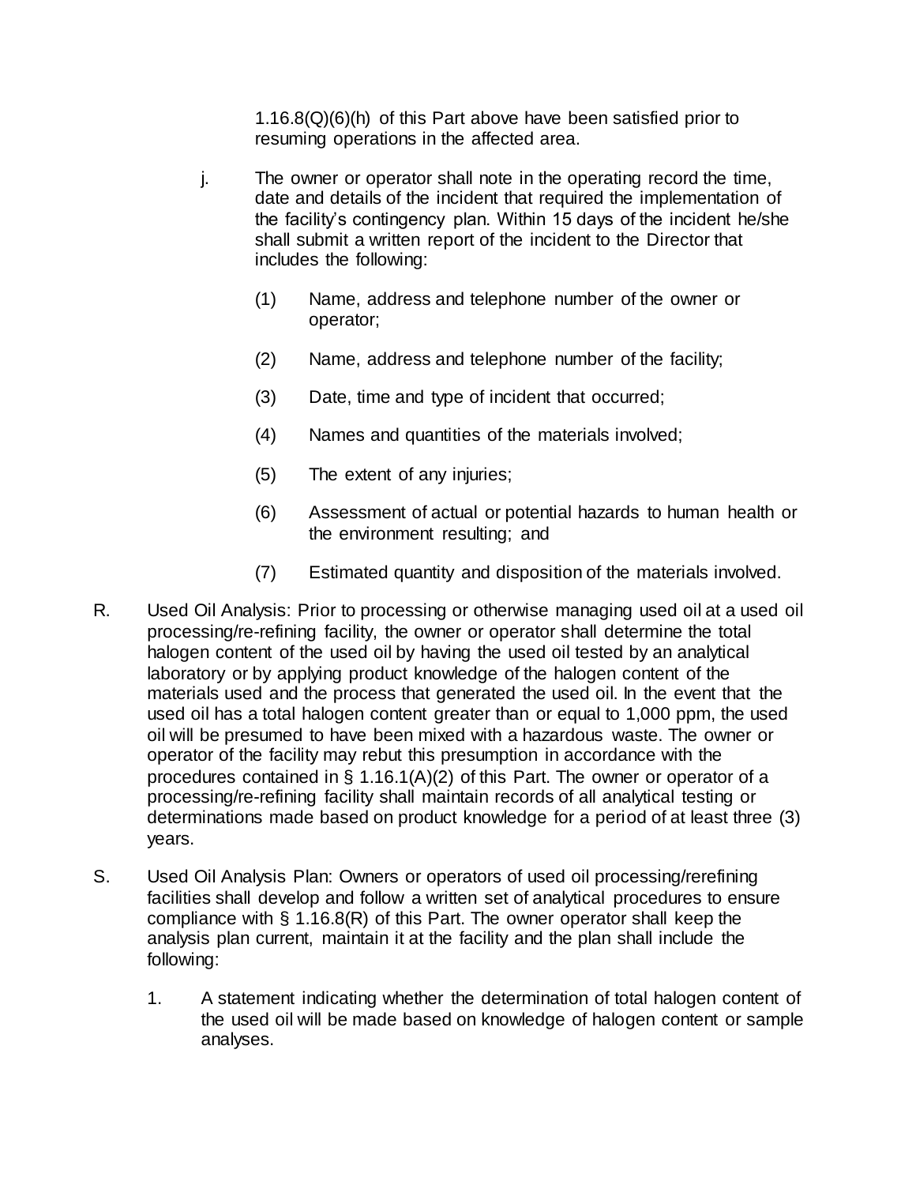1.16.8(Q)(6)(h) of this Part above have been satisfied prior to resuming operations in the affected area.

j. The owner or operator shall note in the operating record the time, date and details of the incident that required the implementation of the facility's contingency plan. Within 15 days of the incident he/she shall submit a written report of the incident to the Director that includes the following:

(1) Name, address and telephone number of the owner or operator;

(2) Name, address and telephone number of the facility;

(3) Date, time and type of incident that occurred;

(4) Names and quantities of the materials involved;

(5) The extent of any injuries;

(6) Assessment of actual or potential hazards to human health or the environment resulting; and

(7) Estimated quantity and disposition of the materials involved.

R. Used Oil Analysis: Prior to processing or otherwise managing used oil at a used oil processing/re-refining facility, the owner or operator shall determine the total halogen content of the used oil by having the used oil tested by an analytical laboratory or by applying product knowledge of the halogen content of the materials used and the process that generated the used oil. In the event that the used oil has a total halogen content greater than or equal to 1,000 ppm, the used oil will be presumed to have been mixed with a hazardous waste. The owner or operator of the facility may rebut this presumption in accordance with the procedures contained in § 1.16.1(A)(2) of this Part. The owner or operator of a processing/re-refining facility shall maintain records of all analytical testing or determinations made based on product knowledge for a period of at least three (3) years.

S. Used Oil Analysis Plan: Owners or operators of used oil processing/rerefining facilities shall develop and follow a written set of analytical procedures to ensure compliance with § 1.16.8(R) of this Part. The owner operator shall keep the analysis plan current, maintain it at the facility and the plan shall include the following:

1. A statement indicating whether the determination of total halogen content of the used oil will be made based on knowledge of halogen content or sample analyses.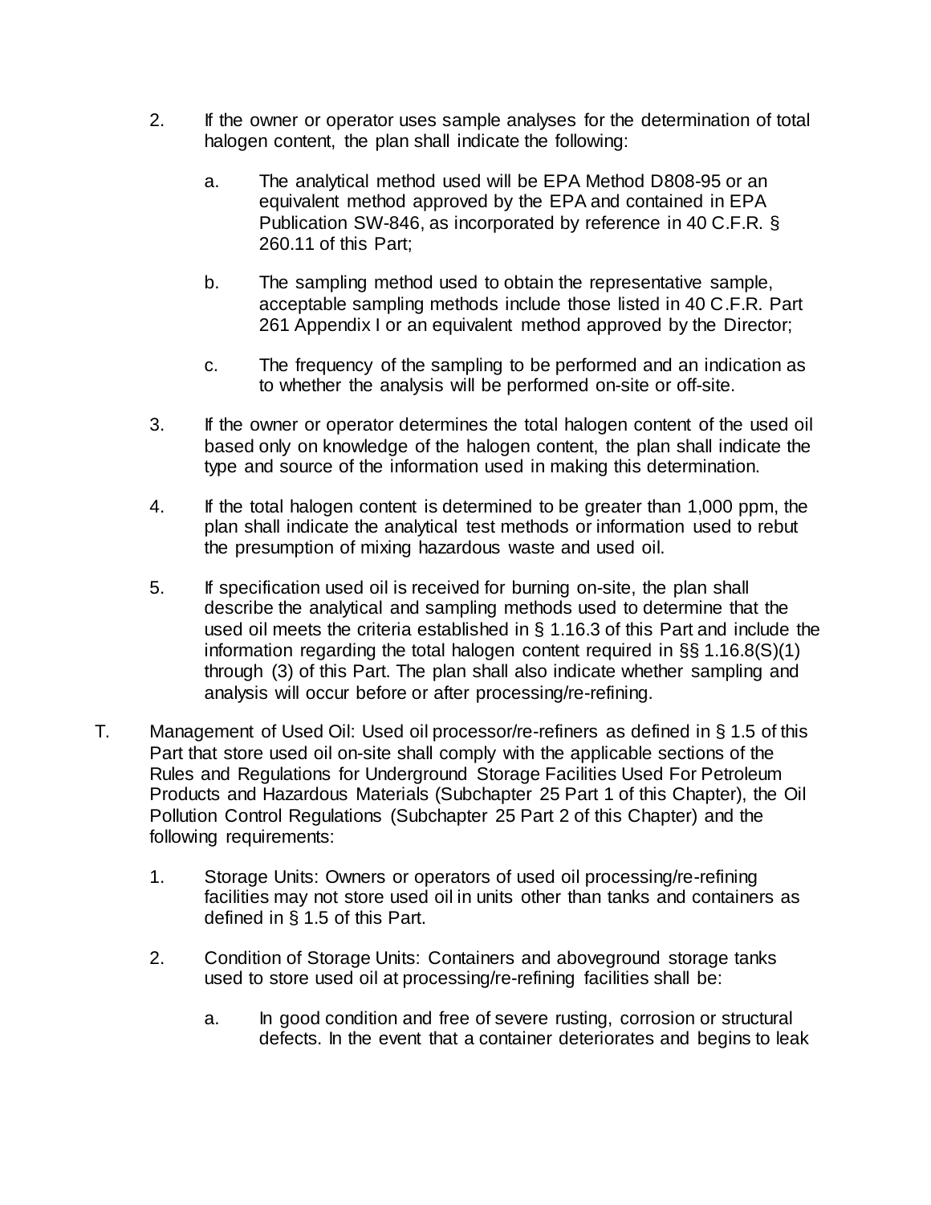2. If the owner or operator uses sample analyses for the determination of total halogen content, the plan shall indicate the following:

   a. The analytical method used will be EPA Method D808-95 or an equivalent method approved by the EPA and contained in EPA Publication SW-846, as incorporated by reference in 40 C.F.R. § 260.11 of this Part;

   b. The sampling method used to obtain the representative sample, acceptable sampling methods include those listed in 40 C.F.R. Part 261 Appendix I or an equivalent method approved by the Director;

   c. The frequency of the sampling to be performed and an indication as to whether the analysis will be performed on-site or off-site.

3. If the owner or operator determines the total halogen content of the used oil based only on knowledge of the halogen content, the plan shall indicate the type and source of the information used in making this determination.

4. If the total halogen content is determined to be greater than 1,000 ppm, the plan shall indicate the analytical test methods or information used to rebut the presumption of mixing hazardous waste and used oil.

5. If specification used oil is received for burning on-site, the plan shall describe the analytical and sampling methods used to determine that the used oil meets the criteria established in § 1.16.3 of this Part and include the information regarding the total halogen content required in §§ 1.16.8(S)(1) through (3) of this Part. The plan shall also indicate whether sampling and analysis will occur before or after processing/re-refining.

T. Management of Used Oil: Used oil processor/re-refiners as defined in § 1.5 of this Part that store used oil on-site shall comply with the applicable sections of the Rules and Regulations for Underground Storage Facilities Used For Petroleum Products and Hazardous Materials (Subchapter 25 Part 1 of this Chapter), the Oil Pollution Control Regulations (Subchapter 25 Part 2 of this Chapter) and the following requirements:

   1. Storage Units: Owners or operators of used oil processing/re-refining facilities may not store used oil in units other than tanks and containers as defined in § 1.5 of this Part.

   2. Condition of Storage Units: Containers and aboveground storage tanks used to store used oil at processing/re-refining facilities shall be:

      a. In good condition and free of severe rusting, corrosion or structural defects. In the event that a container deteriorates and begins to leak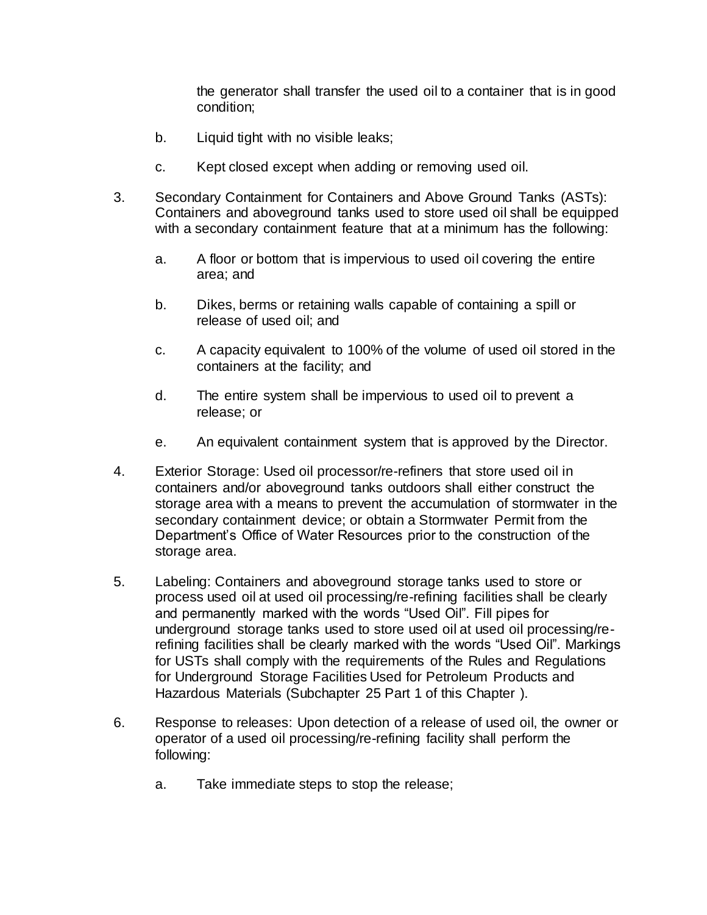the generator shall transfer the used oil to a container that is in good condition;

b. Liquid tight with no visible leaks;

c. Kept closed except when adding or removing used oil.

3. Secondary Containment for Containers and Above Ground Tanks (ASTs): Containers and aboveground tanks used to store used oil shall be equipped with a secondary containment feature that at a minimum has the following:

   a. A floor or bottom that is impervious to used oil covering the entire area; and

   b. Dikes, berms or retaining walls capable of containing a spill or release of used oil; and

   c. A capacity equivalent to 100% of the volume of used oil stored in the containers at the facility; and

   d. The entire system shall be impervious to used oil to prevent a release; or

   e. An equivalent containment system that is approved by the Director.

4. Exterior Storage: Used oil processor/re-refiners that store used oil in containers and/or aboveground tanks outdoors shall either construct the storage area with a means to prevent the accumulation of stormwater in the secondary containment device; or obtain a Stormwater Permit from the Department's Office of Water Resources prior to the construction of the storage area.

5. Labeling: Containers and aboveground storage tanks used to store or process used oil at used oil processing/re-refining facilities shall be clearly and permanently marked with the words "Used Oil". Fill pipes for underground storage tanks used to store used oil at used oil processing/re-refining facilities shall be clearly marked with the words "Used Oil". Markings for USTs shall comply with the requirements of the Rules and Regulations for Underground Storage Facilities Used for Petroleum Products and Hazardous Materials (Subchapter 25 Part 1 of this Chapter ).

6. Response to releases: Upon detection of a release of used oil, the owner or operator of a used oil processing/re-refining facility shall perform the following:

   a. Take immediate steps to stop the release;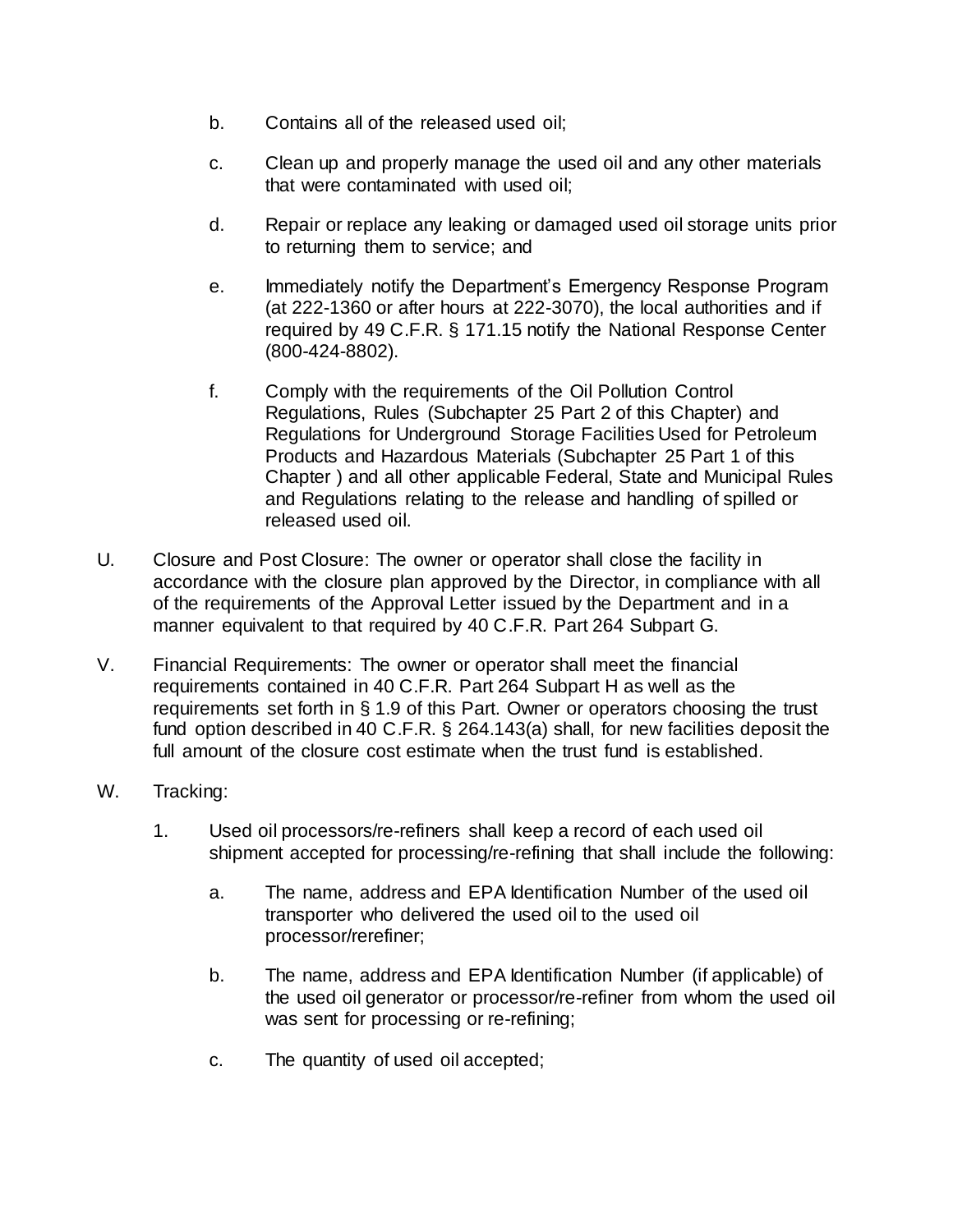b. Contains all of the released used oil;

c. Clean up and properly manage the used oil and any other materials that were contaminated with used oil;

d. Repair or replace any leaking or damaged used oil storage units prior to returning them to service; and

e. Immediately notify the Department's Emergency Response Program (at 222-1360 or after hours at 222-3070), the local authorities and if required by 49 C.F.R. § 171.15 notify the National Response Center (800-424-8802).

f. Comply with the requirements of the Oil Pollution Control Regulations, Rules (Subchapter 25 Part 2 of this Chapter) and Regulations for Underground Storage Facilities Used for Petroleum Products and Hazardous Materials (Subchapter 25 Part 1 of this Chapter ) and all other applicable Federal, State and Municipal Rules and Regulations relating to the release and handling of spilled or released used oil.

U. Closure and Post Closure: The owner or operator shall close the facility in accordance with the closure plan approved by the Director, in compliance with all of the requirements of the Approval Letter issued by the Department and in a manner equivalent to that required by 40 C.F.R. Part 264 Subpart G.

V. Financial Requirements: The owner or operator shall meet the financial requirements contained in 40 C.F.R. Part 264 Subpart H as well as the requirements set forth in § 1.9 of this Part. Owner or operators choosing the trust fund option described in 40 C.F.R. § 264.143(a) shall, for new facilities deposit the full amount of the closure cost estimate when the trust fund is established.

W. Tracking:

1. Used oil processors/re-refiners shall keep a record of each used oil shipment accepted for processing/re-refining that shall include the following:

   a. The name, address and EPA Identification Number of the used oil transporter who delivered the used oil to the used oil processor/rerefiner;

   b. The name, address and EPA Identification Number (if applicable) of the used oil generator or processor/re-refiner from whom the used oil was sent for processing or re-refining;

   c. The quantity of used oil accepted;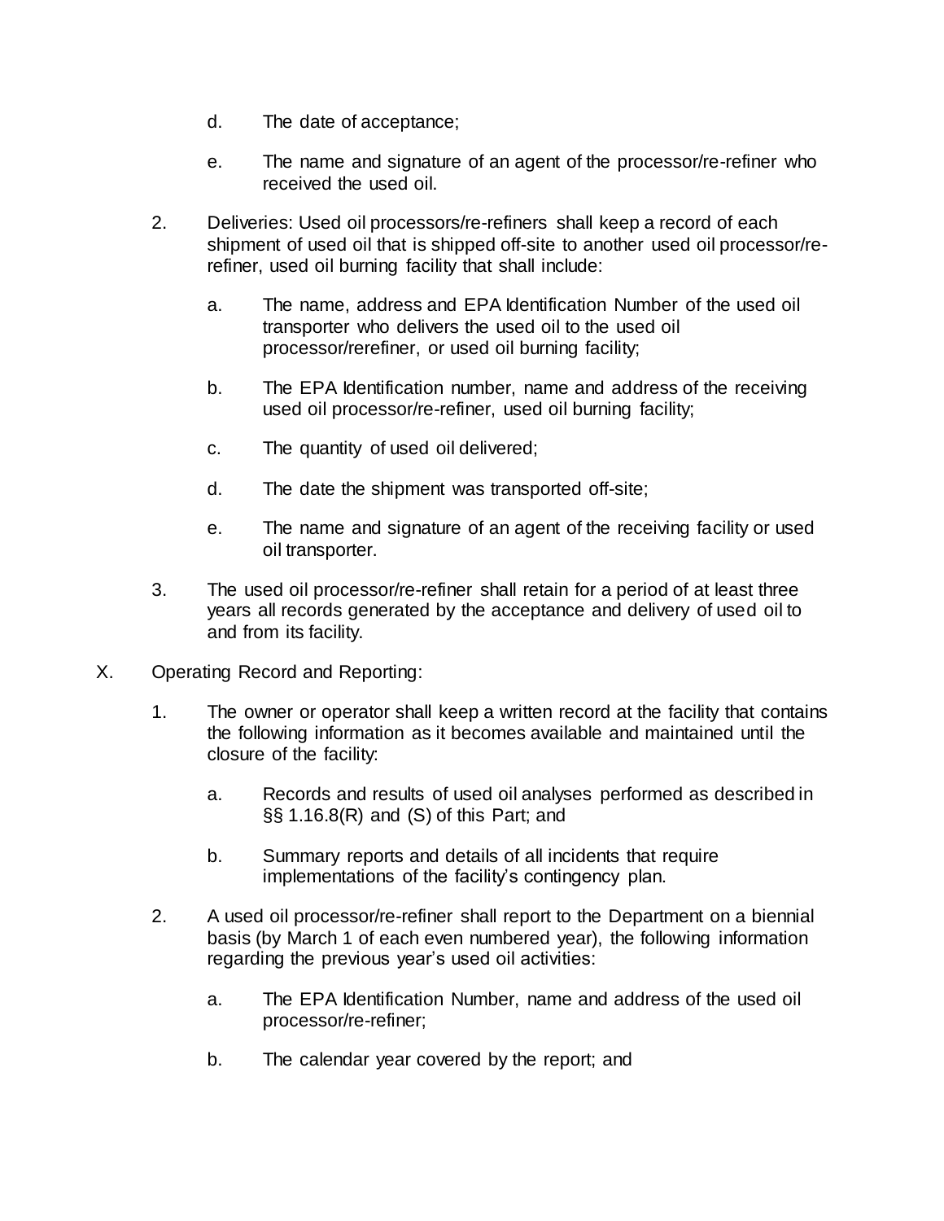d. The date of acceptance;

e. The name and signature of an agent of the processor/re-refiner who received the used oil.

2. Deliveries: Used oil processors/re-refiners shall keep a record of each shipment of used oil that is shipped off-site to another used oil processor/re-refiner, used oil burning facility that shall include:

   a. The name, address and EPA Identification Number of the used oil transporter who delivers the used oil to the used oil processor/rerefiner, or used oil burning facility;

   b. The EPA Identification number, name and address of the receiving used oil processor/re-refiner, used oil burning facility;

   c. The quantity of used oil delivered;

   d. The date the shipment was transported off-site;

   e. The name and signature of an agent of the receiving facility or used oil transporter.

3. The used oil processor/re-refiner shall retain for a period of at least three years all records generated by the acceptance and delivery of used oil to and from its facility.

X. Operating Record and Reporting:

   1. The owner or operator shall keep a written record at the facility that contains the following information as it becomes available and maintained until the closure of the facility:

      a. Records and results of used oil analyses performed as described in §§ 1.16.8(R) and (S) of this Part; and

      b. Summary reports and details of all incidents that require implementations of the facility's contingency plan.

   2. A used oil processor/re-refiner shall report to the Department on a biennial basis (by March 1 of each even numbered year), the following information regarding the previous year's used oil activities:

      a. The EPA Identification Number, name and address of the used oil processor/re-refiner;

      b. The calendar year covered by the report; and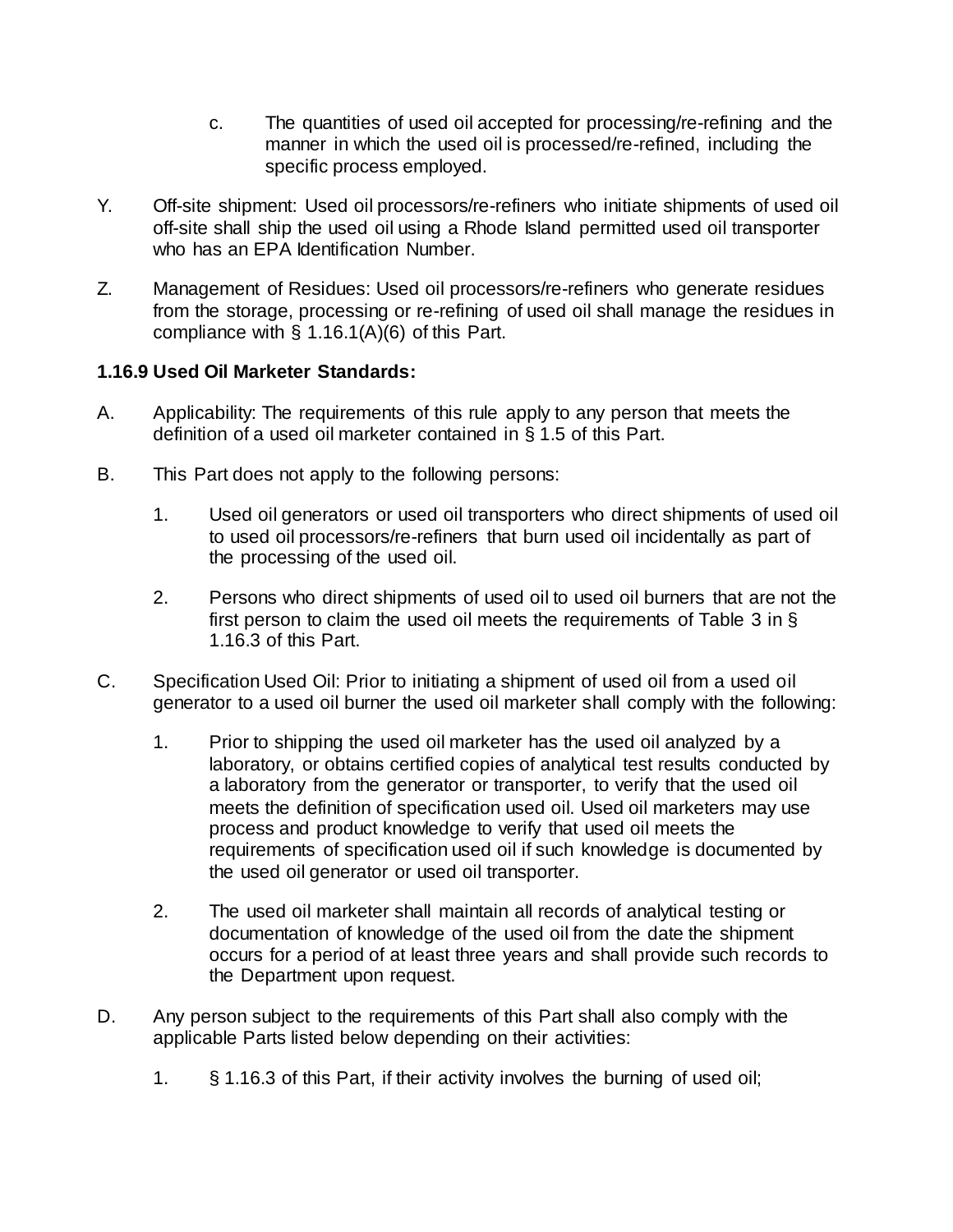c. The quantities of used oil accepted for processing/re-refining and the manner in which the used oil is processed/re-refined, including the specific process employed.

Y. Off-site shipment: Used oil processors/re-refiners who initiate shipments of used oil off-site shall ship the used oil using a Rhode Island permitted used oil transporter who has an EPA Identification Number.

Z. Management of Residues: Used oil processors/re-refiners who generate residues from the storage, processing or re-refining of used oil shall manage the residues in compliance with § 1.16.1(A)(6) of this Part.

### 1.16.9 Used Oil Marketer Standards:

A. Applicability: The requirements of this rule apply to any person that meets the definition of a used oil marketer contained in § 1.5 of this Part.

B. This Part does not apply to the following persons:

1. Used oil generators or used oil transporters who direct shipments of used oil to used oil processors/re-refiners that burn used oil incidentally as part of the processing of the used oil.

2. Persons who direct shipments of used oil to used oil burners that are not the first person to claim the used oil meets the requirements of Table 3 in § 1.16.3 of this Part.

C. Specification Used Oil: Prior to initiating a shipment of used oil from a used oil generator to a used oil burner the used oil marketer shall comply with the following:

1. Prior to shipping the used oil marketer has the used oil analyzed by a laboratory, or obtains certified copies of analytical test results conducted by a laboratory from the generator or transporter, to verify that the used oil meets the definition of specification used oil. Used oil marketers may use process and product knowledge to verify that used oil meets the requirements of specification used oil if such knowledge is documented by the used oil generator or used oil transporter.

2. The used oil marketer shall maintain all records of analytical testing or documentation of knowledge of the used oil from the date the shipment occurs for a period of at least three years and shall provide such records to the Department upon request.

D. Any person subject to the requirements of this Part shall also comply with the applicable Parts listed below depending on their activities:

1. § 1.16.3 of this Part, if their activity involves the burning of used oil;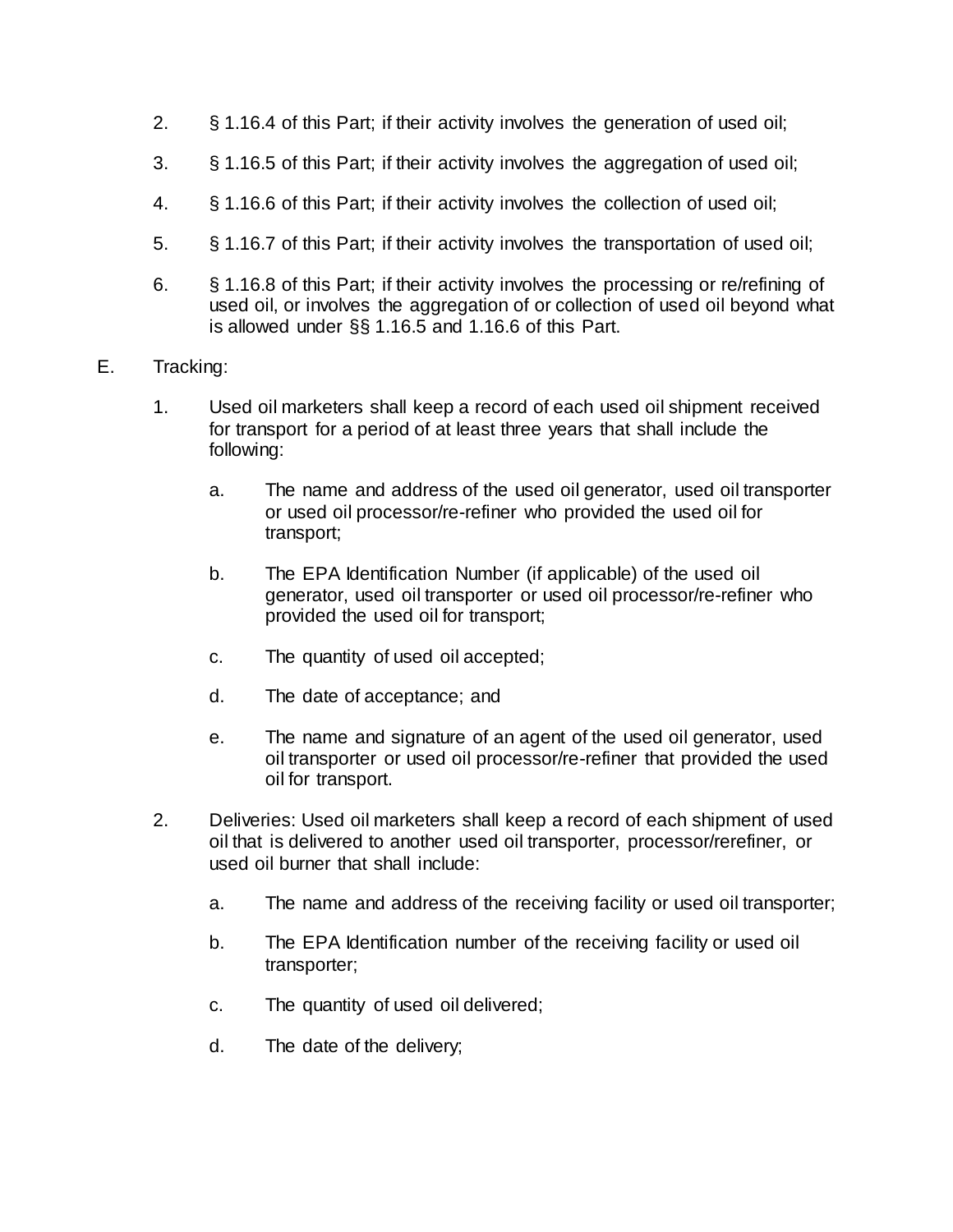2. § 1.16.4 of this Part; if their activity involves the generation of used oil;

3. § 1.16.5 of this Part; if their activity involves the aggregation of used oil;

4. § 1.16.6 of this Part; if their activity involves the collection of used oil;

5. § 1.16.7 of this Part; if their activity involves the transportation of used oil;

6. § 1.16.8 of this Part; if their activity involves the processing or re/refining of used oil, or involves the aggregation of or collection of used oil beyond what is allowed under §§ 1.16.5 and 1.16.6 of this Part.

E. Tracking:

1. Used oil marketers shall keep a record of each used oil shipment received for transport for a period of at least three years that shall include the following:

   a. The name and address of the used oil generator, used oil transporter or used oil processor/re-refiner who provided the used oil for transport;

   b. The EPA Identification Number (if applicable) of the used oil generator, used oil transporter or used oil processor/re-refiner who provided the used oil for transport;

   c. The quantity of used oil accepted;

   d. The date of acceptance; and

   e. The name and signature of an agent of the used oil generator, used oil transporter or used oil processor/re-refiner that provided the used oil for transport.

2. Deliveries: Used oil marketers shall keep a record of each shipment of used oil that is delivered to another used oil transporter, processor/rerefiner, or used oil burner that shall include:

   a. The name and address of the receiving facility or used oil transporter;

   b. The EPA Identification number of the receiving facility or used oil transporter;

   c. The quantity of used oil delivered;

   d. The date of the delivery;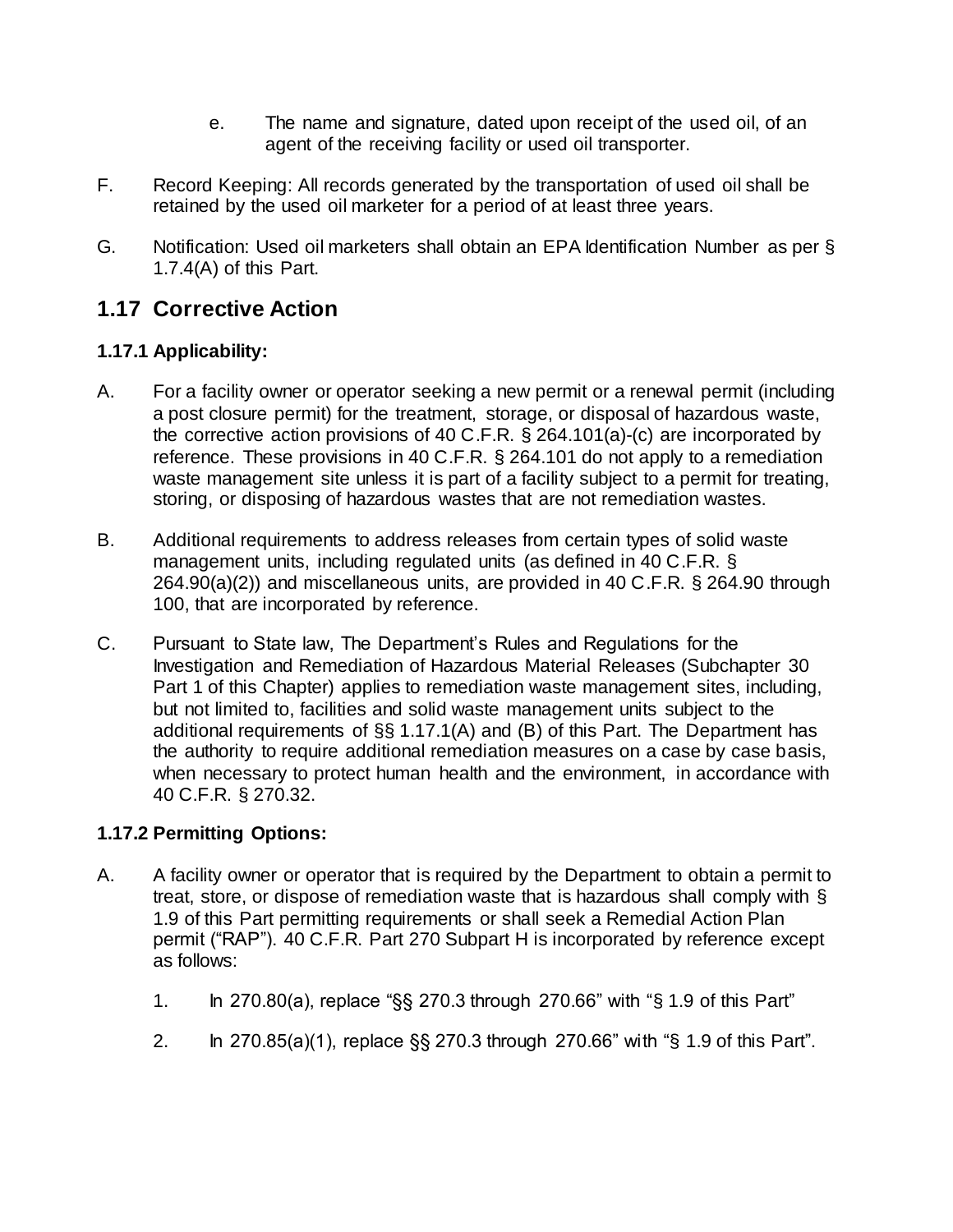e. The name and signature, dated upon receipt of the used oil, of an agent of the receiving facility or used oil transporter.

F. Record Keeping: All records generated by the transportation of used oil shall be retained by the used oil marketer for a period of at least three years.

G. Notification: Used oil marketers shall obtain an EPA Identification Number as per § 1.7.4(A) of this Part.

## 1.17 Corrective Action

### 1.17.1 Applicability:

A. For a facility owner or operator seeking a new permit or a renewal permit (including a post closure permit) for the treatment, storage, or disposal of hazardous waste, the corrective action provisions of 40 C.F.R. § 264.101(a)-(c) are incorporated by reference. These provisions in 40 C.F.R. § 264.101 do not apply to a remediation waste management site unless it is part of a facility subject to a permit for treating, storing, or disposing of hazardous wastes that are not remediation wastes.

B. Additional requirements to address releases from certain types of solid waste management units, including regulated units (as defined in 40 C.F.R. § 264.90(a)(2)) and miscellaneous units, are provided in 40 C.F.R. § 264.90 through 100, that are incorporated by reference.

C. Pursuant to State law, The Department's Rules and Regulations for the Investigation and Remediation of Hazardous Material Releases (Subchapter 30 Part 1 of this Chapter) applies to remediation waste management sites, including, but not limited to, facilities and solid waste management units subject to the additional requirements of §§ 1.17.1(A) and (B) of this Part. The Department has the authority to require additional remediation measures on a case by case basis, when necessary to protect human health and the environment, in accordance with 40 C.F.R. § 270.32.

### 1.17.2 Permitting Options:

A. A facility owner or operator that is required by the Department to obtain a permit to treat, store, or dispose of remediation waste that is hazardous shall comply with § 1.9 of this Part permitting requirements or shall seek a Remedial Action Plan permit ("RAP"). 40 C.F.R. Part 270 Subpart H is incorporated by reference except as follows:

1. In 270.80(a), replace "§§ 270.3 through 270.66" with "§ 1.9 of this Part"

2. In 270.85(a)(1), replace §§ 270.3 through 270.66" with "§ 1.9 of this Part".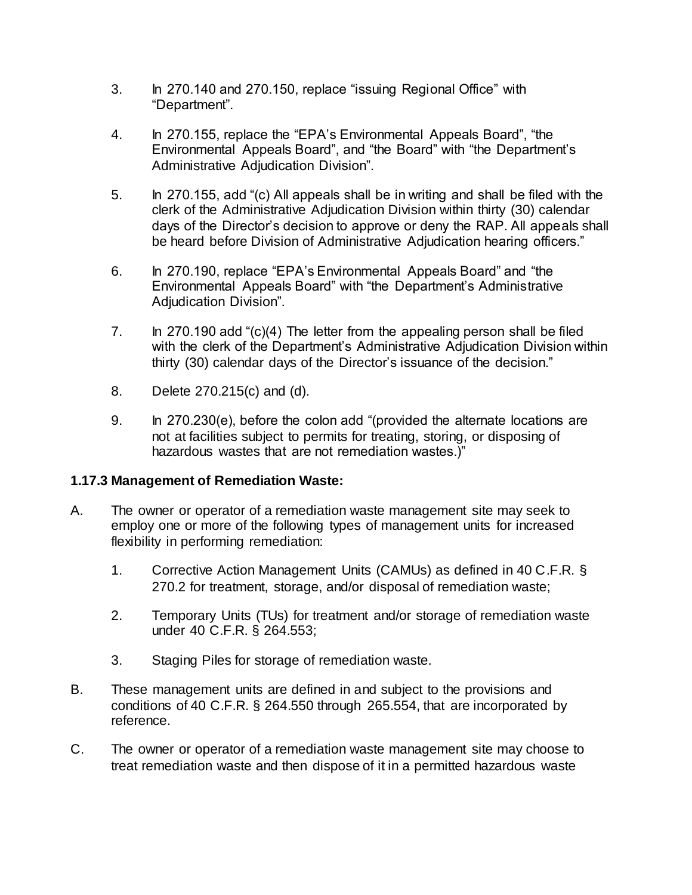3. In 270.140 and 270.150, replace “issuing Regional Office” with “Department”.

4. In 270.155, replace the “EPA’s Environmental Appeals Board”, “the Environmental Appeals Board”, and “the Board” with “the Department’s Administrative Adjudication Division”.

5. In 270.155, add “(c) All appeals shall be in writing and shall be filed with the clerk of the Administrative Adjudication Division within thirty (30) calendar days of the Director’s decision to approve or deny the RAP. All appeals shall be heard before Division of Administrative Adjudication hearing officers.”

6. In 270.190, replace “EPA’s Environmental Appeals Board” and “the Environmental Appeals Board” with “the Department’s Administrative Adjudication Division”.

7. In 270.190 add “(c)(4) The letter from the appealing person shall be filed with the clerk of the Department’s Administrative Adjudication Division within thirty (30) calendar days of the Director’s issuance of the decision.”

8. Delete 270.215(c) and (d).

9. In 270.230(e), before the colon add “(provided the alternate locations are not at facilities subject to permits for treating, storing, or disposing of hazardous wastes that are not remediation wastes.)”

### 1.17.3 Management of Remediation Waste:

A. The owner or operator of a remediation waste management site may seek to employ one or more of the following types of management units for increased flexibility in performing remediation:

   1. Corrective Action Management Units (CAMUs) as defined in 40 C.F.R. § 270.2 for treatment, storage, and/or disposal of remediation waste;

   2. Temporary Units (TUs) for treatment and/or storage of remediation waste under 40 C.F.R. § 264.553;

   3. Staging Piles for storage of remediation waste.

B. These management units are defined in and subject to the provisions and conditions of 40 C.F.R. § 264.550 through 265.554, that are incorporated by reference.

C. The owner or operator of a remediation waste management site may choose to treat remediation waste and then dispose of it in a permitted hazardous waste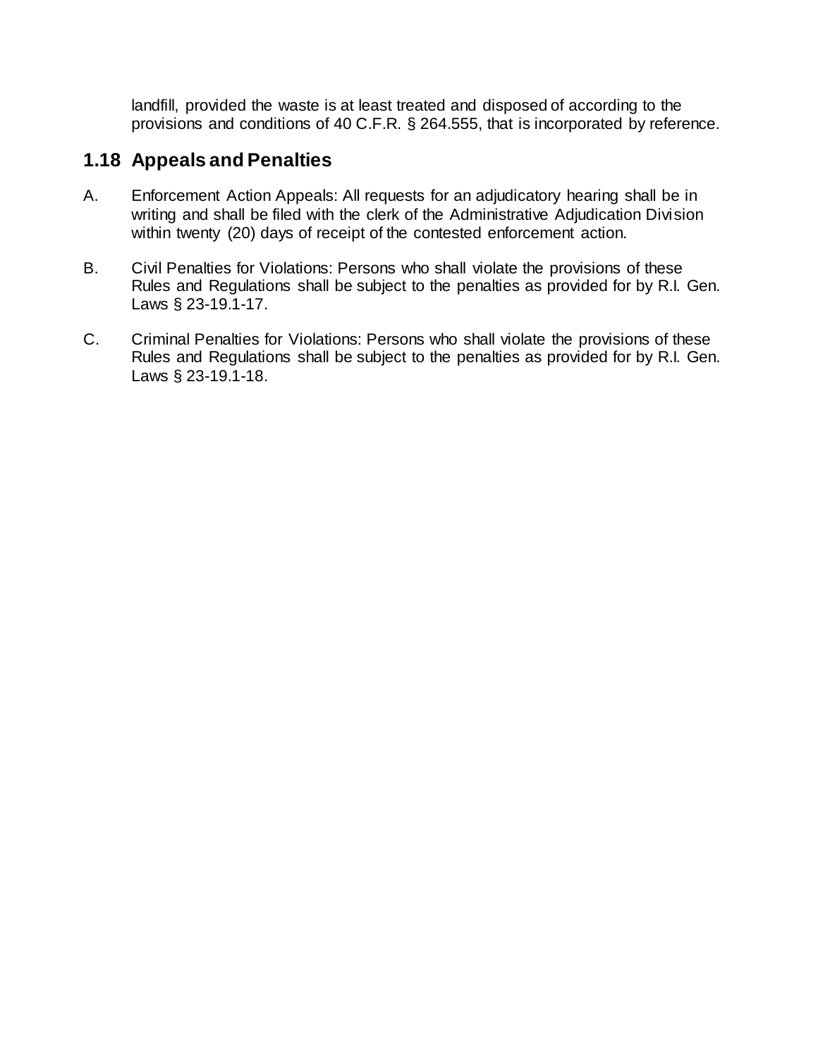landfill, provided the waste is at least treated and disposed of according to the provisions and conditions of 40 C.F.R. § 264.555, that is incorporated by reference.

## 1.18 Appeals and Penalties

A. Enforcement Action Appeals: All requests for an adjudicatory hearing shall be in writing and shall be filed with the clerk of the Administrative Adjudication Division within twenty (20) days of receipt of the contested enforcement action.

B. Civil Penalties for Violations: Persons who shall violate the provisions of these Rules and Regulations shall be subject to the penalties as provided for by R.I. Gen. Laws § 23-19.1-17.

C. Criminal Penalties for Violations: Persons who shall violate the provisions of these Rules and Regulations shall be subject to the penalties as provided for by R.I. Gen. Laws § 23-19.1-18.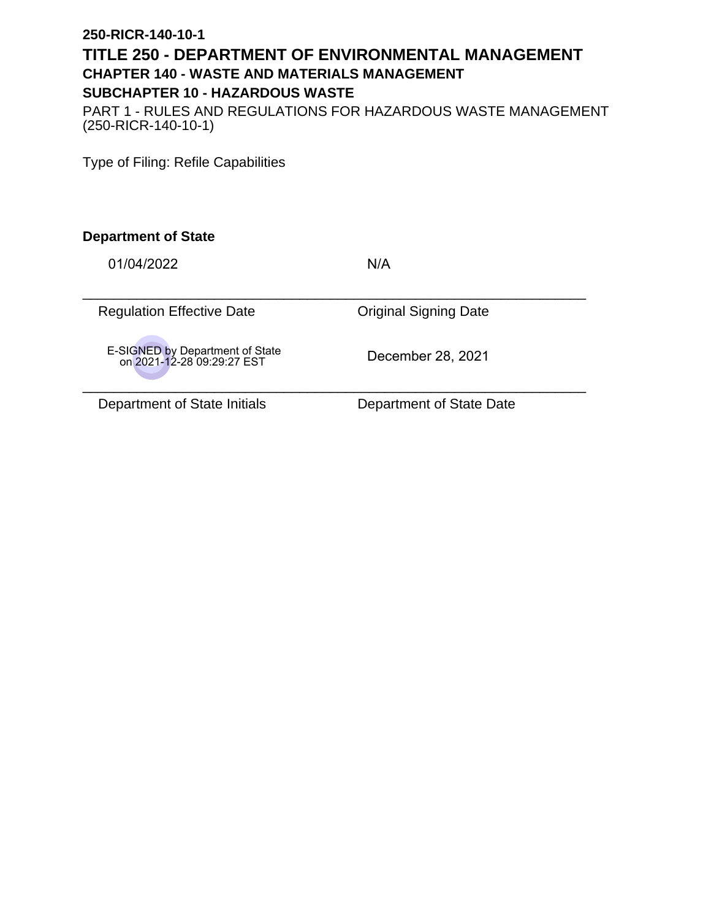**250-RICR-140-10-1**

# TITLE 250 - DEPARTMENT OF ENVIRONMENTAL MANAGEMENT

## CHAPTER 140 - WASTE AND MATERIALS MANAGEMENT

## SUBCHAPTER 10 - HAZARDOUS WASTE

PART 1 - RULES AND REGULATIONS FOR HAZARDOUS WASTE MANAGEMENT (250-RICR-140-10-1)

Type of Filing: Refile Capabilities

**Department of State**

| | |
|---|---|
| 01/04/2022 | N/A |
| Regulation Effective Date | Original Signing Date |
| E-SIGNED by Department of State on 2021-12-28 09:29:27 EST | December 28, 2021 |
| Department of State Initials | Department of State Date |